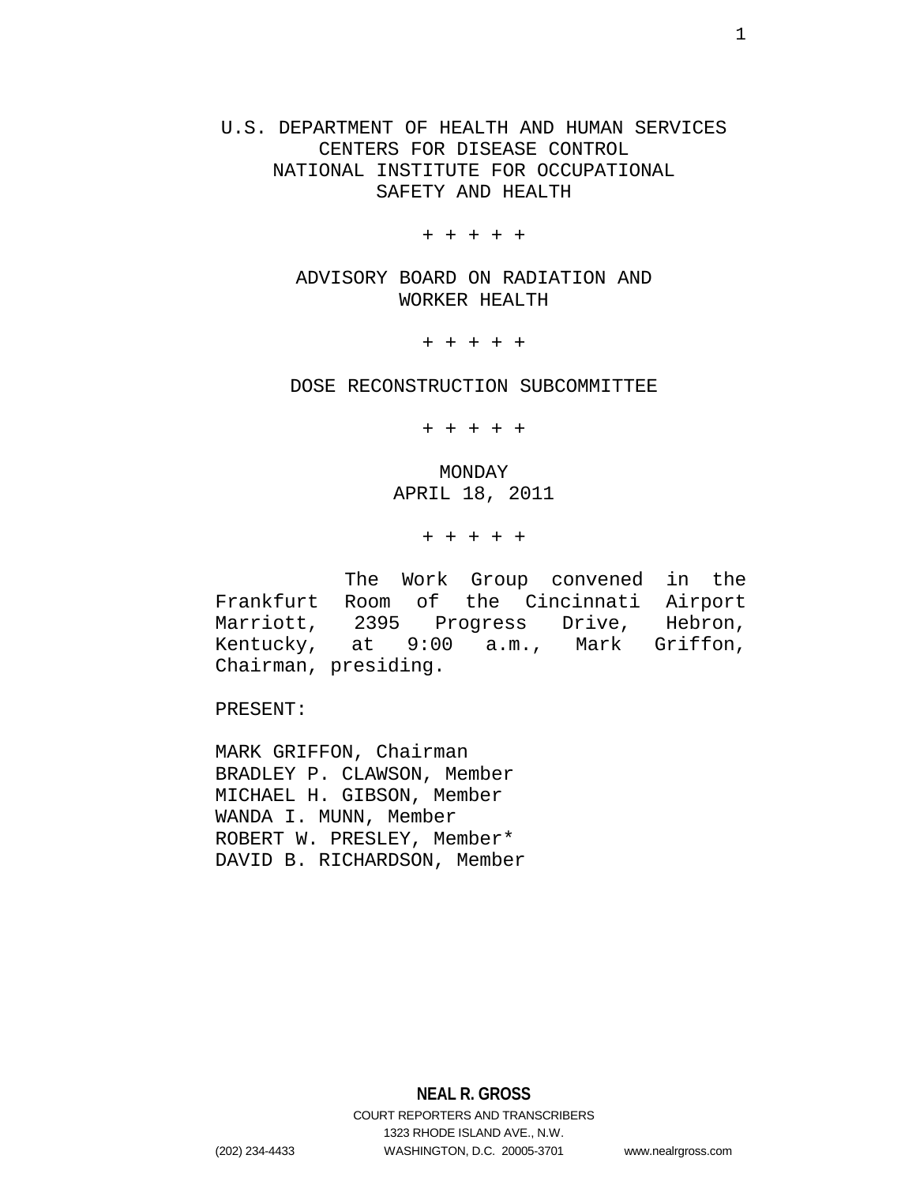U.S. DEPARTMENT OF HEALTH AND HUMAN SERVICES
CENTERS FOR DISEASE CONTROL
NATIONAL INSTITUTE FOR OCCUPATIONAL
SAFETY AND HEALTH

+ + + + +

ADVISORY BOARD ON RADIATION AND
WORKER HEALTH

+ + + + +

DOSE RECONSTRUCTION SUBCOMMITTEE

+ + + + +

MONDAY
APRIL 18, 2011

+ + + + +

The Work Group convened in the Frankfurt Room of the Cincinnati Airport Marriott, 2395 Progress Drive, Hebron, Kentucky, at 9:00 a.m., Mark Griffon, Chairman, presiding.

PRESENT:

MARK GRIFFON, Chairman
BRADLEY P. CLAWSON, Member
MICHAEL H. GIBSON, Member
WANDA I. MUNN, Member
ROBERT W. PRESLEY, Member*
DAVID B. RICHARDSON, Member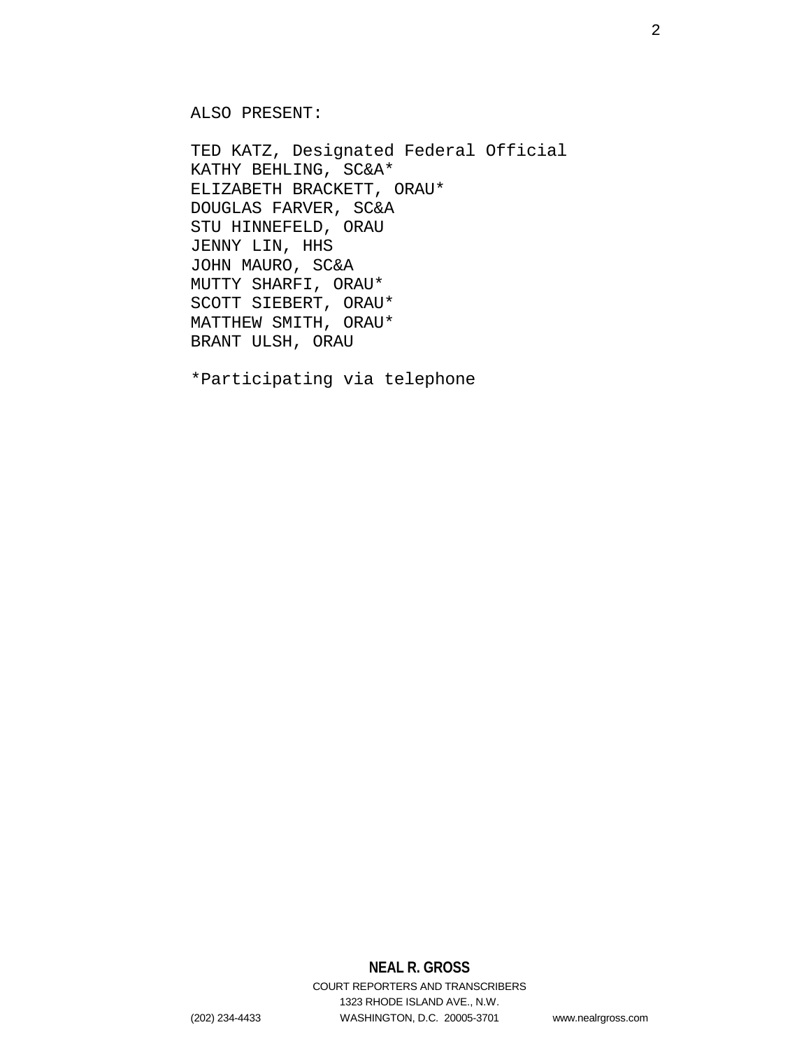ALSO PRESENT:

TED KATZ, Designated Federal Official
KATHY BEHLING, SC&A*
ELIZABETH BRACKETT, ORAU*
DOUGLAS FARVER, SC&A
STU HINNEFELD, ORAU
JENNY LIN, HHS
JOHN MAURO, SC&A
MUTTY SHARFI, ORAU*
SCOTT SIEBERT, ORAU*
MATTHEW SMITH, ORAU*
BRANT ULSH, ORAU

*Participating via telephone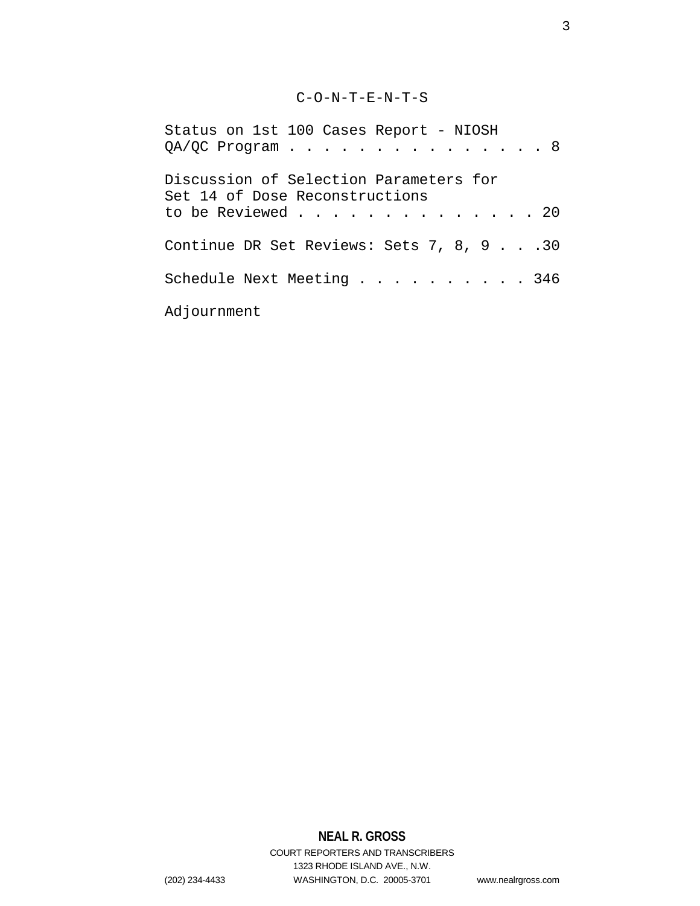# C-O-N-T-E-N-T-S

Status on 1st 100 Cases Report - NIOSH QA/QC Program . . . . . . . . . . . . . . . 8

Discussion of Selection Parameters for Set 14 of Dose Reconstructions to be Reviewed . . . . . . . . . . . . . . 20

Continue DR Set Reviews: Sets 7, 8, 9 . . .30

Schedule Next Meeting . . . . . . . . . . 346

Adjournment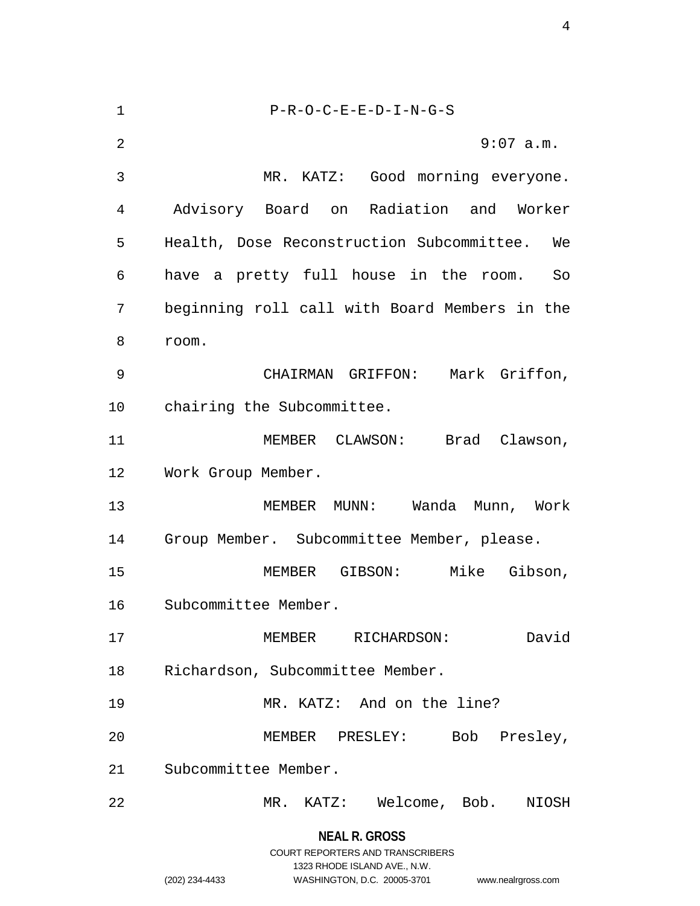P-R-O-C-E-E-D-I-N-G-S

9:07 a.m.

MR. KATZ: Good morning everyone. Advisory Board on Radiation and Worker Health, Dose Reconstruction Subcommittee. We have a pretty full house in the room. So beginning roll call with Board Members in the room.

CHAIRMAN GRIFFON: Mark Griffon, chairing the Subcommittee.

MEMBER CLAWSON: Brad Clawson, Work Group Member.

MEMBER MUNN: Wanda Munn, Work Group Member. Subcommittee Member, please.

MEMBER GIBSON: Mike Gibson, Subcommittee Member.

MEMBER RICHARDSON: David Richardson, Subcommittee Member.

MR. KATZ: And on the line?

MEMBER PRESLEY: Bob Presley, Subcommittee Member.

MR. KATZ: Welcome, Bob. NIOSH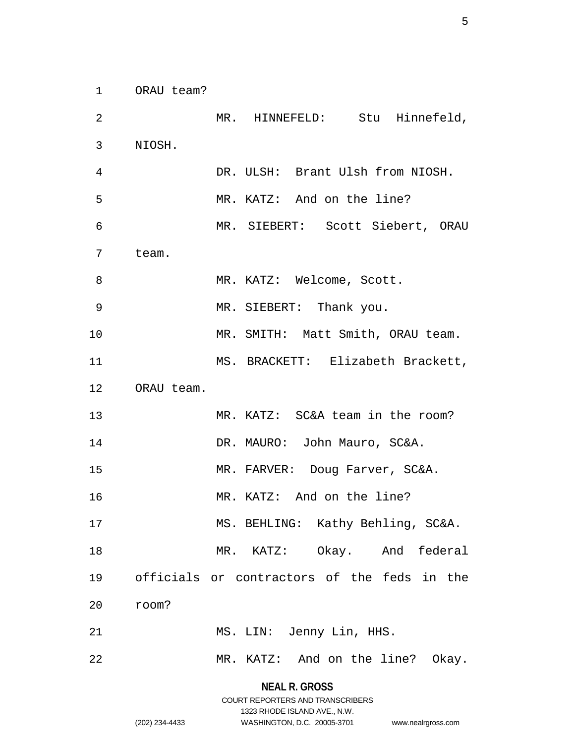ORAU team?

MR. HINNEFELD: Stu Hinnefeld, NIOSH.

DR. ULSH: Brant Ulsh from NIOSH.

MR. KATZ: And on the line?

MR. SIEBERT: Scott Siebert, ORAU team.

MR. KATZ: Welcome, Scott.

MR. SIEBERT: Thank you.

MR. SMITH: Matt Smith, ORAU team.

MS. BRACKETT: Elizabeth Brackett, ORAU team.

MR. KATZ: SC&A team in the room?

DR. MAURO: John Mauro, SC&A.

MR. FARVER: Doug Farver, SC&A.

MR. KATZ: And on the line?

MS. BEHLING: Kathy Behling, SC&A.

MR. KATZ: Okay. And federal officials or contractors of the feds in the room?

MS. LIN: Jenny Lin, HHS.

MR. KATZ: And on the line? Okay.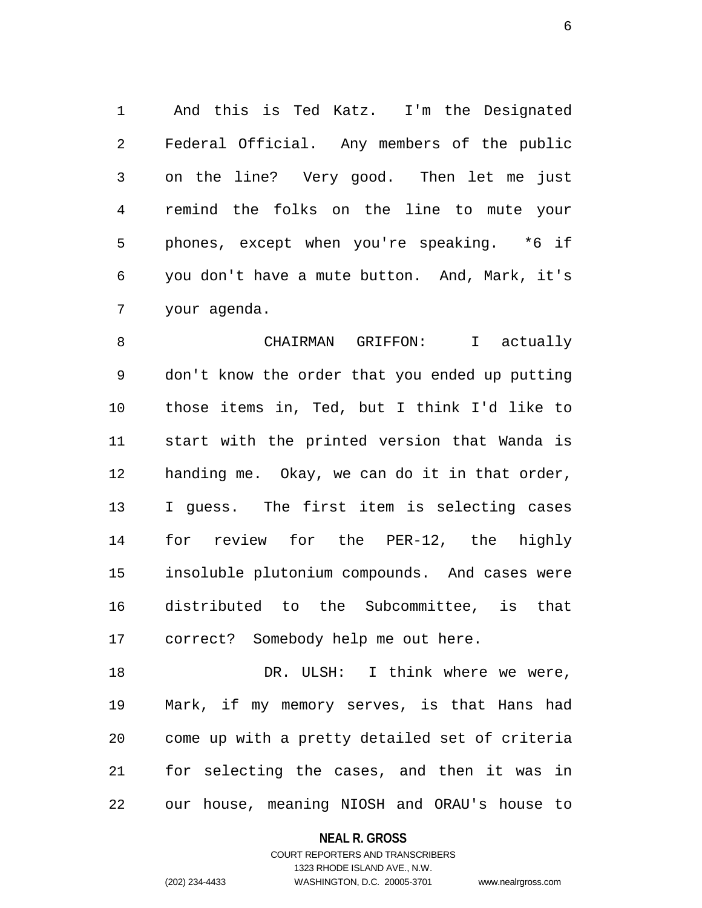And this is Ted Katz. I'm the Designated Federal Official. Any members of the public on the line? Very good. Then let me just remind the folks on the line to mute your phones, except when you're speaking. *6 if you don't have a mute button. And, Mark, it's your agenda.

CHAIRMAN GRIFFON: I actually don't know the order that you ended up putting those items in, Ted, but I think I'd like to start with the printed version that Wanda is handing me. Okay, we can do it in that order, I guess. The first item is selecting cases for review for the PER-12, the highly insoluble plutonium compounds. And cases were distributed to the Subcommittee, is that correct? Somebody help me out here.

DR. ULSH: I think where we were, Mark, if my memory serves, is that Hans had come up with a pretty detailed set of criteria for selecting the cases, and then it was in our house, meaning NIOSH and ORAU's house to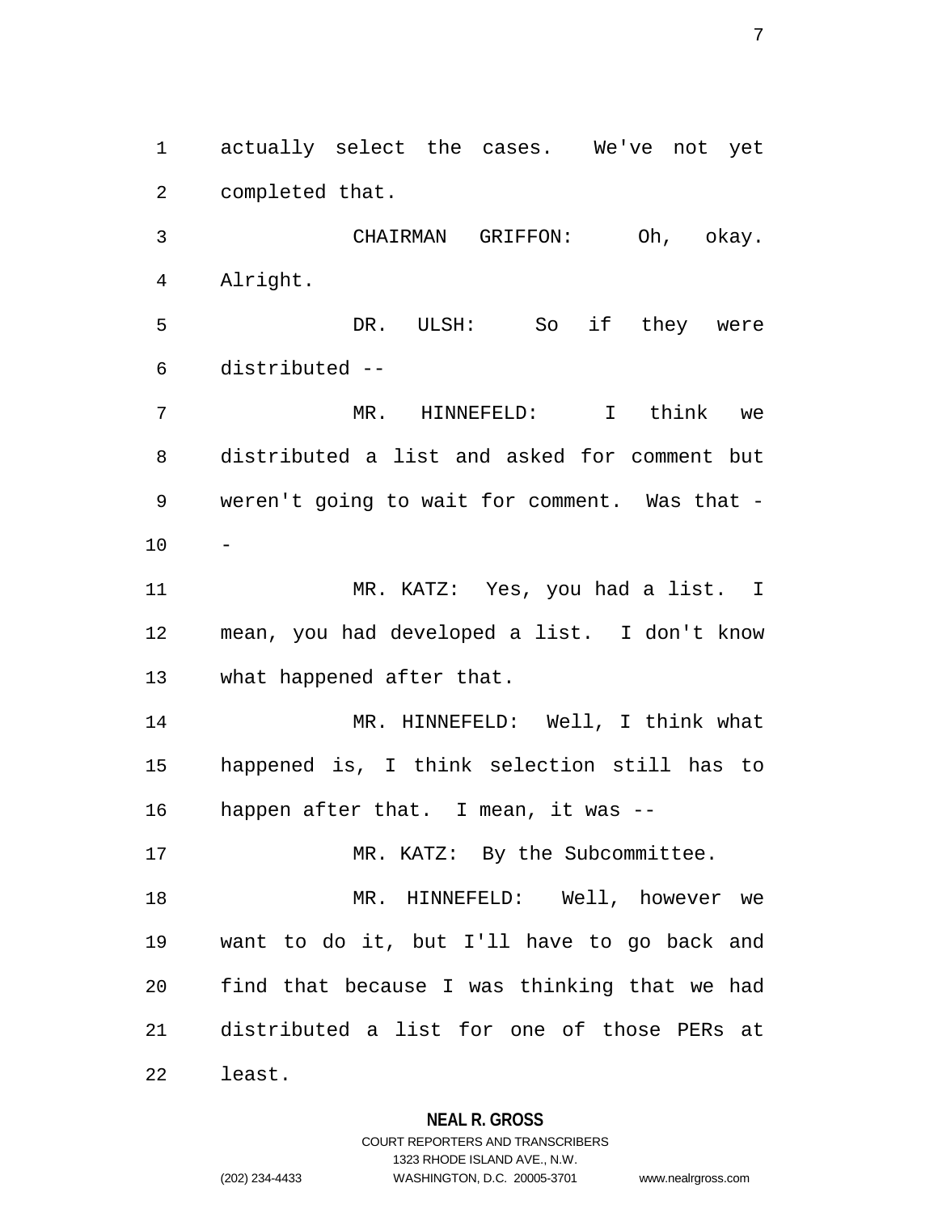actually select the cases. We've not yet completed that.

CHAIRMAN GRIFFON: Oh, okay. Alright.

DR. ULSH: So if they were distributed --

MR. HINNEFELD: I think we distributed a list and asked for comment but weren't going to wait for comment. Was that --

MR. KATZ: Yes, you had a list. I mean, you had developed a list. I don't know what happened after that.

MR. HINNEFELD: Well, I think what happened is, I think selection still has to happen after that. I mean, it was --

MR. KATZ: By the Subcommittee.

MR. HINNEFELD: Well, however we want to do it, but I'll have to go back and find that because I was thinking that we had distributed a list for one of those PERs at least.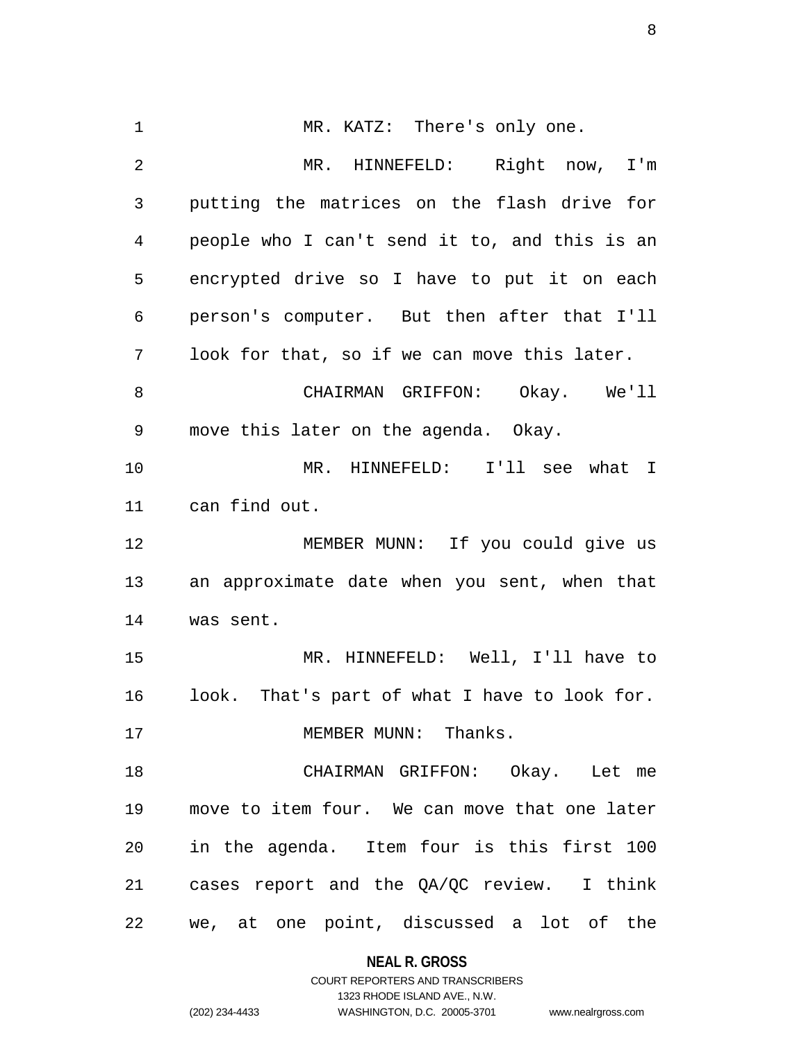MR. KATZ: There's only one.

MR. HINNEFELD: Right now, I'm putting the matrices on the flash drive for people who I can't send it to, and this is an encrypted drive so I have to put it on each person's computer. But then after that I'll look for that, so if we can move this later.

CHAIRMAN GRIFFON: Okay. We'll move this later on the agenda. Okay.

MR. HINNEFELD: I'll see what I can find out.

MEMBER MUNN: If you could give us an approximate date when you sent, when that was sent.

MR. HINNEFELD: Well, I'll have to look. That's part of what I have to look for.

MEMBER MUNN: Thanks.

CHAIRMAN GRIFFON: Okay. Let me move to item four. We can move that one later in the agenda. Item four is this first 100 cases report and the QA/QC review. I think we, at one point, discussed a lot of the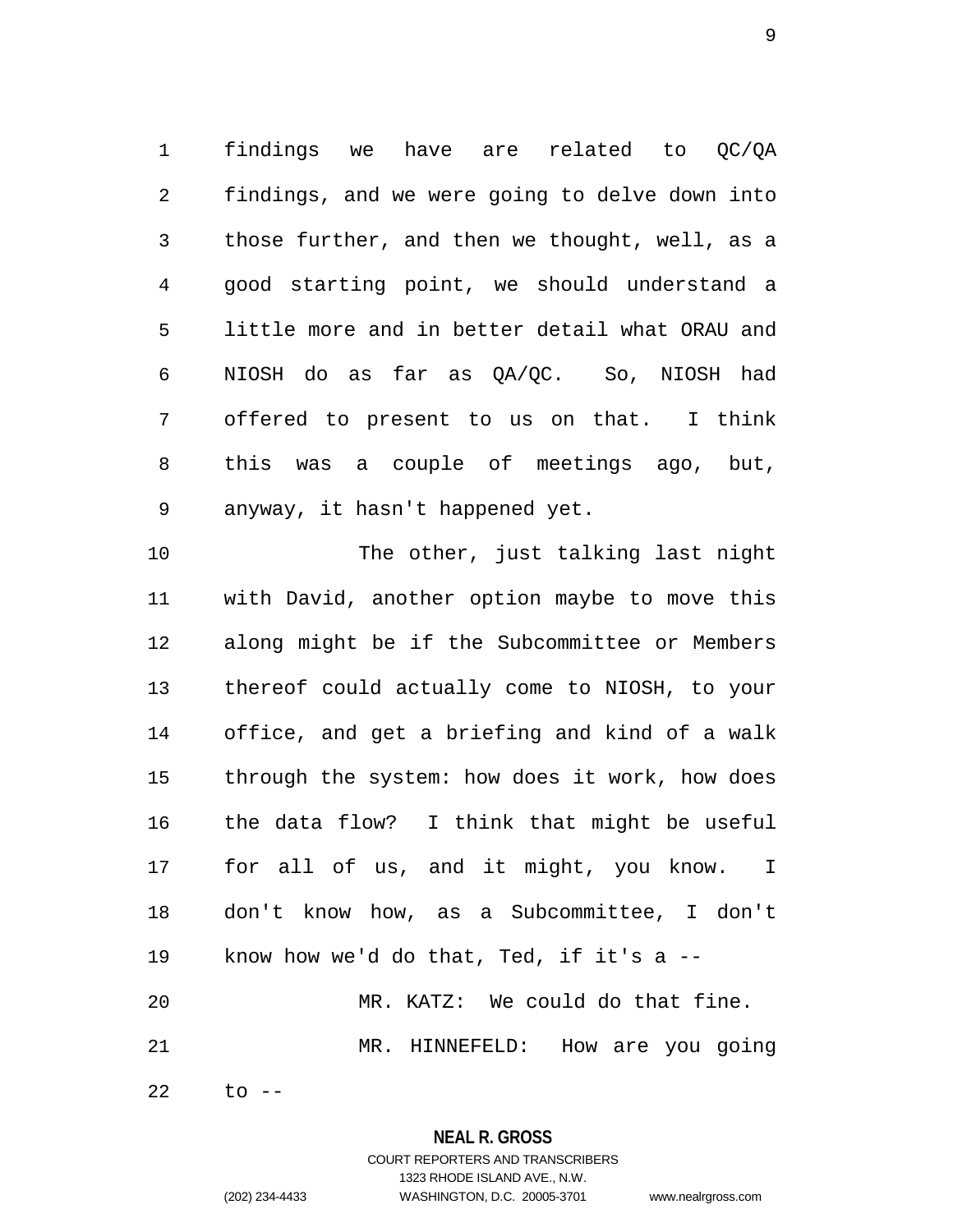findings we have are related to QC/QA findings, and we were going to delve down into those further, and then we thought, well, as a good starting point, we should understand a little more and in better detail what ORAU and NIOSH do as far as QA/QC. So, NIOSH had offered to present to us on that. I think this was a couple of meetings ago, but, anyway, it hasn't happened yet.

The other, just talking last night with David, another option maybe to move this along might be if the Subcommittee or Members thereof could actually come to NIOSH, to your office, and get a briefing and kind of a walk through the system: how does it work, how does the data flow? I think that might be useful for all of us, and it might, you know. I don't know how, as a Subcommittee, I don't know how we'd do that, Ted, if it's a --

MR. KATZ: We could do that fine.

MR. HINNEFELD: How are you going to --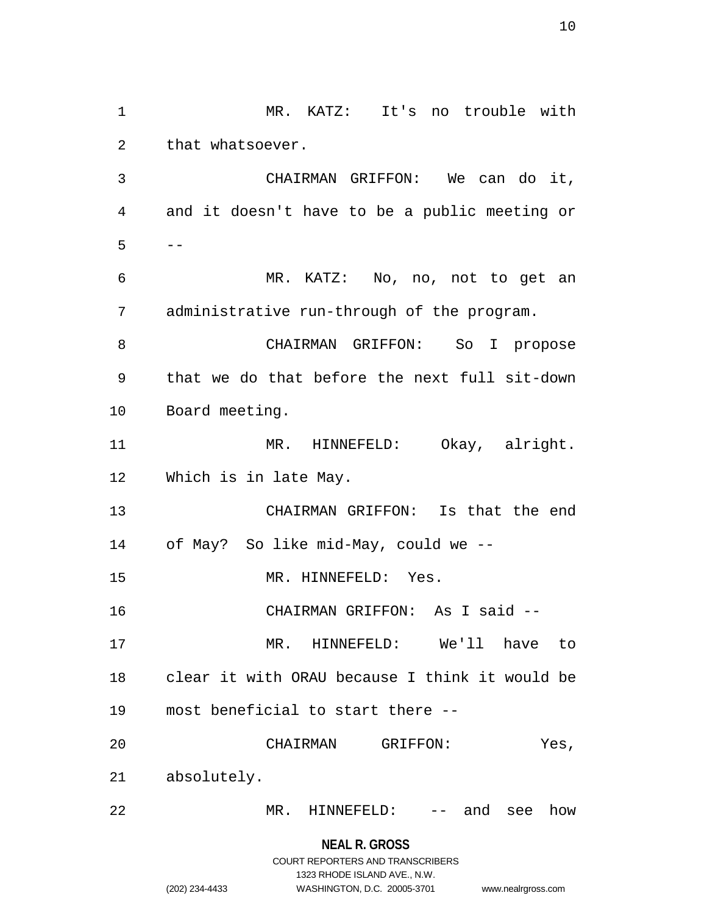MR. KATZ: It's no trouble with that whatsoever.

CHAIRMAN GRIFFON: We can do it, and it doesn't have to be a public meeting or --

MR. KATZ: No, no, not to get an administrative run-through of the program.

CHAIRMAN GRIFFON: So I propose that we do that before the next full sit-down Board meeting.

MR. HINNEFELD: Okay, alright. Which is in late May.

CHAIRMAN GRIFFON: Is that the end of May? So like mid-May, could we --

MR. HINNEFELD: Yes.

CHAIRMAN GRIFFON: As I said --

MR. HINNEFELD: We'll have to clear it with ORAU because I think it would be most beneficial to start there --

CHAIRMAN GRIFFON: Yes, absolutely.

MR. HINNEFELD: -- and see how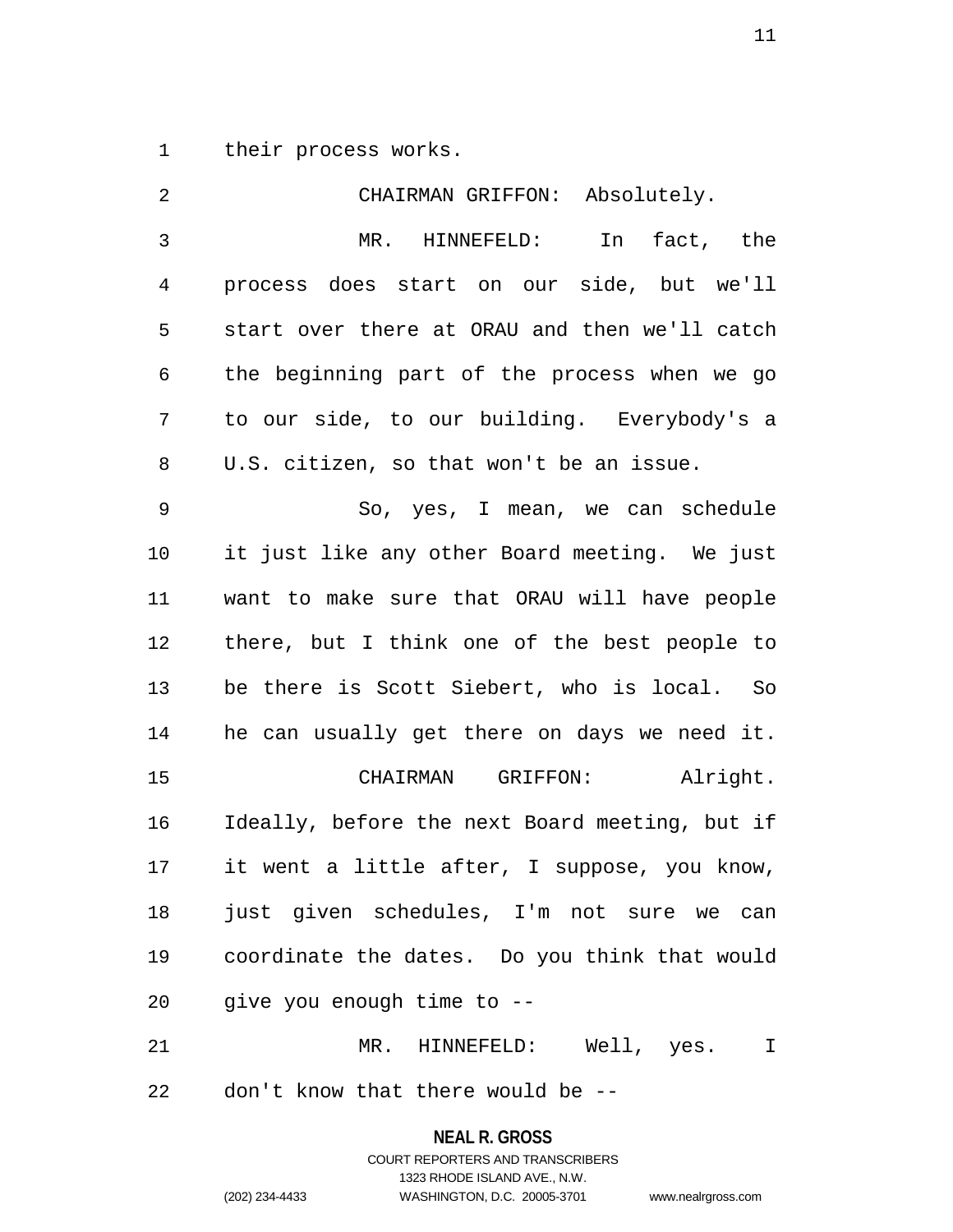their process works.

CHAIRMAN GRIFFON: Absolutely.

MR. HINNEFELD: In fact, the process does start on our side, but we'll start over there at ORAU and then we'll catch the beginning part of the process when we go to our side, to our building. Everybody's a U.S. citizen, so that won't be an issue.

So, yes, I mean, we can schedule it just like any other Board meeting. We just want to make sure that ORAU will have people there, but I think one of the best people to be there is Scott Siebert, who is local. So he can usually get there on days we need it.

CHAIRMAN GRIFFON: Alright. Ideally, before the next Board meeting, but if it went a little after, I suppose, you know, just given schedules, I'm not sure we can coordinate the dates. Do you think that would give you enough time to --

MR. HINNEFELD: Well, yes. I don't know that there would be --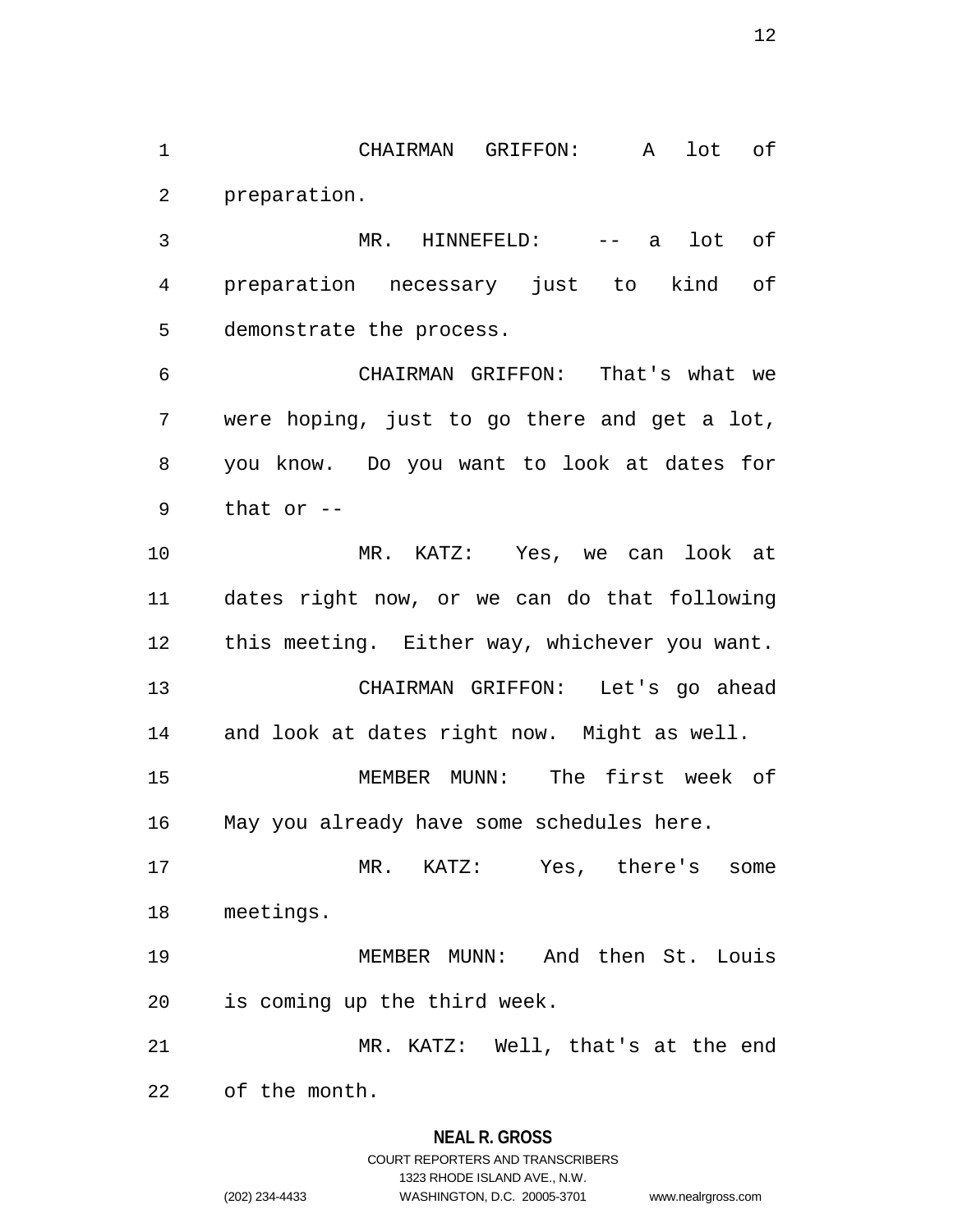CHAIRMAN GRIFFON: A lot of preparation.

MR. HINNEFELD: -- a lot of preparation necessary just to kind of demonstrate the process.

CHAIRMAN GRIFFON: That's what we were hoping, just to go there and get a lot, you know. Do you want to look at dates for that or --

MR. KATZ: Yes, we can look at dates right now, or we can do that following this meeting. Either way, whichever you want.

CHAIRMAN GRIFFON: Let's go ahead and look at dates right now. Might as well.

MEMBER MUNN: The first week of May you already have some schedules here.

MR. KATZ: Yes, there's some meetings.

MEMBER MUNN: And then St. Louis is coming up the third week.

MR. KATZ: Well, that's at the end of the month.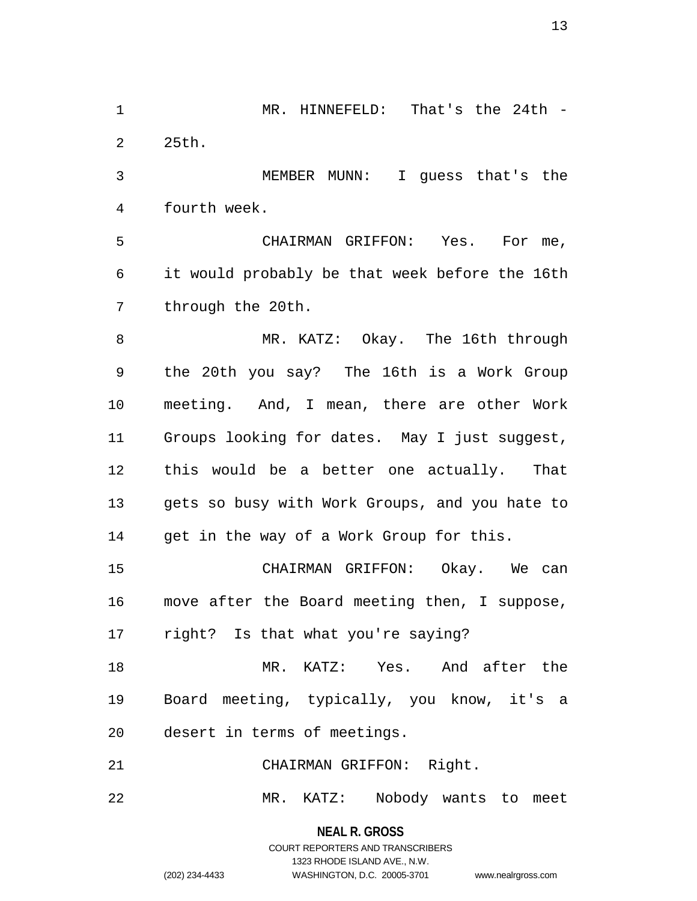MR. HINNEFELD: That's the 24th - 25th.

MEMBER MUNN: I guess that's the fourth week.

CHAIRMAN GRIFFON: Yes. For me, it would probably be that week before the 16th through the 20th.

MR. KATZ: Okay. The 16th through the 20th you say? The 16th is a Work Group meeting. And, I mean, there are other Work Groups looking for dates. May I just suggest, this would be a better one actually. That gets so busy with Work Groups, and you hate to get in the way of a Work Group for this.

CHAIRMAN GRIFFON: Okay. We can move after the Board meeting then, I suppose, right? Is that what you're saying?

MR. KATZ: Yes. And after the Board meeting, typically, you know, it's a desert in terms of meetings.

CHAIRMAN GRIFFON: Right.

MR. KATZ: Nobody wants to meet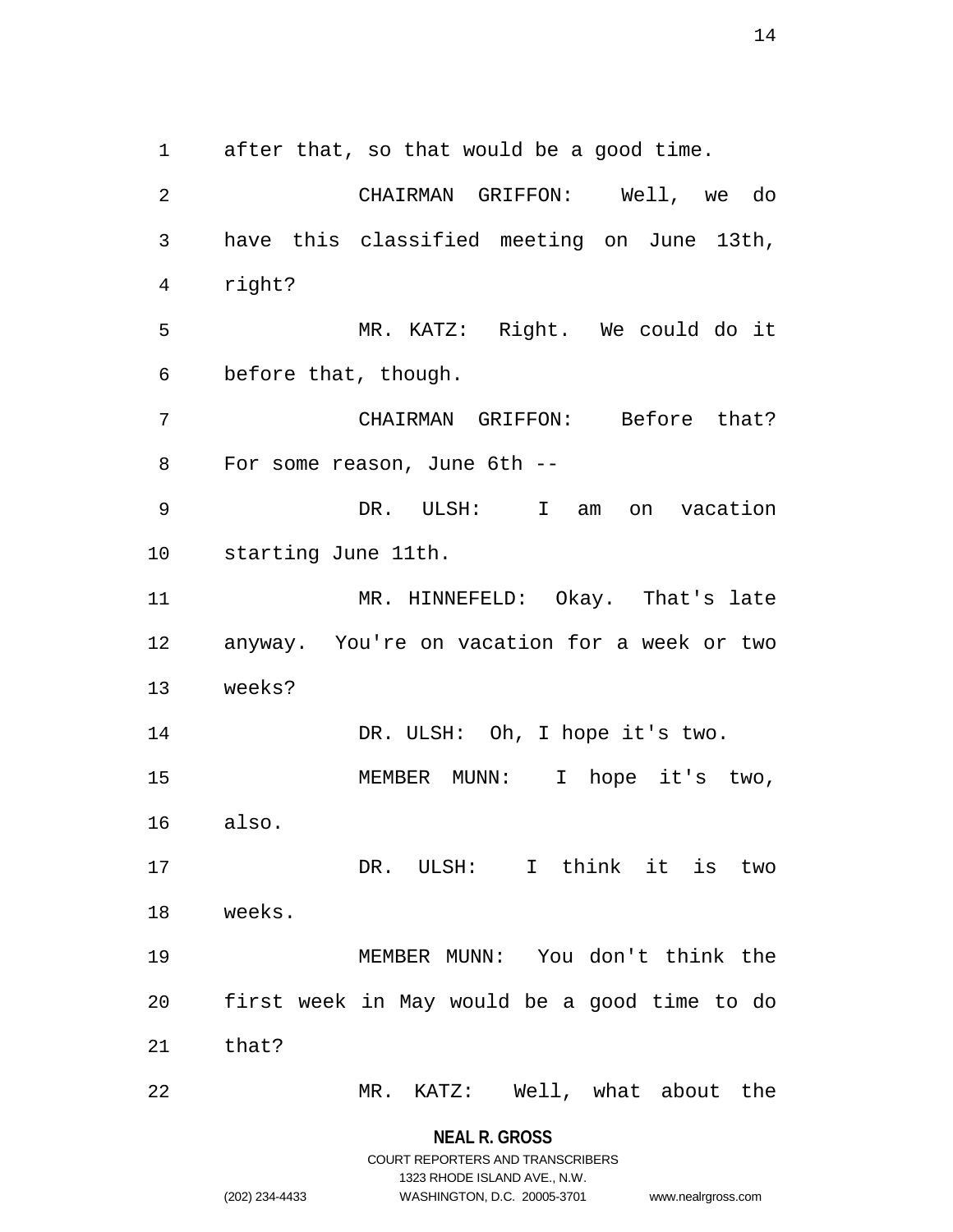after that, so that would be a good time.

CHAIRMAN GRIFFON: Well, we do have this classified meeting on June 13th, right?

MR. KATZ: Right. We could do it before that, though.

CHAIRMAN GRIFFON: Before that? For some reason, June 6th --

DR. ULSH: I am on vacation starting June 11th.

MR. HINNEFELD: Okay. That's late anyway. You're on vacation for a week or two weeks?

DR. ULSH: Oh, I hope it's two.

MEMBER MUNN: I hope it's two, also.

DR. ULSH: I think it is two weeks.

MEMBER MUNN: You don't think the first week in May would be a good time to do that?

MR. KATZ: Well, what about the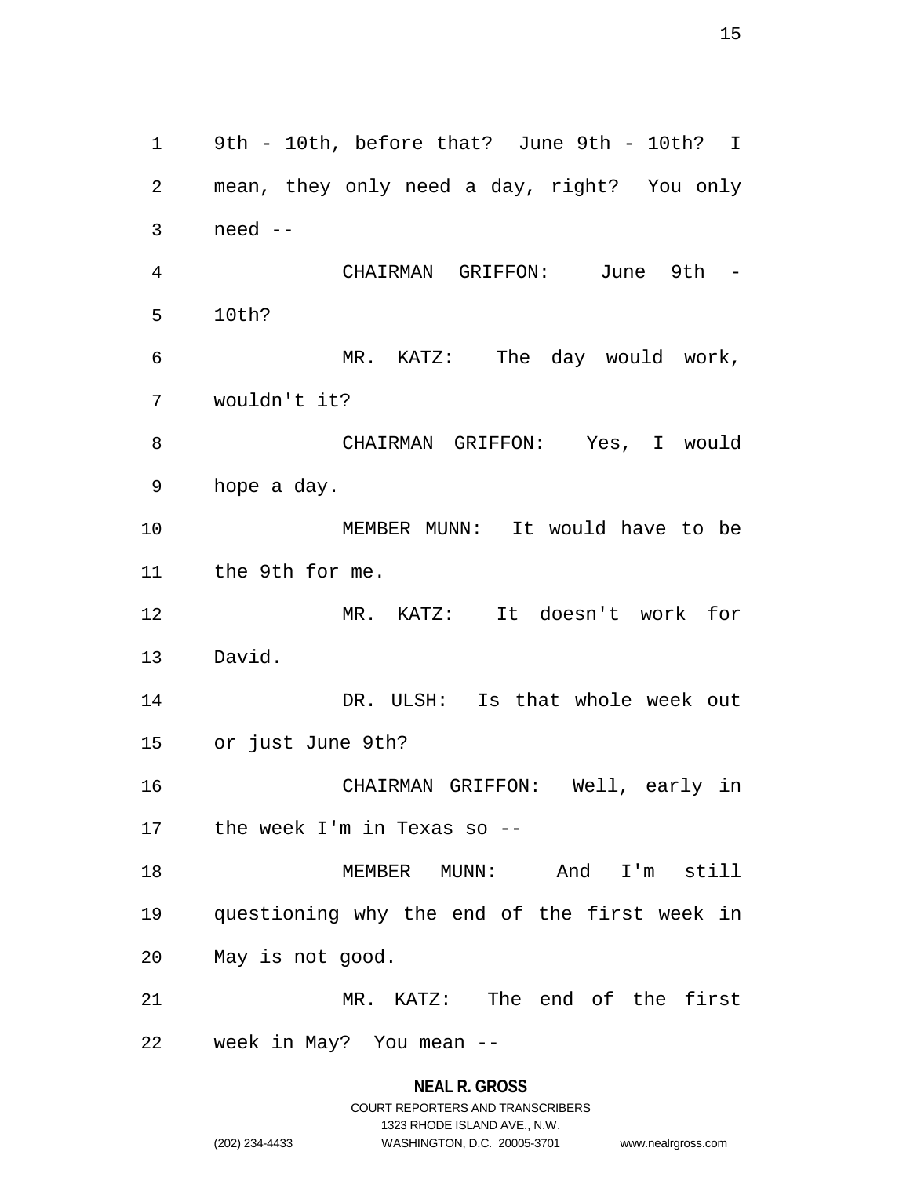9th - 10th, before that? June 9th - 10th? I mean, they only need a day, right? You only need --

CHAIRMAN GRIFFON: June 9th - 10th?

MR. KATZ: The day would work, wouldn't it?

CHAIRMAN GRIFFON: Yes, I would hope a day.

MEMBER MUNN: It would have to be the 9th for me.

MR. KATZ: It doesn't work for David.

DR. ULSH: Is that whole week out or just June 9th?

CHAIRMAN GRIFFON: Well, early in the week I'm in Texas so --

MEMBER MUNN: And I'm still questioning why the end of the first week in May is not good.

MR. KATZ: The end of the first week in May? You mean --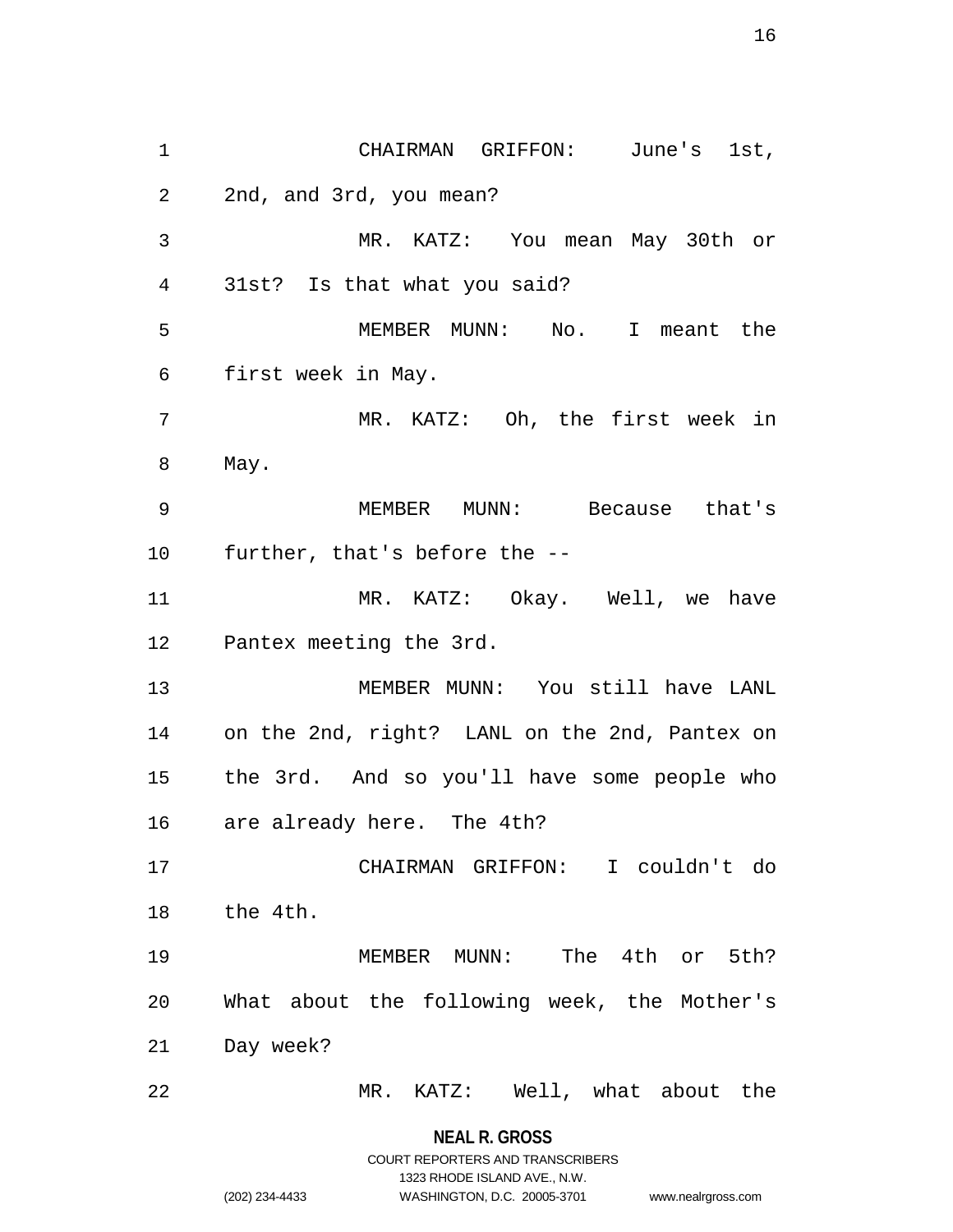CHAIRMAN GRIFFON: June's 1st, 2nd, and 3rd, you mean?

MR. KATZ: You mean May 30th or 31st? Is that what you said?

MEMBER MUNN: No. I meant the first week in May.

MR. KATZ: Oh, the first week in May.

MEMBER MUNN: Because that's further, that's before the --

MR. KATZ: Okay. Well, we have Pantex meeting the 3rd.

MEMBER MUNN: You still have LANL on the 2nd, right? LANL on the 2nd, Pantex on the 3rd. And so you'll have some people who are already here. The 4th?

CHAIRMAN GRIFFON: I couldn't do the 4th.

MEMBER MUNN: The 4th or 5th? What about the following week, the Mother's Day week?

MR. KATZ: Well, what about the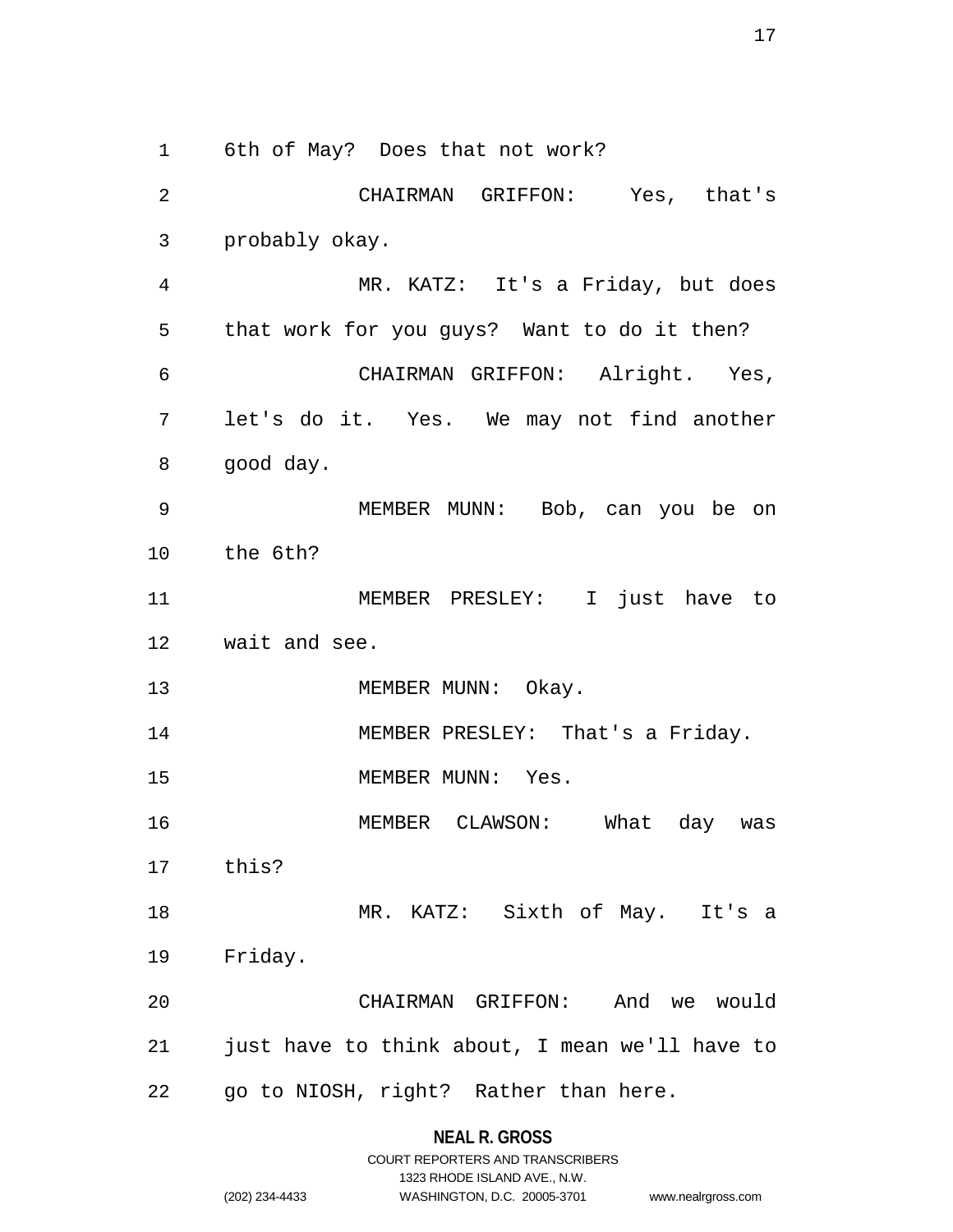6th of May? Does that not work?

CHAIRMAN GRIFFON: Yes, that's probably okay.

MR. KATZ: It's a Friday, but does that work for you guys? Want to do it then?

CHAIRMAN GRIFFON: Alright. Yes, let's do it. Yes. We may not find another good day.

MEMBER MUNN: Bob, can you be on the 6th?

MEMBER PRESLEY: I just have to wait and see.

MEMBER MUNN: Okay.

MEMBER PRESLEY: That's a Friday.

MEMBER MUNN: Yes.

MEMBER CLAWSON: What day was this?

MR. KATZ: Sixth of May. It's a Friday.

CHAIRMAN GRIFFON: And we would just have to think about, I mean we'll have to go to NIOSH, right? Rather than here.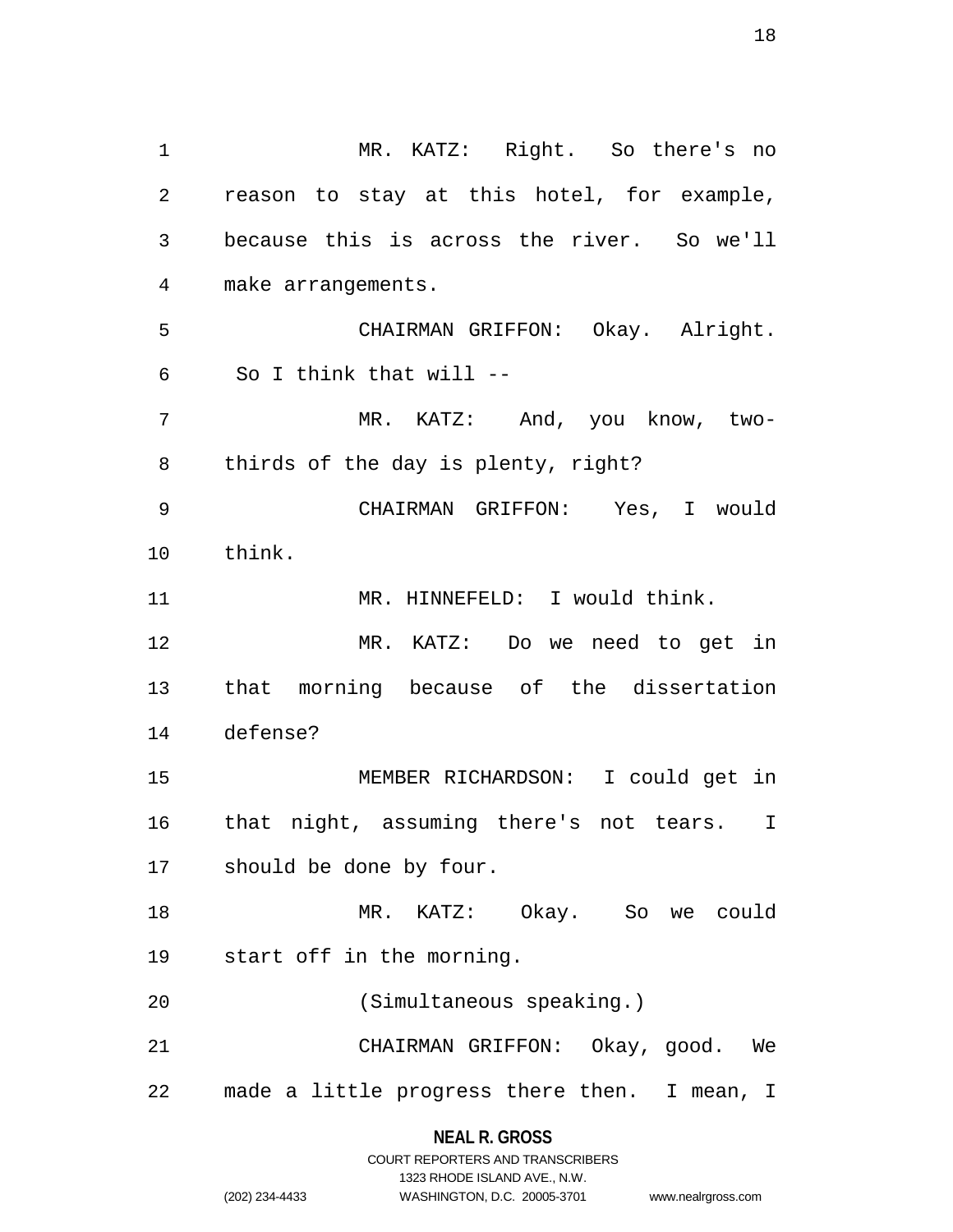MR. KATZ: Right. So there's no reason to stay at this hotel, for example, because this is across the river. So we'll make arrangements.

CHAIRMAN GRIFFON: Okay. Alright. So I think that will --

MR. KATZ: And, you know, two-thirds of the day is plenty, right?

CHAIRMAN GRIFFON: Yes, I would think.

MR. HINNEFELD: I would think.

MR. KATZ: Do we need to get in that morning because of the dissertation defense?

MEMBER RICHARDSON: I could get in that night, assuming there's not tears. I should be done by four.

MR. KATZ: Okay. So we could start off in the morning.

(Simultaneous speaking.)

CHAIRMAN GRIFFON: Okay, good. We made a little progress there then. I mean, I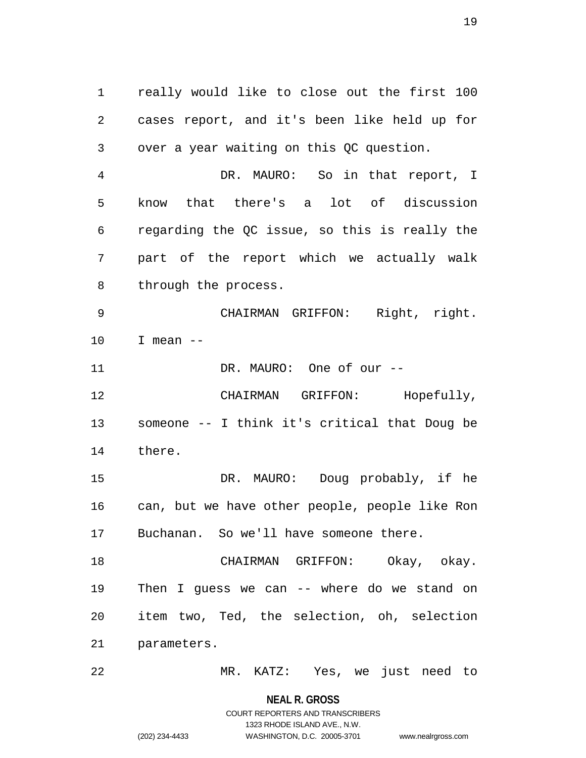really would like to close out the first 100 cases report, and it's been like held up for over a year waiting on this QC question.

DR. MAURO: So in that report, I know that there's a lot of discussion regarding the QC issue, so this is really the part of the report which we actually walk through the process.

CHAIRMAN GRIFFON: Right, right. I mean --

DR. MAURO: One of our --

CHAIRMAN GRIFFON: Hopefully, someone -- I think it's critical that Doug be there.

DR. MAURO: Doug probably, if he can, but we have other people, people like Ron Buchanan. So we'll have someone there.

CHAIRMAN GRIFFON: Okay, okay. Then I guess we can -- where do we stand on item two, Ted, the selection, oh, selection parameters.

MR. KATZ: Yes, we just need to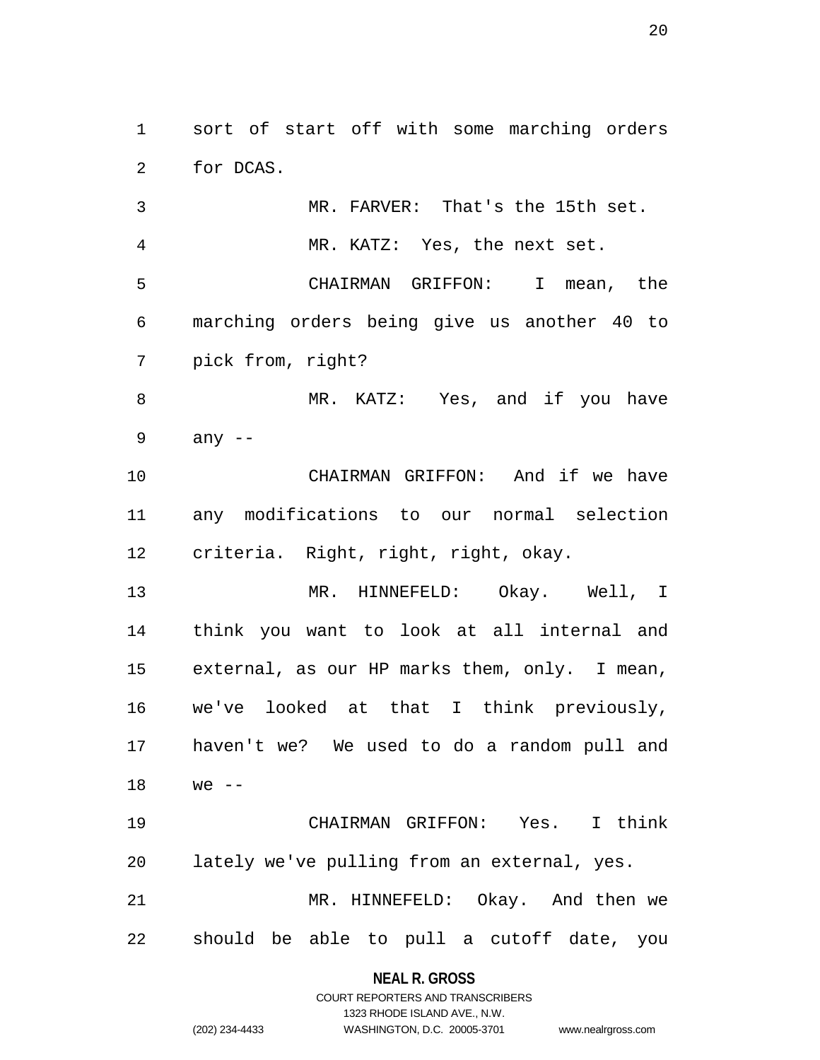sort of start off with some marching orders for DCAS.

MR. FARVER: That's the 15th set.

MR. KATZ: Yes, the next set.

CHAIRMAN GRIFFON: I mean, the marching orders being give us another 40 to pick from, right?

MR. KATZ: Yes, and if you have any --

CHAIRMAN GRIFFON: And if we have any modifications to our normal selection criteria. Right, right, right, okay.

MR. HINNEFELD: Okay. Well, I think you want to look at all internal and external, as our HP marks them, only. I mean, we've looked at that I think previously, haven't we? We used to do a random pull and we --

CHAIRMAN GRIFFON: Yes. I think lately we've pulling from an external, yes.

MR. HINNEFELD: Okay. And then we should be able to pull a cutoff date, you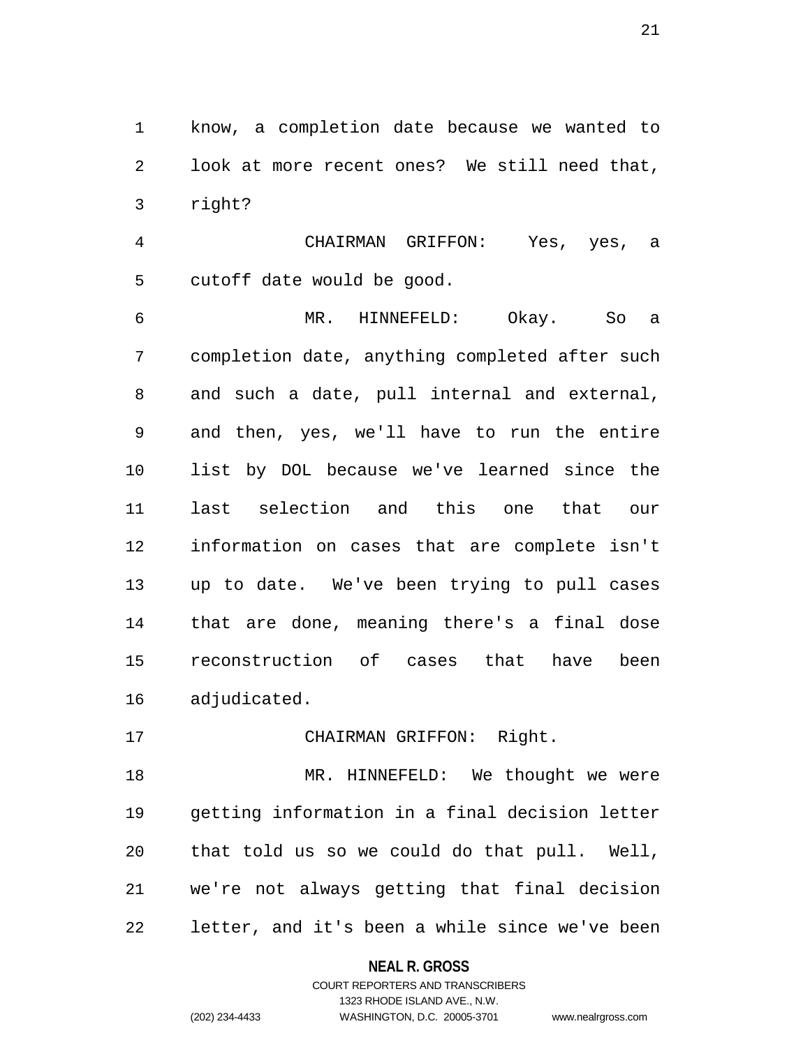know, a completion date because we wanted to look at more recent ones? We still need that, right?

CHAIRMAN GRIFFON: Yes, yes, a cutoff date would be good.

MR. HINNEFELD: Okay. So a completion date, anything completed after such and such a date, pull internal and external, and then, yes, we'll have to run the entire list by DOL because we've learned since the last selection and this one that our information on cases that are complete isn't up to date. We've been trying to pull cases that are done, meaning there's a final dose reconstruction of cases that have been adjudicated.

CHAIRMAN GRIFFON: Right.

MR. HINNEFELD: We thought we were getting information in a final decision letter that told us so we could do that pull. Well, we're not always getting that final decision letter, and it's been a while since we've been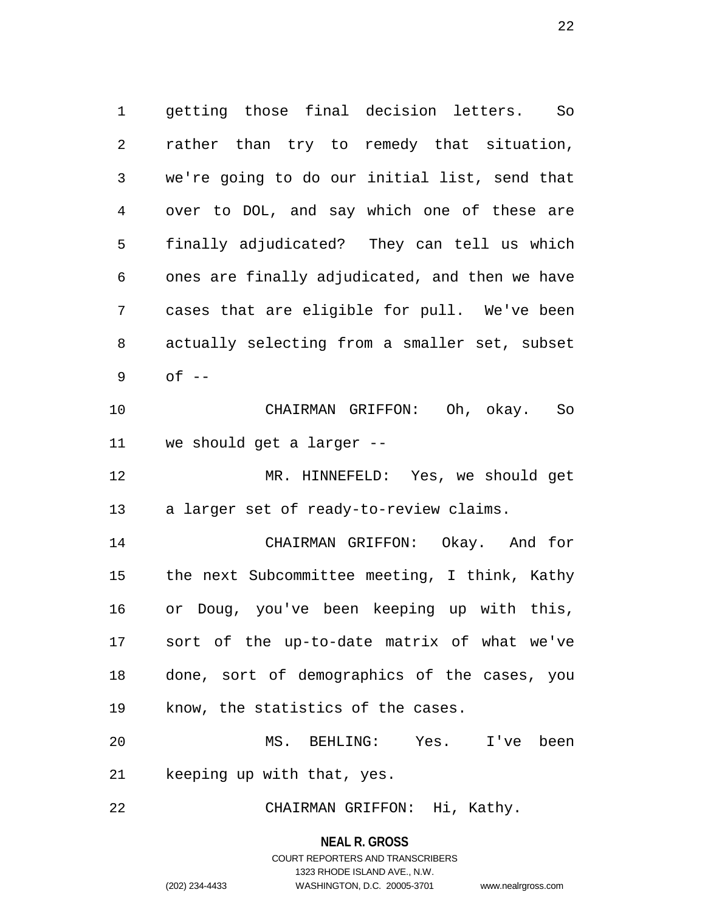getting those final decision letters. So rather than try to remedy that situation, we're going to do our initial list, send that over to DOL, and say which one of these are finally adjudicated? They can tell us which ones are finally adjudicated, and then we have cases that are eligible for pull. We've been actually selecting from a smaller set, subset of --

CHAIRMAN GRIFFON: Oh, okay. So we should get a larger --

MR. HINNEFELD: Yes, we should get a larger set of ready-to-review claims.

CHAIRMAN GRIFFON: Okay. And for the next Subcommittee meeting, I think, Kathy or Doug, you've been keeping up with this, sort of the up-to-date matrix of what we've done, sort of demographics of the cases, you know, the statistics of the cases.

MS. BEHLING: Yes. I've been keeping up with that, yes.

CHAIRMAN GRIFFON: Hi, Kathy.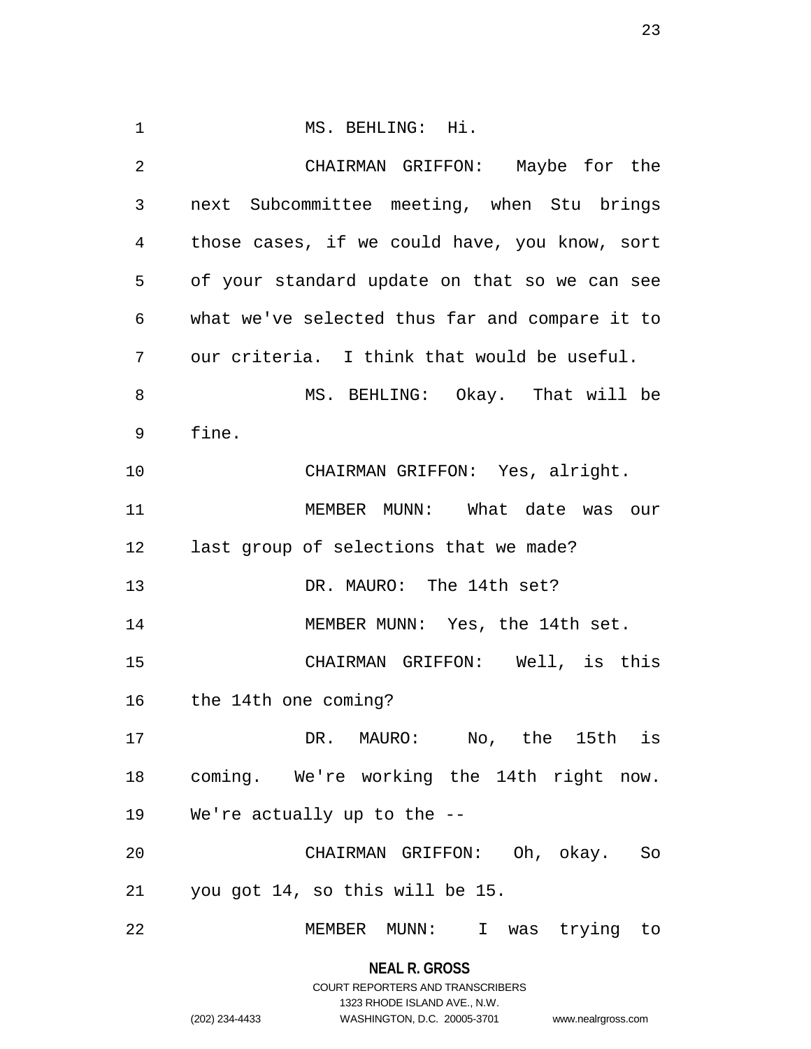MS. BEHLING: Hi.

CHAIRMAN GRIFFON: Maybe for the next Subcommittee meeting, when Stu brings those cases, if we could have, you know, sort of your standard update on that so we can see what we've selected thus far and compare it to our criteria. I think that would be useful.

MS. BEHLING: Okay. That will be fine.

CHAIRMAN GRIFFON: Yes, alright.

MEMBER MUNN: What date was our last group of selections that we made?

DR. MAURO: The 14th set?

MEMBER MUNN: Yes, the 14th set.

CHAIRMAN GRIFFON: Well, is this the 14th one coming?

DR. MAURO: No, the 15th is coming. We're working the 14th right now. We're actually up to the --

CHAIRMAN GRIFFON: Oh, okay. So you got 14, so this will be 15.

MEMBER MUNN: I was trying to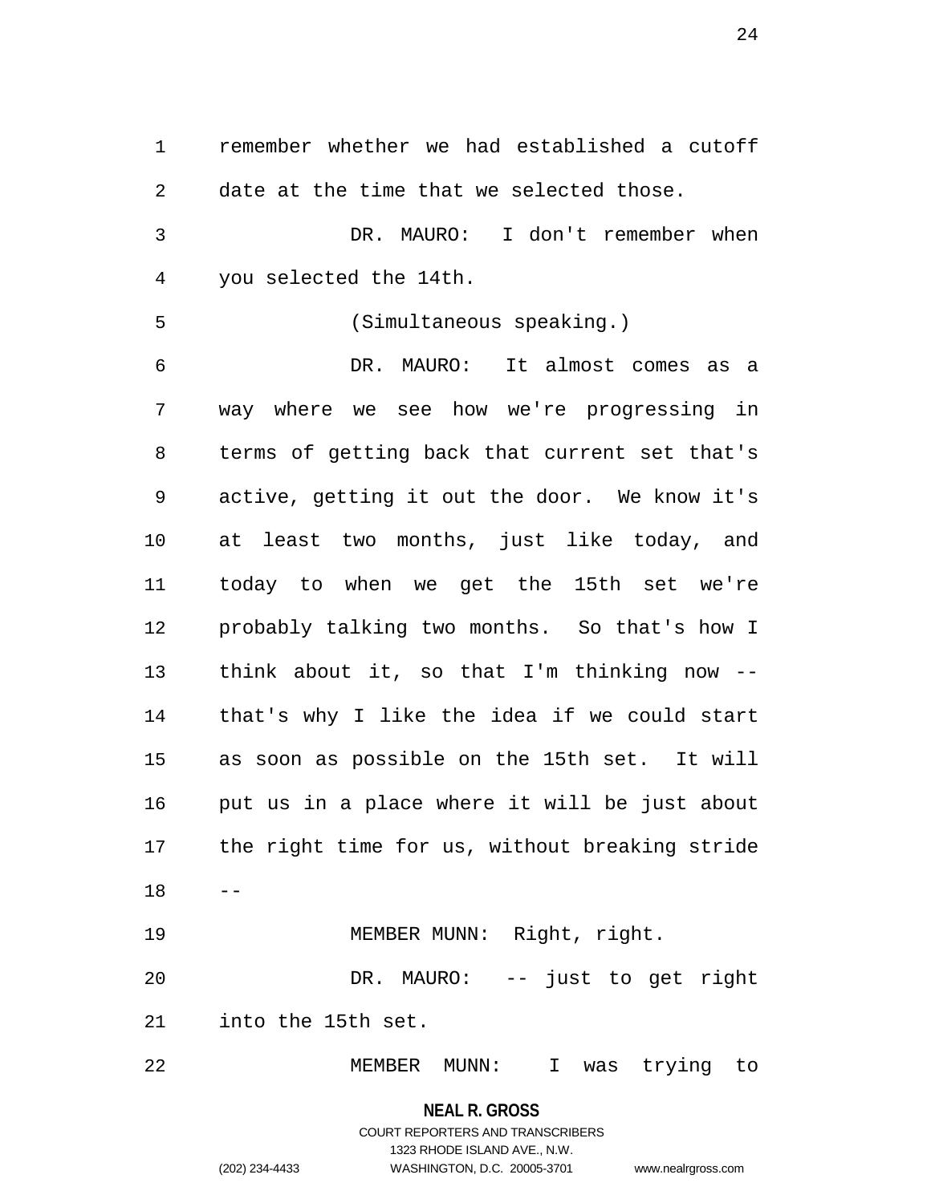remember whether we had established a cutoff date at the time that we selected those.

DR. MAURO: I don't remember when you selected the 14th.

(Simultaneous speaking.)

DR. MAURO: It almost comes as a way where we see how we're progressing in terms of getting back that current set that's active, getting it out the door. We know it's at least two months, just like today, and today to when we get the 15th set we're probably talking two months. So that's how I think about it, so that I'm thinking now -- that's why I like the idea if we could start as soon as possible on the 15th set. It will put us in a place where it will be just about the right time for us, without breaking stride --

MEMBER MUNN: Right, right.

DR. MAURO: -- just to get right into the 15th set.

MEMBER MUNN: I was trying to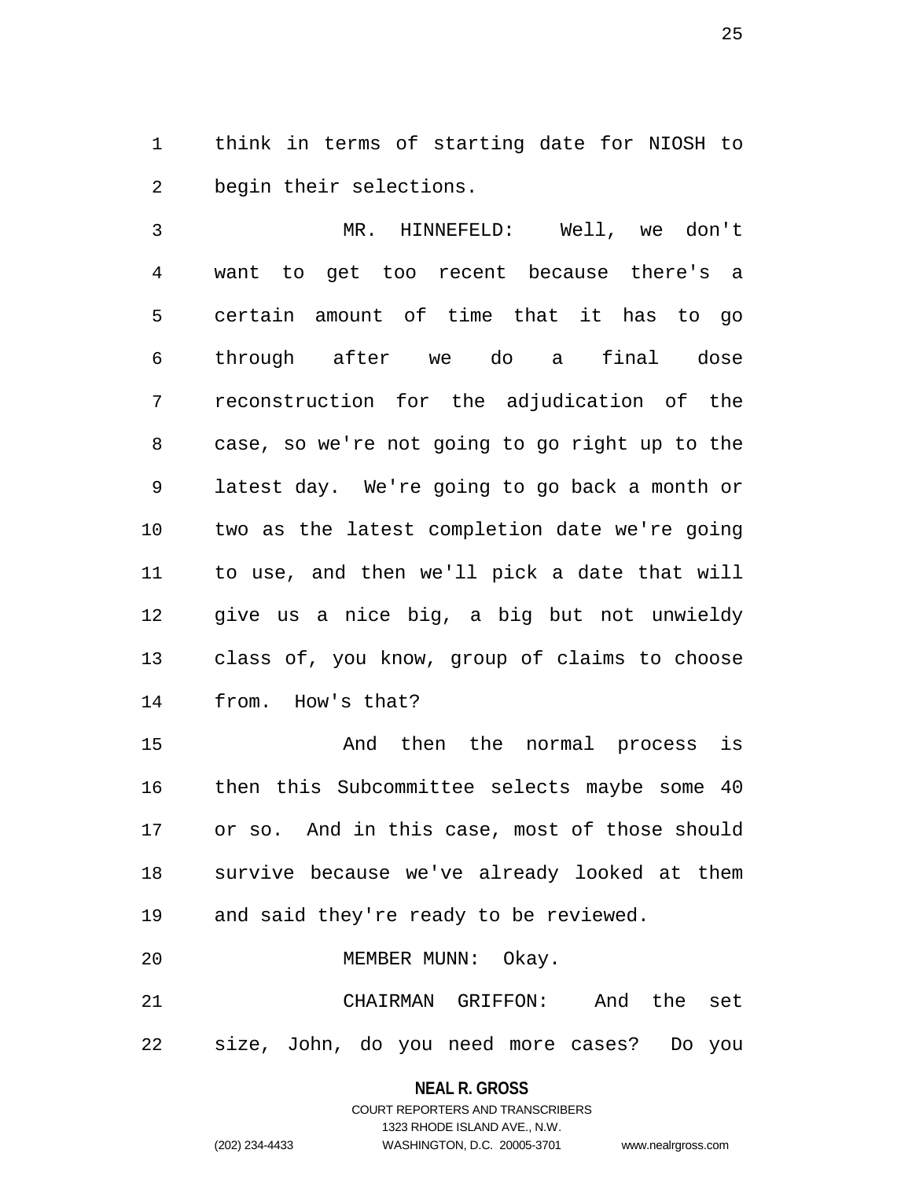think in terms of starting date for NIOSH to begin their selections.

MR. HINNEFELD: Well, we don't want to get too recent because there's a certain amount of time that it has to go through after we do a final dose reconstruction for the adjudication of the case, so we're not going to go right up to the latest day. We're going to go back a month or two as the latest completion date we're going to use, and then we'll pick a date that will give us a nice big, a big but not unwieldy class of, you know, group of claims to choose from. How's that?

And then the normal process is then this Subcommittee selects maybe some 40 or so. And in this case, most of those should survive because we've already looked at them and said they're ready to be reviewed.

MEMBER MUNN: Okay.

CHAIRMAN GRIFFON: And the set size, John, do you need more cases? Do you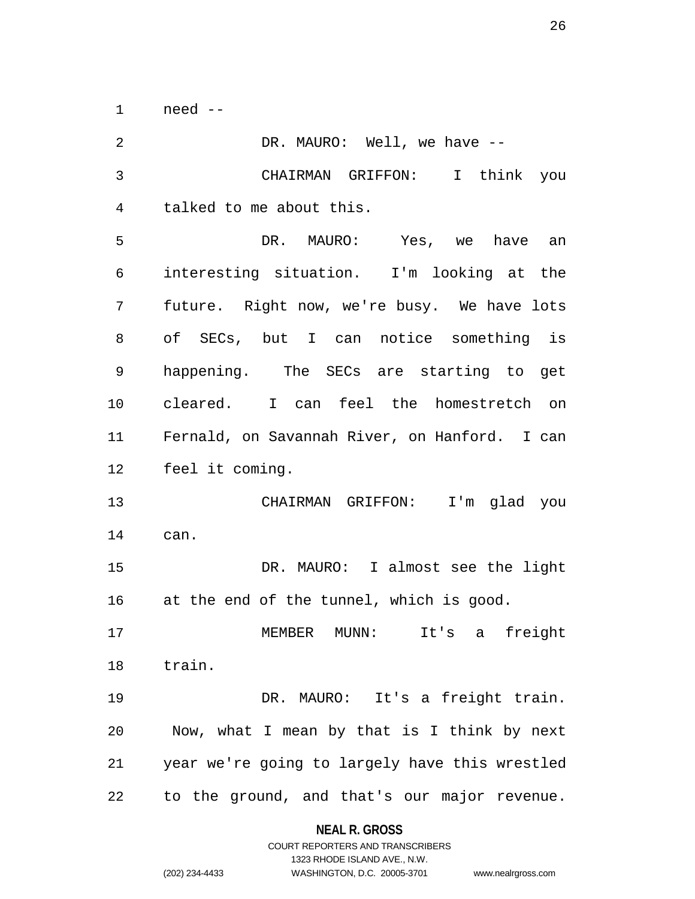need --

DR. MAURO: Well, we have --

CHAIRMAN GRIFFON: I think you talked to me about this.

DR. MAURO: Yes, we have an interesting situation. I'm looking at the future. Right now, we're busy. We have lots of SECs, but I can notice something is happening. The SECs are starting to get cleared. I can feel the homestretch on Fernald, on Savannah River, on Hanford. I can feel it coming.

CHAIRMAN GRIFFON: I'm glad you can.

DR. MAURO: I almost see the light at the end of the tunnel, which is good.

MEMBER MUNN: It's a freight train.

DR. MAURO: It's a freight train. Now, what I mean by that is I think by next year we're going to largely have this wrestled to the ground, and that's our major revenue.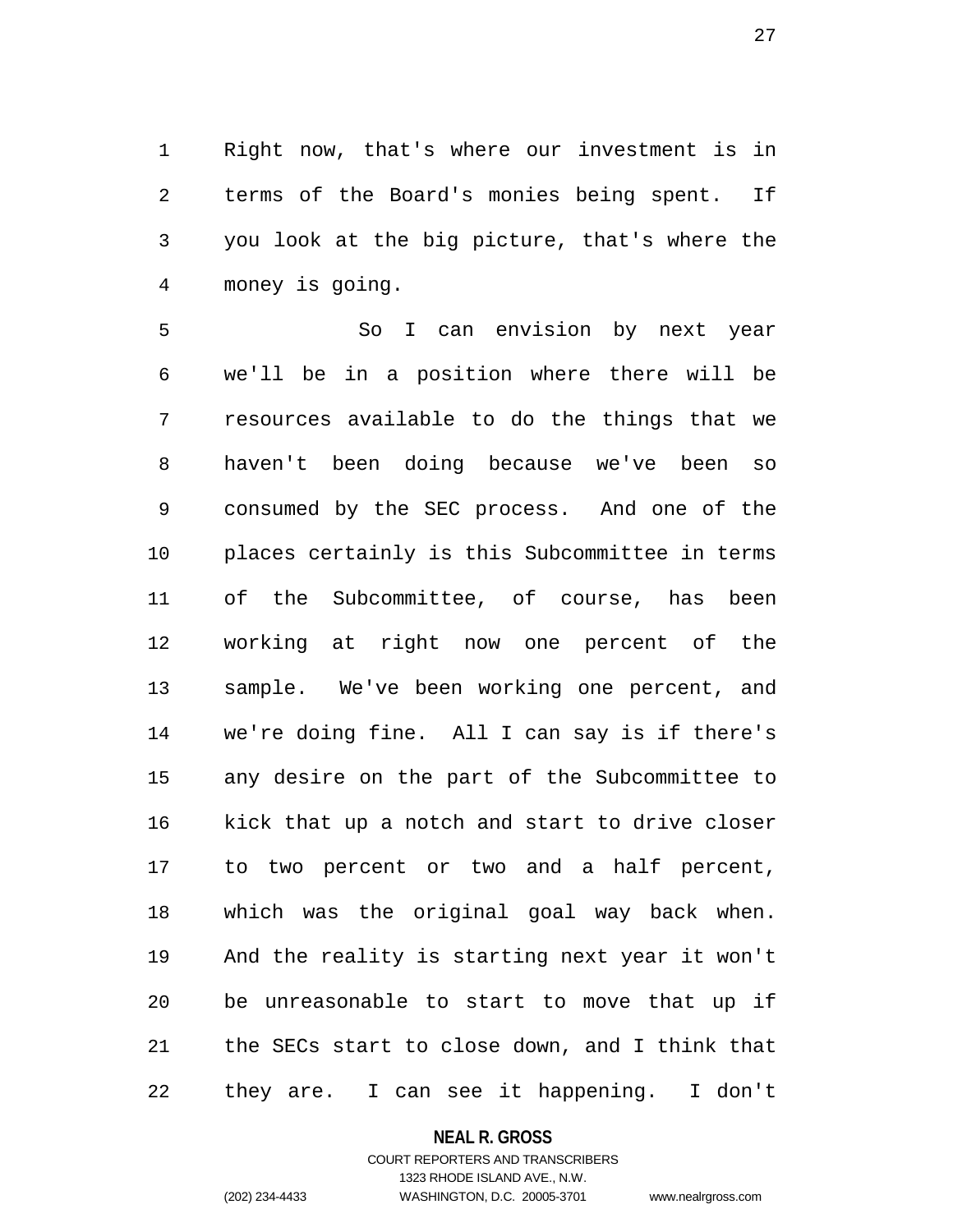Right now, that's where our investment is in terms of the Board's monies being spent. If you look at the big picture, that's where the money is going.

So I can envision by next year we'll be in a position where there will be resources available to do the things that we haven't been doing because we've been so consumed by the SEC process. And one of the places certainly is this Subcommittee in terms of the Subcommittee, of course, has been working at right now one percent of the sample. We've been working one percent, and we're doing fine. All I can say is if there's any desire on the part of the Subcommittee to kick that up a notch and start to drive closer to two percent or two and a half percent, which was the original goal way back when. And the reality is starting next year it won't be unreasonable to start to move that up if the SECs start to close down, and I think that they are. I can see it happening. I don't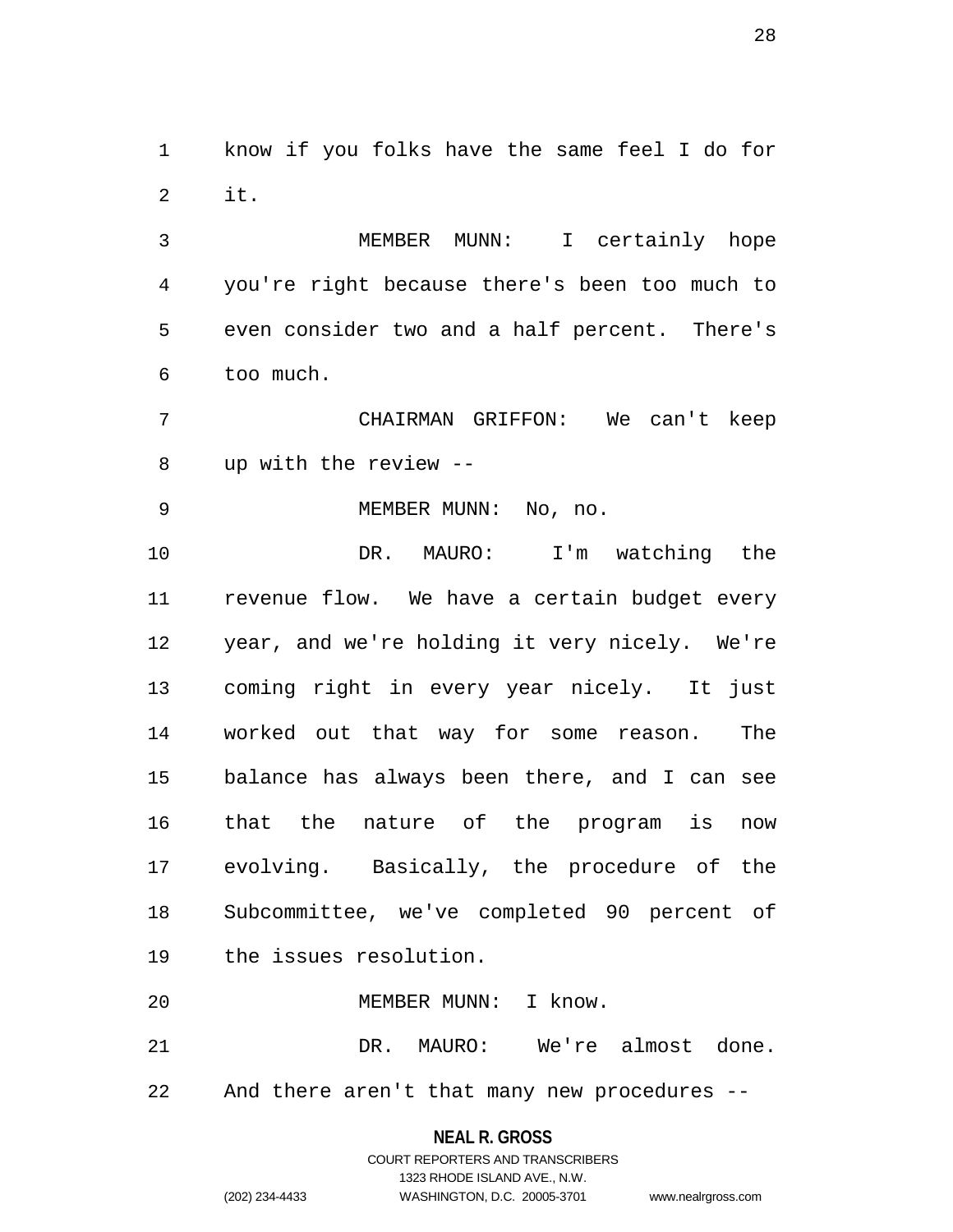know if you folks have the same feel I do for it.

MEMBER MUNN: I certainly hope you're right because there's been too much to even consider two and a half percent. There's too much.

CHAIRMAN GRIFFON: We can't keep up with the review --

MEMBER MUNN: No, no.

DR. MAURO: I'm watching the revenue flow. We have a certain budget every year, and we're holding it very nicely. We're coming right in every year nicely. It just worked out that way for some reason. The balance has always been there, and I can see that the nature of the program is now evolving. Basically, the procedure of the Subcommittee, we've completed 90 percent of the issues resolution.

MEMBER MUNN: I know.

DR. MAURO: We're almost done. And there aren't that many new procedures --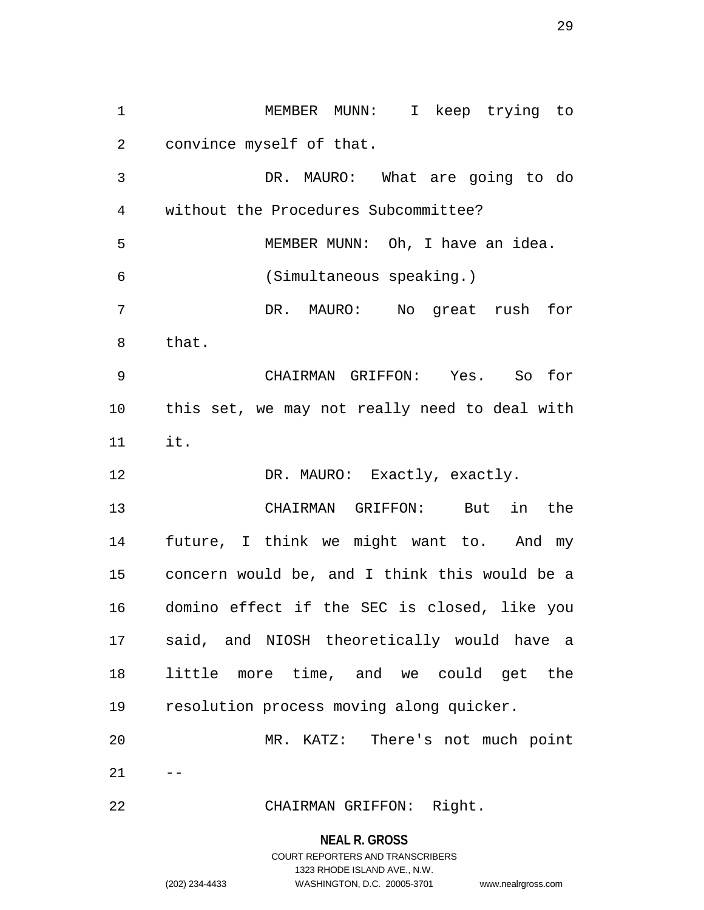MEMBER MUNN: I keep trying to convince myself of that.

DR. MAURO: What are going to do without the Procedures Subcommittee?

MEMBER MUNN: Oh, I have an idea.

(Simultaneous speaking.)

DR. MAURO: No great rush for that.

CHAIRMAN GRIFFON: Yes. So for this set, we may not really need to deal with it.

DR. MAURO: Exactly, exactly.

CHAIRMAN GRIFFON: But in the future, I think we might want to. And my concern would be, and I think this would be a domino effect if the SEC is closed, like you said, and NIOSH theoretically would have a little more time, and we could get the resolution process moving along quicker.

MR. KATZ: There's not much point --

CHAIRMAN GRIFFON: Right.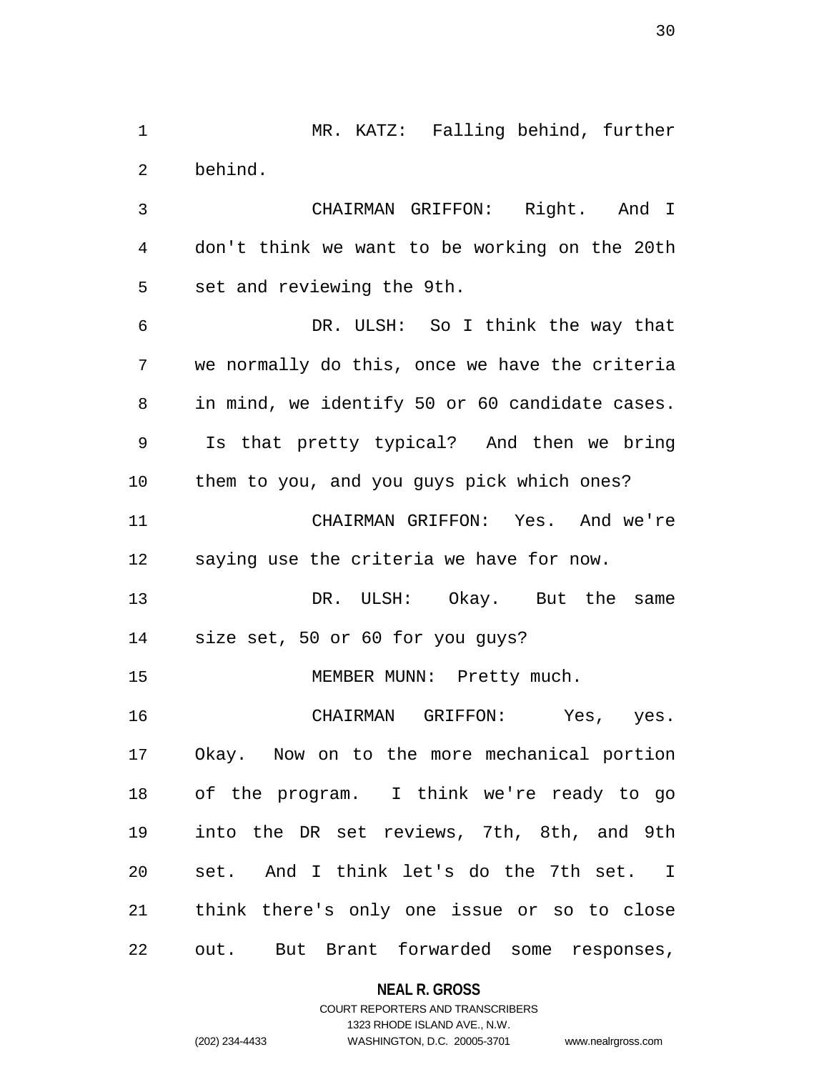MR. KATZ: Falling behind, further behind.

CHAIRMAN GRIFFON: Right. And I don't think we want to be working on the 20th set and reviewing the 9th.

DR. ULSH: So I think the way that we normally do this, once we have the criteria in mind, we identify 50 or 60 candidate cases. Is that pretty typical? And then we bring them to you, and you guys pick which ones?

CHAIRMAN GRIFFON: Yes. And we're saying use the criteria we have for now.

DR. ULSH: Okay. But the same size set, 50 or 60 for you guys?

MEMBER MUNN: Pretty much.

CHAIRMAN GRIFFON: Yes, yes. Okay. Now on to the more mechanical portion of the program. I think we're ready to go into the DR set reviews, 7th, 8th, and 9th set. And I think let's do the 7th set. I think there's only one issue or so to close out. But Brant forwarded some responses,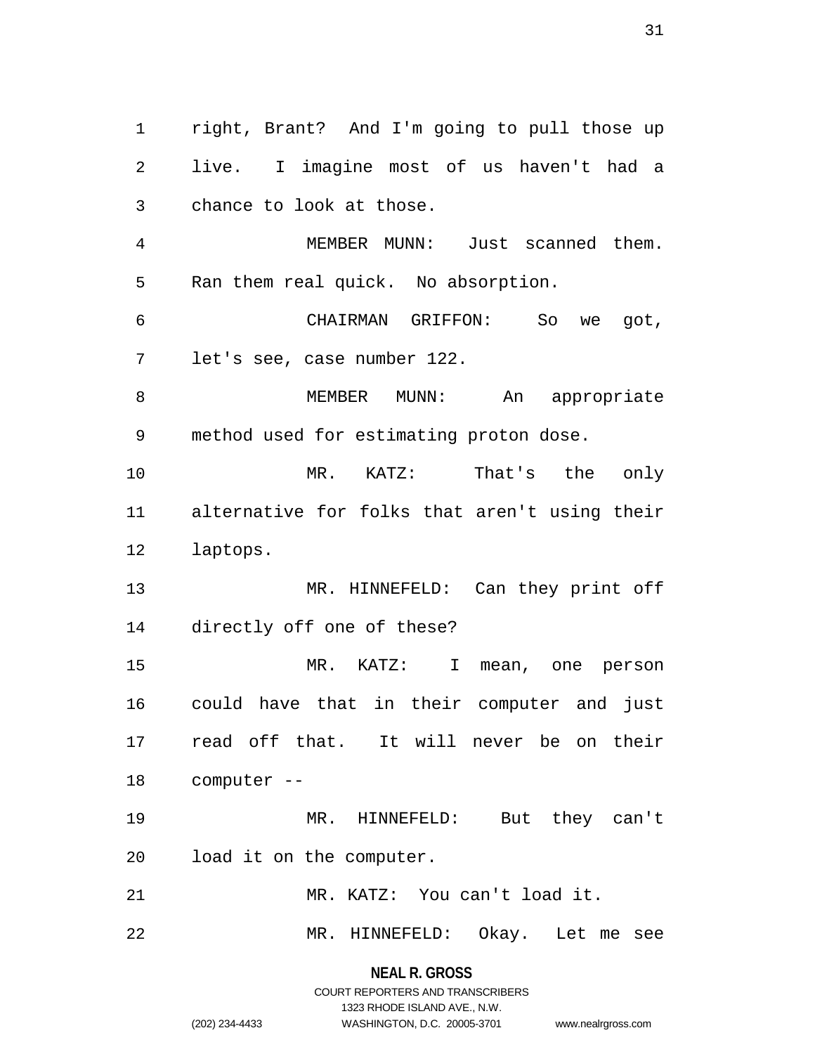right, Brant? And I'm going to pull those up live. I imagine most of us haven't had a chance to look at those.

MEMBER MUNN: Just scanned them. Ran them real quick. No absorption.

CHAIRMAN GRIFFON: So we got, let's see, case number 122.

MEMBER MUNN: An appropriate method used for estimating proton dose.

MR. KATZ: That's the only alternative for folks that aren't using their laptops.

MR. HINNEFELD: Can they print off directly off one of these?

MR. KATZ: I mean, one person could have that in their computer and just read off that. It will never be on their computer --

MR. HINNEFELD: But they can't load it on the computer.

MR. KATZ: You can't load it.

MR. HINNEFELD: Okay. Let me see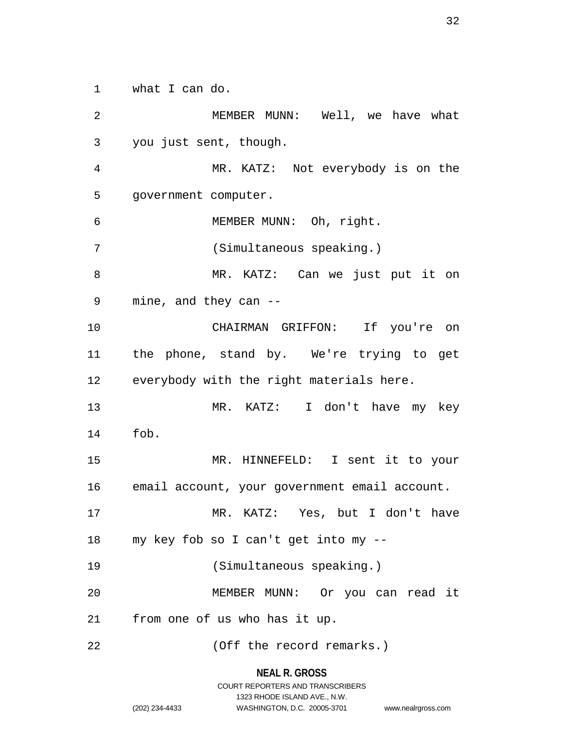what I can do.

MEMBER MUNN: Well, we have what you just sent, though.

MR. KATZ: Not everybody is on the government computer.

MEMBER MUNN: Oh, right.

(Simultaneous speaking.)

MR. KATZ: Can we just put it on mine, and they can --

CHAIRMAN GRIFFON: If you're on the phone, stand by. We're trying to get everybody with the right materials here.

MR. KATZ: I don't have my key fob.

MR. HINNEFELD: I sent it to your email account, your government email account.

MR. KATZ: Yes, but I don't have my key fob so I can't get into my --

(Simultaneous speaking.)

MEMBER MUNN: Or you can read it from one of us who has it up.

(Off the record remarks.)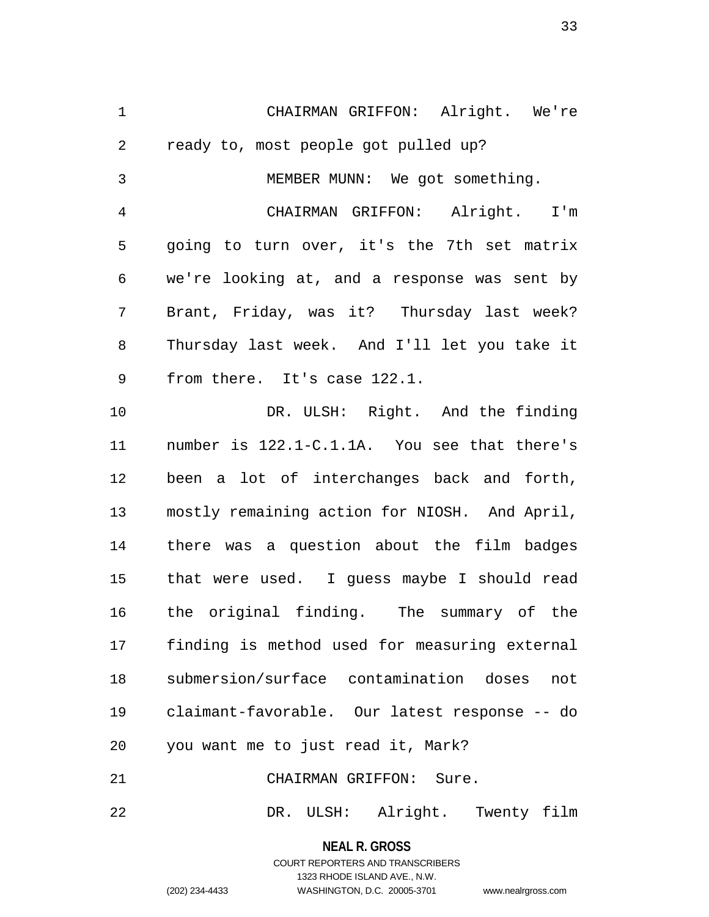CHAIRMAN GRIFFON: Alright. We're ready to, most people got pulled up?

MEMBER MUNN: We got something.

CHAIRMAN GRIFFON: Alright. I'm going to turn over, it's the 7th set matrix we're looking at, and a response was sent by Brant, Friday, was it? Thursday last week? Thursday last week. And I'll let you take it from there. It's case 122.1.

DR. ULSH: Right. And the finding number is 122.1-C.1.1A. You see that there's been a lot of interchanges back and forth, mostly remaining action for NIOSH. And April, there was a question about the film badges that were used. I guess maybe I should read the original finding. The summary of the finding is method used for measuring external submersion/surface contamination doses not claimant-favorable. Our latest response -- do you want me to just read it, Mark?

CHAIRMAN GRIFFON: Sure.

DR. ULSH: Alright. Twenty film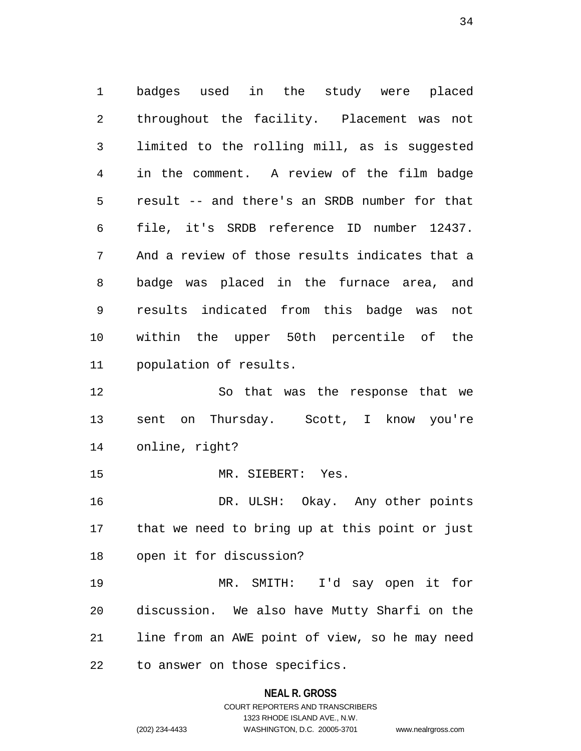badges used in the study were placed throughout the facility. Placement was not limited to the rolling mill, as is suggested in the comment. A review of the film badge result -- and there's an SRDB number for that file, it's SRDB reference ID number 12437. And a review of those results indicates that a badge was placed in the furnace area, and results indicated from this badge was not within the upper 50th percentile of the population of results.

So that was the response that we sent on Thursday. Scott, I know you're online, right?

MR. SIEBERT: Yes.

DR. ULSH: Okay. Any other points that we need to bring up at this point or just open it for discussion?

MR. SMITH: I'd say open it for discussion. We also have Mutty Sharfi on the line from an AWE point of view, so he may need to answer on those specifics.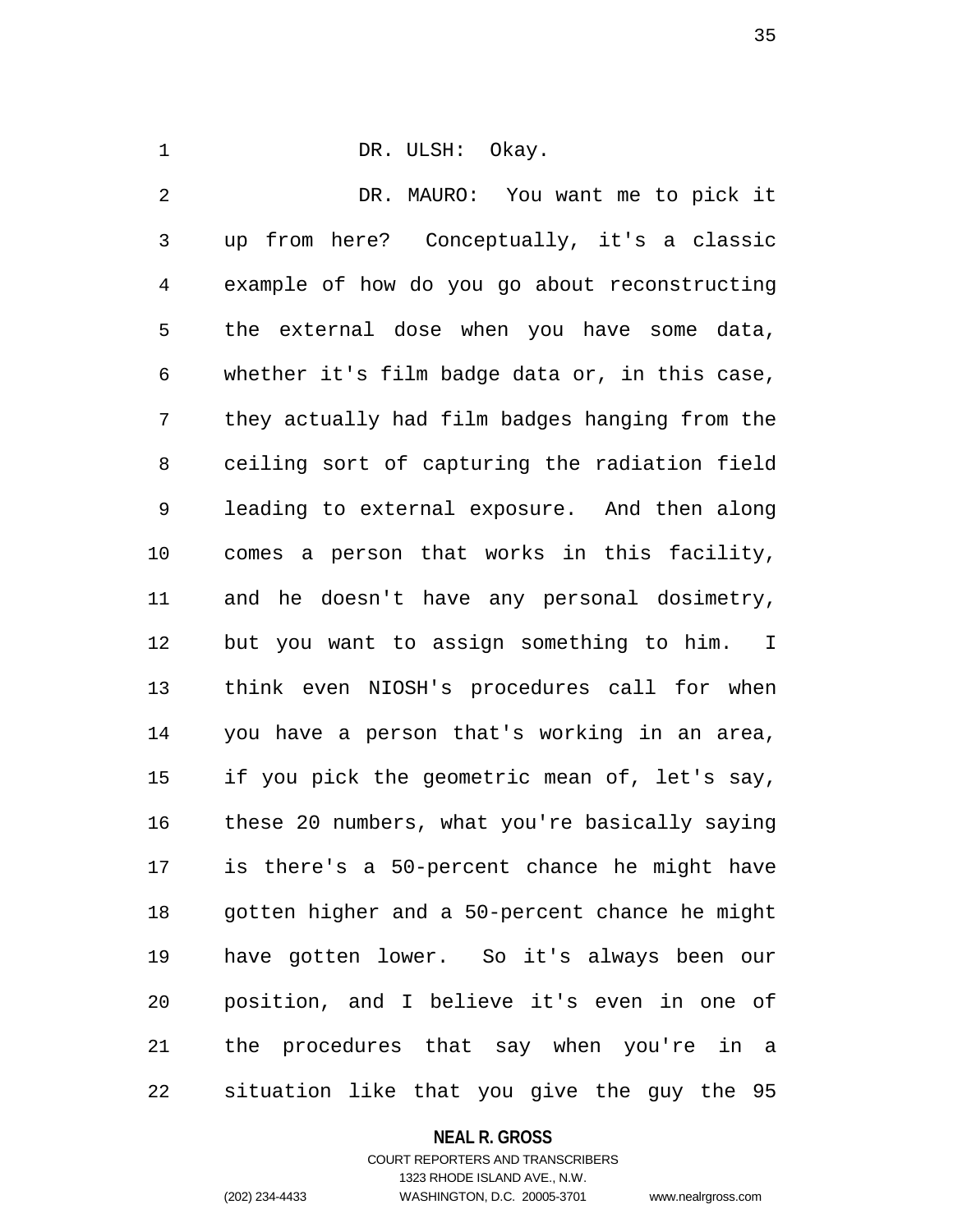DR. ULSH: Okay.

DR. MAURO: You want me to pick it up from here? Conceptually, it's a classic example of how do you go about reconstructing the external dose when you have some data, whether it's film badge data or, in this case, they actually had film badges hanging from the ceiling sort of capturing the radiation field leading to external exposure. And then along comes a person that works in this facility, and he doesn't have any personal dosimetry, but you want to assign something to him. I think even NIOSH's procedures call for when you have a person that's working in an area, if you pick the geometric mean of, let's say, these 20 numbers, what you're basically saying is there's a 50-percent chance he might have gotten higher and a 50-percent chance he might have gotten lower. So it's always been our position, and I believe it's even in one of the procedures that say when you're in a situation like that you give the guy the 95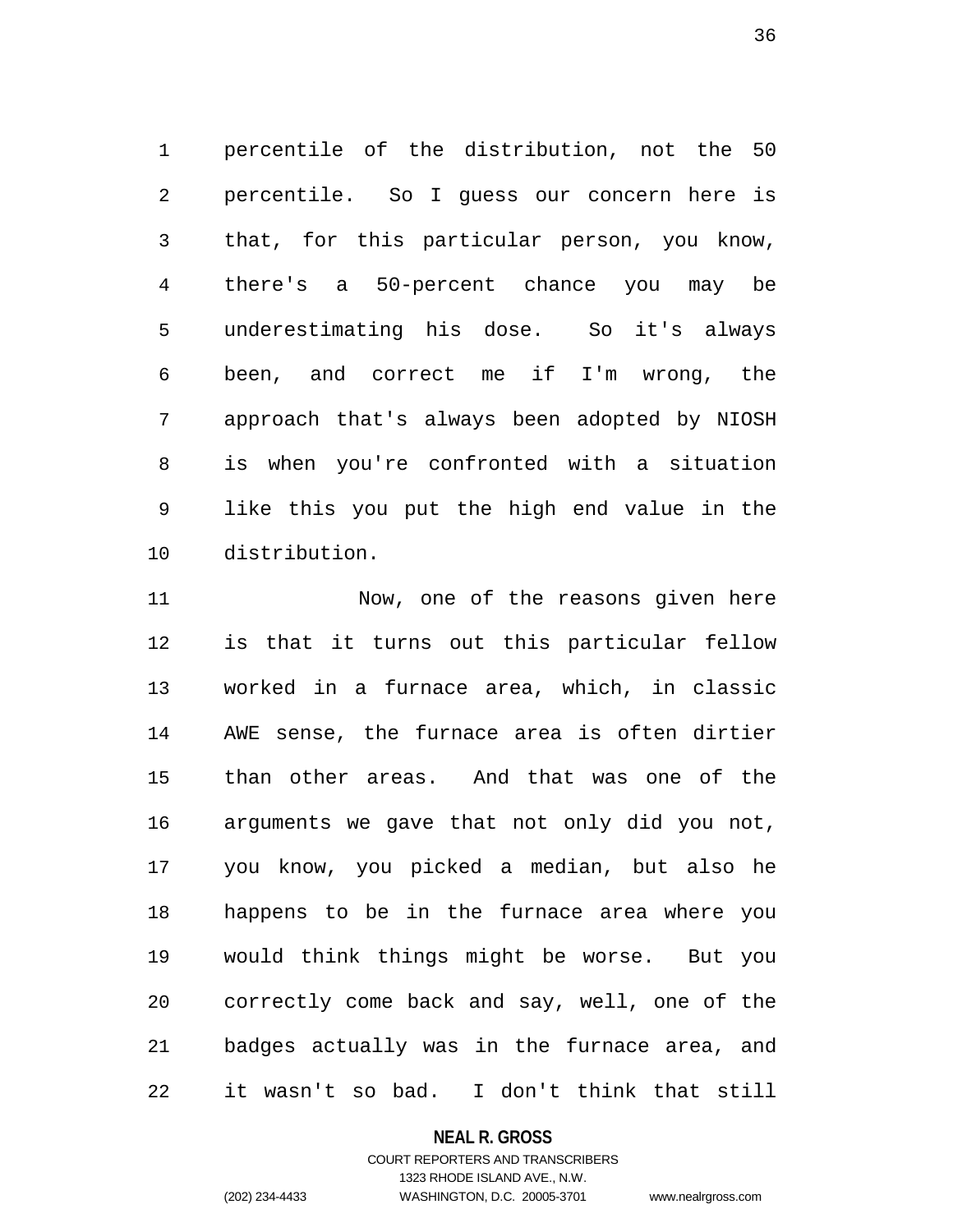percentile of the distribution, not the 50 percentile. So I guess our concern here is that, for this particular person, you know, there's a 50-percent chance you may be underestimating his dose. So it's always been, and correct me if I'm wrong, the approach that's always been adopted by NIOSH is when you're confronted with a situation like this you put the high end value in the distribution.

Now, one of the reasons given here is that it turns out this particular fellow worked in a furnace area, which, in classic AWE sense, the furnace area is often dirtier than other areas. And that was one of the arguments we gave that not only did you not, you know, you picked a median, but also he happens to be in the furnace area where you would think things might be worse. But you correctly come back and say, well, one of the badges actually was in the furnace area, and it wasn't so bad. I don't think that still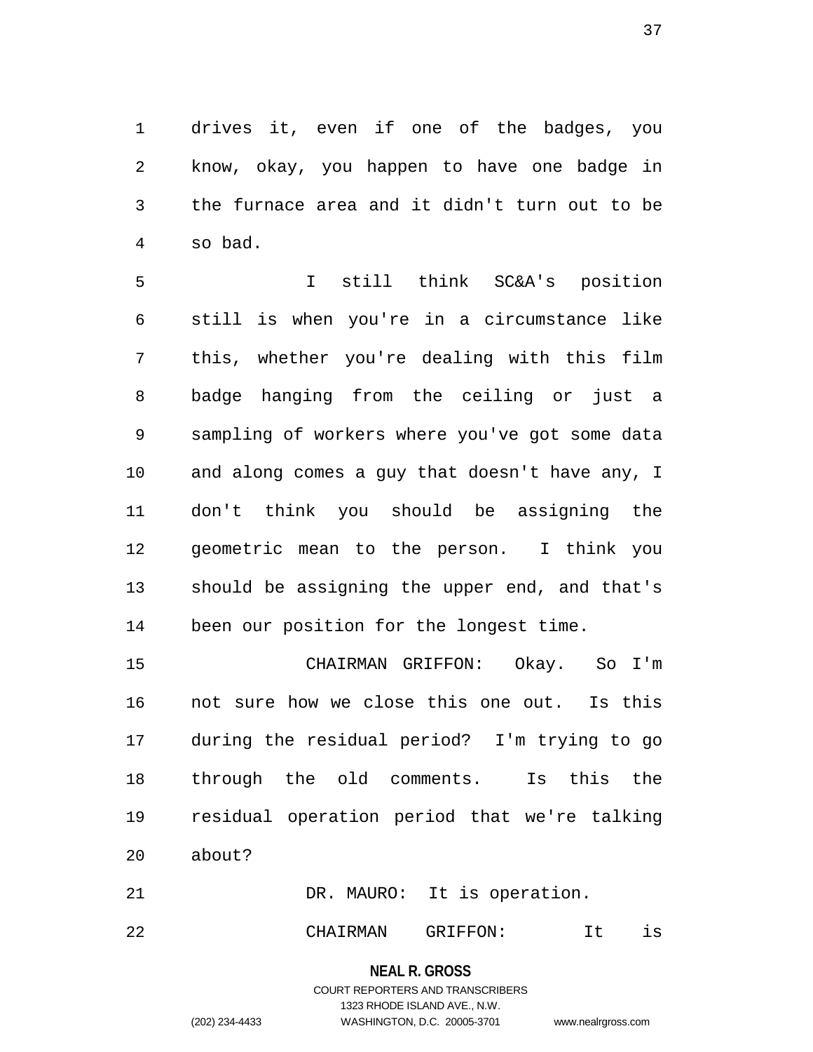drives it, even if one of the badges, you know, okay, you happen to have one badge in the furnace area and it didn't turn out to be so bad.

I still think SC&A's position still is when you're in a circumstance like this, whether you're dealing with this film badge hanging from the ceiling or just a sampling of workers where you've got some data and along comes a guy that doesn't have any, I don't think you should be assigning the geometric mean to the person. I think you should be assigning the upper end, and that's been our position for the longest time.

CHAIRMAN GRIFFON: Okay. So I'm not sure how we close this one out. Is this during the residual period? I'm trying to go through the old comments. Is this the residual operation period that we're talking about?

DR. MAURO: It is operation.

CHAIRMAN GRIFFON: It is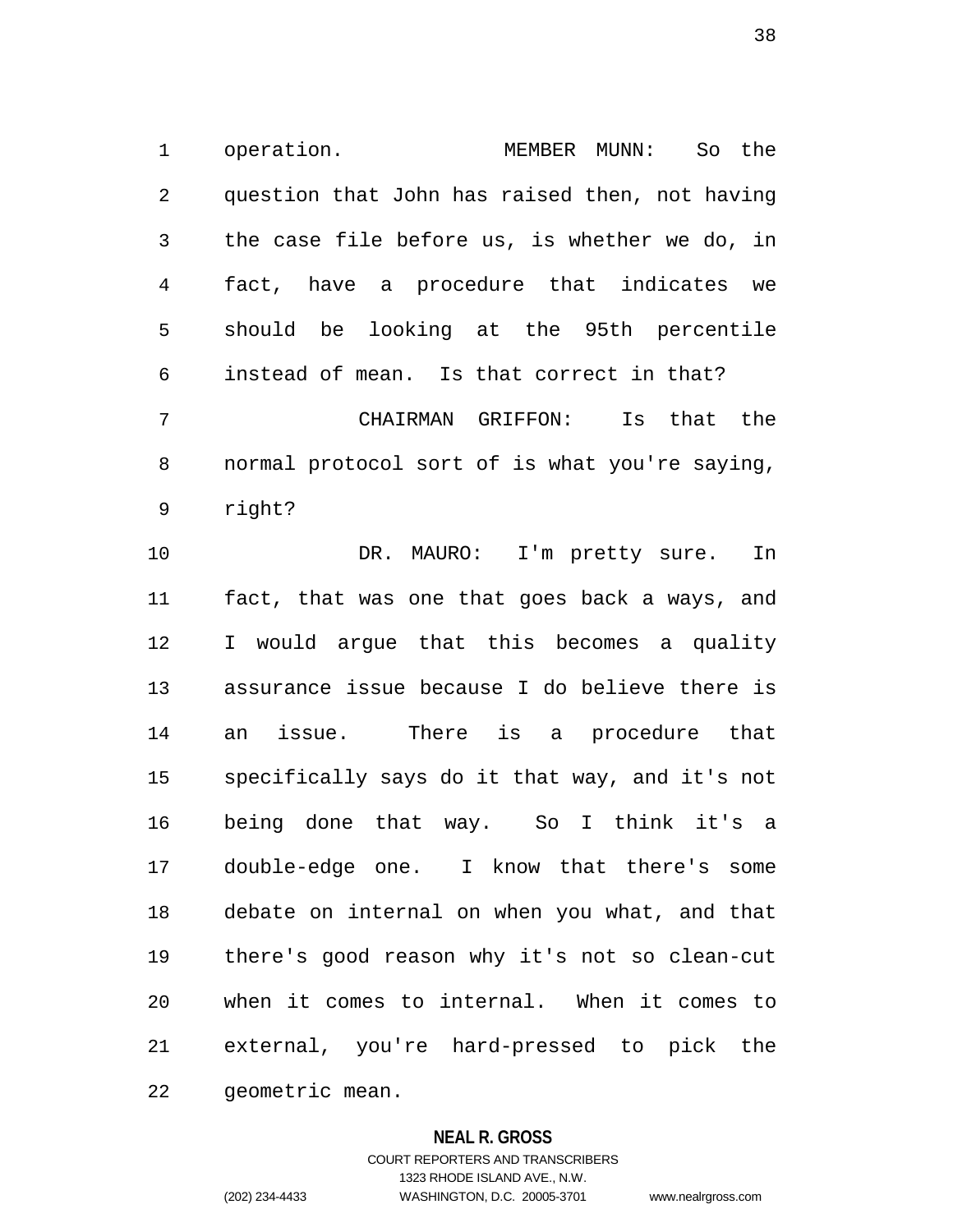operation. MEMBER MUNN: So the question that John has raised then, not having the case file before us, is whether we do, in fact, have a procedure that indicates we should be looking at the 95th percentile instead of mean. Is that correct in that?

CHAIRMAN GRIFFON: Is that the normal protocol sort of is what you're saying, right?

DR. MAURO: I'm pretty sure. In fact, that was one that goes back a ways, and I would argue that this becomes a quality assurance issue because I do believe there is an issue. There is a procedure that specifically says do it that way, and it's not being done that way. So I think it's a double-edge one. I know that there's some debate on internal on when you what, and that there's good reason why it's not so clean-cut when it comes to internal. When it comes to external, you're hard-pressed to pick the geometric mean.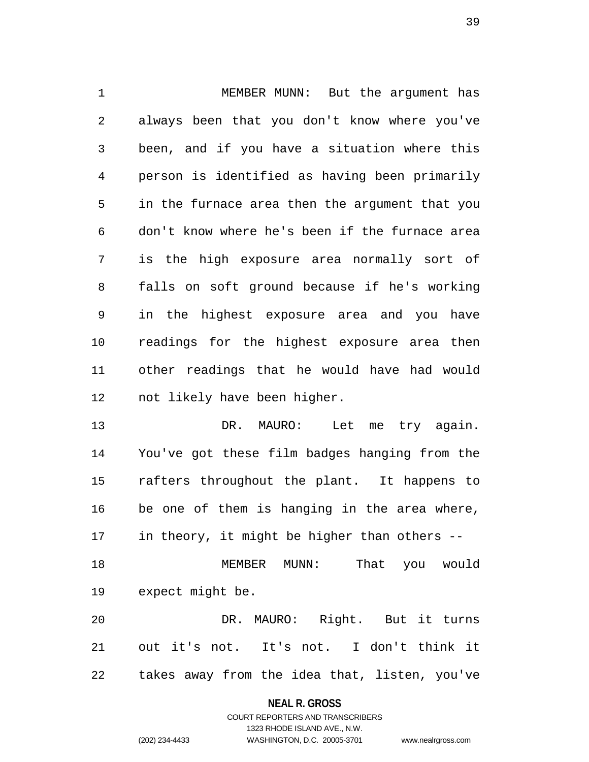MEMBER MUNN: But the argument has always been that you don't know where you've been, and if you have a situation where this person is identified as having been primarily in the furnace area then the argument that you don't know where he's been if the furnace area is the high exposure area normally sort of falls on soft ground because if he's working in the highest exposure area and you have readings for the highest exposure area then other readings that he would have had would not likely have been higher.

DR. MAURO: Let me try again. You've got these film badges hanging from the rafters throughout the plant. It happens to be one of them is hanging in the area where, in theory, it might be higher than others --

MEMBER MUNN: That you would expect might be.

DR. MAURO: Right. But it turns out it's not. It's not. I don't think it takes away from the idea that, listen, you've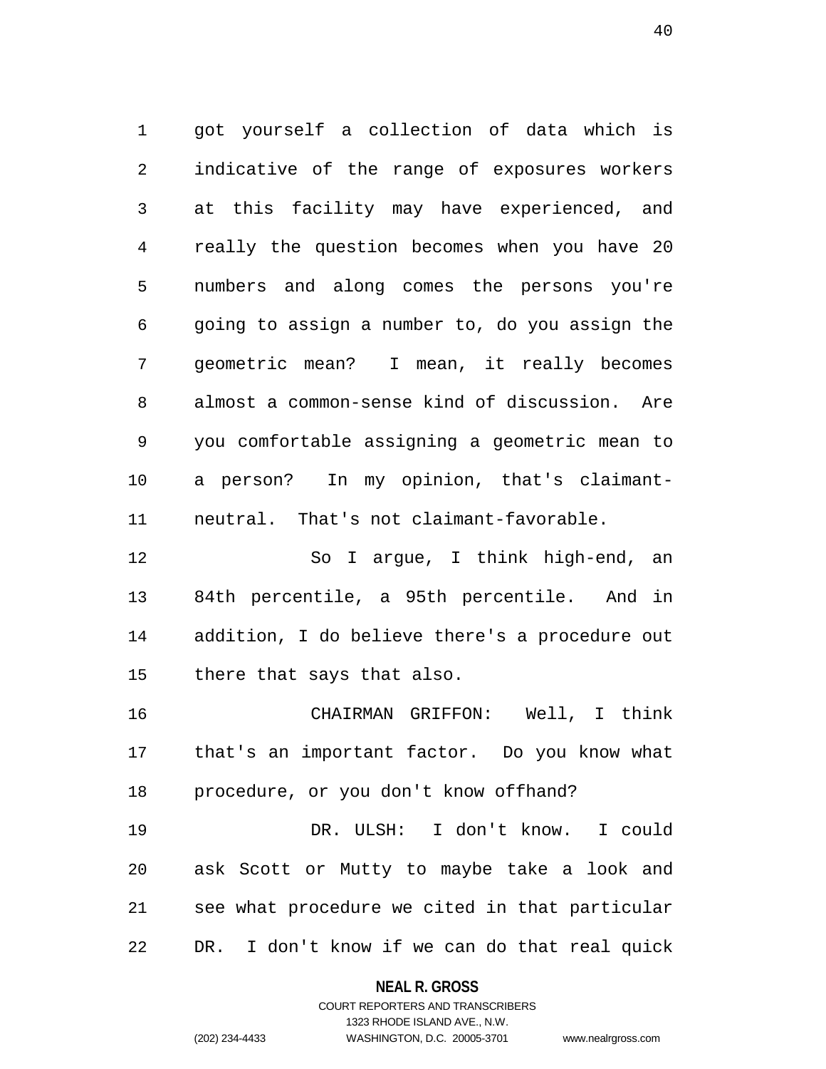got yourself a collection of data which is indicative of the range of exposures workers at this facility may have experienced, and really the question becomes when you have 20 numbers and along comes the persons you're going to assign a number to, do you assign the geometric mean? I mean, it really becomes almost a common-sense kind of discussion. Are you comfortable assigning a geometric mean to a person? In my opinion, that's claimant-neutral. That's not claimant-favorable.

So I argue, I think high-end, an 84th percentile, a 95th percentile. And in addition, I do believe there's a procedure out there that says that also.

CHAIRMAN GRIFFON: Well, I think that's an important factor. Do you know what procedure, or you don't know offhand?

DR. ULSH: I don't know. I could ask Scott or Mutty to maybe take a look and see what procedure we cited in that particular DR. I don't know if we can do that real quick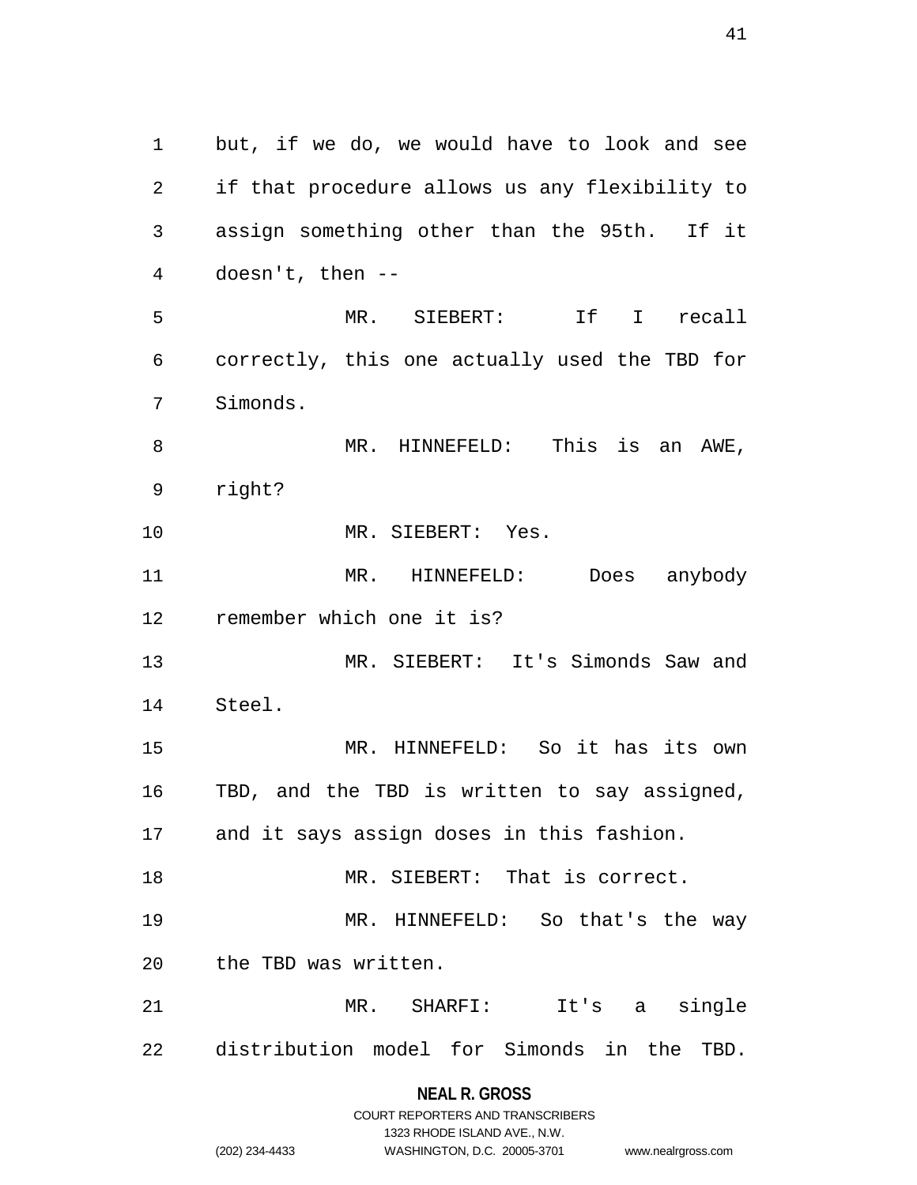but, if we do, we would have to look and see if that procedure allows us any flexibility to assign something other than the 95th. If it doesn't, then --

MR. SIEBERT: If I recall correctly, this one actually used the TBD for Simonds.

MR. HINNEFELD: This is an AWE, right?

MR. SIEBERT: Yes.

MR. HINNEFELD: Does anybody remember which one it is?

MR. SIEBERT: It's Simonds Saw and Steel.

MR. HINNEFELD: So it has its own TBD, and the TBD is written to say assigned, and it says assign doses in this fashion.

MR. SIEBERT: That is correct.

MR. HINNEFELD: So that's the way the TBD was written.

MR. SHARFI: It's a single distribution model for Simonds in the TBD.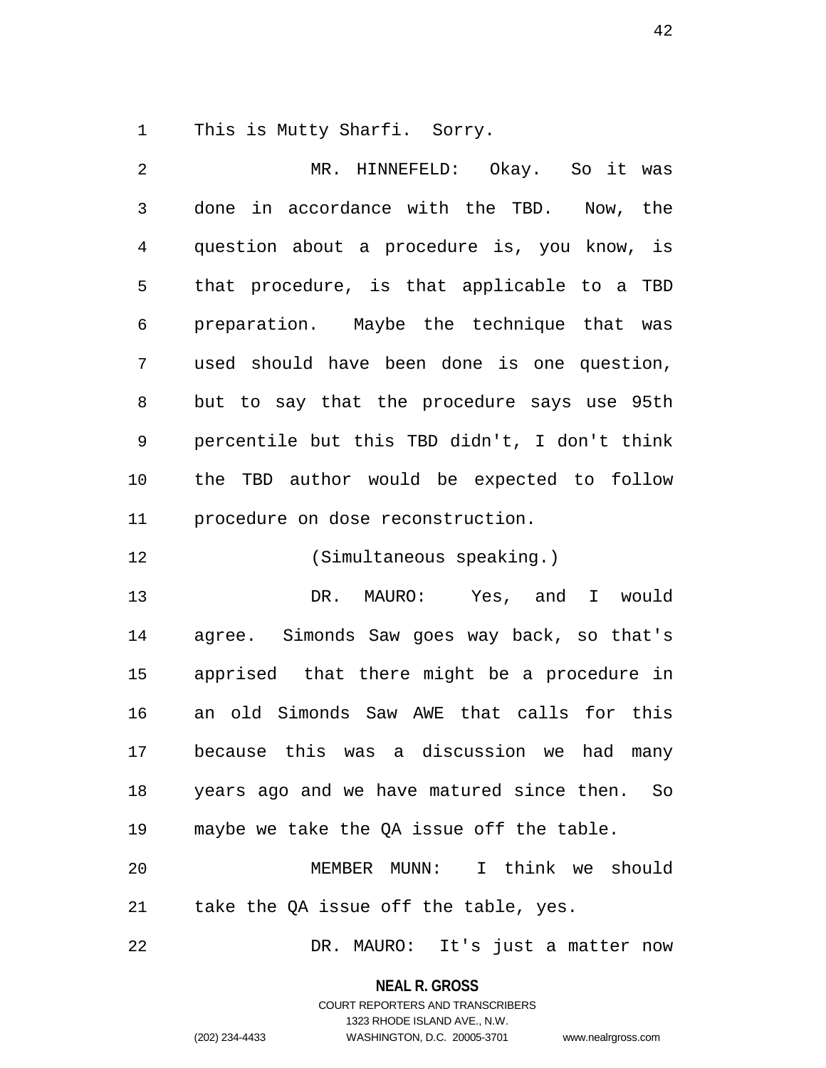This is Mutty Sharfi. Sorry.

MR. HINNEFELD: Okay. So it was done in accordance with the TBD. Now, the question about a procedure is, you know, is that procedure, is that applicable to a TBD preparation. Maybe the technique that was used should have been done is one question, but to say that the procedure says use 95th percentile but this TBD didn't, I don't think the TBD author would be expected to follow procedure on dose reconstruction.

(Simultaneous speaking.)

DR. MAURO: Yes, and I would agree. Simonds Saw goes way back, so that's apprised that there might be a procedure in an old Simonds Saw AWE that calls for this because this was a discussion we had many years ago and we have matured since then. So maybe we take the QA issue off the table.

MEMBER MUNN: I think we should take the QA issue off the table, yes.

DR. MAURO: It's just a matter now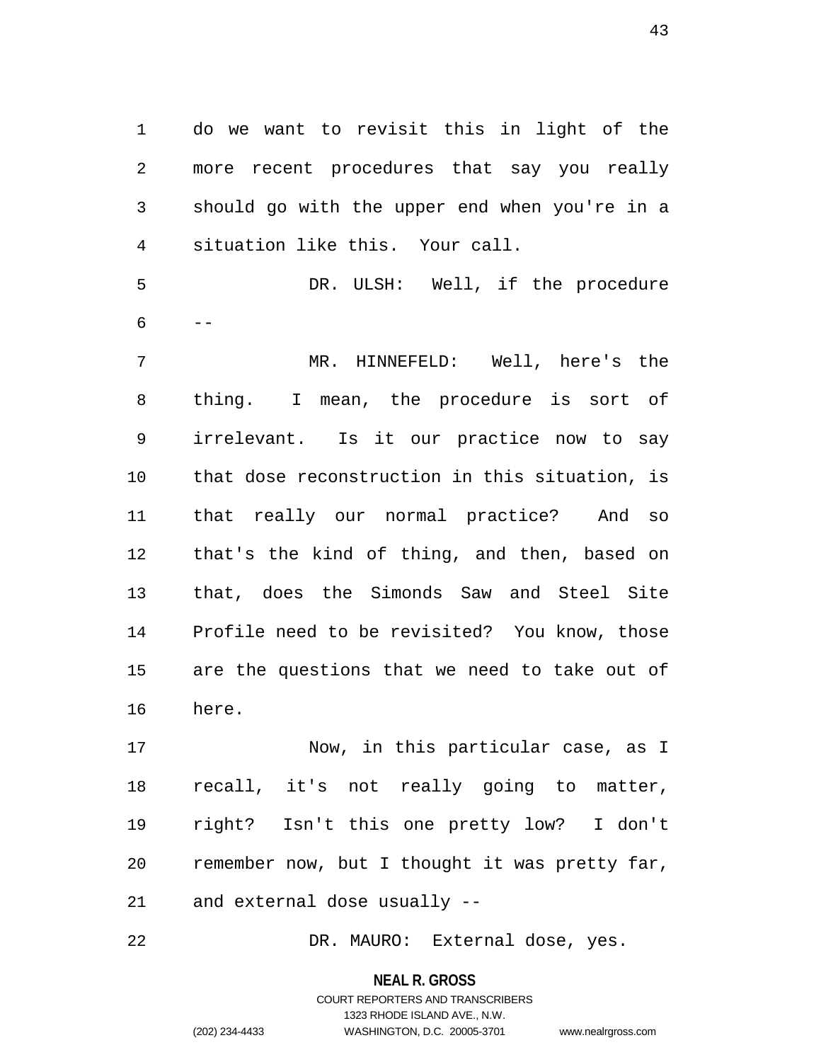do we want to revisit this in light of the more recent procedures that say you really should go with the upper end when you're in a situation like this. Your call.

DR. ULSH: Well, if the procedure --

MR. HINNEFELD: Well, here's the thing. I mean, the procedure is sort of irrelevant. Is it our practice now to say that dose reconstruction in this situation, is that really our normal practice? And so that's the kind of thing, and then, based on that, does the Simonds Saw and Steel Site Profile need to be revisited? You know, those are the questions that we need to take out of here.

Now, in this particular case, as I recall, it's not really going to matter, right? Isn't this one pretty low? I don't remember now, but I thought it was pretty far, and external dose usually --

DR. MAURO: External dose, yes.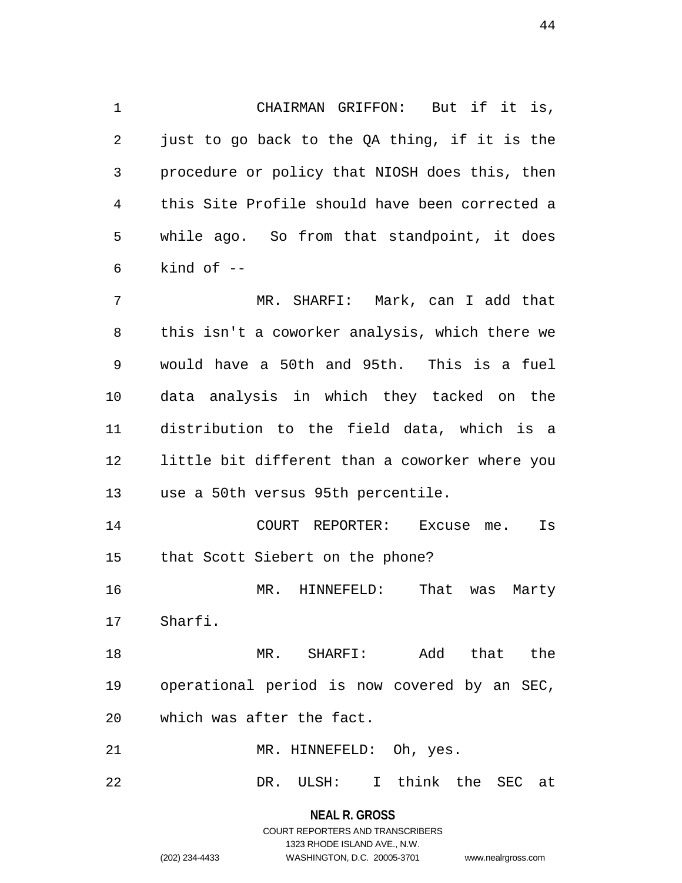CHAIRMAN GRIFFON: But if it is, just to go back to the QA thing, if it is the procedure or policy that NIOSH does this, then this Site Profile should have been corrected a while ago. So from that standpoint, it does kind of --

MR. SHARFI: Mark, can I add that this isn't a coworker analysis, which there we would have a 50th and 95th. This is a fuel data analysis in which they tacked on the distribution to the field data, which is a little bit different than a coworker where you use a 50th versus 95th percentile.

COURT REPORTER: Excuse me. Is that Scott Siebert on the phone?

MR. HINNEFELD: That was Marty Sharfi.

MR. SHARFI: Add that the operational period is now covered by an SEC, which was after the fact.

MR. HINNEFELD: Oh, yes.

DR. ULSH: I think the SEC at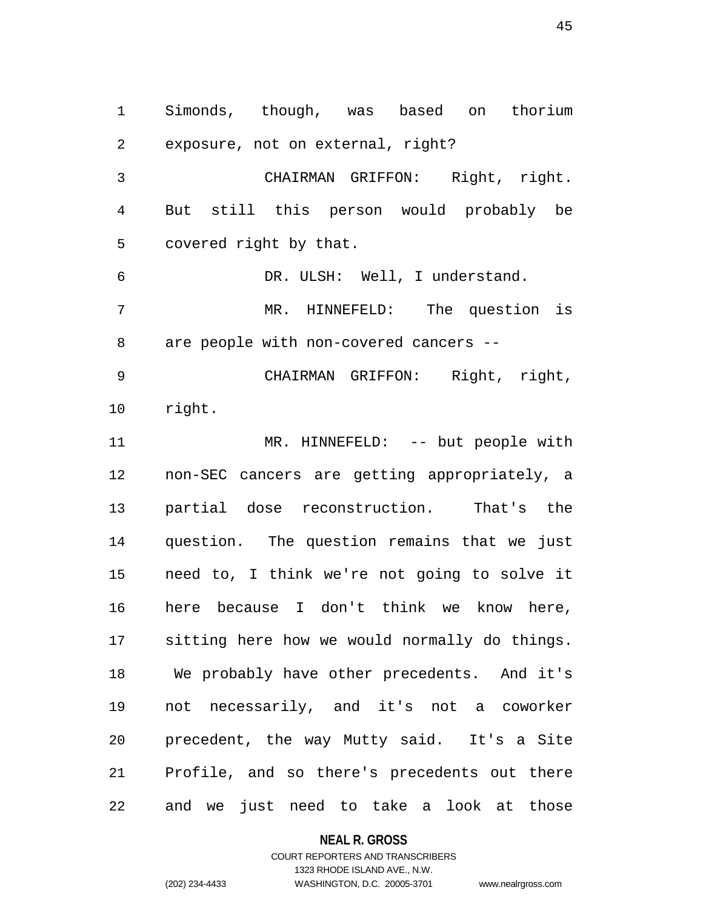Simonds, though, was based on thorium exposure, not on external, right?

CHAIRMAN GRIFFON: Right, right. But still this person would probably be covered right by that.

DR. ULSH: Well, I understand.

MR. HINNEFELD: The question is are people with non-covered cancers --

CHAIRMAN GRIFFON: Right, right, right.

MR. HINNEFELD: -- but people with non-SEC cancers are getting appropriately, a partial dose reconstruction. That's the question. The question remains that we just need to, I think we're not going to solve it here because I don't think we know here, sitting here how we would normally do things. We probably have other precedents. And it's not necessarily, and it's not a coworker precedent, the way Mutty said. It's a Site Profile, and so there's precedents out there and we just need to take a look at those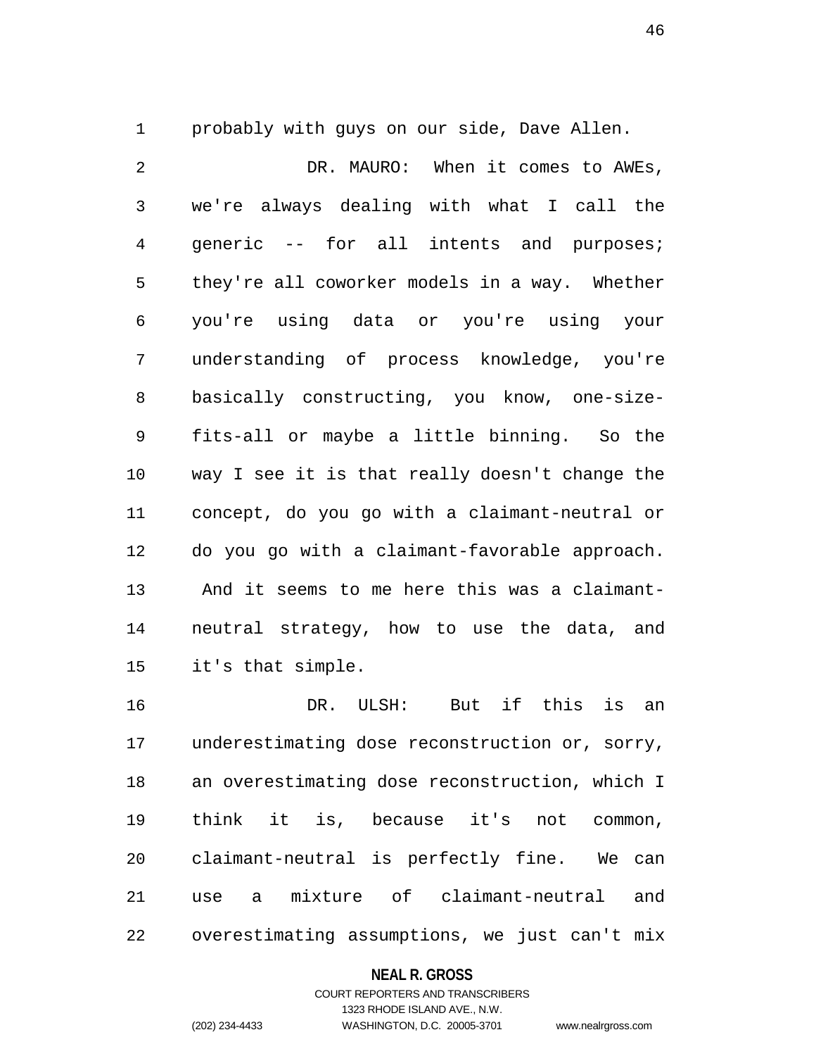probably with guys on our side, Dave Allen.

DR. MAURO: When it comes to AWEs, we're always dealing with what I call the generic -- for all intents and purposes; they're all coworker models in a way. Whether you're using data or you're using your understanding of process knowledge, you're basically constructing, you know, one-size-fits-all or maybe a little binning. So the way I see it is that really doesn't change the concept, do you go with a claimant-neutral or do you go with a claimant-favorable approach. And it seems to me here this was a claimant-neutral strategy, how to use the data, and it's that simple.

DR. ULSH: But if this is an underestimating dose reconstruction or, sorry, an overestimating dose reconstruction, which I think it is, because it's not common, claimant-neutral is perfectly fine. We can use a mixture of claimant-neutral and overestimating assumptions, we just can't mix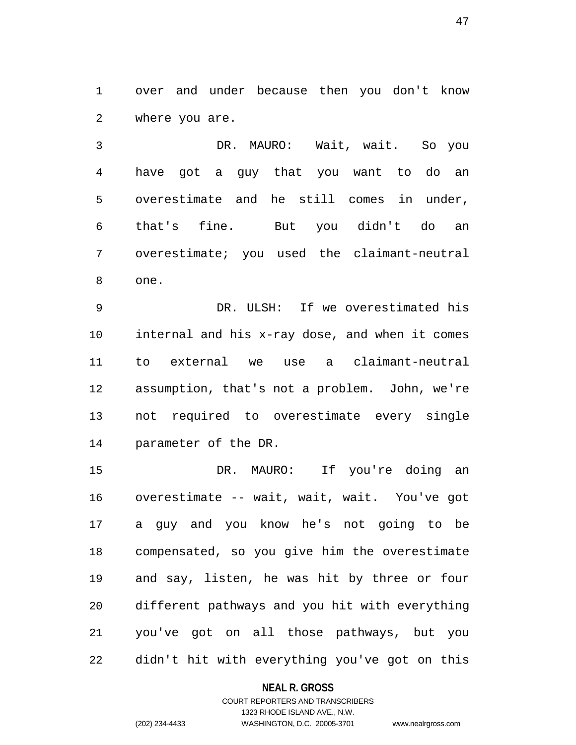over and under because then you don't know where you are.

DR. MAURO: Wait, wait. So you have got a guy that you want to do an overestimate and he still comes in under, that's fine. But you didn't do an overestimate; you used the claimant-neutral one.

DR. ULSH: If we overestimated his internal and his x-ray dose, and when it comes to external we use a claimant-neutral assumption, that's not a problem. John, we're not required to overestimate every single parameter of the DR.

DR. MAURO: If you're doing an overestimate -- wait, wait, wait. You've got a guy and you know he's not going to be compensated, so you give him the overestimate and say, listen, he was hit by three or four different pathways and you hit with everything you've got on all those pathways, but you didn't hit with everything you've got on this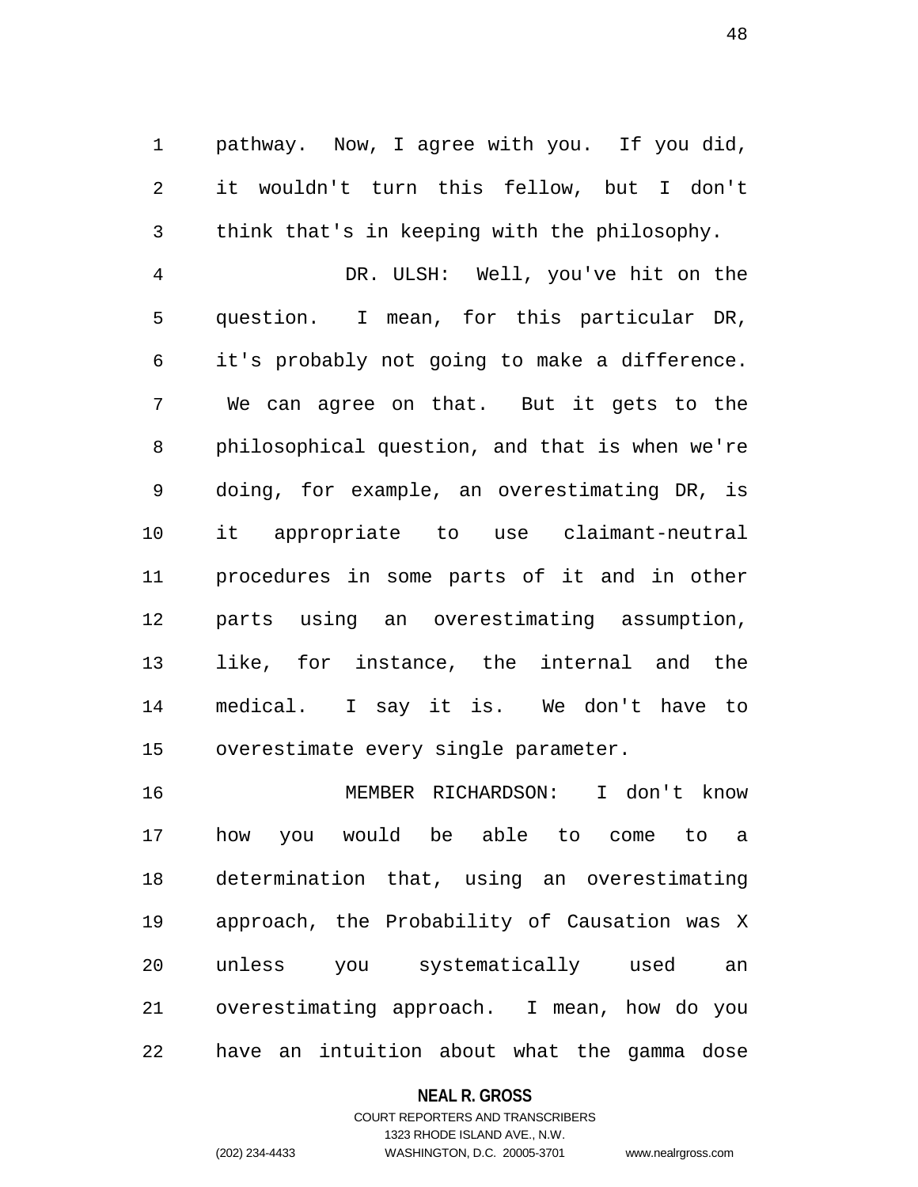pathway. Now, I agree with you. If you did, it wouldn't turn this fellow, but I don't think that's in keeping with the philosophy.

DR. ULSH: Well, you've hit on the question. I mean, for this particular DR, it's probably not going to make a difference. We can agree on that. But it gets to the philosophical question, and that is when we're doing, for example, an overestimating DR, is it appropriate to use claimant-neutral procedures in some parts of it and in other parts using an overestimating assumption, like, for instance, the internal and the medical. I say it is. We don't have to overestimate every single parameter.

MEMBER RICHARDSON: I don't know how you would be able to come to a determination that, using an overestimating approach, the Probability of Causation was X unless you systematically used an overestimating approach. I mean, how do you have an intuition about what the gamma dose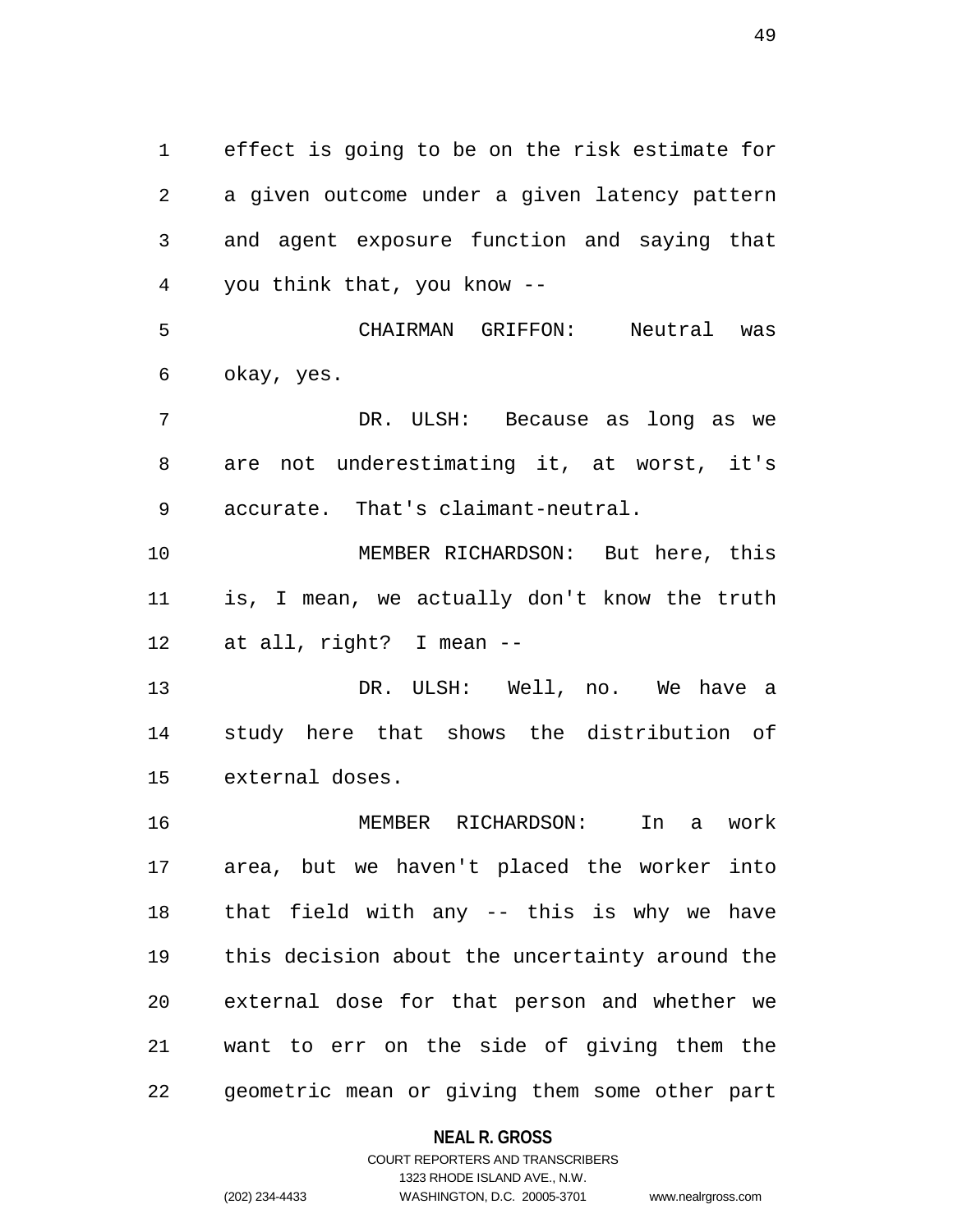effect is going to be on the risk estimate for a given outcome under a given latency pattern and agent exposure function and saying that you think that, you know --

CHAIRMAN GRIFFON: Neutral was okay, yes.

DR. ULSH: Because as long as we are not underestimating it, at worst, it's accurate. That's claimant-neutral.

MEMBER RICHARDSON: But here, this is, I mean, we actually don't know the truth at all, right? I mean --

DR. ULSH: Well, no. We have a study here that shows the distribution of external doses.

MEMBER RICHARDSON: In a work area, but we haven't placed the worker into that field with any -- this is why we have this decision about the uncertainty around the external dose for that person and whether we want to err on the side of giving them the geometric mean or giving them some other part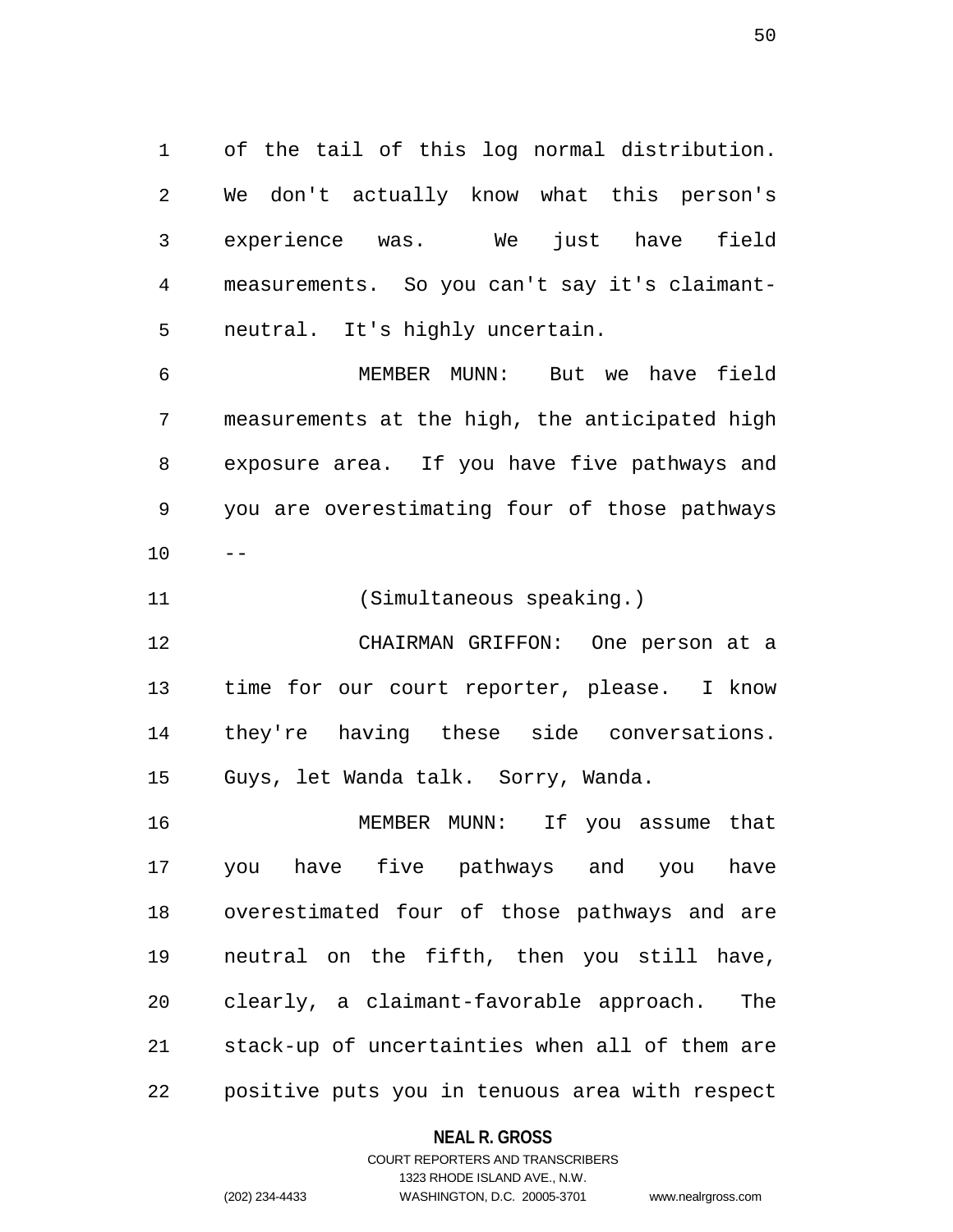of the tail of this log normal distribution. We don't actually know what this person's experience was. We just have field measurements. So you can't say it's claimant-neutral. It's highly uncertain.

MEMBER MUNN: But we have field measurements at the high, the anticipated high exposure area. If you have five pathways and you are overestimating four of those pathways --

(Simultaneous speaking.)

CHAIRMAN GRIFFON: One person at a time for our court reporter, please. I know they're having these side conversations. Guys, let Wanda talk. Sorry, Wanda.

MEMBER MUNN: If you assume that you have five pathways and you have overestimated four of those pathways and are neutral on the fifth, then you still have, clearly, a claimant-favorable approach. The stack-up of uncertainties when all of them are positive puts you in tenuous area with respect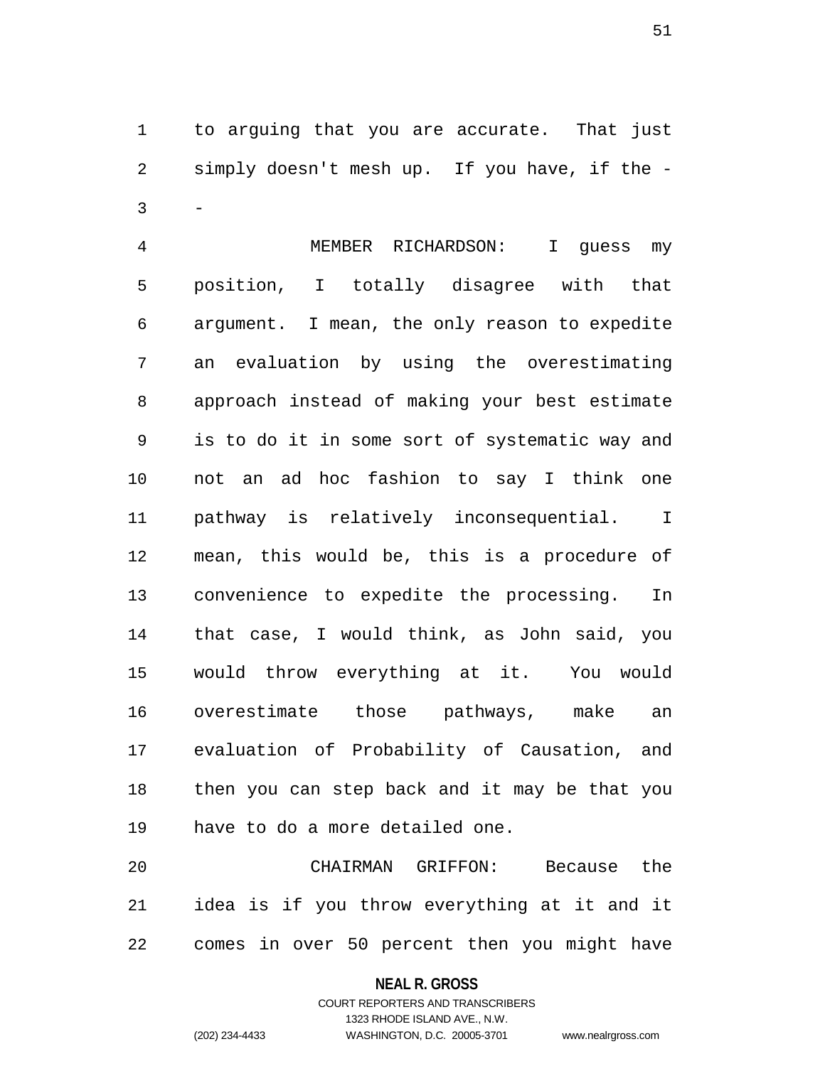to arguing that you are accurate. That just simply doesn't mesh up. If you have, if the --

MEMBER RICHARDSON: I guess my position, I totally disagree with that argument. I mean, the only reason to expedite an evaluation by using the overestimating approach instead of making your best estimate is to do it in some sort of systematic way and not an ad hoc fashion to say I think one pathway is relatively inconsequential. I mean, this would be, this is a procedure of convenience to expedite the processing. In that case, I would think, as John said, you would throw everything at it. You would overestimate those pathways, make an evaluation of Probability of Causation, and then you can step back and it may be that you have to do a more detailed one.

CHAIRMAN GRIFFON: Because the idea is if you throw everything at it and it comes in over 50 percent then you might have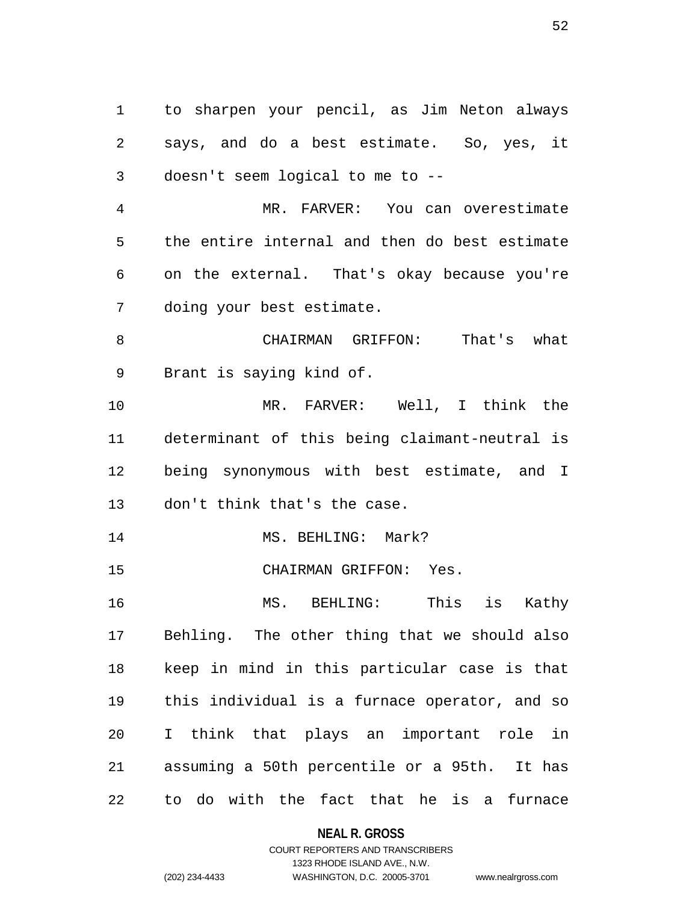to sharpen your pencil, as Jim Neton always says, and do a best estimate. So, yes, it doesn't seem logical to me to --

MR. FARVER: You can overestimate the entire internal and then do best estimate on the external. That's okay because you're doing your best estimate.

CHAIRMAN GRIFFON: That's what Brant is saying kind of.

MR. FARVER: Well, I think the determinant of this being claimant-neutral is being synonymous with best estimate, and I don't think that's the case.

MS. BEHLING: Mark?

CHAIRMAN GRIFFON: Yes.

MS. BEHLING: This is Kathy Behling. The other thing that we should also keep in mind in this particular case is that this individual is a furnace operator, and so I think that plays an important role in assuming a 50th percentile or a 95th. It has to do with the fact that he is a furnace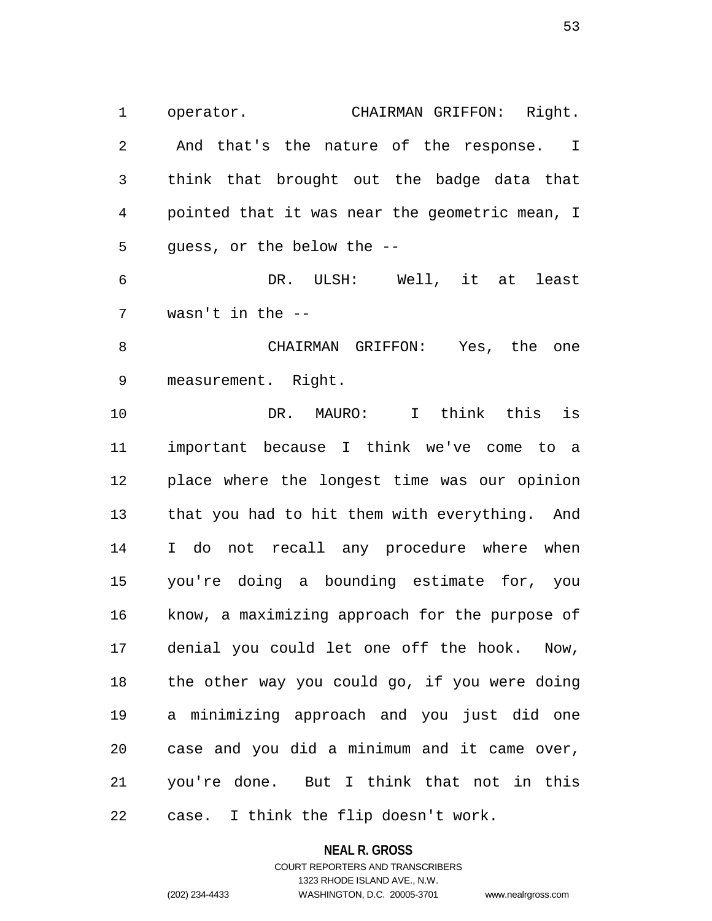operator. CHAIRMAN GRIFFON: Right. And that's the nature of the response. I think that brought out the badge data that pointed that it was near the geometric mean, I guess, or the below the --

DR. ULSH: Well, it at least wasn't in the --

CHAIRMAN GRIFFON: Yes, the one measurement. Right.

DR. MAURO: I think this is important because I think we've come to a place where the longest time was our opinion that you had to hit them with everything. And I do not recall any procedure where when you're doing a bounding estimate for, you know, a maximizing approach for the purpose of denial you could let one off the hook. Now, the other way you could go, if you were doing a minimizing approach and you just did one case and you did a minimum and it came over, you're done. But I think that not in this case. I think the flip doesn't work.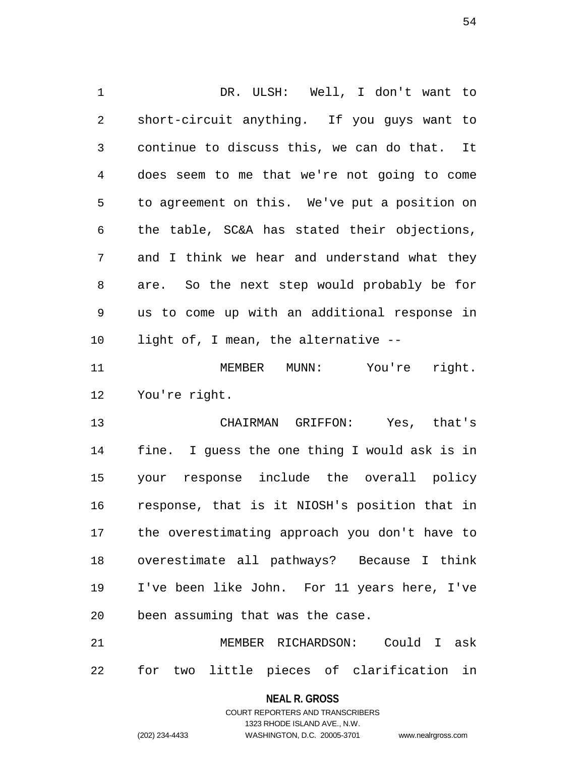DR. ULSH: Well, I don't want to short-circuit anything. If you guys want to continue to discuss this, we can do that. It does seem to me that we're not going to come to agreement on this. We've put a position on the table, SC&A has stated their objections, and I think we hear and understand what they are. So the next step would probably be for us to come up with an additional response in light of, I mean, the alternative --

MEMBER MUNN: You're right. You're right.

CHAIRMAN GRIFFON: Yes, that's fine. I guess the one thing I would ask is in your response include the overall policy response, that is it NIOSH's position that in the overestimating approach you don't have to overestimate all pathways? Because I think I've been like John. For 11 years here, I've been assuming that was the case.

MEMBER RICHARDSON: Could I ask for two little pieces of clarification in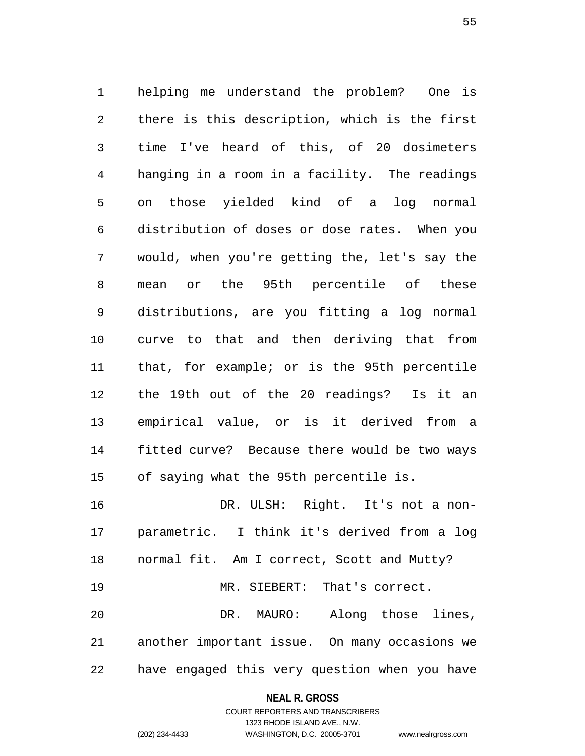helping me understand the problem? One is there is this description, which is the first time I've heard of this, of 20 dosimeters hanging in a room in a facility. The readings on those yielded kind of a log normal distribution of doses or dose rates. When you would, when you're getting the, let's say the mean or the 95th percentile of these distributions, are you fitting a log normal curve to that and then deriving that from that, for example; or is the 95th percentile the 19th out of the 20 readings? Is it an empirical value, or is it derived from a fitted curve? Because there would be two ways of saying what the 95th percentile is.

DR. ULSH: Right. It's not a non-parametric. I think it's derived from a log normal fit. Am I correct, Scott and Mutty?

MR. SIEBERT: That's correct.

DR. MAURO: Along those lines, another important issue. On many occasions we have engaged this very question when you have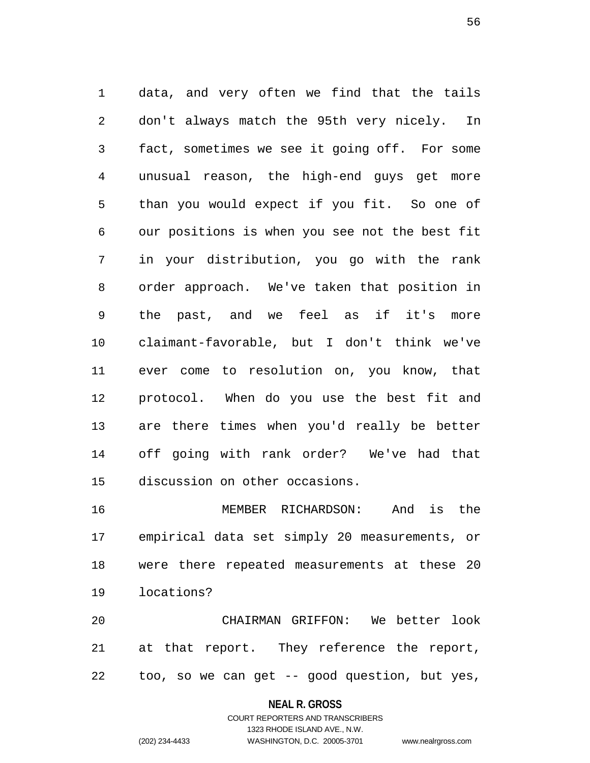data, and very often we find that the tails don't always match the 95th very nicely. In fact, sometimes we see it going off. For some unusual reason, the high-end guys get more than you would expect if you fit. So one of our positions is when you see not the best fit in your distribution, you go with the rank order approach. We've taken that position in the past, and we feel as if it's more claimant-favorable, but I don't think we've ever come to resolution on, you know, that protocol. When do you use the best fit and are there times when you'd really be better off going with rank order? We've had that discussion on other occasions.

MEMBER RICHARDSON: And is the empirical data set simply 20 measurements, or were there repeated measurements at these 20 locations?

CHAIRMAN GRIFFON: We better look at that report. They reference the report, too, so we can get -- good question, but yes,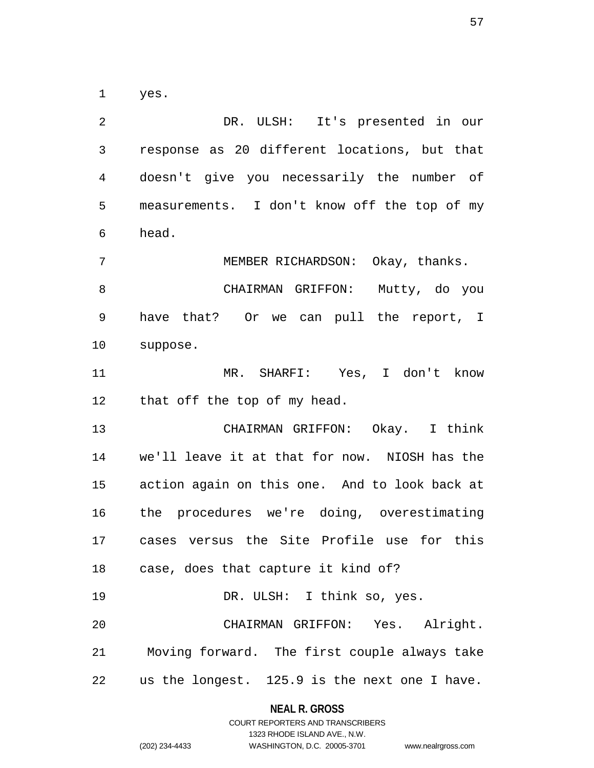yes.

DR. ULSH: It's presented in our response as 20 different locations, but that doesn't give you necessarily the number of measurements. I don't know off the top of my head.

MEMBER RICHARDSON: Okay, thanks.

CHAIRMAN GRIFFON: Mutty, do you have that? Or we can pull the report, I suppose.

MR. SHARFI: Yes, I don't know that off the top of my head.

CHAIRMAN GRIFFON: Okay. I think we'll leave it at that for now. NIOSH has the action again on this one. And to look back at the procedures we're doing, overestimating cases versus the Site Profile use for this case, does that capture it kind of?

DR. ULSH: I think so, yes.

CHAIRMAN GRIFFON: Yes. Alright. Moving forward. The first couple always take us the longest. 125.9 is the next one I have.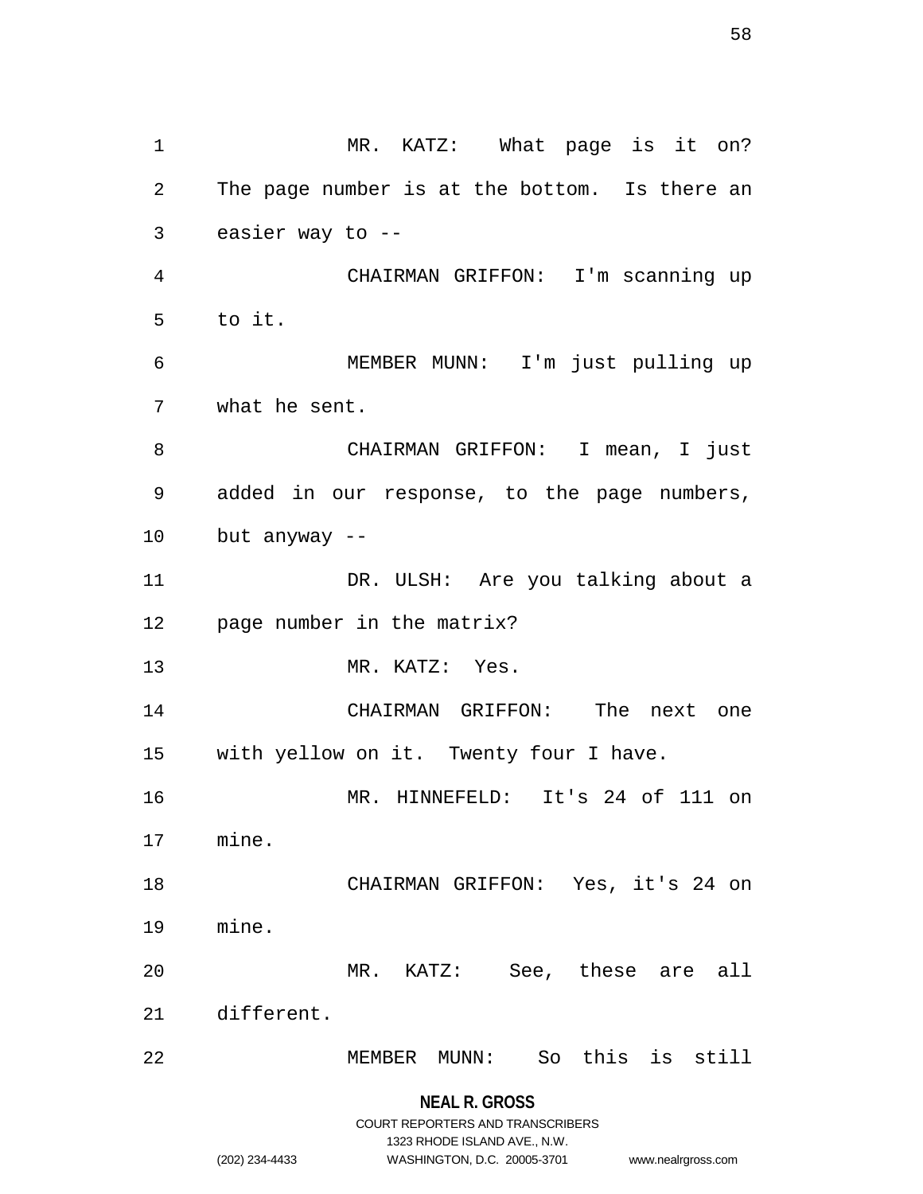MR. KATZ: What page is it on? The page number is at the bottom. Is there an easier way to --

CHAIRMAN GRIFFON: I'm scanning up to it.

MEMBER MUNN: I'm just pulling up what he sent.

CHAIRMAN GRIFFON: I mean, I just added in our response, to the page numbers, but anyway --

DR. ULSH: Are you talking about a page number in the matrix?

MR. KATZ: Yes.

CHAIRMAN GRIFFON: The next one with yellow on it. Twenty four I have.

MR. HINNEFELD: It's 24 of 111 on mine.

CHAIRMAN GRIFFON: Yes, it's 24 on mine.

MR. KATZ: See, these are all different.

MEMBER MUNN: So this is still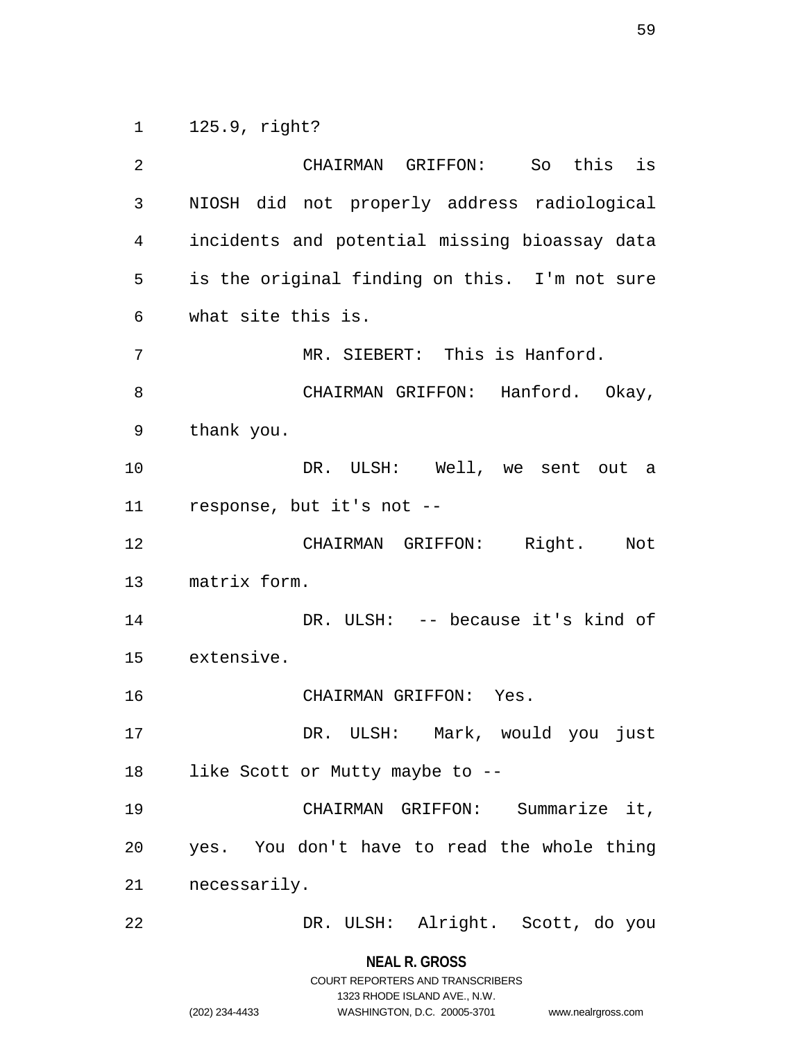125.9, right?

CHAIRMAN GRIFFON: So this is NIOSH did not properly address radiological incidents and potential missing bioassay data is the original finding on this. I'm not sure what site this is.

MR. SIEBERT: This is Hanford.

CHAIRMAN GRIFFON: Hanford. Okay, thank you.

DR. ULSH: Well, we sent out a response, but it's not --

CHAIRMAN GRIFFON: Right. Not matrix form.

DR. ULSH: -- because it's kind of extensive.

CHAIRMAN GRIFFON: Yes.

DR. ULSH: Mark, would you just like Scott or Mutty maybe to --

CHAIRMAN GRIFFON: Summarize it, yes. You don't have to read the whole thing necessarily.

DR. ULSH: Alright. Scott, do you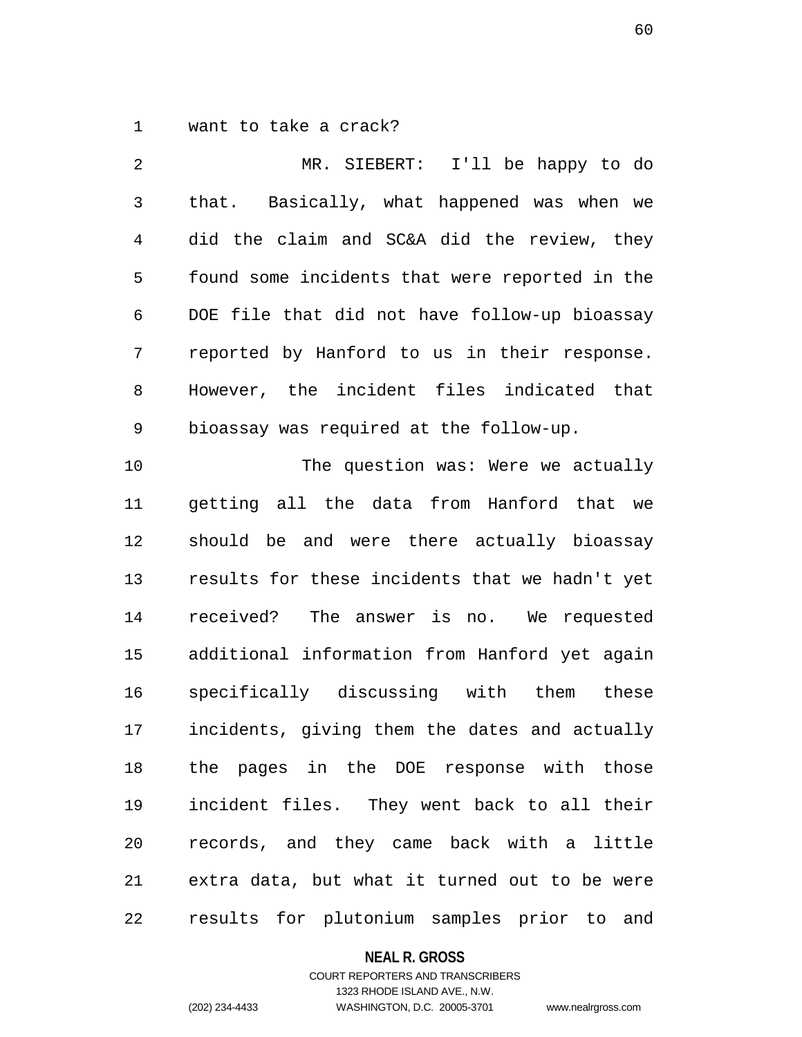want to take a crack?

MR. SIEBERT: I'll be happy to do that. Basically, what happened was when we did the claim and SC&A did the review, they found some incidents that were reported in the DOE file that did not have follow-up bioassay reported by Hanford to us in their response. However, the incident files indicated that bioassay was required at the follow-up.

The question was: Were we actually getting all the data from Hanford that we should be and were there actually bioassay results for these incidents that we hadn't yet received? The answer is no. We requested additional information from Hanford yet again specifically discussing with them these incidents, giving them the dates and actually the pages in the DOE response with those incident files. They went back to all their records, and they came back with a little extra data, but what it turned out to be were results for plutonium samples prior to and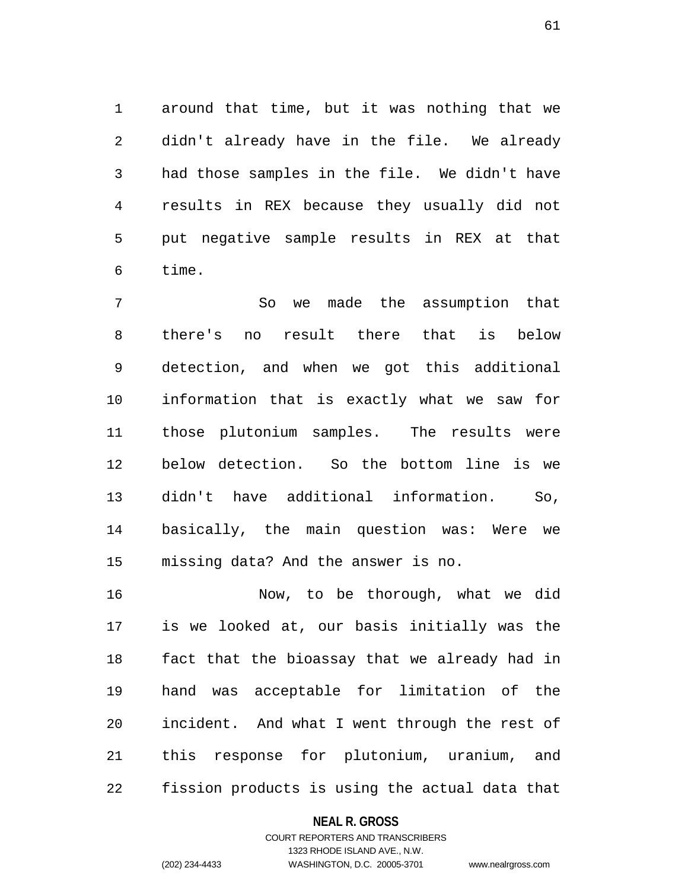around that time, but it was nothing that we didn't already have in the file. We already had those samples in the file. We didn't have results in REX because they usually did not put negative sample results in REX at that time.

So we made the assumption that there's no result there that is below detection, and when we got this additional information that is exactly what we saw for those plutonium samples. The results were below detection. So the bottom line is we didn't have additional information. So, basically, the main question was: Were we missing data? And the answer is no.

Now, to be thorough, what we did is we looked at, our basis initially was the fact that the bioassay that we already had in hand was acceptable for limitation of the incident. And what I went through the rest of this response for plutonium, uranium, and fission products is using the actual data that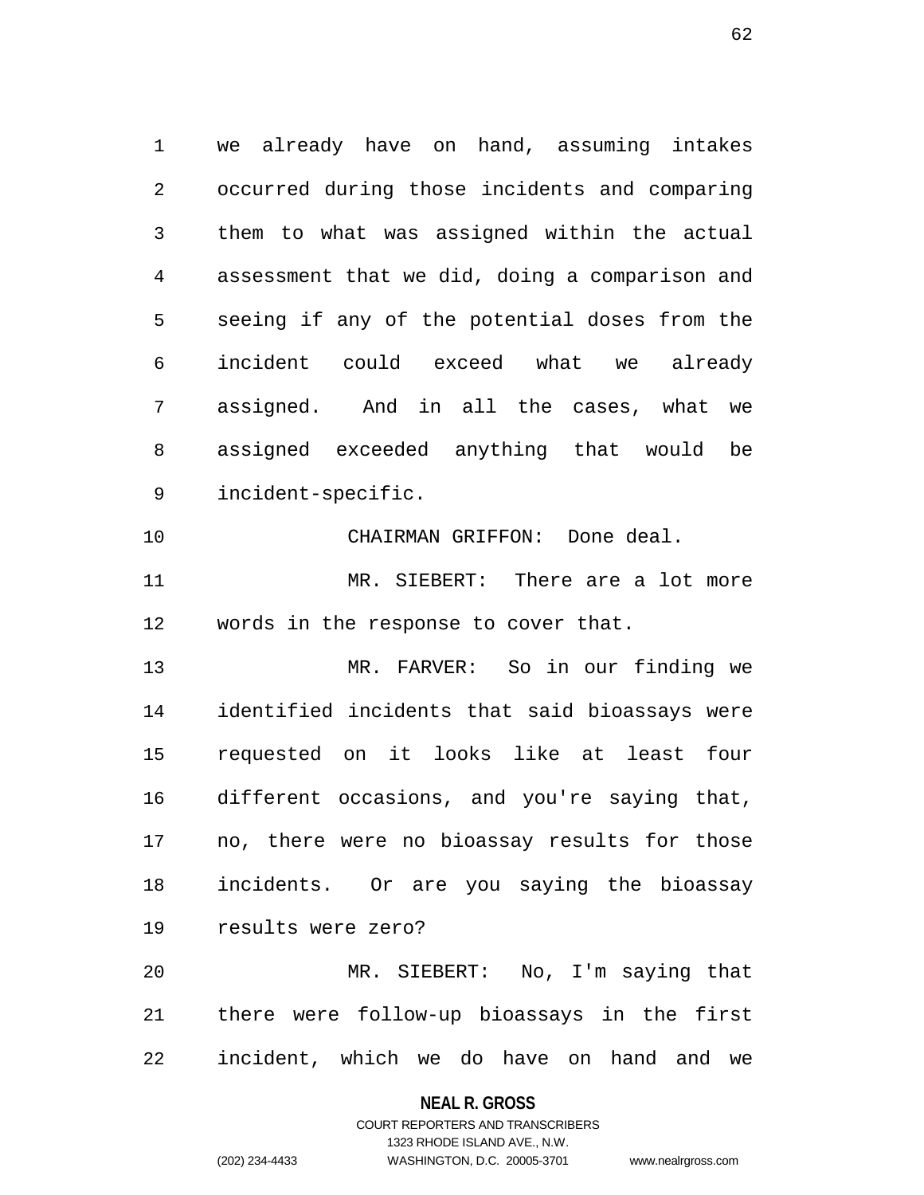we already have on hand, assuming intakes occurred during those incidents and comparing them to what was assigned within the actual assessment that we did, doing a comparison and seeing if any of the potential doses from the incident could exceed what we already assigned. And in all the cases, what we assigned exceeded anything that would be incident-specific.

CHAIRMAN GRIFFON: Done deal.

MR. SIEBERT: There are a lot more words in the response to cover that.

MR. FARVER: So in our finding we identified incidents that said bioassays were requested on it looks like at least four different occasions, and you're saying that, no, there were no bioassay results for those incidents. Or are you saying the bioassay results were zero?

MR. SIEBERT: No, I'm saying that there were follow-up bioassays in the first incident, which we do have on hand and we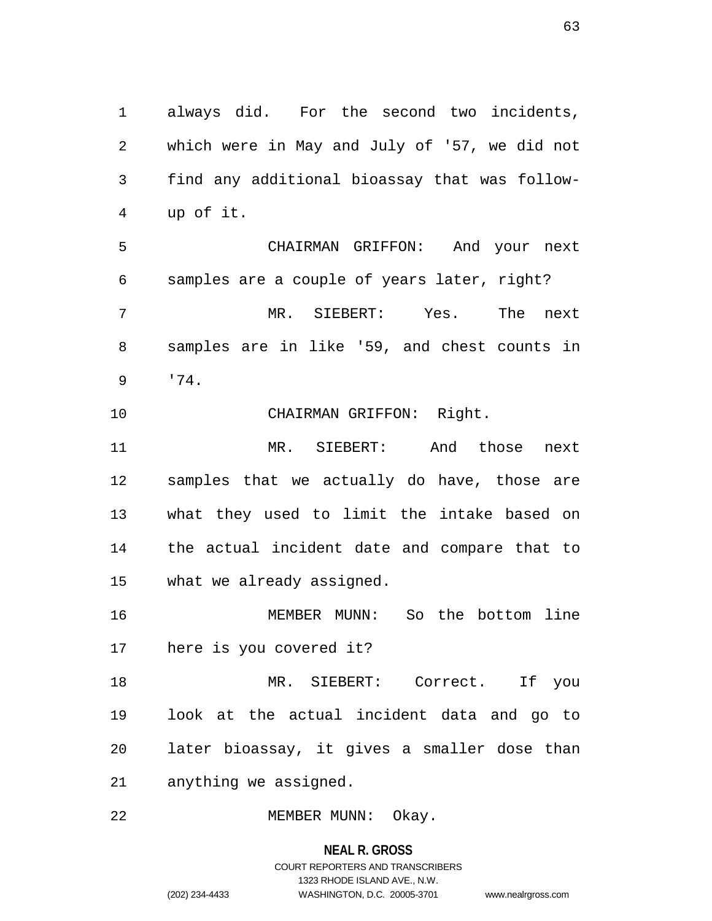always did. For the second two incidents, which were in May and July of '57, we did not find any additional bioassay that was follow-up of it.

CHAIRMAN GRIFFON: And your next samples are a couple of years later, right?

MR. SIEBERT: Yes. The next samples are in like '59, and chest counts in '74.

CHAIRMAN GRIFFON: Right.

MR. SIEBERT: And those next samples that we actually do have, those are what they used to limit the intake based on the actual incident date and compare that to what we already assigned.

MEMBER MUNN: So the bottom line here is you covered it?

MR. SIEBERT: Correct. If you look at the actual incident data and go to later bioassay, it gives a smaller dose than anything we assigned.

MEMBER MUNN: Okay.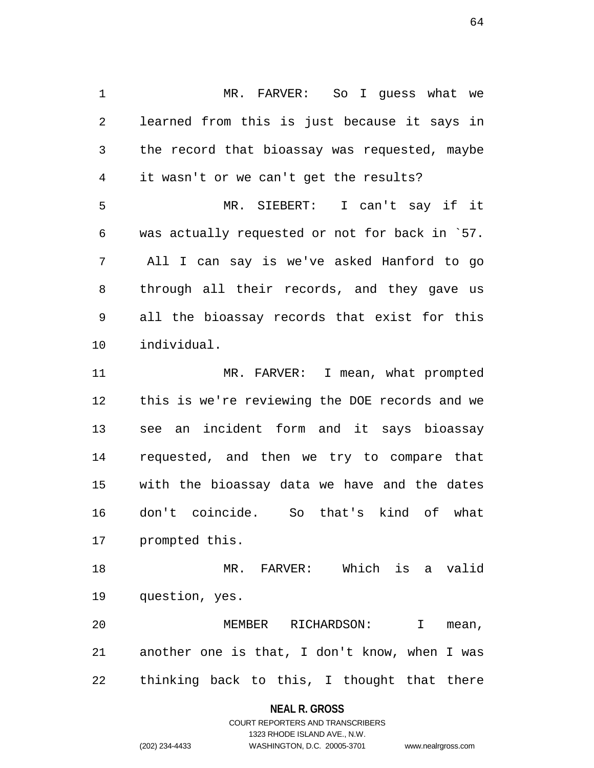MR. FARVER: So I guess what we learned from this is just because it says in the record that bioassay was requested, maybe it wasn't or we can't get the results?

MR. SIEBERT: I can't say if it was actually requested or not for back in `57. All I can say is we've asked Hanford to go through all their records, and they gave us all the bioassay records that exist for this individual.

MR. FARVER: I mean, what prompted this is we're reviewing the DOE records and we see an incident form and it says bioassay requested, and then we try to compare that with the bioassay data we have and the dates don't coincide. So that's kind of what prompted this.

MR. FARVER: Which is a valid question, yes.

MEMBER RICHARDSON: I mean, another one is that, I don't know, when I was thinking back to this, I thought that there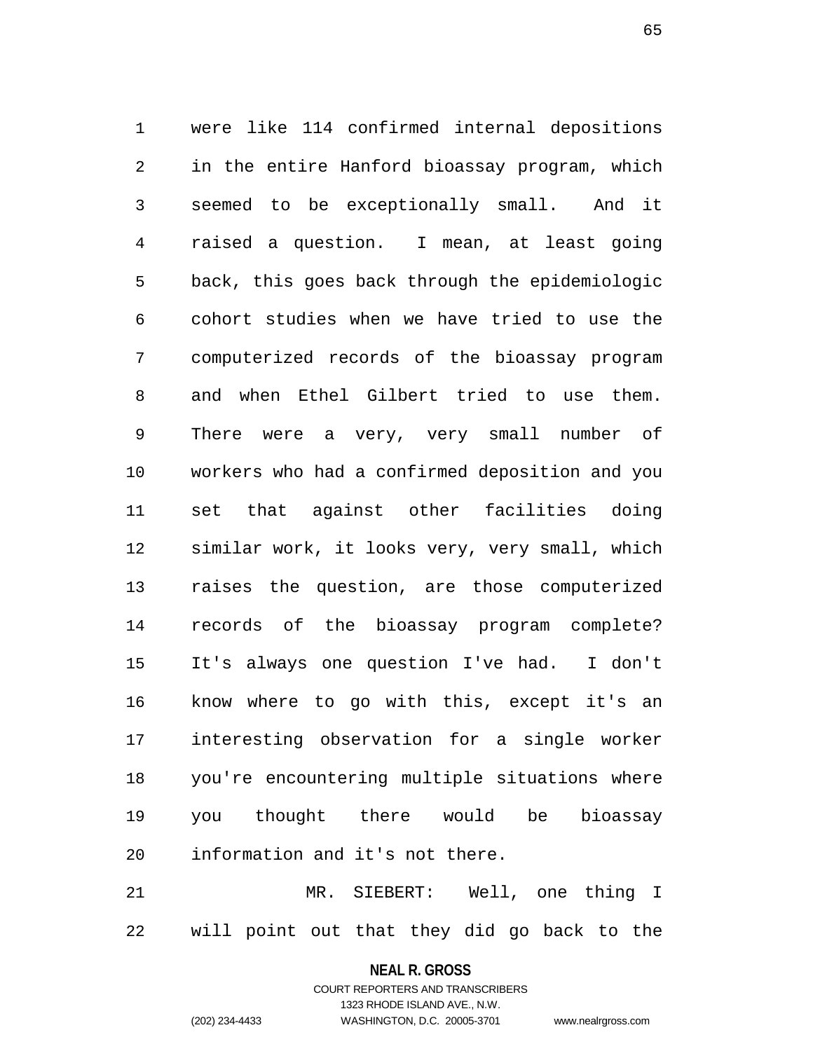were like 114 confirmed internal depositions in the entire Hanford bioassay program, which seemed to be exceptionally small. And it raised a question. I mean, at least going back, this goes back through the epidemiologic cohort studies when we have tried to use the computerized records of the bioassay program and when Ethel Gilbert tried to use them. There were a very, very small number of workers who had a confirmed deposition and you set that against other facilities doing similar work, it looks very, very small, which raises the question, are those computerized records of the bioassay program complete? It's always one question I've had. I don't know where to go with this, except it's an interesting observation for a single worker you're encountering multiple situations where you thought there would be bioassay information and it's not there.

MR. SIEBERT: Well, one thing I will point out that they did go back to the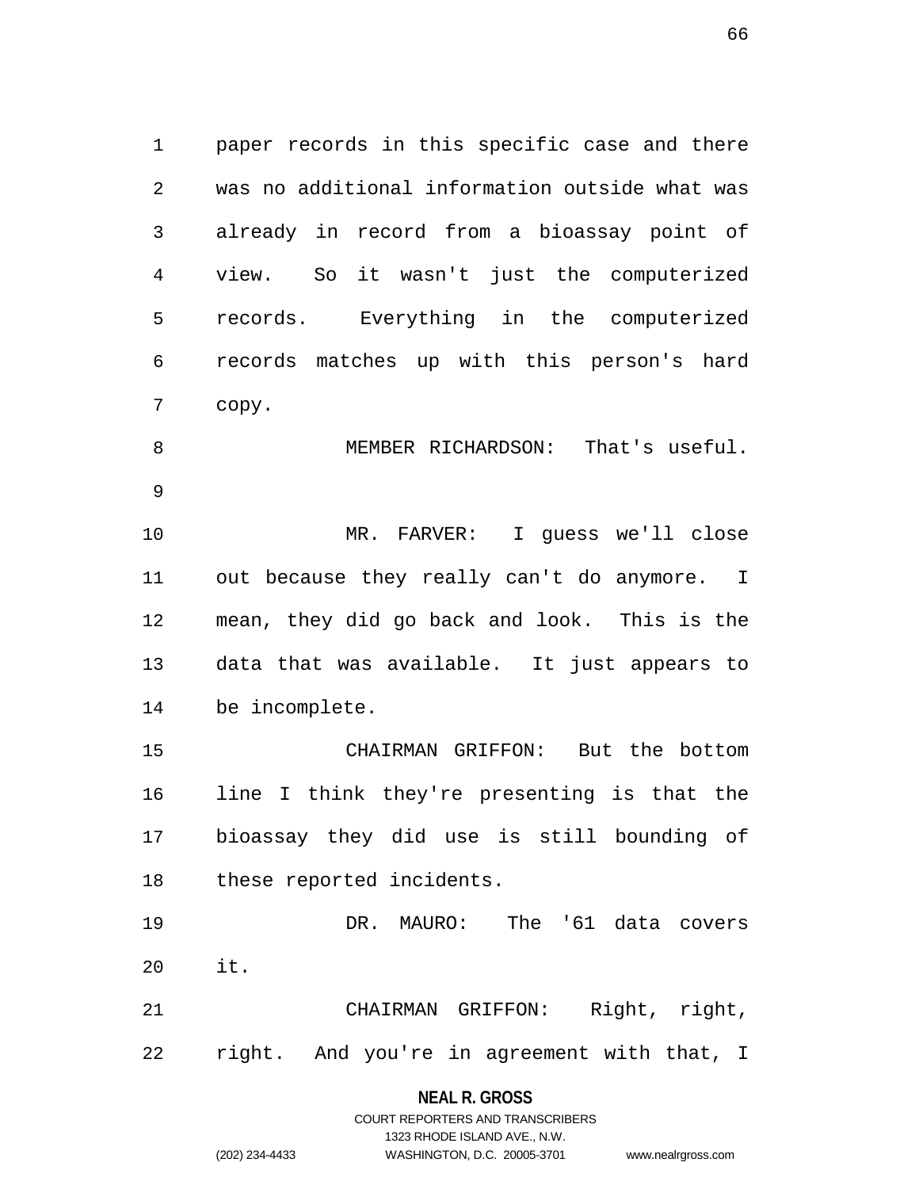paper records in this specific case and there was no additional information outside what was already in record from a bioassay point of view. So it wasn't just the computerized records. Everything in the computerized records matches up with this person's hard copy.

MEMBER RICHARDSON: That's useful.

MR. FARVER: I guess we'll close out because they really can't do anymore. I mean, they did go back and look. This is the data that was available. It just appears to be incomplete.

CHAIRMAN GRIFFON: But the bottom line I think they're presenting is that the bioassay they did use is still bounding of these reported incidents.

DR. MAURO: The '61 data covers it.

CHAIRMAN GRIFFON: Right, right, right. And you're in agreement with that, I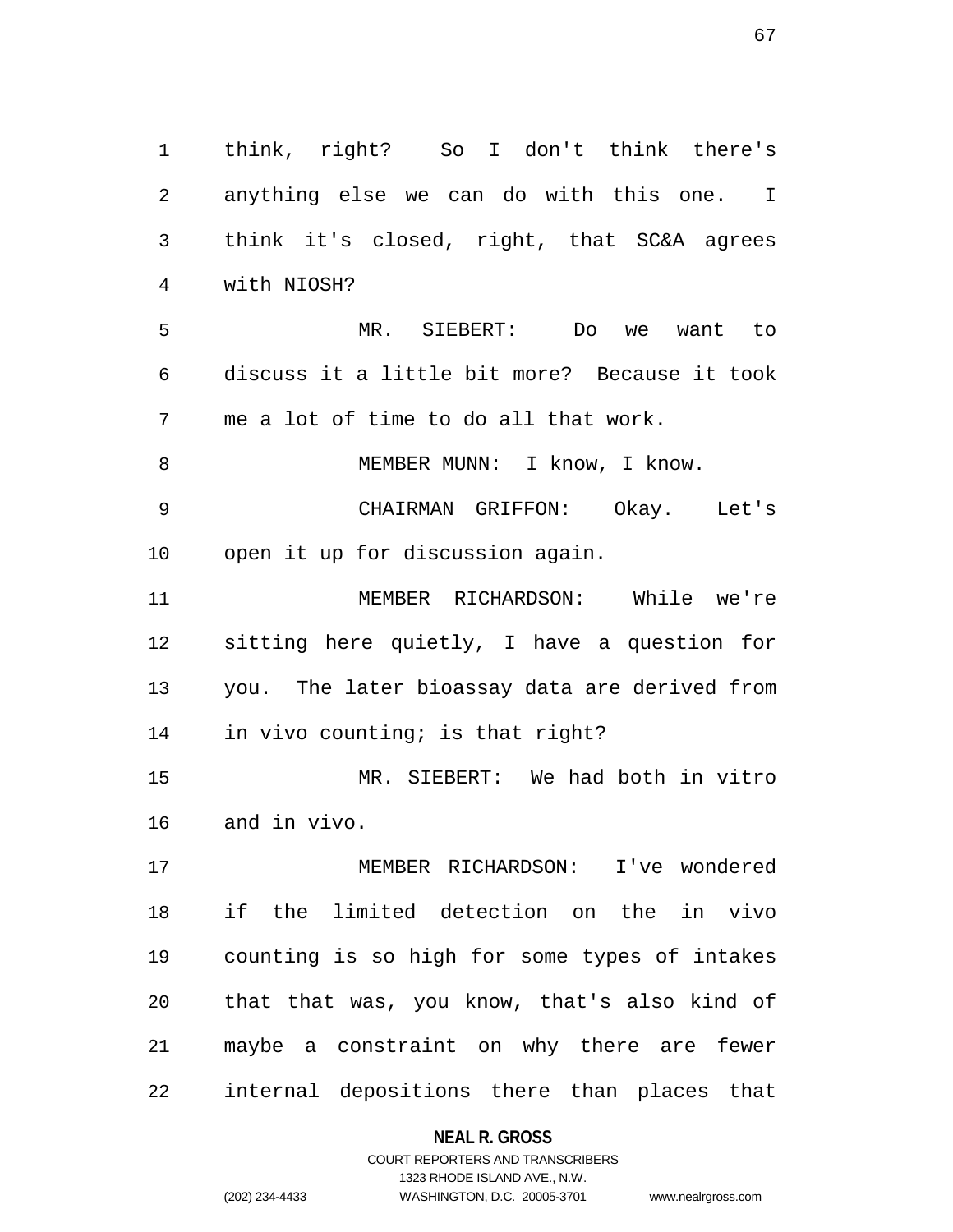think, right? So I don't think there's anything else we can do with this one. I think it's closed, right, that SC&A agrees with NIOSH?

MR. SIEBERT: Do we want to discuss it a little bit more? Because it took me a lot of time to do all that work.

MEMBER MUNN: I know, I know.

CHAIRMAN GRIFFON: Okay. Let's open it up for discussion again.

MEMBER RICHARDSON: While we're sitting here quietly, I have a question for you. The later bioassay data are derived from in vivo counting; is that right?

MR. SIEBERT: We had both in vitro and in vivo.

MEMBER RICHARDSON: I've wondered if the limited detection on the in vivo counting is so high for some types of intakes that that was, you know, that's also kind of maybe a constraint on why there are fewer internal depositions there than places that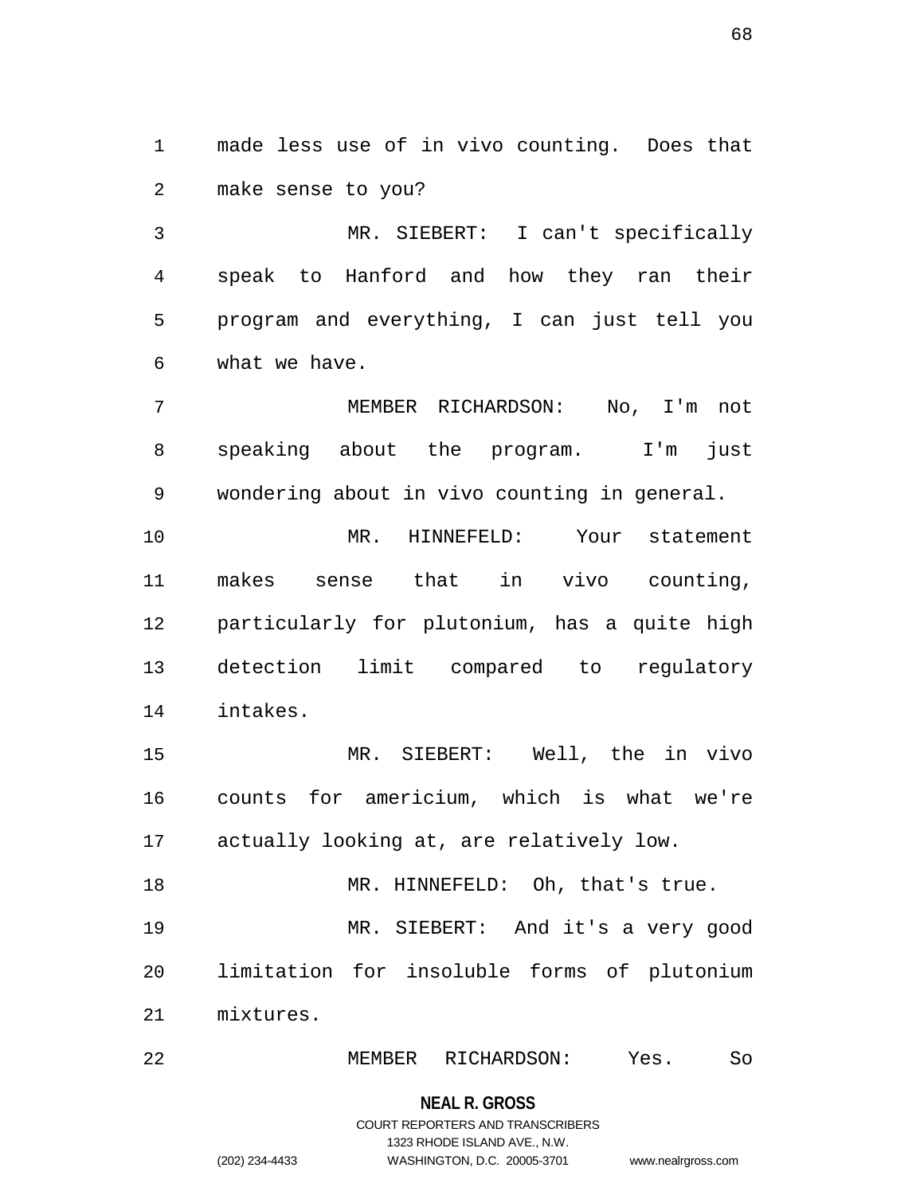made less use of in vivo counting. Does that make sense to you?

MR. SIEBERT: I can't specifically speak to Hanford and how they ran their program and everything, I can just tell you what we have.

MEMBER RICHARDSON: No, I'm not speaking about the program. I'm just wondering about in vivo counting in general.

MR. HINNEFELD: Your statement makes sense that in vivo counting, particularly for plutonium, has a quite high detection limit compared to regulatory intakes.

MR. SIEBERT: Well, the in vivo counts for americium, which is what we're actually looking at, are relatively low.

MR. HINNEFELD: Oh, that's true.

MR. SIEBERT: And it's a very good limitation for insoluble forms of plutonium mixtures.

MEMBER RICHARDSON: Yes. So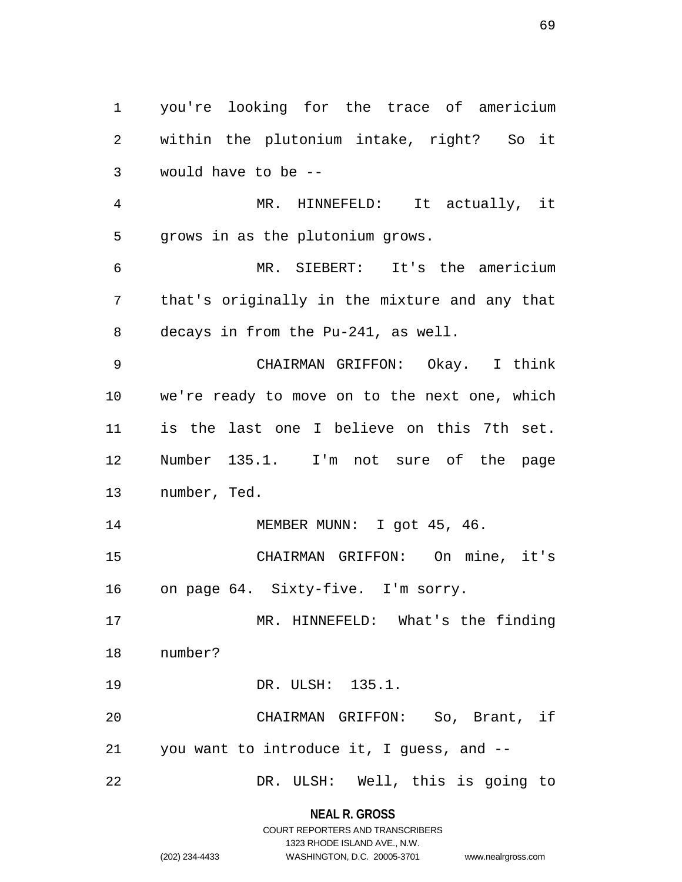you're looking for the trace of americium within the plutonium intake, right? So it would have to be --

MR. HINNEFELD: It actually, it grows in as the plutonium grows.

MR. SIEBERT: It's the americium that's originally in the mixture and any that decays in from the Pu-241, as well.

CHAIRMAN GRIFFON: Okay. I think we're ready to move on to the next one, which is the last one I believe on this 7th set. Number 135.1. I'm not sure of the page number, Ted.

MEMBER MUNN: I got 45, 46.

CHAIRMAN GRIFFON: On mine, it's on page 64. Sixty-five. I'm sorry.

MR. HINNEFELD: What's the finding number?

DR. ULSH: 135.1.

CHAIRMAN GRIFFON: So, Brant, if you want to introduce it, I guess, and --

DR. ULSH: Well, this is going to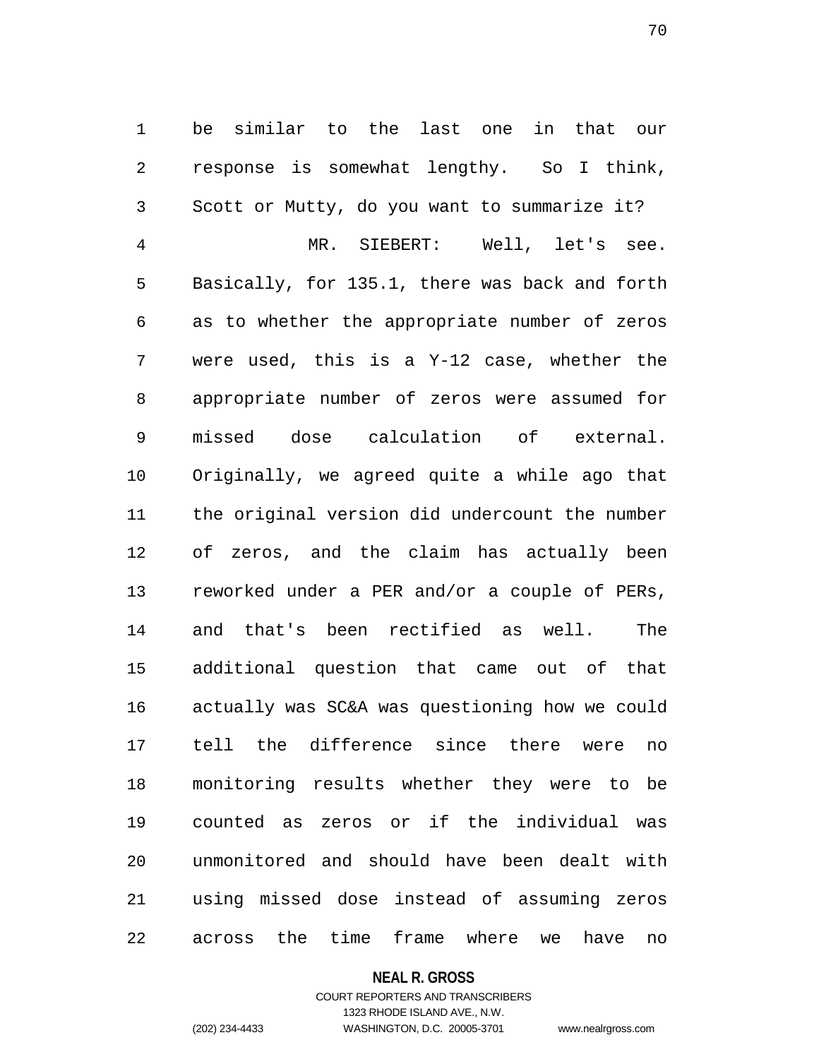be similar to the last one in that our response is somewhat lengthy. So I think, Scott or Mutty, do you want to summarize it?

MR. SIEBERT: Well, let's see. Basically, for 135.1, there was back and forth as to whether the appropriate number of zeros were used, this is a Y-12 case, whether the appropriate number of zeros were assumed for missed dose calculation of external. Originally, we agreed quite a while ago that the original version did undercount the number of zeros, and the claim has actually been reworked under a PER and/or a couple of PERs, and that's been rectified as well. The additional question that came out of that actually was SC&A was questioning how we could tell the difference since there were no monitoring results whether they were to be counted as zeros or if the individual was unmonitored and should have been dealt with using missed dose instead of assuming zeros across the time frame where we have no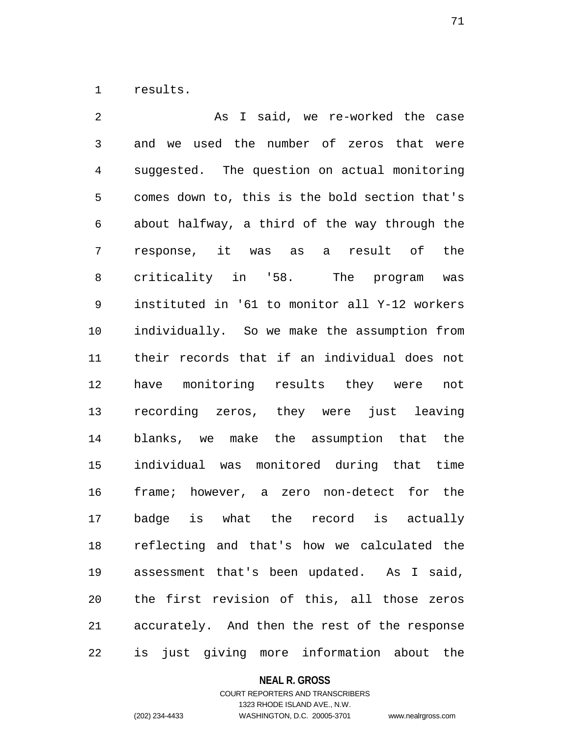results.

As I said, we re-worked the case and we used the number of zeros that were suggested. The question on actual monitoring comes down to, this is the bold section that's about halfway, a third of the way through the response, it was as a result of the criticality in '58. The program was instituted in '61 to monitor all Y-12 workers individually. So we make the assumption from their records that if an individual does not have monitoring results they were not recording zeros, they were just leaving blanks, we make the assumption that the individual was monitored during that time frame; however, a zero non-detect for the badge is what the record is actually reflecting and that's how we calculated the assessment that's been updated. As I said, the first revision of this, all those zeros accurately. And then the rest of the response is just giving more information about the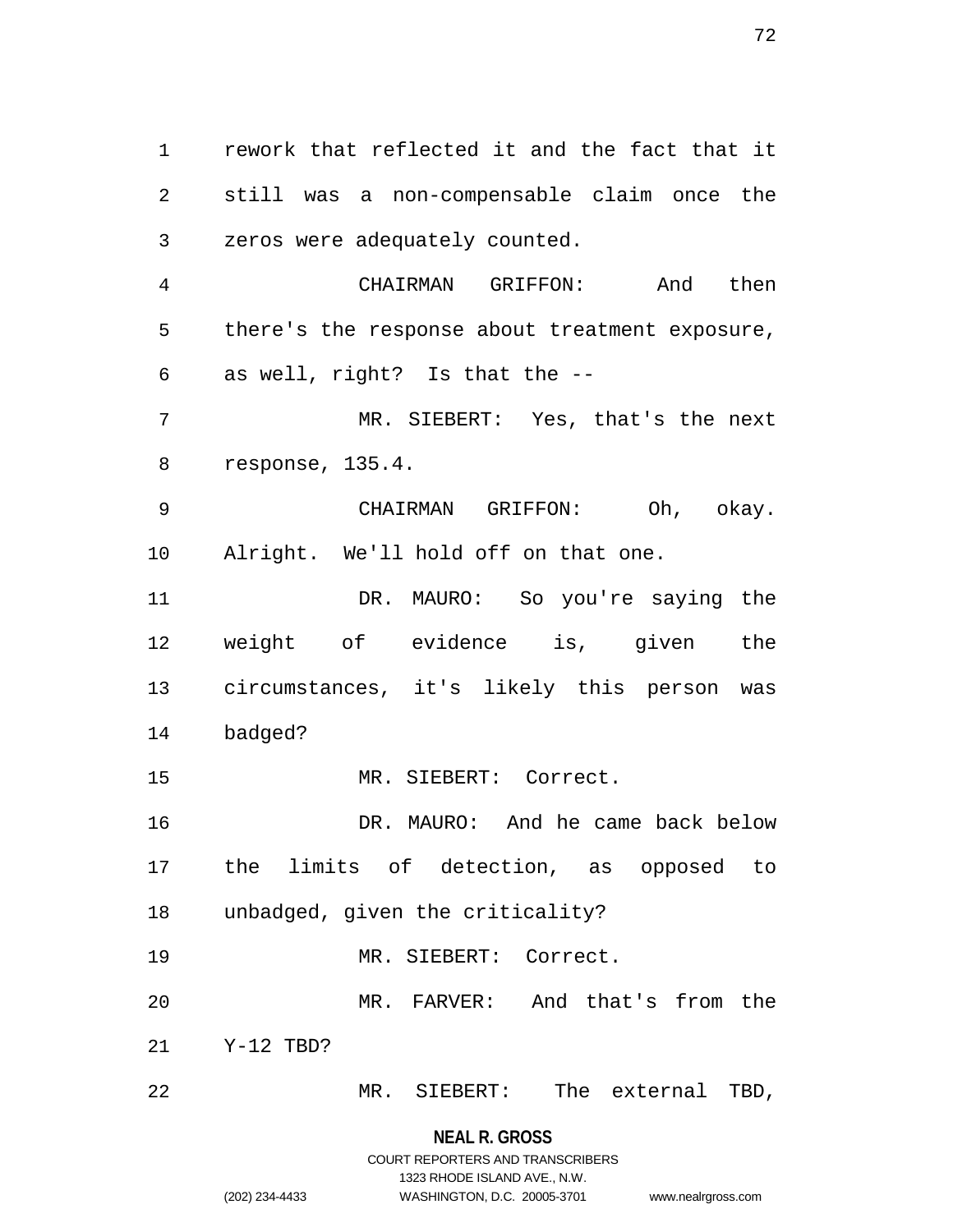rework that reflected it and the fact that it still was a non-compensable claim once the zeros were adequately counted.

CHAIRMAN GRIFFON: And then there's the response about treatment exposure, as well, right? Is that the --

MR. SIEBERT: Yes, that's the next response, 135.4.

CHAIRMAN GRIFFON: Oh, okay. Alright. We'll hold off on that one.

DR. MAURO: So you're saying the weight of evidence is, given the circumstances, it's likely this person was badged?

MR. SIEBERT: Correct.

DR. MAURO: And he came back below the limits of detection, as opposed to unbadged, given the criticality?

MR. SIEBERT: Correct.

MR. FARVER: And that's from the Y-12 TBD?

MR. SIEBERT: The external TBD,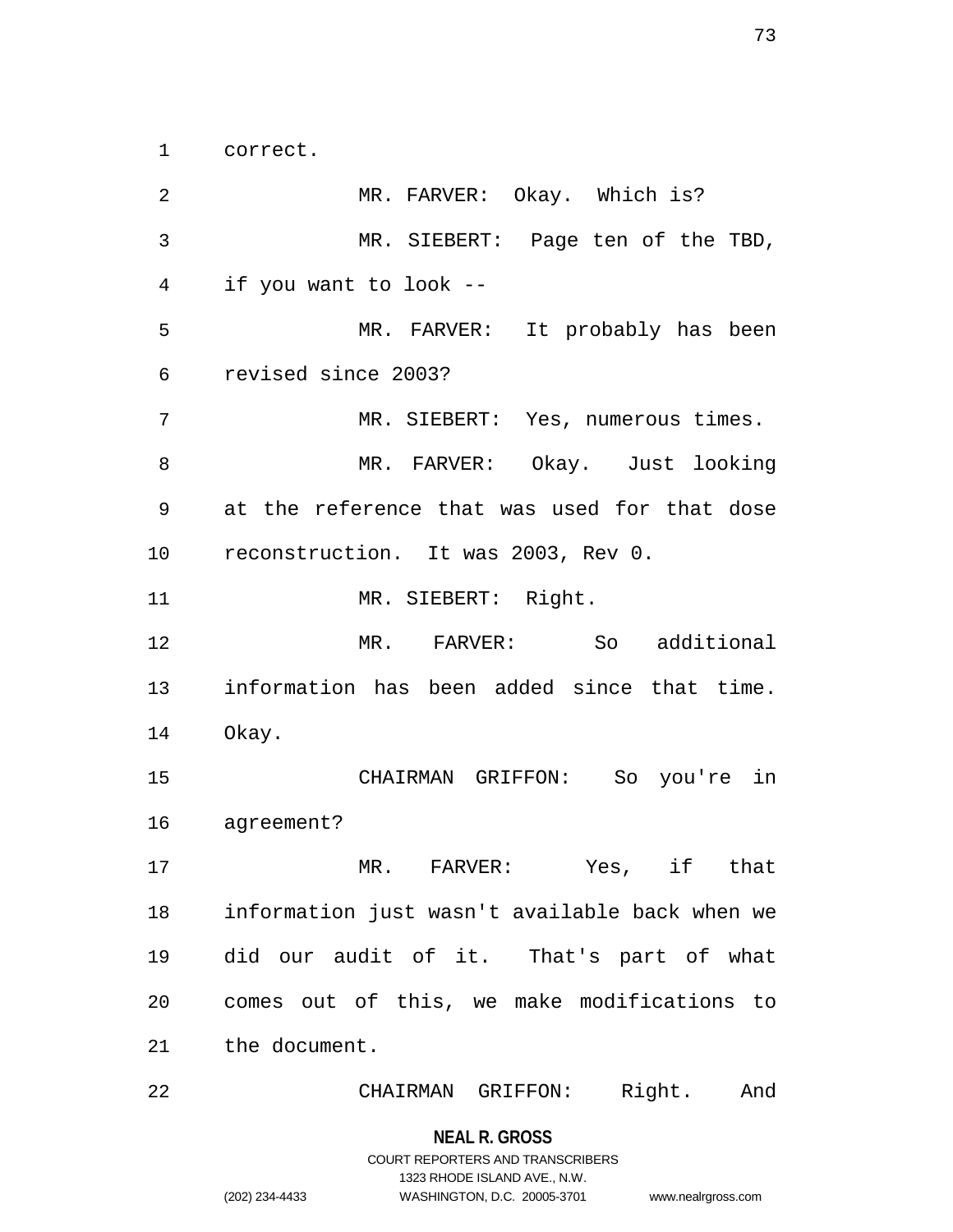correct.

MR. FARVER: Okay. Which is?

MR. SIEBERT: Page ten of the TBD, if you want to look --

MR. FARVER: It probably has been revised since 2003?

MR. SIEBERT: Yes, numerous times.

MR. FARVER: Okay. Just looking at the reference that was used for that dose reconstruction. It was 2003, Rev 0.

MR. SIEBERT: Right.

MR. FARVER: So additional information has been added since that time. Okay.

CHAIRMAN GRIFFON: So you're in agreement?

MR. FARVER: Yes, if that information just wasn't available back when we did our audit of it. That's part of what comes out of this, we make modifications to the document.

CHAIRMAN GRIFFON: Right. And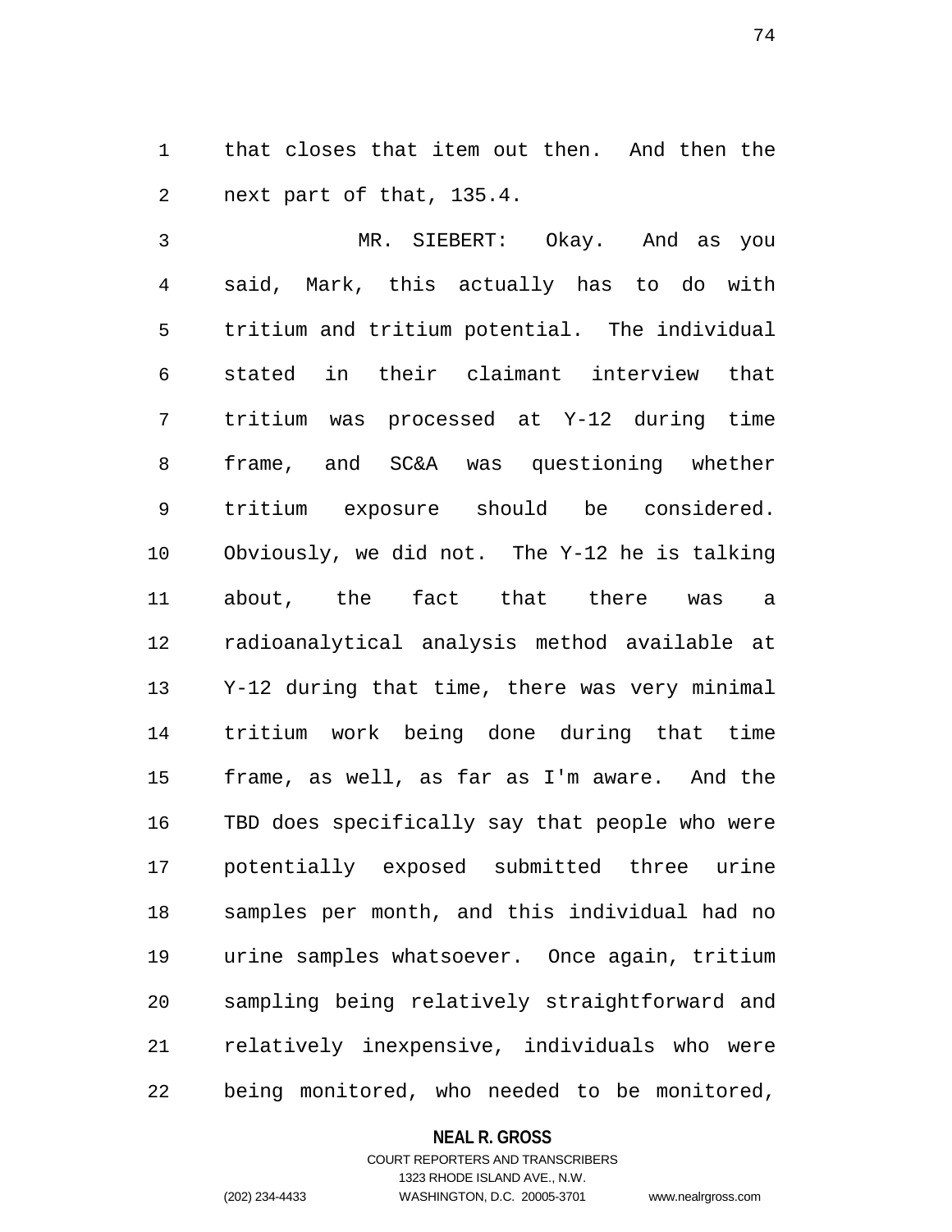that closes that item out then. And then the next part of that, 135.4.

MR. SIEBERT: Okay. And as you said, Mark, this actually has to do with tritium and tritium potential. The individual stated in their claimant interview that tritium was processed at Y-12 during time frame, and SC&A was questioning whether tritium exposure should be considered. Obviously, we did not. The Y-12 he is talking about, the fact that there was a radioanalytical analysis method available at Y-12 during that time, there was very minimal tritium work being done during that time frame, as well, as far as I'm aware. And the TBD does specifically say that people who were potentially exposed submitted three urine samples per month, and this individual had no urine samples whatsoever. Once again, tritium sampling being relatively straightforward and relatively inexpensive, individuals who were being monitored, who needed to be monitored,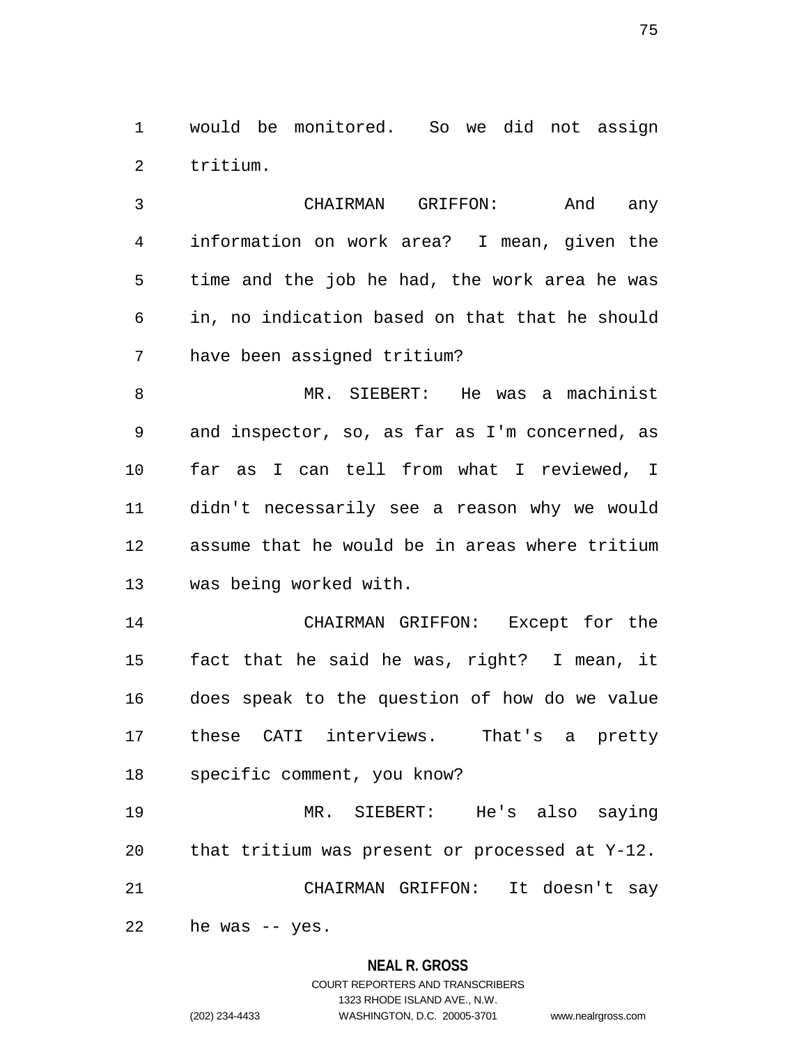would be monitored. So we did not assign tritium.

CHAIRMAN GRIFFON: And any information on work area? I mean, given the time and the job he had, the work area he was in, no indication based on that that he should have been assigned tritium?

MR. SIEBERT: He was a machinist and inspector, so, as far as I'm concerned, as far as I can tell from what I reviewed, I didn't necessarily see a reason why we would assume that he would be in areas where tritium was being worked with.

CHAIRMAN GRIFFON: Except for the fact that he said he was, right? I mean, it does speak to the question of how do we value these CATI interviews. That's a pretty specific comment, you know?

MR. SIEBERT: He's also saying that tritium was present or processed at Y-12.

CHAIRMAN GRIFFON: It doesn't say he was -- yes.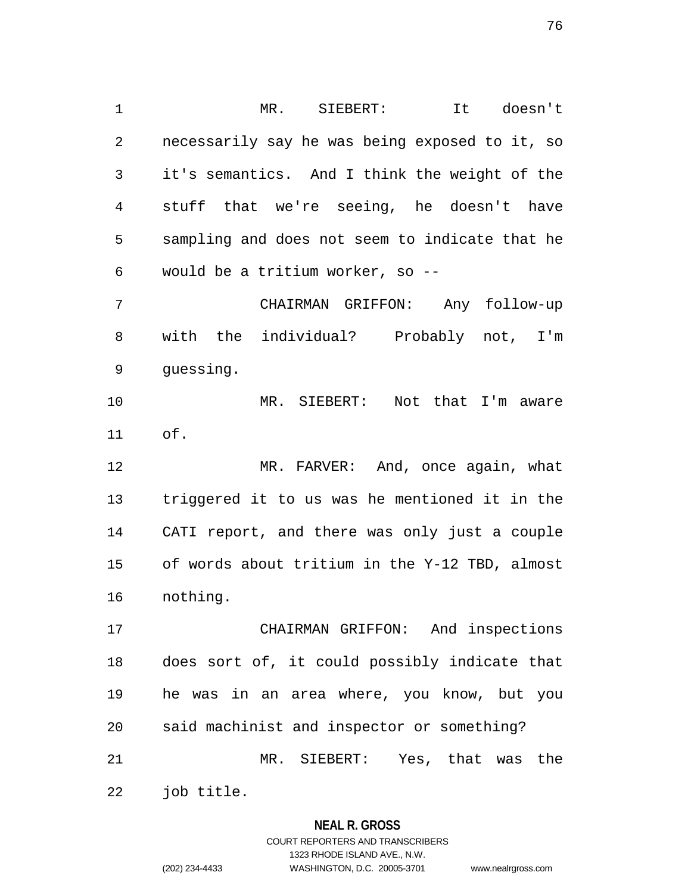MR. SIEBERT: It doesn't necessarily say he was being exposed to it, so it's semantics. And I think the weight of the stuff that we're seeing, he doesn't have sampling and does not seem to indicate that he would be a tritium worker, so --

CHAIRMAN GRIFFON: Any follow-up with the individual? Probably not, I'm guessing.

MR. SIEBERT: Not that I'm aware of.

MR. FARVER: And, once again, what triggered it to us was he mentioned it in the CATI report, and there was only just a couple of words about tritium in the Y-12 TBD, almost nothing.

CHAIRMAN GRIFFON: And inspections does sort of, it could possibly indicate that he was in an area where, you know, but you said machinist and inspector or something?

MR. SIEBERT: Yes, that was the job title.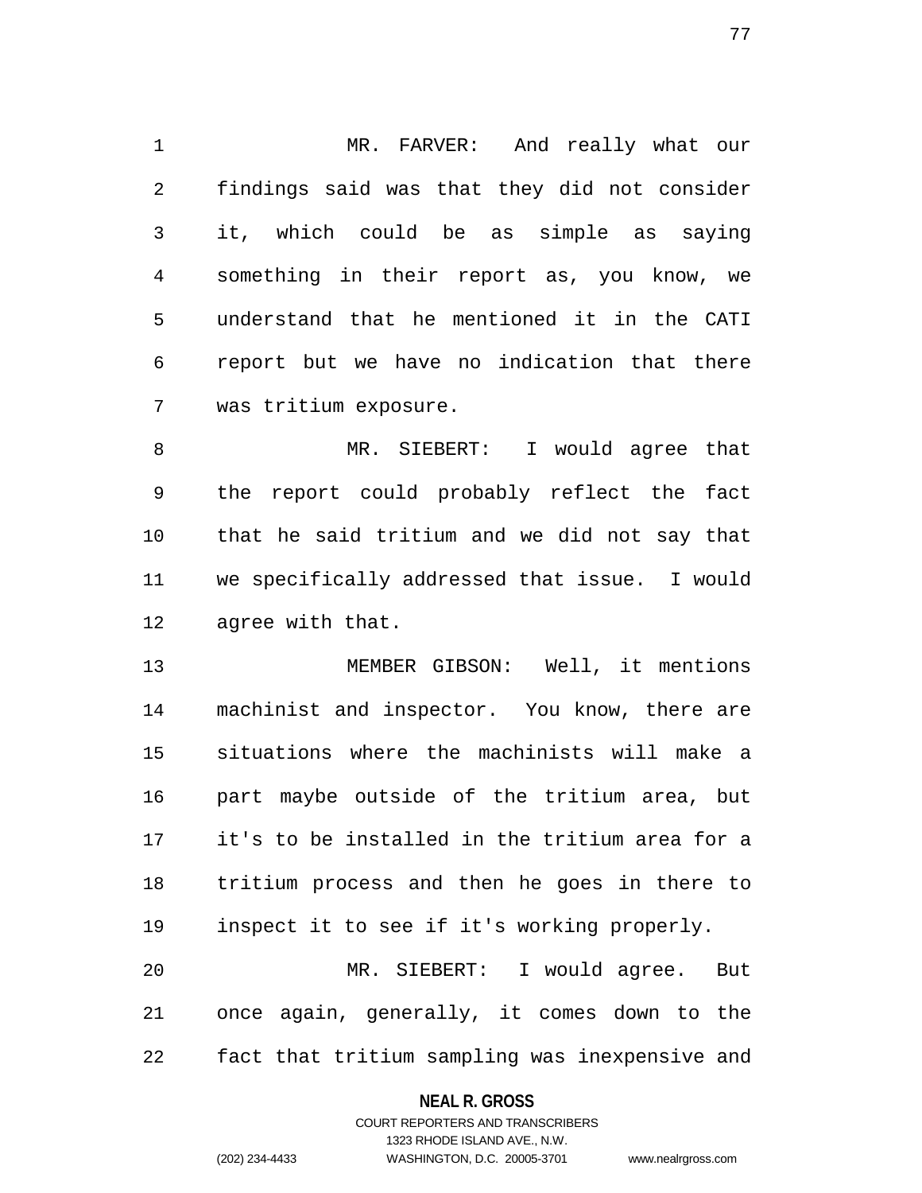MR. FARVER: And really what our findings said was that they did not consider it, which could be as simple as saying something in their report as, you know, we understand that he mentioned it in the CATI report but we have no indication that there was tritium exposure.

MR. SIEBERT: I would agree that the report could probably reflect the fact that he said tritium and we did not say that we specifically addressed that issue. I would agree with that.

MEMBER GIBSON: Well, it mentions machinist and inspector. You know, there are situations where the machinists will make a part maybe outside of the tritium area, but it's to be installed in the tritium area for a tritium process and then he goes in there to inspect it to see if it's working properly.

MR. SIEBERT: I would agree. But once again, generally, it comes down to the fact that tritium sampling was inexpensive and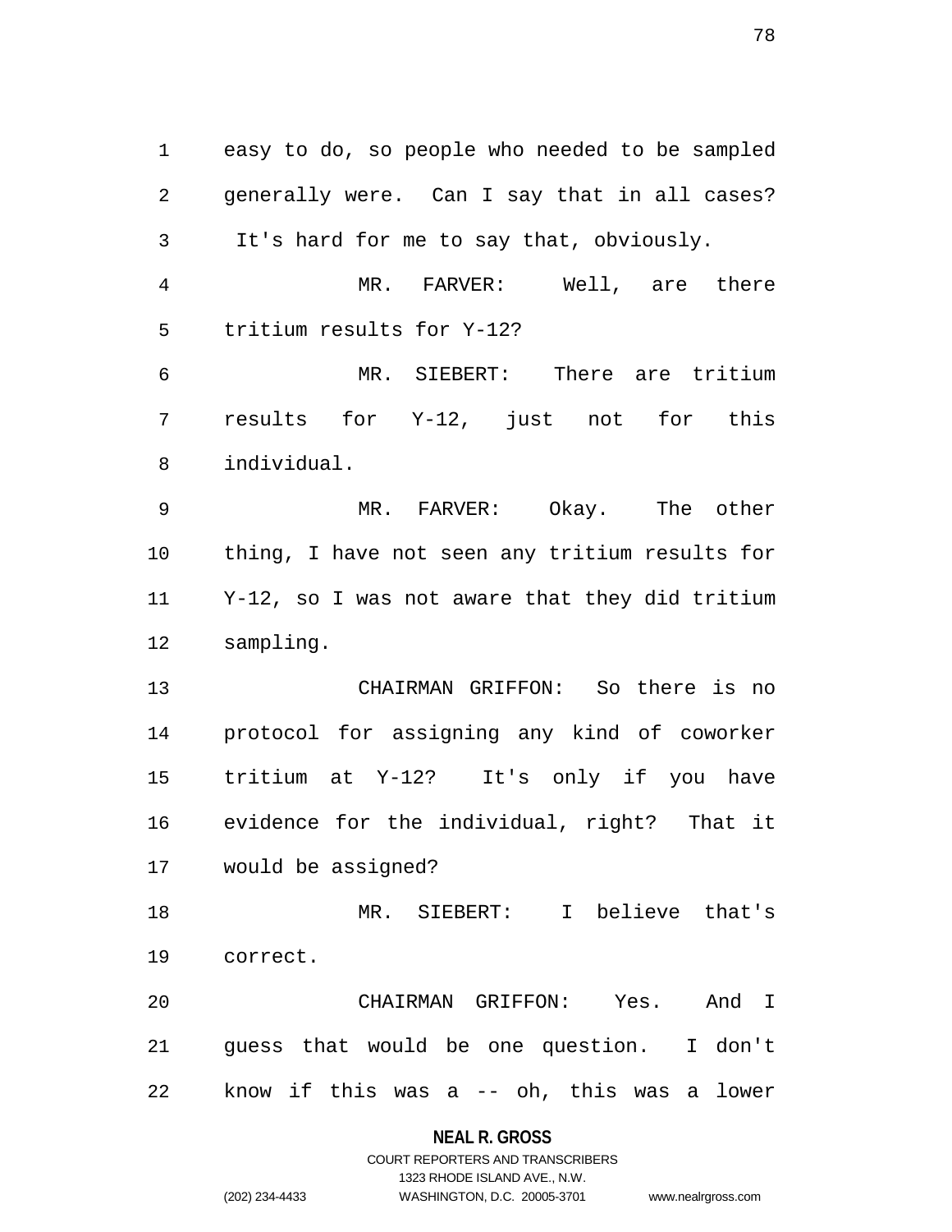easy to do, so people who needed to be sampled generally were. Can I say that in all cases? It's hard for me to say that, obviously.

MR. FARVER: Well, are there tritium results for Y-12?

MR. SIEBERT: There are tritium results for Y-12, just not for this individual.

MR. FARVER: Okay. The other thing, I have not seen any tritium results for Y-12, so I was not aware that they did tritium sampling.

CHAIRMAN GRIFFON: So there is no protocol for assigning any kind of coworker tritium at Y-12? It's only if you have evidence for the individual, right? That it would be assigned?

MR. SIEBERT: I believe that's correct.

CHAIRMAN GRIFFON: Yes. And I guess that would be one question. I don't know if this was a -- oh, this was a lower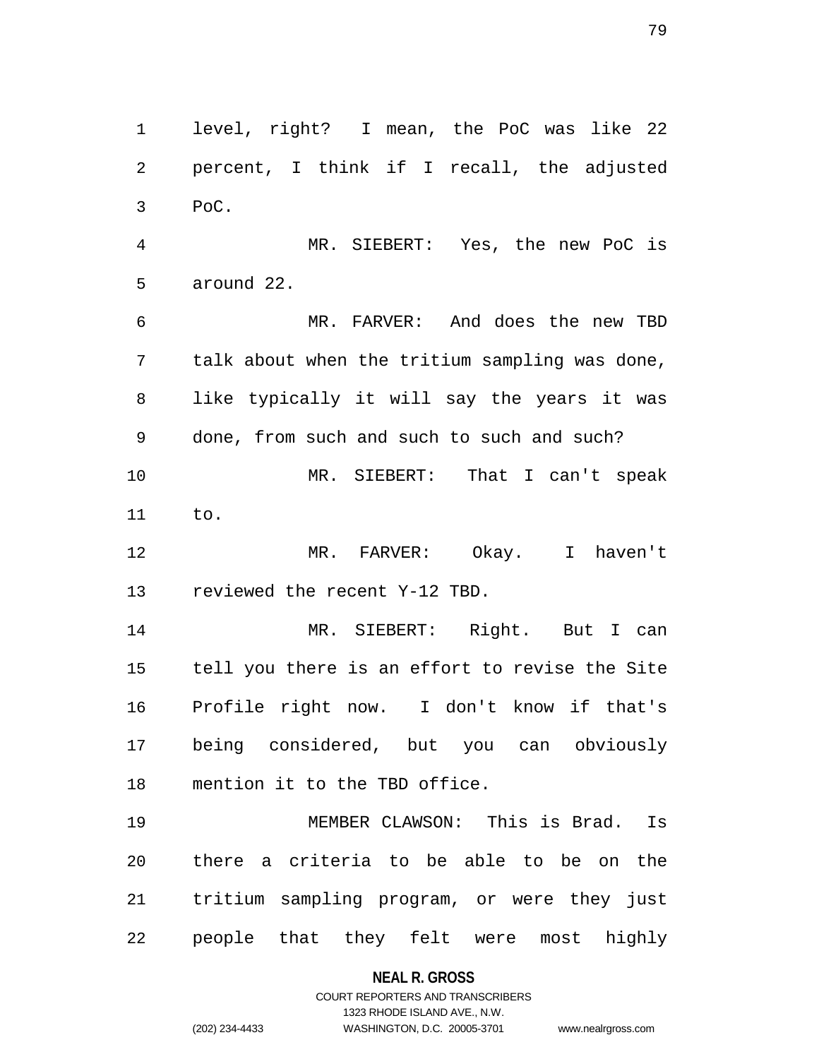level, right? I mean, the PoC was like 22 percent, I think if I recall, the adjusted PoC.

MR. SIEBERT: Yes, the new PoC is around 22.

MR. FARVER: And does the new TBD talk about when the tritium sampling was done, like typically it will say the years it was done, from such and such to such and such?

MR. SIEBERT: That I can't speak to.

MR. FARVER: Okay. I haven't reviewed the recent Y-12 TBD.

MR. SIEBERT: Right. But I can tell you there is an effort to revise the Site Profile right now. I don't know if that's being considered, but you can obviously mention it to the TBD office.

MEMBER CLAWSON: This is Brad. Is there a criteria to be able to be on the tritium sampling program, or were they just people that they felt were most highly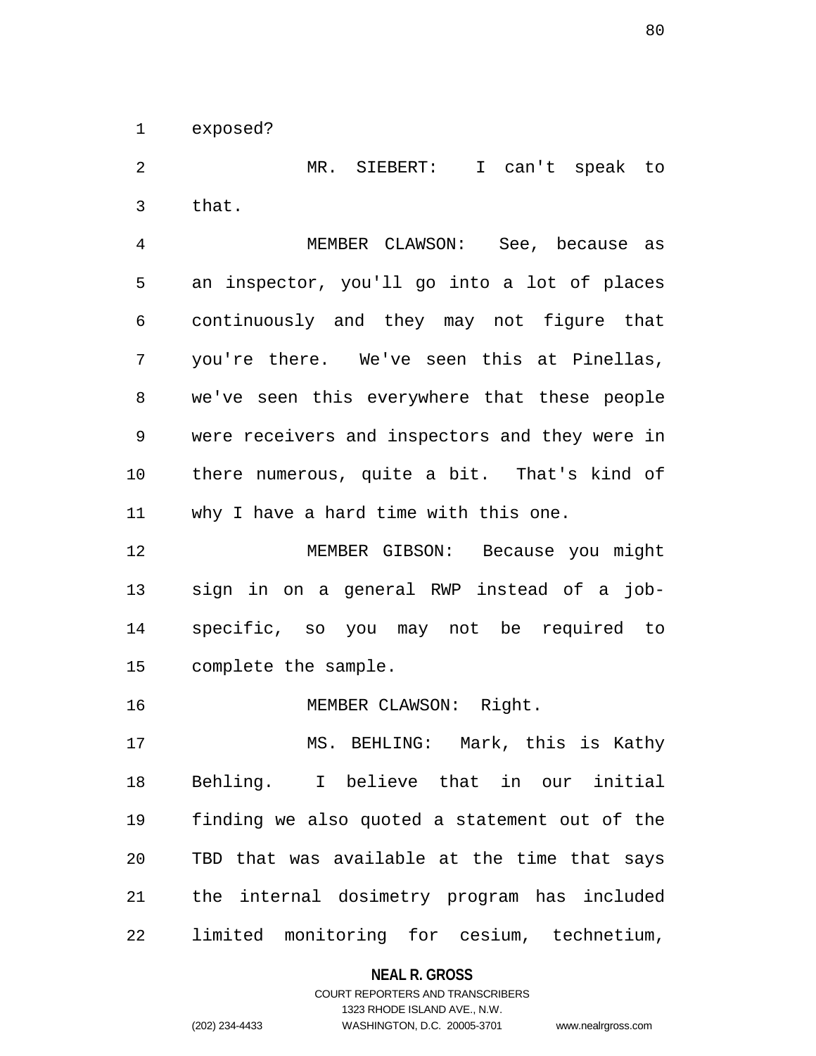exposed?

MR. SIEBERT: I can't speak to that.

MEMBER CLAWSON: See, because as an inspector, you'll go into a lot of places continuously and they may not figure that you're there. We've seen this at Pinellas, we've seen this everywhere that these people were receivers and inspectors and they were in there numerous, quite a bit. That's kind of why I have a hard time with this one.

MEMBER GIBSON: Because you might sign in on a general RWP instead of a job-specific, so you may not be required to complete the sample.

MEMBER CLAWSON: Right.

MS. BEHLING: Mark, this is Kathy Behling. I believe that in our initial finding we also quoted a statement out of the TBD that was available at the time that says the internal dosimetry program has included limited monitoring for cesium, technetium,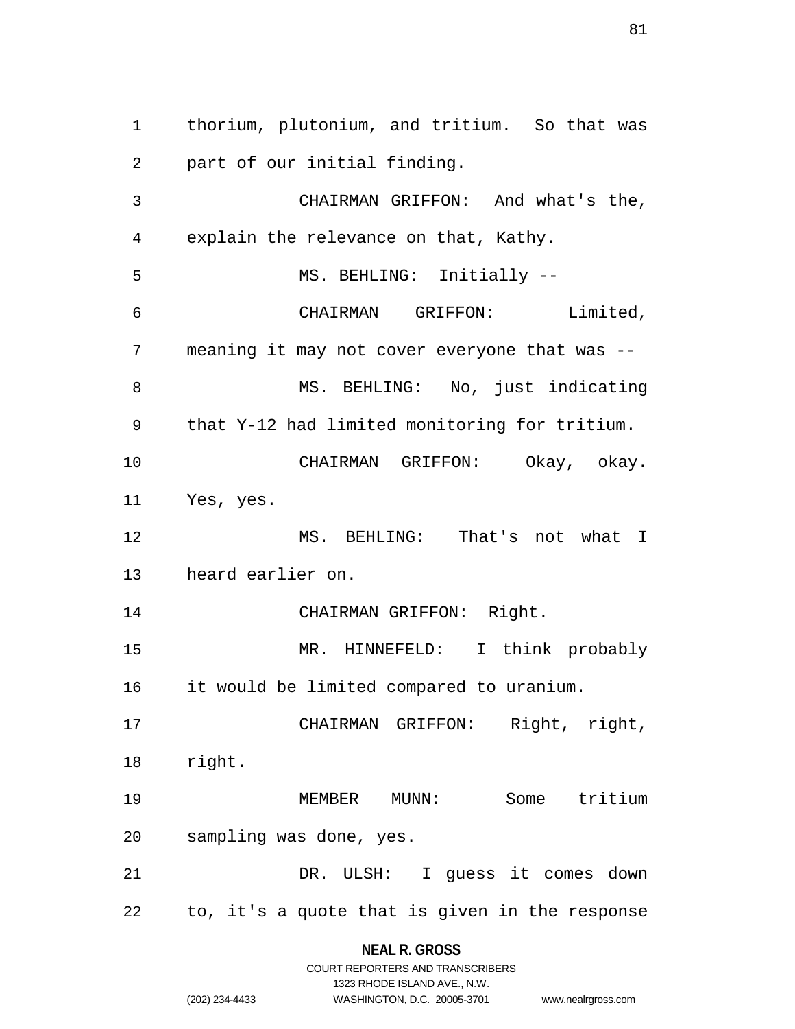thorium, plutonium, and tritium. So that was part of our initial finding.

CHAIRMAN GRIFFON: And what's the, explain the relevance on that, Kathy.

MS. BEHLING: Initially --

CHAIRMAN GRIFFON: Limited, meaning it may not cover everyone that was --

MS. BEHLING: No, just indicating that Y-12 had limited monitoring for tritium.

CHAIRMAN GRIFFON: Okay, okay. Yes, yes.

MS. BEHLING: That's not what I heard earlier on.

CHAIRMAN GRIFFON: Right.

MR. HINNEFELD: I think probably it would be limited compared to uranium.

CHAIRMAN GRIFFON: Right, right, right.

MEMBER MUNN: Some tritium sampling was done, yes.

DR. ULSH: I guess it comes down to, it's a quote that is given in the response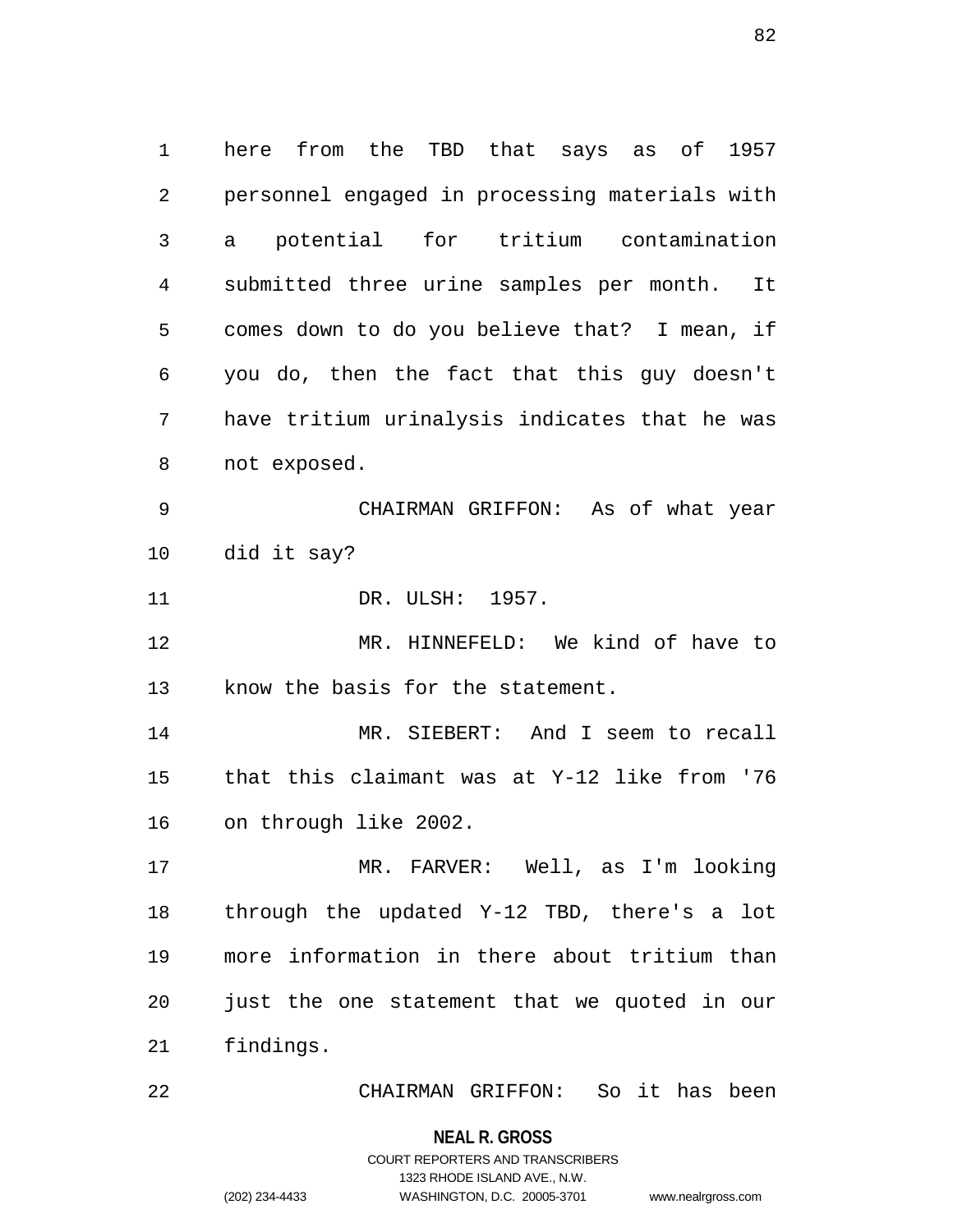here from the TBD that says as of 1957 personnel engaged in processing materials with a potential for tritium contamination submitted three urine samples per month. It comes down to do you believe that? I mean, if you do, then the fact that this guy doesn't have tritium urinalysis indicates that he was not exposed.

CHAIRMAN GRIFFON: As of what year did it say?

DR. ULSH: 1957.

MR. HINNEFELD: We kind of have to know the basis for the statement.

MR. SIEBERT: And I seem to recall that this claimant was at Y-12 like from '76 on through like 2002.

MR. FARVER: Well, as I'm looking through the updated Y-12 TBD, there's a lot more information in there about tritium than just the one statement that we quoted in our findings.

CHAIRMAN GRIFFON: So it has been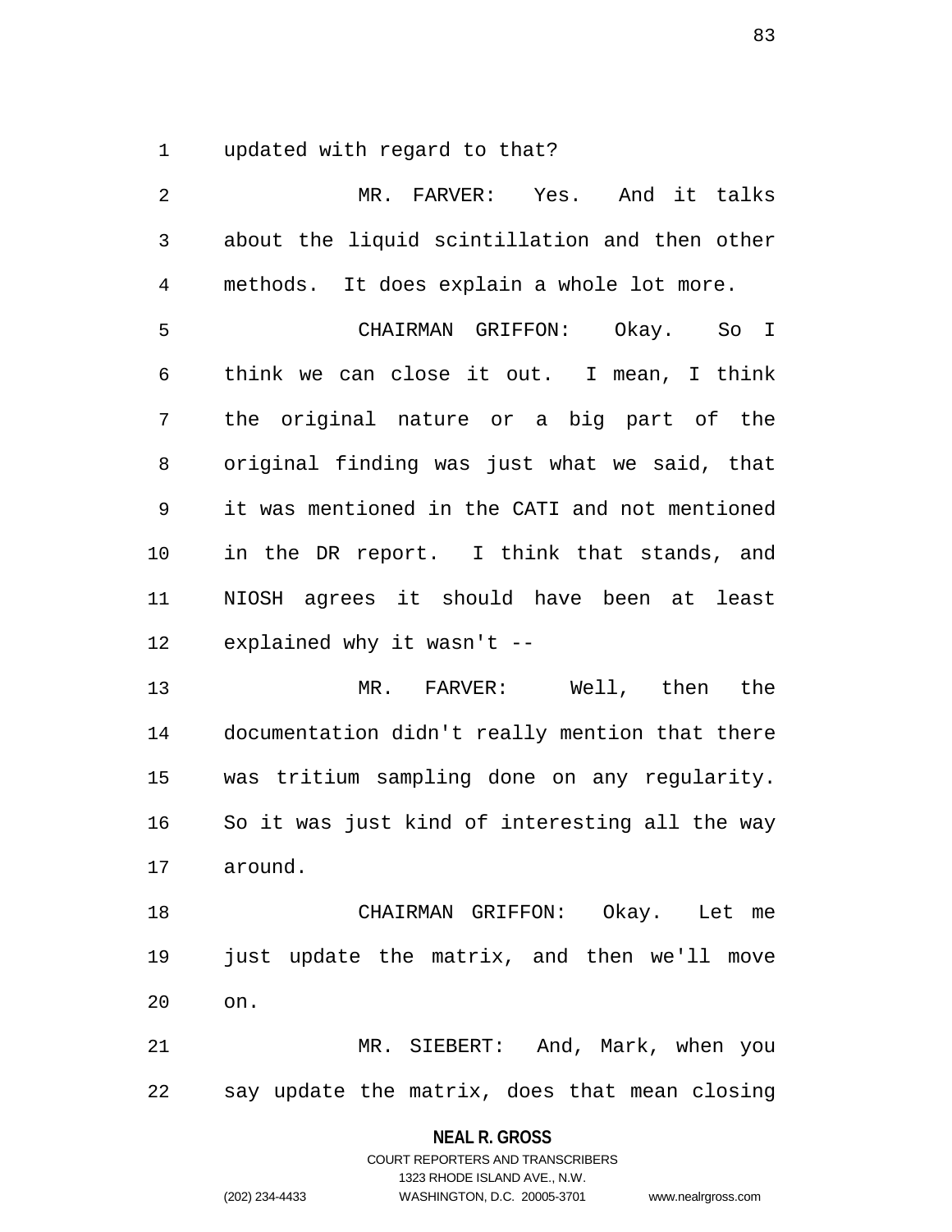updated with regard to that?

MR. FARVER: Yes. And it talks about the liquid scintillation and then other methods. It does explain a whole lot more.

CHAIRMAN GRIFFON: Okay. So I think we can close it out. I mean, I think the original nature or a big part of the original finding was just what we said, that it was mentioned in the CATI and not mentioned in the DR report. I think that stands, and NIOSH agrees it should have been at least explained why it wasn't --

MR. FARVER: Well, then the documentation didn't really mention that there was tritium sampling done on any regularity. So it was just kind of interesting all the way around.

CHAIRMAN GRIFFON: Okay. Let me just update the matrix, and then we'll move on.

MR. SIEBERT: And, Mark, when you say update the matrix, does that mean closing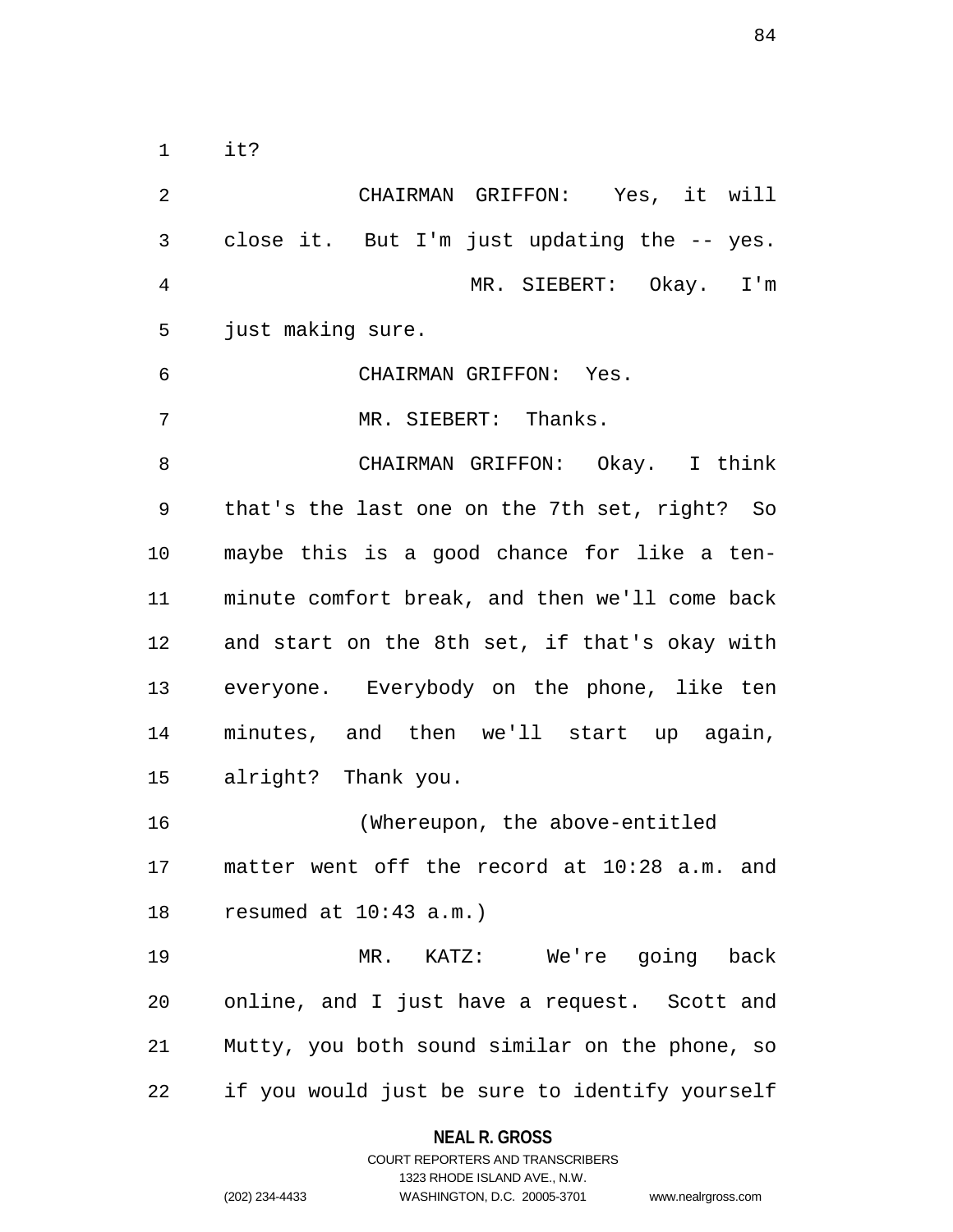it?

CHAIRMAN GRIFFON: Yes, it will close it. But I'm just updating the -- yes.

MR. SIEBERT: Okay. I'm just making sure.

CHAIRMAN GRIFFON: Yes.

MR. SIEBERT: Thanks.

CHAIRMAN GRIFFON: Okay. I think that's the last one on the 7th set, right? So maybe this is a good chance for like a ten-minute comfort break, and then we'll come back and start on the 8th set, if that's okay with everyone. Everybody on the phone, like ten minutes, and then we'll start up again, alright? Thank you.

(Whereupon, the above-entitled matter went off the record at 10:28 a.m. and resumed at 10:43 a.m.)

MR. KATZ: We're going back online, and I just have a request. Scott and Mutty, you both sound similar on the phone, so if you would just be sure to identify yourself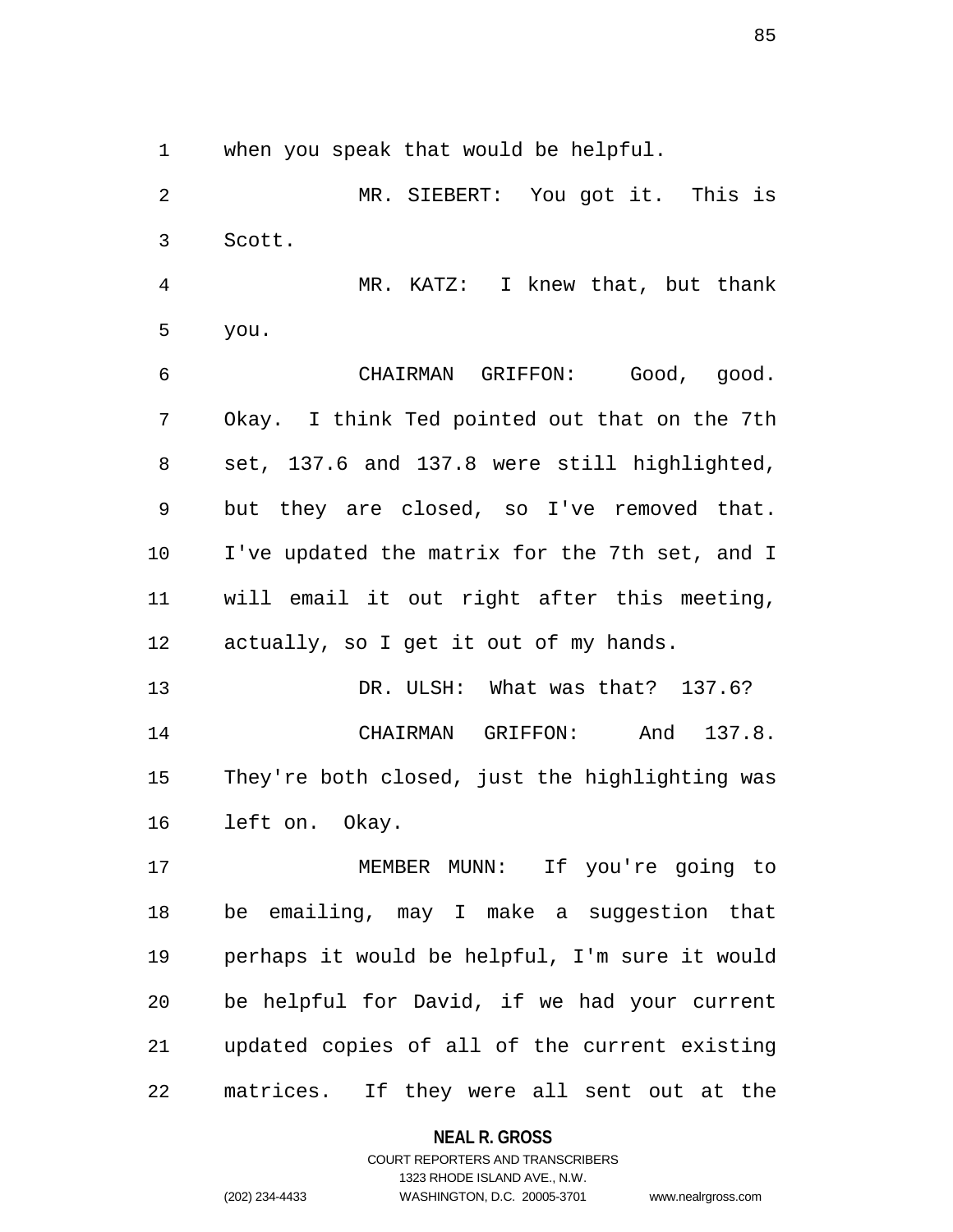when you speak that would be helpful.

MR. SIEBERT: You got it. This is Scott.

MR. KATZ: I knew that, but thank you.

CHAIRMAN GRIFFON: Good, good. Okay. I think Ted pointed out that on the 7th set, 137.6 and 137.8 were still highlighted, but they are closed, so I've removed that. I've updated the matrix for the 7th set, and I will email it out right after this meeting, actually, so I get it out of my hands.

DR. ULSH: What was that? 137.6?

CHAIRMAN GRIFFON: And 137.8. They're both closed, just the highlighting was left on. Okay.

MEMBER MUNN: If you're going to be emailing, may I make a suggestion that perhaps it would be helpful, I'm sure it would be helpful for David, if we had your current updated copies of all of the current existing matrices. If they were all sent out at the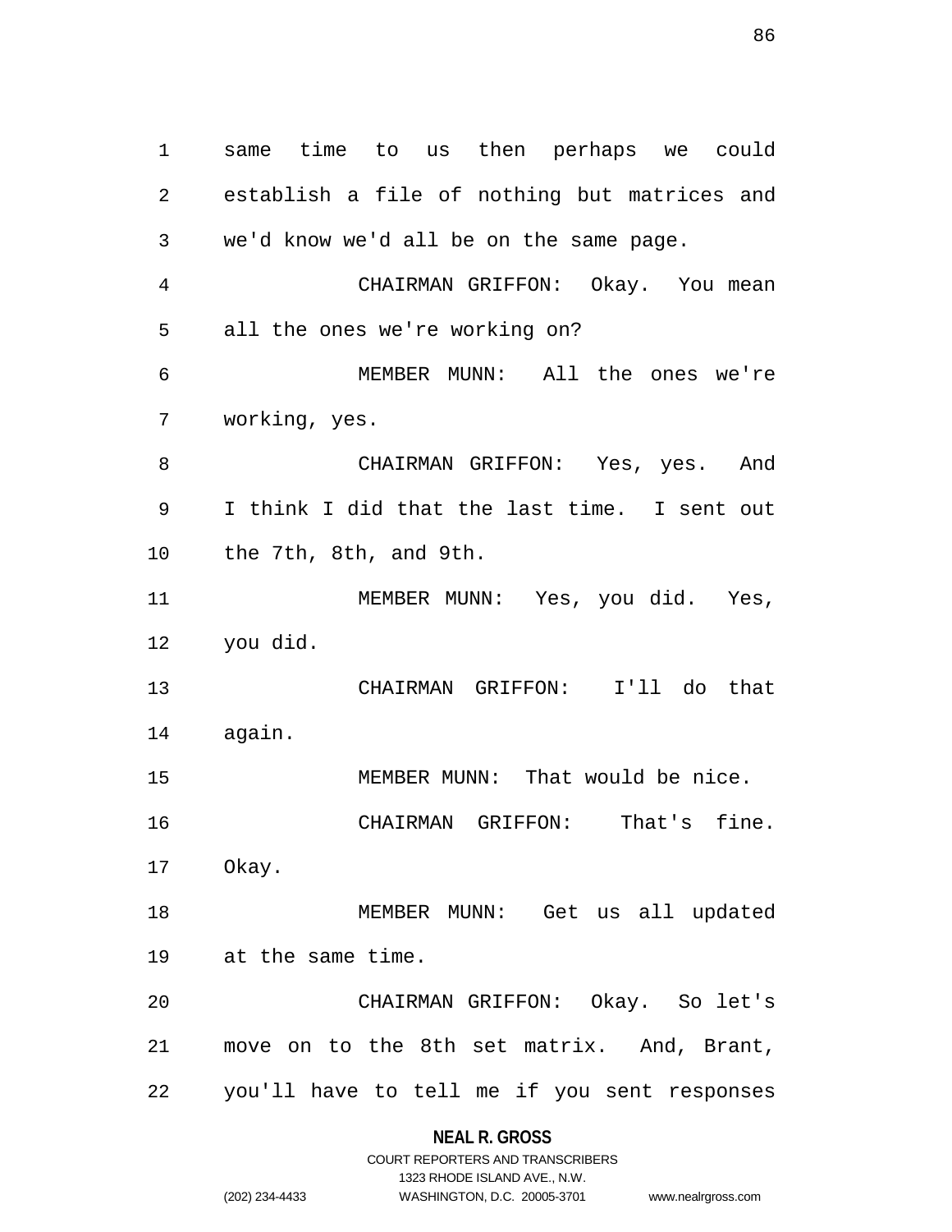same time to us then perhaps we could establish a file of nothing but matrices and we'd know we'd all be on the same page.

CHAIRMAN GRIFFON: Okay. You mean all the ones we're working on?

MEMBER MUNN: All the ones we're working, yes.

CHAIRMAN GRIFFON: Yes, yes. And I think I did that the last time. I sent out the 7th, 8th, and 9th.

MEMBER MUNN: Yes, you did. Yes, you did.

CHAIRMAN GRIFFON: I'll do that again.

MEMBER MUNN: That would be nice.

CHAIRMAN GRIFFON: That's fine. Okay.

MEMBER MUNN: Get us all updated at the same time.

CHAIRMAN GRIFFON: Okay. So let's move on to the 8th set matrix. And, Brant, you'll have to tell me if you sent responses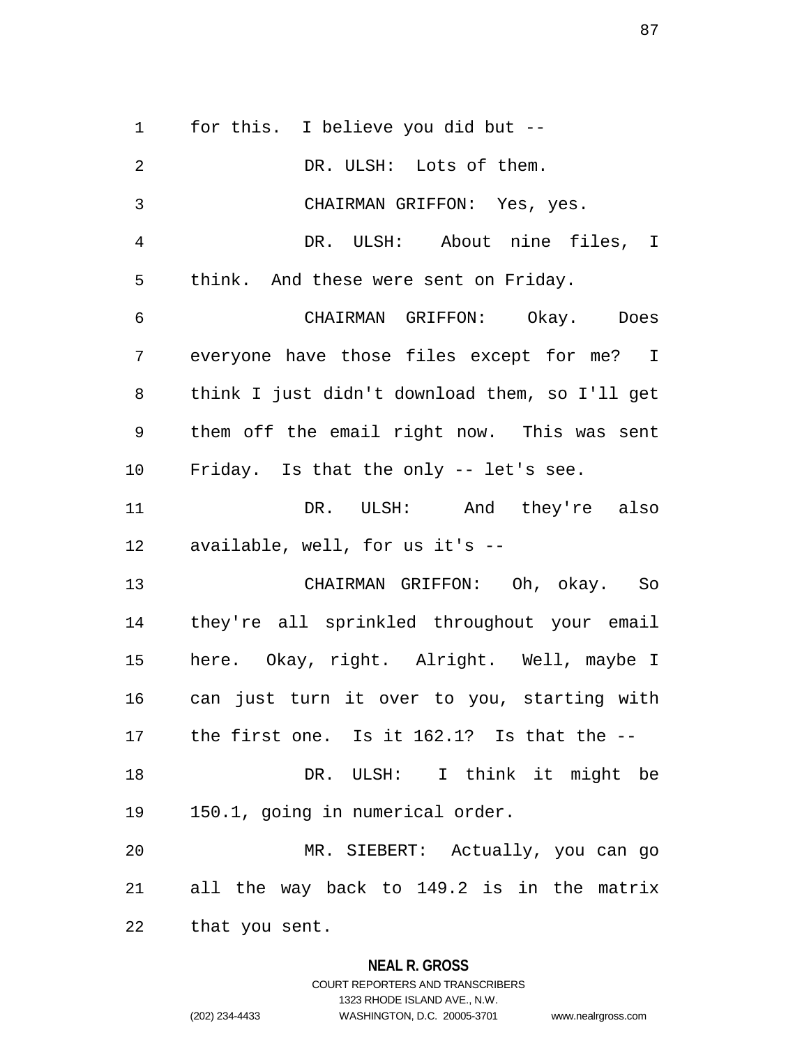for this. I believe you did but --

DR. ULSH: Lots of them.

CHAIRMAN GRIFFON: Yes, yes.

DR. ULSH: About nine files, I think. And these were sent on Friday.

CHAIRMAN GRIFFON: Okay. Does everyone have those files except for me? I think I just didn't download them, so I'll get them off the email right now. This was sent Friday. Is that the only -- let's see.

DR. ULSH: And they're also available, well, for us it's --

CHAIRMAN GRIFFON: Oh, okay. So they're all sprinkled throughout your email here. Okay, right. Alright. Well, maybe I can just turn it over to you, starting with the first one. Is it 162.1? Is that the --

DR. ULSH: I think it might be 150.1, going in numerical order.

MR. SIEBERT: Actually, you can go all the way back to 149.2 is in the matrix that you sent.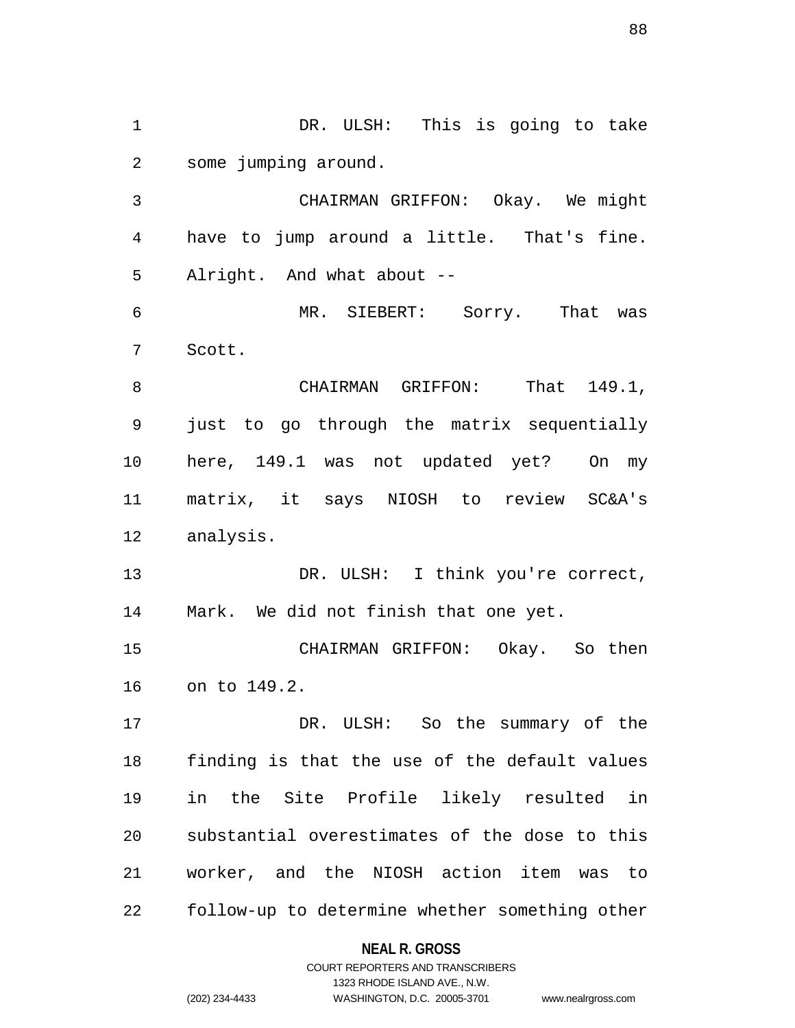DR. ULSH: This is going to take some jumping around.

CHAIRMAN GRIFFON: Okay. We might have to jump around a little. That's fine. Alright. And what about --

MR. SIEBERT: Sorry. That was Scott.

CHAIRMAN GRIFFON: That 149.1, just to go through the matrix sequentially here, 149.1 was not updated yet? On my matrix, it says NIOSH to review SC&A's analysis.

DR. ULSH: I think you're correct, Mark. We did not finish that one yet.

CHAIRMAN GRIFFON: Okay. So then on to 149.2.

DR. ULSH: So the summary of the finding is that the use of the default values in the Site Profile likely resulted in substantial overestimates of the dose to this worker, and the NIOSH action item was to follow-up to determine whether something other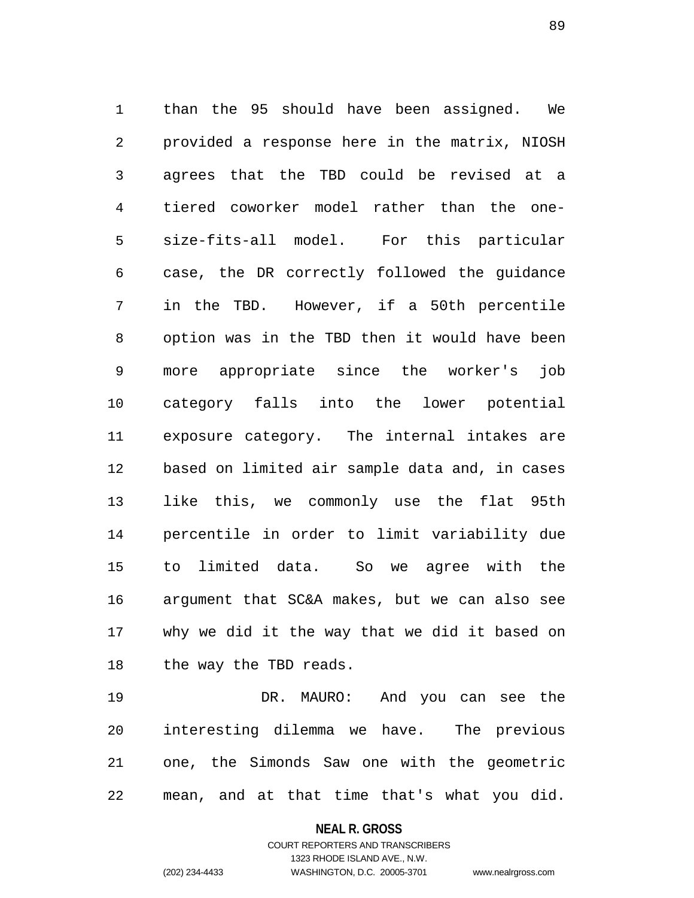than the 95 should have been assigned. We provided a response here in the matrix, NIOSH agrees that the TBD could be revised at a tiered coworker model rather than the one-size-fits-all model. For this particular case, the DR correctly followed the guidance in the TBD. However, if a 50th percentile option was in the TBD then it would have been more appropriate since the worker's job category falls into the lower potential exposure category. The internal intakes are based on limited air sample data and, in cases like this, we commonly use the flat 95th percentile in order to limit variability due to limited data. So we agree with the argument that SC&A makes, but we can also see why we did it the way that we did it based on the way the TBD reads.

DR. MAURO: And you can see the interesting dilemma we have. The previous one, the Simonds Saw one with the geometric mean, and at that time that's what you did.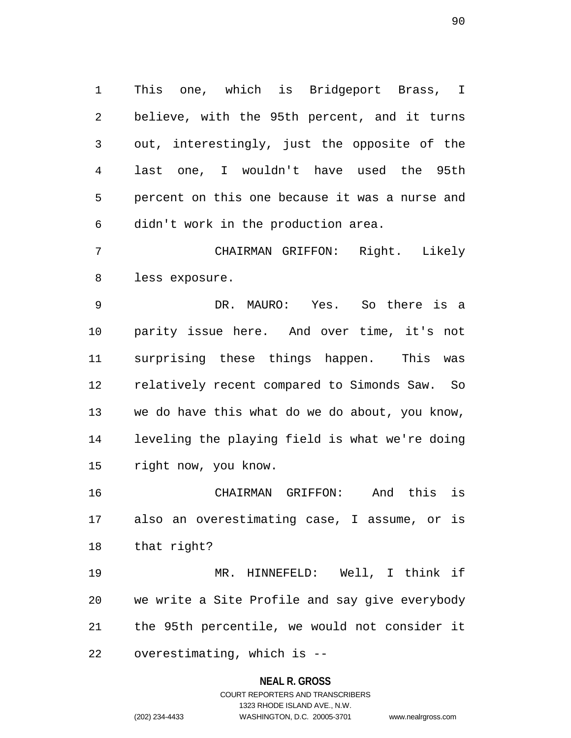This one, which is Bridgeport Brass, I believe, with the 95th percent, and it turns out, interestingly, just the opposite of the last one, I wouldn't have used the 95th percent on this one because it was a nurse and didn't work in the production area.

CHAIRMAN GRIFFON: Right. Likely less exposure.

DR. MAURO: Yes. So there is a parity issue here. And over time, it's not surprising these things happen. This was relatively recent compared to Simonds Saw. So we do have this what do we do about, you know, leveling the playing field is what we're doing right now, you know.

CHAIRMAN GRIFFON: And this is also an overestimating case, I assume, or is that right?

MR. HINNEFELD: Well, I think if we write a Site Profile and say give everybody the 95th percentile, we would not consider it overestimating, which is --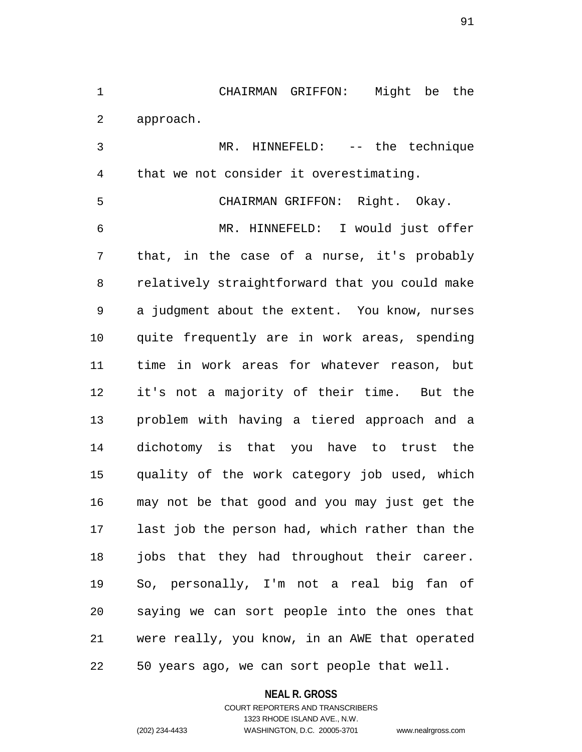CHAIRMAN GRIFFON: Might be the approach.

MR. HINNEFELD: -- the technique that we not consider it overestimating.

CHAIRMAN GRIFFON: Right. Okay.

MR. HINNEFELD: I would just offer that, in the case of a nurse, it's probably relatively straightforward that you could make a judgment about the extent. You know, nurses quite frequently are in work areas, spending time in work areas for whatever reason, but it's not a majority of their time. But the problem with having a tiered approach and a dichotomy is that you have to trust the quality of the work category job used, which may not be that good and you may just get the last job the person had, which rather than the jobs that they had throughout their career. So, personally, I'm not a real big fan of saying we can sort people into the ones that were really, you know, in an AWE that operated 50 years ago, we can sort people that well.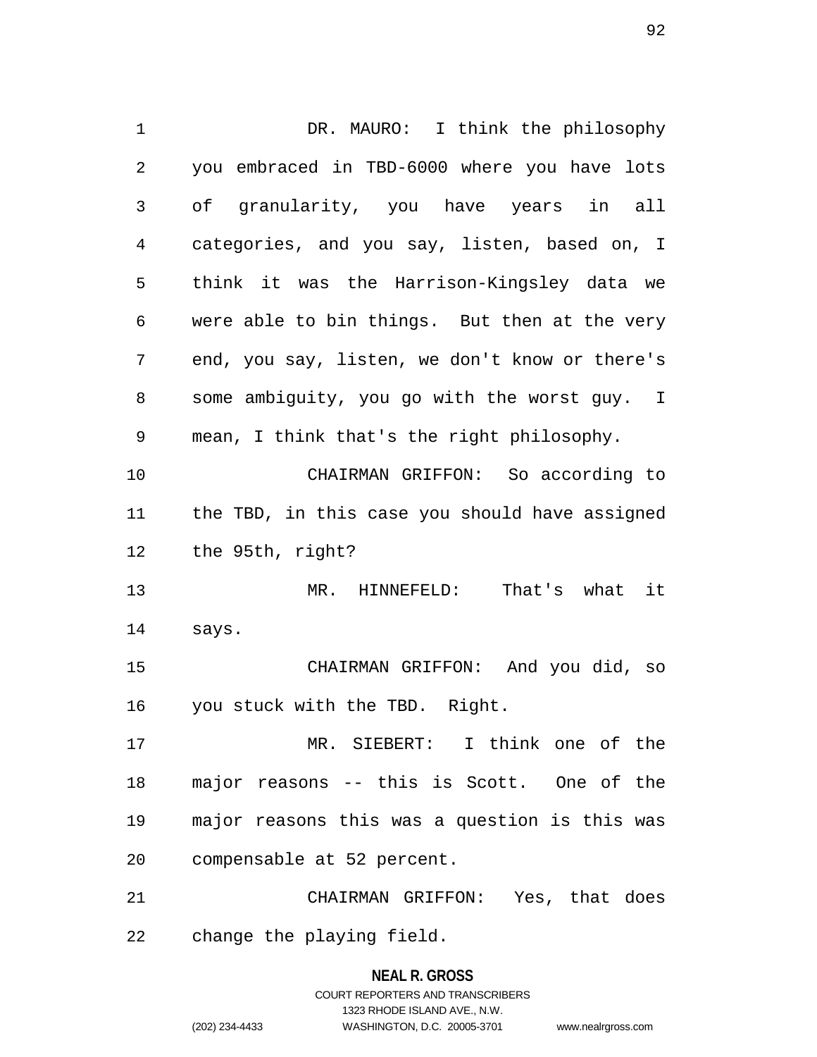DR. MAURO: I think the philosophy you embraced in TBD-6000 where you have lots of granularity, you have years in all categories, and you say, listen, based on, I think it was the Harrison-Kingsley data we were able to bin things. But then at the very end, you say, listen, we don't know or there's some ambiguity, you go with the worst guy. I mean, I think that's the right philosophy.

CHAIRMAN GRIFFON: So according to the TBD, in this case you should have assigned the 95th, right?

MR. HINNEFELD: That's what it says.

CHAIRMAN GRIFFON: And you did, so you stuck with the TBD. Right.

MR. SIEBERT: I think one of the major reasons -- this is Scott. One of the major reasons this was a question is this was compensable at 52 percent.

CHAIRMAN GRIFFON: Yes, that does change the playing field.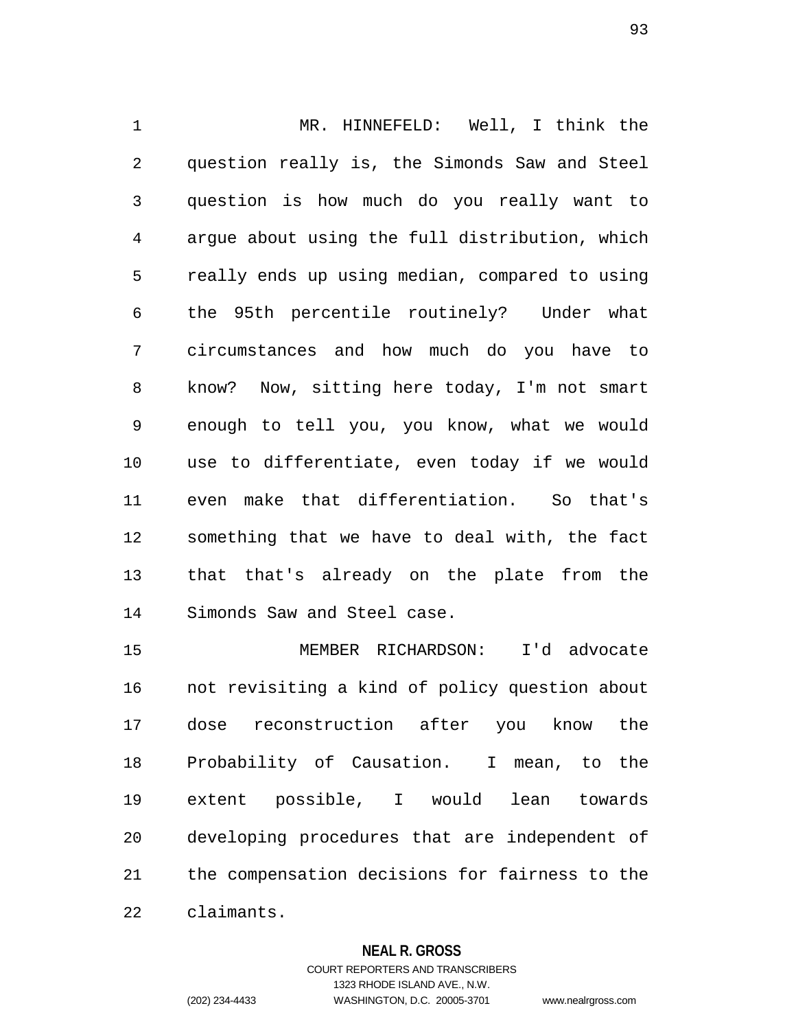MR. HINNEFELD: Well, I think the question really is, the Simonds Saw and Steel question is how much do you really want to argue about using the full distribution, which really ends up using median, compared to using the 95th percentile routinely? Under what circumstances and how much do you have to know? Now, sitting here today, I'm not smart enough to tell you, you know, what we would use to differentiate, even today if we would even make that differentiation. So that's something that we have to deal with, the fact that that's already on the plate from the Simonds Saw and Steel case.

MEMBER RICHARDSON: I'd advocate not revisiting a kind of policy question about dose reconstruction after you know the Probability of Causation. I mean, to the extent possible, I would lean towards developing procedures that are independent of the compensation decisions for fairness to the claimants.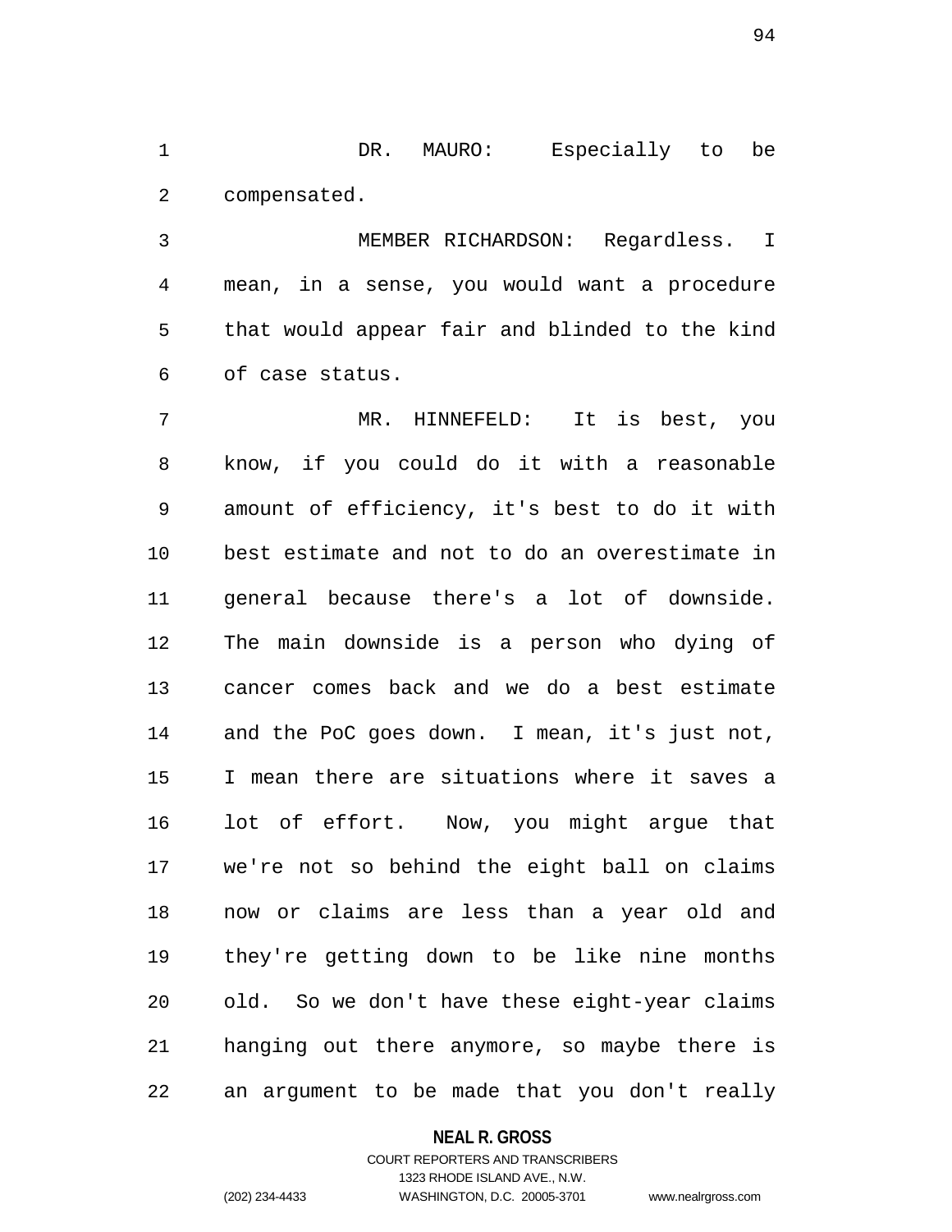DR. MAURO: Especially to be compensated.

MEMBER RICHARDSON: Regardless. I mean, in a sense, you would want a procedure that would appear fair and blinded to the kind of case status.

MR. HINNEFELD: It is best, you know, if you could do it with a reasonable amount of efficiency, it's best to do it with best estimate and not to do an overestimate in general because there's a lot of downside. The main downside is a person who dying of cancer comes back and we do a best estimate and the PoC goes down. I mean, it's just not, I mean there are situations where it saves a lot of effort. Now, you might argue that we're not so behind the eight ball on claims now or claims are less than a year old and they're getting down to be like nine months old. So we don't have these eight-year claims hanging out there anymore, so maybe there is an argument to be made that you don't really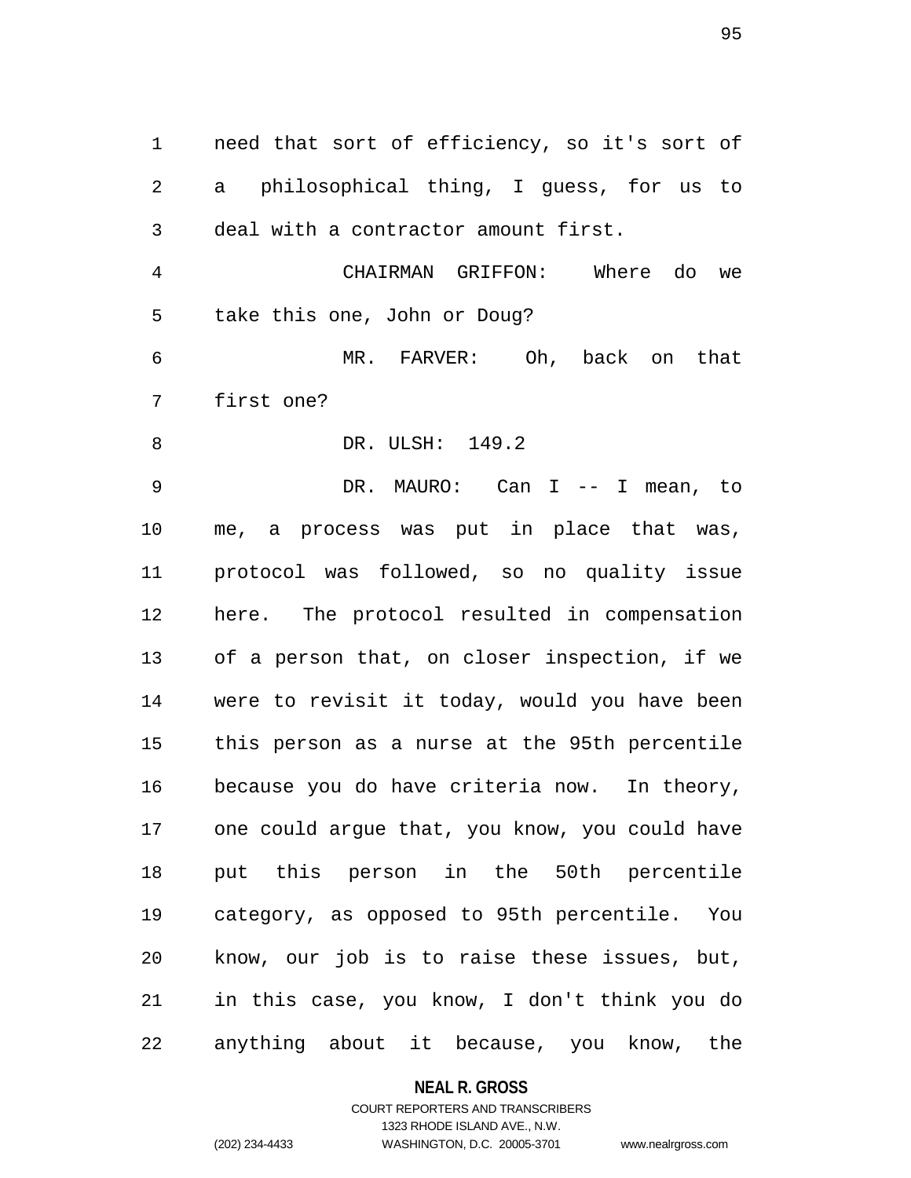need that sort of efficiency, so it's sort of a philosophical thing, I guess, for us to deal with a contractor amount first.

CHAIRMAN GRIFFON: Where do we take this one, John or Doug?

MR. FARVER: Oh, back on that first one?

DR. ULSH: 149.2

DR. MAURO: Can I -- I mean, to me, a process was put in place that was, protocol was followed, so no quality issue here. The protocol resulted in compensation of a person that, on closer inspection, if we were to revisit it today, would you have been this person as a nurse at the 95th percentile because you do have criteria now. In theory, one could argue that, you know, you could have put this person in the 50th percentile category, as opposed to 95th percentile. You know, our job is to raise these issues, but, in this case, you know, I don't think you do anything about it because, you know, the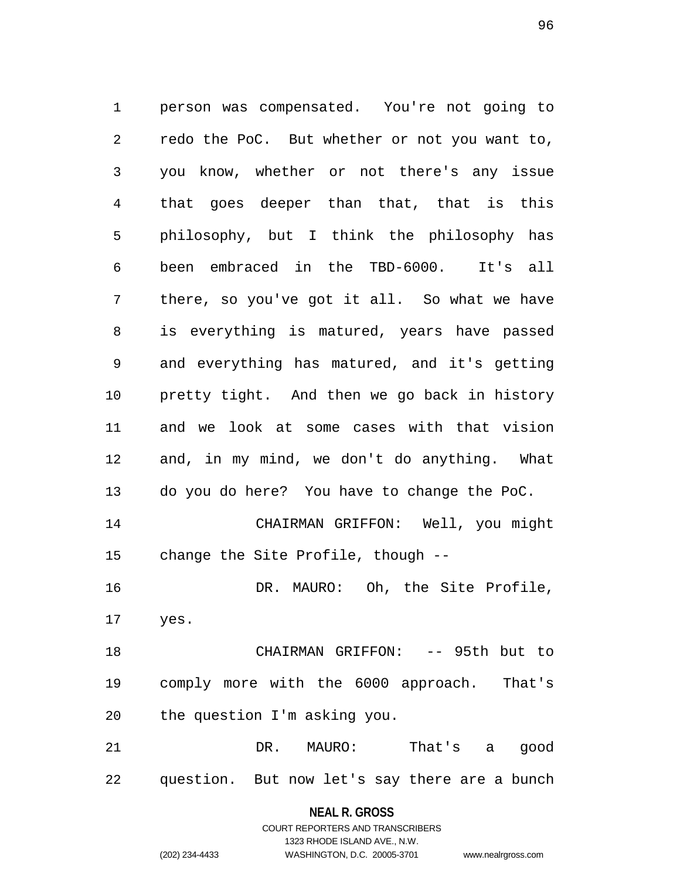person was compensated. You're not going to redo the PoC. But whether or not you want to, you know, whether or not there's any issue that goes deeper than that, that is this philosophy, but I think the philosophy has been embraced in the TBD-6000. It's all there, so you've got it all. So what we have is everything is matured, years have passed and everything has matured, and it's getting pretty tight. And then we go back in history and we look at some cases with that vision and, in my mind, we don't do anything. What do you do here? You have to change the PoC.

CHAIRMAN GRIFFON: Well, you might change the Site Profile, though --

DR. MAURO: Oh, the Site Profile, yes.

CHAIRMAN GRIFFON: -- 95th but to comply more with the 6000 approach. That's the question I'm asking you.

DR. MAURO: That's a good question. But now let's say there are a bunch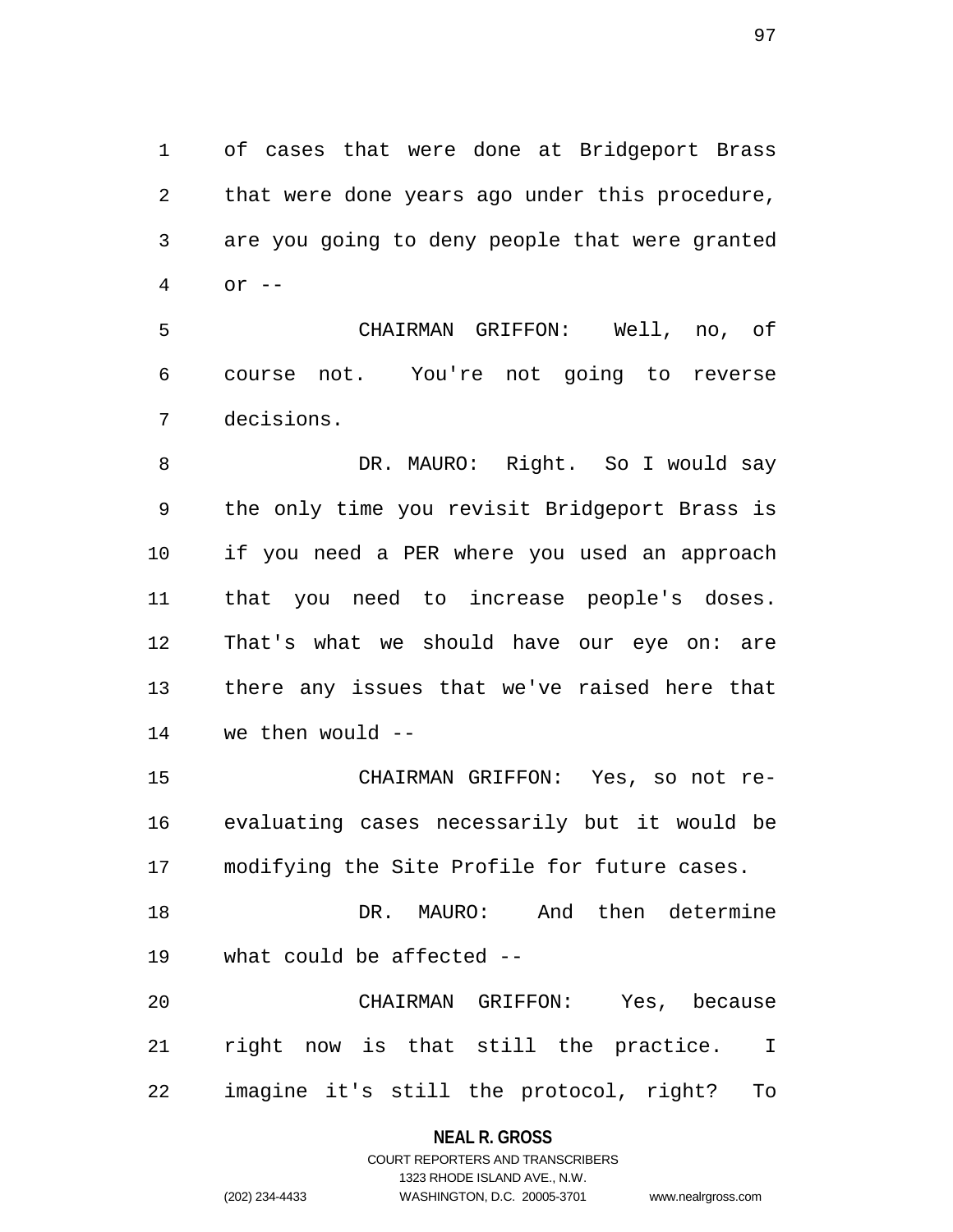of cases that were done at Bridgeport Brass that were done years ago under this procedure, are you going to deny people that were granted or --

CHAIRMAN GRIFFON: Well, no, of course not. You're not going to reverse decisions.

DR. MAURO: Right. So I would say the only time you revisit Bridgeport Brass is if you need a PER where you used an approach that you need to increase people's doses. That's what we should have our eye on: are there any issues that we've raised here that we then would --

CHAIRMAN GRIFFON: Yes, so not re-evaluating cases necessarily but it would be modifying the Site Profile for future cases.

DR. MAURO: And then determine what could be affected --

CHAIRMAN GRIFFON: Yes, because right now is that still the practice. I imagine it's still the protocol, right? To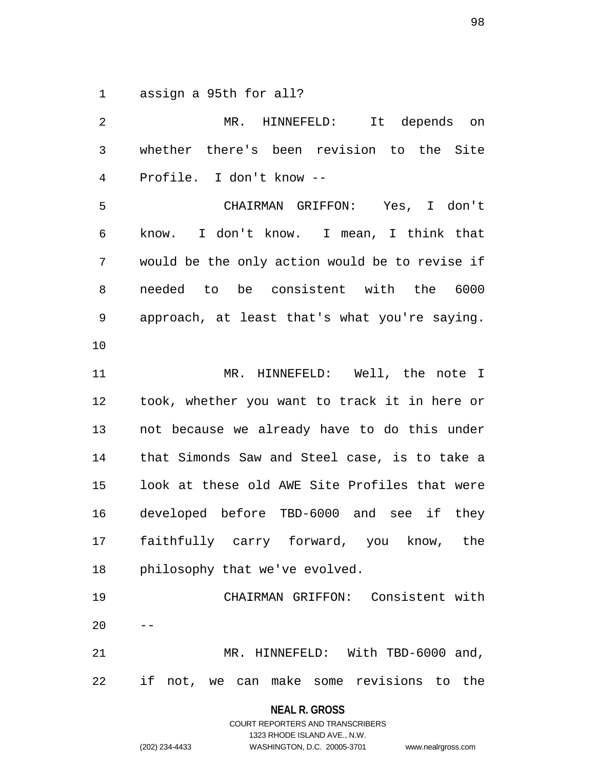assign a 95th for all?

MR. HINNEFELD: It depends on whether there's been revision to the Site Profile. I don't know --

CHAIRMAN GRIFFON: Yes, I don't know. I don't know. I mean, I think that would be the only action would be to revise if needed to be consistent with the 6000 approach, at least that's what you're saying.

MR. HINNEFELD: Well, the note I took, whether you want to track it in here or not because we already have to do this under that Simonds Saw and Steel case, is to take a look at these old AWE Site Profiles that were developed before TBD-6000 and see if they faithfully carry forward, you know, the philosophy that we've evolved.

CHAIRMAN GRIFFON: Consistent with --

MR. HINNEFELD: With TBD-6000 and, if not, we can make some revisions to the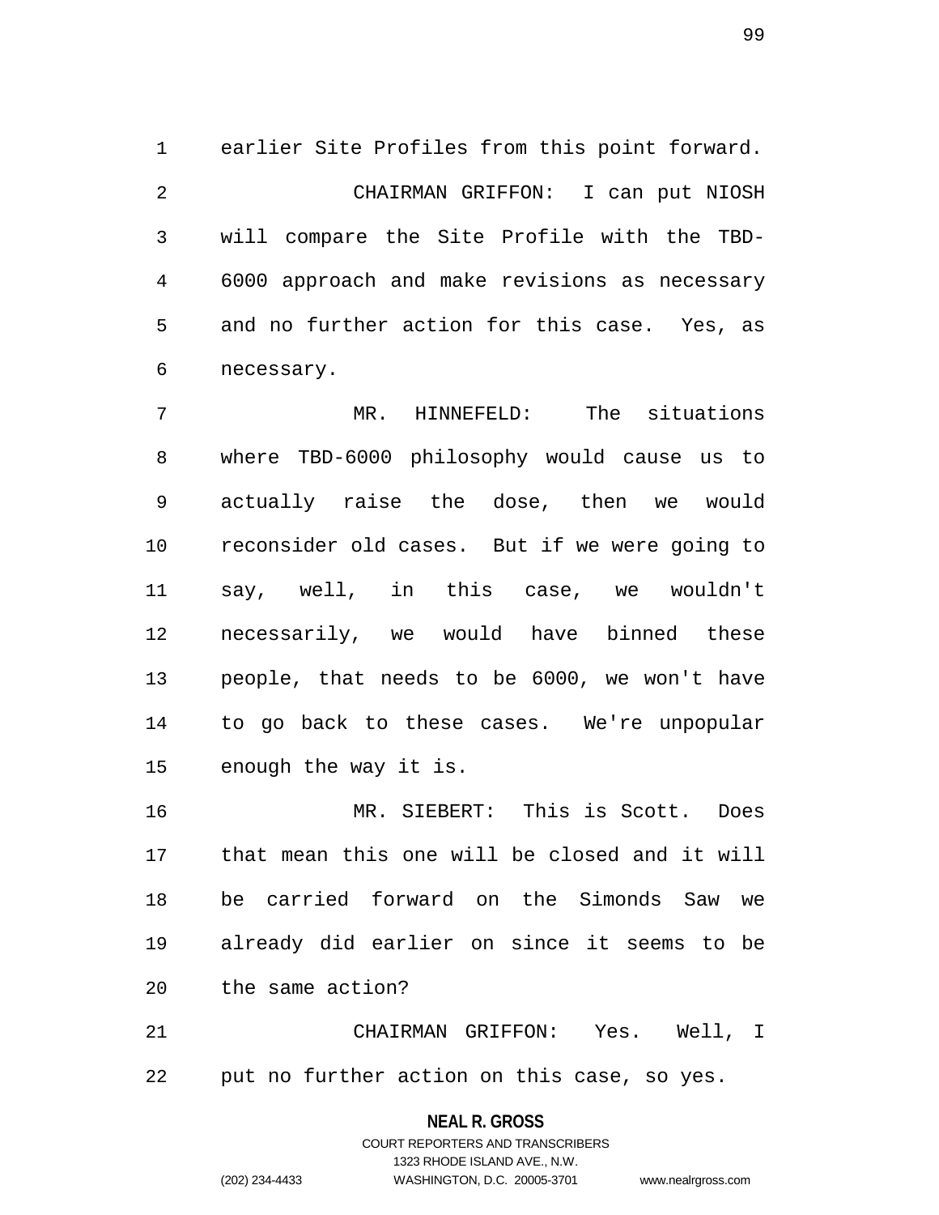earlier Site Profiles from this point forward.

CHAIRMAN GRIFFON: I can put NIOSH will compare the Site Profile with the TBD-6000 approach and make revisions as necessary and no further action for this case. Yes, as necessary.

MR. HINNEFELD: The situations where TBD-6000 philosophy would cause us to actually raise the dose, then we would reconsider old cases. But if we were going to say, well, in this case, we wouldn't necessarily, we would have binned these people, that needs to be 6000, we won't have to go back to these cases. We're unpopular enough the way it is.

MR. SIEBERT: This is Scott. Does that mean this one will be closed and it will be carried forward on the Simonds Saw we already did earlier on since it seems to be the same action?

CHAIRMAN GRIFFON: Yes. Well, I put no further action on this case, so yes.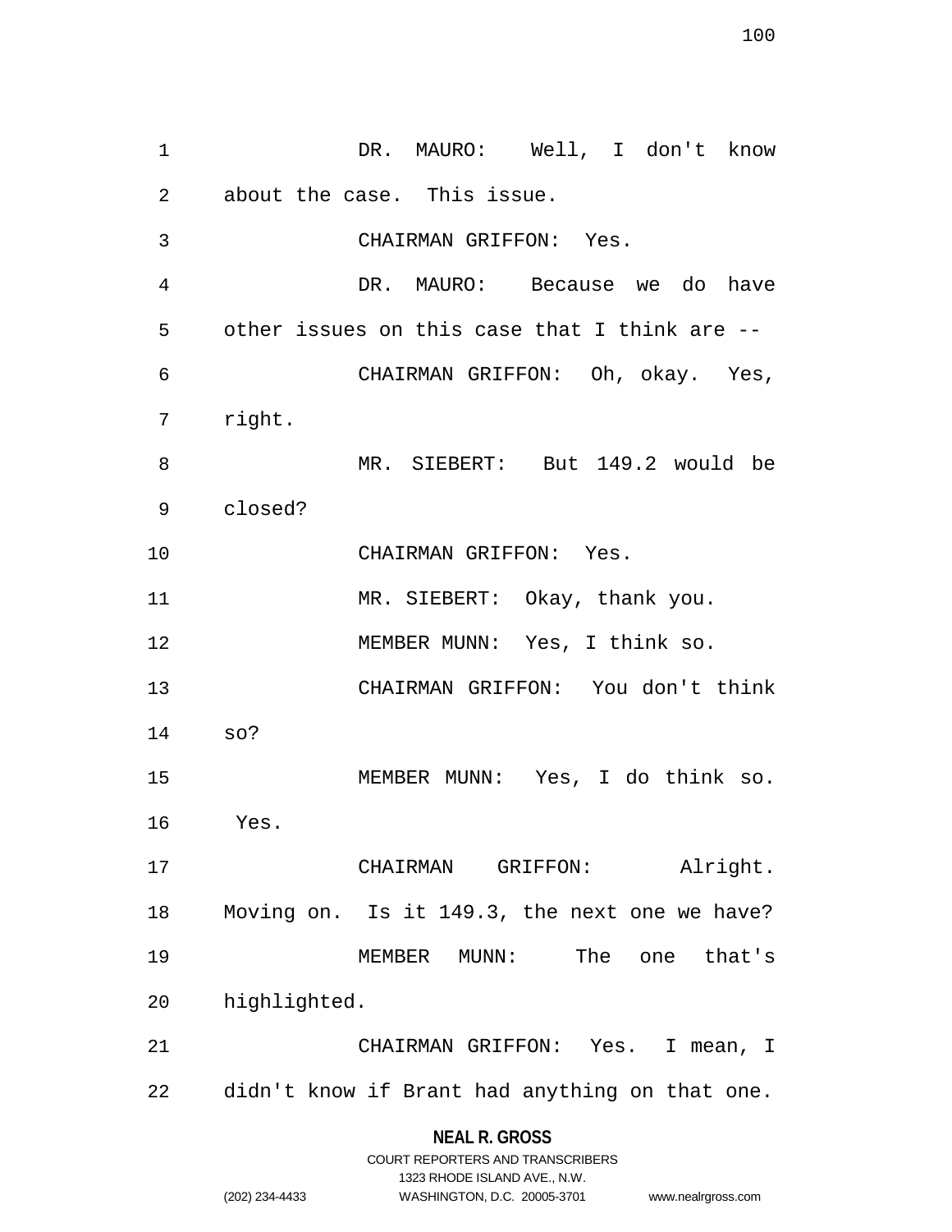DR. MAURO: Well, I don't know about the case. This issue.

CHAIRMAN GRIFFON: Yes.

DR. MAURO: Because we do have other issues on this case that I think are --

CHAIRMAN GRIFFON: Oh, okay. Yes, right.

MR. SIEBERT: But 149.2 would be closed?

CHAIRMAN GRIFFON: Yes.

MR. SIEBERT: Okay, thank you.

MEMBER MUNN: Yes, I think so.

CHAIRMAN GRIFFON: You don't think so?

MEMBER MUNN: Yes, I do think so. Yes.

CHAIRMAN GRIFFON: Alright. Moving on. Is it 149.3, the next one we have?

MEMBER MUNN: The one that's highlighted.

CHAIRMAN GRIFFON: Yes. I mean, I didn't know if Brant had anything on that one.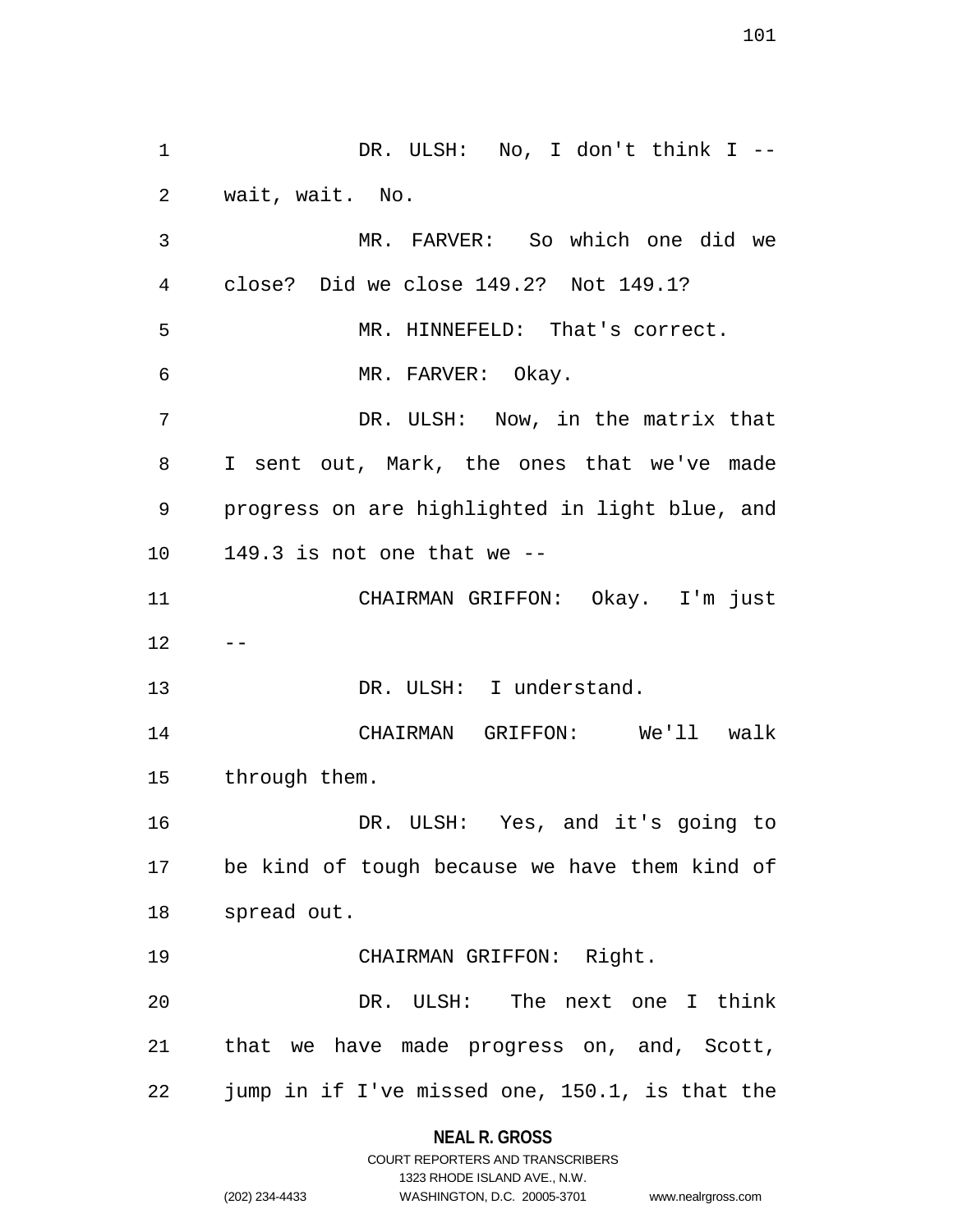DR. ULSH: No, I don't think I -- wait, wait. No.

MR. FARVER: So which one did we close? Did we close 149.2? Not 149.1?

MR. HINNEFELD: That's correct.

MR. FARVER: Okay.

DR. ULSH: Now, in the matrix that I sent out, Mark, the ones that we've made progress on are highlighted in light blue, and 149.3 is not one that we --

CHAIRMAN GRIFFON: Okay. I'm just --

DR. ULSH: I understand.

CHAIRMAN GRIFFON: We'll walk through them.

DR. ULSH: Yes, and it's going to be kind of tough because we have them kind of spread out.

CHAIRMAN GRIFFON: Right.

DR. ULSH: The next one I think that we have made progress on, and, Scott, jump in if I've missed one, 150.1, is that the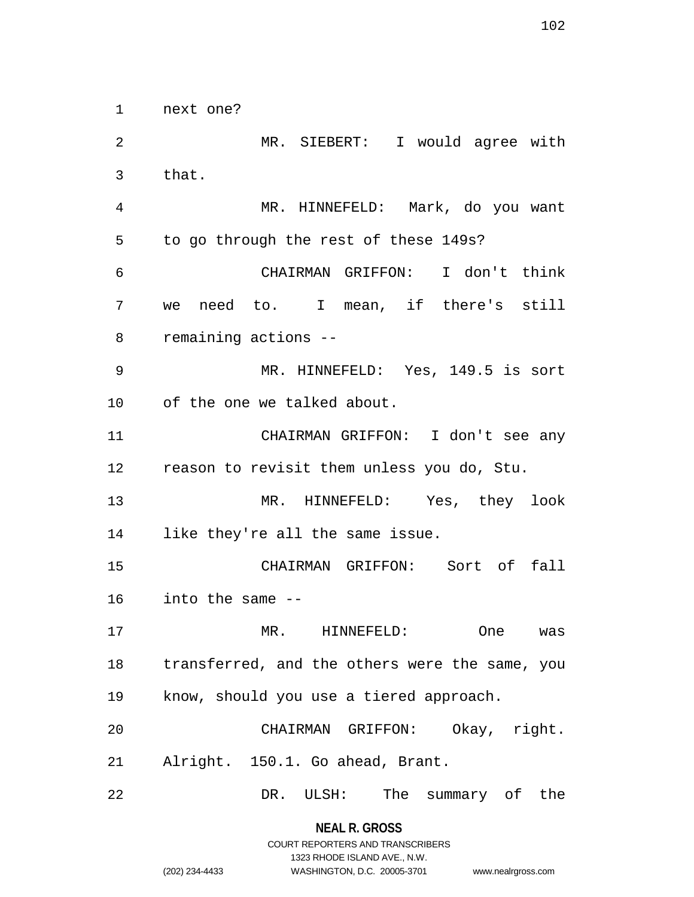next one?

MR. SIEBERT: I would agree with that.

MR. HINNEFELD: Mark, do you want to go through the rest of these 149s?

CHAIRMAN GRIFFON: I don't think we need to. I mean, if there's still remaining actions --

MR. HINNEFELD: Yes, 149.5 is sort of the one we talked about.

CHAIRMAN GRIFFON: I don't see any reason to revisit them unless you do, Stu.

MR. HINNEFELD: Yes, they look like they're all the same issue.

CHAIRMAN GRIFFON: Sort of fall into the same --

MR. HINNEFELD: One was transferred, and the others were the same, you know, should you use a tiered approach.

CHAIRMAN GRIFFON: Okay, right. Alright. 150.1. Go ahead, Brant.

DR. ULSH: The summary of the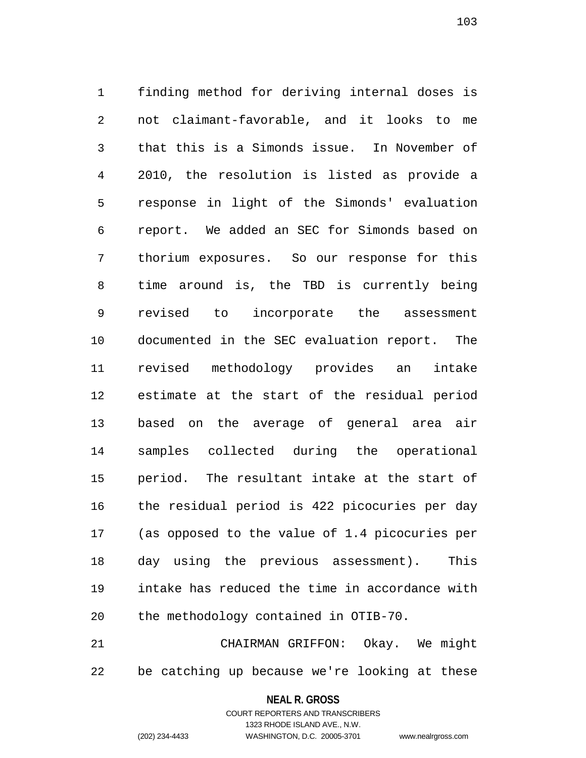finding method for deriving internal doses is not claimant-favorable, and it looks to me that this is a Simonds issue. In November of 2010, the resolution is listed as provide a response in light of the Simonds' evaluation report. We added an SEC for Simonds based on thorium exposures. So our response for this time around is, the TBD is currently being revised to incorporate the assessment documented in the SEC evaluation report. The revised methodology provides an intake estimate at the start of the residual period based on the average of general area air samples collected during the operational period. The resultant intake at the start of the residual period is 422 picocuries per day (as opposed to the value of 1.4 picocuries per day using the previous assessment). This intake has reduced the time in accordance with the methodology contained in OTIB-70.

CHAIRMAN GRIFFON: Okay. We might be catching up because we're looking at these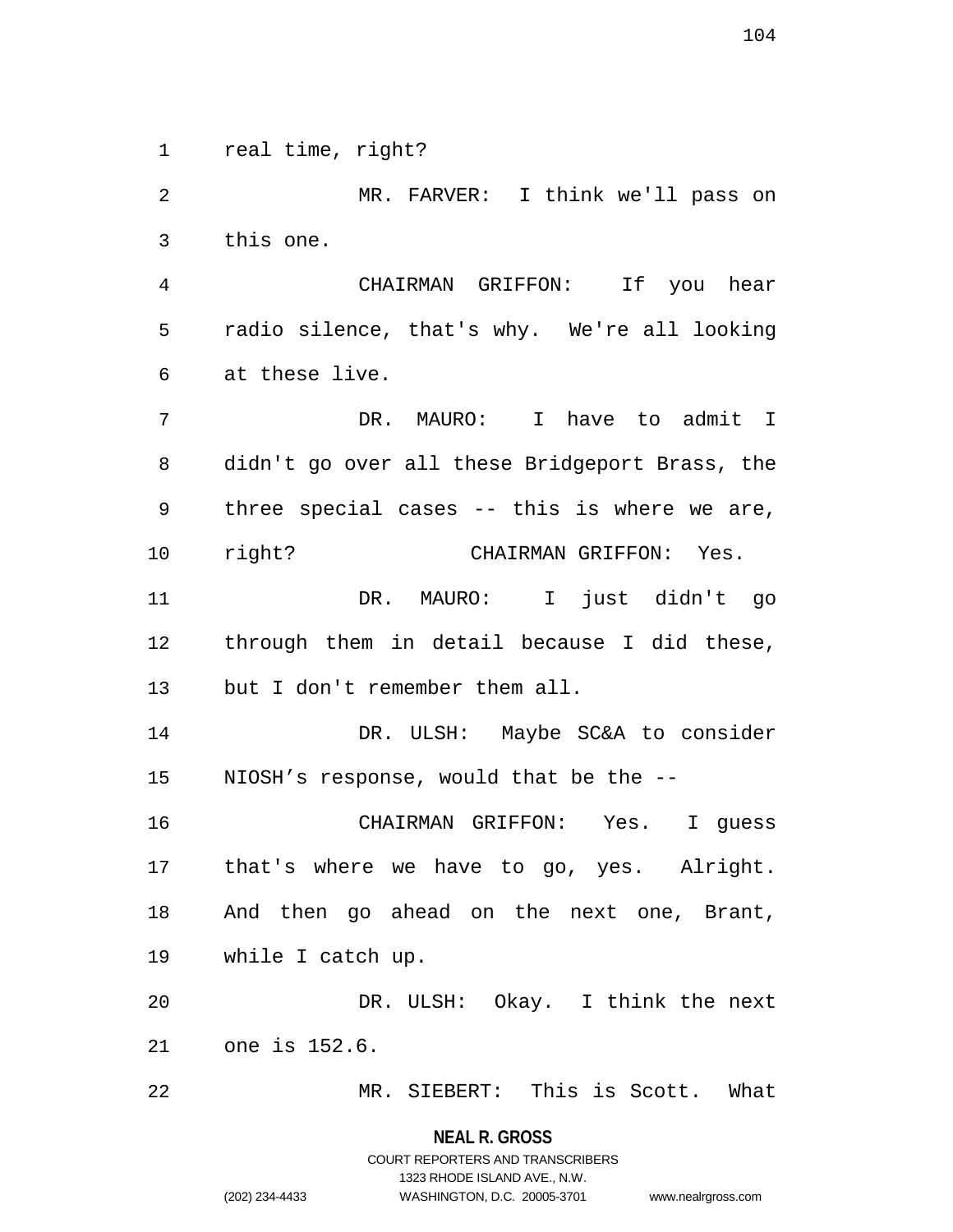real time, right?

MR. FARVER: I think we'll pass on this one.

CHAIRMAN GRIFFON: If you hear radio silence, that's why. We're all looking at these live.

DR. MAURO: I have to admit I didn't go over all these Bridgeport Brass, the three special cases -- this is where we are, right?

CHAIRMAN GRIFFON: Yes.

DR. MAURO: I just didn't go through them in detail because I did these, but I don't remember them all.

DR. ULSH: Maybe SC&A to consider NIOSH's response, would that be the --

CHAIRMAN GRIFFON: Yes. I guess that's where we have to go, yes. Alright. And then go ahead on the next one, Brant, while I catch up.

DR. ULSH: Okay. I think the next one is 152.6.

MR. SIEBERT: This is Scott. What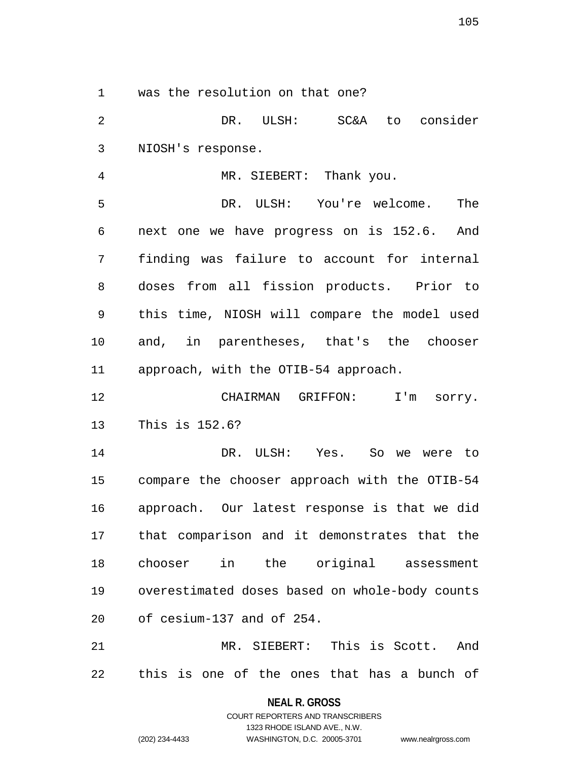was the resolution on that one?

DR. ULSH: SC&A to consider NIOSH's response.

MR. SIEBERT: Thank you.

DR. ULSH: You're welcome. The next one we have progress on is 152.6. And finding was failure to account for internal doses from all fission products. Prior to this time, NIOSH will compare the model used and, in parentheses, that's the chooser approach, with the OTIB-54 approach.

CHAIRMAN GRIFFON: I'm sorry. This is 152.6?

DR. ULSH: Yes. So we were to compare the chooser approach with the OTIB-54 approach. Our latest response is that we did that comparison and it demonstrates that the chooser in the original assessment overestimated doses based on whole-body counts of cesium-137 and of 254.

MR. SIEBERT: This is Scott. And this is one of the ones that has a bunch of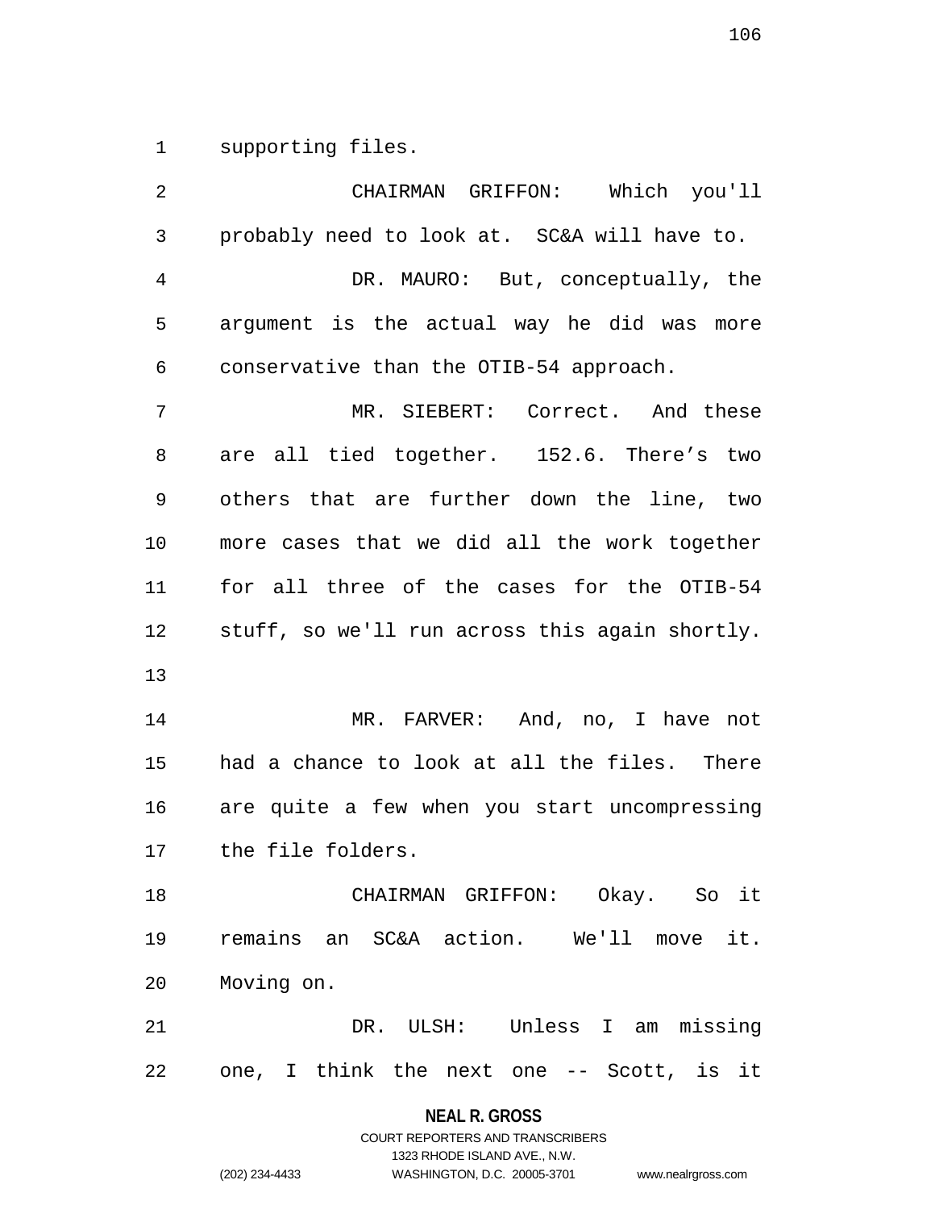supporting files.

CHAIRMAN GRIFFON: Which you'll probably need to look at. SC&A will have to.

DR. MAURO: But, conceptually, the argument is the actual way he did was more conservative than the OTIB-54 approach.

MR. SIEBERT: Correct. And these are all tied together. 152.6. There's two others that are further down the line, two more cases that we did all the work together for all three of the cases for the OTIB-54 stuff, so we'll run across this again shortly.

MR. FARVER: And, no, I have not had a chance to look at all the files. There are quite a few when you start uncompressing the file folders.

CHAIRMAN GRIFFON: Okay. So it remains an SC&A action. We'll move it. Moving on.

DR. ULSH: Unless I am missing one, I think the next one -- Scott, is it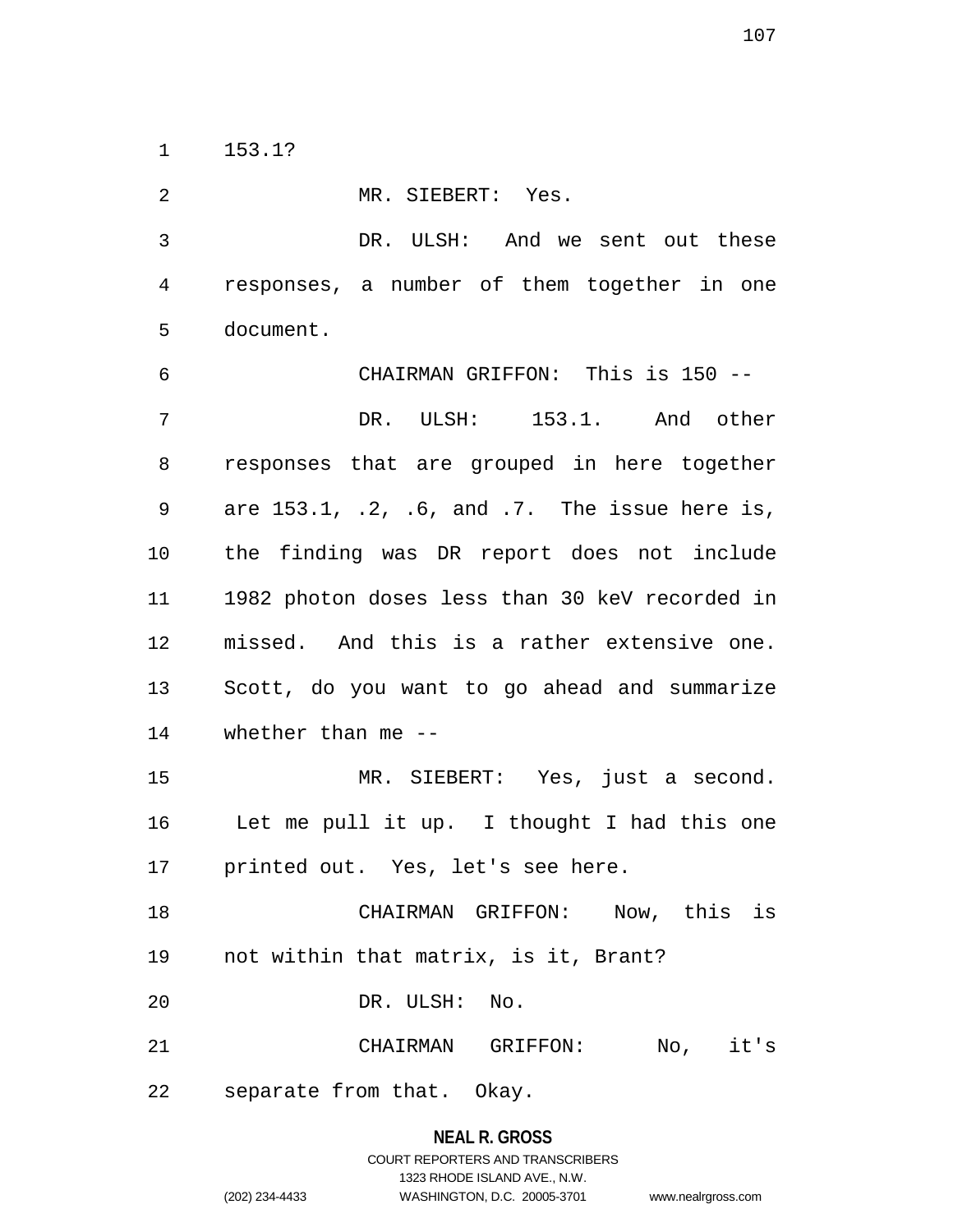153.1?

MR. SIEBERT: Yes.

DR. ULSH: And we sent out these responses, a number of them together in one document.

CHAIRMAN GRIFFON: This is 150 --

DR. ULSH: 153.1. And other responses that are grouped in here together are 153.1, .2, .6, and .7. The issue here is, the finding was DR report does not include 1982 photon doses less than 30 keV recorded in missed. And this is a rather extensive one. Scott, do you want to go ahead and summarize whether than me --

MR. SIEBERT: Yes, just a second. Let me pull it up. I thought I had this one printed out. Yes, let's see here.

CHAIRMAN GRIFFON: Now, this is not within that matrix, is it, Brant?

DR. ULSH: No.

CHAIRMAN GRIFFON: No, it's separate from that. Okay.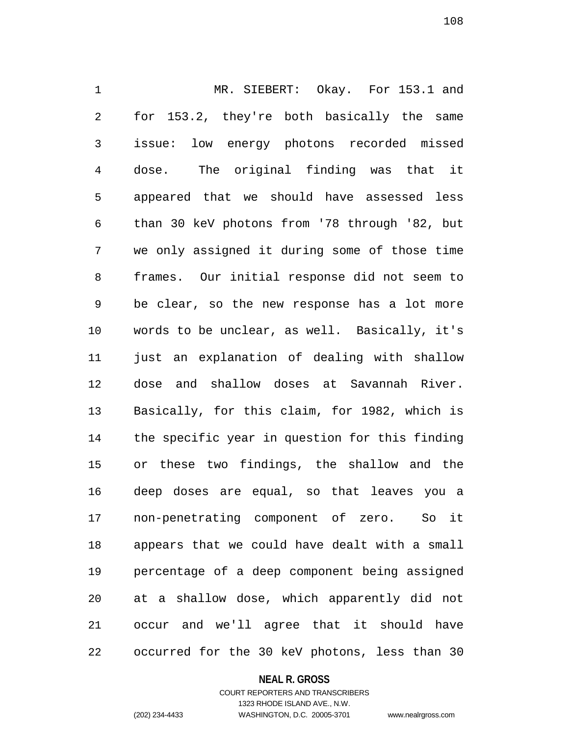MR. SIEBERT: Okay. For 153.1 and for 153.2, they're both basically the same issue: low energy photons recorded missed dose. The original finding was that it appeared that we should have assessed less than 30 keV photons from '78 through '82, but we only assigned it during some of those time frames. Our initial response did not seem to be clear, so the new response has a lot more words to be unclear, as well. Basically, it's just an explanation of dealing with shallow dose and shallow doses at Savannah River. Basically, for this claim, for 1982, which is the specific year in question for this finding or these two findings, the shallow and the deep doses are equal, so that leaves you a non-penetrating component of zero. So it appears that we could have dealt with a small percentage of a deep component being assigned at a shallow dose, which apparently did not occur and we'll agree that it should have occurred for the 30 keV photons, less than 30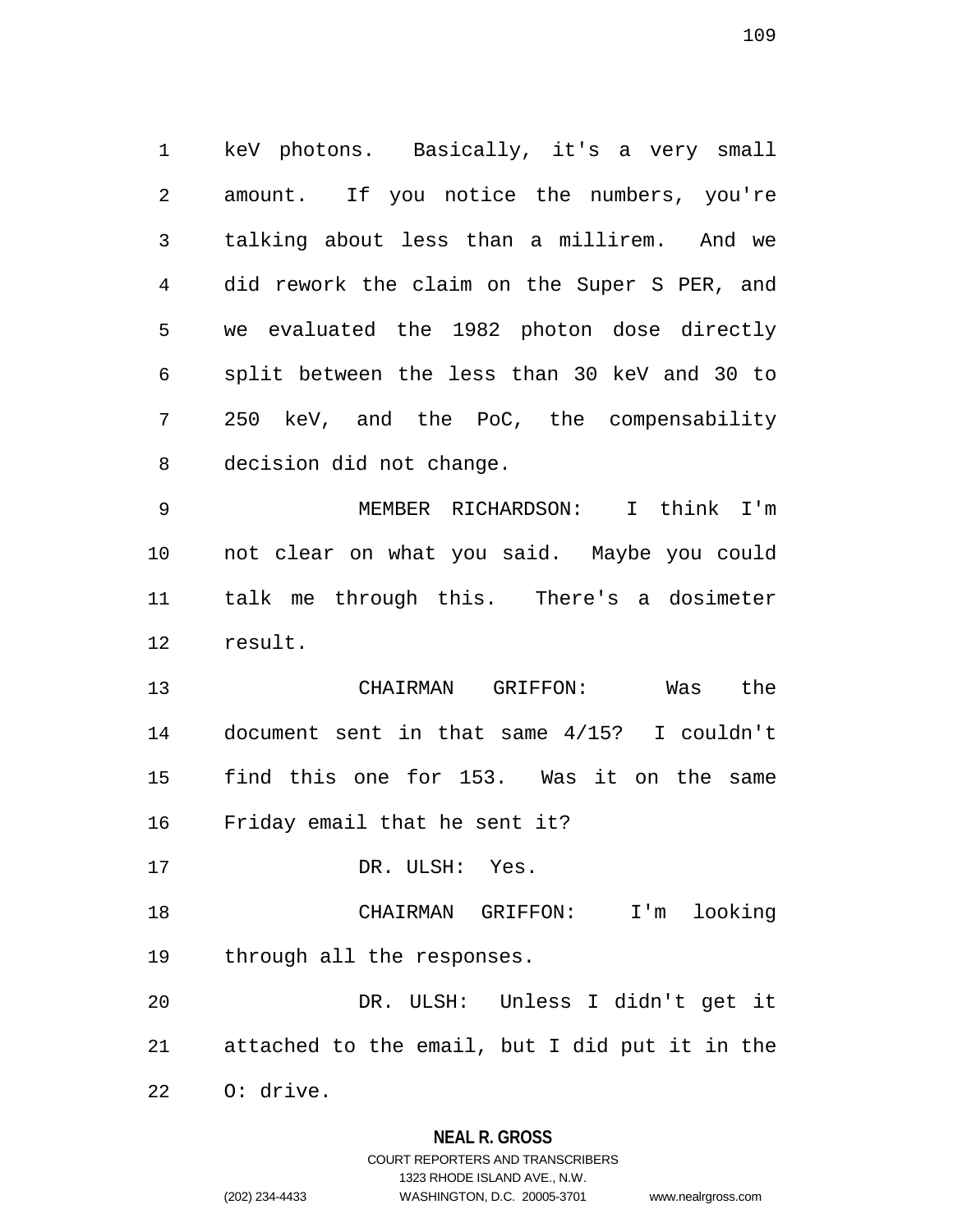keV photons. Basically, it's a very small amount. If you notice the numbers, you're talking about less than a millirem. And we did rework the claim on the Super S PER, and we evaluated the 1982 photon dose directly split between the less than 30 keV and 30 to 250 keV, and the PoC, the compensability decision did not change.

MEMBER RICHARDSON: I think I'm not clear on what you said. Maybe you could talk me through this. There's a dosimeter result.

CHAIRMAN GRIFFON: Was the document sent in that same 4/15? I couldn't find this one for 153. Was it on the same Friday email that he sent it?

DR. ULSH: Yes.

CHAIRMAN GRIFFON: I'm looking through all the responses.

DR. ULSH: Unless I didn't get it attached to the email, but I did put it in the O: drive.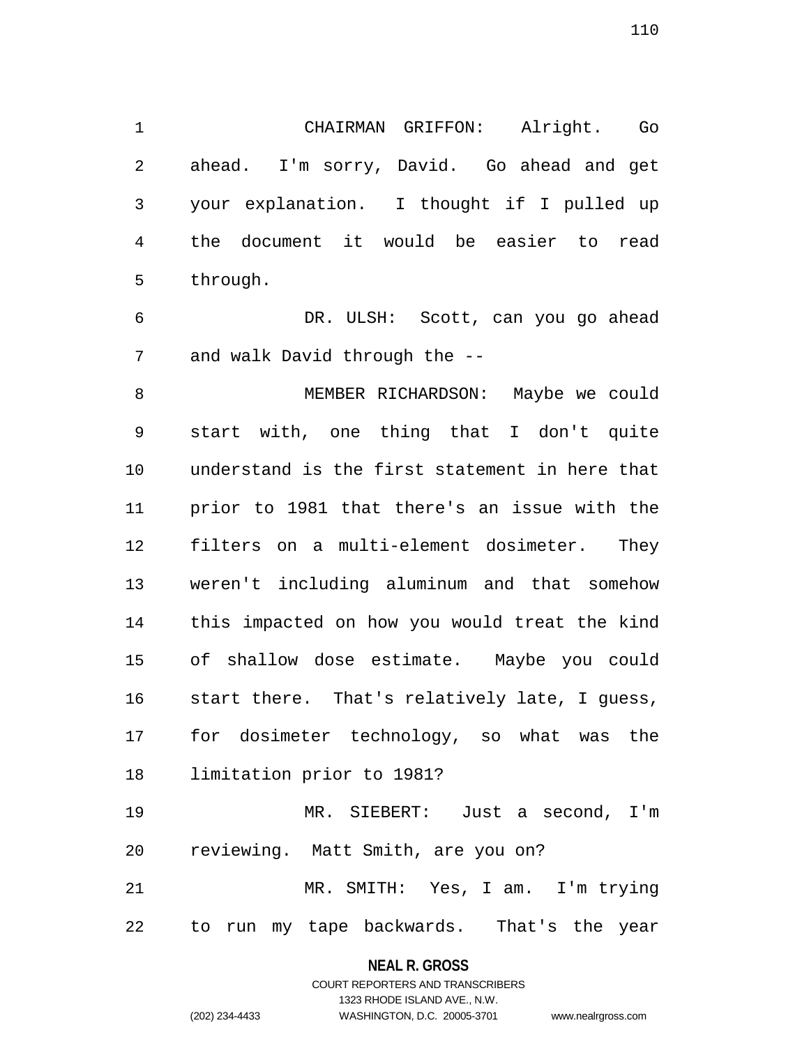CHAIRMAN GRIFFON: Alright. Go ahead. I'm sorry, David. Go ahead and get your explanation. I thought if I pulled up the document it would be easier to read through.

DR. ULSH: Scott, can you go ahead and walk David through the --

MEMBER RICHARDSON: Maybe we could start with, one thing that I don't quite understand is the first statement in here that prior to 1981 that there's an issue with the filters on a multi-element dosimeter. They weren't including aluminum and that somehow this impacted on how you would treat the kind of shallow dose estimate. Maybe you could start there. That's relatively late, I guess, for dosimeter technology, so what was the limitation prior to 1981?

MR. SIEBERT: Just a second, I'm reviewing. Matt Smith, are you on?

MR. SMITH: Yes, I am. I'm trying to run my tape backwards. That's the year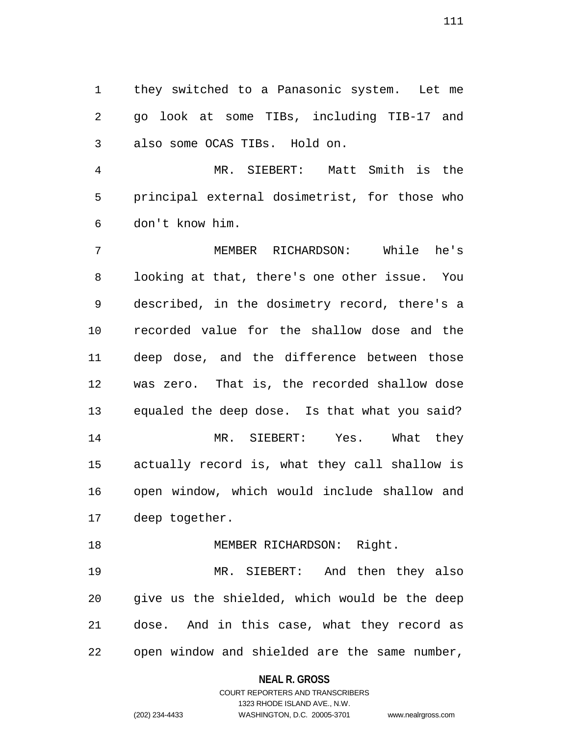they switched to a Panasonic system. Let me go look at some TIBs, including TIB-17 and also some OCAS TIBs. Hold on.

MR. SIEBERT: Matt Smith is the principal external dosimetrist, for those who don't know him.

MEMBER RICHARDSON: While he's looking at that, there's one other issue. You described, in the dosimetry record, there's a recorded value for the shallow dose and the deep dose, and the difference between those was zero. That is, the recorded shallow dose equaled the deep dose. Is that what you said?

MR. SIEBERT: Yes. What they actually record is, what they call shallow is open window, which would include shallow and deep together.

MEMBER RICHARDSON: Right.

MR. SIEBERT: And then they also give us the shielded, which would be the deep dose. And in this case, what they record as open window and shielded are the same number,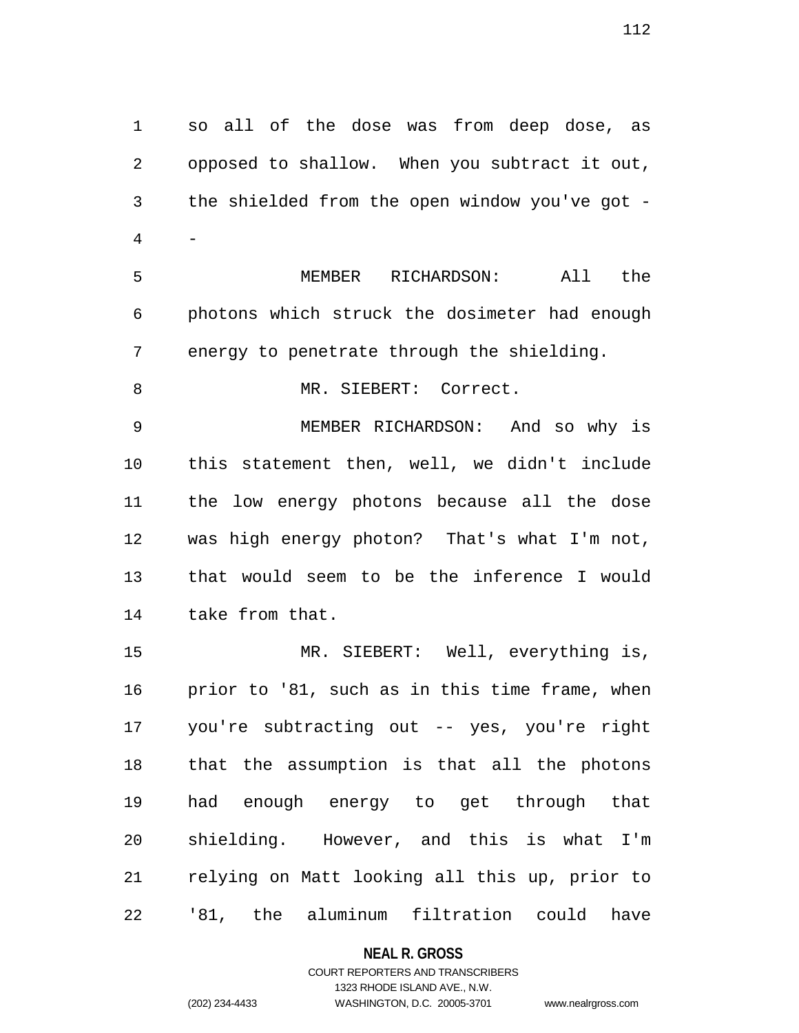so all of the dose was from deep dose, as opposed to shallow. When you subtract it out, the shielded from the open window you've got --

MEMBER RICHARDSON: All the photons which struck the dosimeter had enough energy to penetrate through the shielding.

MR. SIEBERT: Correct.

MEMBER RICHARDSON: And so why is this statement then, well, we didn't include the low energy photons because all the dose was high energy photon? That's what I'm not, that would seem to be the inference I would take from that.

MR. SIEBERT: Well, everything is, prior to '81, such as in this time frame, when you're subtracting out -- yes, you're right that the assumption is that all the photons had enough energy to get through that shielding. However, and this is what I'm relying on Matt looking all this up, prior to '81, the aluminum filtration could have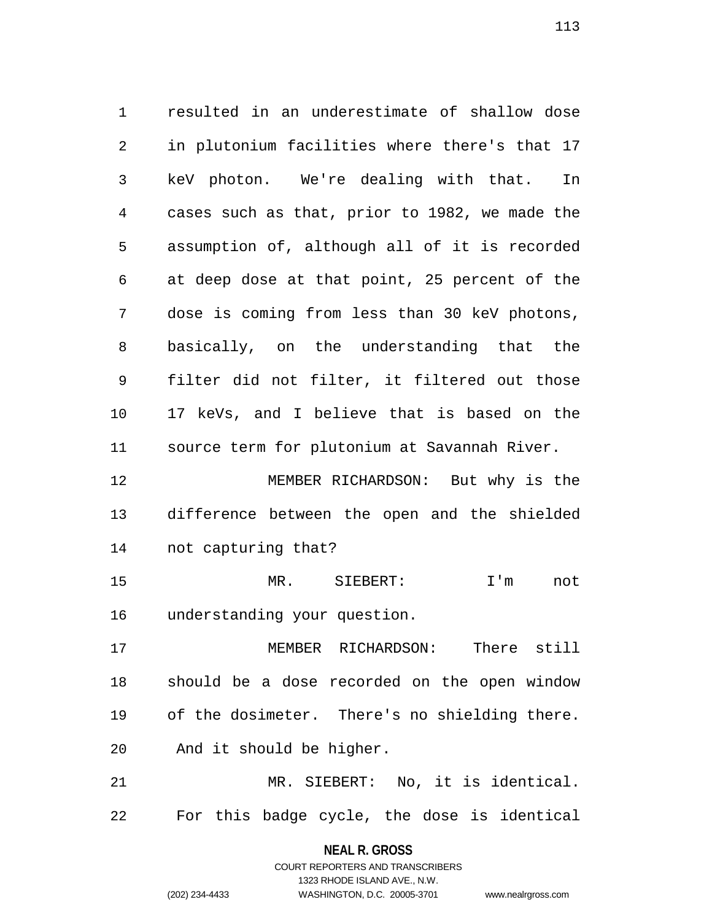resulted in an underestimate of shallow dose in plutonium facilities where there's that 17 keV photon. We're dealing with that. In cases such as that, prior to 1982, we made the assumption of, although all of it is recorded at deep dose at that point, 25 percent of the dose is coming from less than 30 keV photons, basically, on the understanding that the filter did not filter, it filtered out those 17 keVs, and I believe that is based on the source term for plutonium at Savannah River.

MEMBER RICHARDSON: But why is the difference between the open and the shielded not capturing that?

MR. SIEBERT: I'm not understanding your question.

MEMBER RICHARDSON: There still should be a dose recorded on the open window of the dosimeter. There's no shielding there. And it should be higher.

MR. SIEBERT: No, it is identical. For this badge cycle, the dose is identical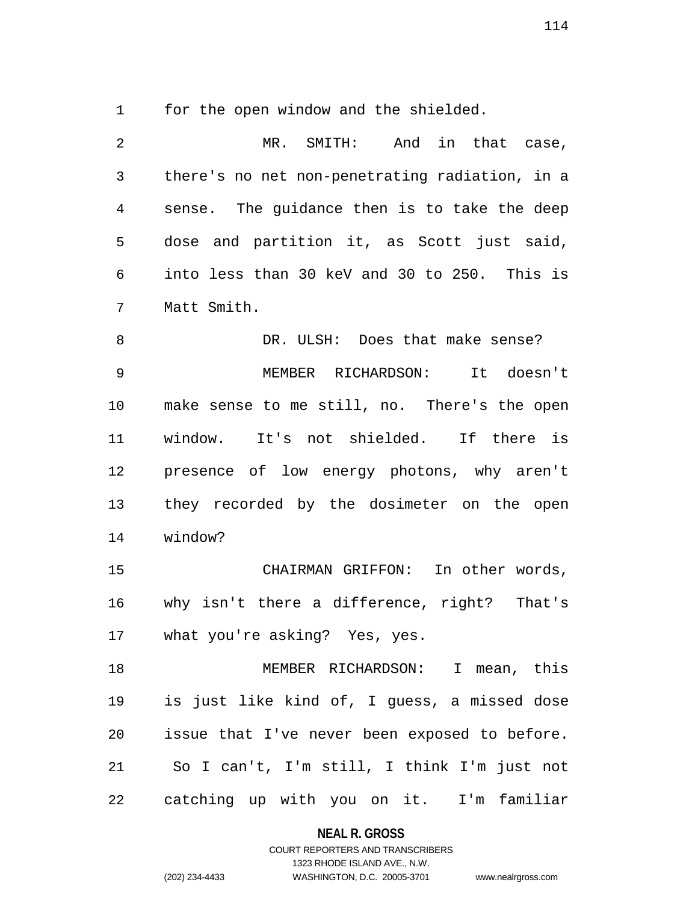for the open window and the shielded.

MR. SMITH: And in that case, there's no net non-penetrating radiation, in a sense. The guidance then is to take the deep dose and partition it, as Scott just said, into less than 30 keV and 30 to 250. This is Matt Smith.

DR. ULSH: Does that make sense?

MEMBER RICHARDSON: It doesn't make sense to me still, no. There's the open window. It's not shielded. If there is presence of low energy photons, why aren't they recorded by the dosimeter on the open window?

CHAIRMAN GRIFFON: In other words, why isn't there a difference, right? That's what you're asking? Yes, yes.

MEMBER RICHARDSON: I mean, this is just like kind of, I guess, a missed dose issue that I've never been exposed to before. So I can't, I'm still, I think I'm just not catching up with you on it. I'm familiar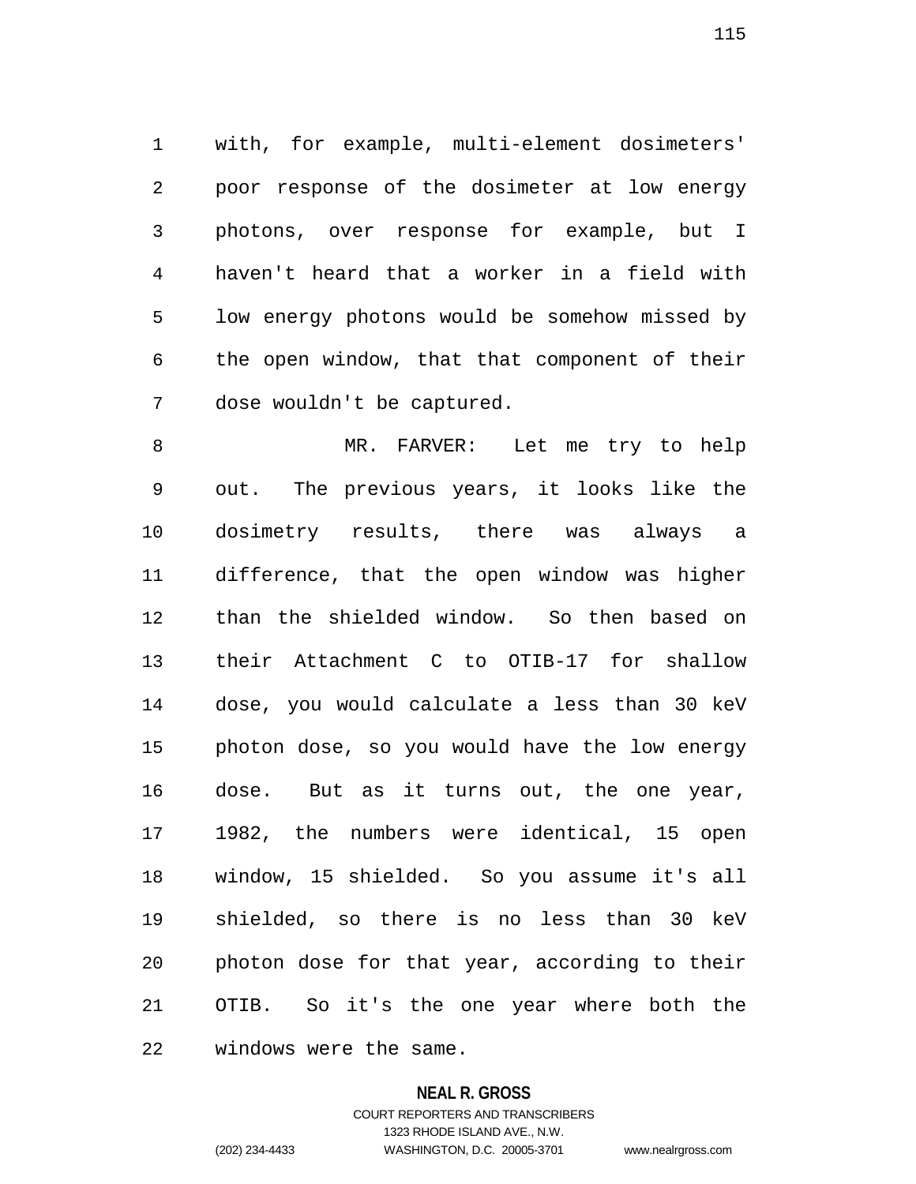with, for example, multi-element dosimeters' poor response of the dosimeter at low energy photons, over response for example, but I haven't heard that a worker in a field with low energy photons would be somehow missed by the open window, that that component of their dose wouldn't be captured.

MR. FARVER: Let me try to help out. The previous years, it looks like the dosimetry results, there was always a difference, that the open window was higher than the shielded window. So then based on their Attachment C to OTIB-17 for shallow dose, you would calculate a less than 30 keV photon dose, so you would have the low energy dose. But as it turns out, the one year, 1982, the numbers were identical, 15 open window, 15 shielded. So you assume it's all shielded, so there is no less than 30 keV photon dose for that year, according to their OTIB. So it's the one year where both the windows were the same.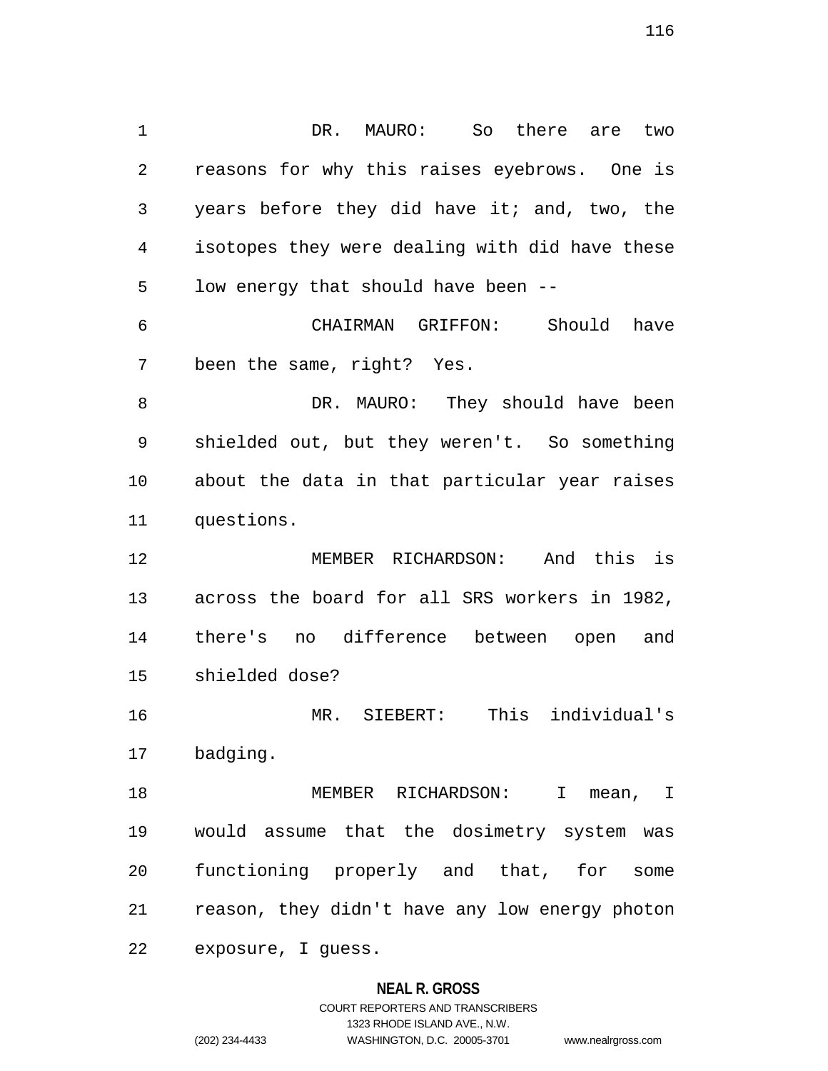DR. MAURO: So there are two reasons for why this raises eyebrows. One is years before they did have it; and, two, the isotopes they were dealing with did have these low energy that should have been --

CHAIRMAN GRIFFON: Should have been the same, right? Yes.

DR. MAURO: They should have been shielded out, but they weren't. So something about the data in that particular year raises questions.

MEMBER RICHARDSON: And this is across the board for all SRS workers in 1982, there's no difference between open and shielded dose?

MR. SIEBERT: This individual's badging.

MEMBER RICHARDSON: I mean, I would assume that the dosimetry system was functioning properly and that, for some reason, they didn't have any low energy photon exposure, I guess.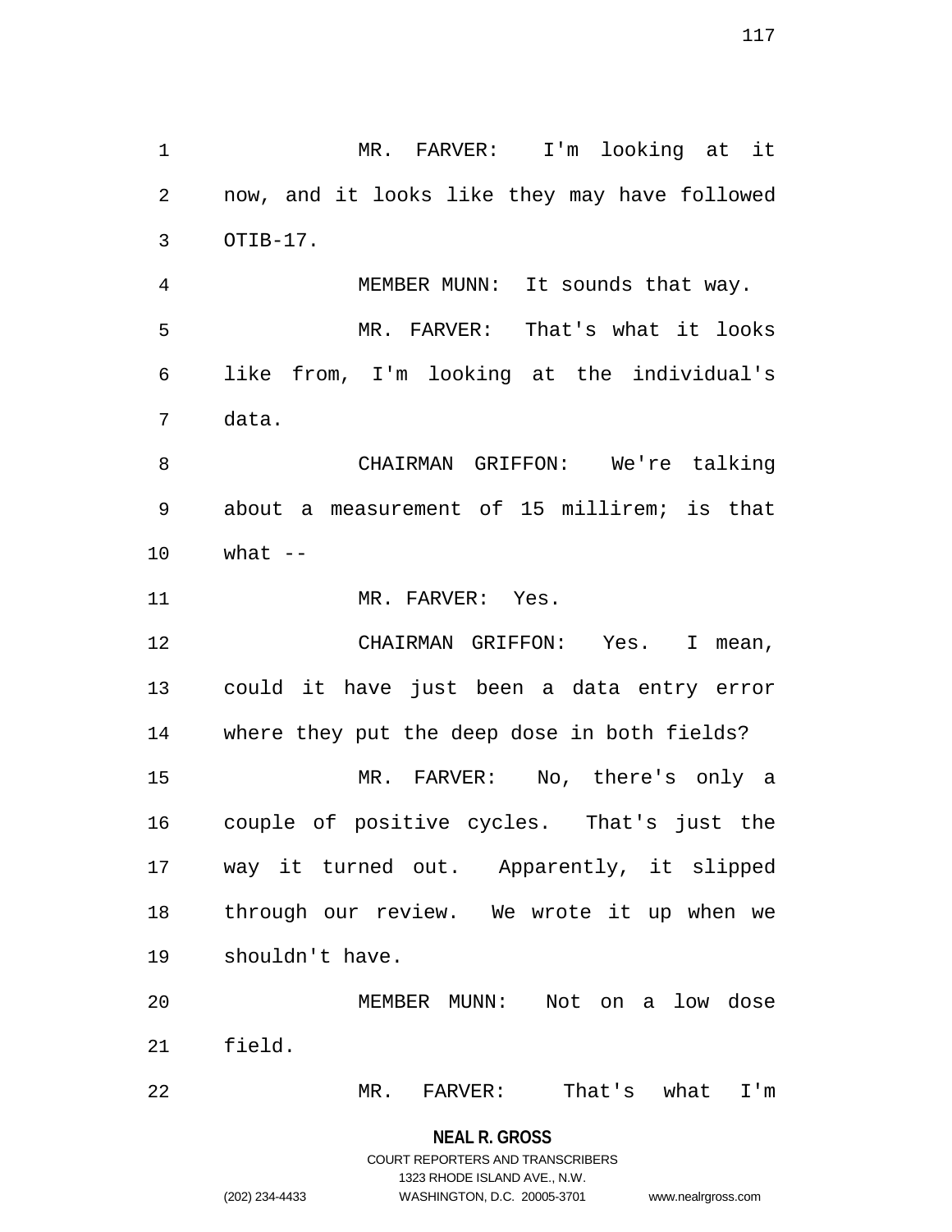MR. FARVER: I'm looking at it now, and it looks like they may have followed OTIB-17.

MEMBER MUNN: It sounds that way.

MR. FARVER: That's what it looks like from, I'm looking at the individual's data.

CHAIRMAN GRIFFON: We're talking about a measurement of 15 millirem; is that what --

MR. FARVER: Yes.

CHAIRMAN GRIFFON: Yes. I mean, could it have just been a data entry error where they put the deep dose in both fields?

MR. FARVER: No, there's only a couple of positive cycles. That's just the way it turned out. Apparently, it slipped through our review. We wrote it up when we shouldn't have.

MEMBER MUNN: Not on a low dose field.

MR. FARVER: That's what I'm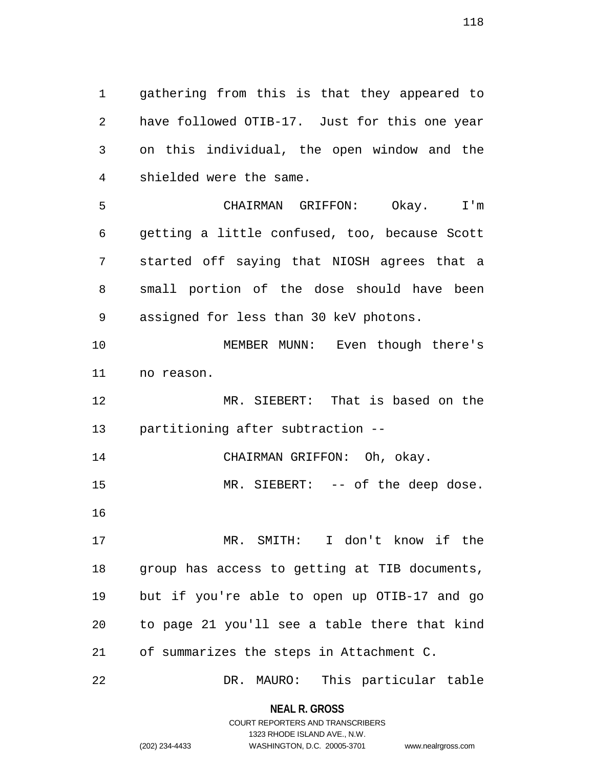gathering from this is that they appeared to have followed OTIB-17. Just for this one year on this individual, the open window and the shielded were the same.

CHAIRMAN GRIFFON: Okay. I'm getting a little confused, too, because Scott started off saying that NIOSH agrees that a small portion of the dose should have been assigned for less than 30 keV photons.

MEMBER MUNN: Even though there's no reason.

MR. SIEBERT: That is based on the partitioning after subtraction --

CHAIRMAN GRIFFON: Oh, okay.

MR. SIEBERT: -- of the deep dose.

MR. SMITH: I don't know if the group has access to getting at TIB documents, but if you're able to open up OTIB-17 and go to page 21 you'll see a table there that kind of summarizes the steps in Attachment C.

DR. MAURO: This particular table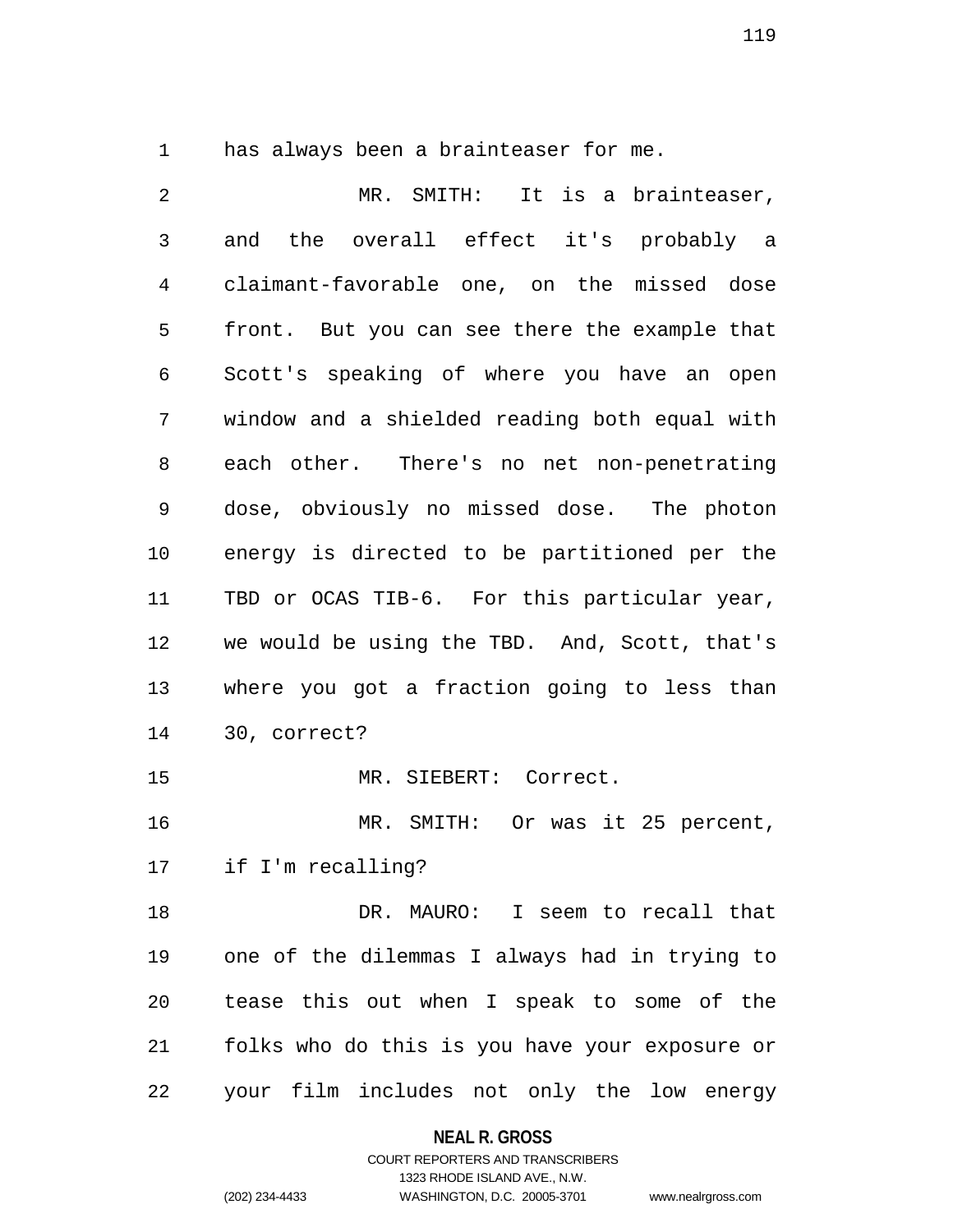has always been a brainteaser for me.

MR. SMITH: It is a brainteaser, and the overall effect it's probably a claimant-favorable one, on the missed dose front. But you can see there the example that Scott's speaking of where you have an open window and a shielded reading both equal with each other. There's no net non-penetrating dose, obviously no missed dose. The photon energy is directed to be partitioned per the TBD or OCAS TIB-6. For this particular year, we would be using the TBD. And, Scott, that's where you got a fraction going to less than 30, correct?

MR. SIEBERT: Correct.

MR. SMITH: Or was it 25 percent, if I'm recalling?

DR. MAURO: I seem to recall that one of the dilemmas I always had in trying to tease this out when I speak to some of the folks who do this is you have your exposure or your film includes not only the low energy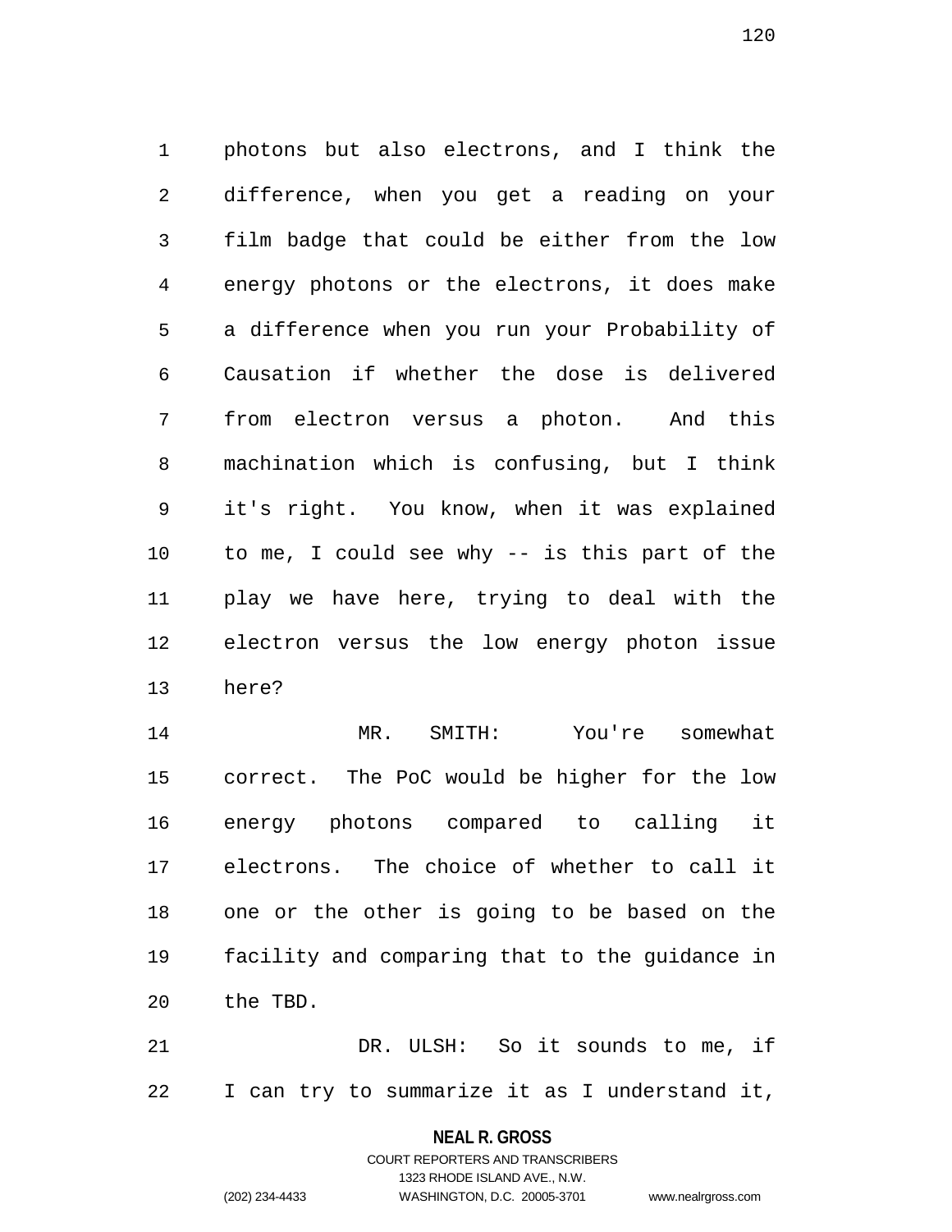photons but also electrons, and I think the difference, when you get a reading on your film badge that could be either from the low energy photons or the electrons, it does make a difference when you run your Probability of Causation if whether the dose is delivered from electron versus a photon. And this machination which is confusing, but I think it's right. You know, when it was explained to me, I could see why -- is this part of the play we have here, trying to deal with the electron versus the low energy photon issue here?

MR. SMITH: You're somewhat correct. The PoC would be higher for the low energy photons compared to calling it electrons. The choice of whether to call it one or the other is going to be based on the facility and comparing that to the guidance in the TBD.

DR. ULSH: So it sounds to me, if I can try to summarize it as I understand it,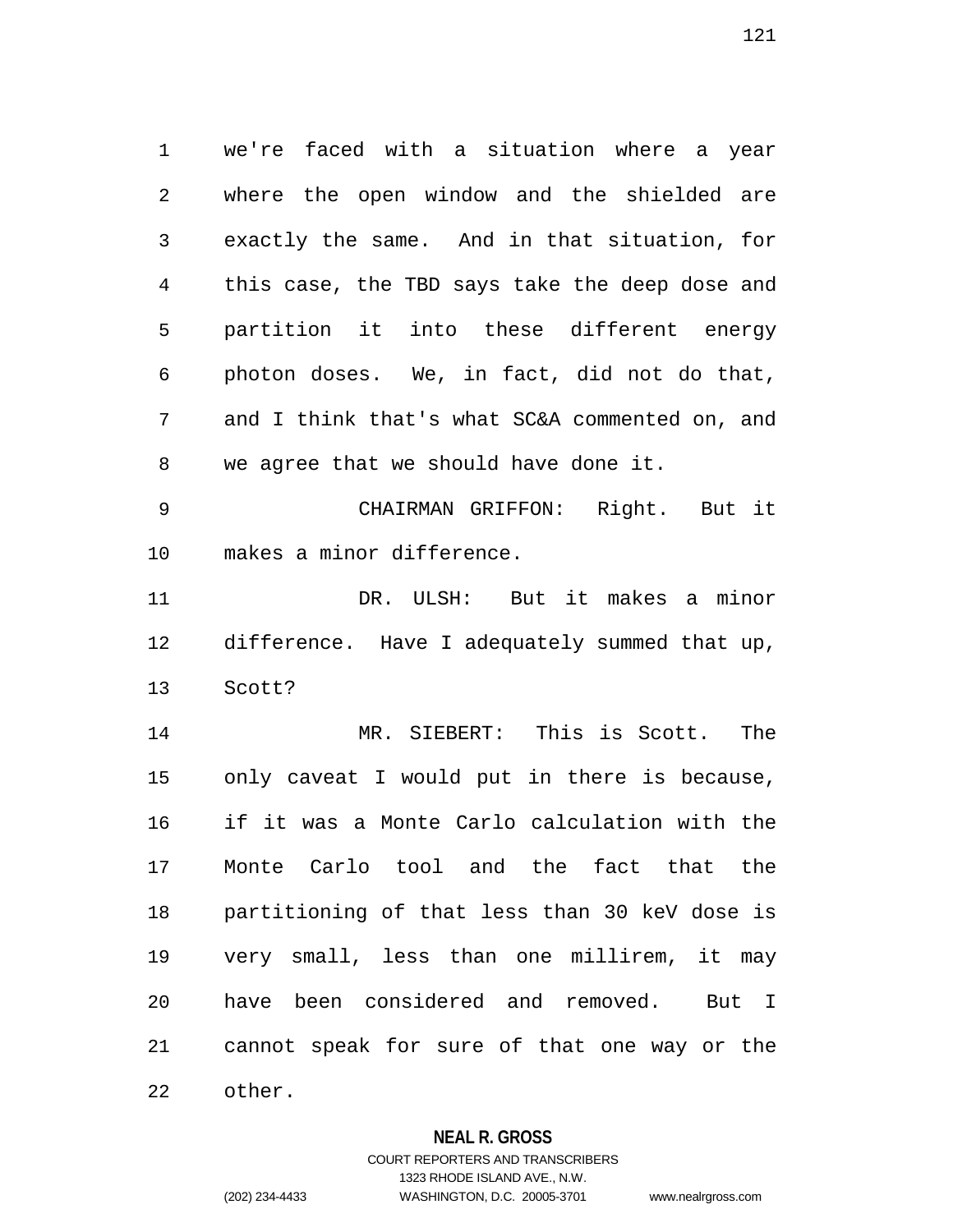we're faced with a situation where a year where the open window and the shielded are exactly the same. And in that situation, for this case, the TBD says take the deep dose and partition it into these different energy photon doses. We, in fact, did not do that, and I think that's what SC&A commented on, and we agree that we should have done it.

CHAIRMAN GRIFFON: Right. But it makes a minor difference.

DR. ULSH: But it makes a minor difference. Have I adequately summed that up, Scott?

MR. SIEBERT: This is Scott. The only caveat I would put in there is because, if it was a Monte Carlo calculation with the Monte Carlo tool and the fact that the partitioning of that less than 30 keV dose is very small, less than one millirem, it may have been considered and removed. But I cannot speak for sure of that one way or the other.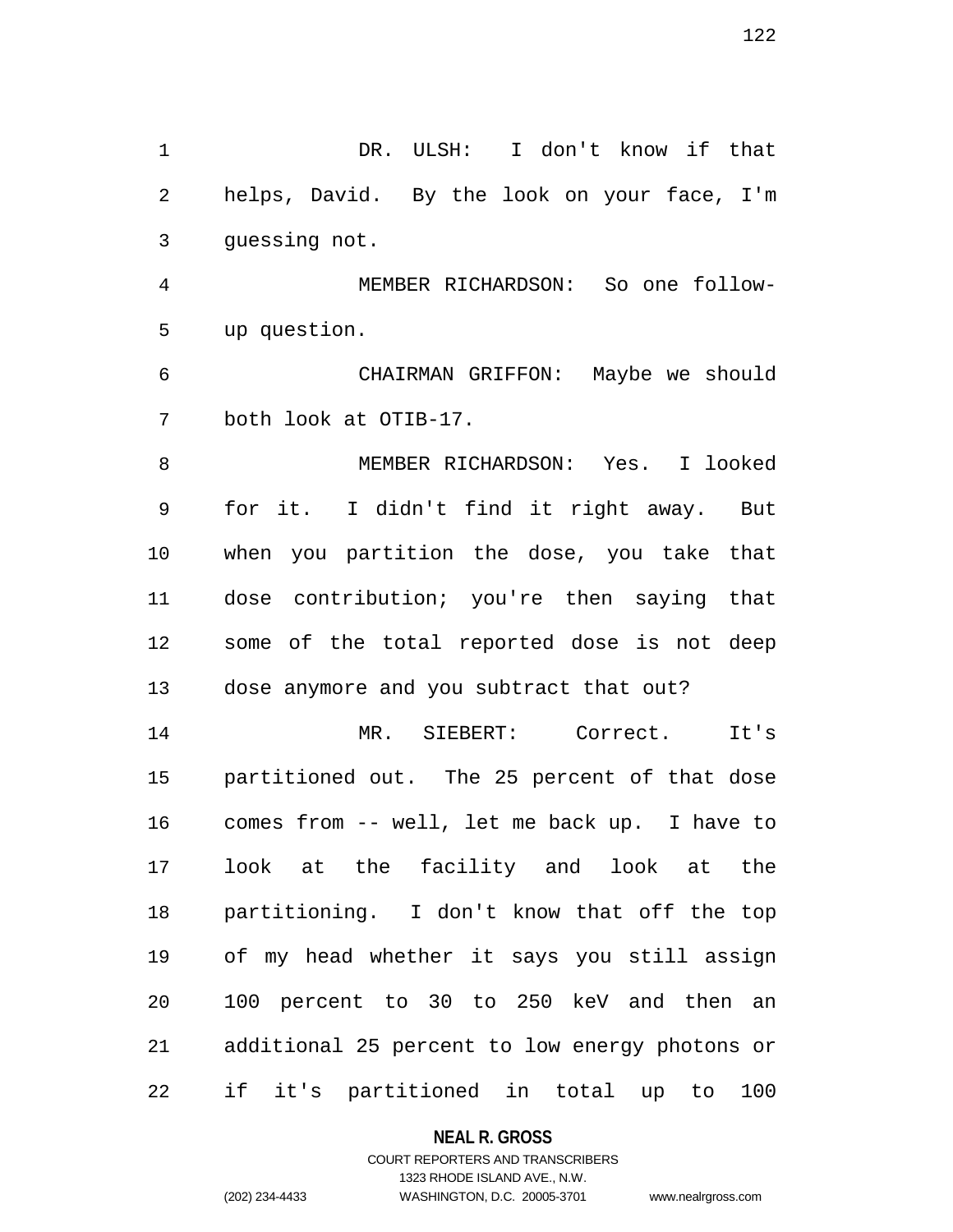DR. ULSH: I don't know if that helps, David. By the look on your face, I'm guessing not.

MEMBER RICHARDSON: So one follow-up question.

CHAIRMAN GRIFFON: Maybe we should both look at OTIB-17.

MEMBER RICHARDSON: Yes. I looked for it. I didn't find it right away. But when you partition the dose, you take that dose contribution; you're then saying that some of the total reported dose is not deep dose anymore and you subtract that out?

MR. SIEBERT: Correct. It's partitioned out. The 25 percent of that dose comes from -- well, let me back up. I have to look at the facility and look at the partitioning. I don't know that off the top of my head whether it says you still assign 100 percent to 30 to 250 keV and then an additional 25 percent to low energy photons or if it's partitioned in total up to 100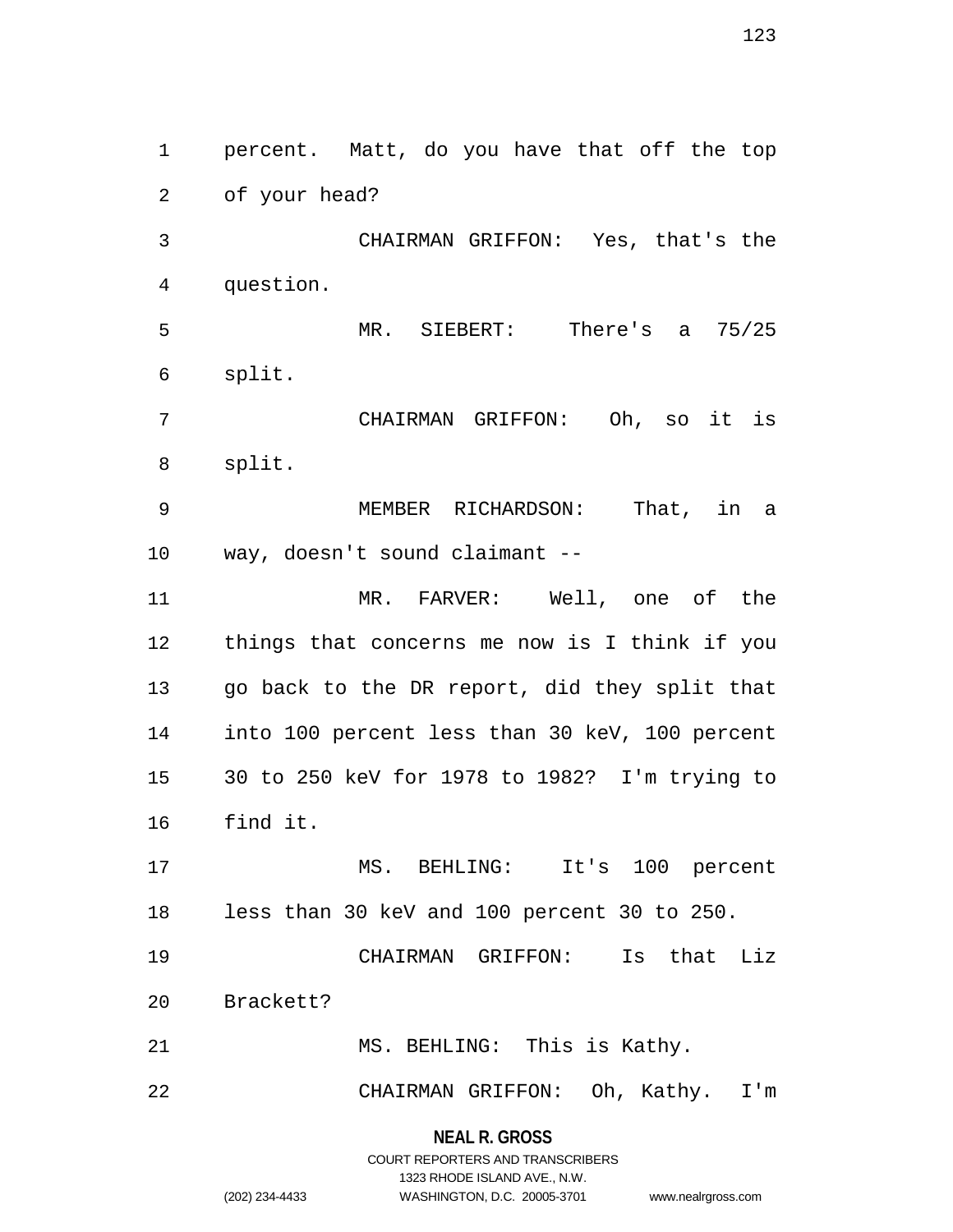percent. Matt, do you have that off the top of your head?

CHAIRMAN GRIFFON: Yes, that's the question.

MR. SIEBERT: There's a 75/25 split.

CHAIRMAN GRIFFON: Oh, so it is split.

MEMBER RICHARDSON: That, in a way, doesn't sound claimant --

MR. FARVER: Well, one of the things that concerns me now is I think if you go back to the DR report, did they split that into 100 percent less than 30 keV, 100 percent 30 to 250 keV for 1978 to 1982? I'm trying to find it.

MS. BEHLING: It's 100 percent less than 30 keV and 100 percent 30 to 250.

CHAIRMAN GRIFFON: Is that Liz Brackett?

MS. BEHLING: This is Kathy.

CHAIRMAN GRIFFON: Oh, Kathy. I'm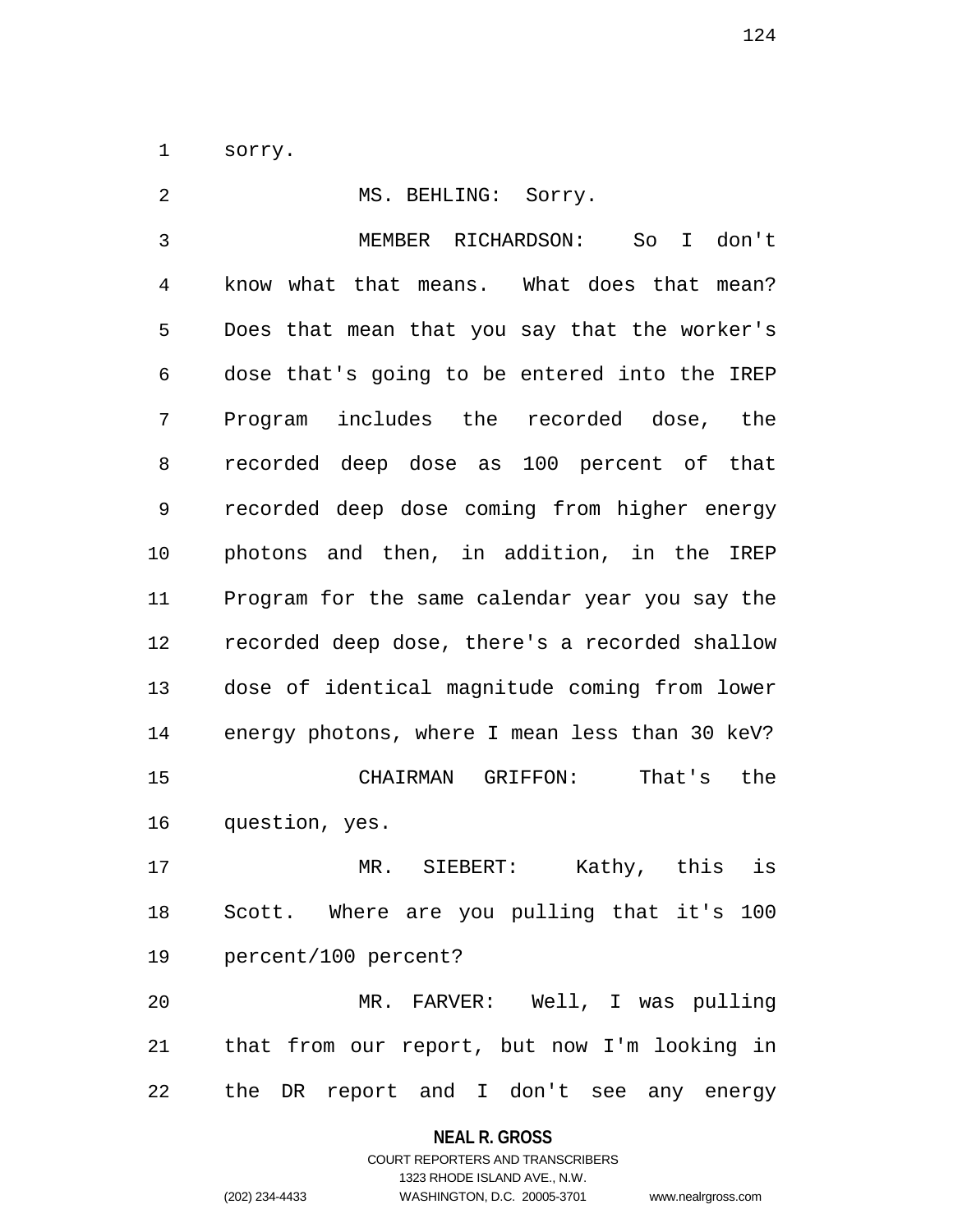sorry.

MS. BEHLING: Sorry.

MEMBER RICHARDSON: So I don't know what that means. What does that mean? Does that mean that you say that the worker's dose that's going to be entered into the IREP Program includes the recorded dose, the recorded deep dose as 100 percent of that recorded deep dose coming from higher energy photons and then, in addition, in the IREP Program for the same calendar year you say the recorded deep dose, there's a recorded shallow dose of identical magnitude coming from lower energy photons, where I mean less than 30 keV?

CHAIRMAN GRIFFON: That's the question, yes.

MR. SIEBERT: Kathy, this is Scott. Where are you pulling that it's 100 percent/100 percent?

MR. FARVER: Well, I was pulling that from our report, but now I'm looking in the DR report and I don't see any energy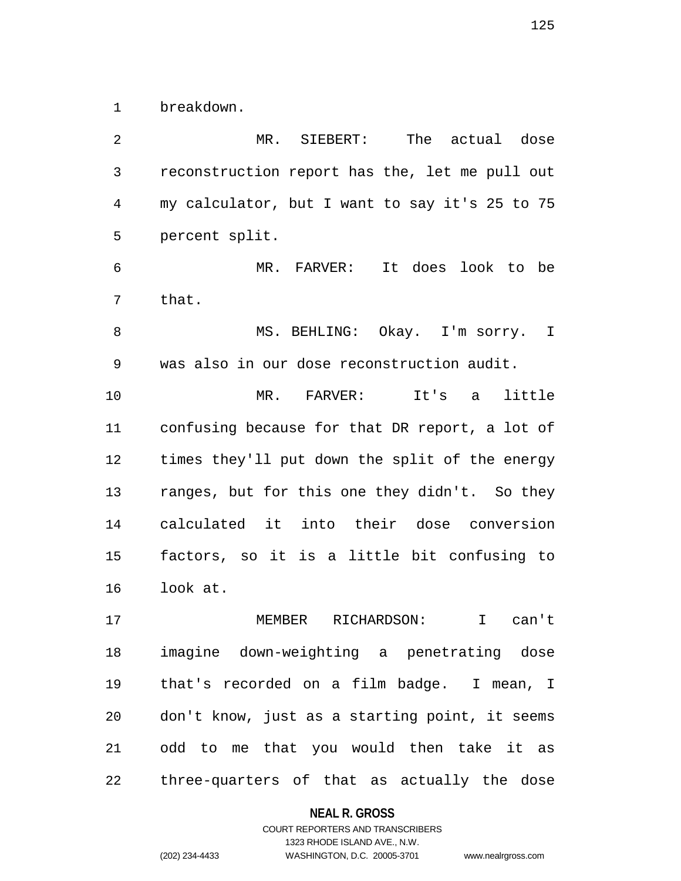breakdown.

MR. SIEBERT: The actual dose reconstruction report has the, let me pull out my calculator, but I want to say it's 25 to 75 percent split.

MR. FARVER: It does look to be that.

MS. BEHLING: Okay. I'm sorry. I was also in our dose reconstruction audit.

MR. FARVER: It's a little confusing because for that DR report, a lot of times they'll put down the split of the energy ranges, but for this one they didn't. So they calculated it into their dose conversion factors, so it is a little bit confusing to look at.

MEMBER RICHARDSON: I can't imagine down-weighting a penetrating dose that's recorded on a film badge. I mean, I don't know, just as a starting point, it seems odd to me that you would then take it as three-quarters of that as actually the dose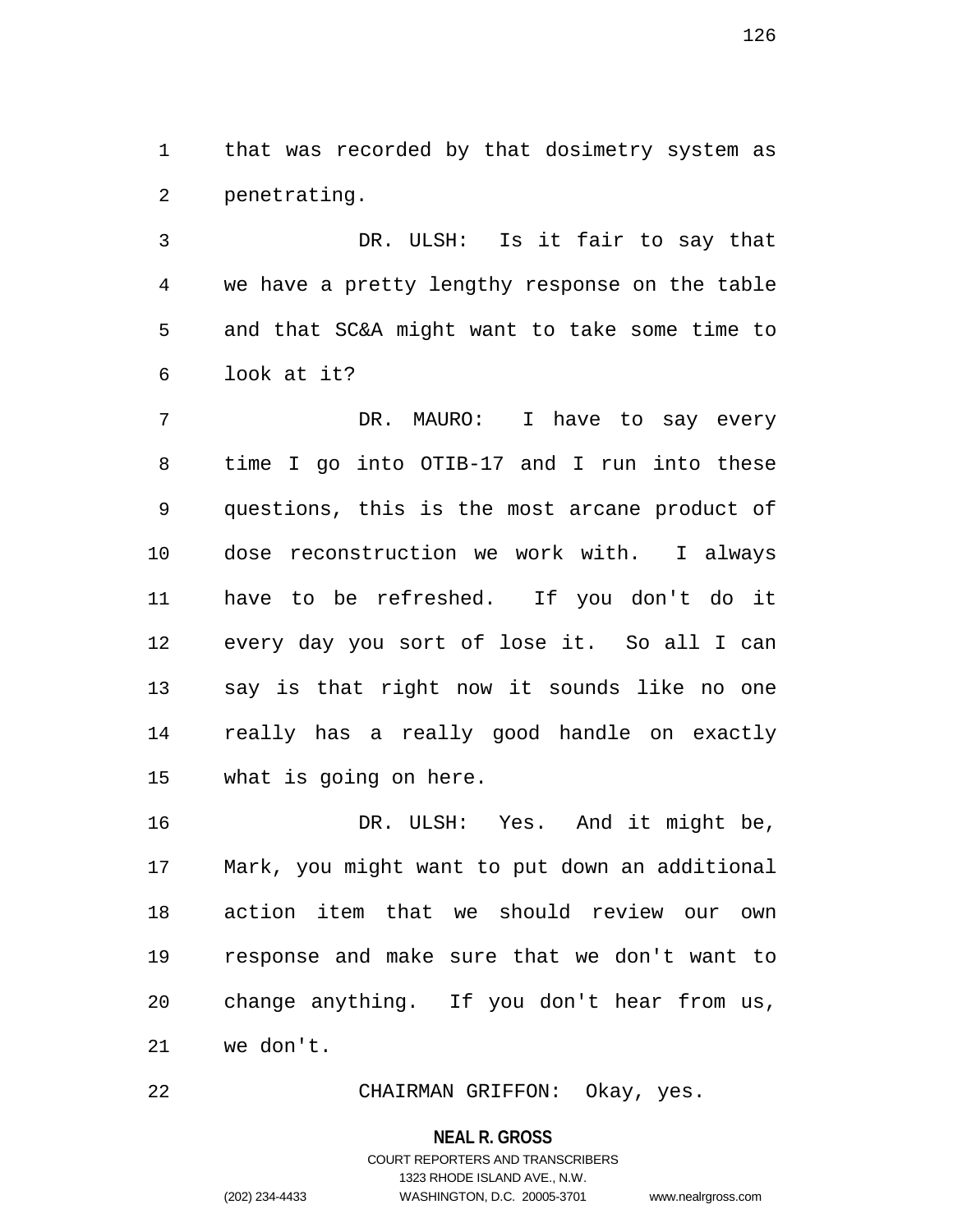that was recorded by that dosimetry system as penetrating.

DR. ULSH: Is it fair to say that we have a pretty lengthy response on the table and that SC&A might want to take some time to look at it?

DR. MAURO: I have to say every time I go into OTIB-17 and I run into these questions, this is the most arcane product of dose reconstruction we work with. I always have to be refreshed. If you don't do it every day you sort of lose it. So all I can say is that right now it sounds like no one really has a really good handle on exactly what is going on here.

DR. ULSH: Yes. And it might be, Mark, you might want to put down an additional action item that we should review our own response and make sure that we don't want to change anything. If you don't hear from us, we don't.

CHAIRMAN GRIFFON: Okay, yes.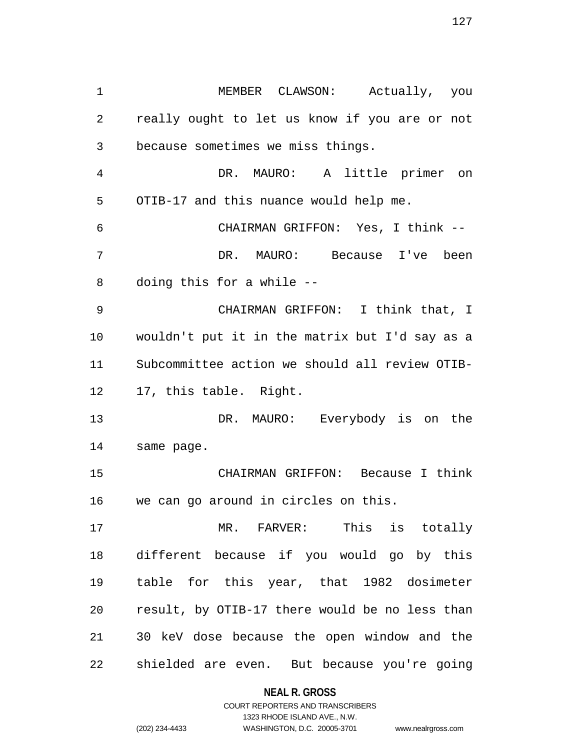MEMBER CLAWSON: Actually, you really ought to let us know if you are or not because sometimes we miss things.

DR. MAURO: A little primer on OTIB-17 and this nuance would help me.

CHAIRMAN GRIFFON: Yes, I think --

DR. MAURO: Because I've been doing this for a while --

CHAIRMAN GRIFFON: I think that, I wouldn't put it in the matrix but I'd say as a Subcommittee action we should all review OTIB-17, this table. Right.

DR. MAURO: Everybody is on the same page.

CHAIRMAN GRIFFON: Because I think we can go around in circles on this.

MR. FARVER: This is totally different because if you would go by this table for this year, that 1982 dosimeter result, by OTIB-17 there would be no less than 30 keV dose because the open window and the shielded are even. But because you're going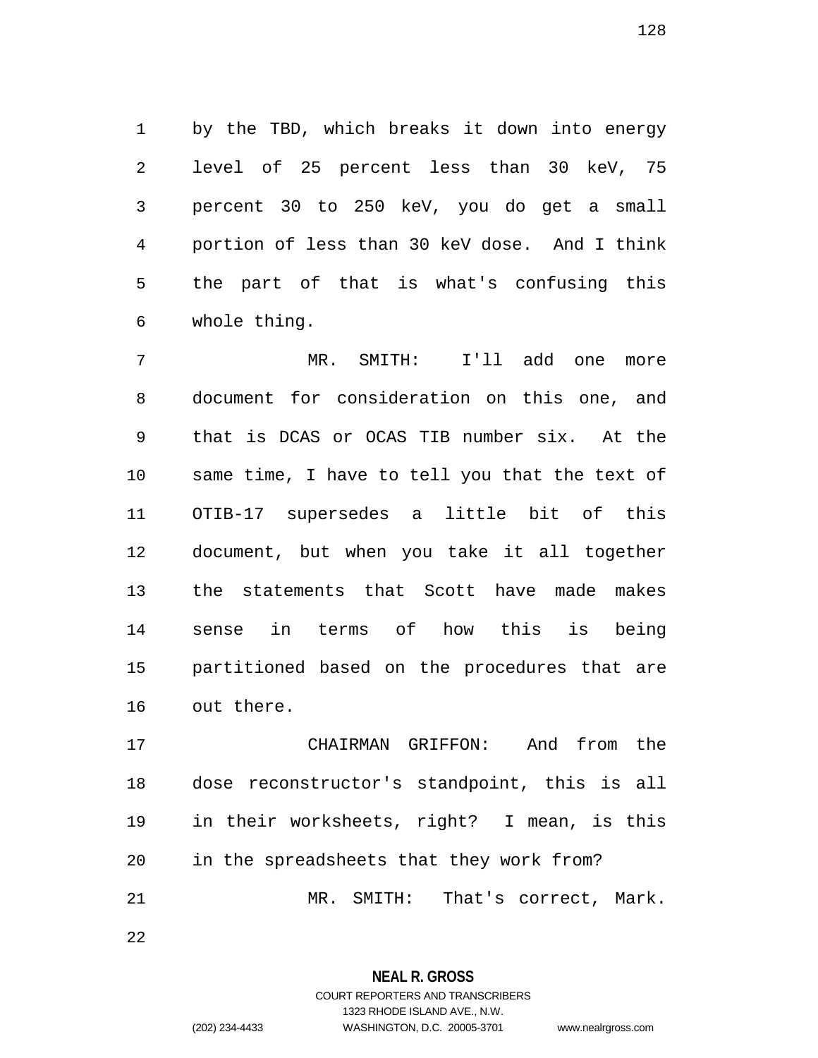by the TBD, which breaks it down into energy level of 25 percent less than 30 keV, 75 percent 30 to 250 keV, you do get a small portion of less than 30 keV dose. And I think the part of that is what's confusing this whole thing.

MR. SMITH: I'll add one more document for consideration on this one, and that is DCAS or OCAS TIB number six. At the same time, I have to tell you that the text of OTIB-17 supersedes a little bit of this document, but when you take it all together the statements that Scott have made makes sense in terms of how this is being partitioned based on the procedures that are out there.

CHAIRMAN GRIFFON: And from the dose reconstructor's standpoint, this is all in their worksheets, right? I mean, is this in the spreadsheets that they work from?

MR. SMITH: That's correct, Mark.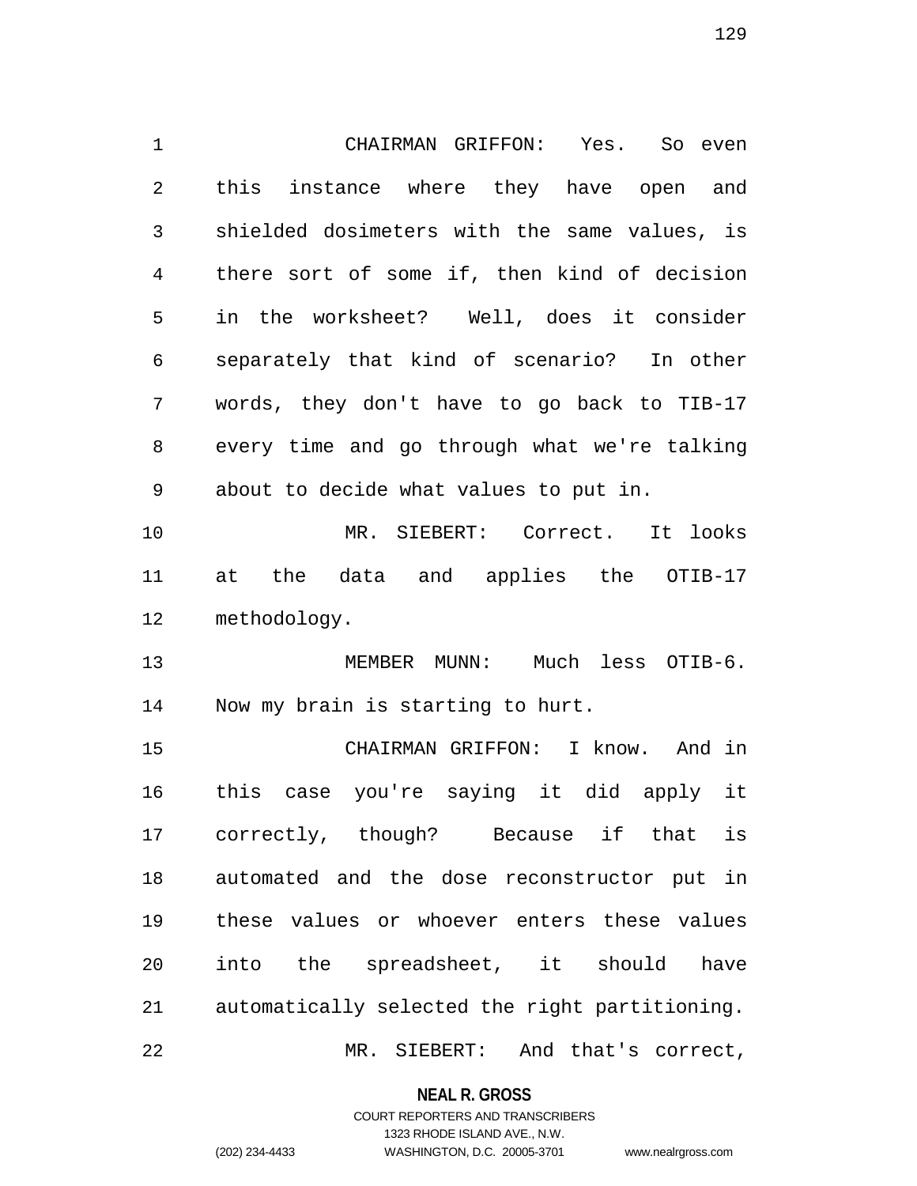CHAIRMAN GRIFFON: Yes. So even this instance where they have open and shielded dosimeters with the same values, is there sort of some if, then kind of decision in the worksheet? Well, does it consider separately that kind of scenario? In other words, they don't have to go back to TIB-17 every time and go through what we're talking about to decide what values to put in.

MR. SIEBERT: Correct. It looks at the data and applies the OTIB-17 methodology.

MEMBER MUNN: Much less OTIB-6. Now my brain is starting to hurt.

CHAIRMAN GRIFFON: I know. And in this case you're saying it did apply it correctly, though? Because if that is automated and the dose reconstructor put in these values or whoever enters these values into the spreadsheet, it should have automatically selected the right partitioning.

MR. SIEBERT: And that's correct,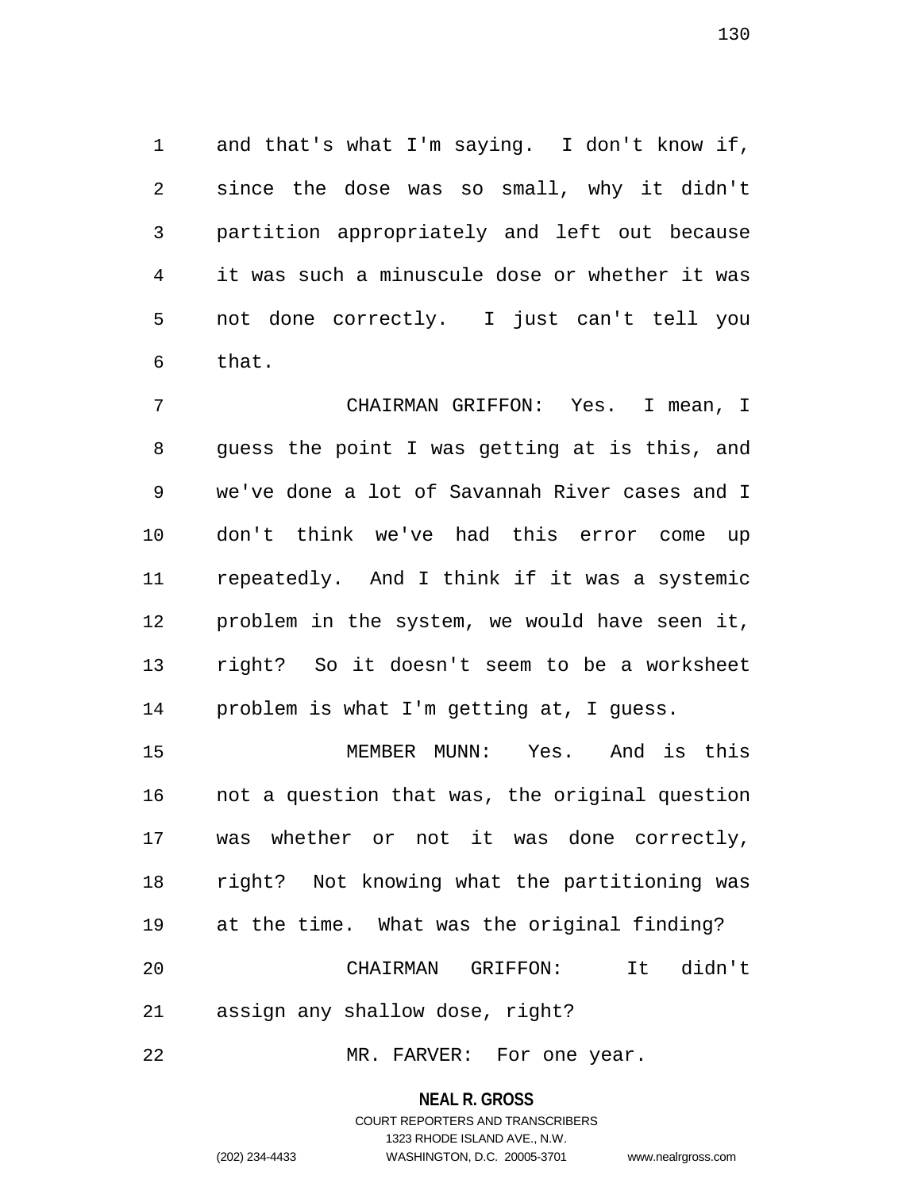and that's what I'm saying. I don't know if, since the dose was so small, why it didn't partition appropriately and left out because it was such a minuscule dose or whether it was not done correctly. I just can't tell you that.

CHAIRMAN GRIFFON: Yes. I mean, I guess the point I was getting at is this, and we've done a lot of Savannah River cases and I don't think we've had this error come up repeatedly. And I think if it was a systemic problem in the system, we would have seen it, right? So it doesn't seem to be a worksheet problem is what I'm getting at, I guess.

MEMBER MUNN: Yes. And is this not a question that was, the original question was whether or not it was done correctly, right? Not knowing what the partitioning was at the time. What was the original finding?

CHAIRMAN GRIFFON: It didn't assign any shallow dose, right?

MR. FARVER: For one year.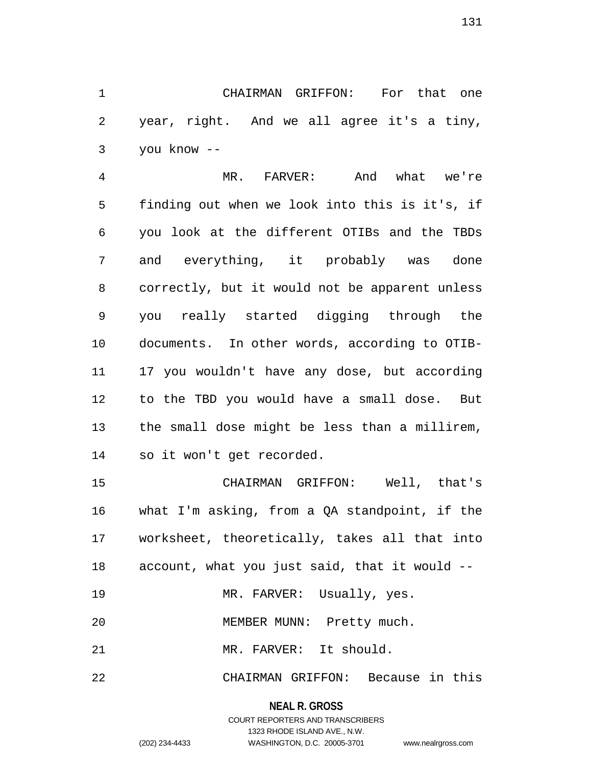CHAIRMAN GRIFFON: For that one year, right. And we all agree it's a tiny, you know --

MR. FARVER: And what we're finding out when we look into this is it's, if you look at the different OTIBs and the TBDs and everything, it probably was done correctly, but it would not be apparent unless you really started digging through the documents. In other words, according to OTIB-17 you wouldn't have any dose, but according to the TBD you would have a small dose. But the small dose might be less than a millirem, so it won't get recorded.

CHAIRMAN GRIFFON: Well, that's what I'm asking, from a QA standpoint, if the worksheet, theoretically, takes all that into account, what you just said, that it would --

MR. FARVER: Usually, yes.

MEMBER MUNN: Pretty much.

MR. FARVER: It should.

CHAIRMAN GRIFFON: Because in this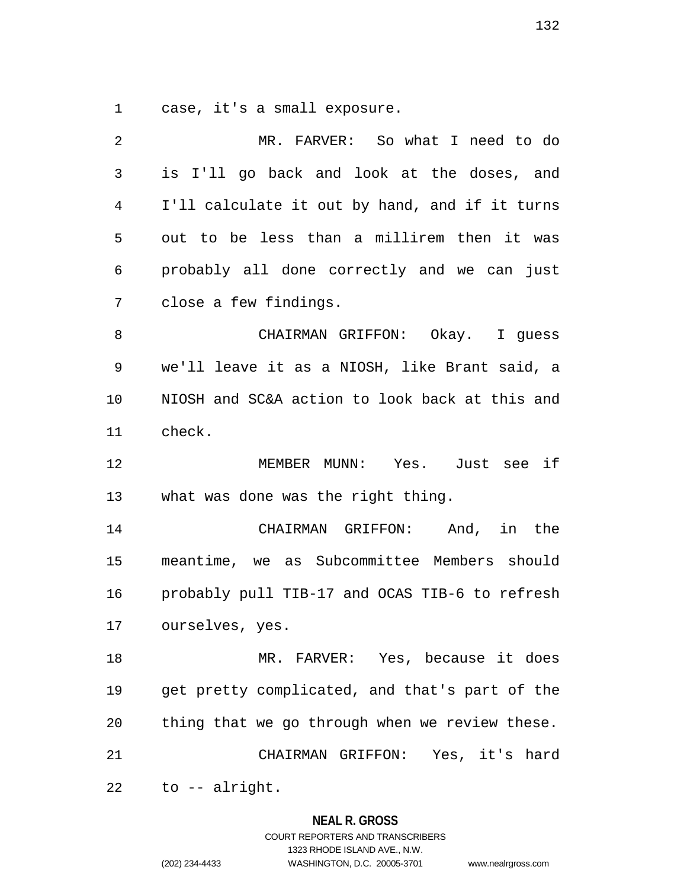case, it's a small exposure.

MR. FARVER: So what I need to do is I'll go back and look at the doses, and I'll calculate it out by hand, and if it turns out to be less than a millirem then it was probably all done correctly and we can just close a few findings.

CHAIRMAN GRIFFON: Okay. I guess we'll leave it as a NIOSH, like Brant said, a NIOSH and SC&A action to look back at this and check.

MEMBER MUNN: Yes. Just see if what was done was the right thing.

CHAIRMAN GRIFFON: And, in the meantime, we as Subcommittee Members should probably pull TIB-17 and OCAS TIB-6 to refresh ourselves, yes.

MR. FARVER: Yes, because it does get pretty complicated, and that's part of the thing that we go through when we review these.

CHAIRMAN GRIFFON: Yes, it's hard to -- alright.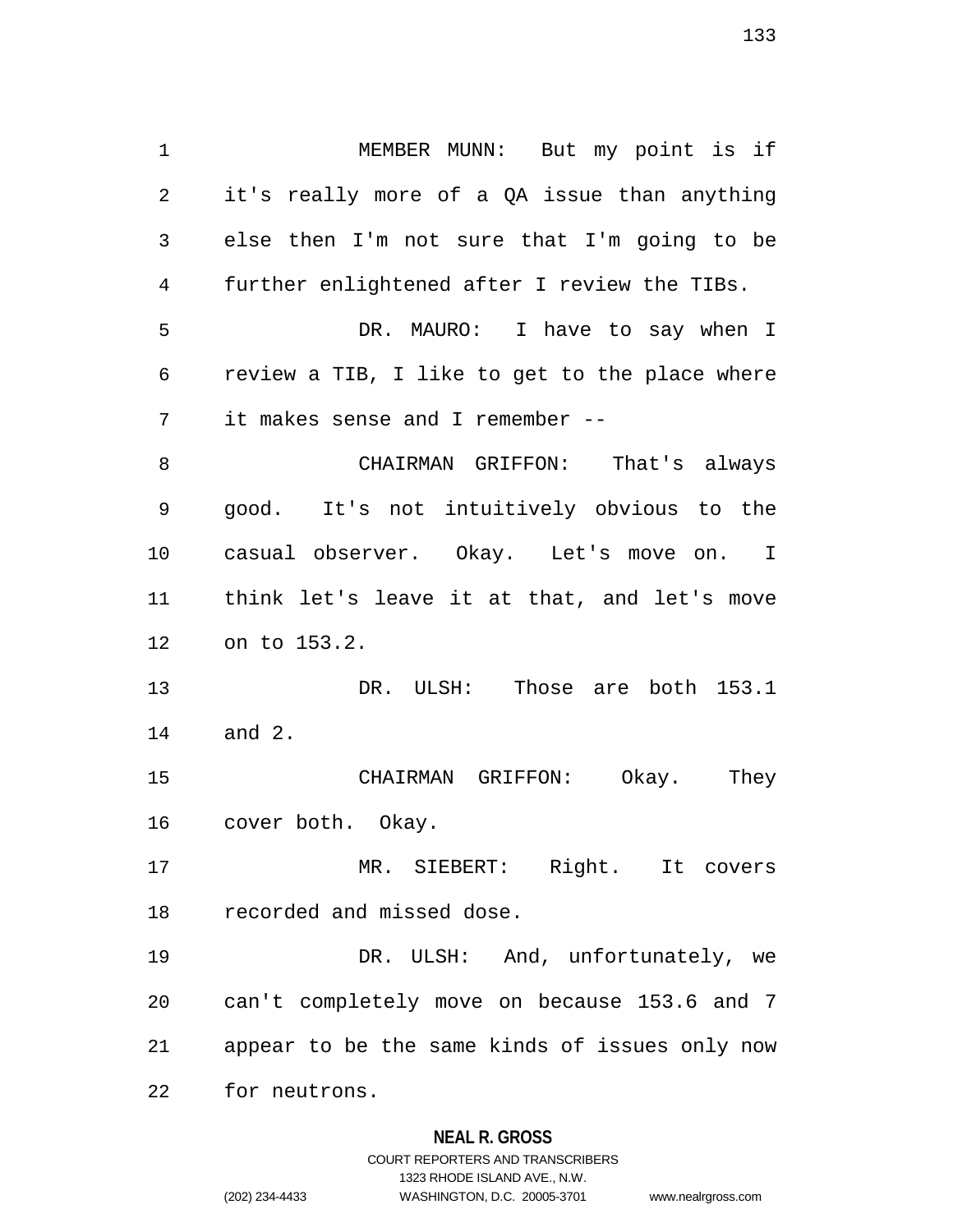MEMBER MUNN: But my point is if it's really more of a QA issue than anything else then I'm not sure that I'm going to be further enlightened after I review the TIBs.

DR. MAURO: I have to say when I review a TIB, I like to get to the place where it makes sense and I remember --

CHAIRMAN GRIFFON: That's always good. It's not intuitively obvious to the casual observer. Okay. Let's move on. I think let's leave it at that, and let's move on to 153.2.

DR. ULSH: Those are both 153.1 and 2.

CHAIRMAN GRIFFON: Okay. They cover both. Okay.

MR. SIEBERT: Right. It covers recorded and missed dose.

DR. ULSH: And, unfortunately, we can't completely move on because 153.6 and 7 appear to be the same kinds of issues only now for neutrons.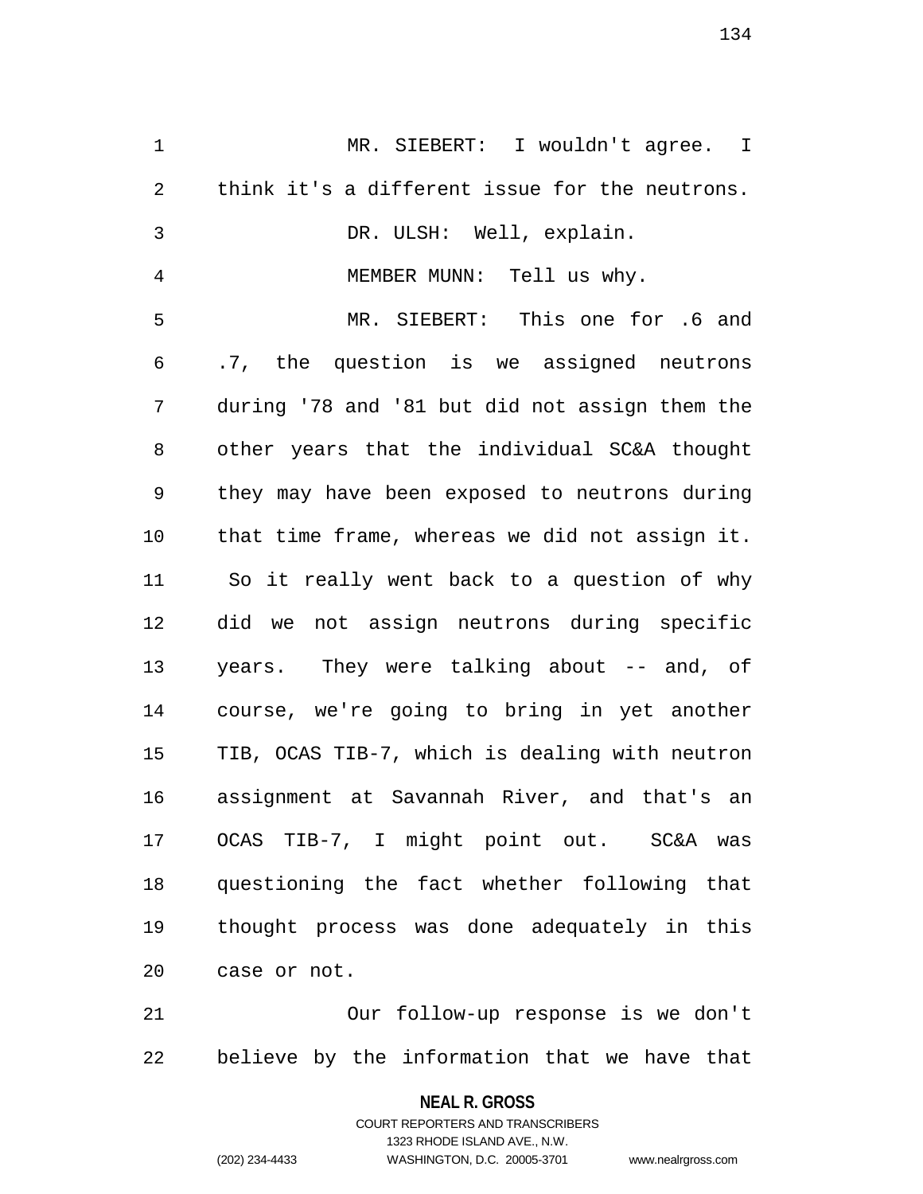MR. SIEBERT: I wouldn't agree. I think it's a different issue for the neutrons.

DR. ULSH: Well, explain.

MEMBER MUNN: Tell us why.

MR. SIEBERT: This one for .6 and .7, the question is we assigned neutrons during '78 and '81 but did not assign them the other years that the individual SC&A thought they may have been exposed to neutrons during that time frame, whereas we did not assign it. So it really went back to a question of why did we not assign neutrons during specific years. They were talking about -- and, of course, we're going to bring in yet another TIB, OCAS TIB-7, which is dealing with neutron assignment at Savannah River, and that's an OCAS TIB-7, I might point out. SC&A was questioning the fact whether following that thought process was done adequately in this case or not.

Our follow-up response is we don't believe by the information that we have that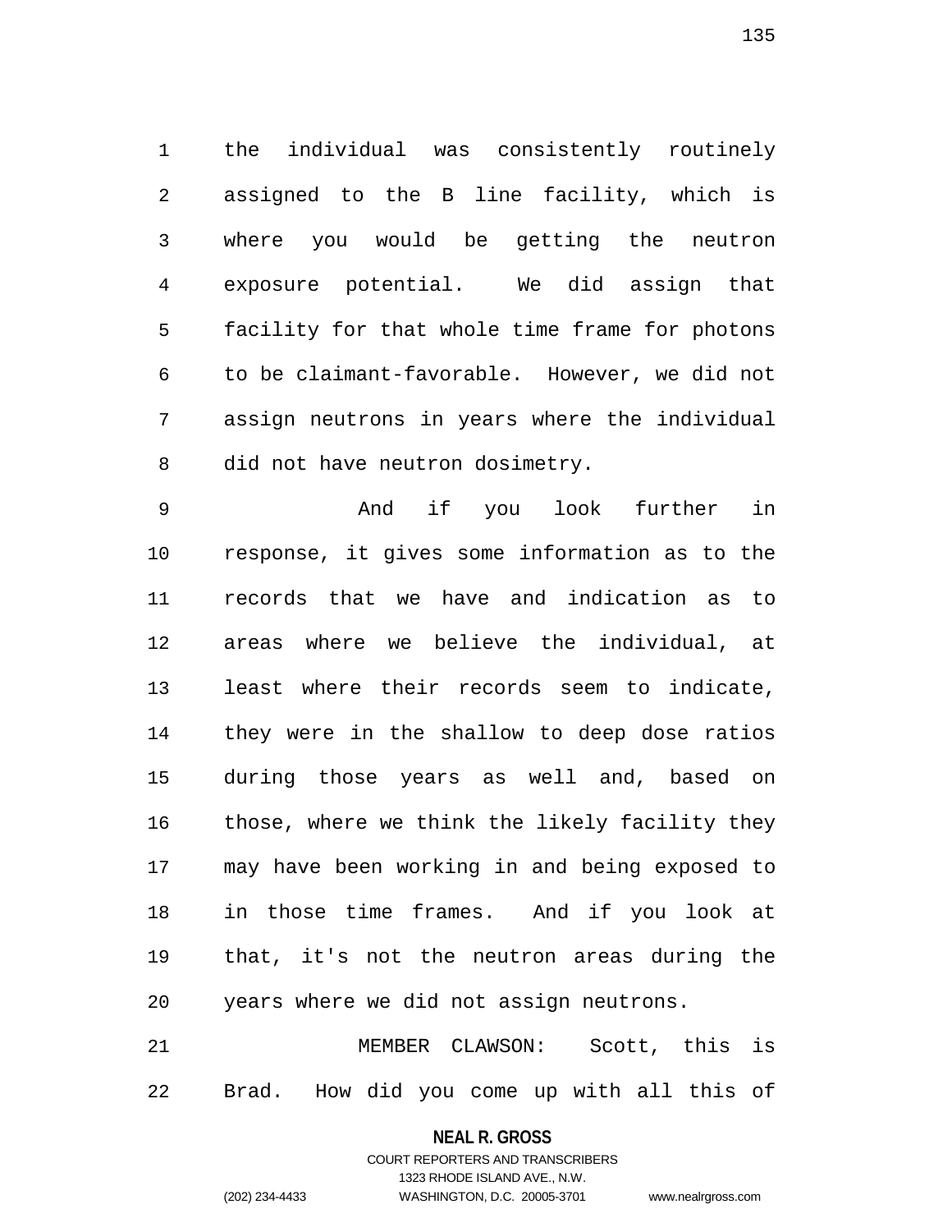the individual was consistently routinely assigned to the B line facility, which is where you would be getting the neutron exposure potential. We did assign that facility for that whole time frame for photons to be claimant-favorable. However, we did not assign neutrons in years where the individual did not have neutron dosimetry.

And if you look further in response, it gives some information as to the records that we have and indication as to areas where we believe the individual, at least where their records seem to indicate, they were in the shallow to deep dose ratios during those years as well and, based on those, where we think the likely facility they may have been working in and being exposed to in those time frames. And if you look at that, it's not the neutron areas during the years where we did not assign neutrons.

MEMBER CLAWSON: Scott, this is Brad. How did you come up with all this of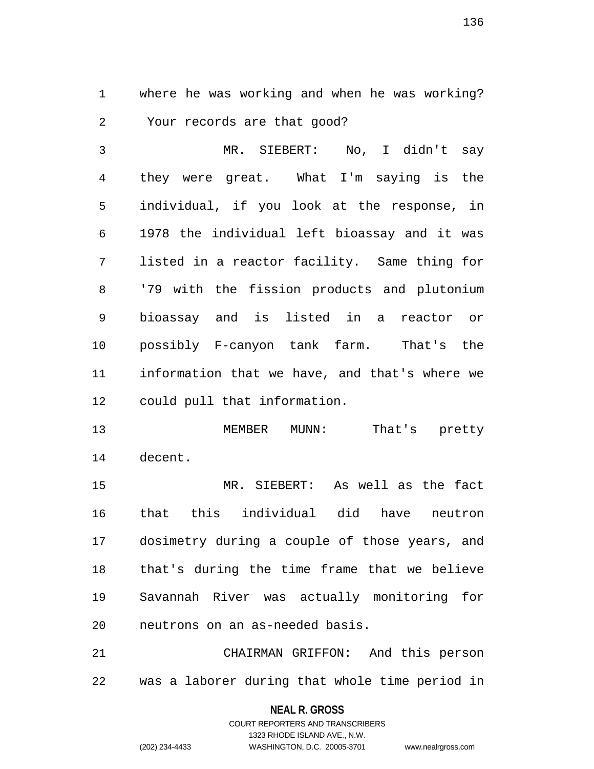where he was working and when he was working? Your records are that good?

MR. SIEBERT: No, I didn't say they were great. What I'm saying is the individual, if you look at the response, in 1978 the individual left bioassay and it was listed in a reactor facility. Same thing for '79 with the fission products and plutonium bioassay and is listed in a reactor or possibly F-canyon tank farm. That's the information that we have, and that's where we could pull that information.

MEMBER MUNN: That's pretty decent.

MR. SIEBERT: As well as the fact that this individual did have neutron dosimetry during a couple of those years, and that's during the time frame that we believe Savannah River was actually monitoring for neutrons on an as-needed basis.

CHAIRMAN GRIFFON: And this person was a laborer during that whole time period in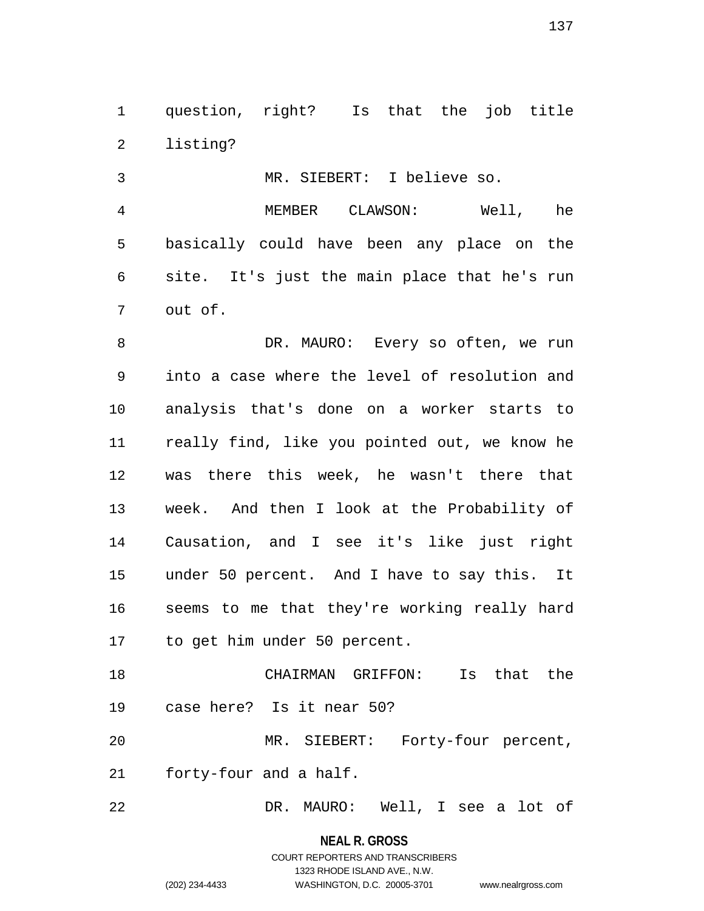question, right? Is that the job title listing?

MR. SIEBERT: I believe so.

MEMBER CLAWSON: Well, he basically could have been any place on the site. It's just the main place that he's run out of.

DR. MAURO: Every so often, we run into a case where the level of resolution and analysis that's done on a worker starts to really find, like you pointed out, we know he was there this week, he wasn't there that week. And then I look at the Probability of Causation, and I see it's like just right under 50 percent. And I have to say this. It seems to me that they're working really hard to get him under 50 percent.

CHAIRMAN GRIFFON: Is that the case here? Is it near 50?

MR. SIEBERT: Forty-four percent, forty-four and a half.

DR. MAURO: Well, I see a lot of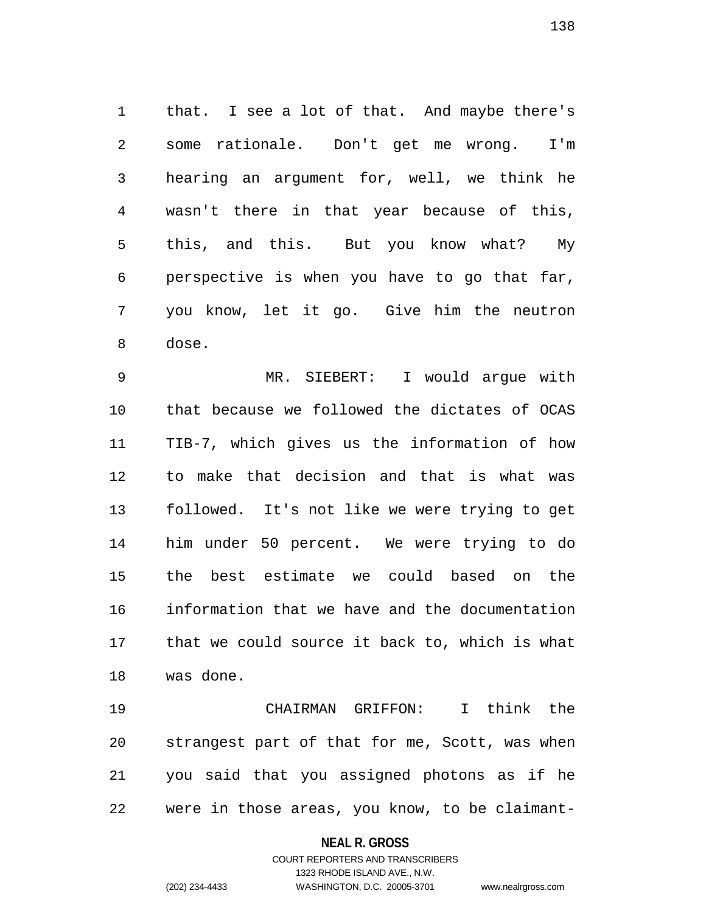that. I see a lot of that. And maybe there's some rationale. Don't get me wrong. I'm hearing an argument for, well, we think he wasn't there in that year because of this, this, and this. But you know what? My perspective is when you have to go that far, you know, let it go. Give him the neutron dose.

MR. SIEBERT: I would argue with that because we followed the dictates of OCAS TIB-7, which gives us the information of how to make that decision and that is what was followed. It's not like we were trying to get him under 50 percent. We were trying to do the best estimate we could based on the information that we have and the documentation that we could source it back to, which is what was done.

CHAIRMAN GRIFFON: I think the strangest part of that for me, Scott, was when you said that you assigned photons as if he were in those areas, you know, to be claimant-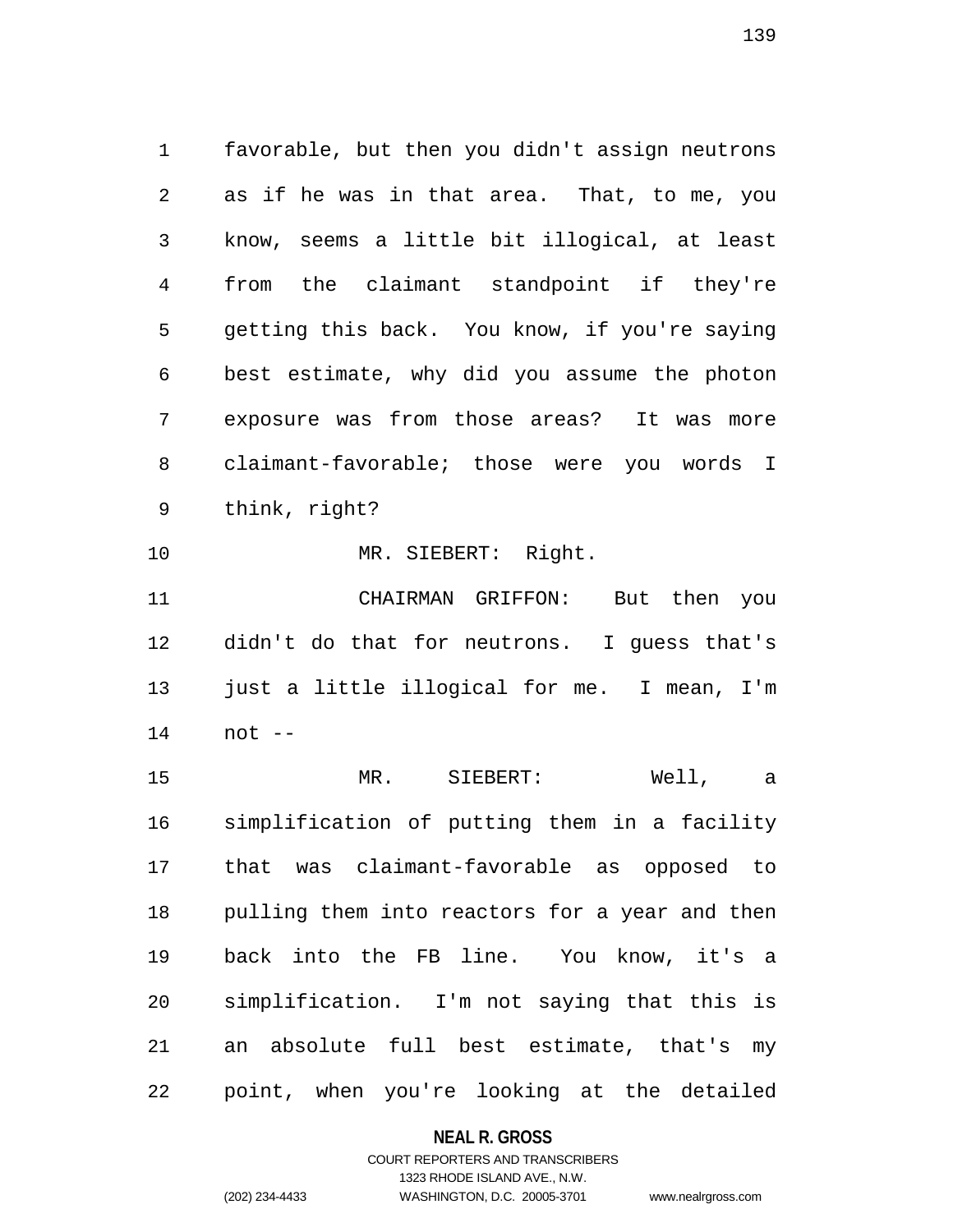favorable, but then you didn't assign neutrons as if he was in that area. That, to me, you know, seems a little bit illogical, at least from the claimant standpoint if they're getting this back. You know, if you're saying best estimate, why did you assume the photon exposure was from those areas? It was more claimant-favorable; those were you words I think, right?

MR. SIEBERT: Right.

CHAIRMAN GRIFFON: But then you didn't do that for neutrons. I guess that's just a little illogical for me. I mean, I'm not --

MR. SIEBERT: Well, a simplification of putting them in a facility that was claimant-favorable as opposed to pulling them into reactors for a year and then back into the FB line. You know, it's a simplification. I'm not saying that this is an absolute full best estimate, that's my point, when you're looking at the detailed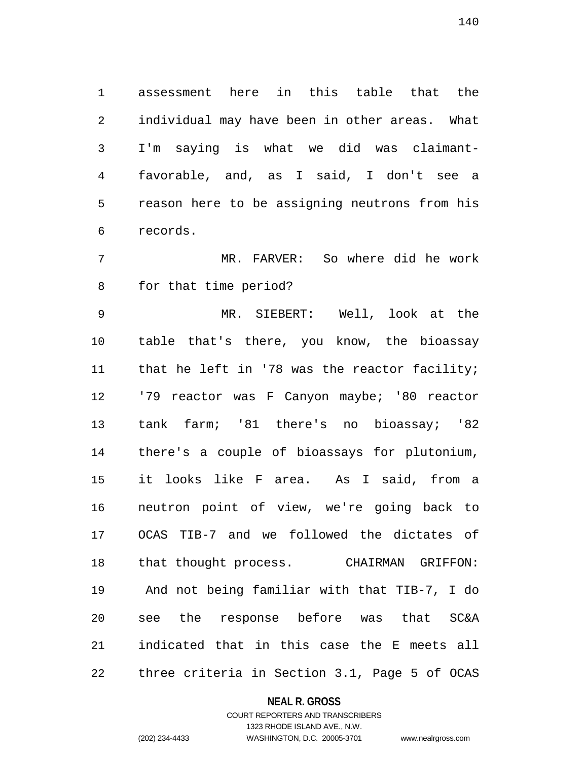assessment here in this table that the individual may have been in other areas. What I'm saying is what we did was claimant-favorable, and, as I said, I don't see a reason here to be assigning neutrons from his records.

MR. FARVER: So where did he work for that time period?

MR. SIEBERT: Well, look at the table that's there, you know, the bioassay that he left in '78 was the reactor facility; '79 reactor was F Canyon maybe; '80 reactor tank farm; '81 there's no bioassay; '82 there's a couple of bioassays for plutonium, it looks like F area. As I said, from a neutron point of view, we're going back to OCAS TIB-7 and we followed the dictates of that thought process.

CHAIRMAN GRIFFON: And not being familiar with that TIB-7, I do see the response before was that SC&A indicated that in this case the E meets all three criteria in Section 3.1, Page 5 of OCAS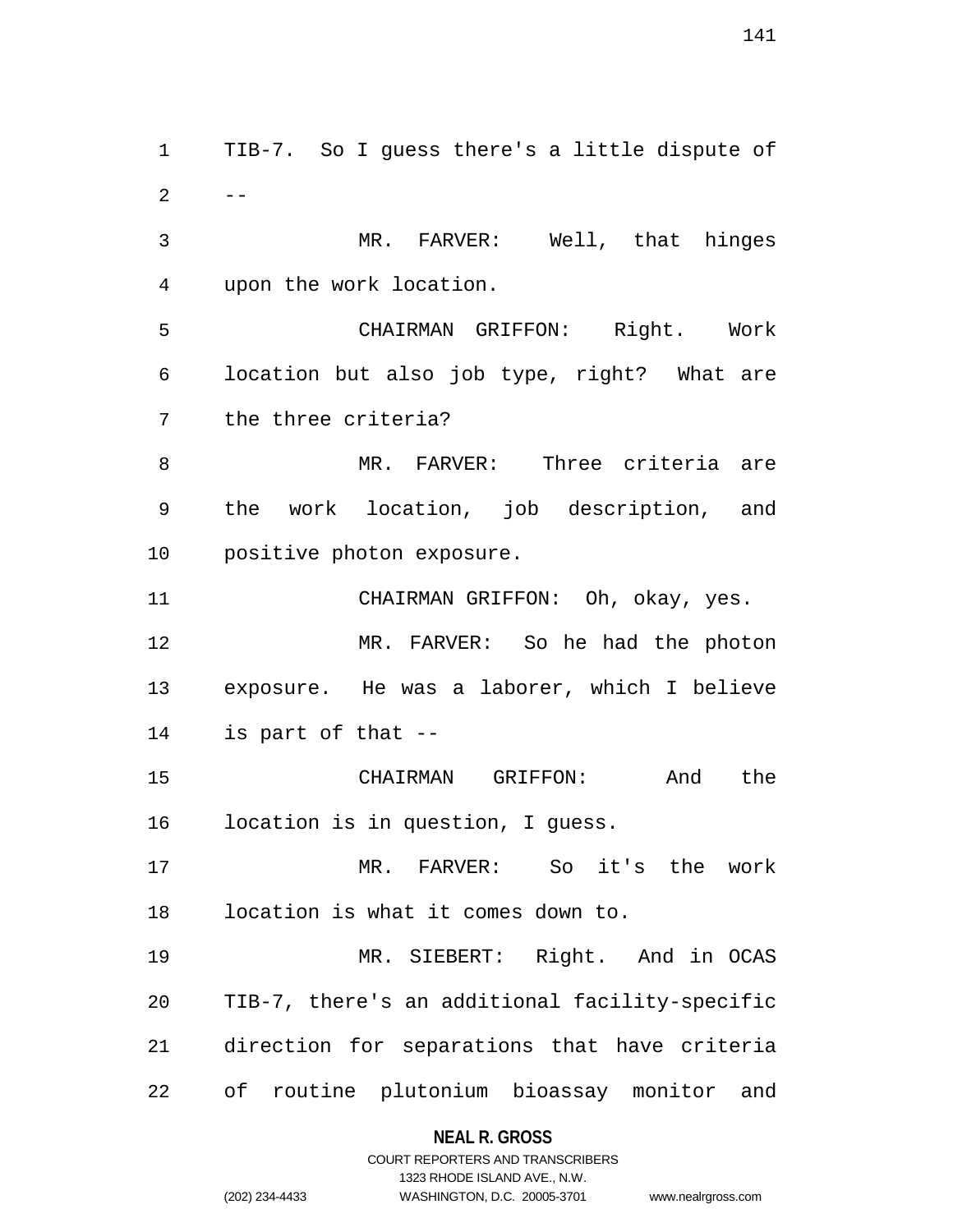TIB-7. So I guess there's a little dispute of --

MR. FARVER: Well, that hinges upon the work location.

CHAIRMAN GRIFFON: Right. Work location but also job type, right? What are the three criteria?

MR. FARVER: Three criteria are the work location, job description, and positive photon exposure.

CHAIRMAN GRIFFON: Oh, okay, yes.

MR. FARVER: So he had the photon exposure. He was a laborer, which I believe is part of that --

CHAIRMAN GRIFFON: And the location is in question, I guess.

MR. FARVER: So it's the work location is what it comes down to.

MR. SIEBERT: Right. And in OCAS TIB-7, there's an additional facility-specific direction for separations that have criteria of routine plutonium bioassay monitor and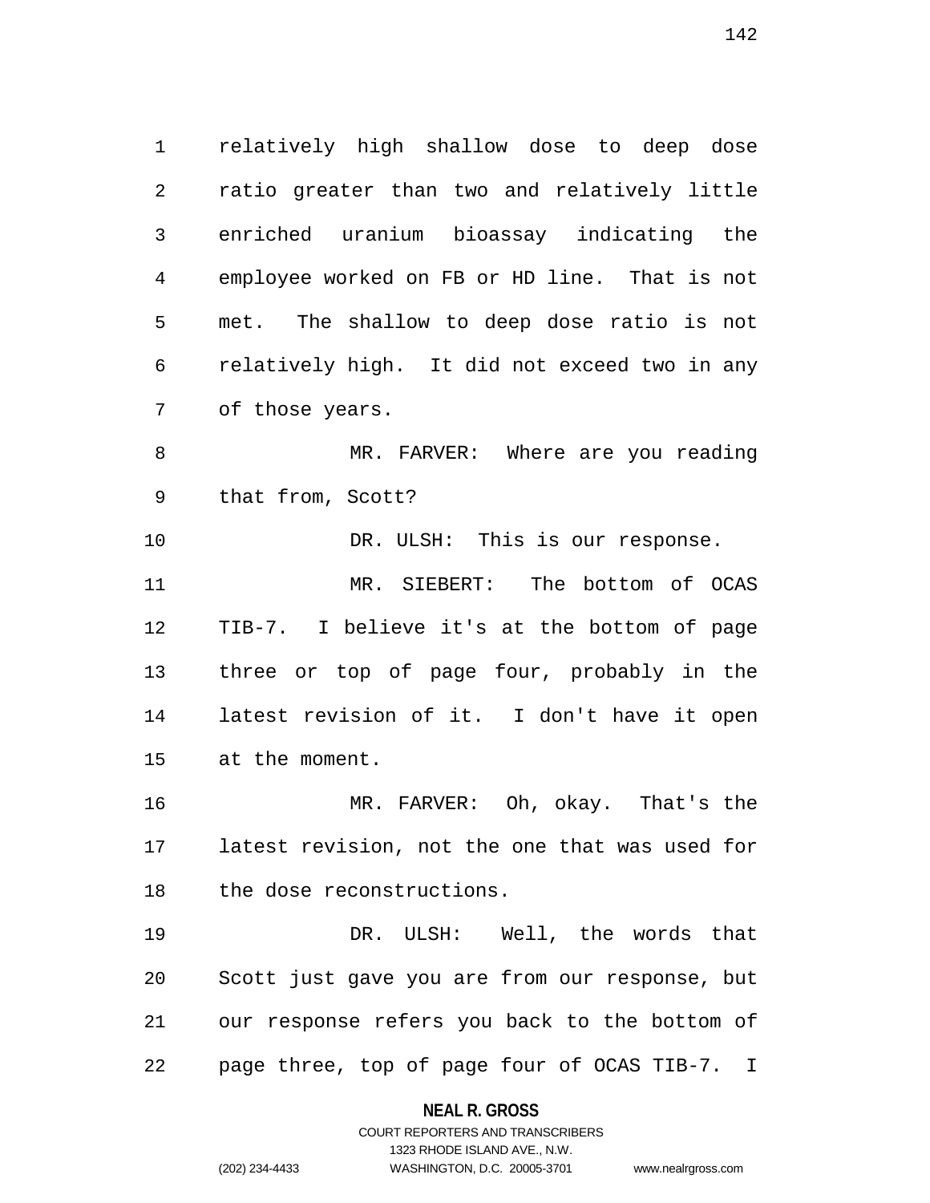relatively high shallow dose to deep dose ratio greater than two and relatively little enriched uranium bioassay indicating the employee worked on FB or HD line. That is not met. The shallow to deep dose ratio is not relatively high. It did not exceed two in any of those years.

MR. FARVER: Where are you reading that from, Scott?

DR. ULSH: This is our response.

MR. SIEBERT: The bottom of OCAS TIB-7. I believe it's at the bottom of page three or top of page four, probably in the latest revision of it. I don't have it open at the moment.

MR. FARVER: Oh, okay. That's the latest revision, not the one that was used for the dose reconstructions.

DR. ULSH: Well, the words that Scott just gave you are from our response, but our response refers you back to the bottom of page three, top of page four of OCAS TIB-7. I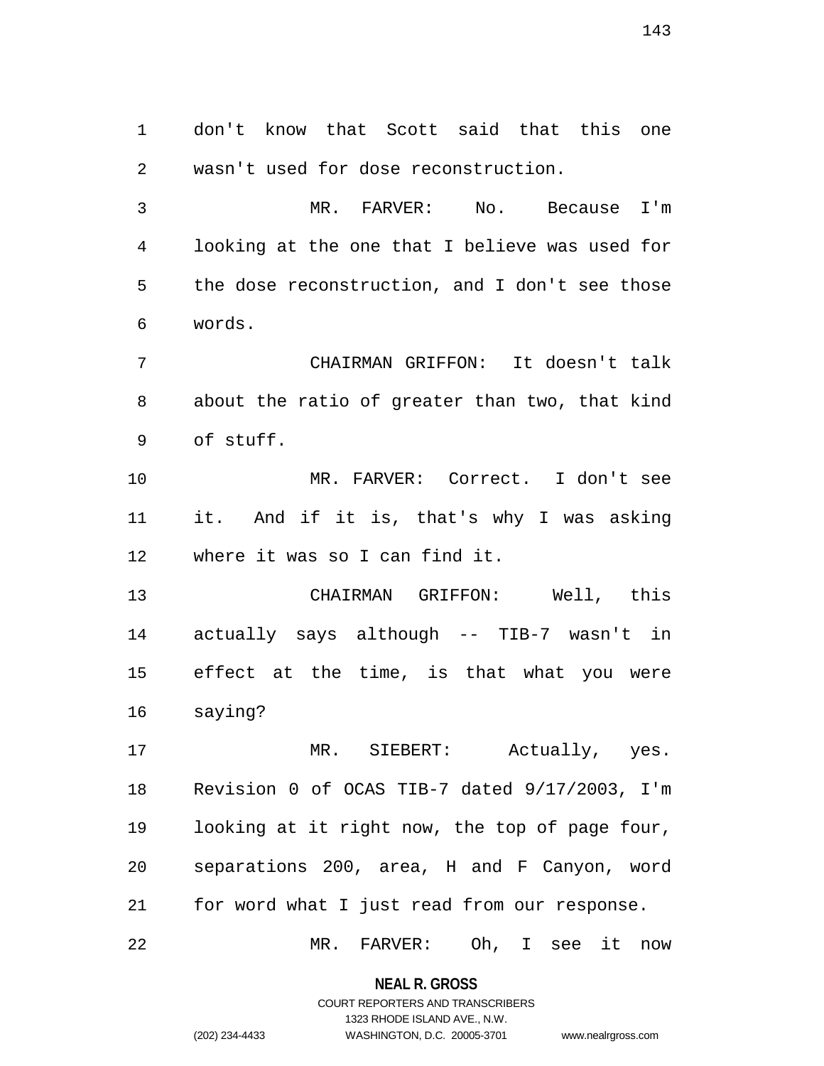don't know that Scott said that this one wasn't used for dose reconstruction.

MR. FARVER: No. Because I'm looking at the one that I believe was used for the dose reconstruction, and I don't see those words.

CHAIRMAN GRIFFON: It doesn't talk about the ratio of greater than two, that kind of stuff.

MR. FARVER: Correct. I don't see it. And if it is, that's why I was asking where it was so I can find it.

CHAIRMAN GRIFFON: Well, this actually says although -- TIB-7 wasn't in effect at the time, is that what you were saying?

MR. SIEBERT: Actually, yes. Revision 0 of OCAS TIB-7 dated 9/17/2003, I'm looking at it right now, the top of page four, separations 200, area, H and F Canyon, word for word what I just read from our response.

MR. FARVER: Oh, I see it now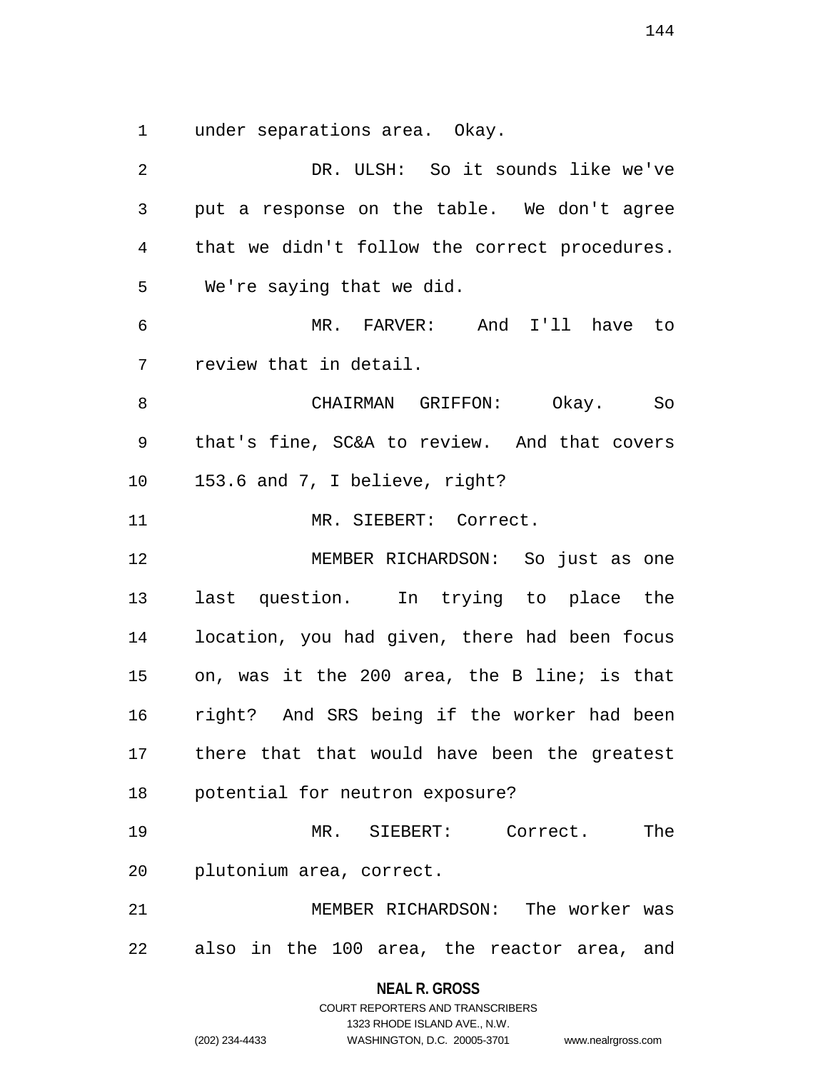under separations area. Okay.

DR. ULSH: So it sounds like we've put a response on the table. We don't agree that we didn't follow the correct procedures. We're saying that we did.

MR. FARVER: And I'll have to review that in detail.

CHAIRMAN GRIFFON: Okay. So that's fine, SC&A to review. And that covers 153.6 and 7, I believe, right?

MR. SIEBERT: Correct.

MEMBER RICHARDSON: So just as one last question. In trying to place the location, you had given, there had been focus on, was it the 200 area, the B line; is that right? And SRS being if the worker had been there that that would have been the greatest potential for neutron exposure?

MR. SIEBERT: Correct. The plutonium area, correct.

MEMBER RICHARDSON: The worker was also in the 100 area, the reactor area, and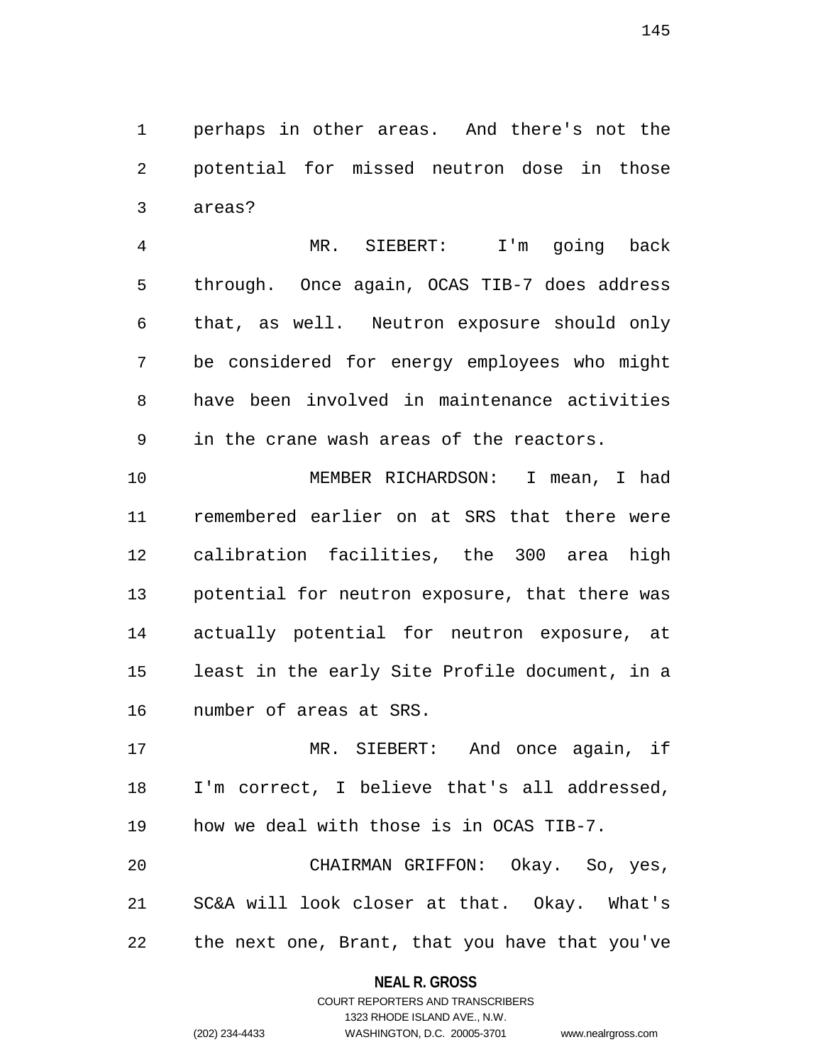perhaps in other areas. And there's not the potential for missed neutron dose in those areas?

MR. SIEBERT: I'm going back through. Once again, OCAS TIB-7 does address that, as well. Neutron exposure should only be considered for energy employees who might have been involved in maintenance activities in the crane wash areas of the reactors.

MEMBER RICHARDSON: I mean, I had remembered earlier on at SRS that there were calibration facilities, the 300 area high potential for neutron exposure, that there was actually potential for neutron exposure, at least in the early Site Profile document, in a number of areas at SRS.

MR. SIEBERT: And once again, if I'm correct, I believe that's all addressed, how we deal with those is in OCAS TIB-7.

CHAIRMAN GRIFFON: Okay. So, yes, SC&A will look closer at that. Okay. What's the next one, Brant, that you have that you've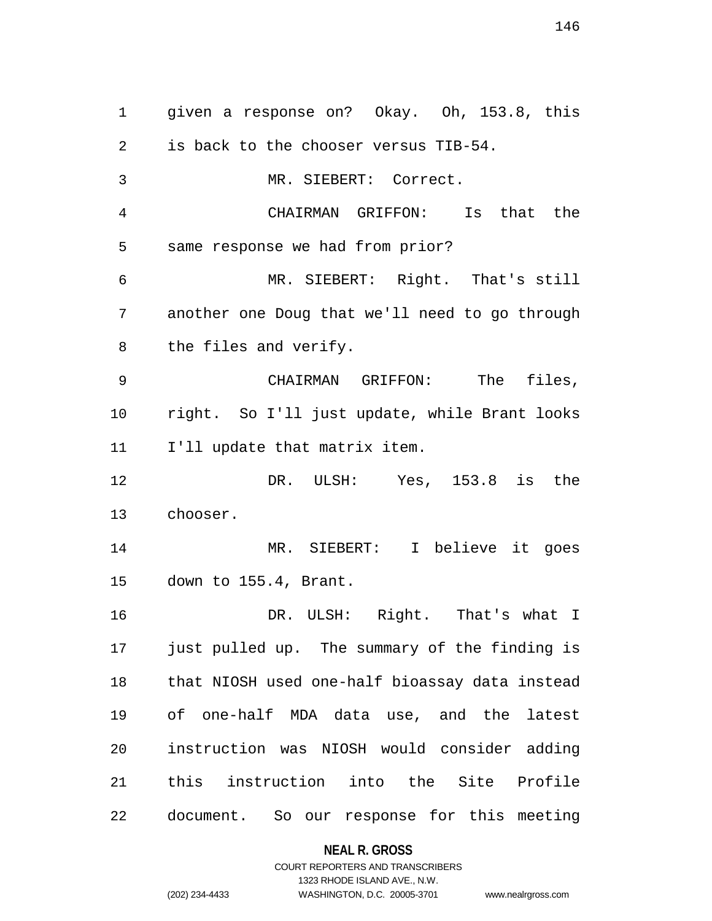given a response on? Okay. Oh, 153.8, this is back to the chooser versus TIB-54.

MR. SIEBERT: Correct.

CHAIRMAN GRIFFON: Is that the same response we had from prior?

MR. SIEBERT: Right. That's still another one Doug that we'll need to go through the files and verify.

CHAIRMAN GRIFFON: The files, right. So I'll just update, while Brant looks I'll update that matrix item.

DR. ULSH: Yes, 153.8 is the chooser.

MR. SIEBERT: I believe it goes down to 155.4, Brant.

DR. ULSH: Right. That's what I just pulled up. The summary of the finding is that NIOSH used one-half bioassay data instead of one-half MDA data use, and the latest instruction was NIOSH would consider adding this instruction into the Site Profile document. So our response for this meeting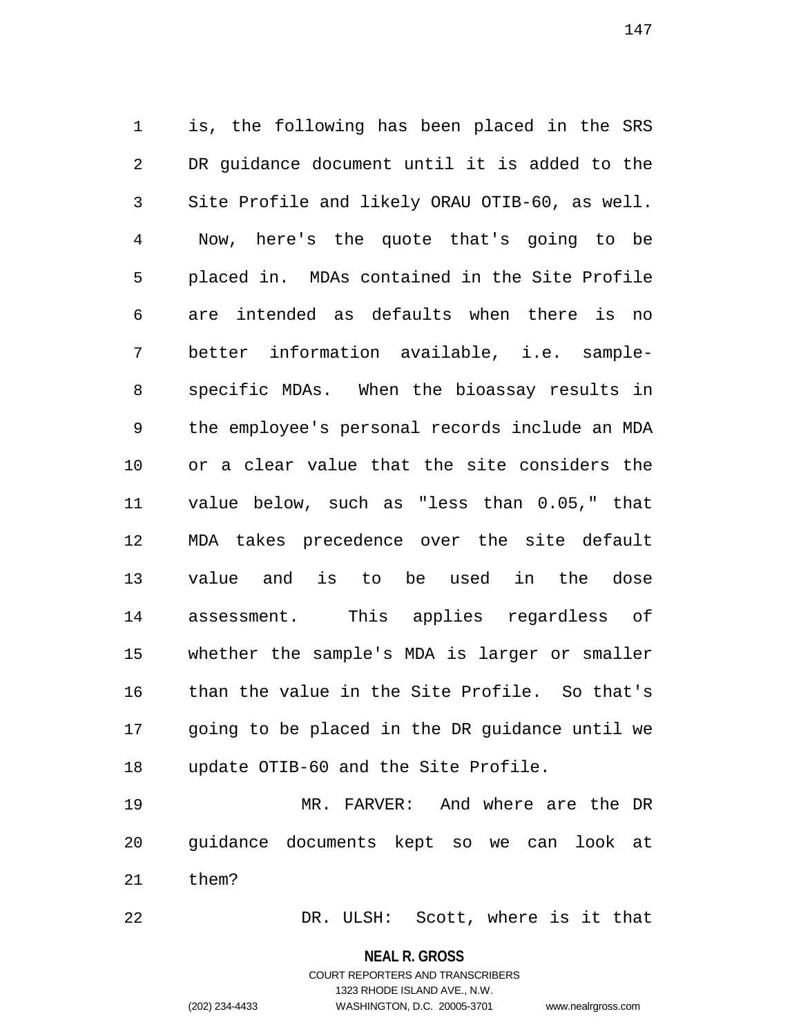is, the following has been placed in the SRS DR guidance document until it is added to the Site Profile and likely ORAU OTIB-60, as well. Now, here's the quote that's going to be placed in. MDAs contained in the Site Profile are intended as defaults when there is no better information available, i.e. sample-specific MDAs. When the bioassay results in the employee's personal records include an MDA or a clear value that the site considers the value below, such as "less than 0.05," that MDA takes precedence over the site default value and is to be used in the dose assessment. This applies regardless of whether the sample's MDA is larger or smaller than the value in the Site Profile. So that's going to be placed in the DR guidance until we update OTIB-60 and the Site Profile.

MR. FARVER: And where are the DR guidance documents kept so we can look at them?

DR. ULSH: Scott, where is it that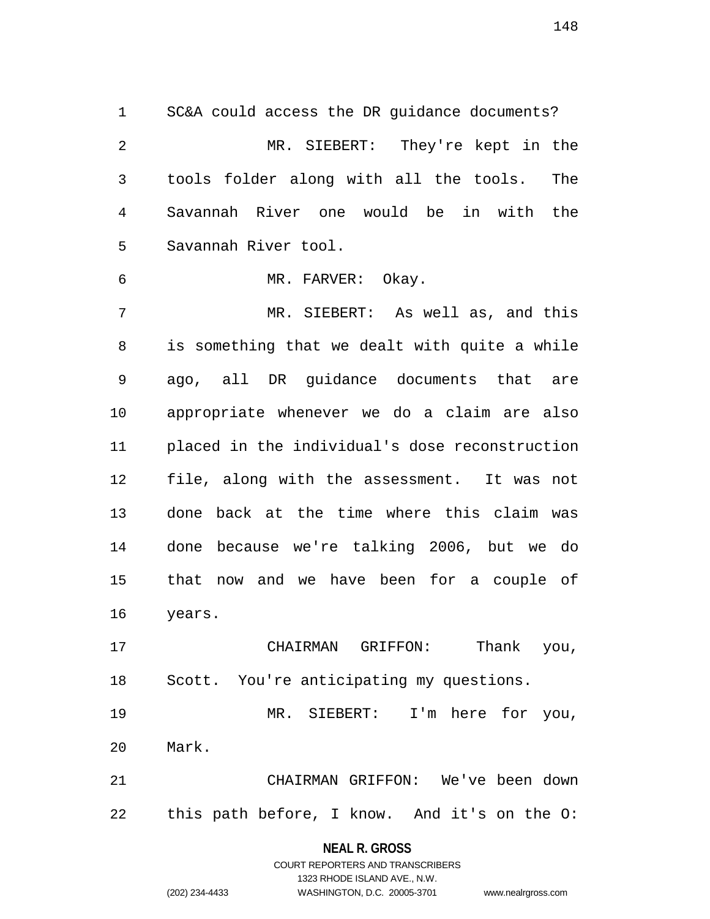SC&A could access the DR guidance documents?

MR. SIEBERT: They're kept in the tools folder along with all the tools. The Savannah River one would be in with the Savannah River tool.

MR. FARVER: Okay.

MR. SIEBERT: As well as, and this is something that we dealt with quite a while ago, all DR guidance documents that are appropriate whenever we do a claim are also placed in the individual's dose reconstruction file, along with the assessment. It was not done back at the time where this claim was done because we're talking 2006, but we do that now and we have been for a couple of years.

CHAIRMAN GRIFFON: Thank you, Scott. You're anticipating my questions.

MR. SIEBERT: I'm here for you, Mark.

CHAIRMAN GRIFFON: We've been down this path before, I know. And it's on the O: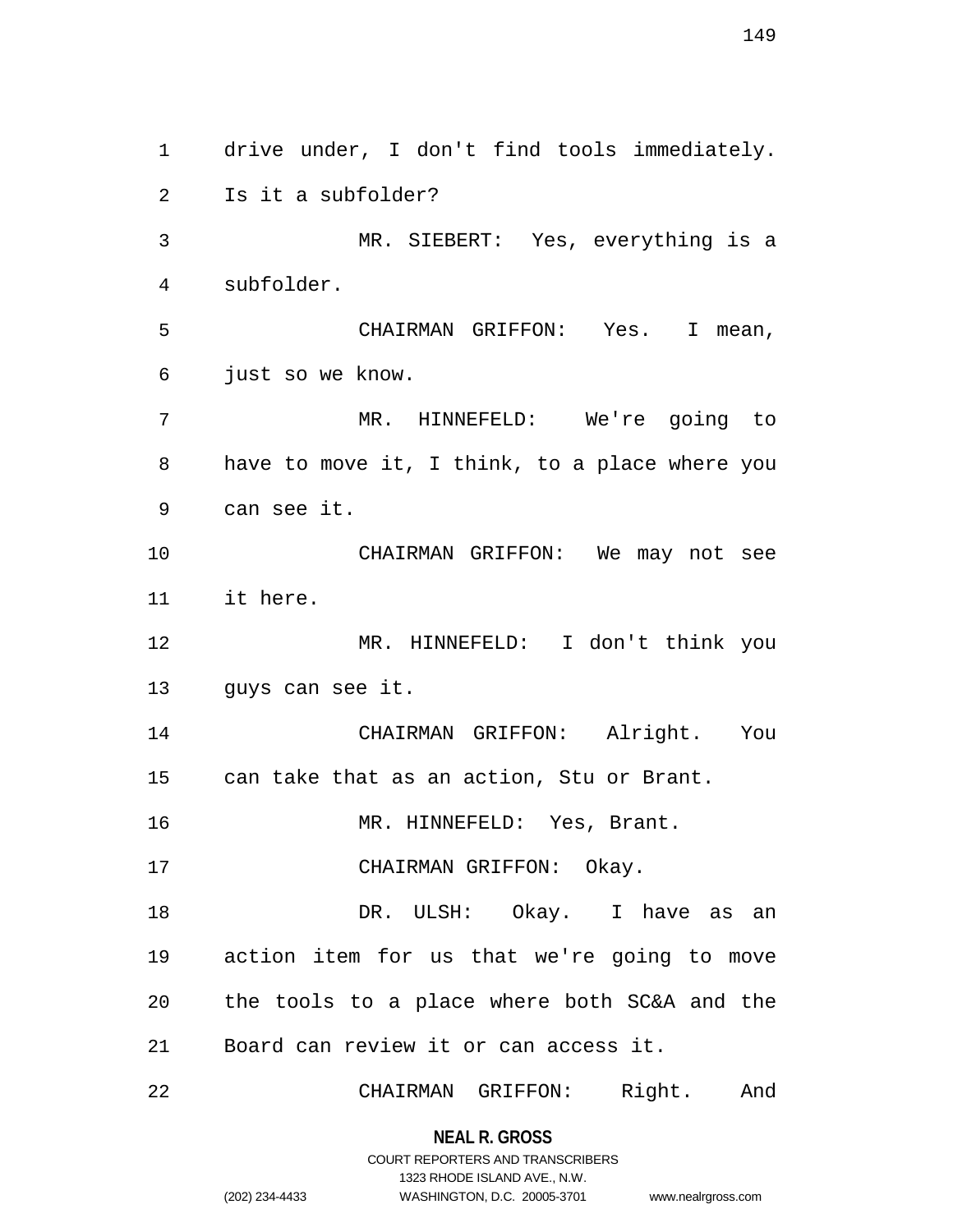drive under, I don't find tools immediately. Is it a subfolder?

MR. SIEBERT: Yes, everything is a subfolder.

CHAIRMAN GRIFFON: Yes. I mean, just so we know.

MR. HINNEFELD: We're going to have to move it, I think, to a place where you can see it.

CHAIRMAN GRIFFON: We may not see it here.

MR. HINNEFELD: I don't think you guys can see it.

CHAIRMAN GRIFFON: Alright. You can take that as an action, Stu or Brant.

MR. HINNEFELD: Yes, Brant.

CHAIRMAN GRIFFON: Okay.

DR. ULSH: Okay. I have as an action item for us that we're going to move the tools to a place where both SC&A and the Board can review it or can access it.

CHAIRMAN GRIFFON: Right. And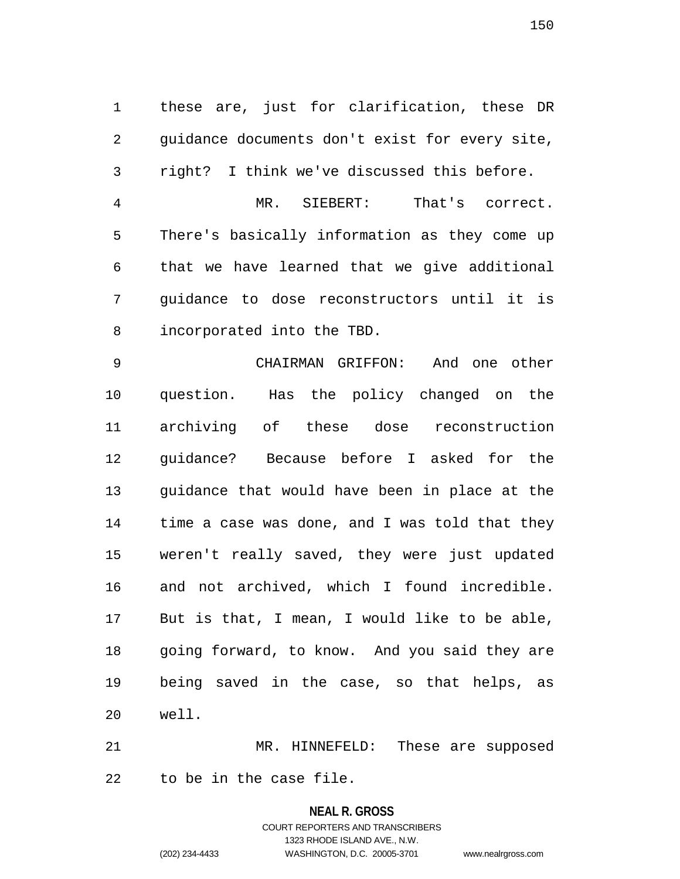these are, just for clarification, these DR guidance documents don't exist for every site, right? I think we've discussed this before.

MR. SIEBERT: That's correct. There's basically information as they come up that we have learned that we give additional guidance to dose reconstructors until it is incorporated into the TBD.

CHAIRMAN GRIFFON: And one other question. Has the policy changed on the archiving of these dose reconstruction guidance? Because before I asked for the guidance that would have been in place at the time a case was done, and I was told that they weren't really saved, they were just updated and not archived, which I found incredible. But is that, I mean, I would like to be able, going forward, to know. And you said they are being saved in the case, so that helps, as well.

MR. HINNEFELD: These are supposed to be in the case file.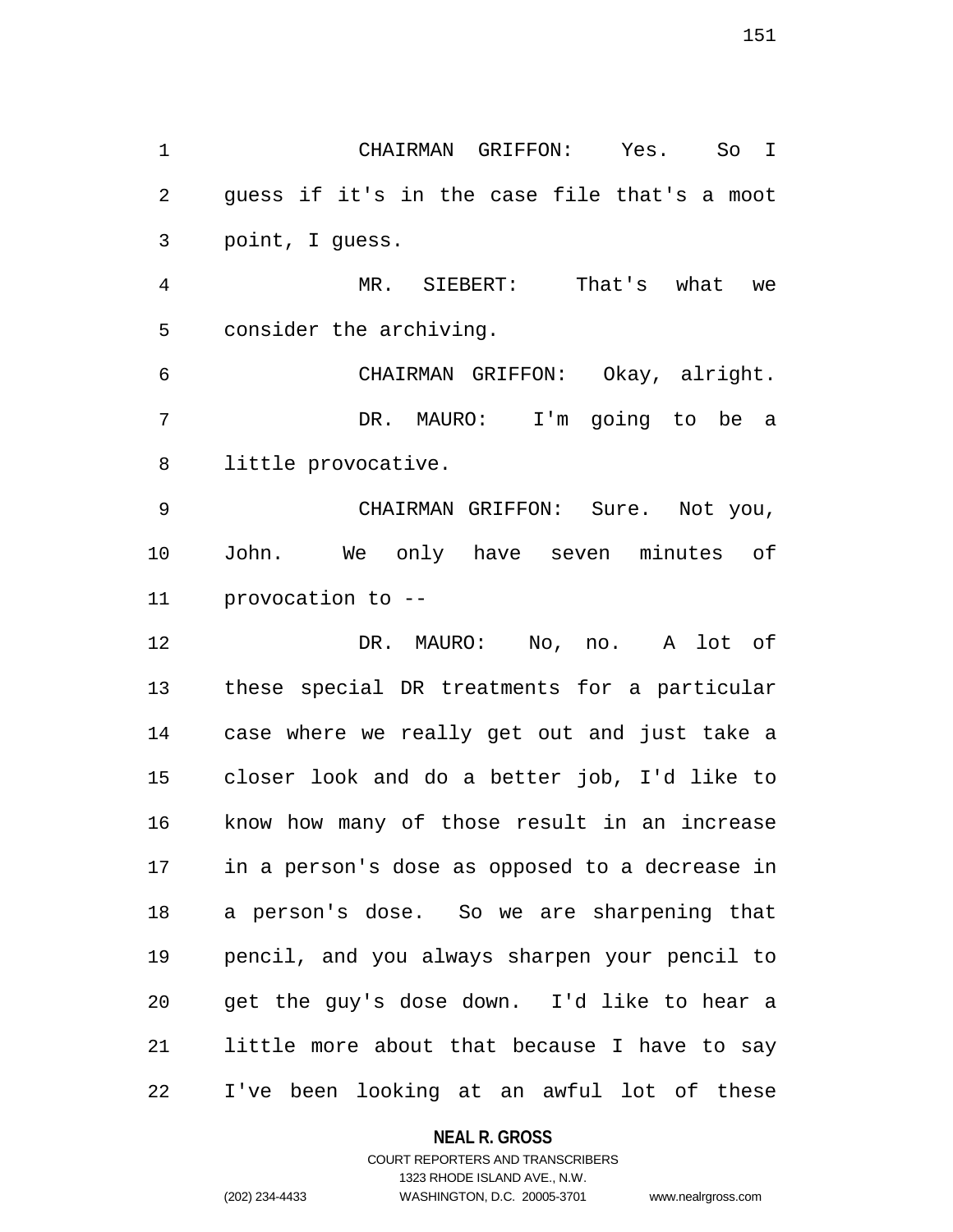CHAIRMAN GRIFFON: Yes. So I guess if it's in the case file that's a moot point, I guess.

MR. SIEBERT: That's what we consider the archiving.

CHAIRMAN GRIFFON: Okay, alright.

DR. MAURO: I'm going to be a little provocative.

CHAIRMAN GRIFFON: Sure. Not you, John. We only have seven minutes of provocation to --

DR. MAURO: No, no. A lot of these special DR treatments for a particular case where we really get out and just take a closer look and do a better job, I'd like to know how many of those result in an increase in a person's dose as opposed to a decrease in a person's dose. So we are sharpening that pencil, and you always sharpen your pencil to get the guy's dose down. I'd like to hear a little more about that because I have to say I've been looking at an awful lot of these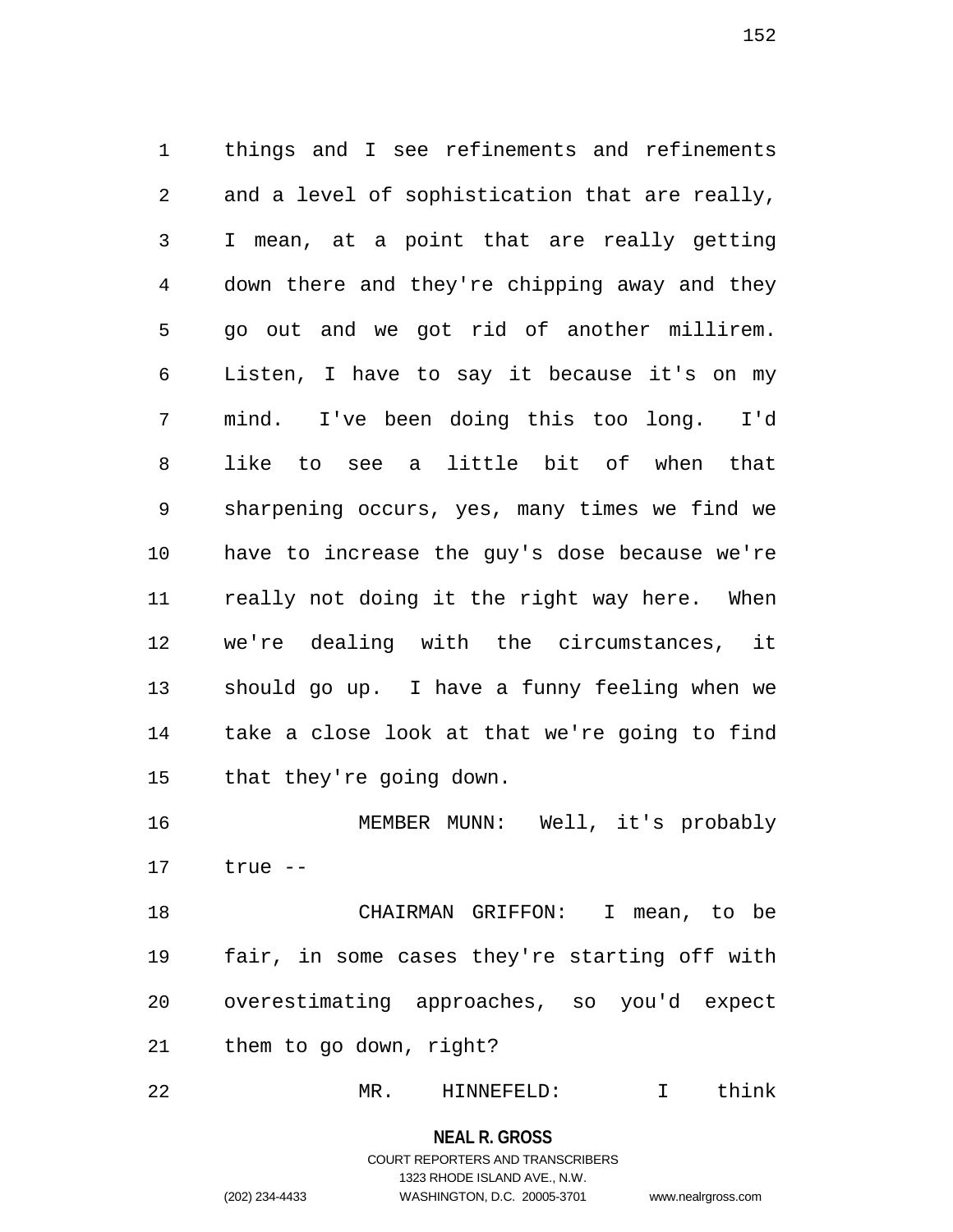things and I see refinements and refinements and a level of sophistication that are really, I mean, at a point that are really getting down there and they're chipping away and they go out and we got rid of another millirem. Listen, I have to say it because it's on my mind. I've been doing this too long. I'd like to see a little bit of when that sharpening occurs, yes, many times we find we have to increase the guy's dose because we're really not doing it the right way here. When we're dealing with the circumstances, it should go up. I have a funny feeling when we take a close look at that we're going to find that they're going down.

MEMBER MUNN: Well, it's probably true --

CHAIRMAN GRIFFON: I mean, to be fair, in some cases they're starting off with overestimating approaches, so you'd expect them to go down, right?

MR. HINNEFELD: I think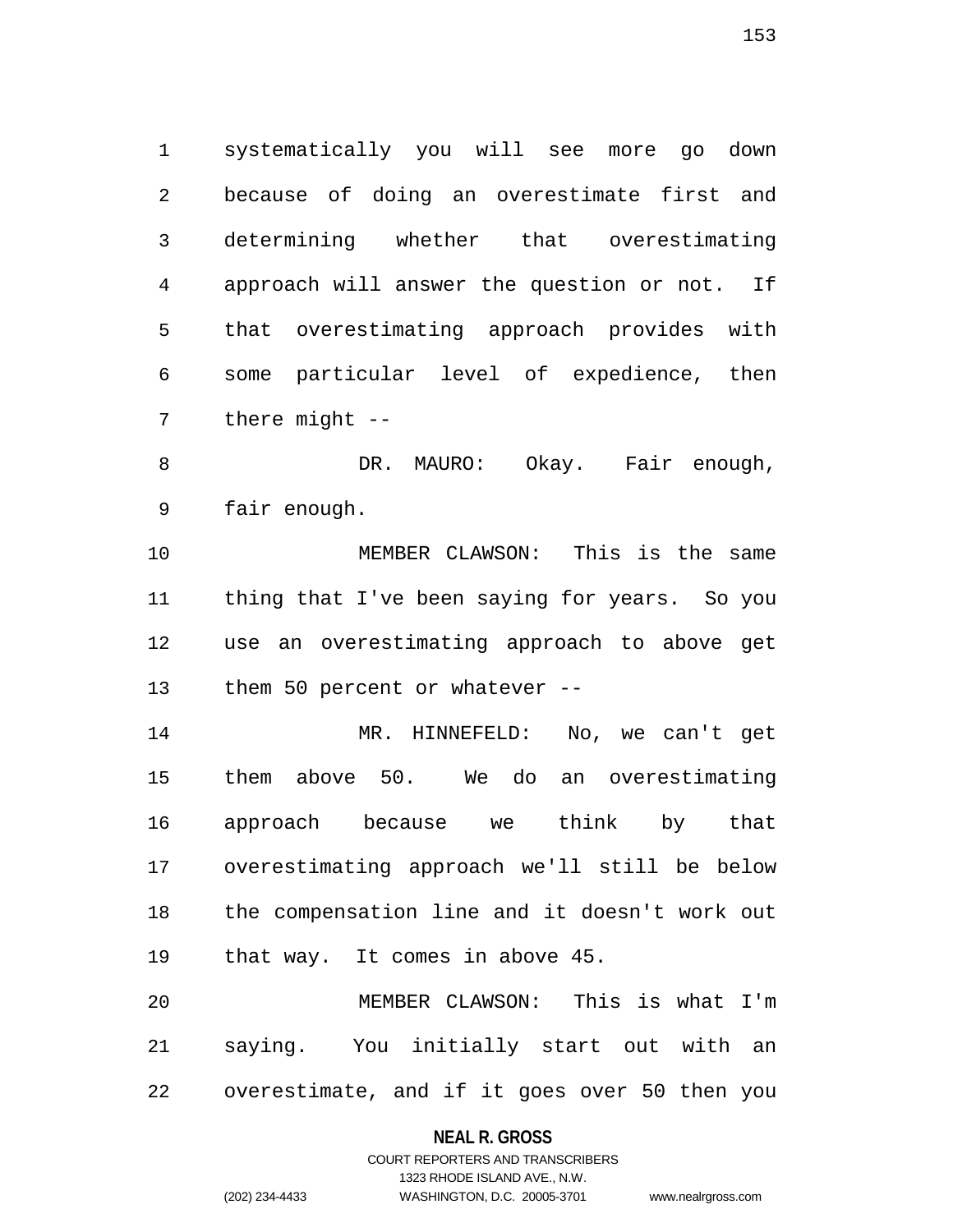systematically you will see more go down because of doing an overestimate first and determining whether that overestimating approach will answer the question or not. If that overestimating approach provides with some particular level of expedience, then there might --

DR. MAURO: Okay. Fair enough, fair enough.

MEMBER CLAWSON: This is the same thing that I've been saying for years. So you use an overestimating approach to above get them 50 percent or whatever --

MR. HINNEFELD: No, we can't get them above 50. We do an overestimating approach because we think by that overestimating approach we'll still be below the compensation line and it doesn't work out that way. It comes in above 45.

MEMBER CLAWSON: This is what I'm saying. You initially start out with an overestimate, and if it goes over 50 then you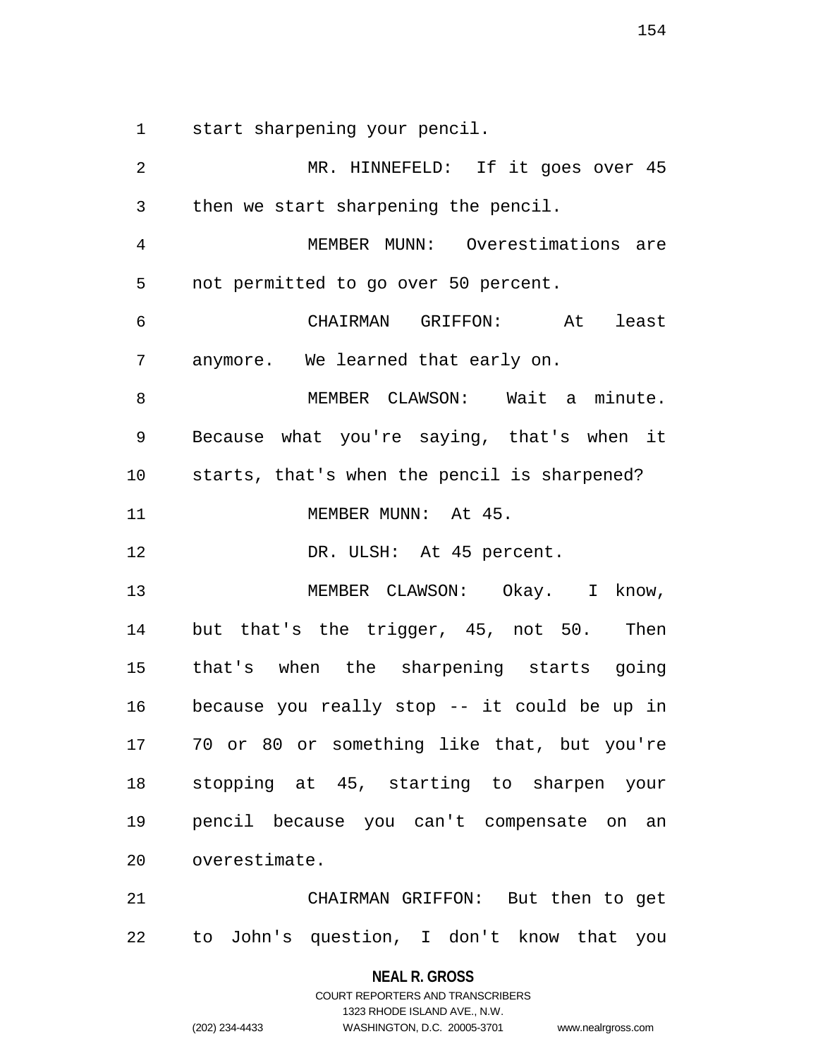start sharpening your pencil.

MR. HINNEFELD: If it goes over 45 then we start sharpening the pencil.

MEMBER MUNN: Overestimations are not permitted to go over 50 percent.

CHAIRMAN GRIFFON: At least anymore. We learned that early on.

MEMBER CLAWSON: Wait a minute. Because what you're saying, that's when it starts, that's when the pencil is sharpened?

MEMBER MUNN: At 45.

DR. ULSH: At 45 percent.

MEMBER CLAWSON: Okay. I know, but that's the trigger, 45, not 50. Then that's when the sharpening starts going because you really stop -- it could be up in 70 or 80 or something like that, but you're stopping at 45, starting to sharpen your pencil because you can't compensate on an overestimate.

CHAIRMAN GRIFFON: But then to get to John's question, I don't know that you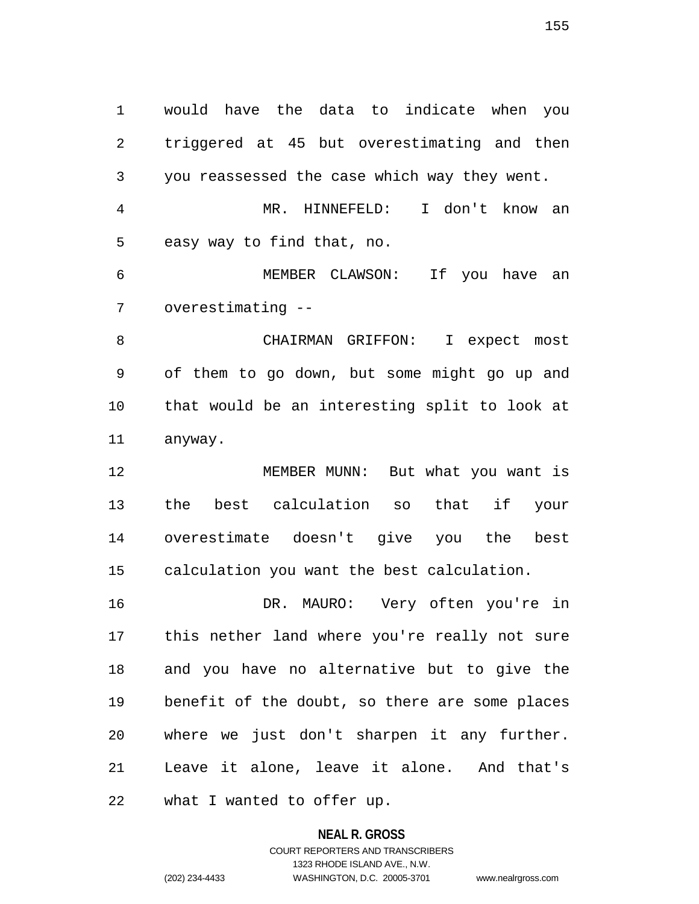would have the data to indicate when you triggered at 45 but overestimating and then you reassessed the case which way they went.

MR. HINNEFELD: I don't know an easy way to find that, no.

MEMBER CLAWSON: If you have an overestimating --

CHAIRMAN GRIFFON: I expect most of them to go down, but some might go up and that would be an interesting split to look at anyway.

MEMBER MUNN: But what you want is the best calculation so that if your overestimate doesn't give you the best calculation you want the best calculation.

DR. MAURO: Very often you're in this nether land where you're really not sure and you have no alternative but to give the benefit of the doubt, so there are some places where we just don't sharpen it any further. Leave it alone, leave it alone. And that's what I wanted to offer up.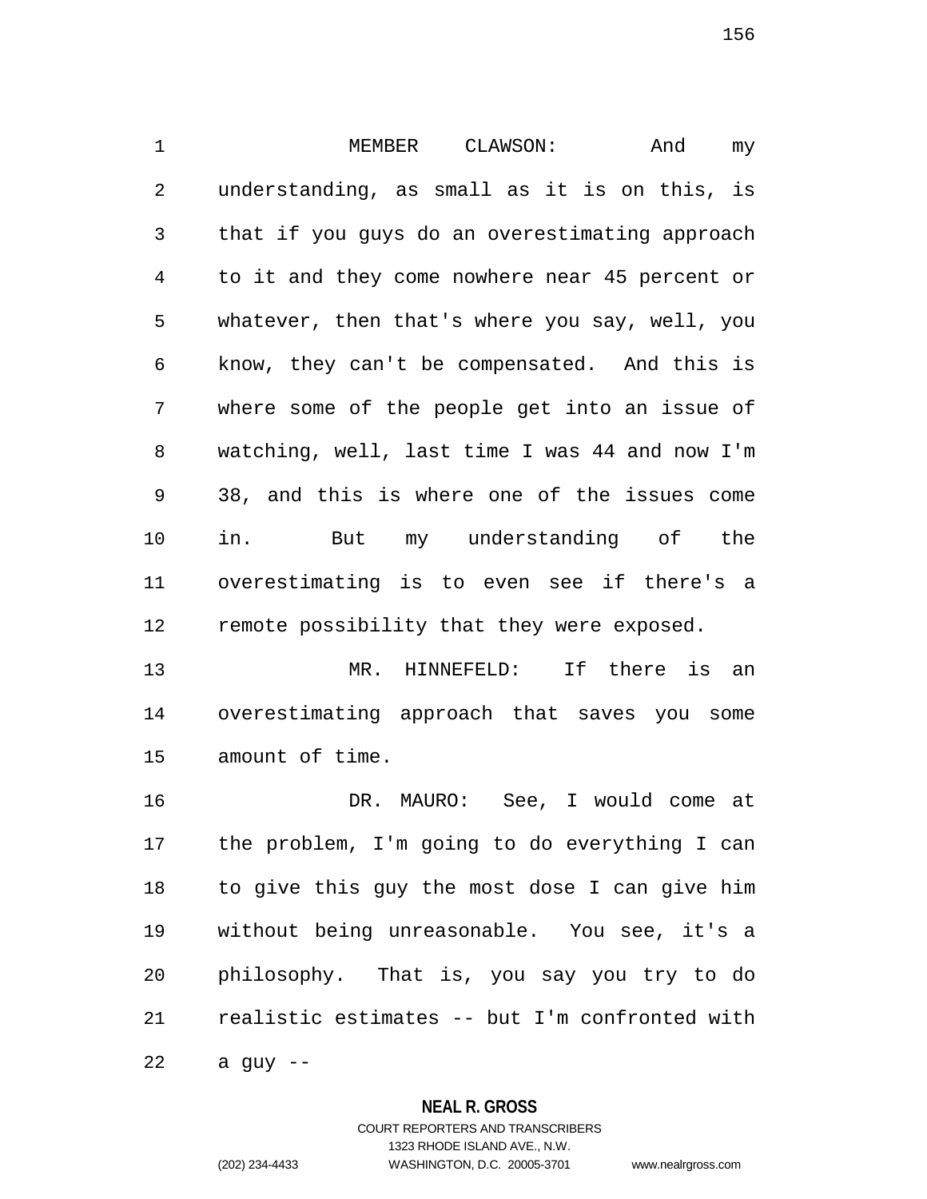MEMBER CLAWSON: And my understanding, as small as it is on this, is that if you guys do an overestimating approach to it and they come nowhere near 45 percent or whatever, then that's where you say, well, you know, they can't be compensated. And this is where some of the people get into an issue of watching, well, last time I was 44 and now I'm 38, and this is where one of the issues come in. But my understanding of the overestimating is to even see if there's a remote possibility that they were exposed.

MR. HINNEFELD: If there is an overestimating approach that saves you some amount of time.

DR. MAURO: See, I would come at the problem, I'm going to do everything I can to give this guy the most dose I can give him without being unreasonable. You see, it's a philosophy. That is, you say you try to do realistic estimates -- but I'm confronted with a guy --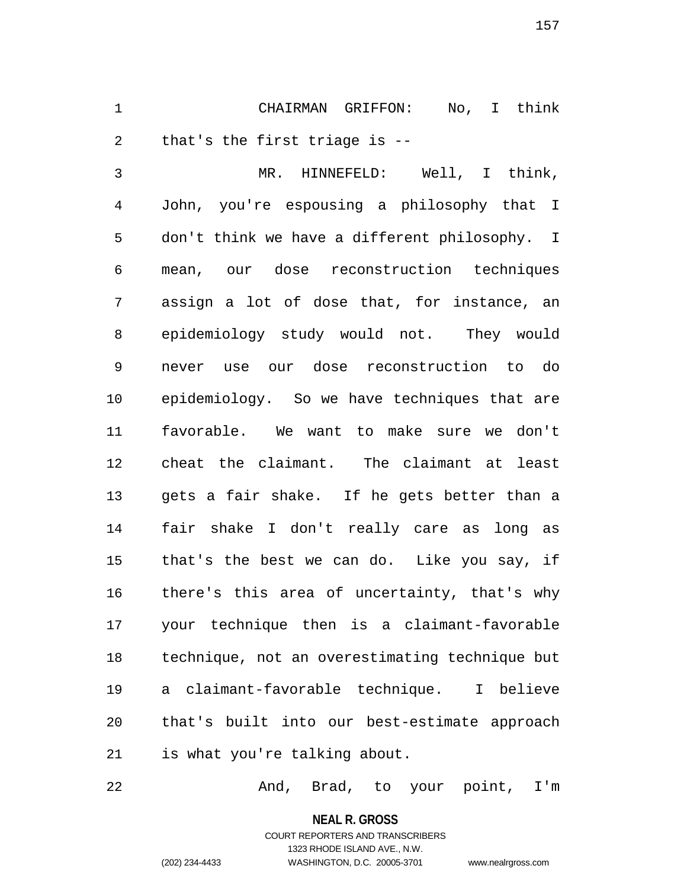CHAIRMAN GRIFFON: No, I think that's the first triage is --

MR. HINNEFELD: Well, I think, John, you're espousing a philosophy that I don't think we have a different philosophy. I mean, our dose reconstruction techniques assign a lot of dose that, for instance, an epidemiology study would not. They would never use our dose reconstruction to do epidemiology. So we have techniques that are favorable. We want to make sure we don't cheat the claimant. The claimant at least gets a fair shake. If he gets better than a fair shake I don't really care as long as that's the best we can do. Like you say, if there's this area of uncertainty, that's why your technique then is a claimant-favorable technique, not an overestimating technique but a claimant-favorable technique. I believe that's built into our best-estimate approach is what you're talking about.

And, Brad, to your point, I'm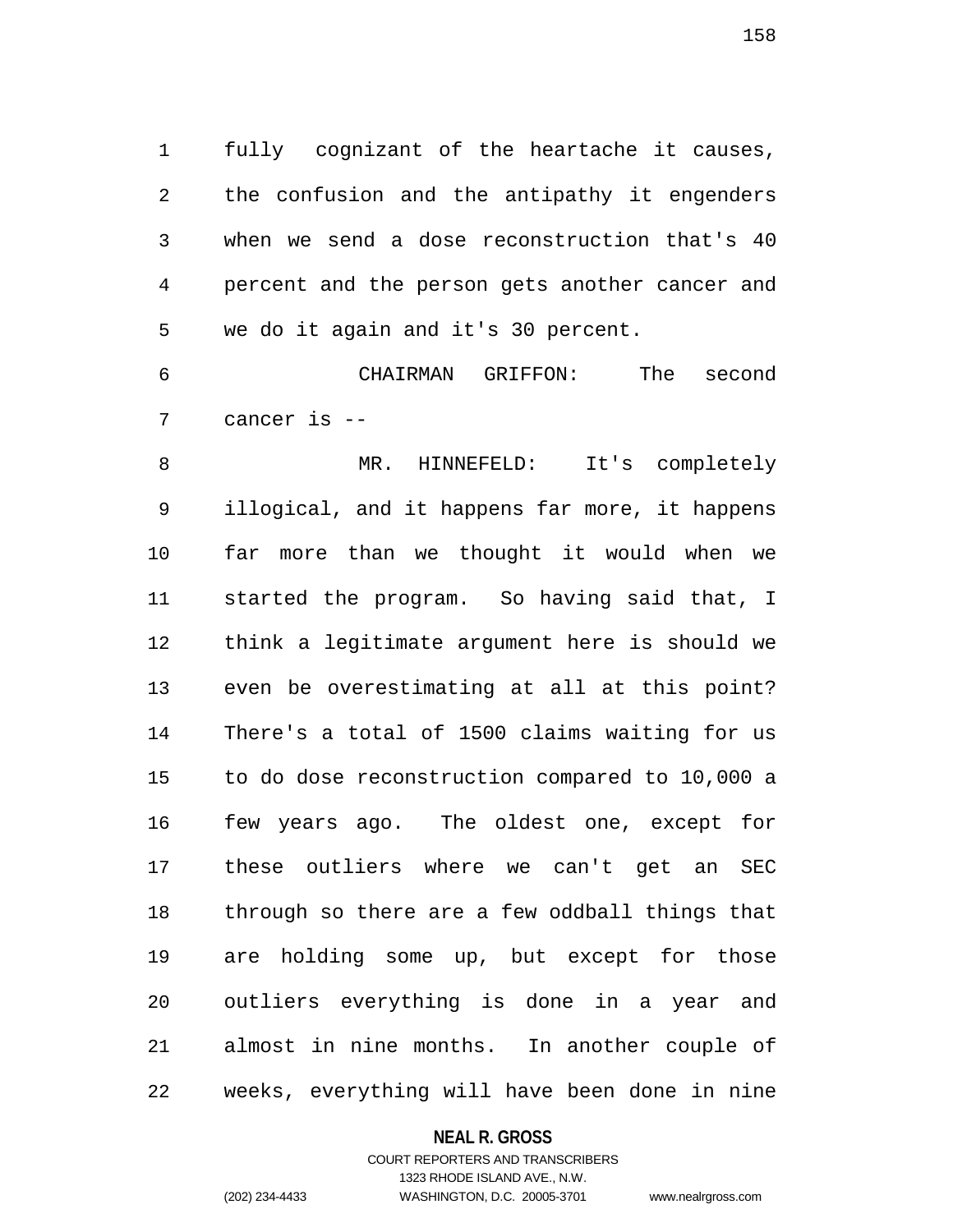fully cognizant of the heartache it causes, the confusion and the antipathy it engenders when we send a dose reconstruction that's 40 percent and the person gets another cancer and we do it again and it's 30 percent.

CHAIRMAN GRIFFON: The second cancer is --

MR. HINNEFELD: It's completely illogical, and it happens far more, it happens far more than we thought it would when we started the program. So having said that, I think a legitimate argument here is should we even be overestimating at all at this point? There's a total of 1500 claims waiting for us to do dose reconstruction compared to 10,000 a few years ago. The oldest one, except for these outliers where we can't get an SEC through so there are a few oddball things that are holding some up, but except for those outliers everything is done in a year and almost in nine months. In another couple of weeks, everything will have been done in nine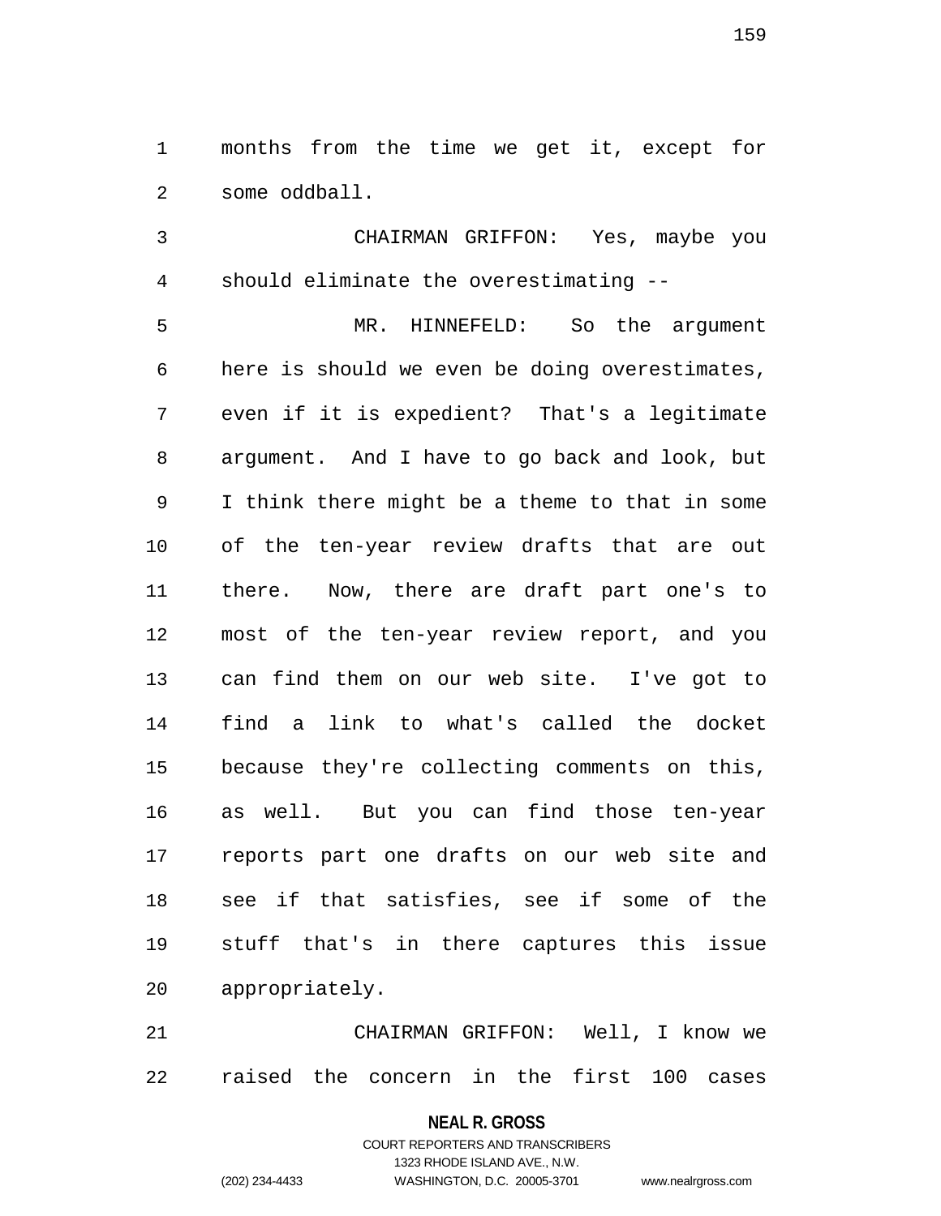months from the time we get it, except for some oddball.

CHAIRMAN GRIFFON: Yes, maybe you should eliminate the overestimating --

MR. HINNEFELD: So the argument here is should we even be doing overestimates, even if it is expedient? That's a legitimate argument. And I have to go back and look, but I think there might be a theme to that in some of the ten-year review drafts that are out there. Now, there are draft part one's to most of the ten-year review report, and you can find them on our web site. I've got to find a link to what's called the docket because they're collecting comments on this, as well. But you can find those ten-year reports part one drafts on our web site and see if that satisfies, see if some of the stuff that's in there captures this issue appropriately.

CHAIRMAN GRIFFON: Well, I know we raised the concern in the first 100 cases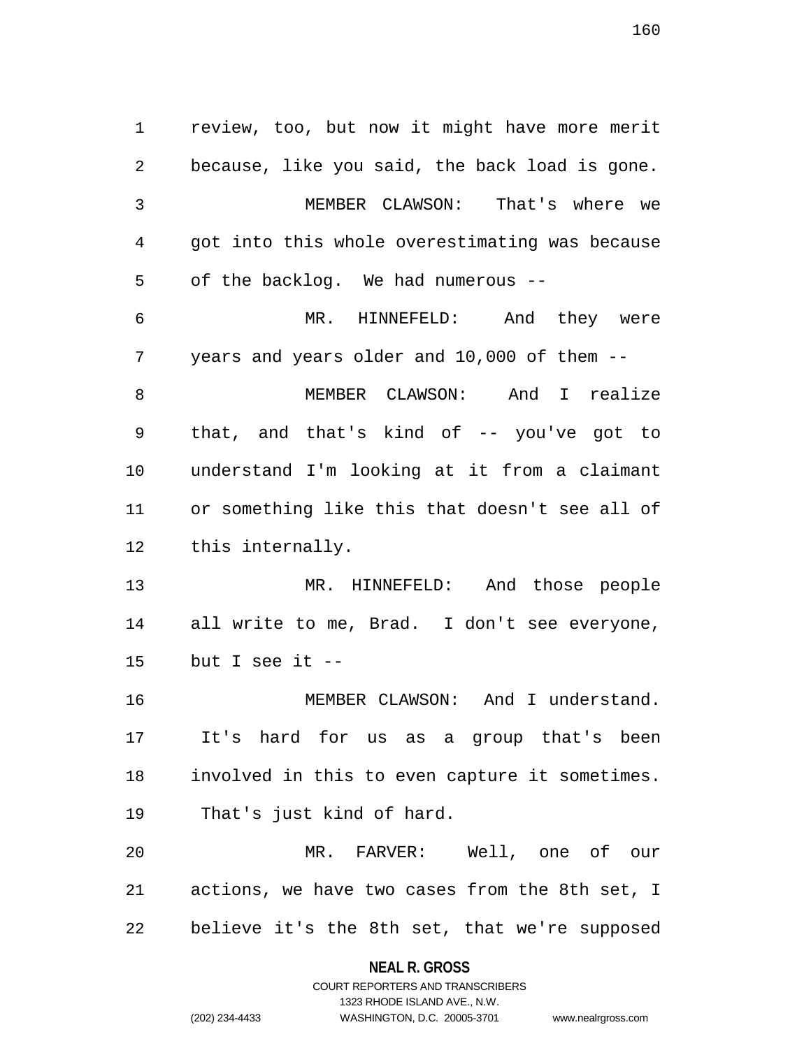review, too, but now it might have more merit because, like you said, the back load is gone.

MEMBER CLAWSON: That's where we got into this whole overestimating was because of the backlog. We had numerous --

MR. HINNEFELD: And they were years and years older and 10,000 of them --

MEMBER CLAWSON: And I realize that, and that's kind of -- you've got to understand I'm looking at it from a claimant or something like this that doesn't see all of this internally.

MR. HINNEFELD: And those people all write to me, Brad. I don't see everyone, but I see it --

MEMBER CLAWSON: And I understand. It's hard for us as a group that's been involved in this to even capture it sometimes. That's just kind of hard.

MR. FARVER: Well, one of our actions, we have two cases from the 8th set, I believe it's the 8th set, that we're supposed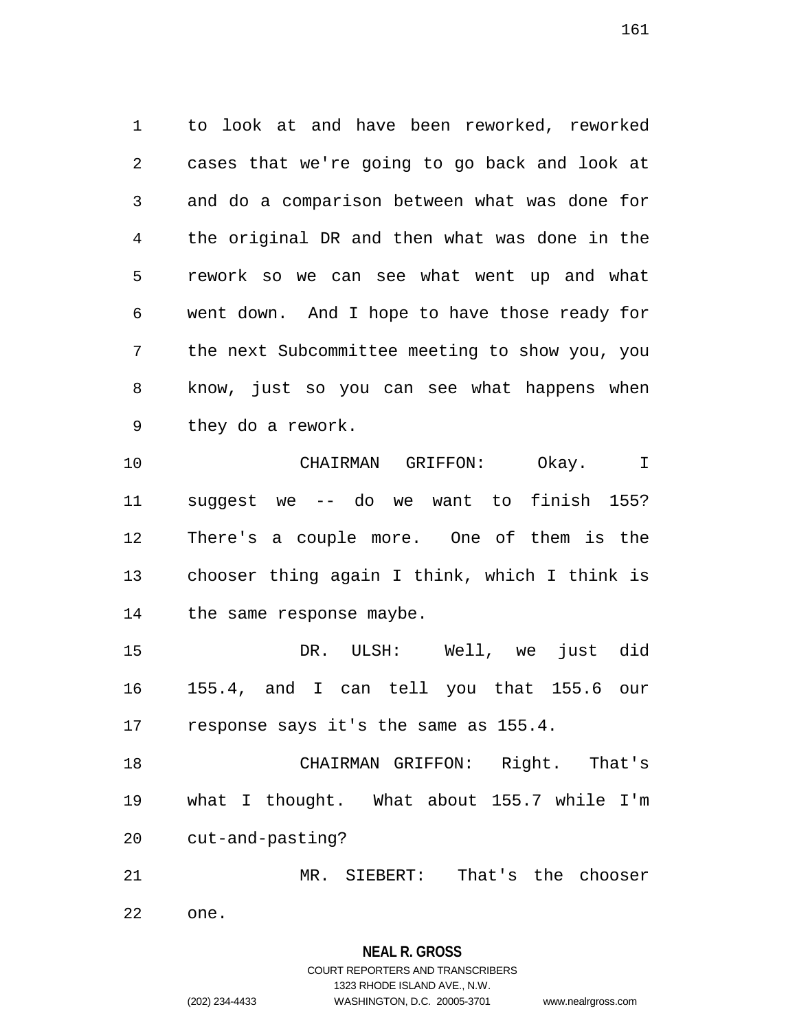to look at and have been reworked, reworked cases that we're going to go back and look at and do a comparison between what was done for the original DR and then what was done in the rework so we can see what went up and what went down. And I hope to have those ready for the next Subcommittee meeting to show you, you know, just so you can see what happens when they do a rework.

CHAIRMAN GRIFFON: Okay. I suggest we -- do we want to finish 155? There's a couple more. One of them is the chooser thing again I think, which I think is the same response maybe.

DR. ULSH: Well, we just did 155.4, and I can tell you that 155.6 our response says it's the same as 155.4.

CHAIRMAN GRIFFON: Right. That's what I thought. What about 155.7 while I'm cut-and-pasting?

MR. SIEBERT: That's the chooser one.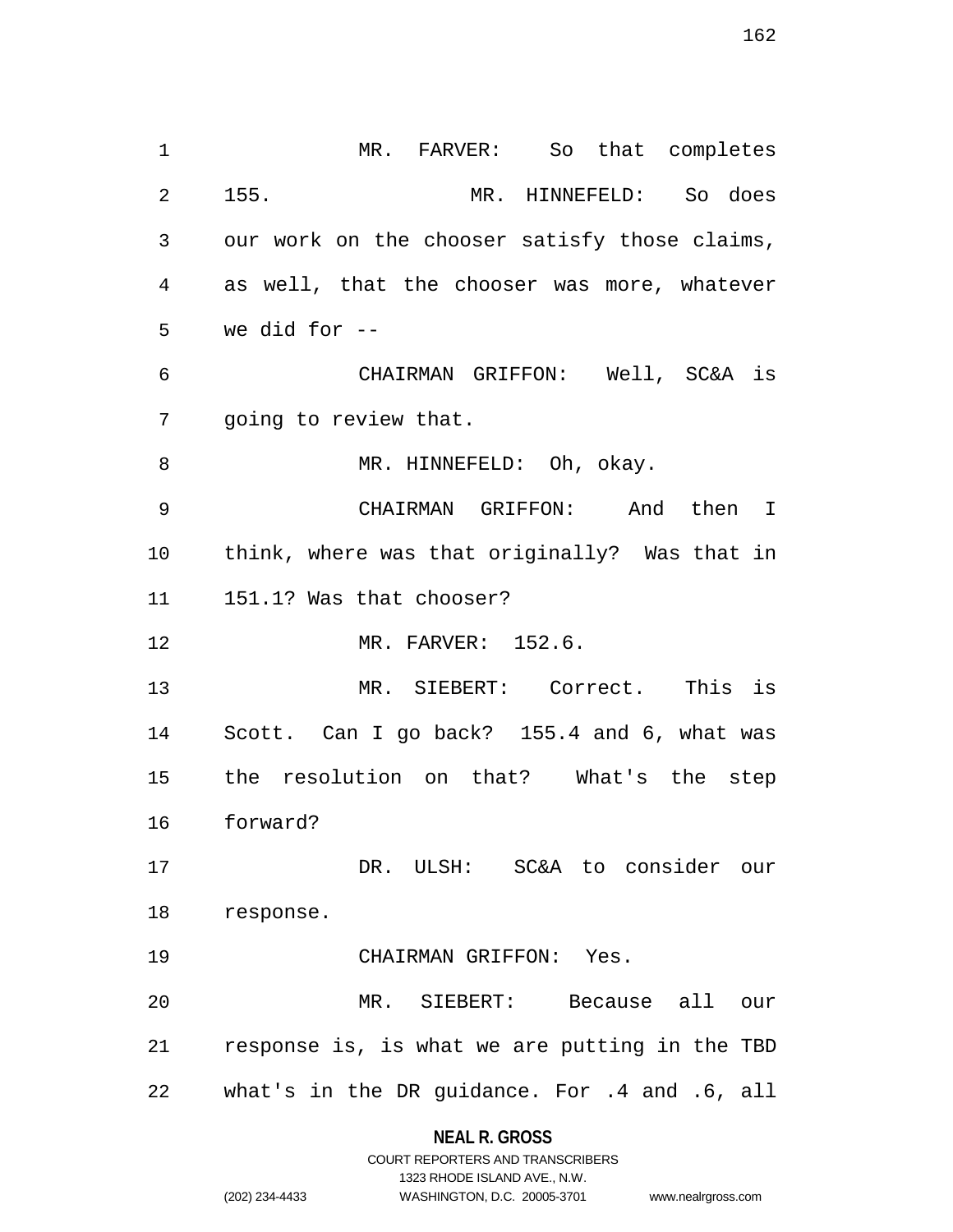MR. FARVER: So that completes 155.

MR. HINNEFELD: So does our work on the chooser satisfy those claims, as well, that the chooser was more, whatever we did for --

CHAIRMAN GRIFFON: Well, SC&A is going to review that.

MR. HINNEFELD: Oh, okay.

CHAIRMAN GRIFFON: And then I think, where was that originally? Was that in 151.1? Was that chooser?

MR. FARVER: 152.6.

MR. SIEBERT: Correct. This is Scott. Can I go back? 155.4 and 6, what was the resolution on that? What's the step forward?

DR. ULSH: SC&A to consider our response.

CHAIRMAN GRIFFON: Yes.

MR. SIEBERT: Because all our response is, is what we are putting in the TBD what's in the DR guidance. For .4 and .6, all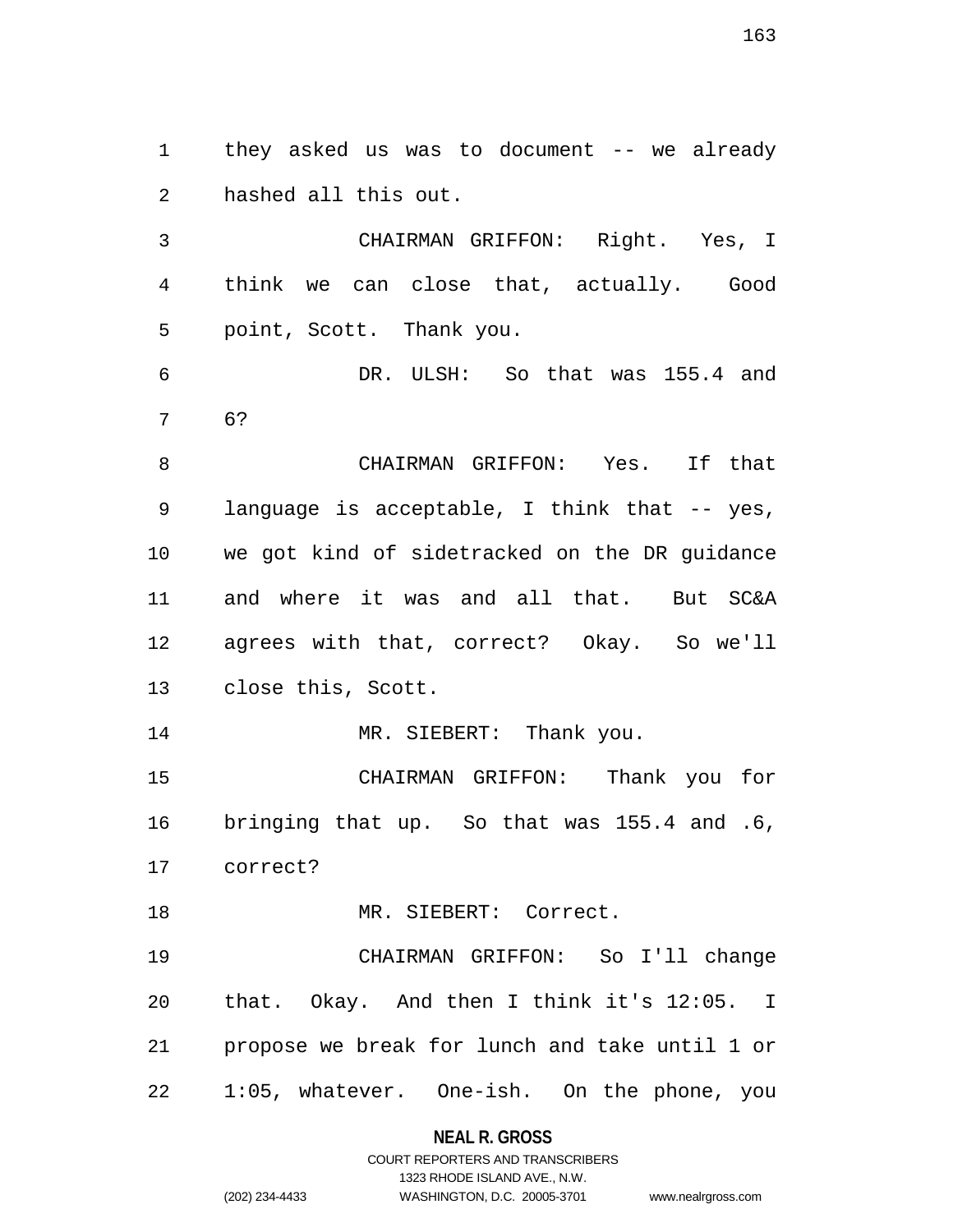they asked us was to document -- we already hashed all this out.

CHAIRMAN GRIFFON: Right. Yes, I think we can close that, actually. Good point, Scott. Thank you.

DR. ULSH: So that was 155.4 and 6?

CHAIRMAN GRIFFON: Yes. If that language is acceptable, I think that -- yes, we got kind of sidetracked on the DR guidance and where it was and all that. But SC&A agrees with that, correct? Okay. So we'll close this, Scott.

MR. SIEBERT: Thank you.

CHAIRMAN GRIFFON: Thank you for bringing that up. So that was 155.4 and .6, correct?

MR. SIEBERT: Correct.

CHAIRMAN GRIFFON: So I'll change that. Okay. And then I think it's 12:05. I propose we break for lunch and take until 1 or 1:05, whatever. One-ish. On the phone, you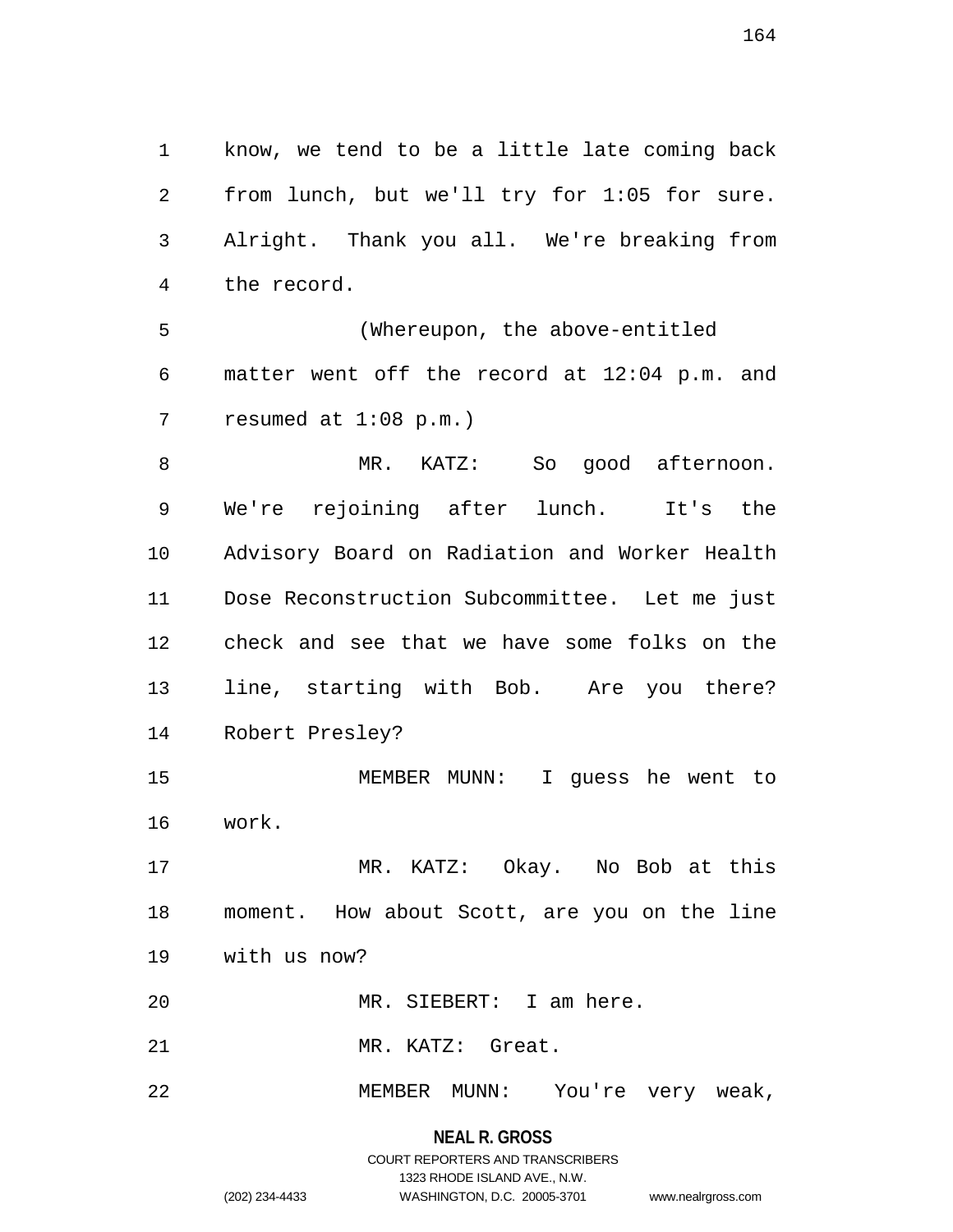know, we tend to be a little late coming back from lunch, but we'll try for 1:05 for sure. Alright. Thank you all. We're breaking from the record.

(Whereupon, the above-entitled matter went off the record at 12:04 p.m. and resumed at 1:08 p.m.)

MR. KATZ: So good afternoon. We're rejoining after lunch. It's the Advisory Board on Radiation and Worker Health Dose Reconstruction Subcommittee. Let me just check and see that we have some folks on the line, starting with Bob. Are you there? Robert Presley?

MEMBER MUNN: I guess he went to work.

MR. KATZ: Okay. No Bob at this moment. How about Scott, are you on the line with us now?

MR. SIEBERT: I am here.

MR. KATZ: Great.

MEMBER MUNN: You're very weak,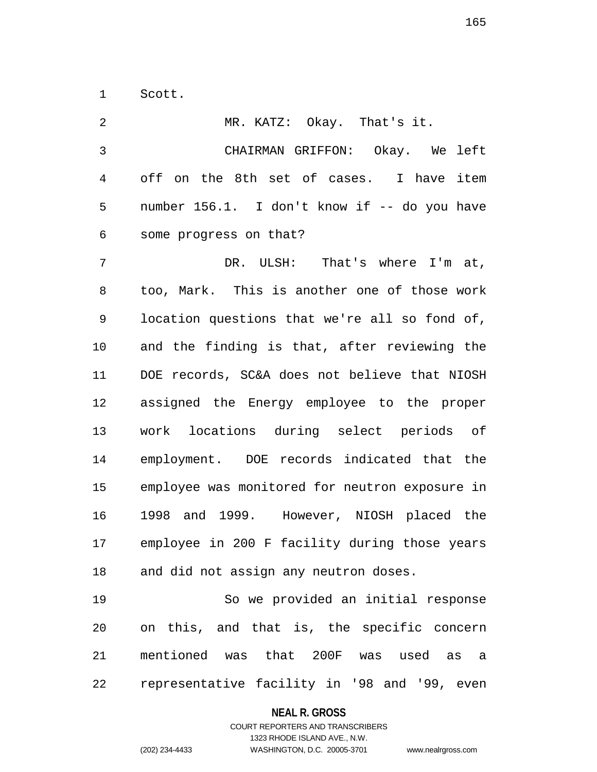Scott.

MR. KATZ: Okay. That's it.

CHAIRMAN GRIFFON: Okay. We left off on the 8th set of cases. I have item number 156.1. I don't know if -- do you have some progress on that?

DR. ULSH: That's where I'm at, too, Mark. This is another one of those work location questions that we're all so fond of, and the finding is that, after reviewing the DOE records, SC&A does not believe that NIOSH assigned the Energy employee to the proper work locations during select periods of employment. DOE records indicated that the employee was monitored for neutron exposure in 1998 and 1999. However, NIOSH placed the employee in 200 F facility during those years and did not assign any neutron doses.

So we provided an initial response on this, and that is, the specific concern mentioned was that 200F was used as a representative facility in '98 and '99, even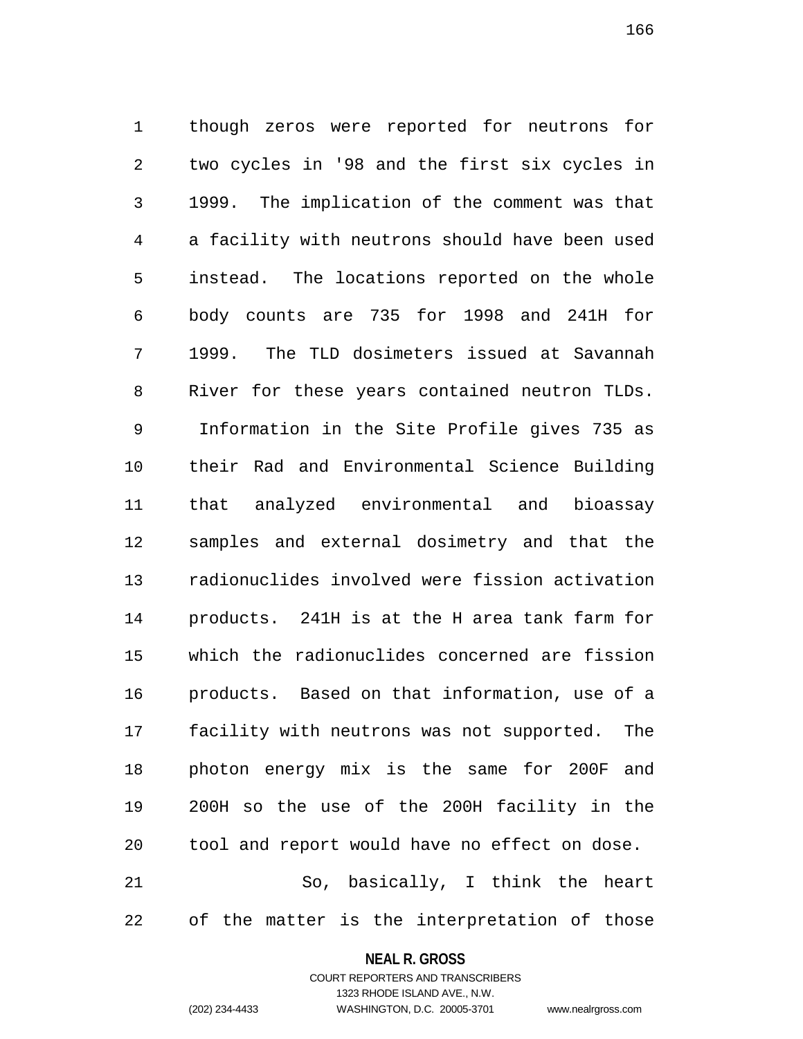though zeros were reported for neutrons for two cycles in '98 and the first six cycles in 1999. The implication of the comment was that a facility with neutrons should have been used instead. The locations reported on the whole body counts are 735 for 1998 and 241H for 1999. The TLD dosimeters issued at Savannah River for these years contained neutron TLDs. Information in the Site Profile gives 735 as their Rad and Environmental Science Building that analyzed environmental and bioassay samples and external dosimetry and that the radionuclides involved were fission activation products. 241H is at the H area tank farm for which the radionuclides concerned are fission products. Based on that information, use of a facility with neutrons was not supported. The photon energy mix is the same for 200F and 200H so the use of the 200H facility in the tool and report would have no effect on dose.

So, basically, I think the heart of the matter is the interpretation of those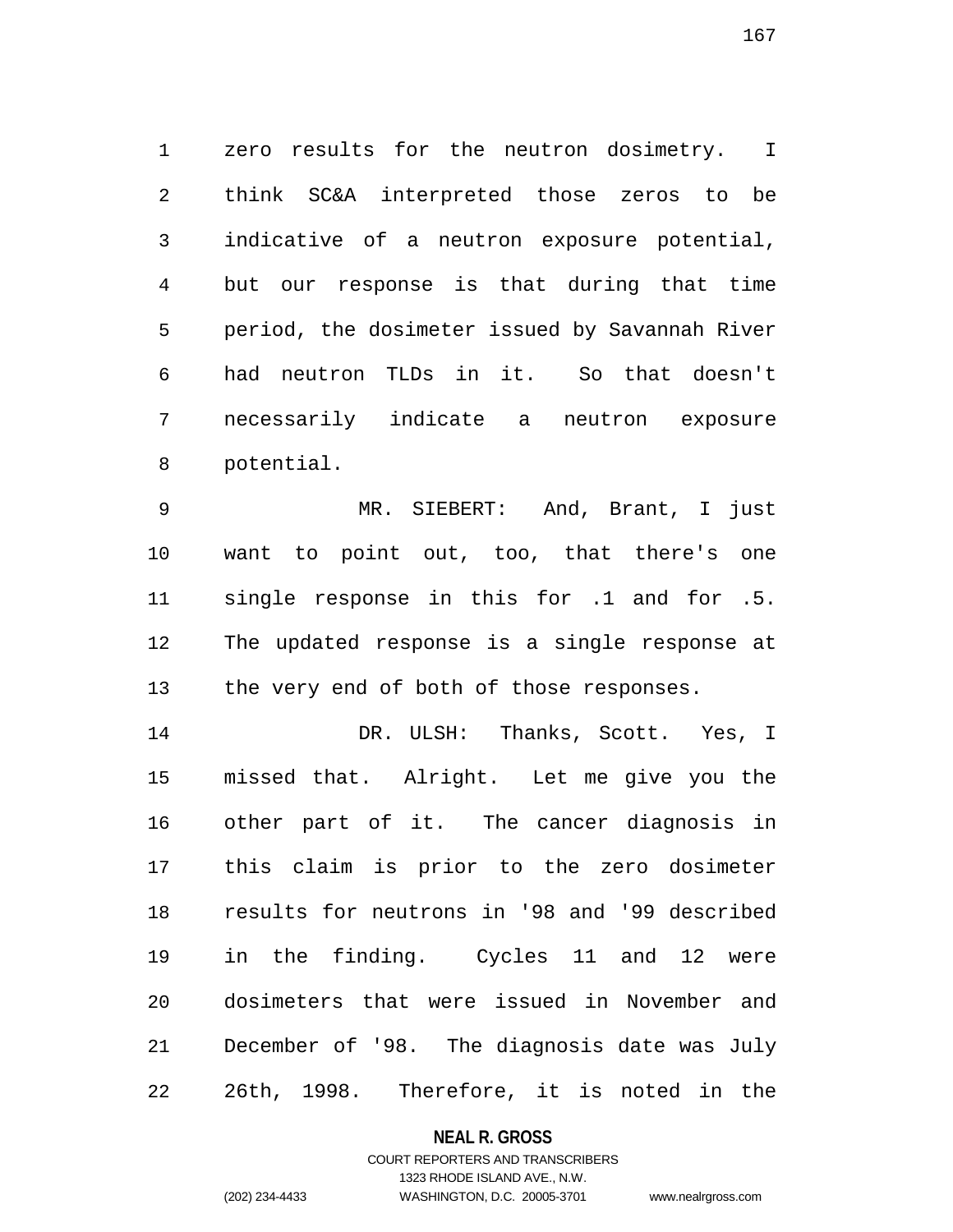zero results for the neutron dosimetry. I think SC&A interpreted those zeros to be indicative of a neutron exposure potential, but our response is that during that time period, the dosimeter issued by Savannah River had neutron TLDs in it. So that doesn't necessarily indicate a neutron exposure potential.

MR. SIEBERT: And, Brant, I just want to point out, too, that there's one single response in this for .1 and for .5. The updated response is a single response at the very end of both of those responses.

DR. ULSH: Thanks, Scott. Yes, I missed that. Alright. Let me give you the other part of it. The cancer diagnosis in this claim is prior to the zero dosimeter results for neutrons in '98 and '99 described in the finding. Cycles 11 and 12 were dosimeters that were issued in November and December of '98. The diagnosis date was July 26th, 1998. Therefore, it is noted in the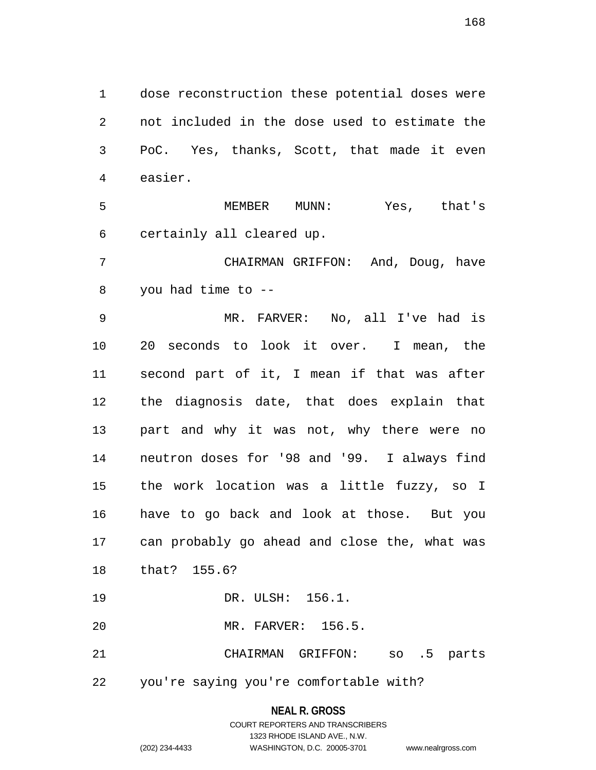dose reconstruction these potential doses were not included in the dose used to estimate the PoC. Yes, thanks, Scott, that made it even easier.

MEMBER MUNN: Yes, that's certainly all cleared up.

CHAIRMAN GRIFFON: And, Doug, have you had time to --

MR. FARVER: No, all I've had is 20 seconds to look it over. I mean, the second part of it, I mean if that was after the diagnosis date, that does explain that part and why it was not, why there were no neutron doses for '98 and '99. I always find the work location was a little fuzzy, so I have to go back and look at those. But you can probably go ahead and close the, what was that? 155.6?

DR. ULSH: 156.1.

MR. FARVER: 156.5.

CHAIRMAN GRIFFON: so .5 parts you're saying you're comfortable with?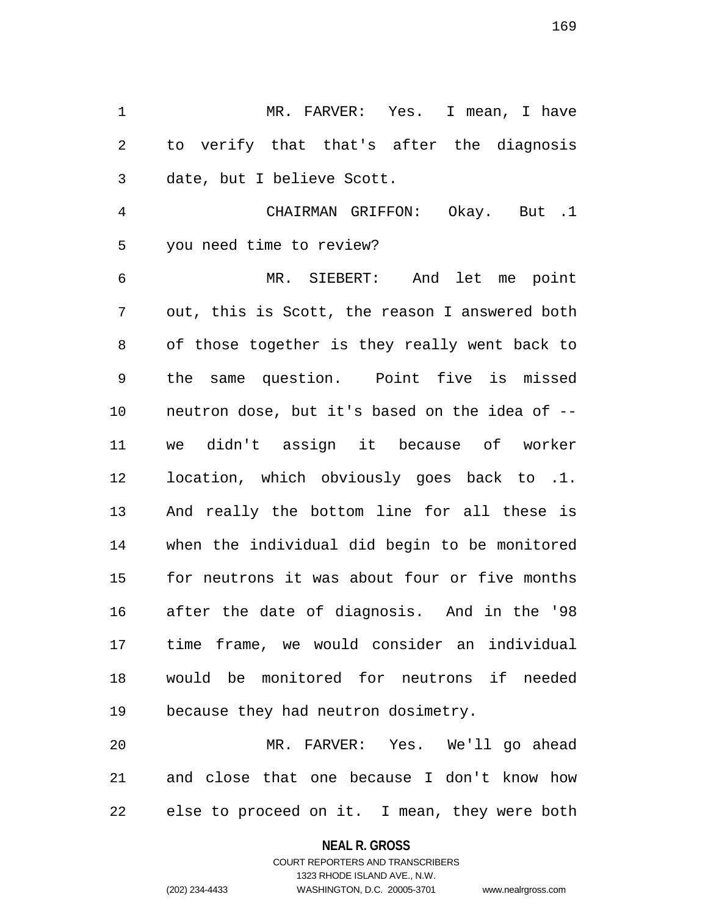MR. FARVER: Yes. I mean, I have to verify that that's after the diagnosis date, but I believe Scott.

CHAIRMAN GRIFFON: Okay. But .1 you need time to review?

MR. SIEBERT: And let me point out, this is Scott, the reason I answered both of those together is they really went back to the same question. Point five is missed neutron dose, but it's based on the idea of -- we didn't assign it because of worker location, which obviously goes back to .1. And really the bottom line for all these is when the individual did begin to be monitored for neutrons it was about four or five months after the date of diagnosis. And in the '98 time frame, we would consider an individual would be monitored for neutrons if needed because they had neutron dosimetry.

MR. FARVER: Yes. We'll go ahead and close that one because I don't know how else to proceed on it. I mean, they were both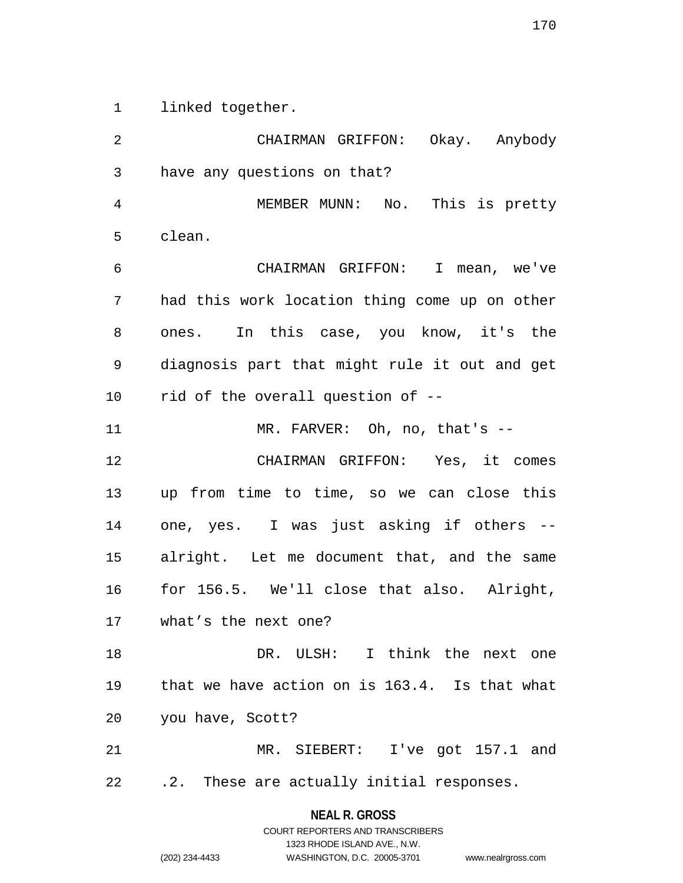linked together.

CHAIRMAN GRIFFON: Okay. Anybody have any questions on that?

MEMBER MUNN: No. This is pretty clean.

CHAIRMAN GRIFFON: I mean, we've had this work location thing come up on other ones. In this case, you know, it's the diagnosis part that might rule it out and get rid of the overall question of --

MR. FARVER: Oh, no, that's --

CHAIRMAN GRIFFON: Yes, it comes up from time to time, so we can close this one, yes. I was just asking if others -- alright. Let me document that, and the same for 156.5. We'll close that also. Alright, what's the next one?

DR. ULSH: I think the next one that we have action on is 163.4. Is that what you have, Scott?

MR. SIEBERT: I've got 157.1 and .2. These are actually initial responses.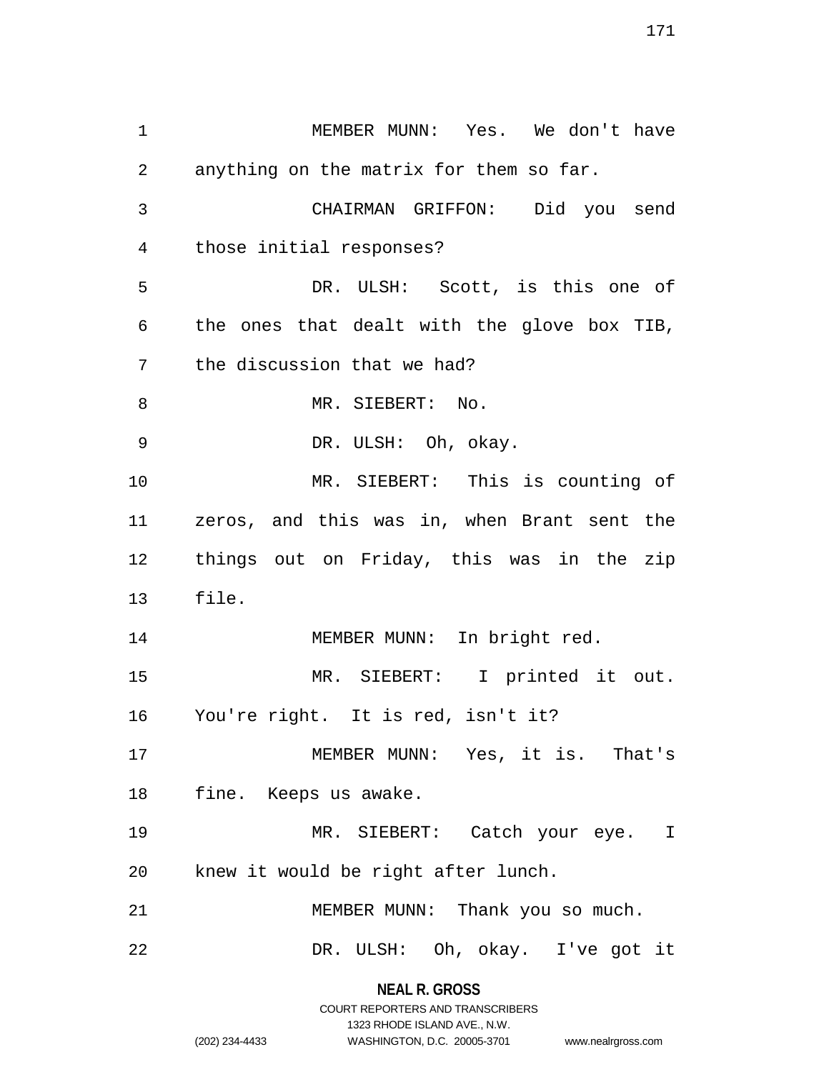MEMBER MUNN: Yes. We don't have anything on the matrix for them so far.

CHAIRMAN GRIFFON: Did you send those initial responses?

DR. ULSH: Scott, is this one of the ones that dealt with the glove box TIB, the discussion that we had?

MR. SIEBERT: No.

DR. ULSH: Oh, okay.

MR. SIEBERT: This is counting of zeros, and this was in, when Brant sent the things out on Friday, this was in the zip file.

MEMBER MUNN: In bright red.

MR. SIEBERT: I printed it out. You're right. It is red, isn't it?

MEMBER MUNN: Yes, it is. That's fine. Keeps us awake.

MR. SIEBERT: Catch your eye. I knew it would be right after lunch.

MEMBER MUNN: Thank you so much.

DR. ULSH: Oh, okay. I've got it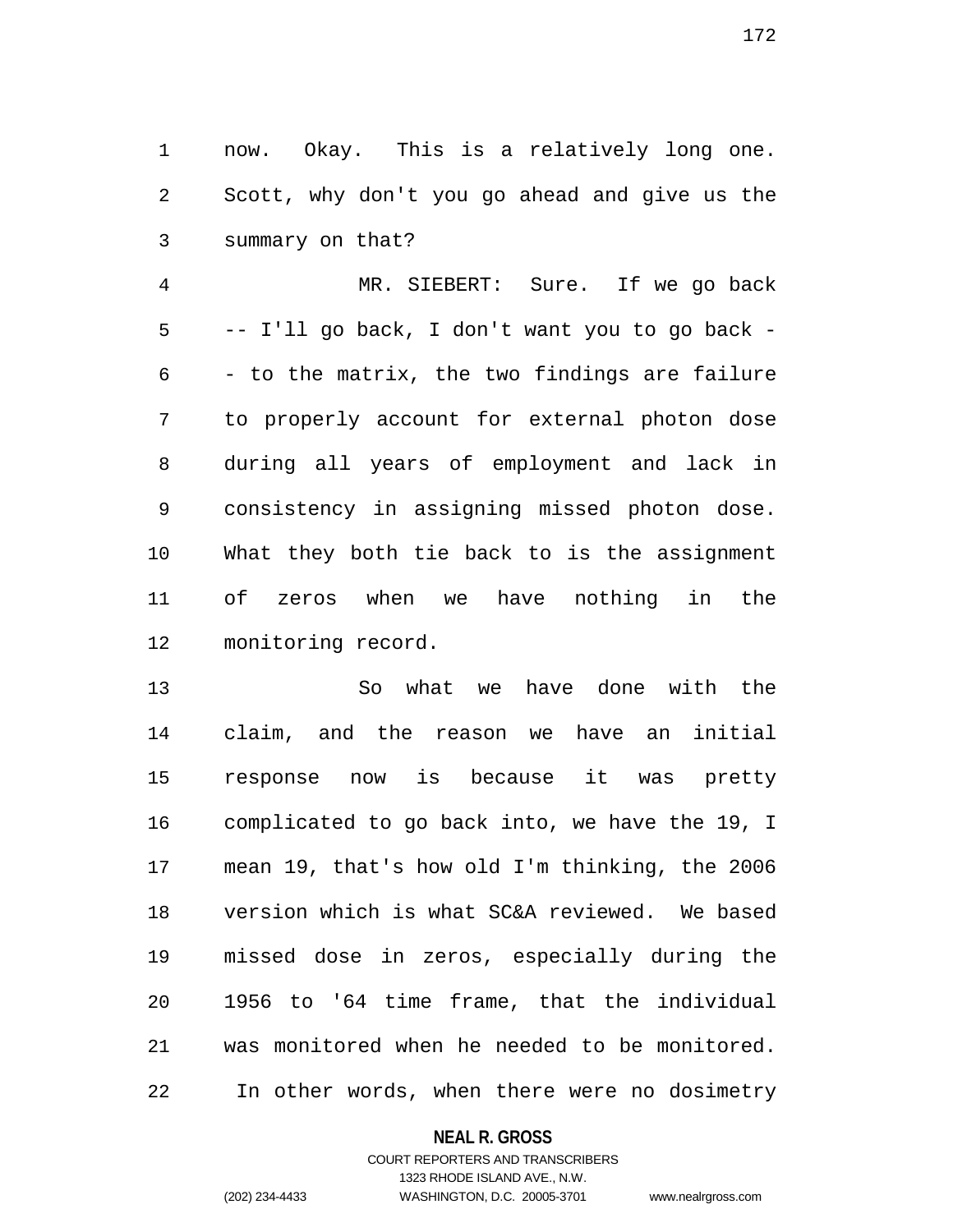now. Okay. This is a relatively long one. Scott, why don't you go ahead and give us the summary on that?

MR. SIEBERT: Sure. If we go back -- I'll go back, I don't want you to go back -- to the matrix, the two findings are failure to properly account for external photon dose during all years of employment and lack in consistency in assigning missed photon dose. What they both tie back to is the assignment of zeros when we have nothing in the monitoring record.

So what we have done with the claim, and the reason we have an initial response now is because it was pretty complicated to go back into, we have the 19, I mean 19, that's how old I'm thinking, the 2006 version which is what SC&A reviewed. We based missed dose in zeros, especially during the 1956 to '64 time frame, that the individual was monitored when he needed to be monitored. In other words, when there were no dosimetry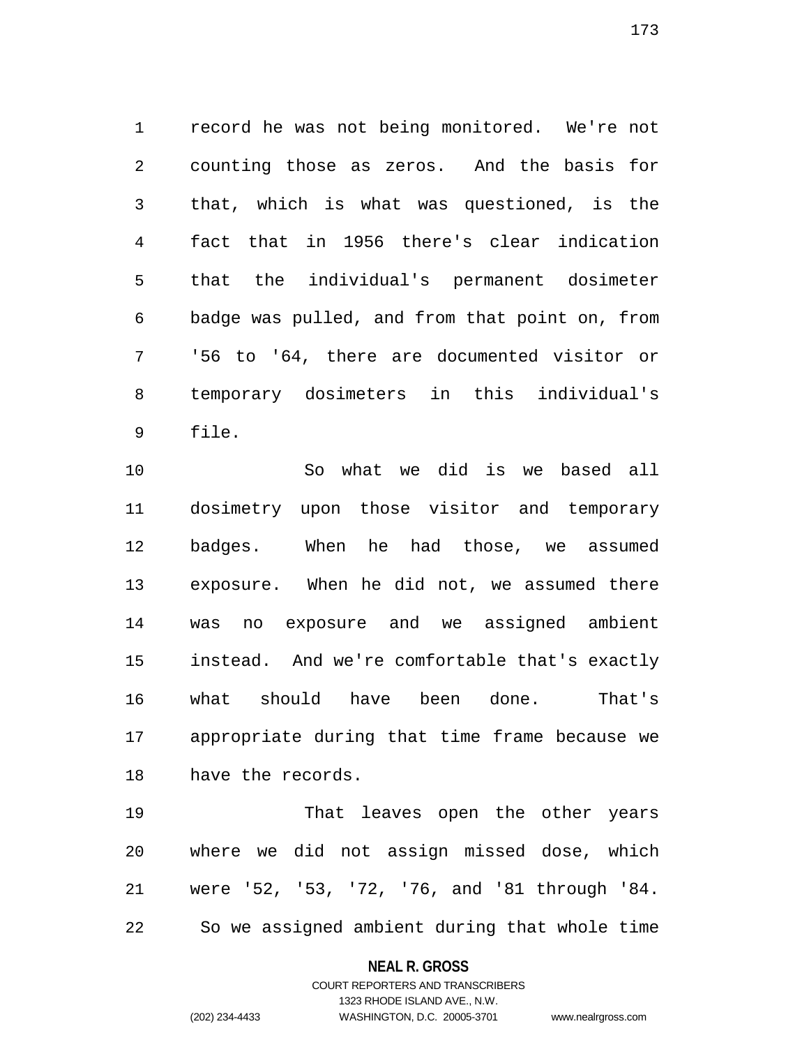record he was not being monitored. We're not counting those as zeros. And the basis for that, which is what was questioned, is the fact that in 1956 there's clear indication that the individual's permanent dosimeter badge was pulled, and from that point on, from '56 to '64, there are documented visitor or temporary dosimeters in this individual's file.

So what we did is we based all dosimetry upon those visitor and temporary badges. When he had those, we assumed exposure. When he did not, we assumed there was no exposure and we assigned ambient instead. And we're comfortable that's exactly what should have been done. That's appropriate during that time frame because we have the records.

That leaves open the other years where we did not assign missed dose, which were '52, '53, '72, '76, and '81 through '84. So we assigned ambient during that whole time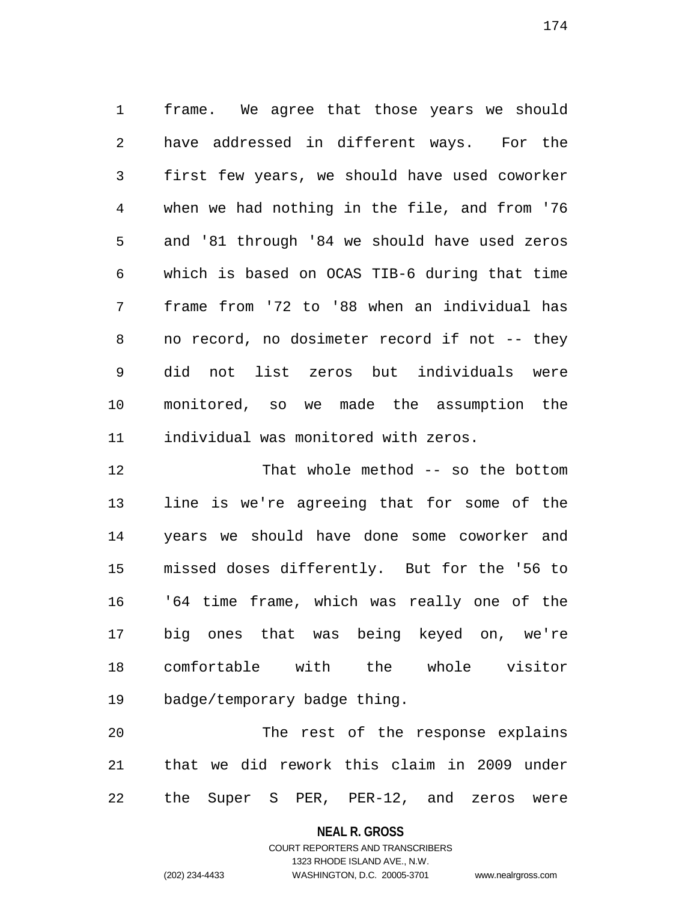frame. We agree that those years we should have addressed in different ways. For the first few years, we should have used coworker when we had nothing in the file, and from '76 and '81 through '84 we should have used zeros which is based on OCAS TIB-6 during that time frame from '72 to '88 when an individual has no record, no dosimeter record if not -- they did not list zeros but individuals were monitored, so we made the assumption the individual was monitored with zeros.

That whole method -- so the bottom line is we're agreeing that for some of the years we should have done some coworker and missed doses differently. But for the '56 to '64 time frame, which was really one of the big ones that was being keyed on, we're comfortable with the whole visitor badge/temporary badge thing.

The rest of the response explains that we did rework this claim in 2009 under the Super S PER, PER-12, and zeros were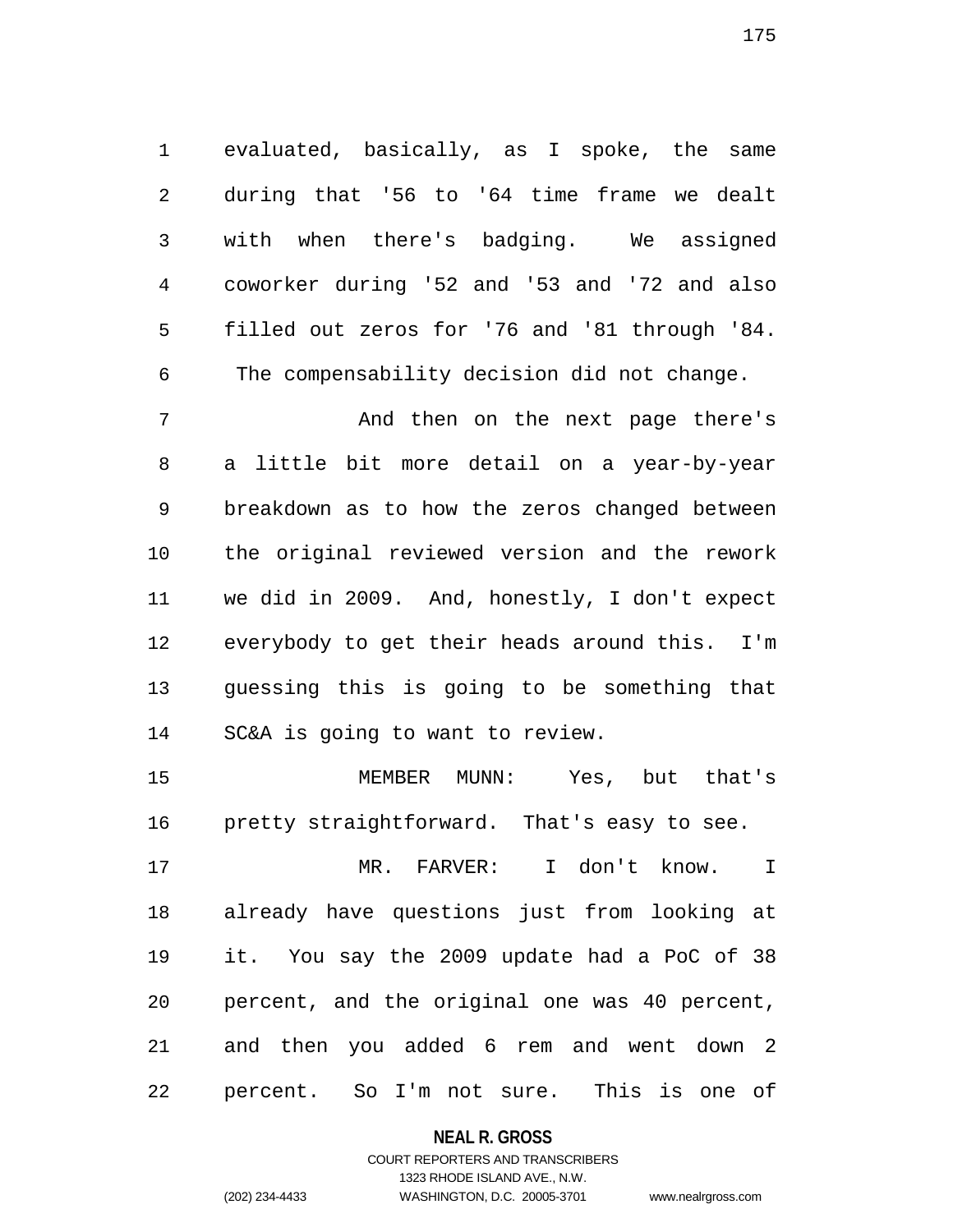evaluated, basically, as I spoke, the same during that '56 to '64 time frame we dealt with when there's badging. We assigned coworker during '52 and '53 and '72 and also filled out zeros for '76 and '81 through '84. The compensability decision did not change.

And then on the next page there's a little bit more detail on a year-by-year breakdown as to how the zeros changed between the original reviewed version and the rework we did in 2009. And, honestly, I don't expect everybody to get their heads around this. I'm guessing this is going to be something that SC&A is going to want to review.

MEMBER MUNN: Yes, but that's pretty straightforward. That's easy to see.

MR. FARVER: I don't know. I already have questions just from looking at it. You say the 2009 update had a PoC of 38 percent, and the original one was 40 percent, and then you added 6 rem and went down 2 percent. So I'm not sure. This is one of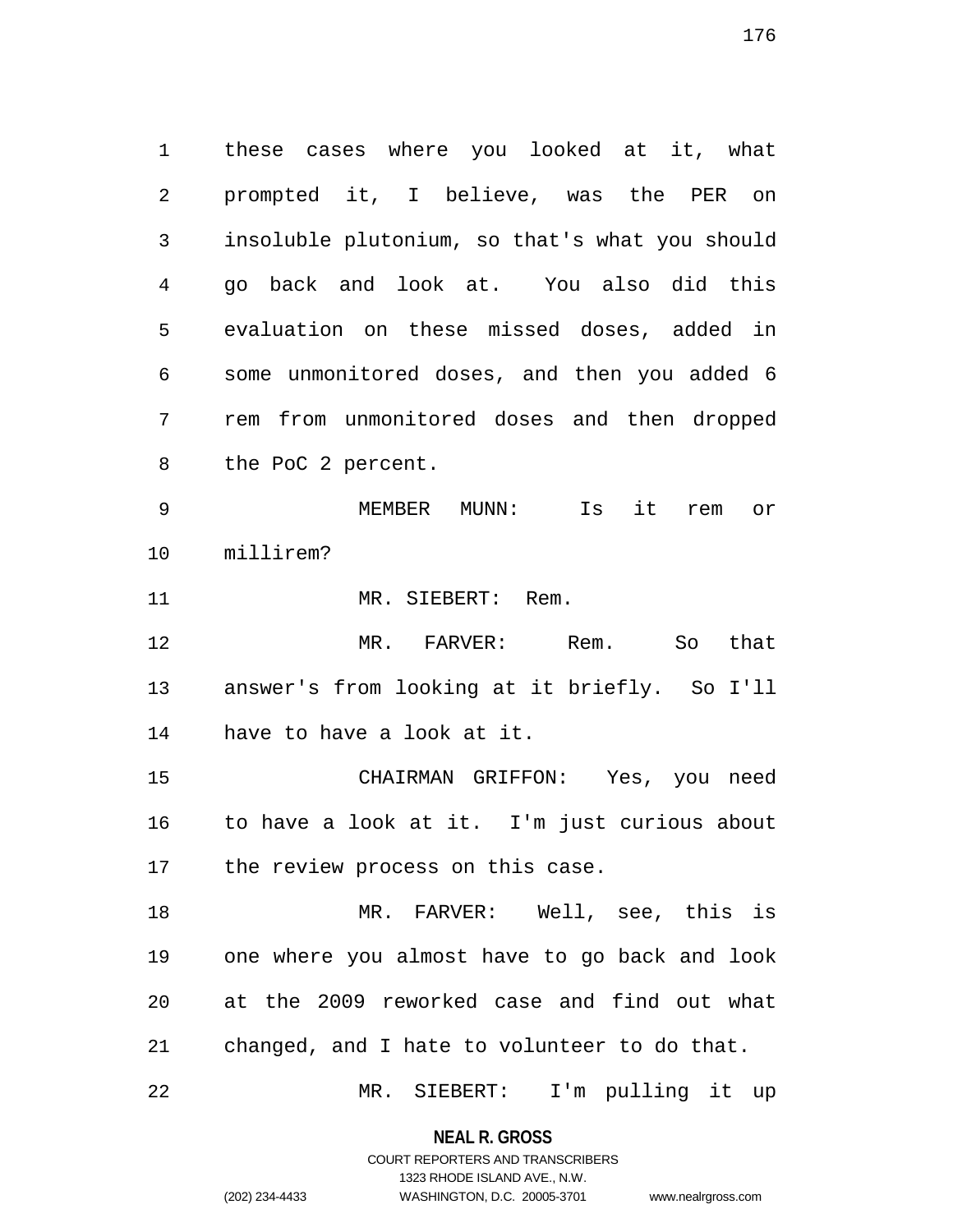these cases where you looked at it, what prompted it, I believe, was the PER on insoluble plutonium, so that's what you should go back and look at. You also did this evaluation on these missed doses, added in some unmonitored doses, and then you added 6 rem from unmonitored doses and then dropped the PoC 2 percent.

MEMBER MUNN: Is it rem or millirem?

MR. SIEBERT: Rem.

MR. FARVER: Rem. So that answer's from looking at it briefly. So I'll have to have a look at it.

CHAIRMAN GRIFFON: Yes, you need to have a look at it. I'm just curious about the review process on this case.

MR. FARVER: Well, see, this is one where you almost have to go back and look at the 2009 reworked case and find out what changed, and I hate to volunteer to do that.

MR. SIEBERT: I'm pulling it up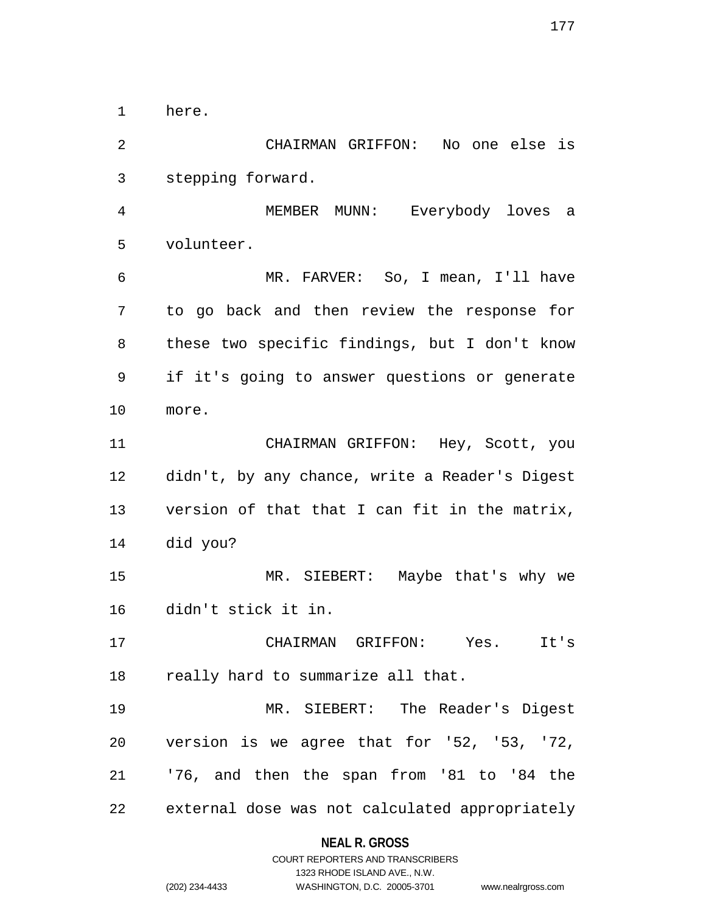here.

CHAIRMAN GRIFFON: No one else is stepping forward.

MEMBER MUNN: Everybody loves a volunteer.

MR. FARVER: So, I mean, I'll have to go back and then review the response for these two specific findings, but I don't know if it's going to answer questions or generate more.

CHAIRMAN GRIFFON: Hey, Scott, you didn't, by any chance, write a Reader's Digest version of that that I can fit in the matrix, did you?

MR. SIEBERT: Maybe that's why we didn't stick it in.

CHAIRMAN GRIFFON: Yes. It's really hard to summarize all that.

MR. SIEBERT: The Reader's Digest version is we agree that for '52, '53, '72, '76, and then the span from '81 to '84 the external dose was not calculated appropriately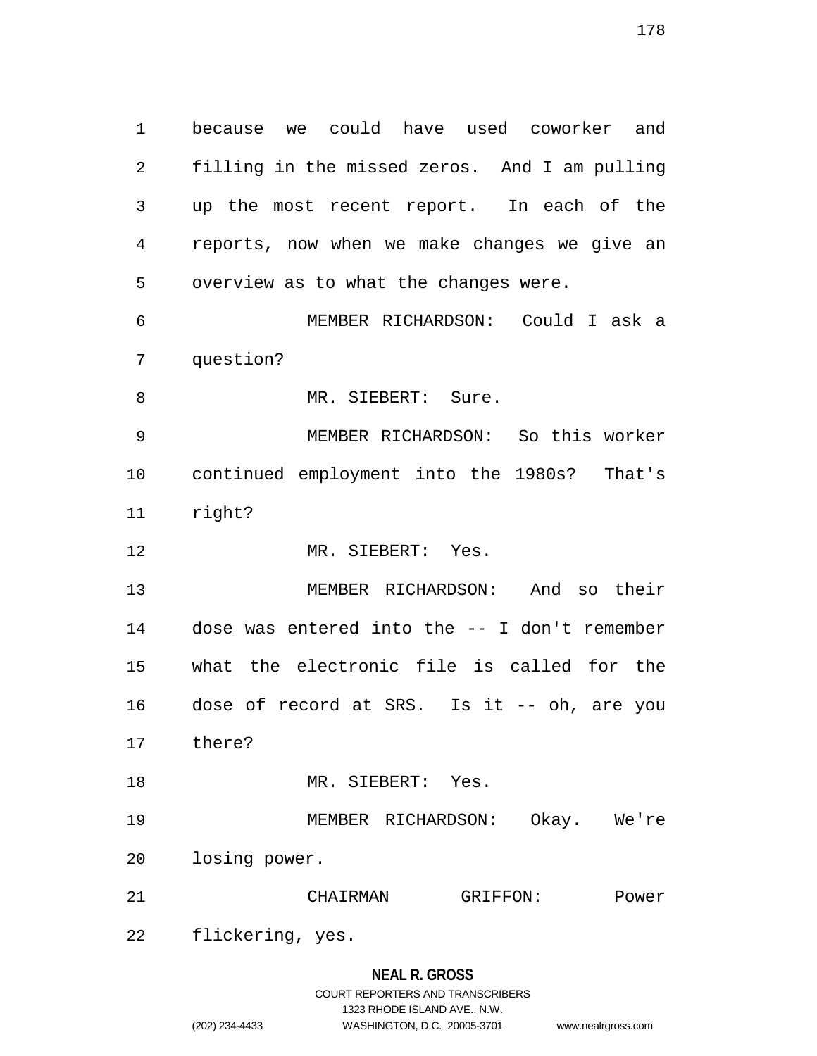because we could have used coworker and filling in the missed zeros. And I am pulling up the most recent report. In each of the reports, now when we make changes we give an overview as to what the changes were.

MEMBER RICHARDSON: Could I ask a question?

MR. SIEBERT: Sure.

MEMBER RICHARDSON: So this worker continued employment into the 1980s? That's right?

MR. SIEBERT: Yes.

MEMBER RICHARDSON: And so their dose was entered into the -- I don't remember what the electronic file is called for the dose of record at SRS. Is it -- oh, are you there?

MR. SIEBERT: Yes.

MEMBER RICHARDSON: Okay. We're losing power.

CHAIRMAN GRIFFON: Power flickering, yes.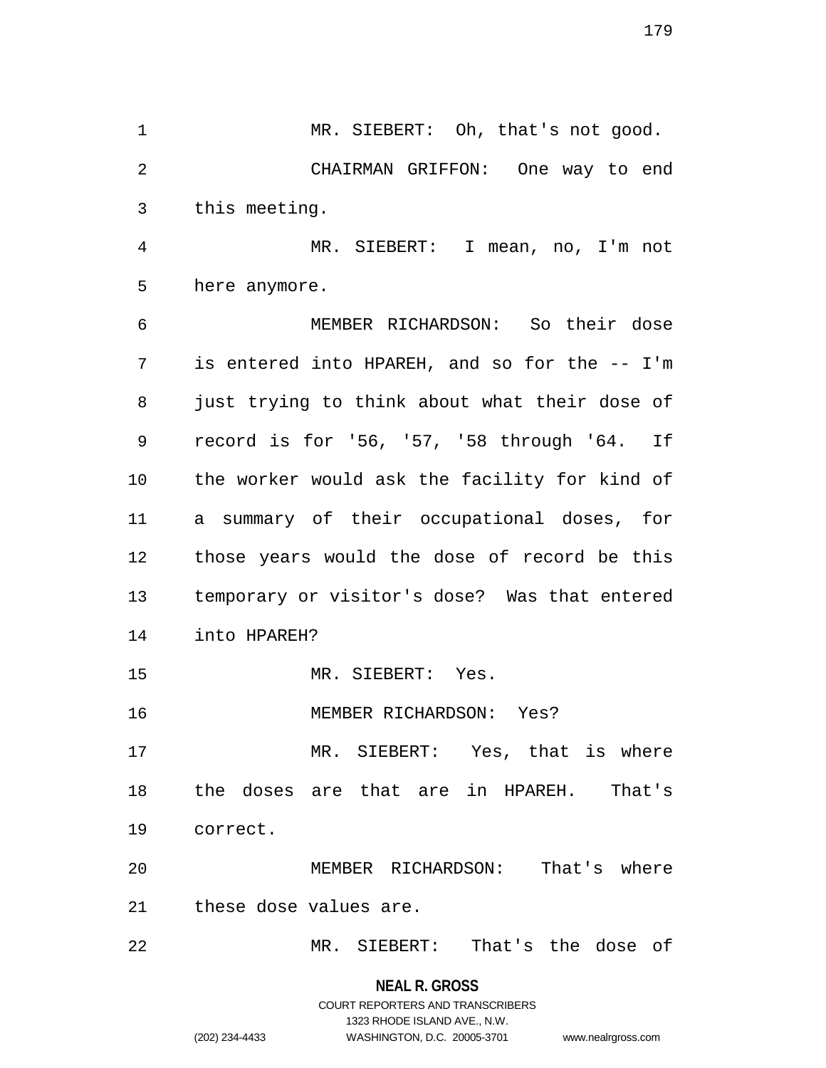MR. SIEBERT: Oh, that's not good.

CHAIRMAN GRIFFON: One way to end this meeting.

MR. SIEBERT: I mean, no, I'm not here anymore.

MEMBER RICHARDSON: So their dose is entered into HPAREH, and so for the -- I'm just trying to think about what their dose of record is for '56, '57, '58 through '64. If the worker would ask the facility for kind of a summary of their occupational doses, for those years would the dose of record be this temporary or visitor's dose? Was that entered into HPAREH?

MR. SIEBERT: Yes.

MEMBER RICHARDSON: Yes?

MR. SIEBERT: Yes, that is where the doses are that are in HPAREH. That's correct.

MEMBER RICHARDSON: That's where these dose values are.

MR. SIEBERT: That's the dose of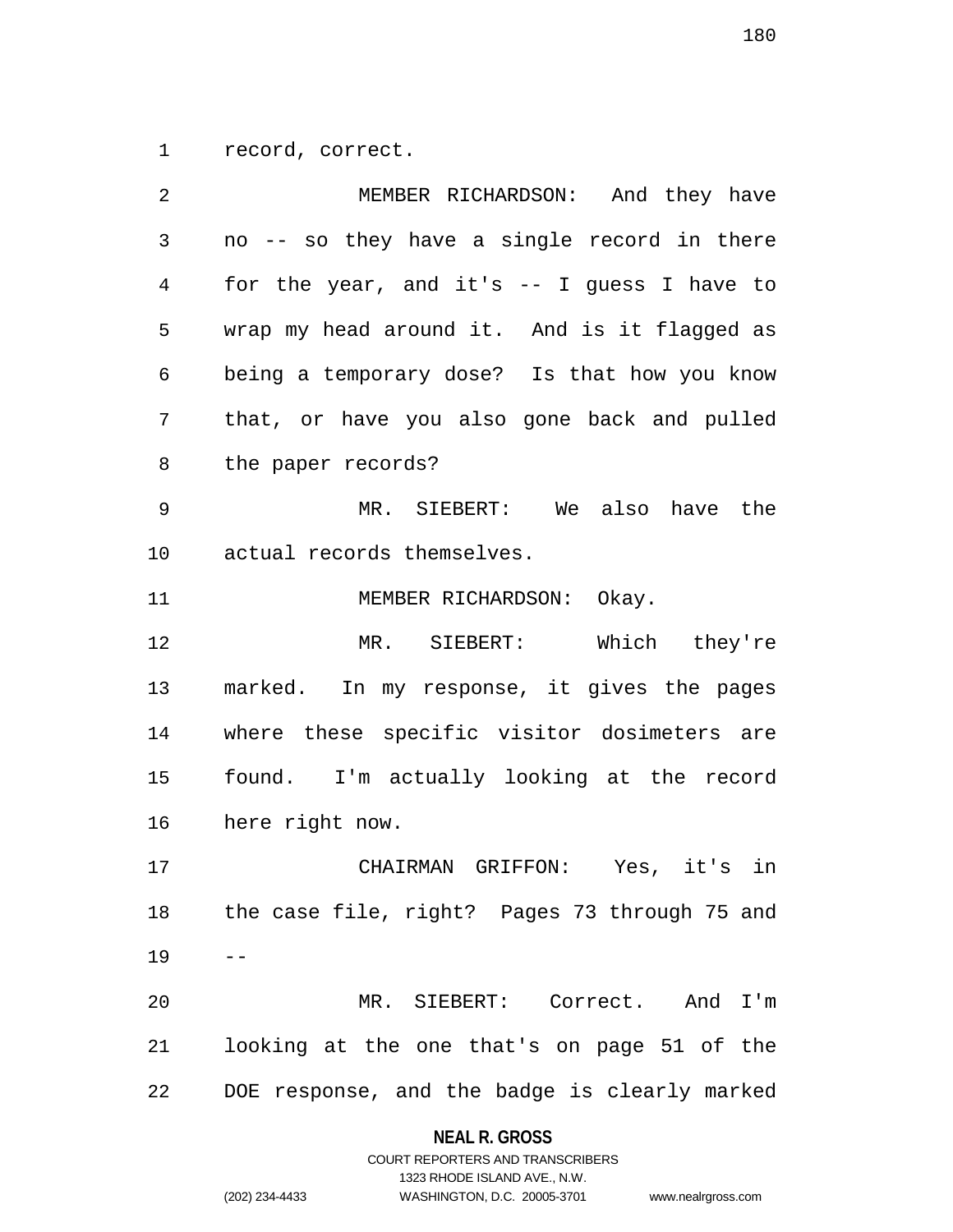record, correct.

MEMBER RICHARDSON: And they have no -- so they have a single record in there for the year, and it's -- I guess I have to wrap my head around it. And is it flagged as being a temporary dose? Is that how you know that, or have you also gone back and pulled the paper records?

MR. SIEBERT: We also have the actual records themselves.

MEMBER RICHARDSON: Okay.

MR. SIEBERT: Which they're marked. In my response, it gives the pages where these specific visitor dosimeters are found. I'm actually looking at the record here right now.

CHAIRMAN GRIFFON: Yes, it's in the case file, right? Pages 73 through 75 and --

MR. SIEBERT: Correct. And I'm looking at the one that's on page 51 of the DOE response, and the badge is clearly marked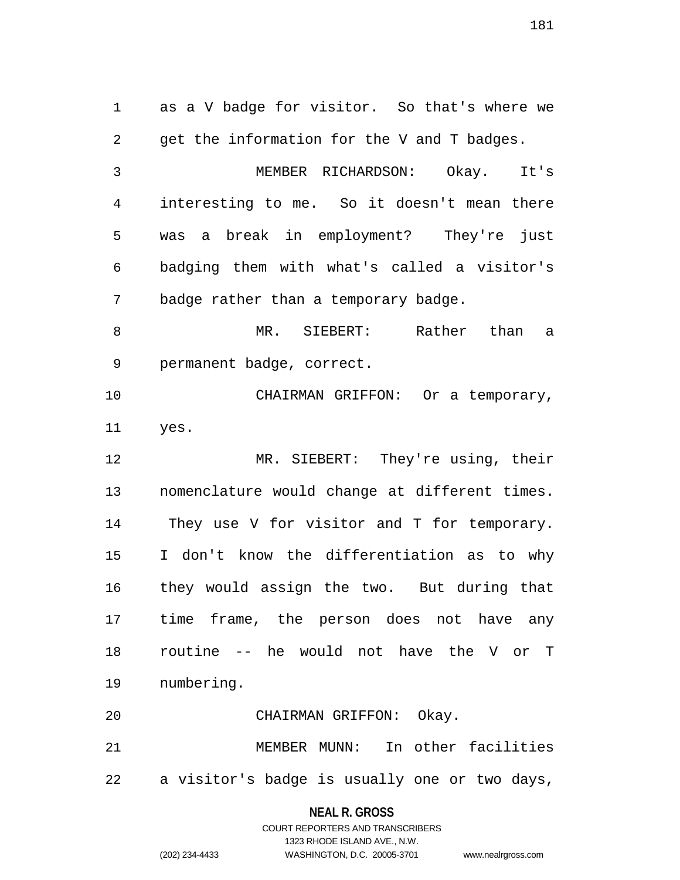as a V badge for visitor. So that's where we get the information for the V and T badges.

MEMBER RICHARDSON: Okay. It's interesting to me. So it doesn't mean there was a break in employment? They're just badging them with what's called a visitor's badge rather than a temporary badge.

MR. SIEBERT: Rather than a permanent badge, correct.

CHAIRMAN GRIFFON: Or a temporary, yes.

MR. SIEBERT: They're using, their nomenclature would change at different times. They use V for visitor and T for temporary. I don't know the differentiation as to why they would assign the two. But during that time frame, the person does not have any routine -- he would not have the V or T numbering.

CHAIRMAN GRIFFON: Okay.

MEMBER MUNN: In other facilities a visitor's badge is usually one or two days,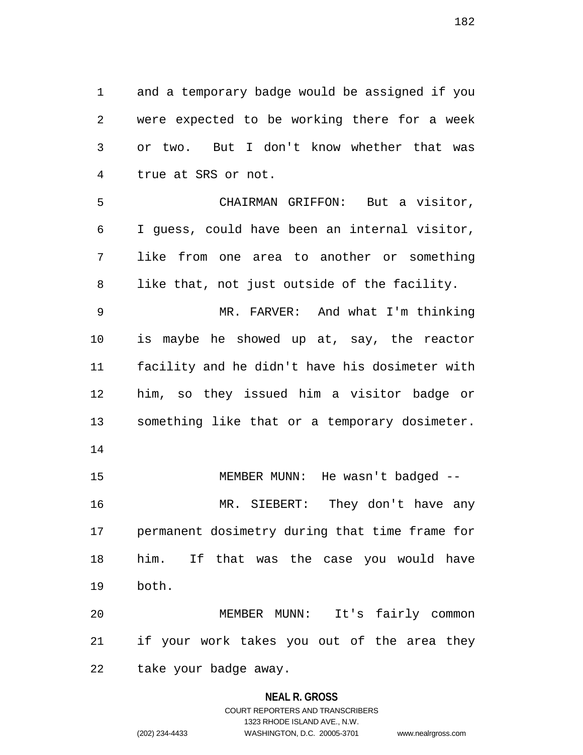and a temporary badge would be assigned if you were expected to be working there for a week or two. But I don't know whether that was true at SRS or not.

CHAIRMAN GRIFFON: But a visitor, I guess, could have been an internal visitor, like from one area to another or something like that, not just outside of the facility.

MR. FARVER: And what I'm thinking is maybe he showed up at, say, the reactor facility and he didn't have his dosimeter with him, so they issued him a visitor badge or something like that or a temporary dosimeter.

MEMBER MUNN: He wasn't badged --

MR. SIEBERT: They don't have any permanent dosimetry during that time frame for him. If that was the case you would have both.

MEMBER MUNN: It's fairly common if your work takes you out of the area they take your badge away.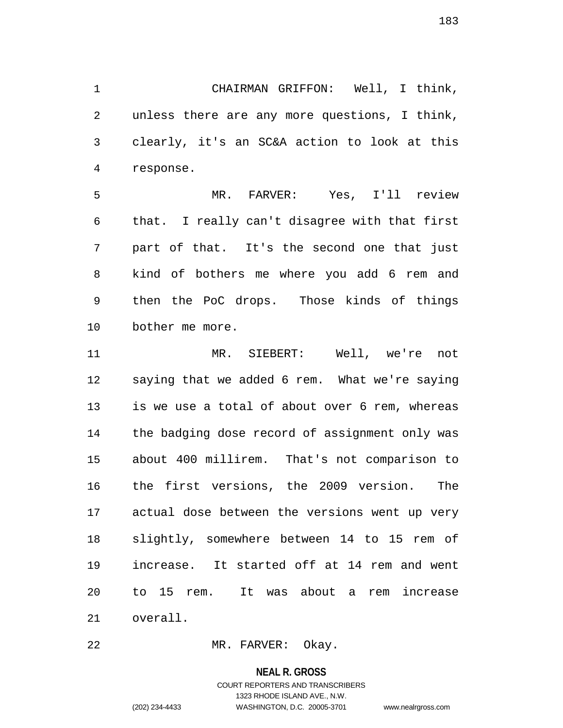CHAIRMAN GRIFFON: Well, I think, unless there are any more questions, I think, clearly, it's an SC&A action to look at this response.

MR. FARVER: Yes, I'll review that. I really can't disagree with that first part of that. It's the second one that just kind of bothers me where you add 6 rem and then the PoC drops. Those kinds of things bother me more.

MR. SIEBERT: Well, we're not saying that we added 6 rem. What we're saying is we use a total of about over 6 rem, whereas the badging dose record of assignment only was about 400 millirem. That's not comparison to the first versions, the 2009 version. The actual dose between the versions went up very slightly, somewhere between 14 to 15 rem of increase. It started off at 14 rem and went to 15 rem. It was about a rem increase overall.

MR. FARVER: Okay.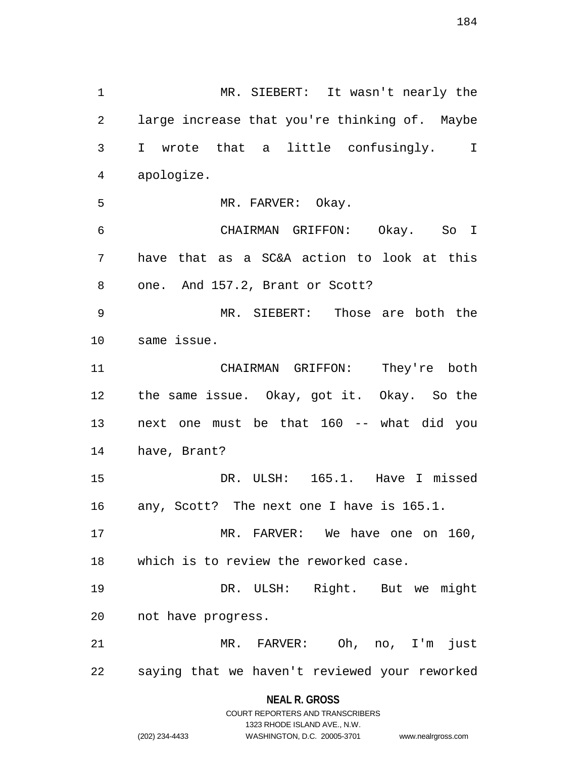MR. SIEBERT: It wasn't nearly the large increase that you're thinking of. Maybe I wrote that a little confusingly. I apologize.

MR. FARVER: Okay.

CHAIRMAN GRIFFON: Okay. So I have that as a SC&A action to look at this one. And 157.2, Brant or Scott?

MR. SIEBERT: Those are both the same issue.

CHAIRMAN GRIFFON: They're both the same issue. Okay, got it. Okay. So the next one must be that 160 -- what did you have, Brant?

DR. ULSH: 165.1. Have I missed any, Scott? The next one I have is 165.1.

MR. FARVER: We have one on 160, which is to review the reworked case.

DR. ULSH: Right. But we might not have progress.

MR. FARVER: Oh, no, I'm just saying that we haven't reviewed your reworked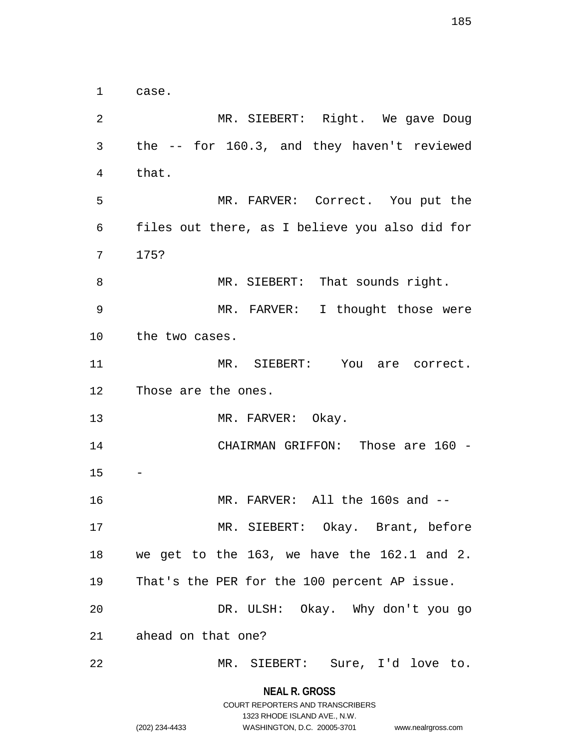case.

MR. SIEBERT: Right. We gave Doug the -- for 160.3, and they haven't reviewed that.

MR. FARVER: Correct. You put the files out there, as I believe you also did for 175?

MR. SIEBERT: That sounds right.

MR. FARVER: I thought those were the two cases.

MR. SIEBERT: You are correct. Those are the ones.

MR. FARVER: Okay.

CHAIRMAN GRIFFON: Those are 160 --

MR. FARVER: All the 160s and --

MR. SIEBERT: Okay. Brant, before we get to the 163, we have the 162.1 and 2. That's the PER for the 100 percent AP issue.

DR. ULSH: Okay. Why don't you go ahead on that one?

MR. SIEBERT: Sure, I'd love to.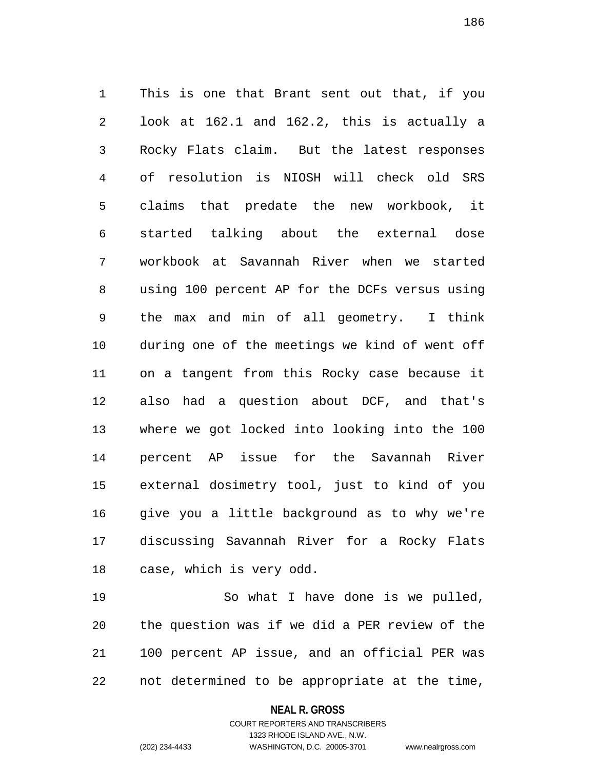This is one that Brant sent out that, if you look at 162.1 and 162.2, this is actually a Rocky Flats claim. But the latest responses of resolution is NIOSH will check old SRS claims that predate the new workbook, it started talking about the external dose workbook at Savannah River when we started using 100 percent AP for the DCFs versus using the max and min of all geometry. I think during one of the meetings we kind of went off on a tangent from this Rocky case because it also had a question about DCF, and that's where we got locked into looking into the 100 percent AP issue for the Savannah River external dosimetry tool, just to kind of you give you a little background as to why we're discussing Savannah River for a Rocky Flats case, which is very odd.

So what I have done is we pulled, the question was if we did a PER review of the 100 percent AP issue, and an official PER was not determined to be appropriate at the time,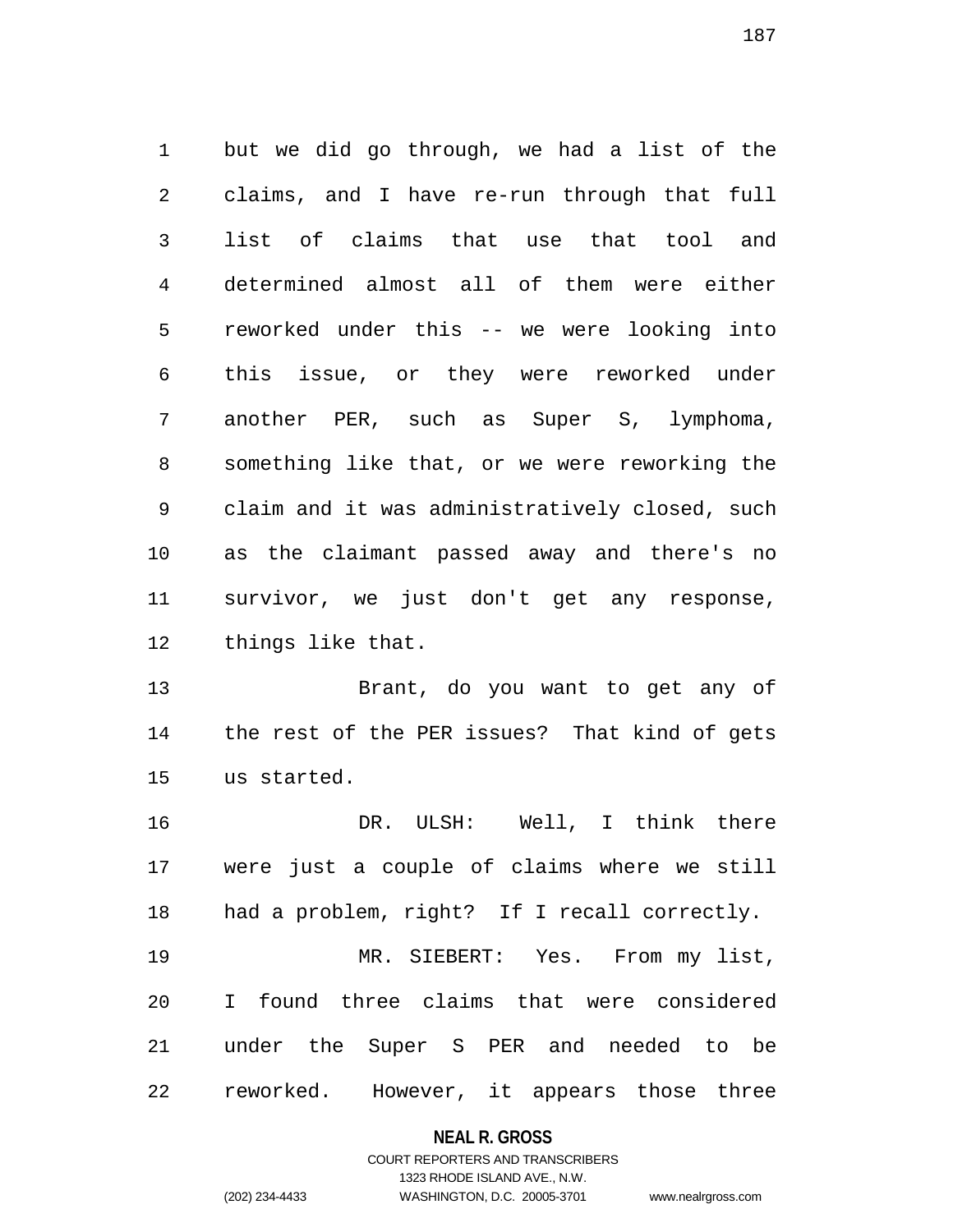but we did go through, we had a list of the claims, and I have re-run through that full list of claims that use that tool and determined almost all of them were either reworked under this -- we were looking into this issue, or they were reworked under another PER, such as Super S, lymphoma, something like that, or we were reworking the claim and it was administratively closed, such as the claimant passed away and there's no survivor, we just don't get any response, things like that.

Brant, do you want to get any of the rest of the PER issues? That kind of gets us started.

DR. ULSH: Well, I think there were just a couple of claims where we still had a problem, right? If I recall correctly.

MR. SIEBERT: Yes. From my list, I found three claims that were considered under the Super S PER and needed to be reworked. However, it appears those three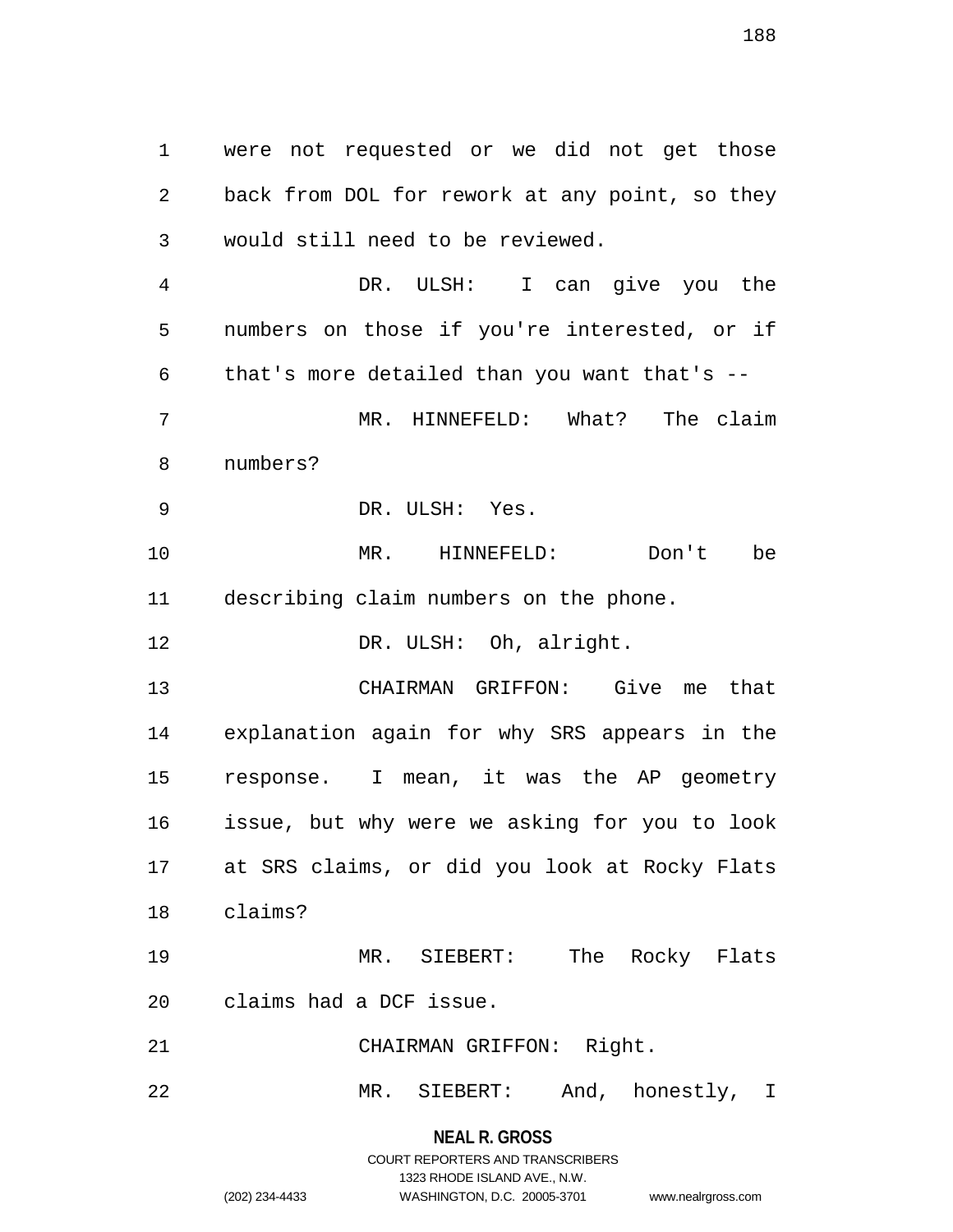were not requested or we did not get those back from DOL for rework at any point, so they would still need to be reviewed.

DR. ULSH: I can give you the numbers on those if you're interested, or if that's more detailed than you want that's --

MR. HINNEFELD: What? The claim numbers?

DR. ULSH: Yes.

MR. HINNEFELD: Don't be describing claim numbers on the phone.

DR. ULSH: Oh, alright.

CHAIRMAN GRIFFON: Give me that explanation again for why SRS appears in the response. I mean, it was the AP geometry issue, but why were we asking for you to look at SRS claims, or did you look at Rocky Flats claims?

MR. SIEBERT: The Rocky Flats claims had a DCF issue.

CHAIRMAN GRIFFON: Right.

MR. SIEBERT: And, honestly, I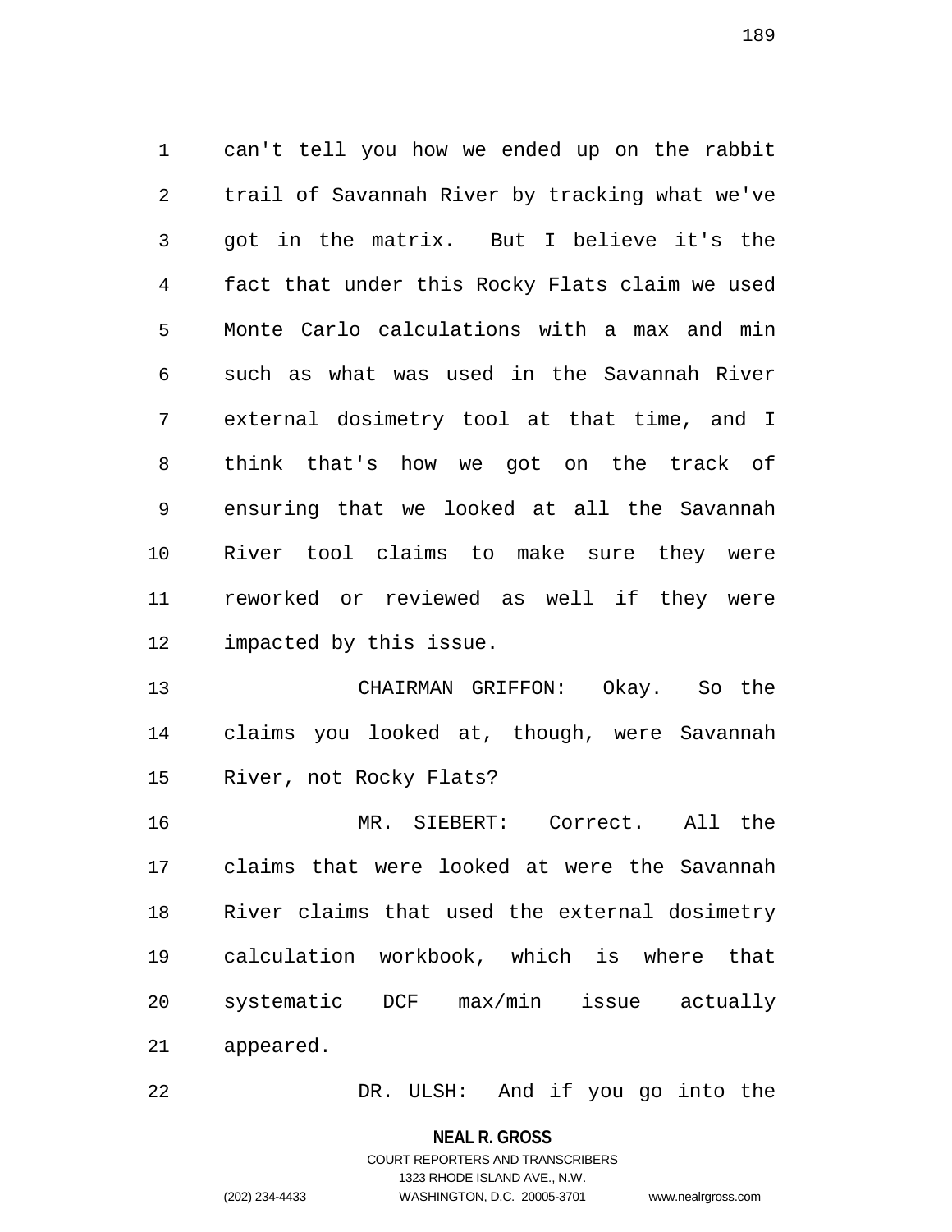can't tell you how we ended up on the rabbit trail of Savannah River by tracking what we've got in the matrix. But I believe it's the fact that under this Rocky Flats claim we used Monte Carlo calculations with a max and min such as what was used in the Savannah River external dosimetry tool at that time, and I think that's how we got on the track of ensuring that we looked at all the Savannah River tool claims to make sure they were reworked or reviewed as well if they were impacted by this issue.

CHAIRMAN GRIFFON: Okay. So the claims you looked at, though, were Savannah River, not Rocky Flats?

MR. SIEBERT: Correct. All the claims that were looked at were the Savannah River claims that used the external dosimetry calculation workbook, which is where that systematic DCF max/min issue actually appeared.

DR. ULSH: And if you go into the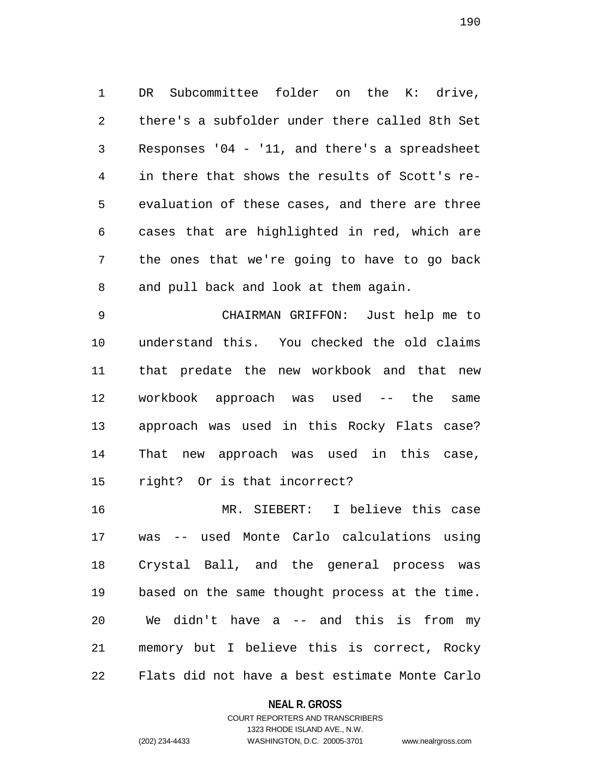DR Subcommittee folder on the K: drive, there's a subfolder under there called 8th Set Responses '04 - '11, and there's a spreadsheet in there that shows the results of Scott's re-evaluation of these cases, and there are three cases that are highlighted in red, which are the ones that we're going to have to go back and pull back and look at them again.

CHAIRMAN GRIFFON: Just help me to understand this. You checked the old claims that predate the new workbook and that new workbook approach was used -- the same approach was used in this Rocky Flats case? That new approach was used in this case, right? Or is that incorrect?

MR. SIEBERT: I believe this case was -- used Monte Carlo calculations using Crystal Ball, and the general process was based on the same thought process at the time. We didn't have a -- and this is from my memory but I believe this is correct, Rocky Flats did not have a best estimate Monte Carlo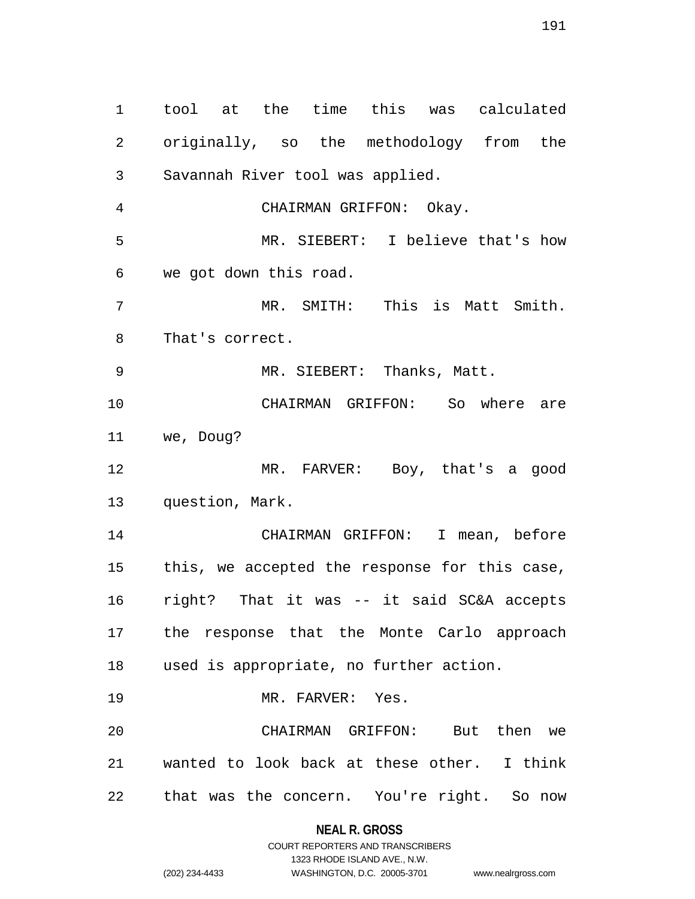tool at the time this was calculated originally, so the methodology from the Savannah River tool was applied.

CHAIRMAN GRIFFON: Okay.

MR. SIEBERT: I believe that's how we got down this road.

MR. SMITH: This is Matt Smith. That's correct.

MR. SIEBERT: Thanks, Matt.

CHAIRMAN GRIFFON: So where are we, Doug?

MR. FARVER: Boy, that's a good question, Mark.

CHAIRMAN GRIFFON: I mean, before this, we accepted the response for this case, right? That it was -- it said SC&A accepts the response that the Monte Carlo approach used is appropriate, no further action.

MR. FARVER: Yes.

CHAIRMAN GRIFFON: But then we wanted to look back at these other. I think that was the concern. You're right. So now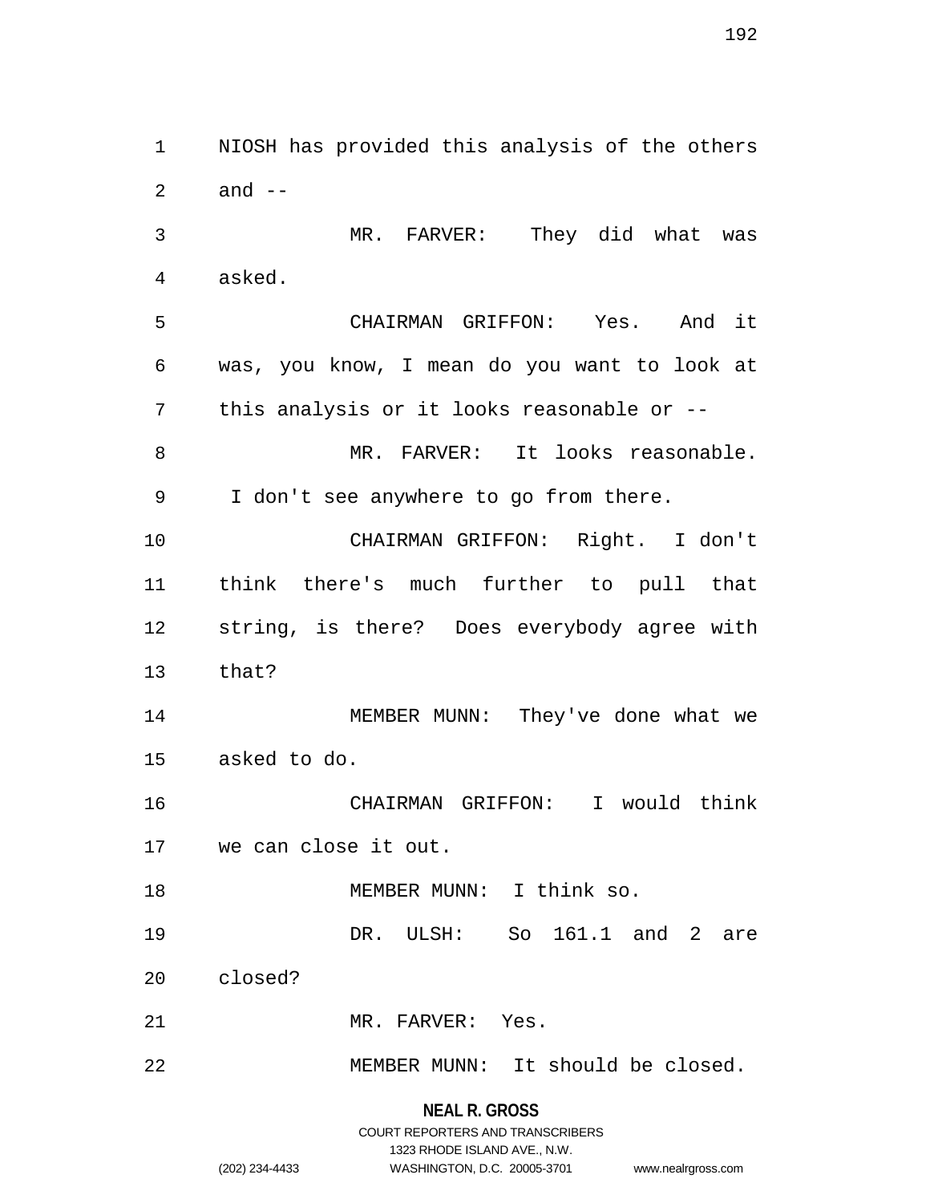NIOSH has provided this analysis of the others and --

MR. FARVER: They did what was asked.

CHAIRMAN GRIFFON: Yes. And it was, you know, I mean do you want to look at this analysis or it looks reasonable or --

MR. FARVER: It looks reasonable. I don't see anywhere to go from there.

CHAIRMAN GRIFFON: Right. I don't think there's much further to pull that string, is there? Does everybody agree with that?

MEMBER MUNN: They've done what we asked to do.

CHAIRMAN GRIFFON: I would think we can close it out.

MEMBER MUNN: I think so.

DR. ULSH: So 161.1 and 2 are closed?

MR. FARVER: Yes.

MEMBER MUNN: It should be closed.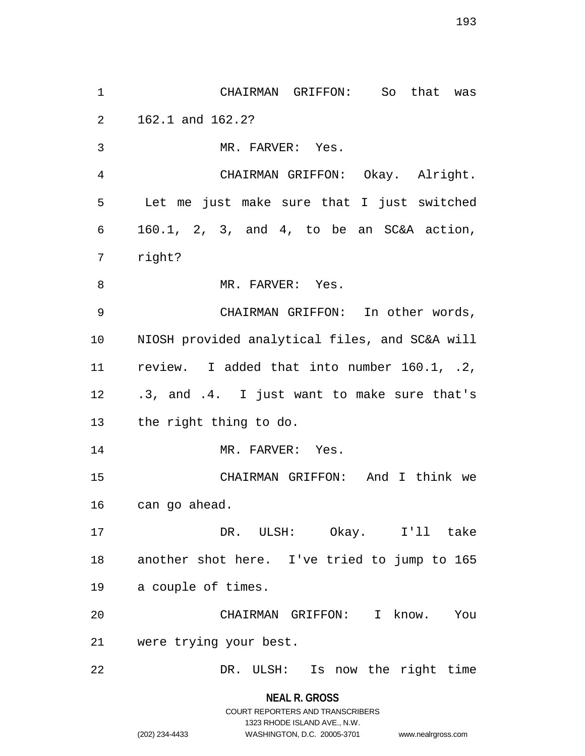CHAIRMAN GRIFFON: So that was 162.1 and 162.2?

MR. FARVER: Yes.

CHAIRMAN GRIFFON: Okay. Alright. Let me just make sure that I just switched 160.1, 2, 3, and 4, to be an SC&A action, right?

MR. FARVER: Yes.

CHAIRMAN GRIFFON: In other words, NIOSH provided analytical files, and SC&A will review. I added that into number 160.1, .2, .3, and .4. I just want to make sure that's the right thing to do.

MR. FARVER: Yes.

CHAIRMAN GRIFFON: And I think we can go ahead.

DR. ULSH: Okay. I'll take another shot here. I've tried to jump to 165 a couple of times.

CHAIRMAN GRIFFON: I know. You were trying your best.

DR. ULSH: Is now the right time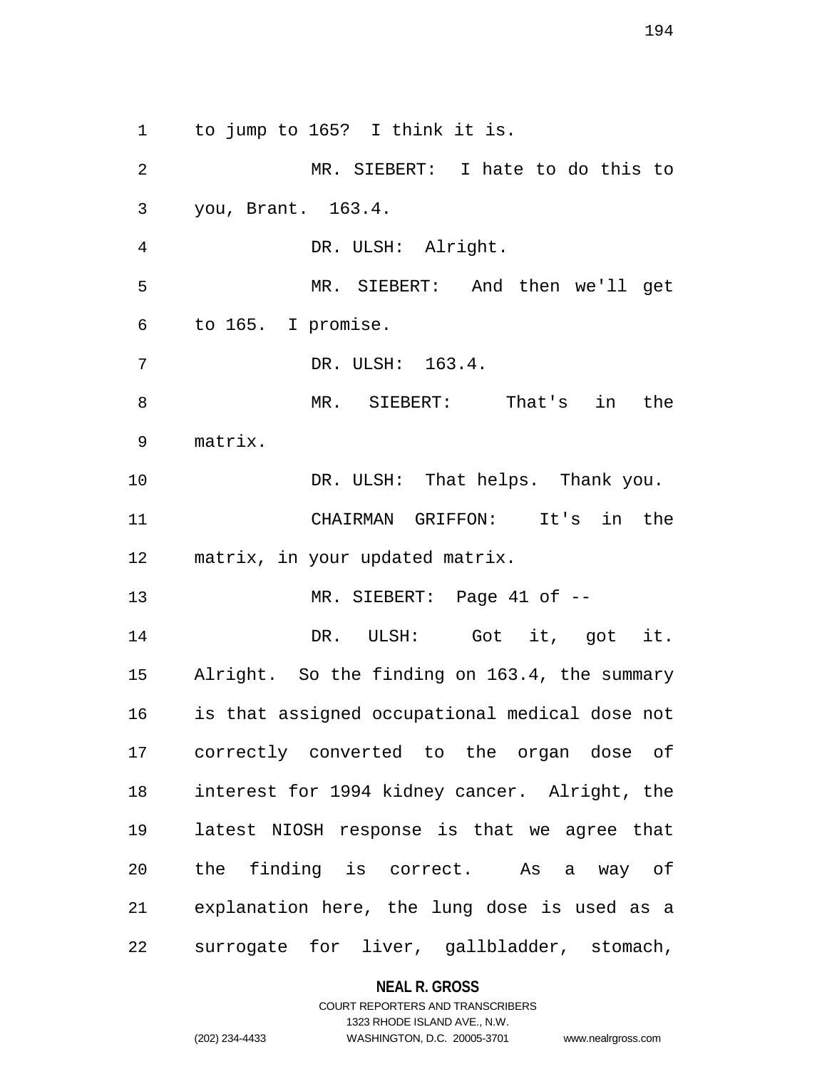to jump to 165? I think it is.

MR. SIEBERT: I hate to do this to you, Brant. 163.4.

DR. ULSH: Alright.

MR. SIEBERT: And then we'll get to 165. I promise.

DR. ULSH: 163.4.

MR. SIEBERT: That's in the matrix.

DR. ULSH: That helps. Thank you.

CHAIRMAN GRIFFON: It's in the matrix, in your updated matrix.

MR. SIEBERT: Page 41 of --

DR. ULSH: Got it, got it. Alright. So the finding on 163.4, the summary is that assigned occupational medical dose not correctly converted to the organ dose of interest for 1994 kidney cancer. Alright, the latest NIOSH response is that we agree that the finding is correct. As a way of explanation here, the lung dose is used as a surrogate for liver, gallbladder, stomach,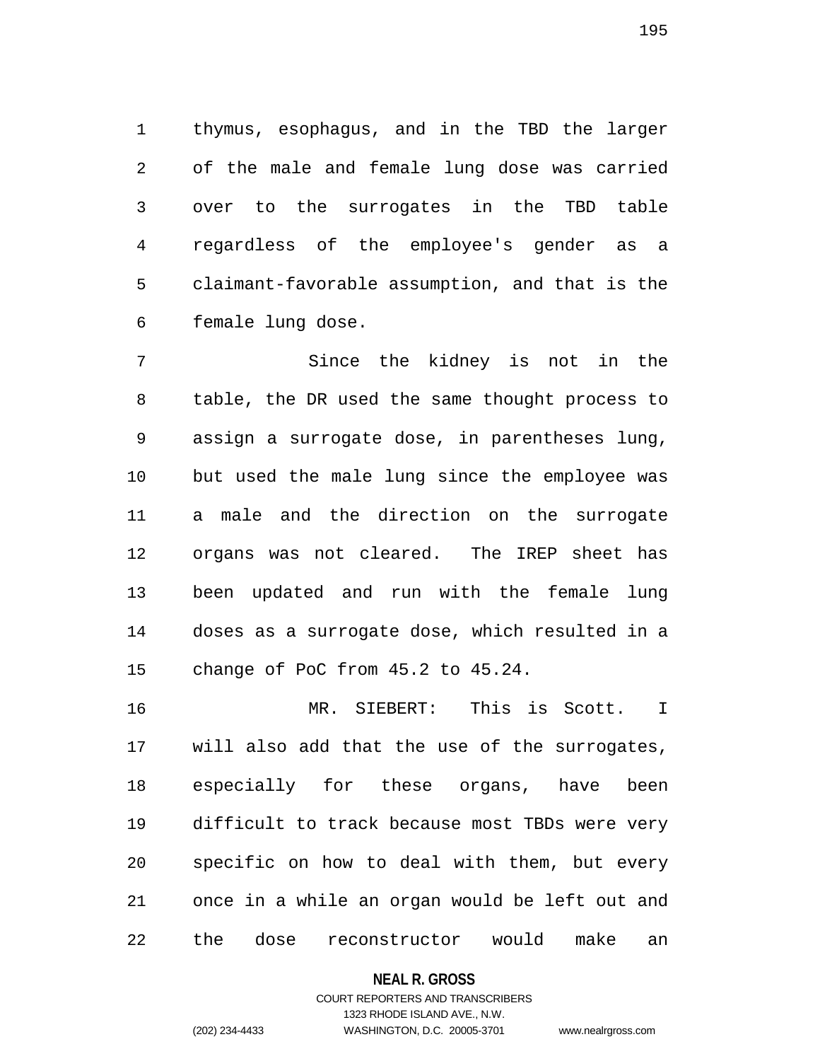thymus, esophagus, and in the TBD the larger of the male and female lung dose was carried over to the surrogates in the TBD table regardless of the employee's gender as a claimant-favorable assumption, and that is the female lung dose.

Since the kidney is not in the table, the DR used the same thought process to assign a surrogate dose, in parentheses lung, but used the male lung since the employee was a male and the direction on the surrogate organs was not cleared. The IREP sheet has been updated and run with the female lung doses as a surrogate dose, which resulted in a change of PoC from 45.2 to 45.24.

MR. SIEBERT: This is Scott. I will also add that the use of the surrogates, especially for these organs, have been difficult to track because most TBDs were very specific on how to deal with them, but every once in a while an organ would be left out and the dose reconstructor would make an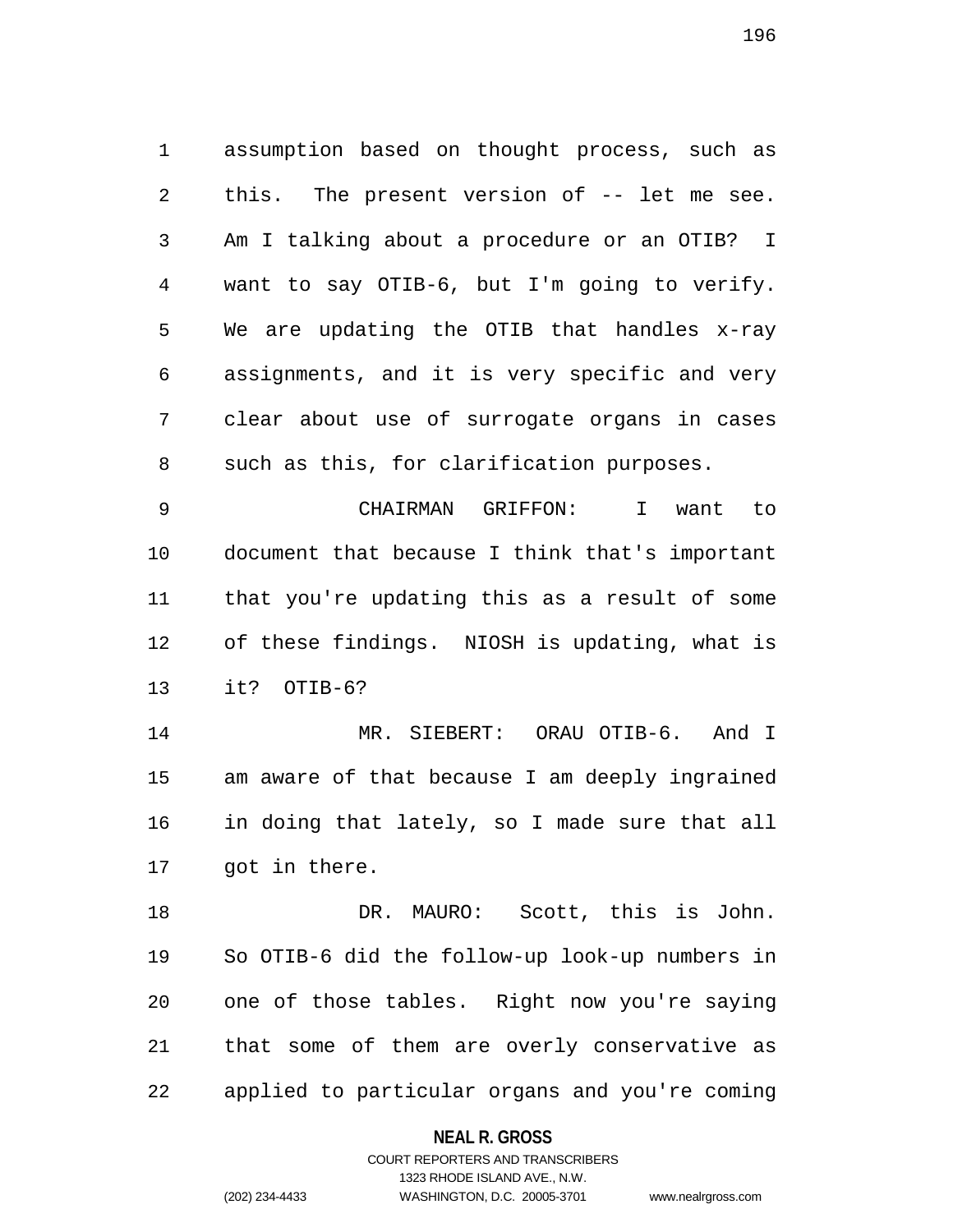assumption based on thought process, such as this. The present version of -- let me see. Am I talking about a procedure or an OTIB? I want to say OTIB-6, but I'm going to verify. We are updating the OTIB that handles x-ray assignments, and it is very specific and very clear about use of surrogate organs in cases such as this, for clarification purposes.

CHAIRMAN GRIFFON: I want to document that because I think that's important that you're updating this as a result of some of these findings. NIOSH is updating, what is it? OTIB-6?

MR. SIEBERT: ORAU OTIB-6. And I am aware of that because I am deeply ingrained in doing that lately, so I made sure that all got in there.

DR. MAURO: Scott, this is John. So OTIB-6 did the follow-up look-up numbers in one of those tables. Right now you're saying that some of them are overly conservative as applied to particular organs and you're coming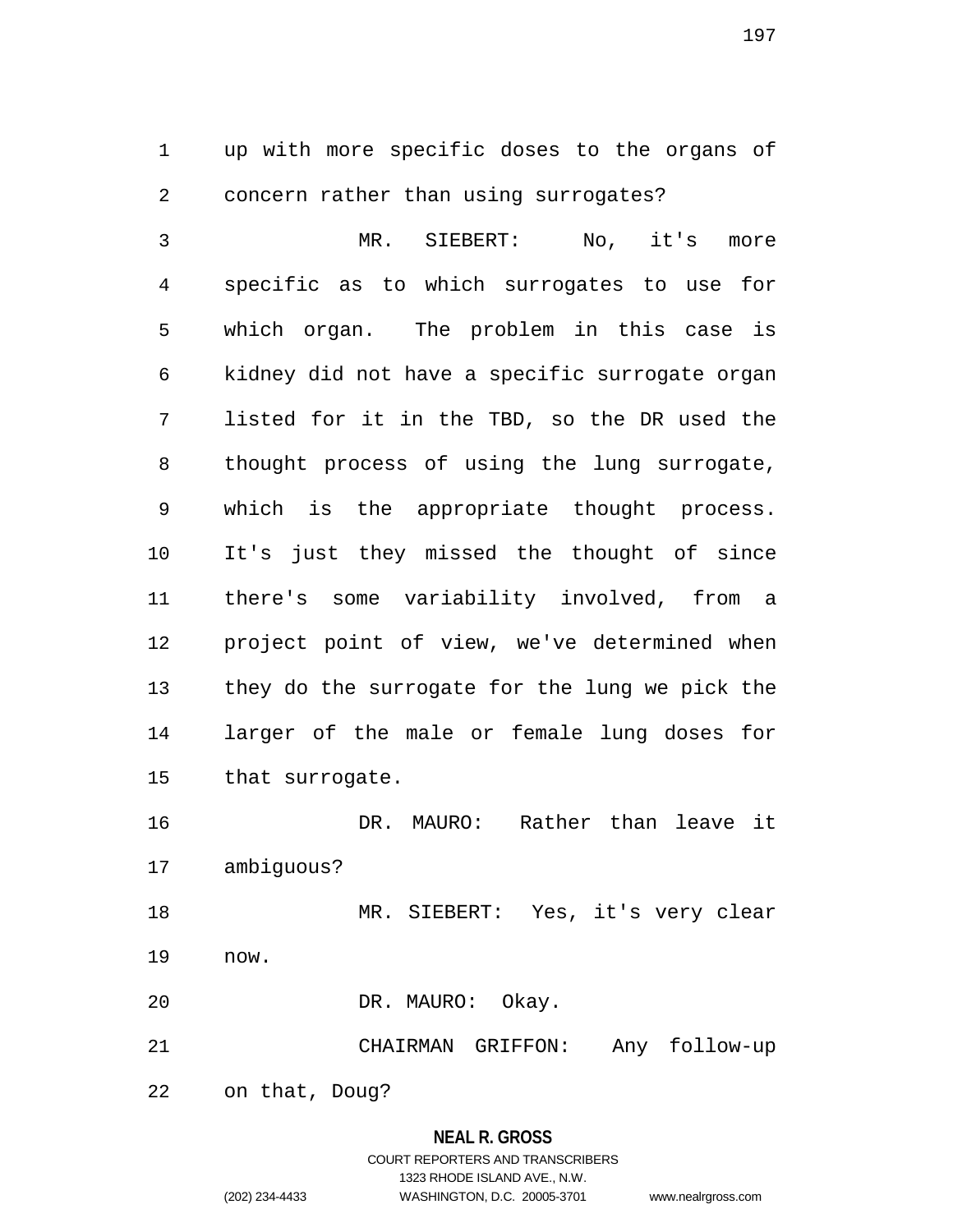up with more specific doses to the organs of concern rather than using surrogates?

MR. SIEBERT: No, it's more specific as to which surrogates to use for which organ. The problem in this case is kidney did not have a specific surrogate organ listed for it in the TBD, so the DR used the thought process of using the lung surrogate, which is the appropriate thought process. It's just they missed the thought of since there's some variability involved, from a project point of view, we've determined when they do the surrogate for the lung we pick the larger of the male or female lung doses for that surrogate.

DR. MAURO: Rather than leave it ambiguous?

MR. SIEBERT: Yes, it's very clear now.

DR. MAURO: Okay.

CHAIRMAN GRIFFON: Any follow-up on that, Doug?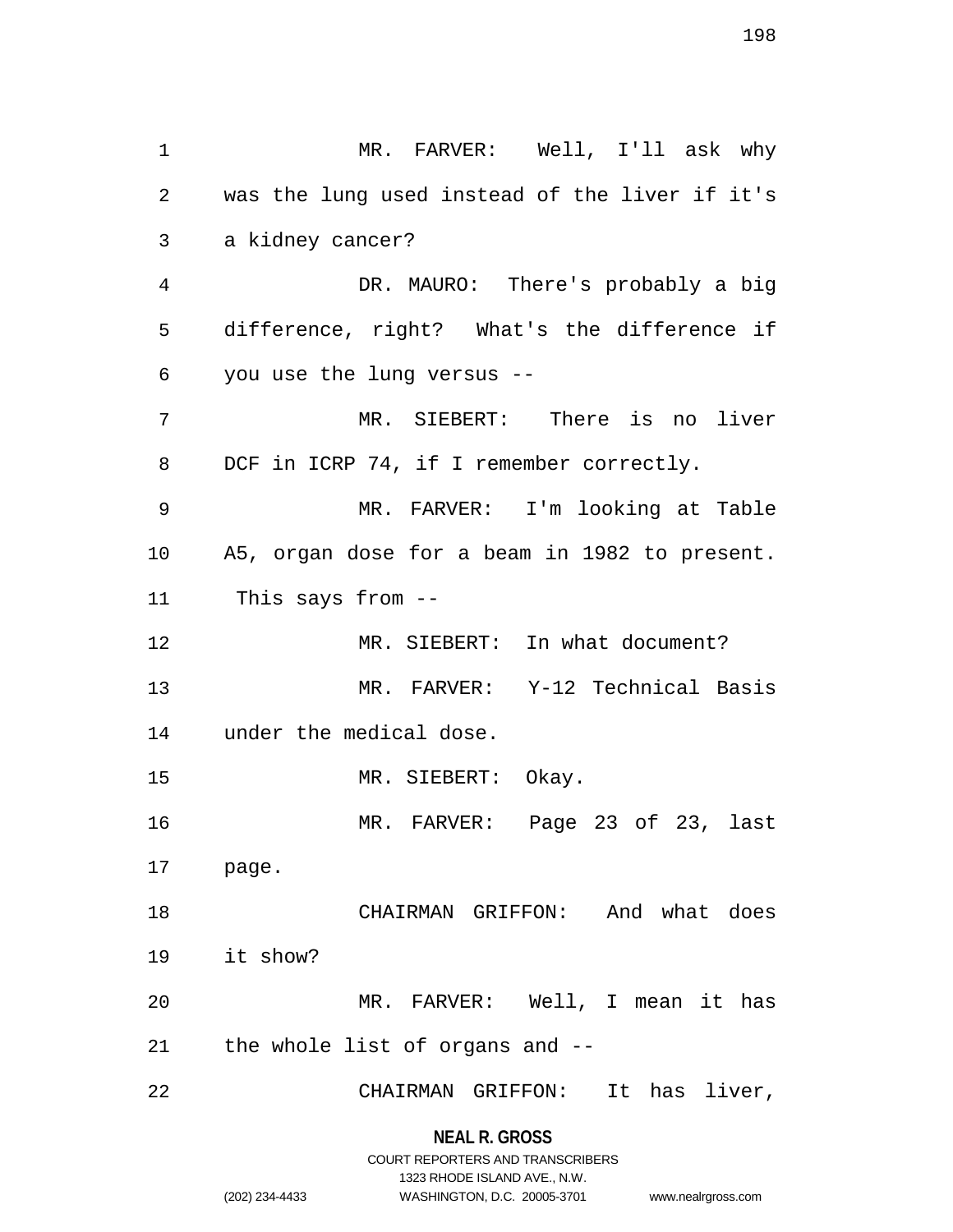MR. FARVER: Well, I'll ask why was the lung used instead of the liver if it's a kidney cancer?

DR. MAURO: There's probably a big difference, right? What's the difference if you use the lung versus --

MR. SIEBERT: There is no liver DCF in ICRP 74, if I remember correctly.

MR. FARVER: I'm looking at Table A5, organ dose for a beam in 1982 to present. This says from --

MR. SIEBERT: In what document?

MR. FARVER: Y-12 Technical Basis under the medical dose.

MR. SIEBERT: Okay.

MR. FARVER: Page 23 of 23, last page.

CHAIRMAN GRIFFON: And what does it show?

MR. FARVER: Well, I mean it has the whole list of organs and --

CHAIRMAN GRIFFON: It has liver,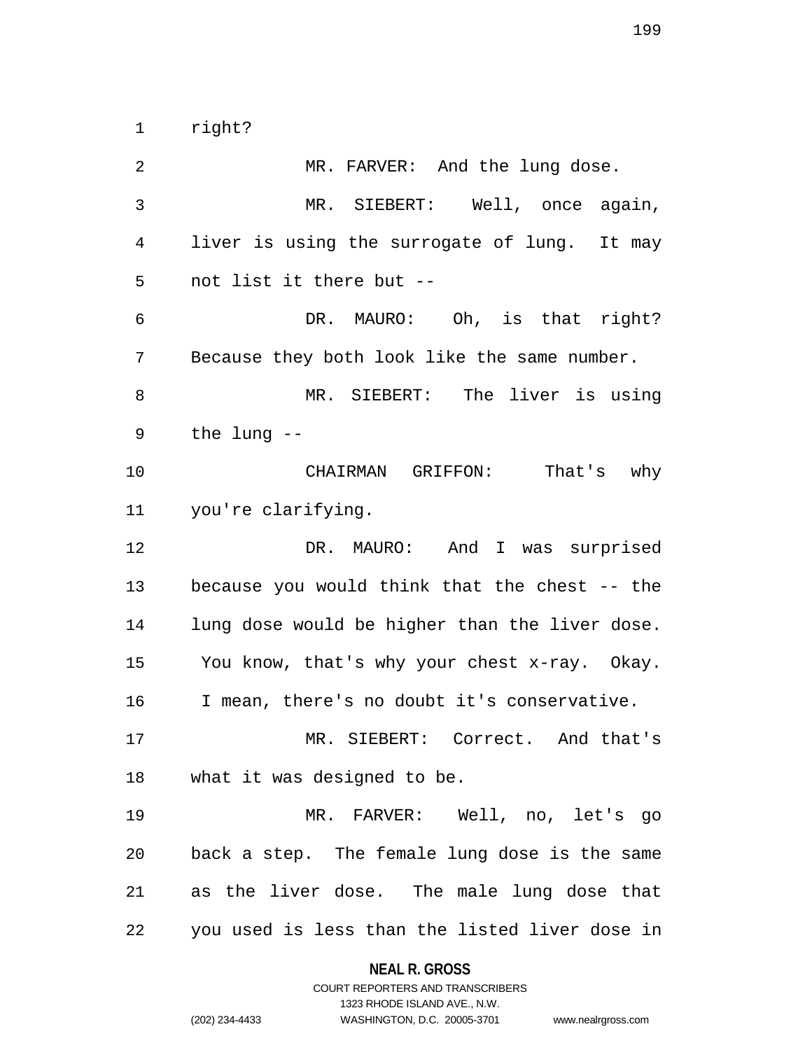right?

MR. FARVER: And the lung dose.

MR. SIEBERT: Well, once again, liver is using the surrogate of lung. It may not list it there but --

DR. MAURO: Oh, is that right? Because they both look like the same number.

MR. SIEBERT: The liver is using the lung --

CHAIRMAN GRIFFON: That's why you're clarifying.

DR. MAURO: And I was surprised because you would think that the chest -- the lung dose would be higher than the liver dose. You know, that's why your chest x-ray. Okay. I mean, there's no doubt it's conservative.

MR. SIEBERT: Correct. And that's what it was designed to be.

MR. FARVER: Well, no, let's go back a step. The female lung dose is the same as the liver dose. The male lung dose that you used is less than the listed liver dose in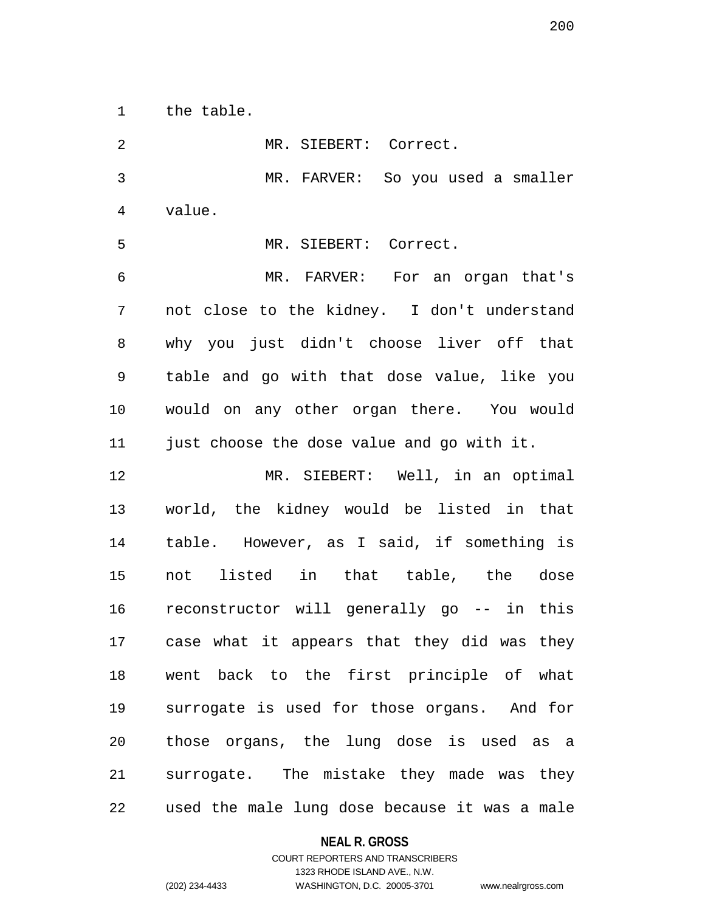the table.

MR. SIEBERT: Correct.

MR. FARVER: So you used a smaller value.

MR. SIEBERT: Correct.

MR. FARVER: For an organ that's not close to the kidney. I don't understand why you just didn't choose liver off that table and go with that dose value, like you would on any other organ there. You would just choose the dose value and go with it.

MR. SIEBERT: Well, in an optimal world, the kidney would be listed in that table. However, as I said, if something is not listed in that table, the dose reconstructor will generally go -- in this case what it appears that they did was they went back to the first principle of what surrogate is used for those organs. And for those organs, the lung dose is used as a surrogate. The mistake they made was they used the male lung dose because it was a male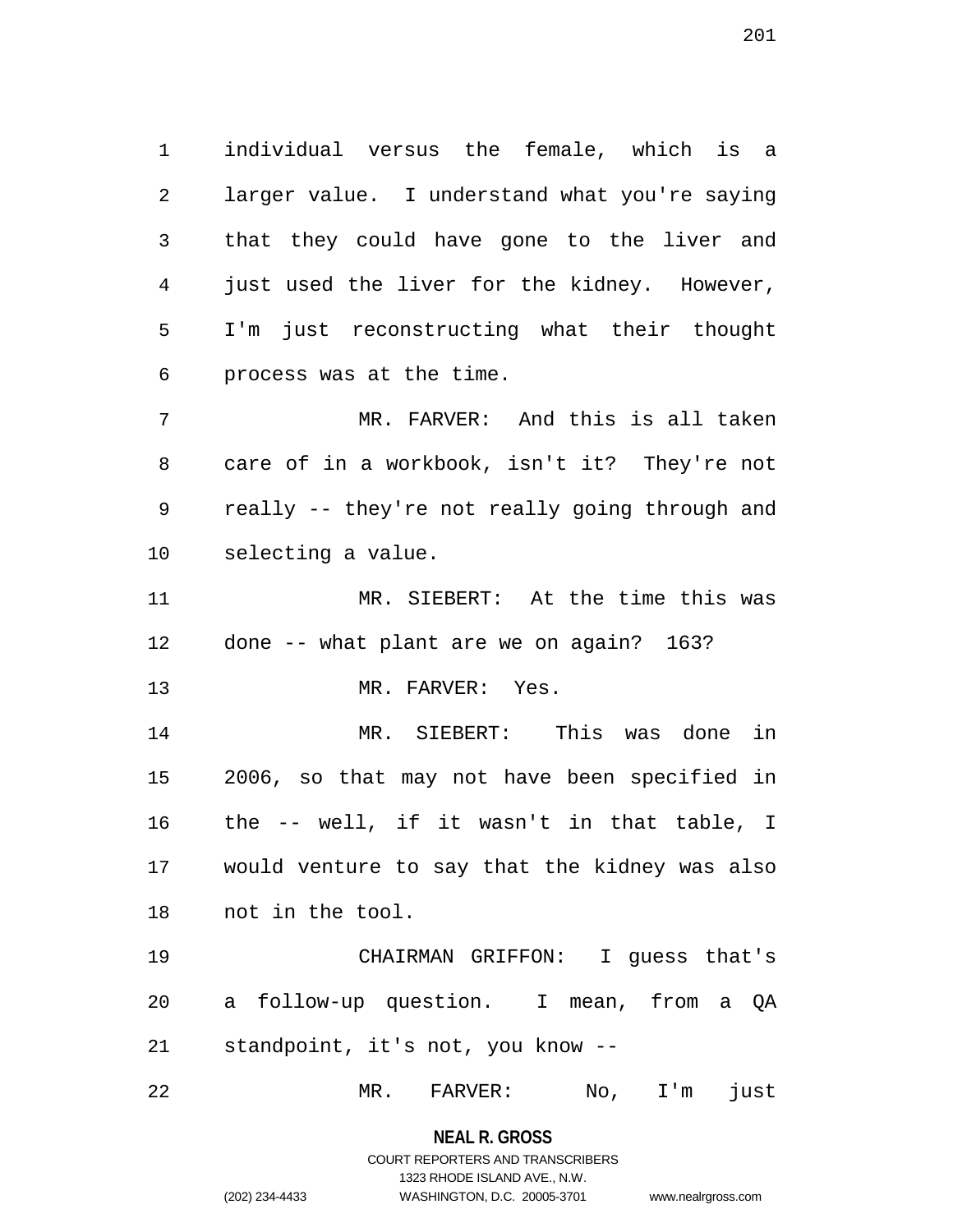individual versus the female, which is a larger value. I understand what you're saying that they could have gone to the liver and just used the liver for the kidney. However, I'm just reconstructing what their thought process was at the time.

MR. FARVER: And this is all taken care of in a workbook, isn't it? They're not really -- they're not really going through and selecting a value.

MR. SIEBERT: At the time this was done -- what plant are we on again? 163?

MR. FARVER: Yes.

MR. SIEBERT: This was done in 2006, so that may not have been specified in the -- well, if it wasn't in that table, I would venture to say that the kidney was also not in the tool.

CHAIRMAN GRIFFON: I guess that's a follow-up question. I mean, from a QA standpoint, it's not, you know --

MR. FARVER: No, I'm just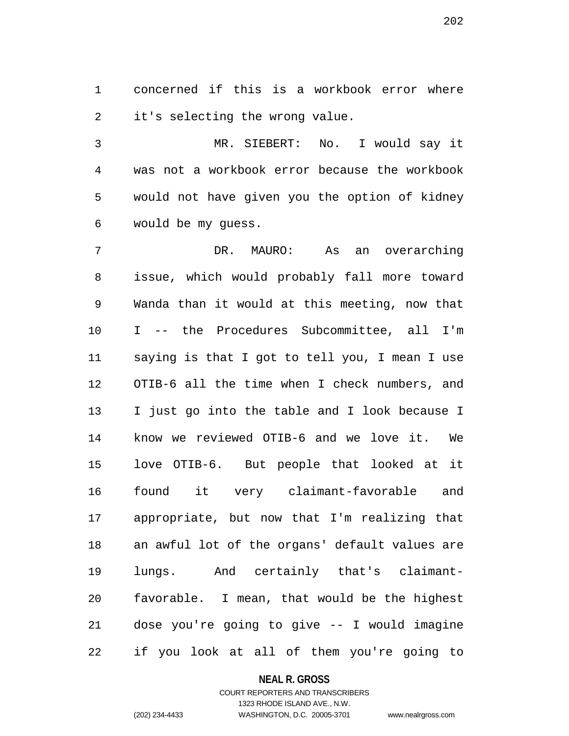concerned if this is a workbook error where it's selecting the wrong value.

MR. SIEBERT: No. I would say it was not a workbook error because the workbook would not have given you the option of kidney would be my guess.

DR. MAURO: As an overarching issue, which would probably fall more toward Wanda than it would at this meeting, now that I -- the Procedures Subcommittee, all I'm saying is that I got to tell you, I mean I use OTIB-6 all the time when I check numbers, and I just go into the table and I look because I know we reviewed OTIB-6 and we love it. We love OTIB-6. But people that looked at it found it very claimant-favorable and appropriate, but now that I'm realizing that an awful lot of the organs' default values are lungs. And certainly that's claimant-favorable. I mean, that would be the highest dose you're going to give -- I would imagine if you look at all of them you're going to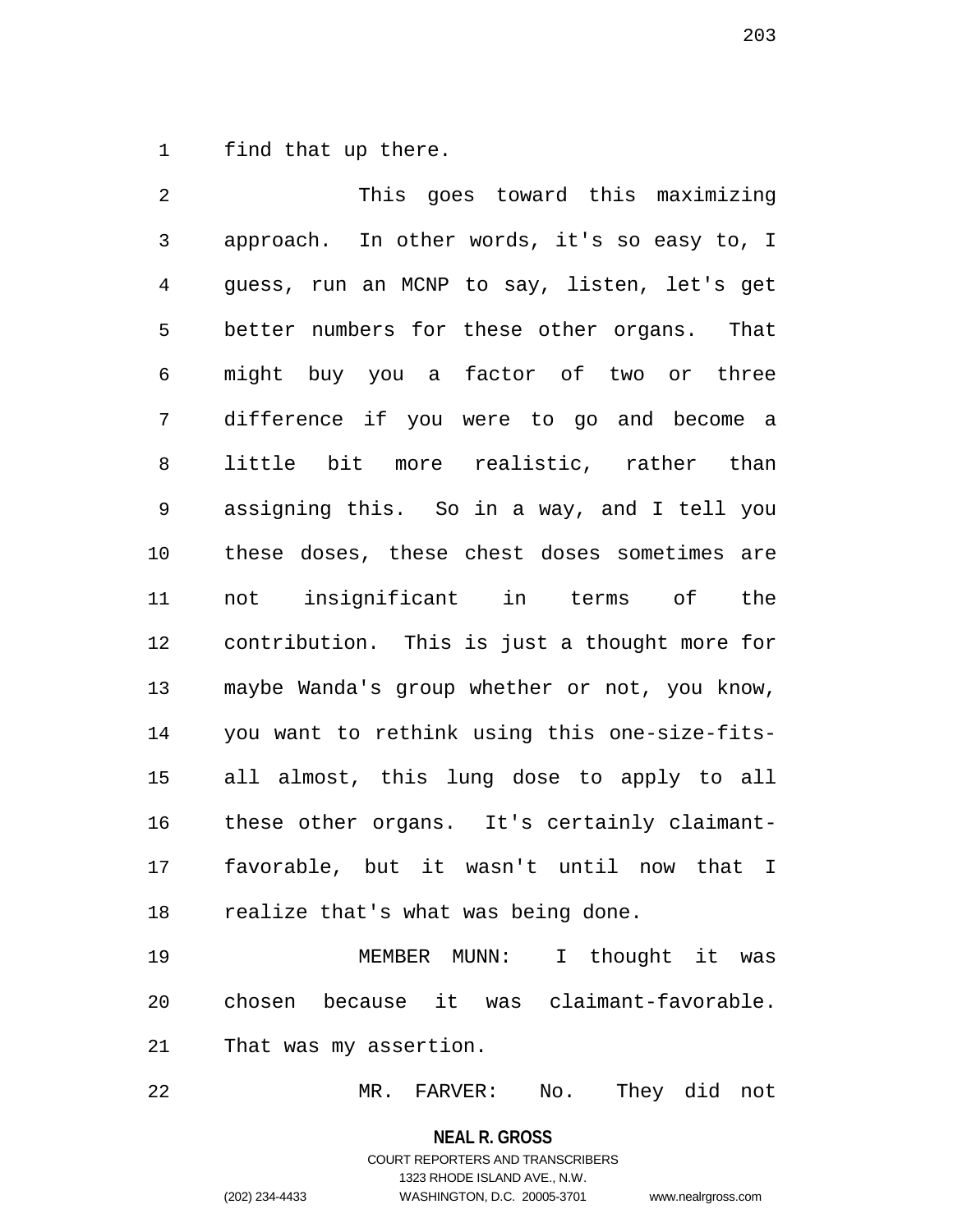find that up there.

This goes toward this maximizing approach. In other words, it's so easy to, I guess, run an MCNP to say, listen, let's get better numbers for these other organs. That might buy you a factor of two or three difference if you were to go and become a little bit more realistic, rather than assigning this. So in a way, and I tell you these doses, these chest doses sometimes are not insignificant in terms of the contribution. This is just a thought more for maybe Wanda's group whether or not, you know, you want to rethink using this one-size-fits-all almost, this lung dose to apply to all these other organs. It's certainly claimant-favorable, but it wasn't until now that I realize that's what was being done.

MEMBER MUNN: I thought it was chosen because it was claimant-favorable. That was my assertion.

MR. FARVER: No. They did not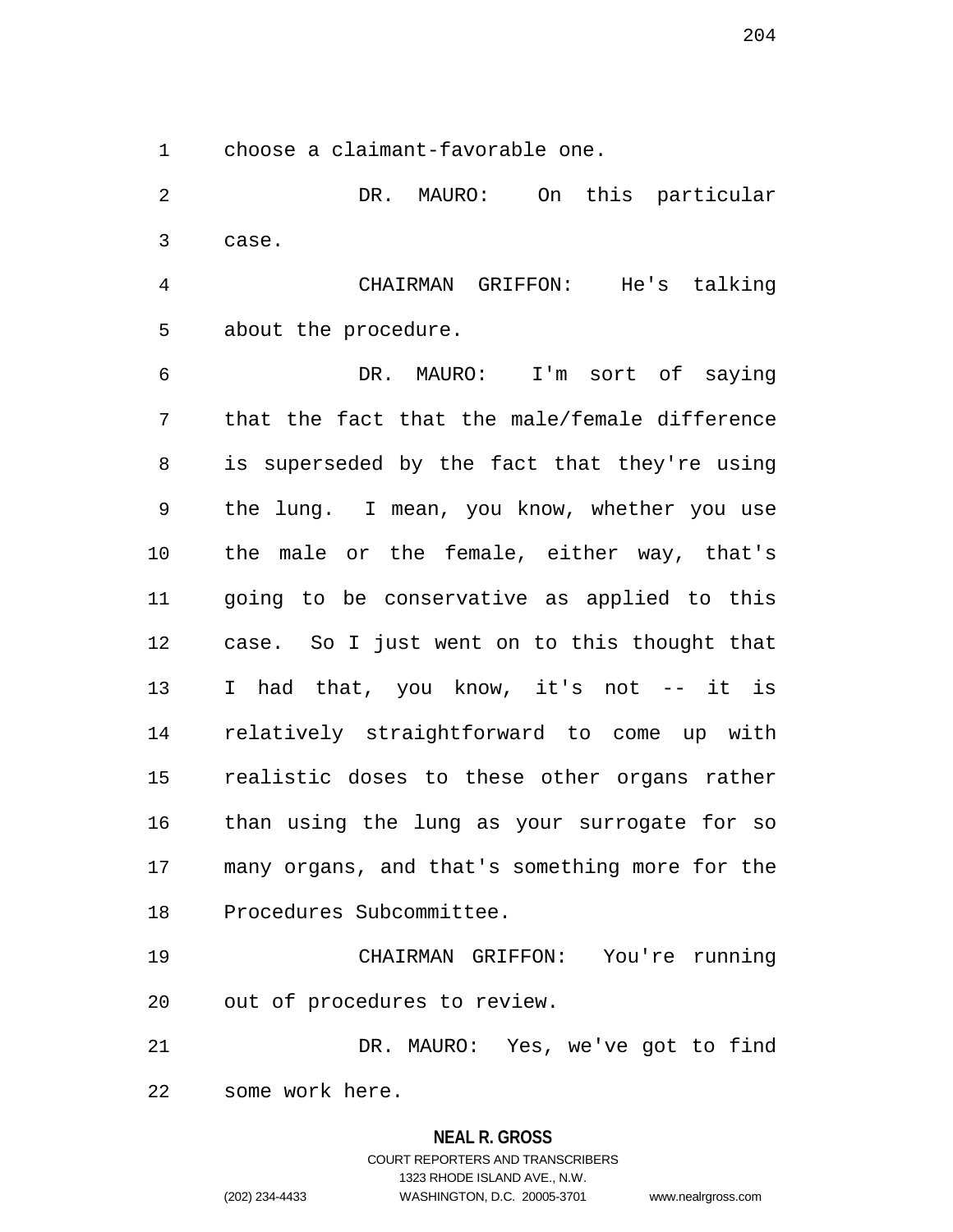choose a claimant-favorable one.

DR. MAURO: On this particular case.

CHAIRMAN GRIFFON: He's talking about the procedure.

DR. MAURO: I'm sort of saying that the fact that the male/female difference is superseded by the fact that they're using the lung. I mean, you know, whether you use the male or the female, either way, that's going to be conservative as applied to this case. So I just went on to this thought that I had that, you know, it's not -- it is relatively straightforward to come up with realistic doses to these other organs rather than using the lung as your surrogate for so many organs, and that's something more for the Procedures Subcommittee.

CHAIRMAN GRIFFON: You're running out of procedures to review.

DR. MAURO: Yes, we've got to find some work here.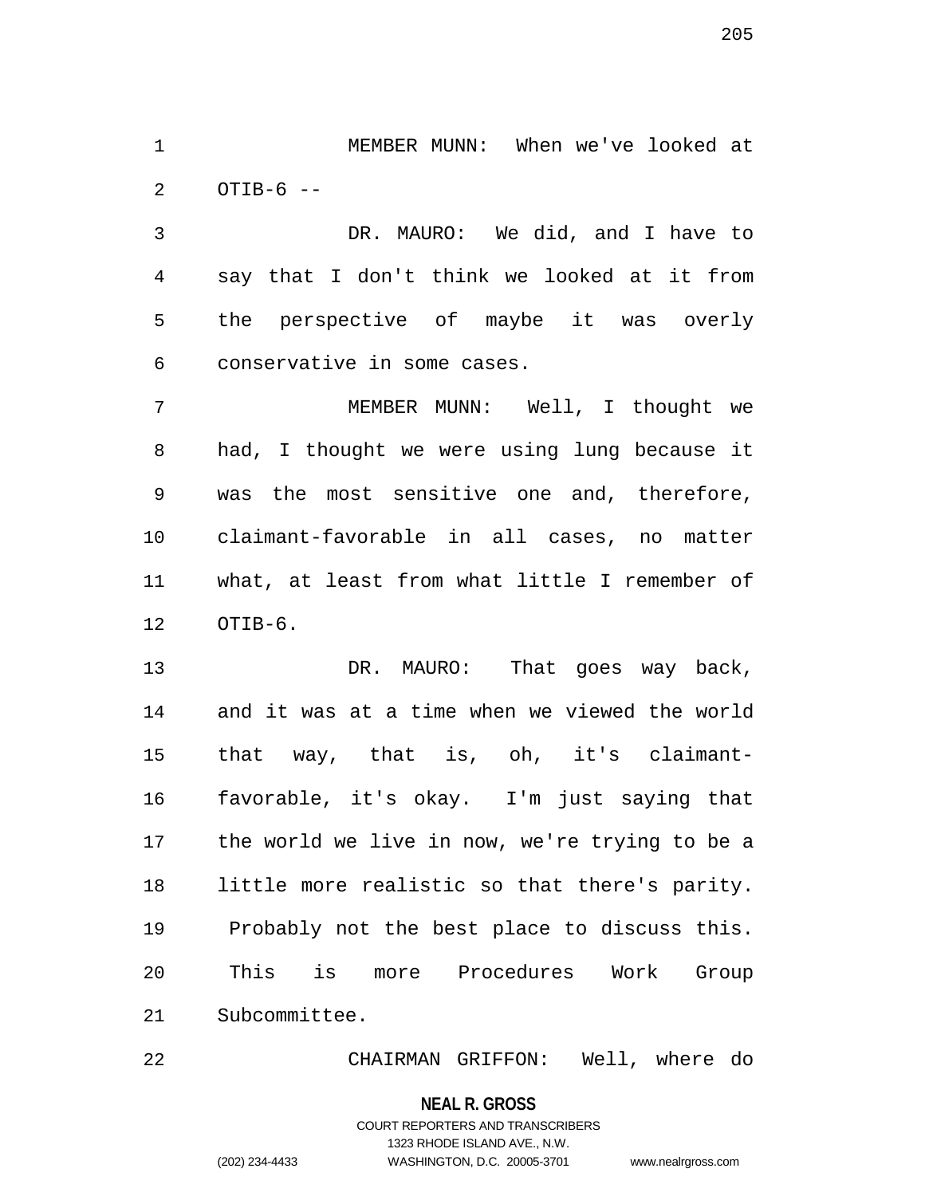MEMBER MUNN: When we've looked at OTIB-6 --

DR. MAURO: We did, and I have to say that I don't think we looked at it from the perspective of maybe it was overly conservative in some cases.

MEMBER MUNN: Well, I thought we had, I thought we were using lung because it was the most sensitive one and, therefore, claimant-favorable in all cases, no matter what, at least from what little I remember of OTIB-6.

DR. MAURO: That goes way back, and it was at a time when we viewed the world that way, that is, oh, it's claimant-favorable, it's okay. I'm just saying that the world we live in now, we're trying to be a little more realistic so that there's parity. Probably not the best place to discuss this. This is more Procedures Work Group Subcommittee.

CHAIRMAN GRIFFON: Well, where do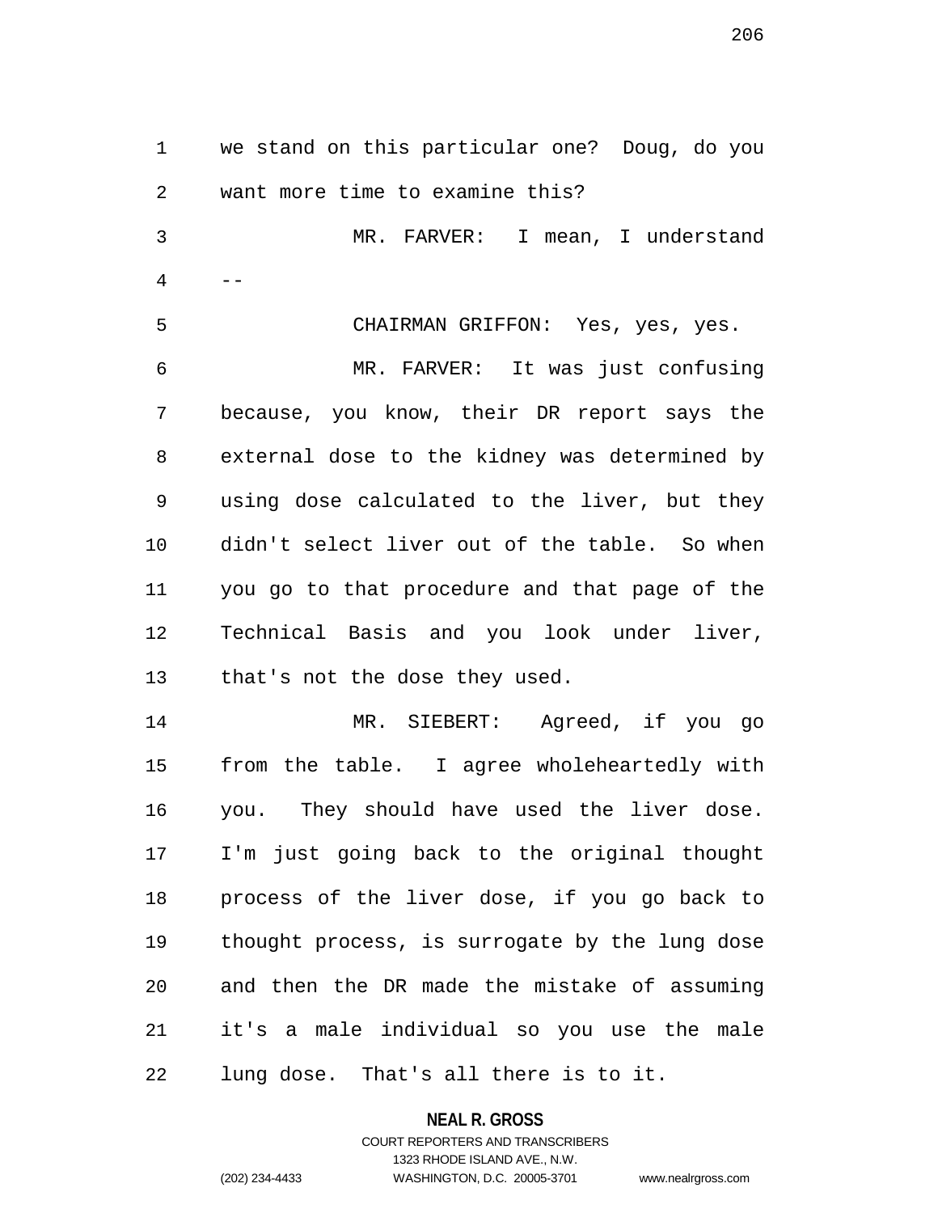we stand on this particular one? Doug, do you want more time to examine this?

MR. FARVER: I mean, I understand --

CHAIRMAN GRIFFON: Yes, yes, yes.

MR. FARVER: It was just confusing because, you know, their DR report says the external dose to the kidney was determined by using dose calculated to the liver, but they didn't select liver out of the table. So when you go to that procedure and that page of the Technical Basis and you look under liver, that's not the dose they used.

MR. SIEBERT: Agreed, if you go from the table. I agree wholeheartedly with you. They should have used the liver dose. I'm just going back to the original thought process of the liver dose, if you go back to thought process, is surrogate by the lung dose and then the DR made the mistake of assuming it's a male individual so you use the male lung dose. That's all there is to it.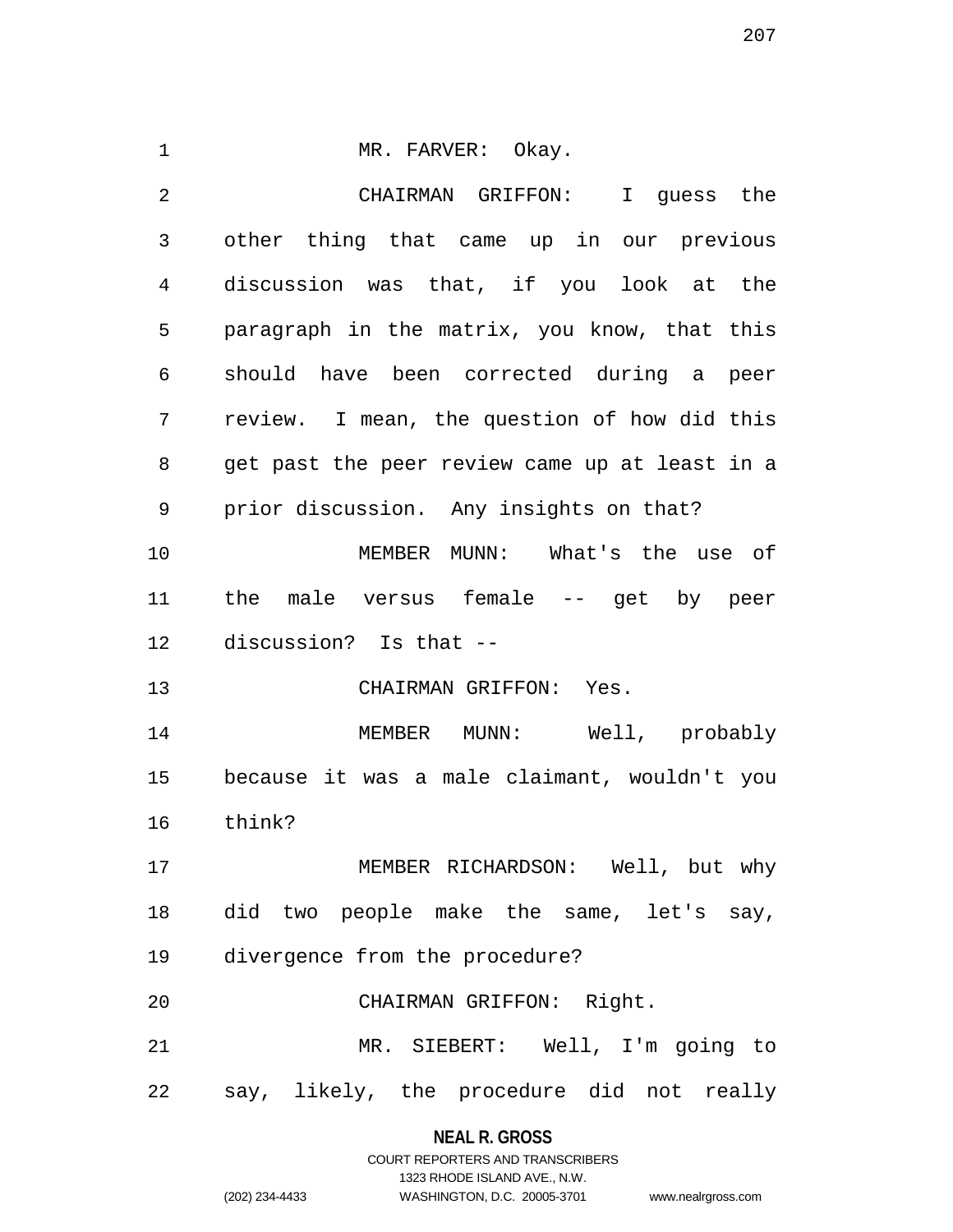MR. FARVER: Okay.

CHAIRMAN GRIFFON: I guess the other thing that came up in our previous discussion was that, if you look at the paragraph in the matrix, you know, that this should have been corrected during a peer review. I mean, the question of how did this get past the peer review came up at least in a prior discussion. Any insights on that?

MEMBER MUNN: What's the use of the male versus female -- get by peer discussion? Is that --

CHAIRMAN GRIFFON: Yes.

MEMBER MUNN: Well, probably because it was a male claimant, wouldn't you think?

MEMBER RICHARDSON: Well, but why did two people make the same, let's say, divergence from the procedure?

CHAIRMAN GRIFFON: Right.

MR. SIEBERT: Well, I'm going to say, likely, the procedure did not really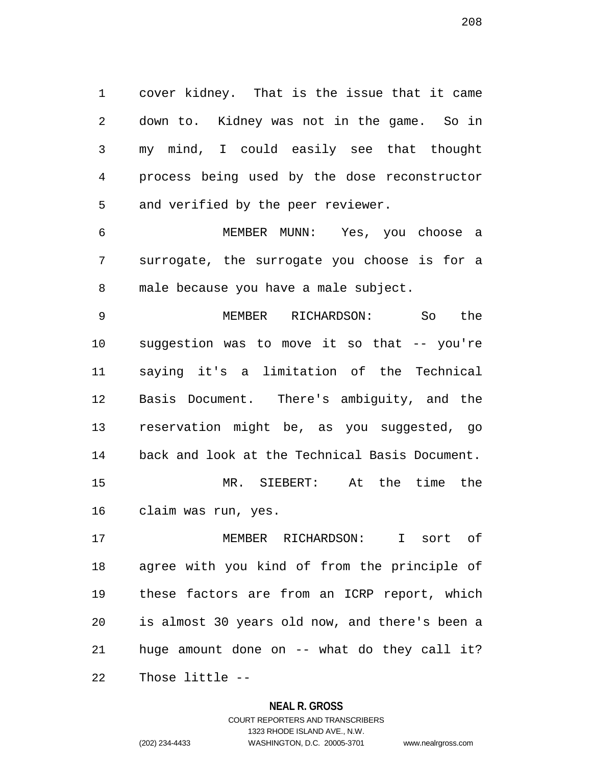cover kidney. That is the issue that it came down to. Kidney was not in the game. So in my mind, I could easily see that thought process being used by the dose reconstructor and verified by the peer reviewer.

MEMBER MUNN: Yes, you choose a surrogate, the surrogate you choose is for a male because you have a male subject.

MEMBER RICHARDSON: So the suggestion was to move it so that -- you're saying it's a limitation of the Technical Basis Document. There's ambiguity, and the reservation might be, as you suggested, go back and look at the Technical Basis Document.

MR. SIEBERT: At the time the claim was run, yes.

MEMBER RICHARDSON: I sort of agree with you kind of from the principle of these factors are from an ICRP report, which is almost 30 years old now, and there's been a huge amount done on -- what do they call it? Those little --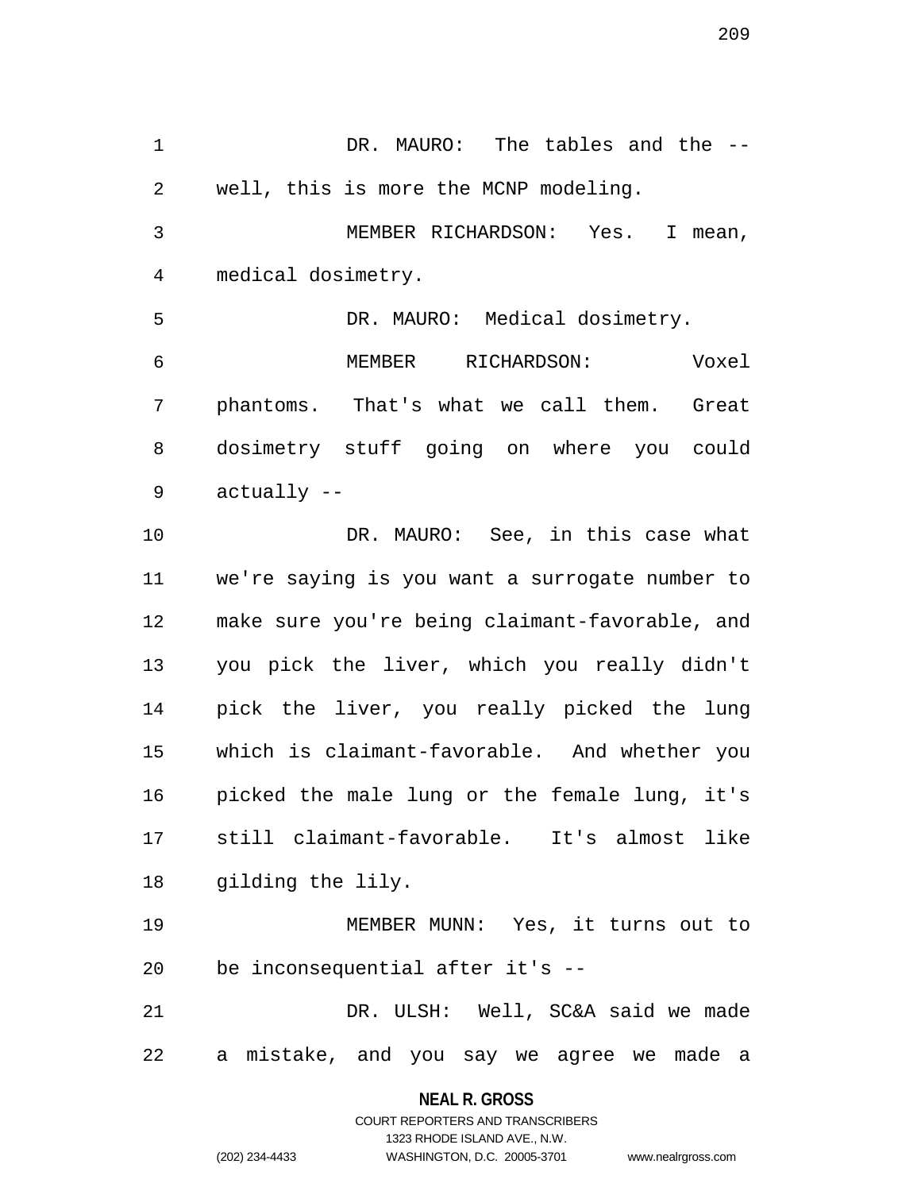DR. MAURO: The tables and the -- well, this is more the MCNP modeling.

MEMBER RICHARDSON: Yes. I mean, medical dosimetry.

DR. MAURO: Medical dosimetry.

MEMBER RICHARDSON: Voxel phantoms. That's what we call them. Great dosimetry stuff going on where you could actually --

DR. MAURO: See, in this case what we're saying is you want a surrogate number to make sure you're being claimant-favorable, and you pick the liver, which you really didn't pick the liver, you really picked the lung which is claimant-favorable. And whether you picked the male lung or the female lung, it's still claimant-favorable. It's almost like gilding the lily.

MEMBER MUNN: Yes, it turns out to be inconsequential after it's --

DR. ULSH: Well, SC&A said we made a mistake, and you say we agree we made a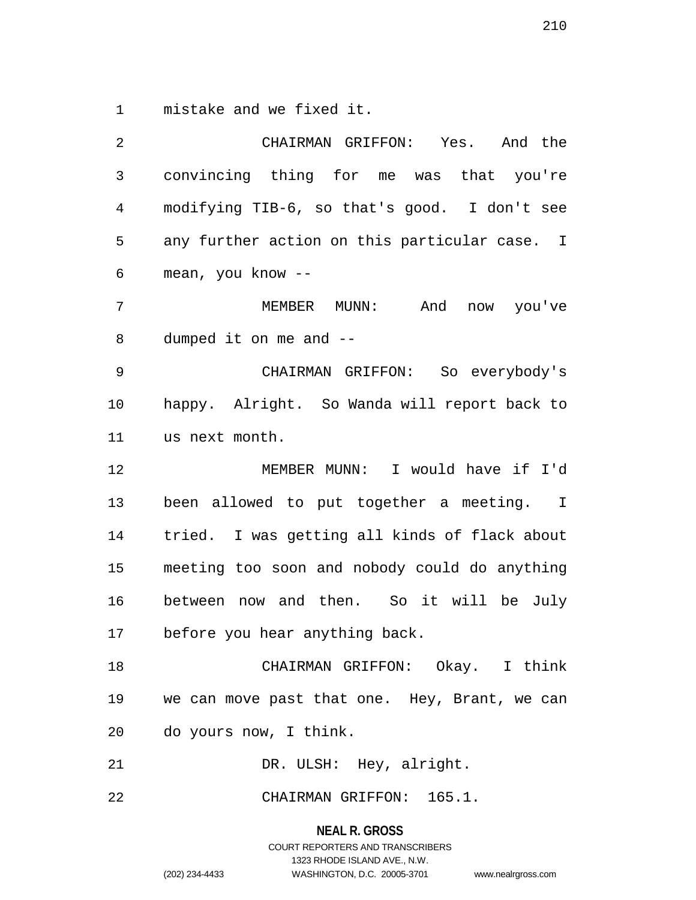mistake and we fixed it.

CHAIRMAN GRIFFON: Yes. And the convincing thing for me was that you're modifying TIB-6, so that's good. I don't see any further action on this particular case. I mean, you know --

MEMBER MUNN: And now you've dumped it on me and --

CHAIRMAN GRIFFON: So everybody's happy. Alright. So Wanda will report back to us next month.

MEMBER MUNN: I would have if I'd been allowed to put together a meeting. I tried. I was getting all kinds of flack about meeting too soon and nobody could do anything between now and then. So it will be July before you hear anything back.

CHAIRMAN GRIFFON: Okay. I think we can move past that one. Hey, Brant, we can do yours now, I think.

DR. ULSH: Hey, alright.

CHAIRMAN GRIFFON: 165.1.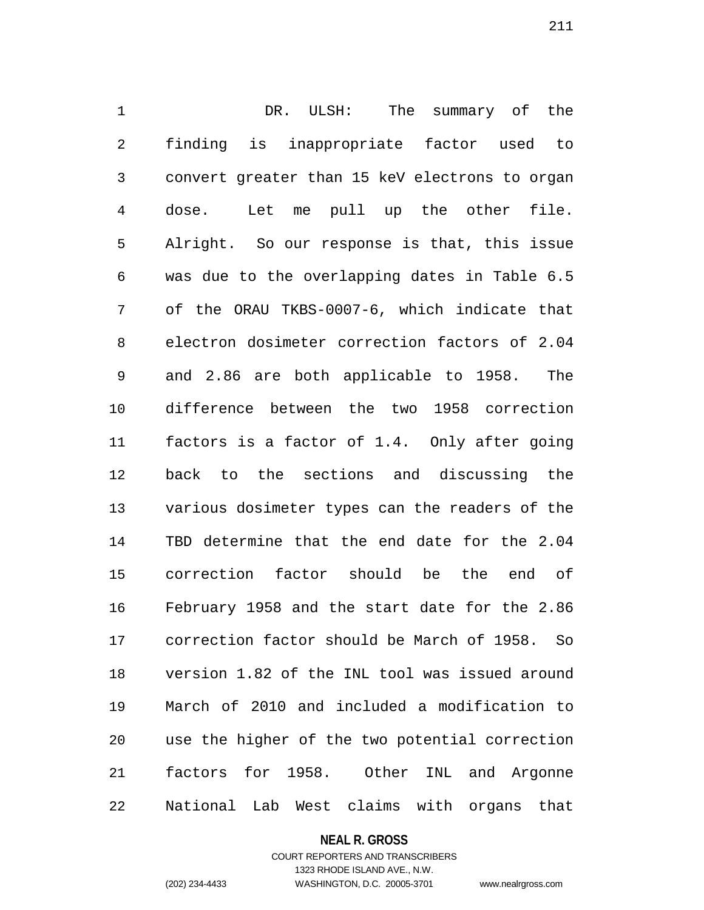DR. ULSH: The summary of the finding is inappropriate factor used to convert greater than 15 keV electrons to organ dose. Let me pull up the other file. Alright. So our response is that, this issue was due to the overlapping dates in Table 6.5 of the ORAU TKBS-0007-6, which indicate that electron dosimeter correction factors of 2.04 and 2.86 are both applicable to 1958. The difference between the two 1958 correction factors is a factor of 1.4. Only after going back to the sections and discussing the various dosimeter types can the readers of the TBD determine that the end date for the 2.04 correction factor should be the end of February 1958 and the start date for the 2.86 correction factor should be March of 1958. So version 1.82 of the INL tool was issued around March of 2010 and included a modification to use the higher of the two potential correction factors for 1958. Other INL and Argonne National Lab West claims with organs that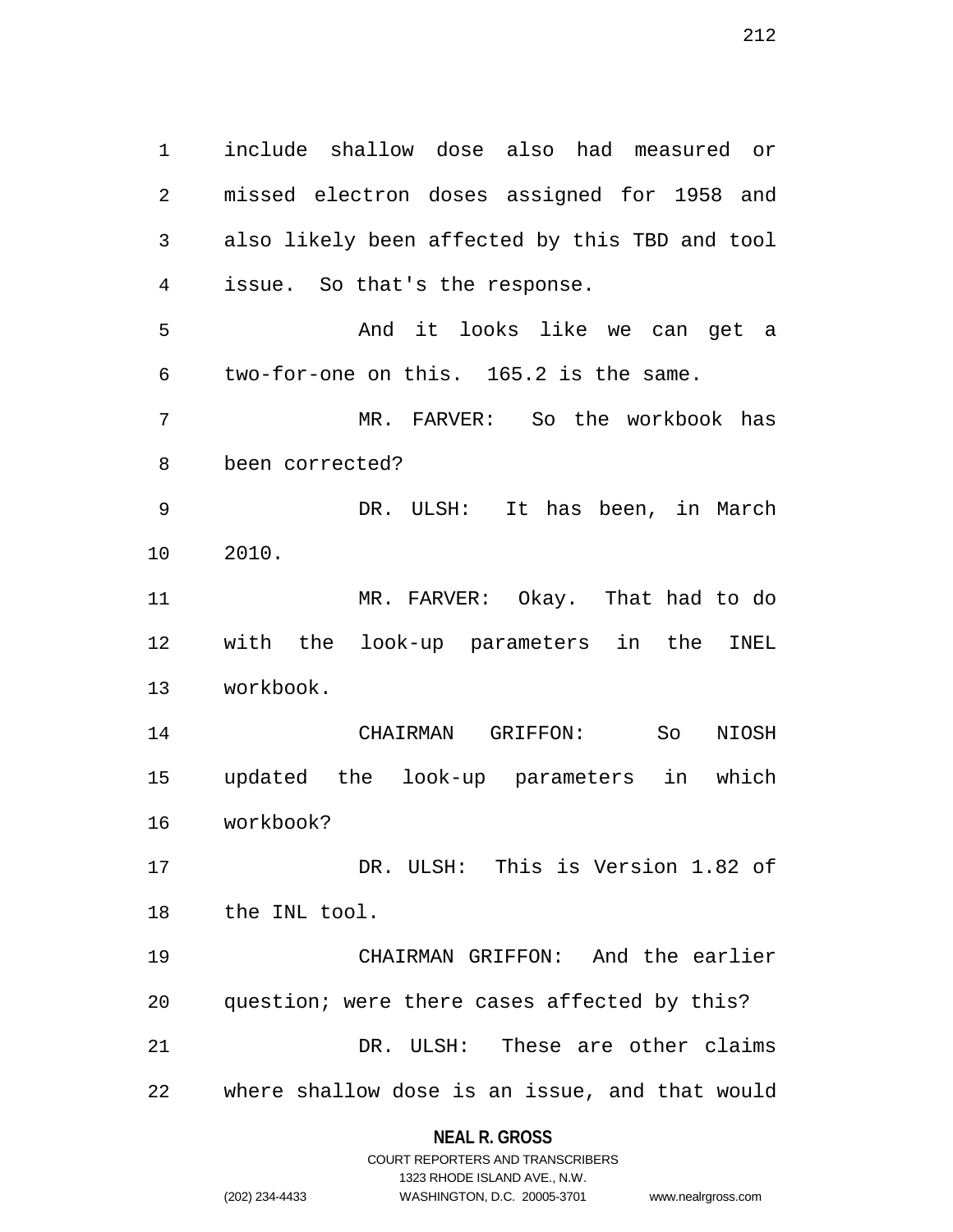include shallow dose also had measured or missed electron doses assigned for 1958 and also likely been affected by this TBD and tool issue. So that's the response.

And it looks like we can get a two-for-one on this. 165.2 is the same.

MR. FARVER: So the workbook has been corrected?

DR. ULSH: It has been, in March 2010.

MR. FARVER: Okay. That had to do with the look-up parameters in the INEL workbook.

CHAIRMAN GRIFFON: So NIOSH updated the look-up parameters in which workbook?

DR. ULSH: This is Version 1.82 of the INL tool.

CHAIRMAN GRIFFON: And the earlier question; were there cases affected by this?

DR. ULSH: These are other claims where shallow dose is an issue, and that would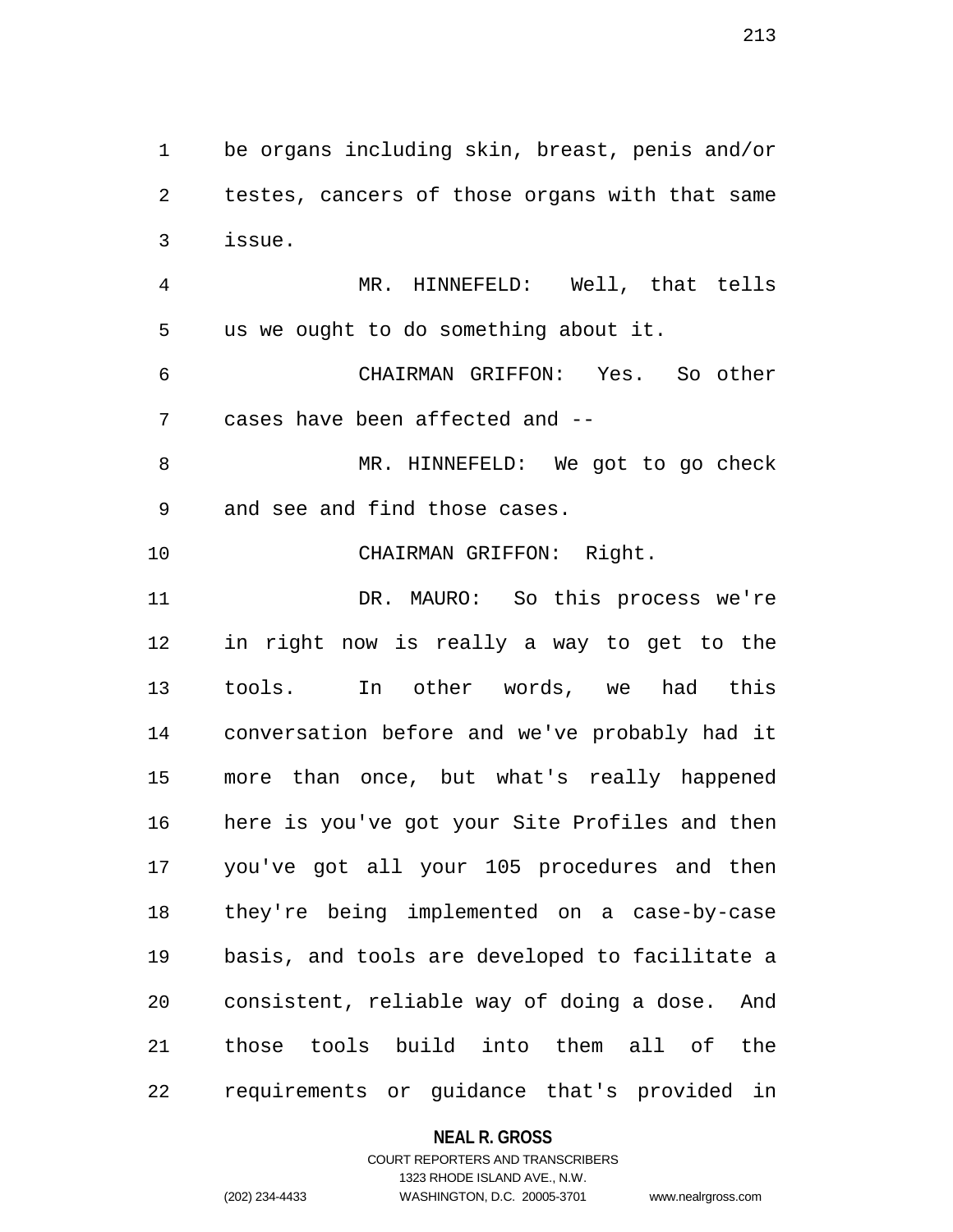be organs including skin, breast, penis and/or testes, cancers of those organs with that same issue.

MR. HINNEFELD: Well, that tells us we ought to do something about it.

CHAIRMAN GRIFFON: Yes. So other cases have been affected and --

MR. HINNEFELD: We got to go check and see and find those cases.

CHAIRMAN GRIFFON: Right.

DR. MAURO: So this process we're in right now is really a way to get to the tools. In other words, we had this conversation before and we've probably had it more than once, but what's really happened here is you've got your Site Profiles and then you've got all your 105 procedures and then they're being implemented on a case-by-case basis, and tools are developed to facilitate a consistent, reliable way of doing a dose. And those tools build into them all of the requirements or guidance that's provided in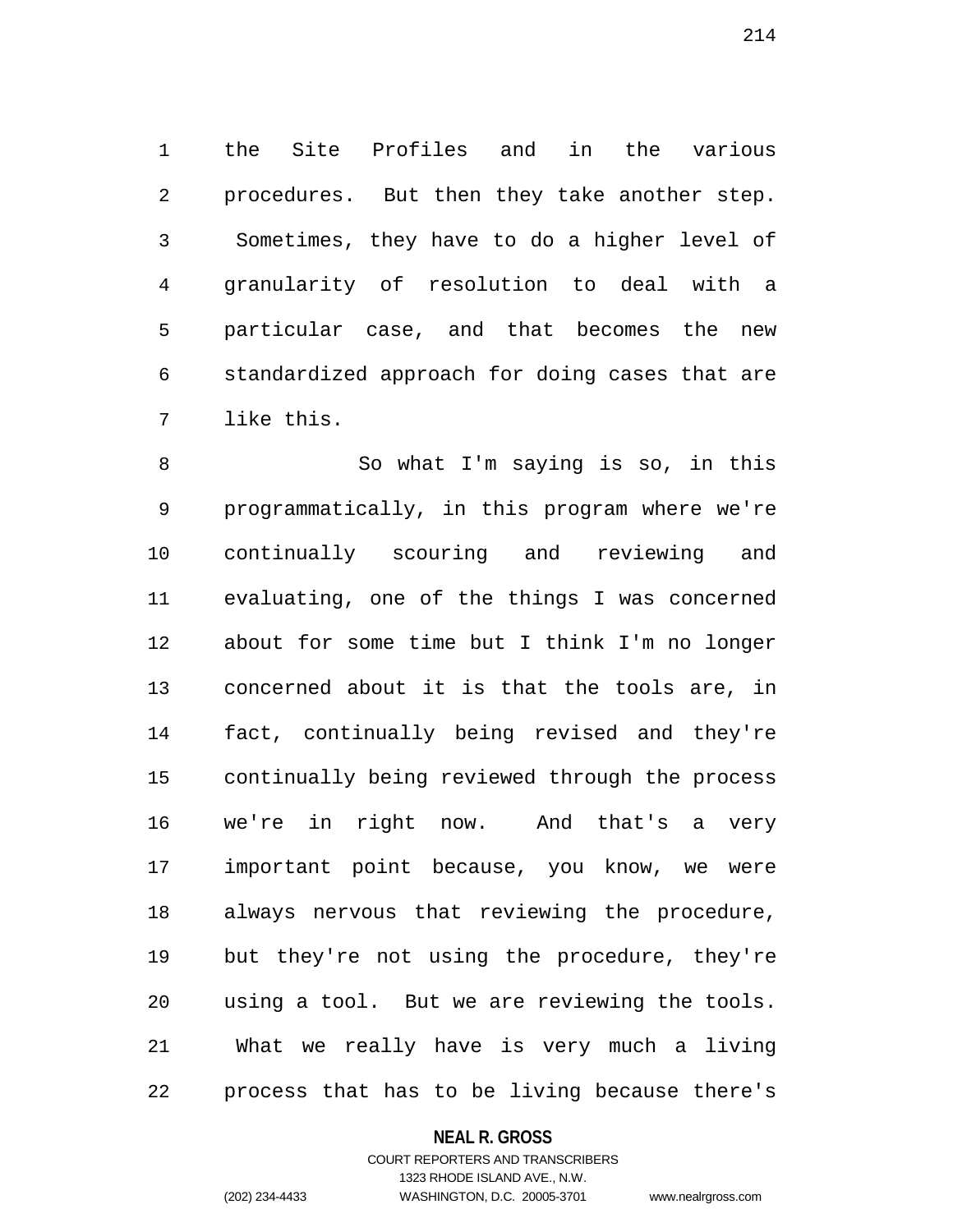the Site Profiles and in the various procedures. But then they take another step. Sometimes, they have to do a higher level of granularity of resolution to deal with a particular case, and that becomes the new standardized approach for doing cases that are like this.

So what I'm saying is so, in this programmatically, in this program where we're continually scouring and reviewing and evaluating, one of the things I was concerned about for some time but I think I'm no longer concerned about it is that the tools are, in fact, continually being revised and they're continually being reviewed through the process we're in right now. And that's a very important point because, you know, we were always nervous that reviewing the procedure, but they're not using the procedure, they're using a tool. But we are reviewing the tools. What we really have is very much a living process that has to be living because there's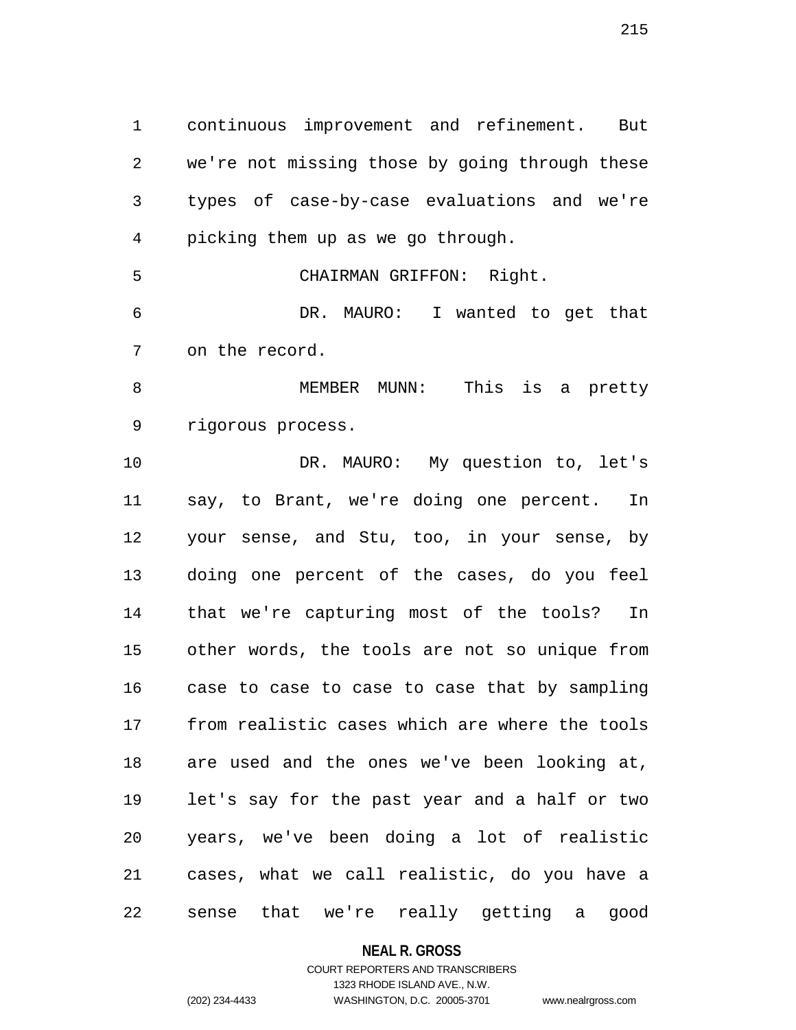continuous improvement and refinement. But we're not missing those by going through these types of case-by-case evaluations and we're picking them up as we go through.

CHAIRMAN GRIFFON: Right.

DR. MAURO: I wanted to get that on the record.

MEMBER MUNN: This is a pretty rigorous process.

DR. MAURO: My question to, let's say, to Brant, we're doing one percent. In your sense, and Stu, too, in your sense, by doing one percent of the cases, do you feel that we're capturing most of the tools? In other words, the tools are not so unique from case to case to case to case that by sampling from realistic cases which are where the tools are used and the ones we've been looking at, let's say for the past year and a half or two years, we've been doing a lot of realistic cases, what we call realistic, do you have a sense that we're really getting a good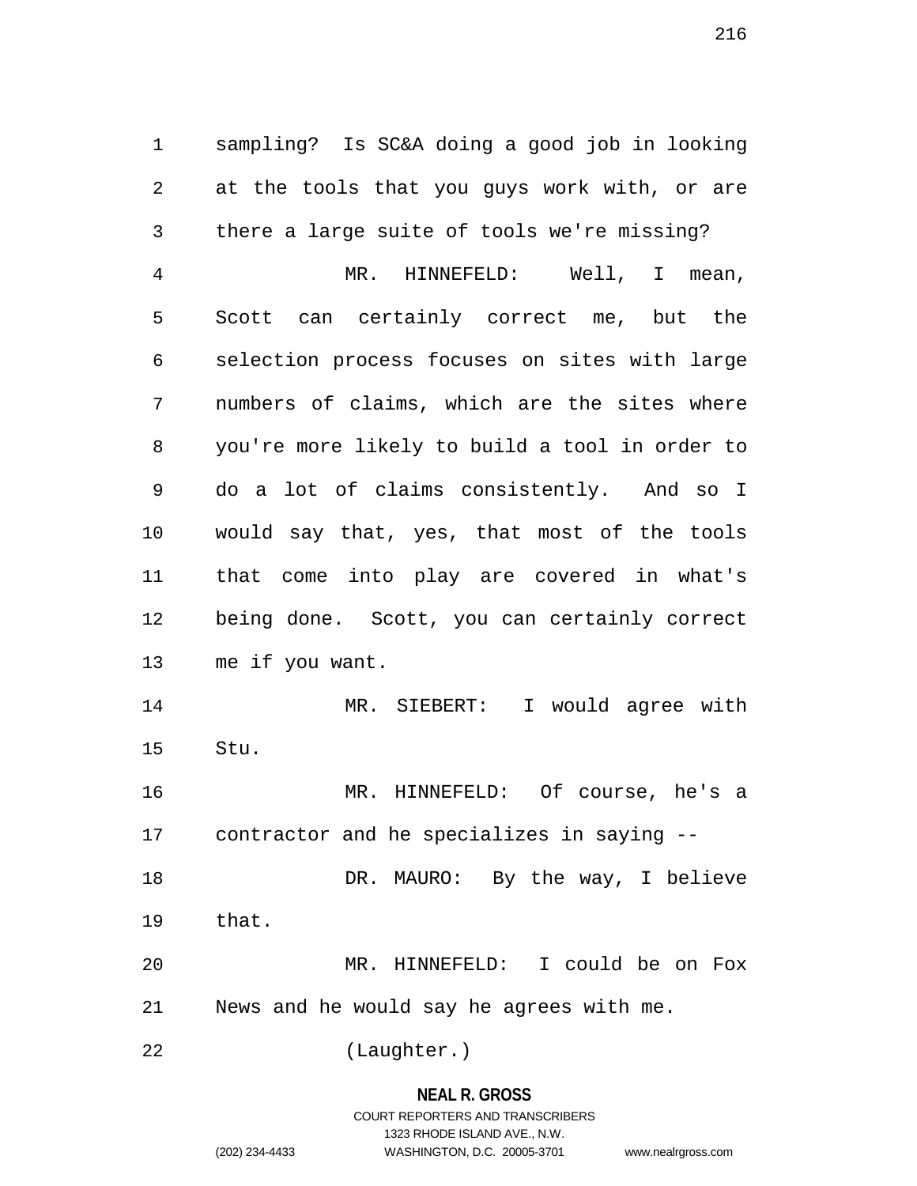sampling? Is SC&A doing a good job in looking at the tools that you guys work with, or are there a large suite of tools we're missing?

MR. HINNEFELD: Well, I mean, Scott can certainly correct me, but the selection process focuses on sites with large numbers of claims, which are the sites where you're more likely to build a tool in order to do a lot of claims consistently. And so I would say that, yes, that most of the tools that come into play are covered in what's being done. Scott, you can certainly correct me if you want.

MR. SIEBERT: I would agree with Stu.

MR. HINNEFELD: Of course, he's a contractor and he specializes in saying --

DR. MAURO: By the way, I believe that.

MR. HINNEFELD: I could be on Fox News and he would say he agrees with me.

(Laughter.)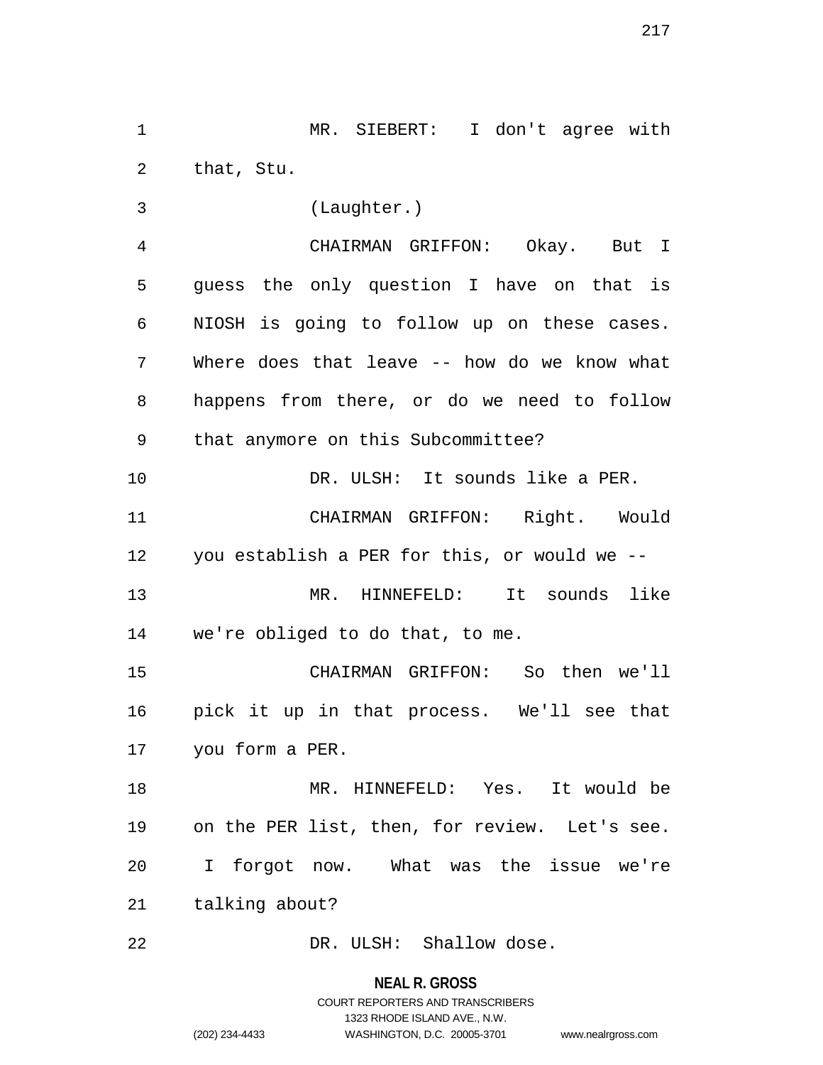MR. SIEBERT: I don't agree with that, Stu.

(Laughter.)

CHAIRMAN GRIFFON: Okay. But I guess the only question I have on that is NIOSH is going to follow up on these cases. Where does that leave -- how do we know what happens from there, or do we need to follow that anymore on this Subcommittee?

DR. ULSH: It sounds like a PER.

CHAIRMAN GRIFFON: Right. Would you establish a PER for this, or would we --

MR. HINNEFELD: It sounds like we're obliged to do that, to me.

CHAIRMAN GRIFFON: So then we'll pick it up in that process. We'll see that you form a PER.

MR. HINNEFELD: Yes. It would be on the PER list, then, for review. Let's see. I forgot now. What was the issue we're talking about?

DR. ULSH: Shallow dose.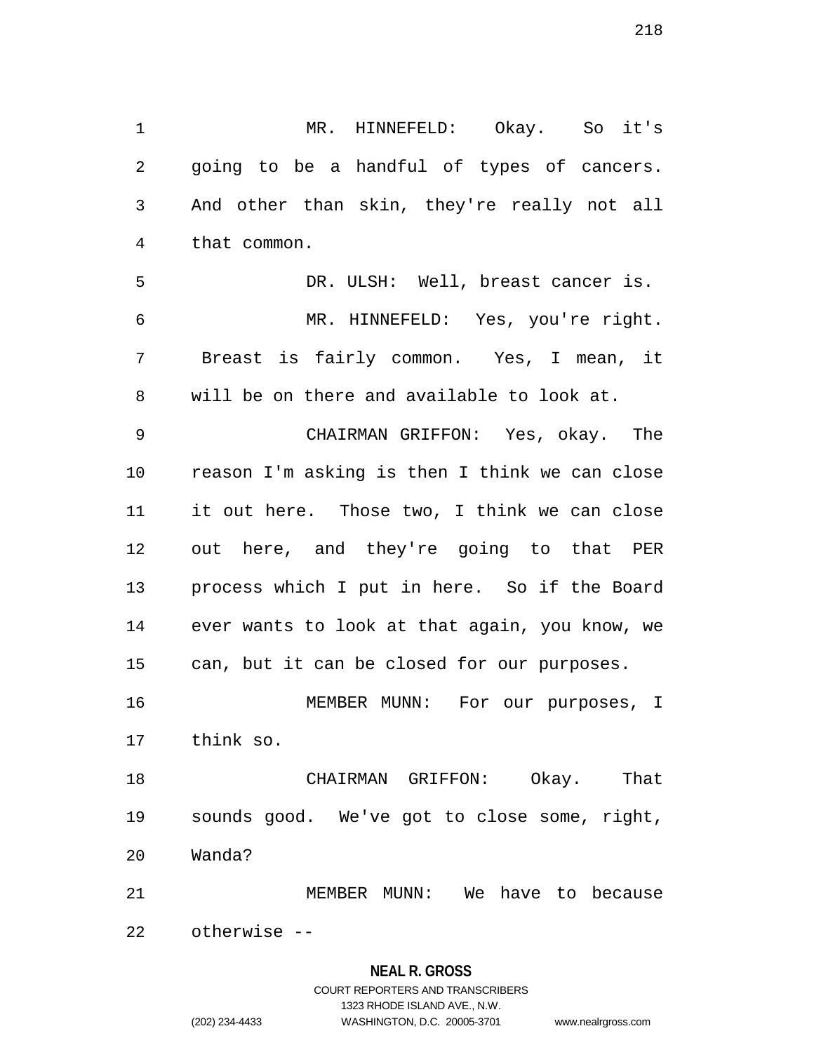MR. HINNEFELD: Okay. So it's going to be a handful of types of cancers. And other than skin, they're really not all that common.

DR. ULSH: Well, breast cancer is.

MR. HINNEFELD: Yes, you're right. Breast is fairly common. Yes, I mean, it will be on there and available to look at.

CHAIRMAN GRIFFON: Yes, okay. The reason I'm asking is then I think we can close it out here. Those two, I think we can close out here, and they're going to that PER process which I put in here. So if the Board ever wants to look at that again, you know, we can, but it can be closed for our purposes.

MEMBER MUNN: For our purposes, I think so.

CHAIRMAN GRIFFON: Okay. That sounds good. We've got to close some, right, Wanda?

MEMBER MUNN: We have to because otherwise --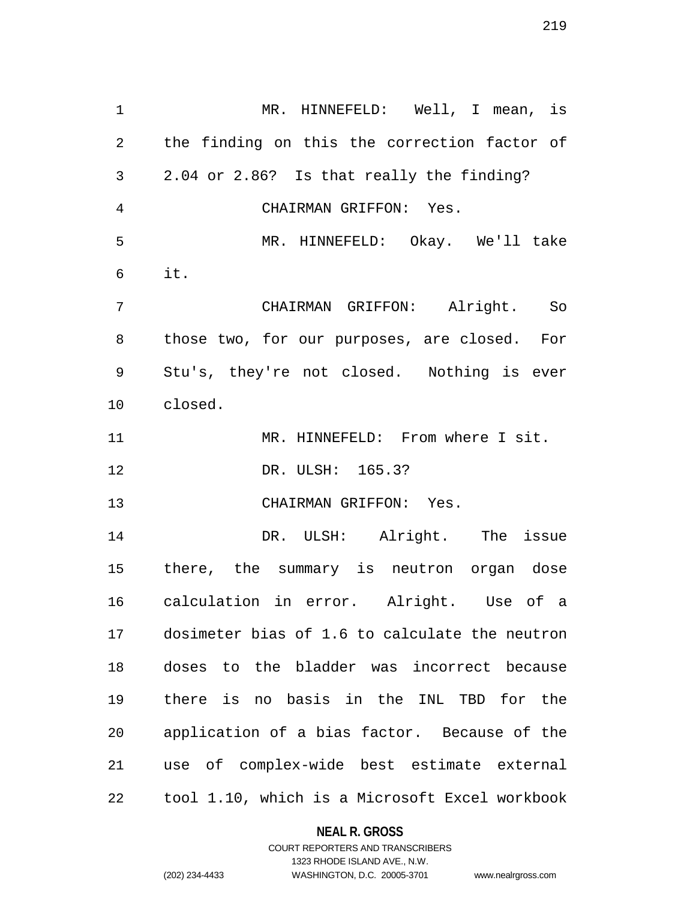MR. HINNEFELD: Well, I mean, is the finding on this the correction factor of 2.04 or 2.86? Is that really the finding?

CHAIRMAN GRIFFON: Yes.

MR. HINNEFELD: Okay. We'll take it.

CHAIRMAN GRIFFON: Alright. So those two, for our purposes, are closed. For Stu's, they're not closed. Nothing is ever closed.

MR. HINNEFELD: From where I sit.

DR. ULSH: 165.3?

CHAIRMAN GRIFFON: Yes.

DR. ULSH: Alright. The issue there, the summary is neutron organ dose calculation in error. Alright. Use of a dosimeter bias of 1.6 to calculate the neutron doses to the bladder was incorrect because there is no basis in the INL TBD for the application of a bias factor. Because of the use of complex-wide best estimate external tool 1.10, which is a Microsoft Excel workbook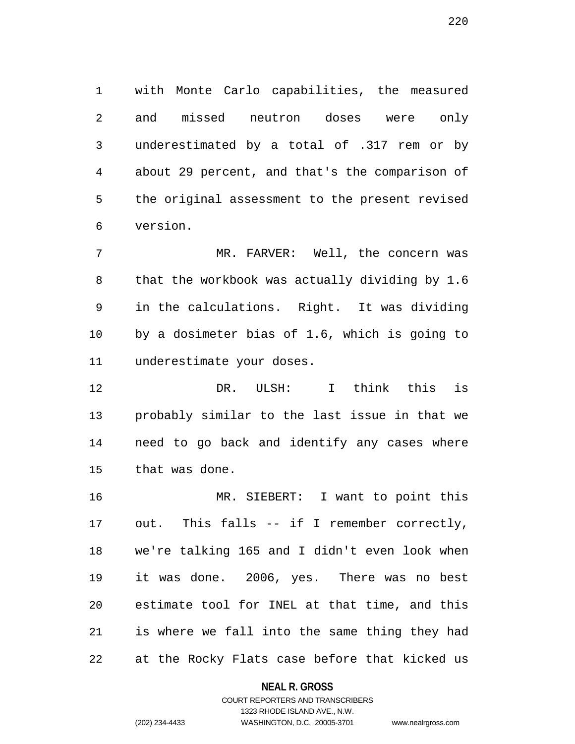with Monte Carlo capabilities, the measured and missed neutron doses were only underestimated by a total of .317 rem or by about 29 percent, and that's the comparison of the original assessment to the present revised version.

MR. FARVER: Well, the concern was that the workbook was actually dividing by 1.6 in the calculations. Right. It was dividing by a dosimeter bias of 1.6, which is going to underestimate your doses.

DR. ULSH: I think this is probably similar to the last issue in that we need to go back and identify any cases where that was done.

MR. SIEBERT: I want to point this out. This falls -- if I remember correctly, we're talking 165 and I didn't even look when it was done. 2006, yes. There was no best estimate tool for INEL at that time, and this is where we fall into the same thing they had at the Rocky Flats case before that kicked us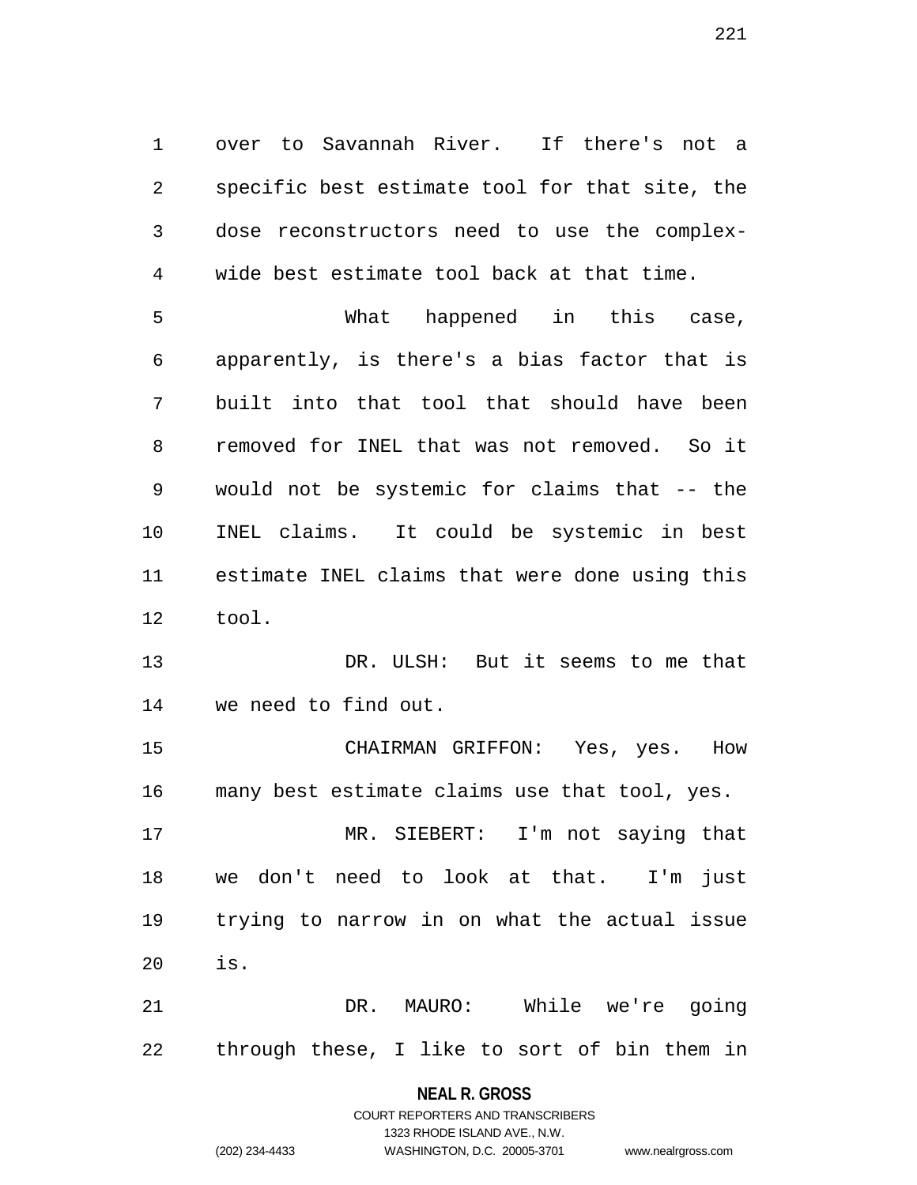over to Savannah River. If there's not a specific best estimate tool for that site, the dose reconstructors need to use the complex-wide best estimate tool back at that time.

What happened in this case, apparently, is there's a bias factor that is built into that tool that should have been removed for INEL that was not removed. So it would not be systemic for claims that -- the INEL claims. It could be systemic in best estimate INEL claims that were done using this tool.

DR. ULSH: But it seems to me that we need to find out.

CHAIRMAN GRIFFON: Yes, yes. How many best estimate claims use that tool, yes.

MR. SIEBERT: I'm not saying that we don't need to look at that. I'm just trying to narrow in on what the actual issue is.

DR. MAURO: While we're going through these, I like to sort of bin them in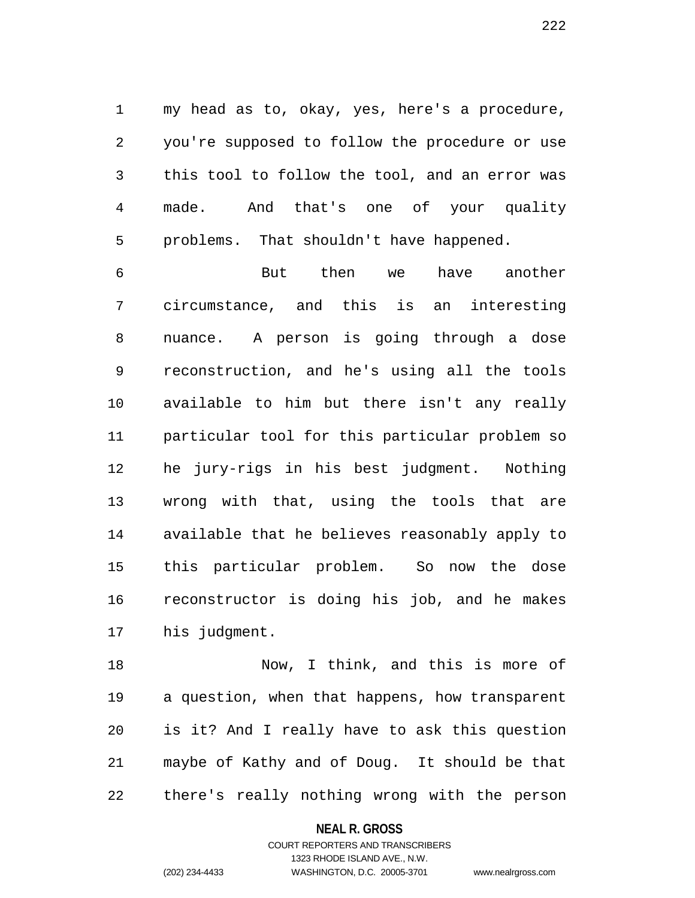my head as to, okay, yes, here's a procedure, you're supposed to follow the procedure or use this tool to follow the tool, and an error was made. And that's one of your quality problems. That shouldn't have happened.

But then we have another circumstance, and this is an interesting nuance. A person is going through a dose reconstruction, and he's using all the tools available to him but there isn't any really particular tool for this particular problem so he jury-rigs in his best judgment. Nothing wrong with that, using the tools that are available that he believes reasonably apply to this particular problem. So now the dose reconstructor is doing his job, and he makes his judgment.

Now, I think, and this is more of a question, when that happens, how transparent is it? And I really have to ask this question maybe of Kathy and of Doug. It should be that there's really nothing wrong with the person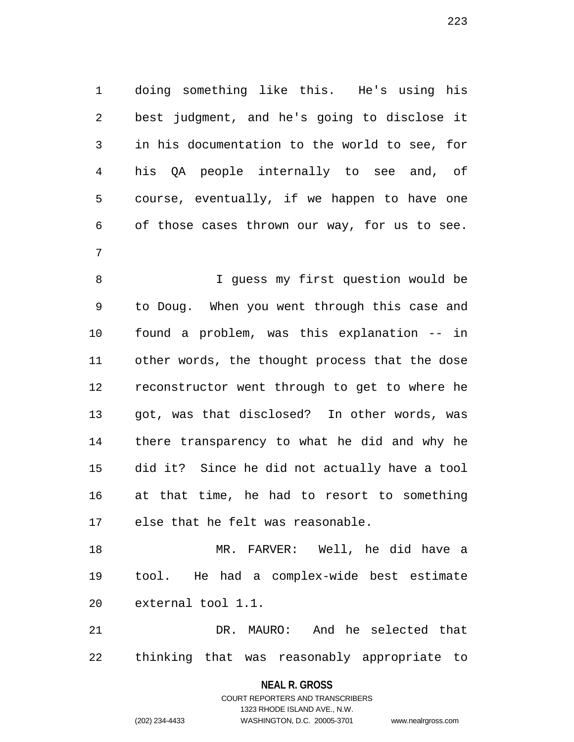doing something like this. He's using his best judgment, and he's going to disclose it in his documentation to the world to see, for his QA people internally to see and, of course, eventually, if we happen to have one of those cases thrown our way, for us to see.

I guess my first question would be to Doug. When you went through this case and found a problem, was this explanation -- in other words, the thought process that the dose reconstructor went through to get to where he got, was that disclosed? In other words, was there transparency to what he did and why he did it? Since he did not actually have a tool at that time, he had to resort to something else that he felt was reasonable.

MR. FARVER: Well, he did have a tool. He had a complex-wide best estimate external tool 1.1.

DR. MAURO: And he selected that thinking that was reasonably appropriate to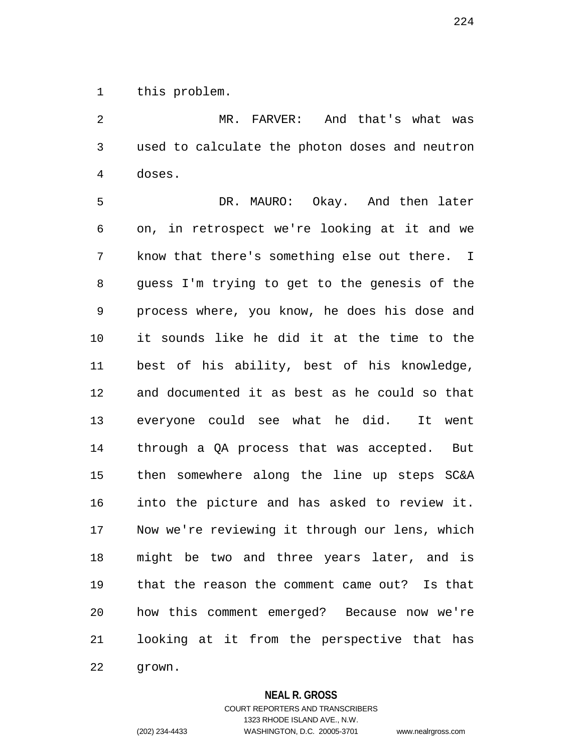this problem.

MR. FARVER: And that's what was used to calculate the photon doses and neutron doses.

DR. MAURO: Okay. And then later on, in retrospect we're looking at it and we know that there's something else out there. I guess I'm trying to get to the genesis of the process where, you know, he does his dose and it sounds like he did it at the time to the best of his ability, best of his knowledge, and documented it as best as he could so that everyone could see what he did. It went through a QA process that was accepted. But then somewhere along the line up steps SC&A into the picture and has asked to review it. Now we're reviewing it through our lens, which might be two and three years later, and is that the reason the comment came out? Is that how this comment emerged? Because now we're looking at it from the perspective that has grown.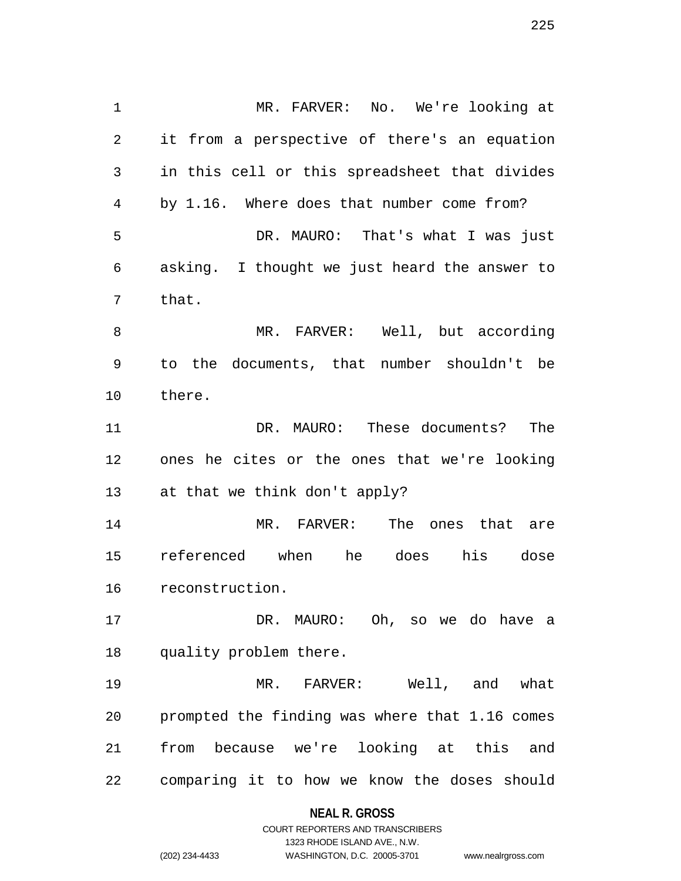MR. FARVER: No. We're looking at it from a perspective of there's an equation in this cell or this spreadsheet that divides by 1.16. Where does that number come from?

DR. MAURO: That's what I was just asking. I thought we just heard the answer to that.

MR. FARVER: Well, but according to the documents, that number shouldn't be there.

DR. MAURO: These documents? The ones he cites or the ones that we're looking at that we think don't apply?

MR. FARVER: The ones that are referenced when he does his dose reconstruction.

DR. MAURO: Oh, so we do have a quality problem there.

MR. FARVER: Well, and what prompted the finding was where that 1.16 comes from because we're looking at this and comparing it to how we know the doses should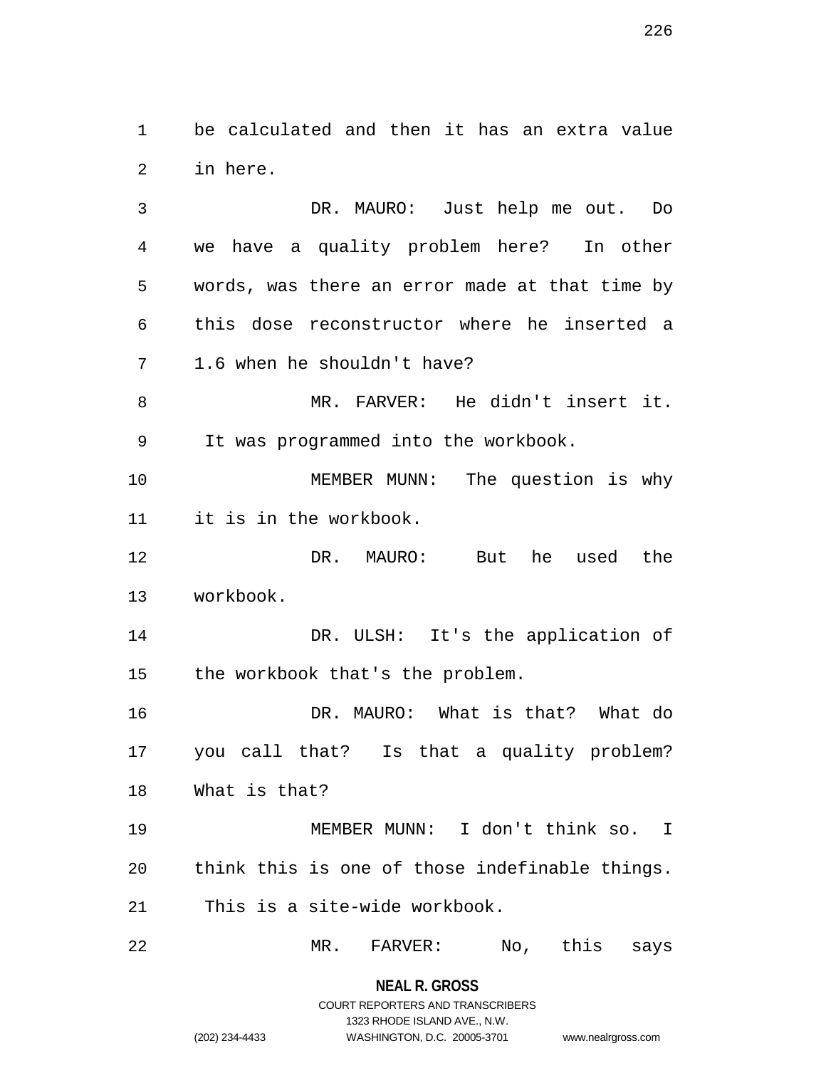be calculated and then it has an extra value in here.

DR. MAURO: Just help me out. Do we have a quality problem here? In other words, was there an error made at that time by this dose reconstructor where he inserted a 1.6 when he shouldn't have?

MR. FARVER: He didn't insert it. It was programmed into the workbook.

MEMBER MUNN: The question is why it is in the workbook.

DR. MAURO: But he used the workbook.

DR. ULSH: It's the application of the workbook that's the problem.

DR. MAURO: What is that? What do you call that? Is that a quality problem? What is that?

MEMBER MUNN: I don't think so. I think this is one of those indefinable things. This is a site-wide workbook.

MR. FARVER: No, this says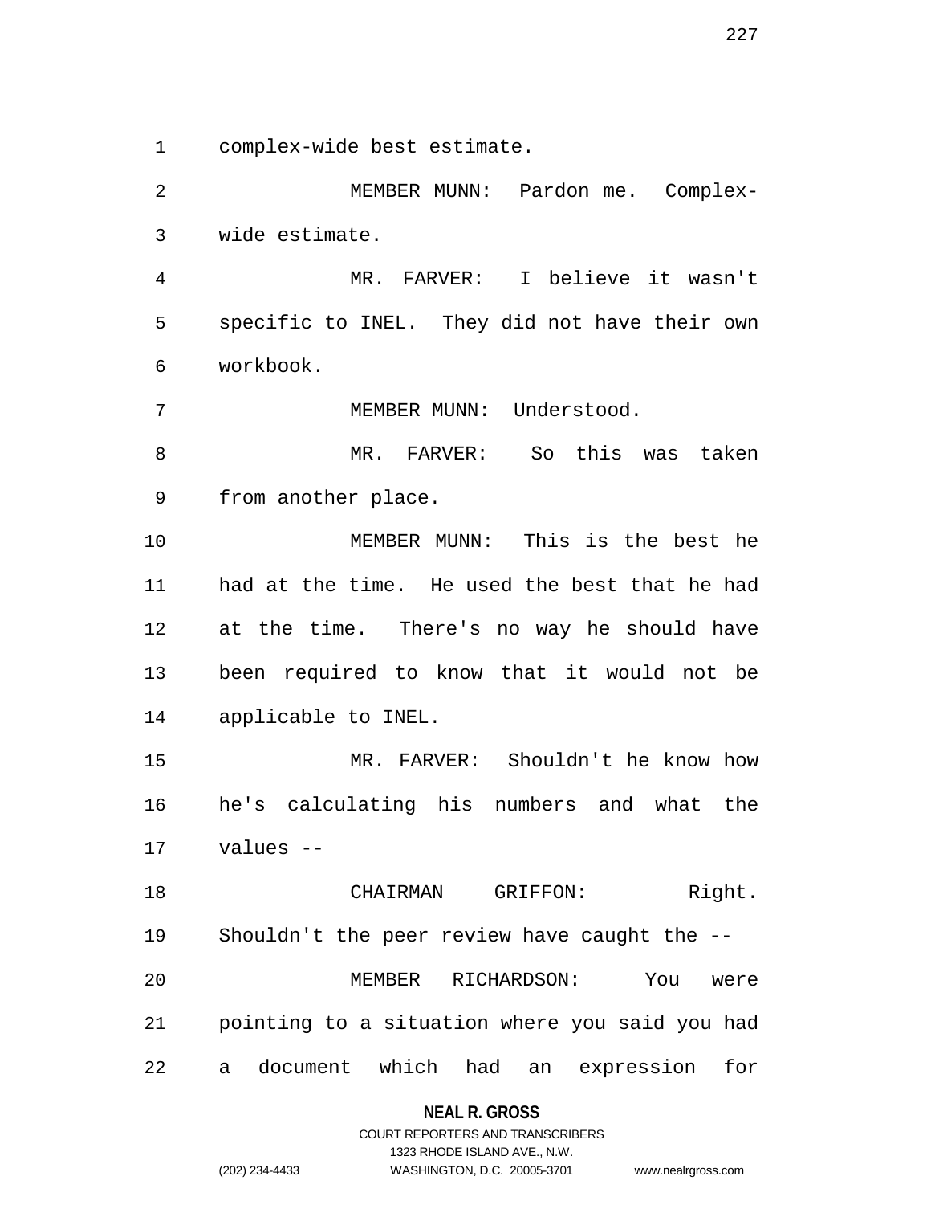complex-wide best estimate.

MEMBER MUNN: Pardon me. Complex-wide estimate.

MR. FARVER: I believe it wasn't specific to INEL. They did not have their own workbook.

MEMBER MUNN: Understood.

MR. FARVER: So this was taken from another place.

MEMBER MUNN: This is the best he had at the time. He used the best that he had at the time. There's no way he should have been required to know that it would not be applicable to INEL.

MR. FARVER: Shouldn't he know how he's calculating his numbers and what the values --

CHAIRMAN GRIFFON: Right. Shouldn't the peer review have caught the --

MEMBER RICHARDSON: You were pointing to a situation where you said you had a document which had an expression for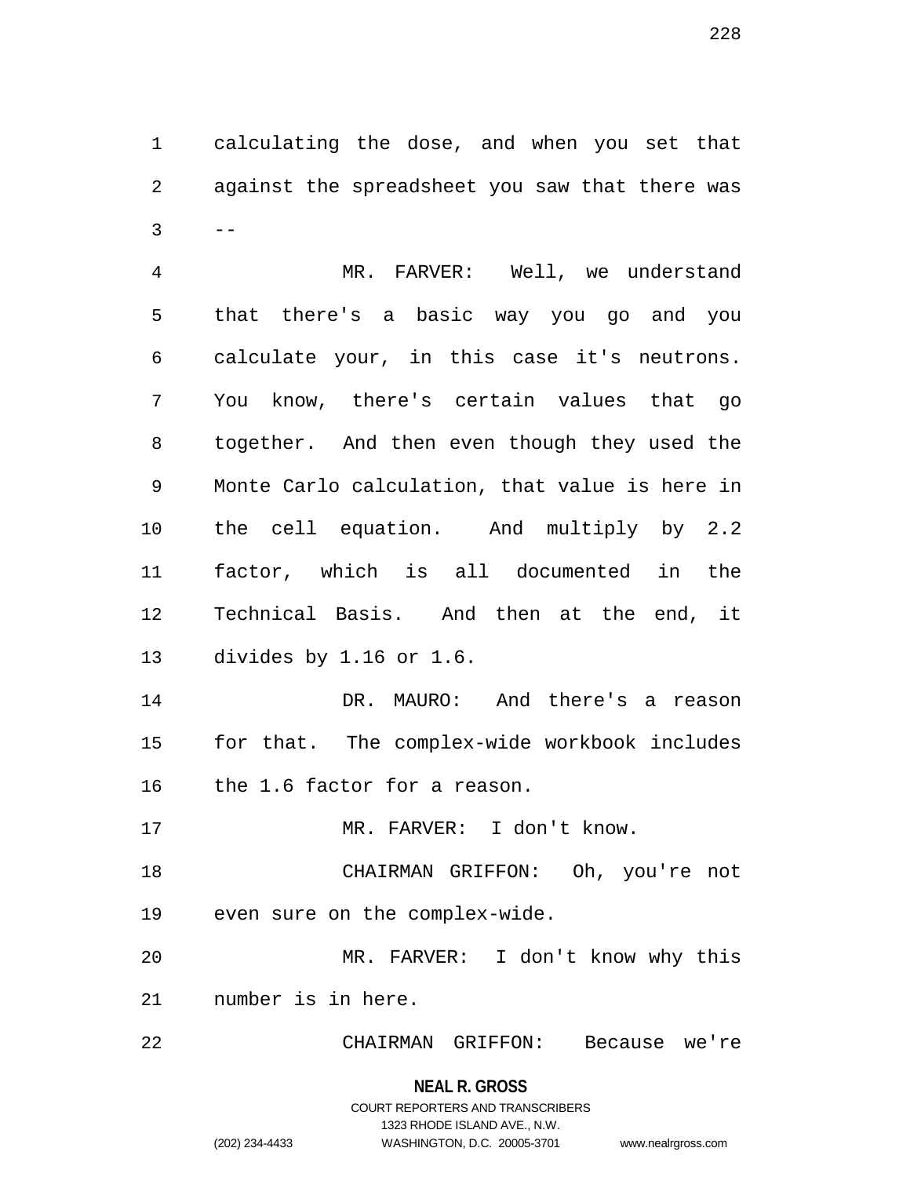calculating the dose, and when you set that against the spreadsheet you saw that there was --

MR. FARVER: Well, we understand that there's a basic way you go and you calculate your, in this case it's neutrons. You know, there's certain values that go together. And then even though they used the Monte Carlo calculation, that value is here in the cell equation. And multiply by 2.2 factor, which is all documented in the Technical Basis. And then at the end, it divides by 1.16 or 1.6.

DR. MAURO: And there's a reason for that. The complex-wide workbook includes the 1.6 factor for a reason.

MR. FARVER: I don't know.

CHAIRMAN GRIFFON: Oh, you're not even sure on the complex-wide.

MR. FARVER: I don't know why this number is in here.

CHAIRMAN GRIFFON: Because we're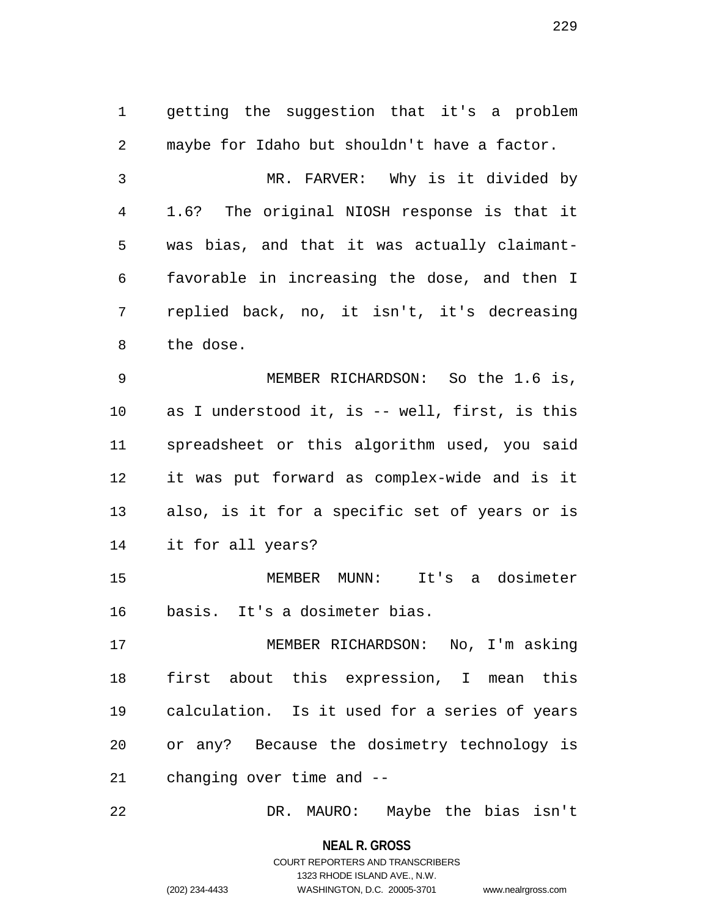getting the suggestion that it's a problem maybe for Idaho but shouldn't have a factor.

MR. FARVER: Why is it divided by 1.6? The original NIOSH response is that it was bias, and that it was actually claimant-favorable in increasing the dose, and then I replied back, no, it isn't, it's decreasing the dose.

MEMBER RICHARDSON: So the 1.6 is, as I understood it, is -- well, first, is this spreadsheet or this algorithm used, you said it was put forward as complex-wide and is it also, is it for a specific set of years or is it for all years?

MEMBER MUNN: It's a dosimeter basis. It's a dosimeter bias.

MEMBER RICHARDSON: No, I'm asking first about this expression, I mean this calculation. Is it used for a series of years or any? Because the dosimetry technology is changing over time and --

DR. MAURO: Maybe the bias isn't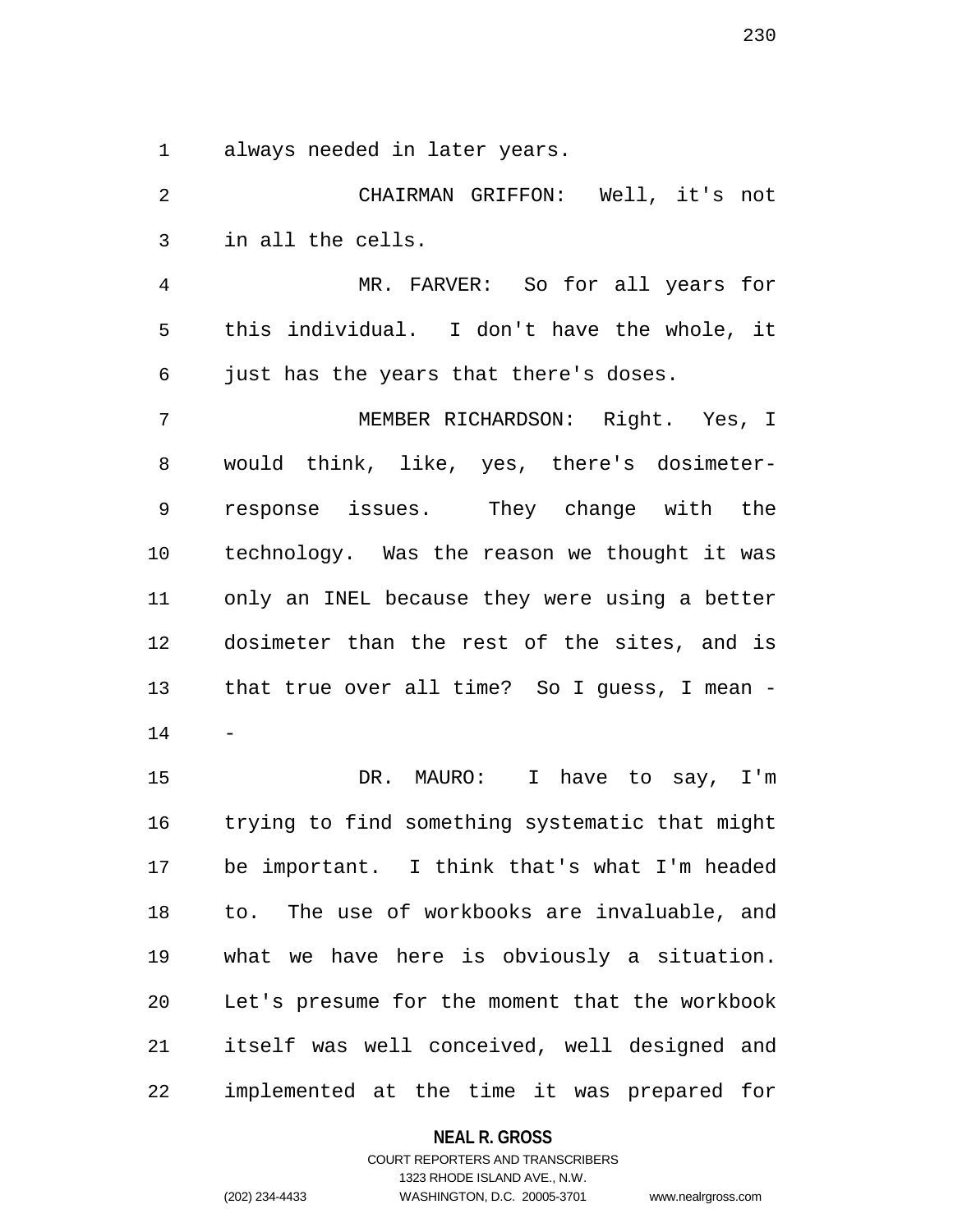always needed in later years.

CHAIRMAN GRIFFON: Well, it's not in all the cells.

MR. FARVER: So for all years for this individual. I don't have the whole, it just has the years that there's doses.

MEMBER RICHARDSON: Right. Yes, I would think, like, yes, there's dosimeter-response issues. They change with the technology. Was the reason we thought it was only an INEL because they were using a better dosimeter than the rest of the sites, and is that true over all time? So I guess, I mean --

DR. MAURO: I have to say, I'm trying to find something systematic that might be important. I think that's what I'm headed to. The use of workbooks are invaluable, and what we have here is obviously a situation. Let's presume for the moment that the workbook itself was well conceived, well designed and implemented at the time it was prepared for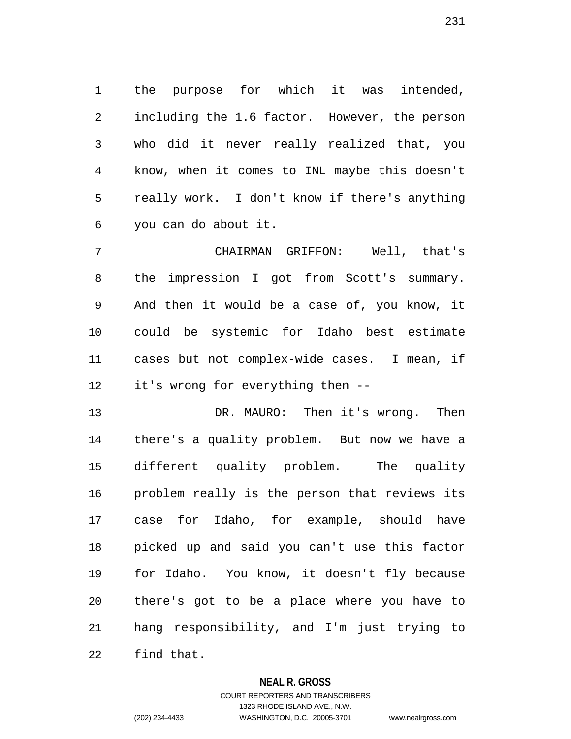the purpose for which it was intended, including the 1.6 factor. However, the person who did it never really realized that, you know, when it comes to INL maybe this doesn't really work. I don't know if there's anything you can do about it.

CHAIRMAN GRIFFON: Well, that's the impression I got from Scott's summary. And then it would be a case of, you know, it could be systemic for Idaho best estimate cases but not complex-wide cases. I mean, if it's wrong for everything then --

DR. MAURO: Then it's wrong. Then there's a quality problem. But now we have a different quality problem. The quality problem really is the person that reviews its case for Idaho, for example, should have picked up and said you can't use this factor for Idaho. You know, it doesn't fly because there's got to be a place where you have to hang responsibility, and I'm just trying to find that.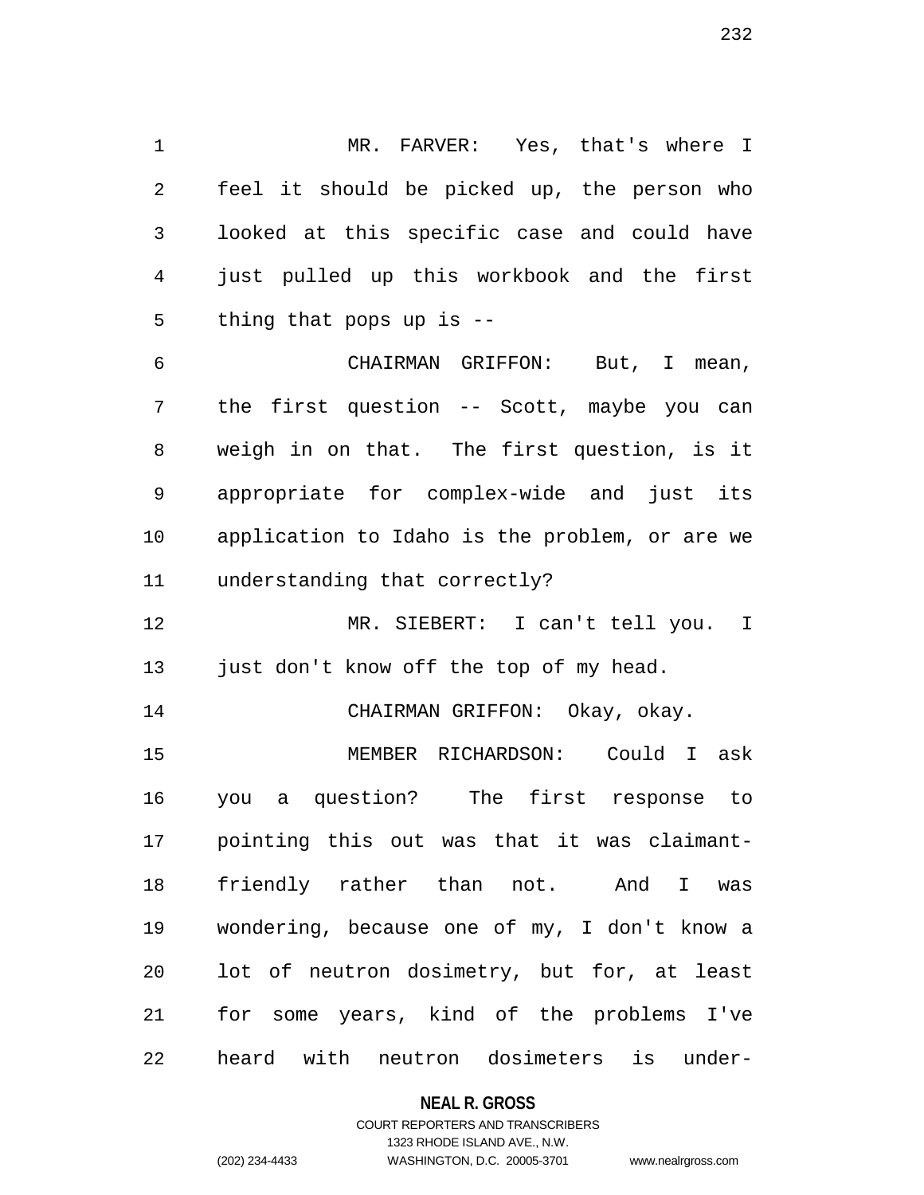MR. FARVER: Yes, that's where I feel it should be picked up, the person who looked at this specific case and could have just pulled up this workbook and the first thing that pops up is --

CHAIRMAN GRIFFON: But, I mean, the first question -- Scott, maybe you can weigh in on that. The first question, is it appropriate for complex-wide and just its application to Idaho is the problem, or are we understanding that correctly?

MR. SIEBERT: I can't tell you. I just don't know off the top of my head.

CHAIRMAN GRIFFON: Okay, okay.

MEMBER RICHARDSON: Could I ask you a question? The first response to pointing this out was that it was claimant-friendly rather than not. And I was wondering, because one of my, I don't know a lot of neutron dosimetry, but for, at least for some years, kind of the problems I've heard with neutron dosimeters is under-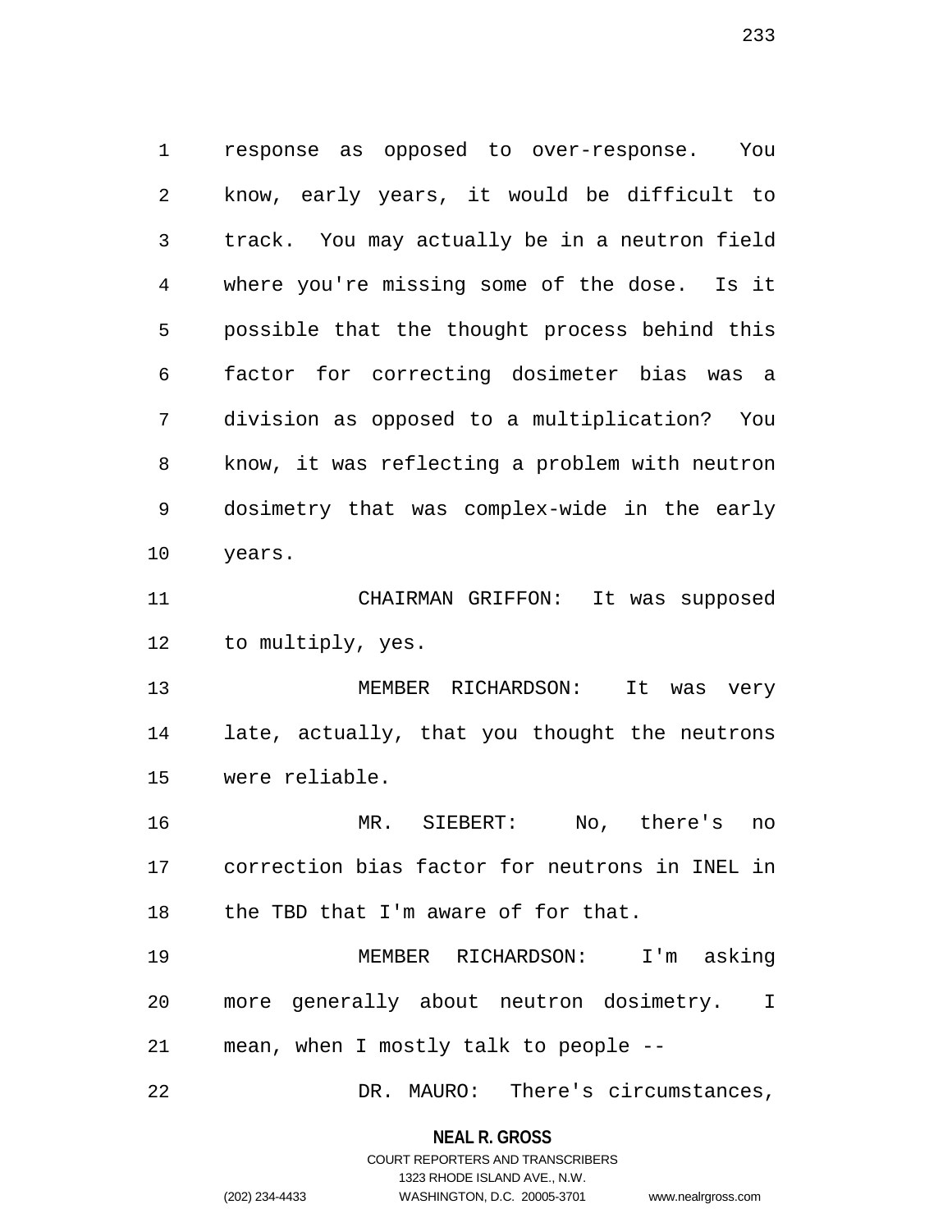response as opposed to over-response. You know, early years, it would be difficult to track. You may actually be in a neutron field where you're missing some of the dose. Is it possible that the thought process behind this factor for correcting dosimeter bias was a division as opposed to a multiplication? You know, it was reflecting a problem with neutron dosimetry that was complex-wide in the early years.

CHAIRMAN GRIFFON: It was supposed to multiply, yes.

MEMBER RICHARDSON: It was very late, actually, that you thought the neutrons were reliable.

MR. SIEBERT: No, there's no correction bias factor for neutrons in INEL in the TBD that I'm aware of for that.

MEMBER RICHARDSON: I'm asking more generally about neutron dosimetry. I mean, when I mostly talk to people --

DR. MAURO: There's circumstances,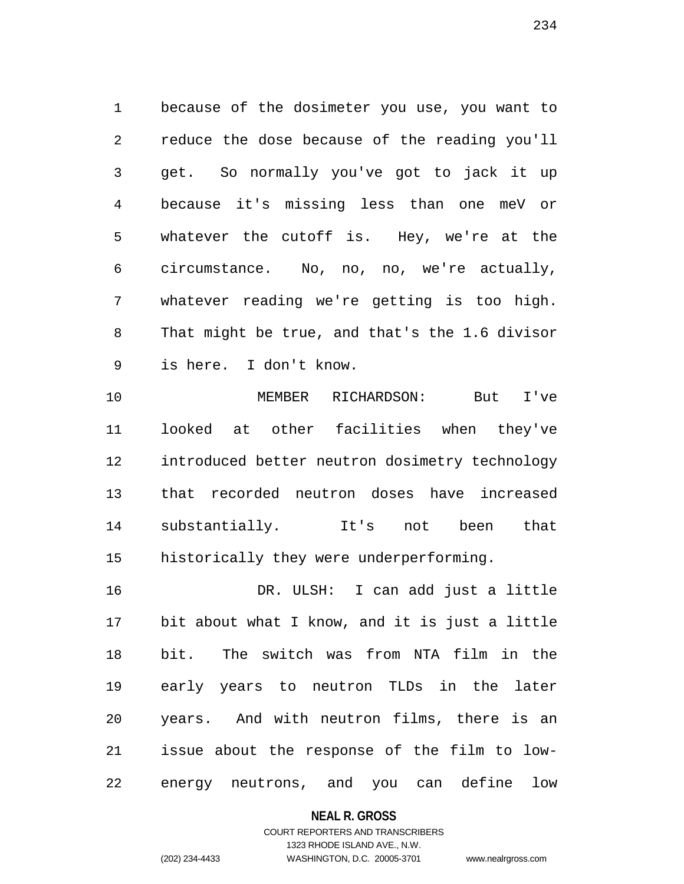because of the dosimeter you use, you want to reduce the dose because of the reading you'll get. So normally you've got to jack it up because it's missing less than one meV or whatever the cutoff is. Hey, we're at the circumstance. No, no, no, we're actually, whatever reading we're getting is too high. That might be true, and that's the 1.6 divisor is here. I don't know.

MEMBER RICHARDSON: But I've looked at other facilities when they've introduced better neutron dosimetry technology that recorded neutron doses have increased substantially. It's not been that historically they were underperforming.

DR. ULSH: I can add just a little bit about what I know, and it is just a little bit. The switch was from NTA film in the early years to neutron TLDs in the later years. And with neutron films, there is an issue about the response of the film to low-energy neutrons, and you can define low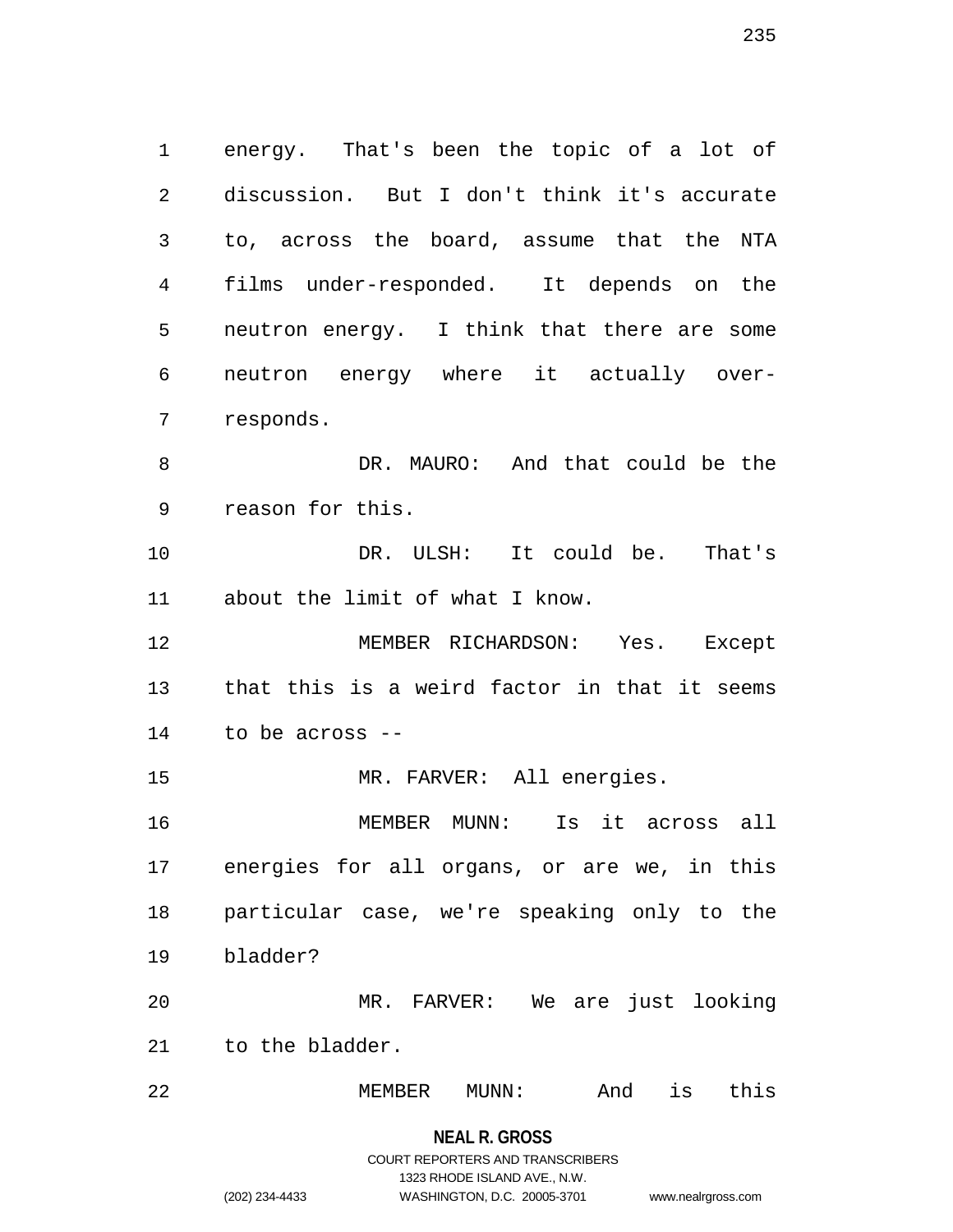energy. That's been the topic of a lot of discussion. But I don't think it's accurate to, across the board, assume that the NTA films under-responded. It depends on the neutron energy. I think that there are some neutron energy where it actually over-responds.

DR. MAURO: And that could be the reason for this.

DR. ULSH: It could be. That's about the limit of what I know.

MEMBER RICHARDSON: Yes. Except that this is a weird factor in that it seems to be across --

MR. FARVER: All energies.

MEMBER MUNN: Is it across all energies for all organs, or are we, in this particular case, we're speaking only to the bladder?

MR. FARVER: We are just looking to the bladder.

MEMBER MUNN: And is this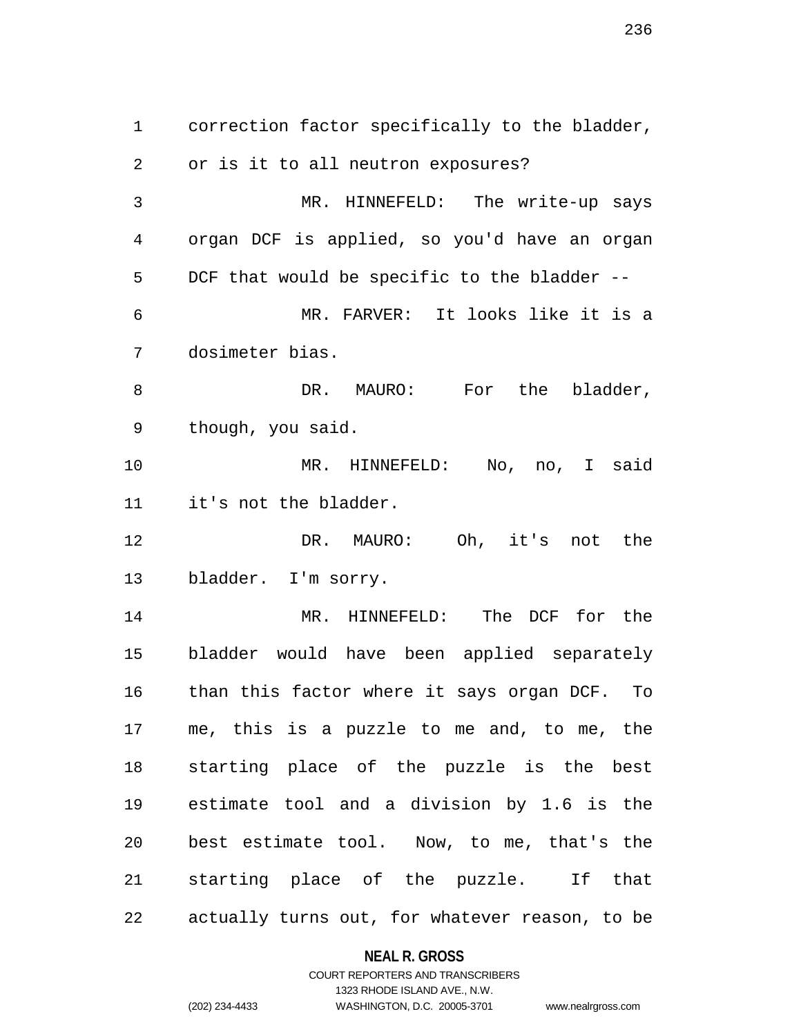correction factor specifically to the bladder, or is it to all neutron exposures?

MR. HINNEFELD: The write-up says organ DCF is applied, so you'd have an organ DCF that would be specific to the bladder --

MR. FARVER: It looks like it is a dosimeter bias.

DR. MAURO: For the bladder, though, you said.

MR. HINNEFELD: No, no, I said it's not the bladder.

DR. MAURO: Oh, it's not the bladder. I'm sorry.

MR. HINNEFELD: The DCF for the bladder would have been applied separately than this factor where it says organ DCF. To me, this is a puzzle to me and, to me, the starting place of the puzzle is the best estimate tool and a division by 1.6 is the best estimate tool. Now, to me, that's the starting place of the puzzle. If that actually turns out, for whatever reason, to be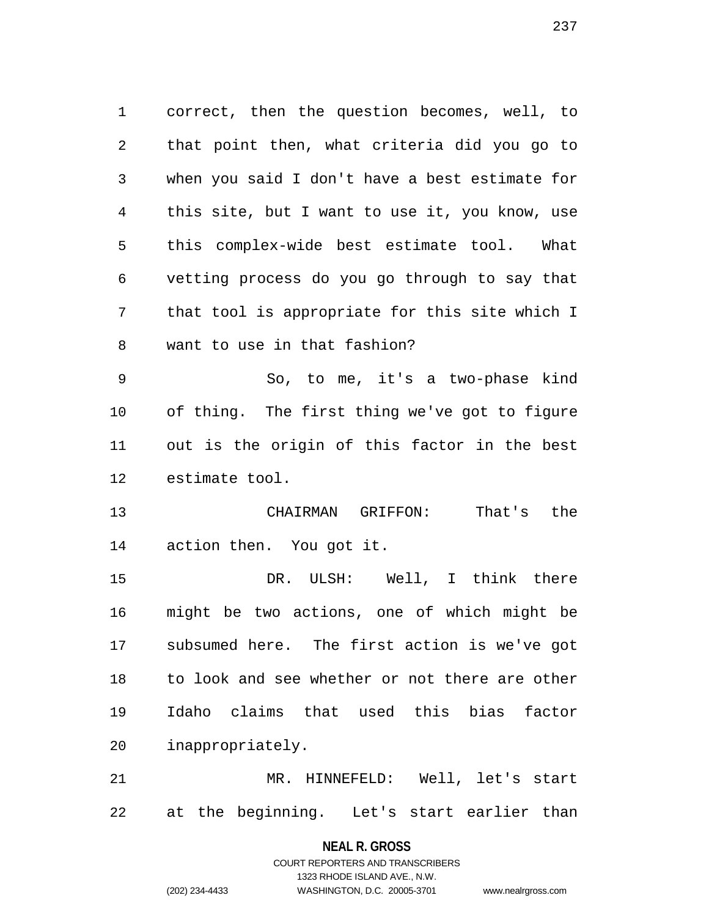correct, then the question becomes, well, to that point then, what criteria did you go to when you said I don't have a best estimate for this site, but I want to use it, you know, use this complex-wide best estimate tool. What vetting process do you go through to say that that tool is appropriate for this site which I want to use in that fashion?

So, to me, it's a two-phase kind of thing. The first thing we've got to figure out is the origin of this factor in the best estimate tool.

CHAIRMAN GRIFFON: That's the action then. You got it.

DR. ULSH: Well, I think there might be two actions, one of which might be subsumed here. The first action is we've got to look and see whether or not there are other Idaho claims that used this bias factor inappropriately.

MR. HINNEFELD: Well, let's start at the beginning. Let's start earlier than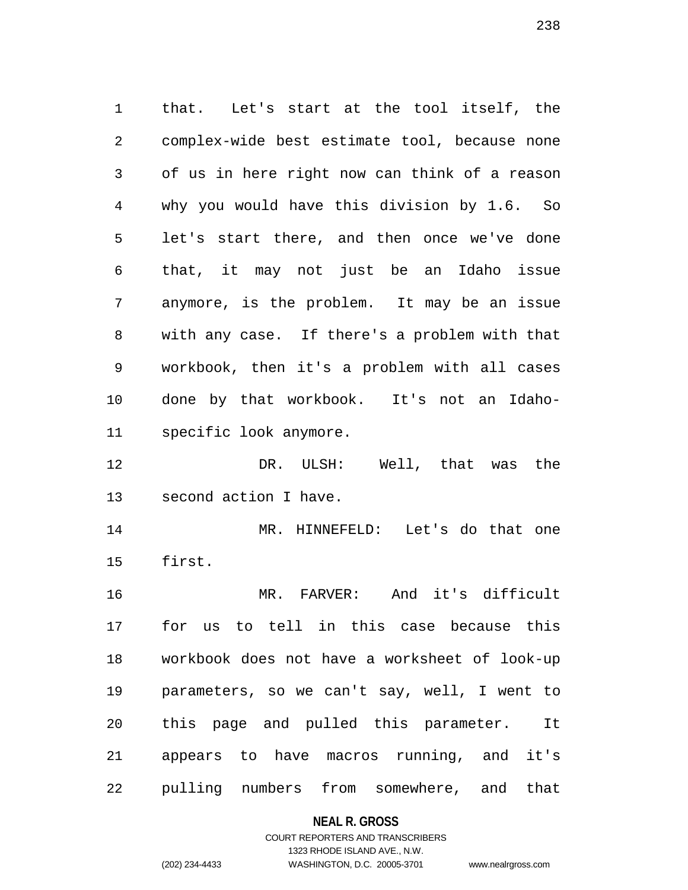that. Let's start at the tool itself, the complex-wide best estimate tool, because none of us in here right now can think of a reason why you would have this division by 1.6. So let's start there, and then once we've done that, it may not just be an Idaho issue anymore, is the problem. It may be an issue with any case. If there's a problem with that workbook, then it's a problem with all cases done by that workbook. It's not an Idaho-specific look anymore.

DR. ULSH: Well, that was the second action I have.

MR. HINNEFELD: Let's do that one first.

MR. FARVER: And it's difficult for us to tell in this case because this workbook does not have a worksheet of look-up parameters, so we can't say, well, I went to this page and pulled this parameter. It appears to have macros running, and it's pulling numbers from somewhere, and that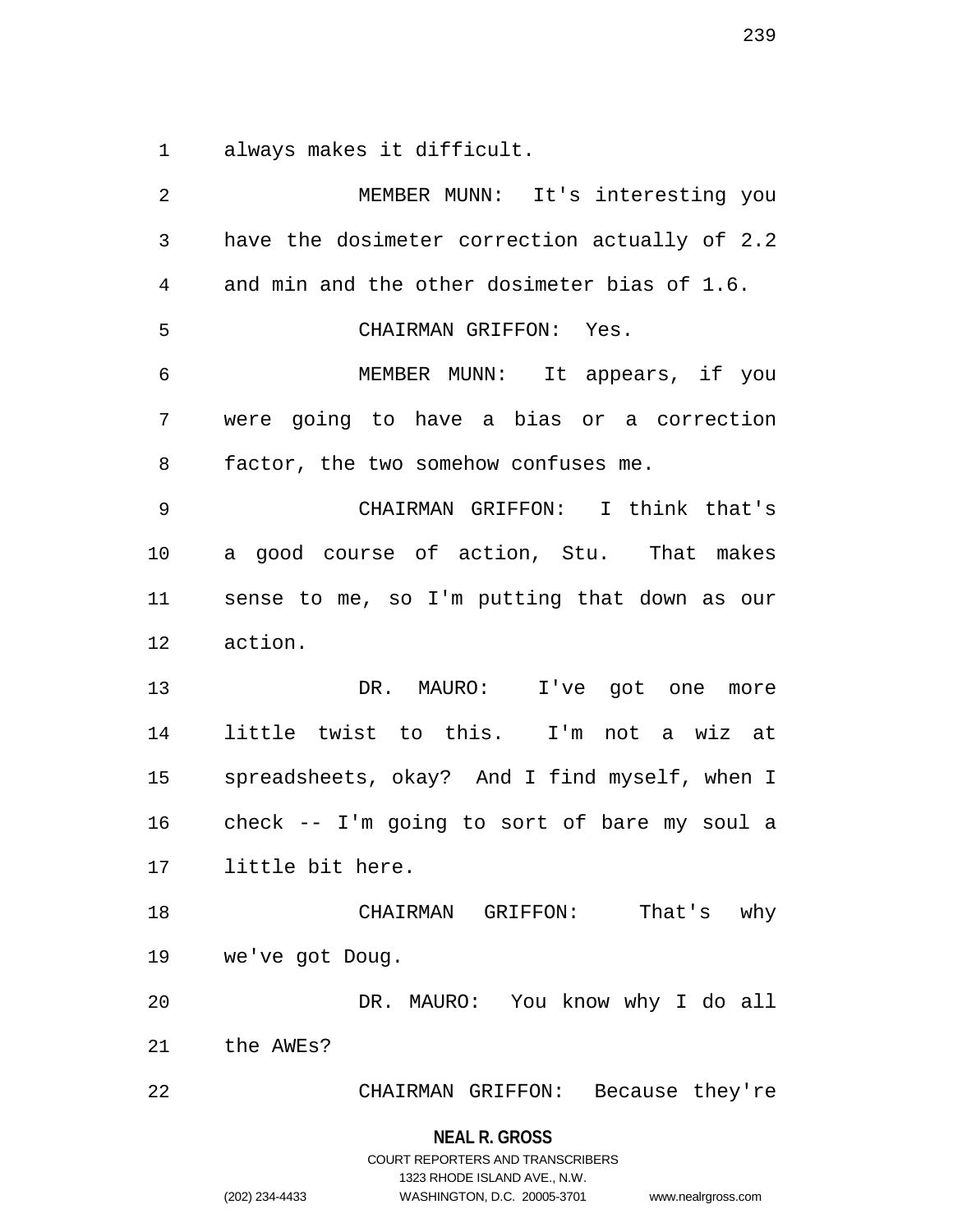always makes it difficult.

MEMBER MUNN: It's interesting you have the dosimeter correction actually of 2.2 and min and the other dosimeter bias of 1.6.

CHAIRMAN GRIFFON: Yes.

MEMBER MUNN: It appears, if you were going to have a bias or a correction factor, the two somehow confuses me.

CHAIRMAN GRIFFON: I think that's a good course of action, Stu. That makes sense to me, so I'm putting that down as our action.

DR. MAURO: I've got one more little twist to this. I'm not a wiz at spreadsheets, okay? And I find myself, when I check -- I'm going to sort of bare my soul a little bit here.

CHAIRMAN GRIFFON: That's why we've got Doug.

DR. MAURO: You know why I do all the AWEs?

CHAIRMAN GRIFFON: Because they're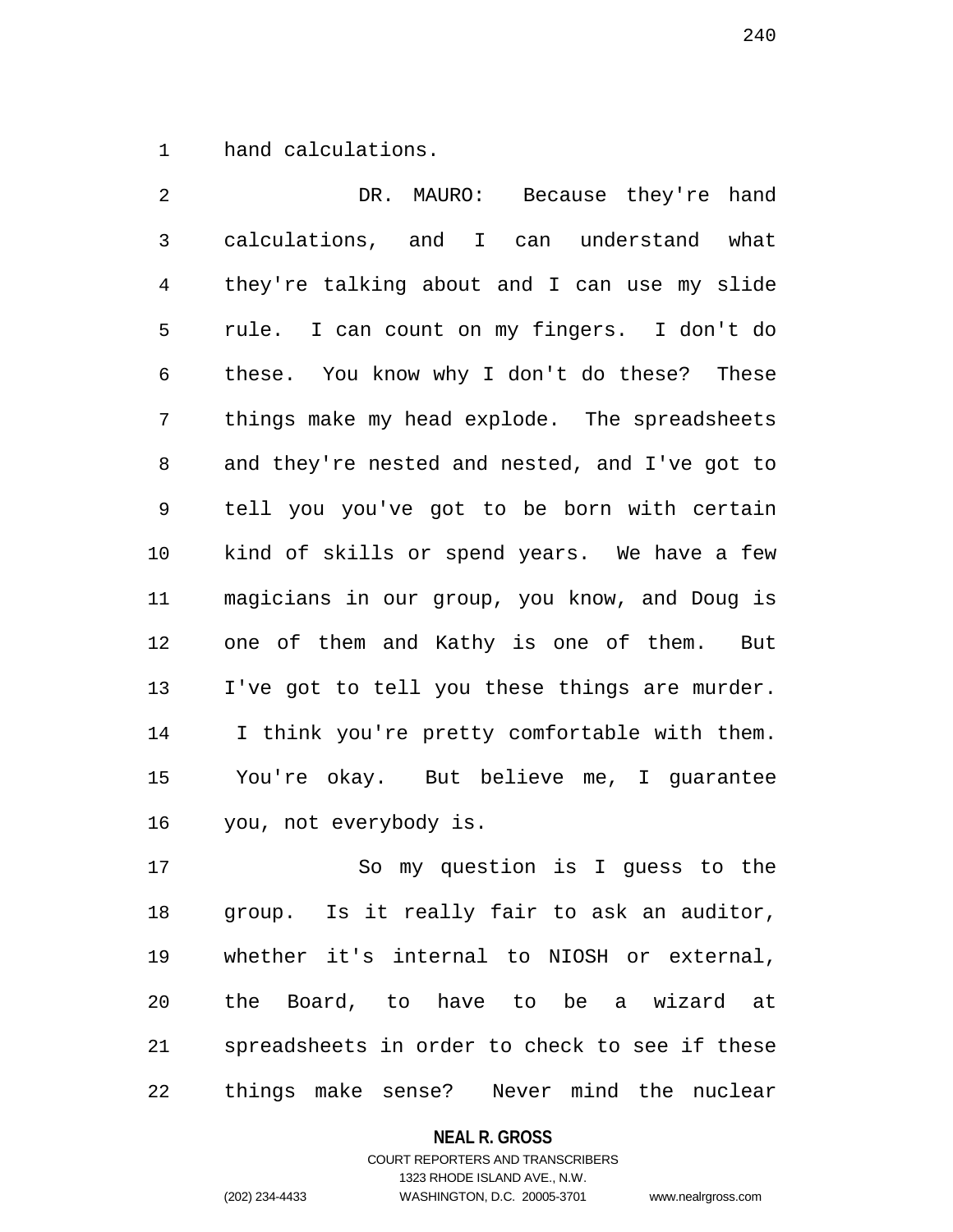hand calculations.

DR. MAURO: Because they're hand calculations, and I can understand what they're talking about and I can use my slide rule. I can count on my fingers. I don't do these. You know why I don't do these? These things make my head explode. The spreadsheets and they're nested and nested, and I've got to tell you you've got to be born with certain kind of skills or spend years. We have a few magicians in our group, you know, and Doug is one of them and Kathy is one of them. But I've got to tell you these things are murder. I think you're pretty comfortable with them. You're okay. But believe me, I guarantee you, not everybody is.

So my question is I guess to the group. Is it really fair to ask an auditor, whether it's internal to NIOSH or external, the Board, to have to be a wizard at spreadsheets in order to check to see if these things make sense? Never mind the nuclear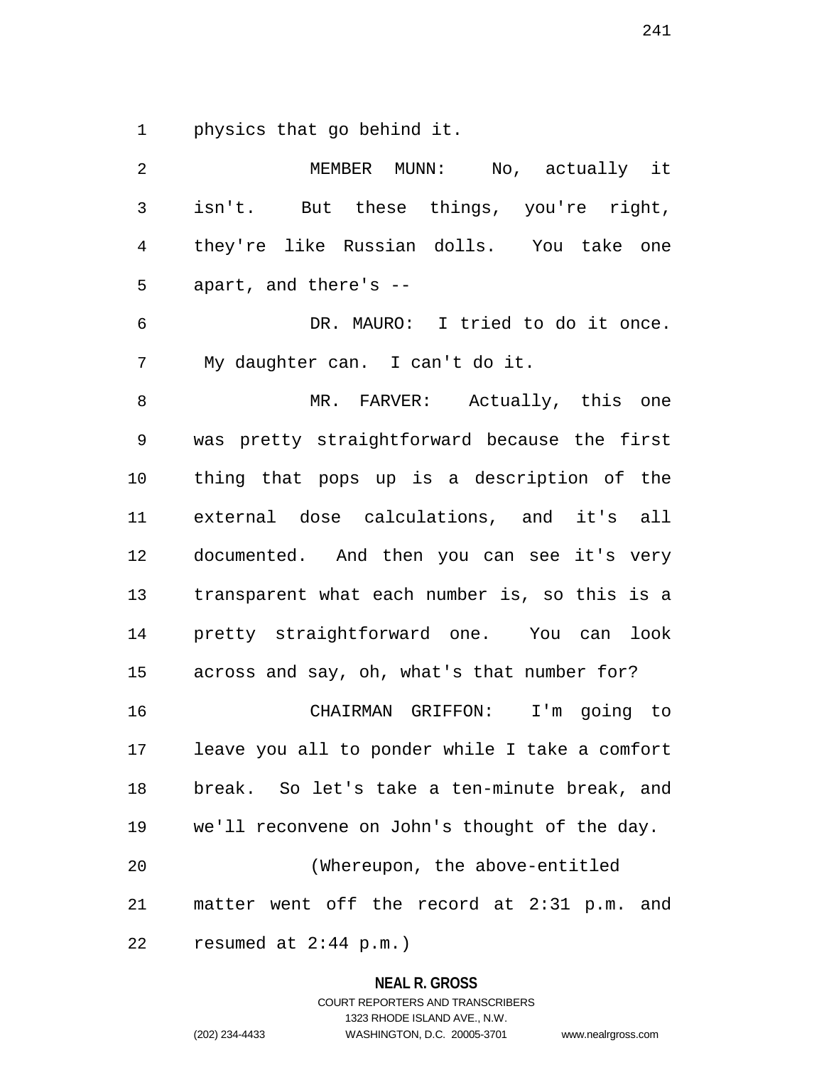physics that go behind it.

MEMBER MUNN: No, actually it isn't. But these things, you're right, they're like Russian dolls. You take one apart, and there's --

DR. MAURO: I tried to do it once. My daughter can. I can't do it.

MR. FARVER: Actually, this one was pretty straightforward because the first thing that pops up is a description of the external dose calculations, and it's all documented. And then you can see it's very transparent what each number is, so this is a pretty straightforward one. You can look across and say, oh, what's that number for?

CHAIRMAN GRIFFON: I'm going to leave you all to ponder while I take a comfort break. So let's take a ten-minute break, and we'll reconvene on John's thought of the day.

(Whereupon, the above-entitled matter went off the record at 2:31 p.m. and resumed at 2:44 p.m.)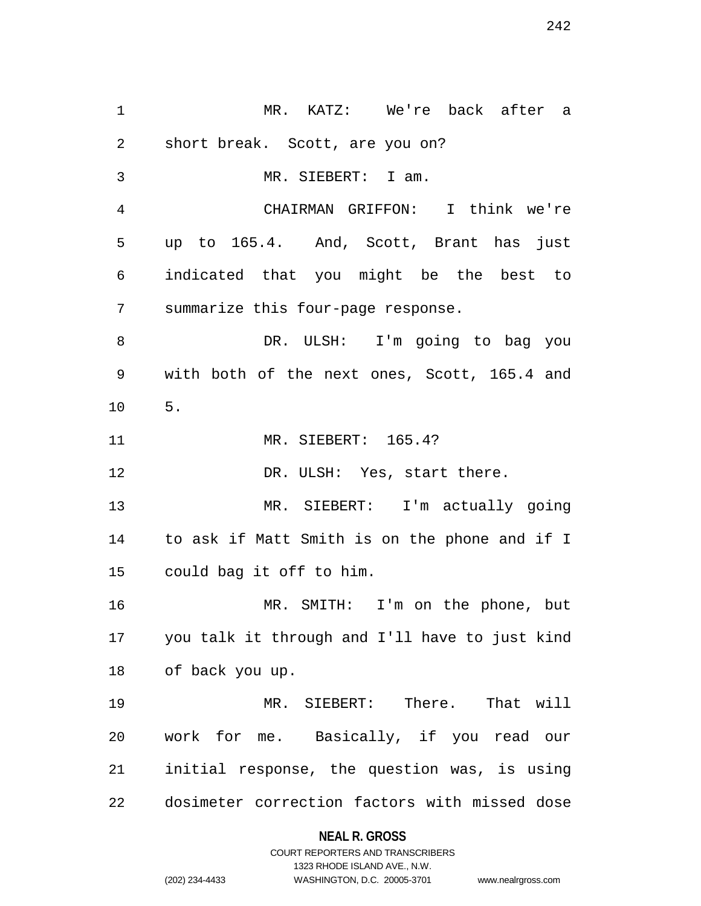MR. KATZ: We're back after a short break. Scott, are you on?

MR. SIEBERT: I am.

CHAIRMAN GRIFFON: I think we're up to 165.4. And, Scott, Brant has just indicated that you might be the best to summarize this four-page response.

DR. ULSH: I'm going to bag you with both of the next ones, Scott, 165.4 and 5.

MR. SIEBERT: 165.4?

DR. ULSH: Yes, start there.

MR. SIEBERT: I'm actually going to ask if Matt Smith is on the phone and if I could bag it off to him.

MR. SMITH: I'm on the phone, but you talk it through and I'll have to just kind of back you up.

MR. SIEBERT: There. That will work for me. Basically, if you read our initial response, the question was, is using dosimeter correction factors with missed dose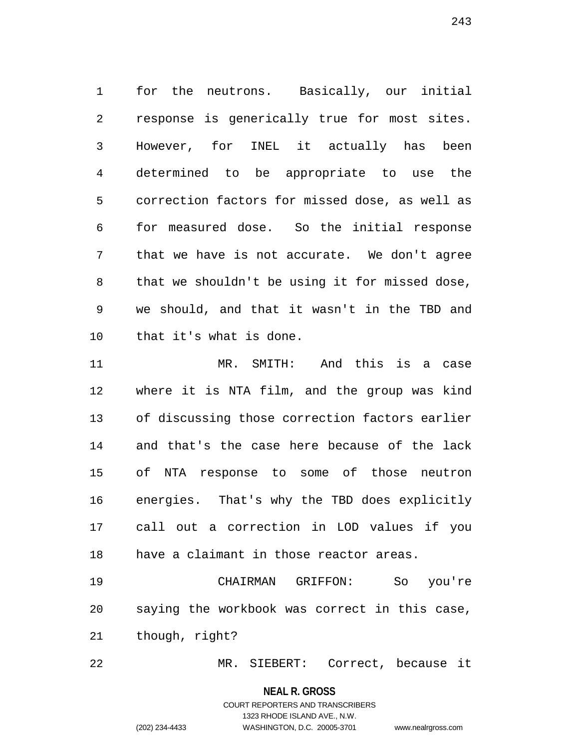for the neutrons. Basically, our initial response is generically true for most sites. However, for INEL it actually has been determined to be appropriate to use the correction factors for missed dose, as well as for measured dose. So the initial response that we have is not accurate. We don't agree that we shouldn't be using it for missed dose, we should, and that it wasn't in the TBD and that it's what is done.

MR. SMITH: And this is a case where it is NTA film, and the group was kind of discussing those correction factors earlier and that's the case here because of the lack of NTA response to some of those neutron energies. That's why the TBD does explicitly call out a correction in LOD values if you have a claimant in those reactor areas.

CHAIRMAN GRIFFON: So you're saying the workbook was correct in this case, though, right?

MR. SIEBERT: Correct, because it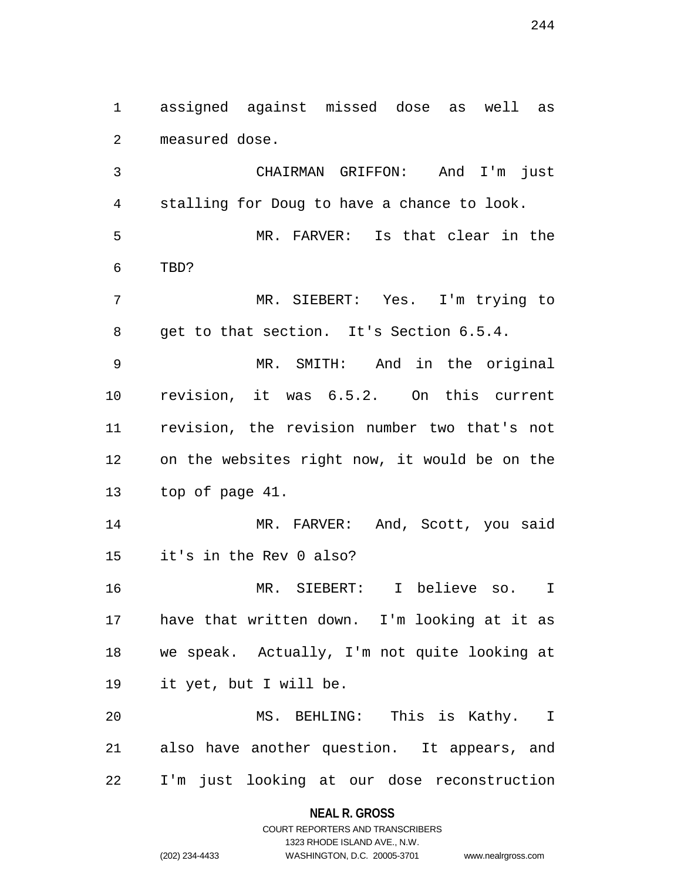assigned against missed dose as well as measured dose.

CHAIRMAN GRIFFON: And I'm just stalling for Doug to have a chance to look.

MR. FARVER: Is that clear in the TBD?

MR. SIEBERT: Yes. I'm trying to get to that section. It's Section 6.5.4.

MR. SMITH: And in the original revision, it was 6.5.2. On this current revision, the revision number two that's not on the websites right now, it would be on the top of page 41.

MR. FARVER: And, Scott, you said it's in the Rev 0 also?

MR. SIEBERT: I believe so. I have that written down. I'm looking at it as we speak. Actually, I'm not quite looking at it yet, but I will be.

MS. BEHLING: This is Kathy. I also have another question. It appears, and I'm just looking at our dose reconstruction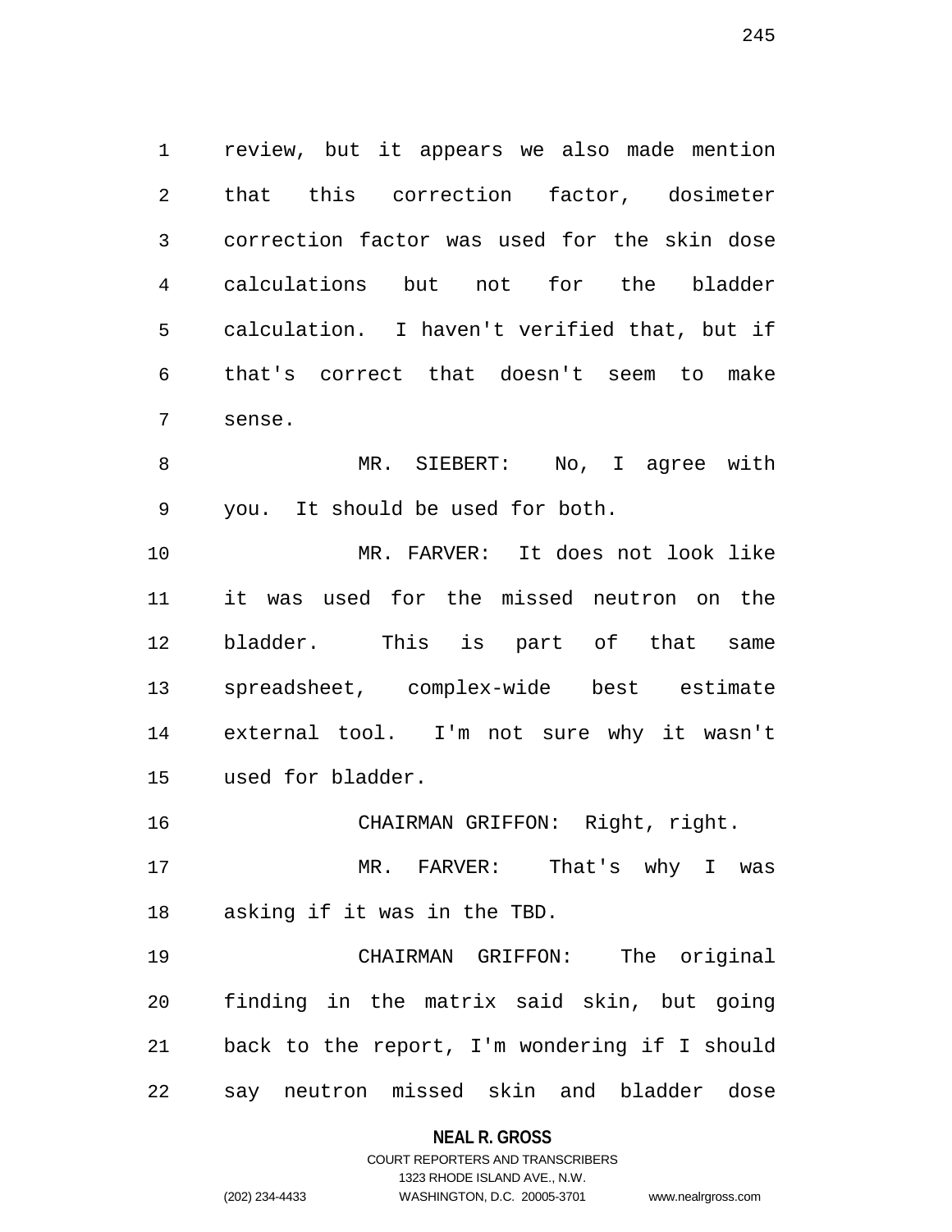review, but it appears we also made mention that this correction factor, dosimeter correction factor was used for the skin dose calculations but not for the bladder calculation. I haven't verified that, but if that's correct that doesn't seem to make sense.

MR. SIEBERT: No, I agree with you. It should be used for both.

MR. FARVER: It does not look like it was used for the missed neutron on the bladder. This is part of that same spreadsheet, complex-wide best estimate external tool. I'm not sure why it wasn't used for bladder.

CHAIRMAN GRIFFON: Right, right.

MR. FARVER: That's why I was asking if it was in the TBD.

CHAIRMAN GRIFFON: The original finding in the matrix said skin, but going back to the report, I'm wondering if I should say neutron missed skin and bladder dose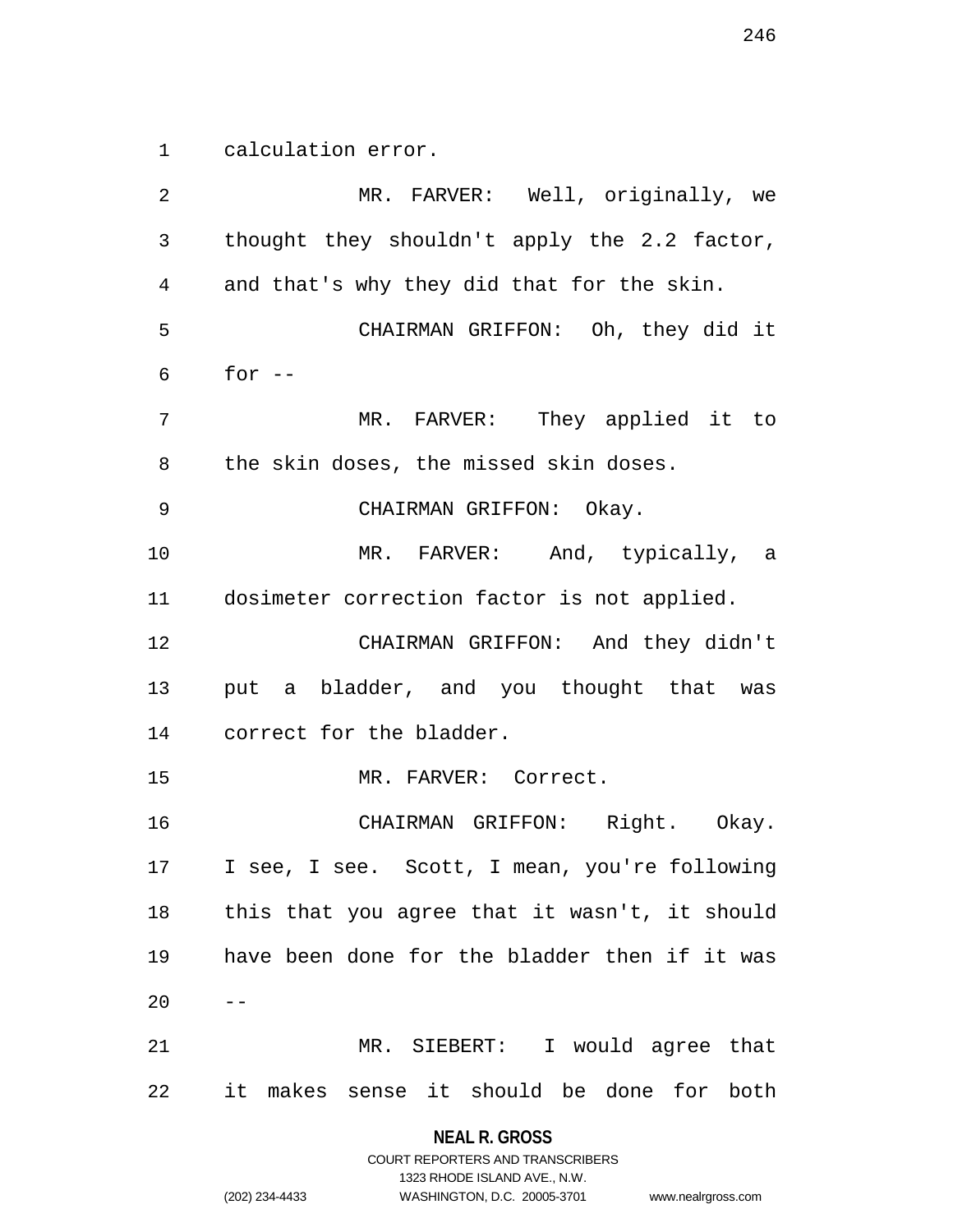calculation error.

MR. FARVER: Well, originally, we thought they shouldn't apply the 2.2 factor, and that's why they did that for the skin.

CHAIRMAN GRIFFON: Oh, they did it for --

MR. FARVER: They applied it to the skin doses, the missed skin doses.

CHAIRMAN GRIFFON: Okay.

MR. FARVER: And, typically, a dosimeter correction factor is not applied.

CHAIRMAN GRIFFON: And they didn't put a bladder, and you thought that was correct for the bladder.

MR. FARVER: Correct.

CHAIRMAN GRIFFON: Right. Okay. I see, I see. Scott, I mean, you're following this that you agree that it wasn't, it should have been done for the bladder then if it was --

MR. SIEBERT: I would agree that it makes sense it should be done for both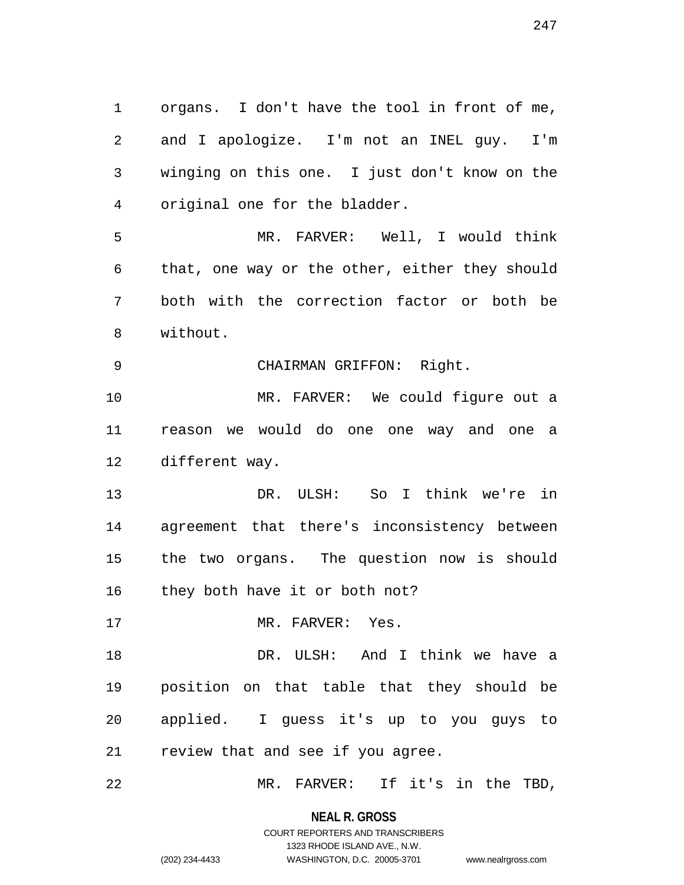organs. I don't have the tool in front of me, and I apologize. I'm not an INEL guy. I'm winging on this one. I just don't know on the original one for the bladder.

MR. FARVER: Well, I would think that, one way or the other, either they should both with the correction factor or both be without.

CHAIRMAN GRIFFON: Right.

MR. FARVER: We could figure out a reason we would do one one way and one a different way.

DR. ULSH: So I think we're in agreement that there's inconsistency between the two organs. The question now is should they both have it or both not?

MR. FARVER: Yes.

DR. ULSH: And I think we have a position on that table that they should be applied. I guess it's up to you guys to review that and see if you agree.

MR. FARVER: If it's in the TBD,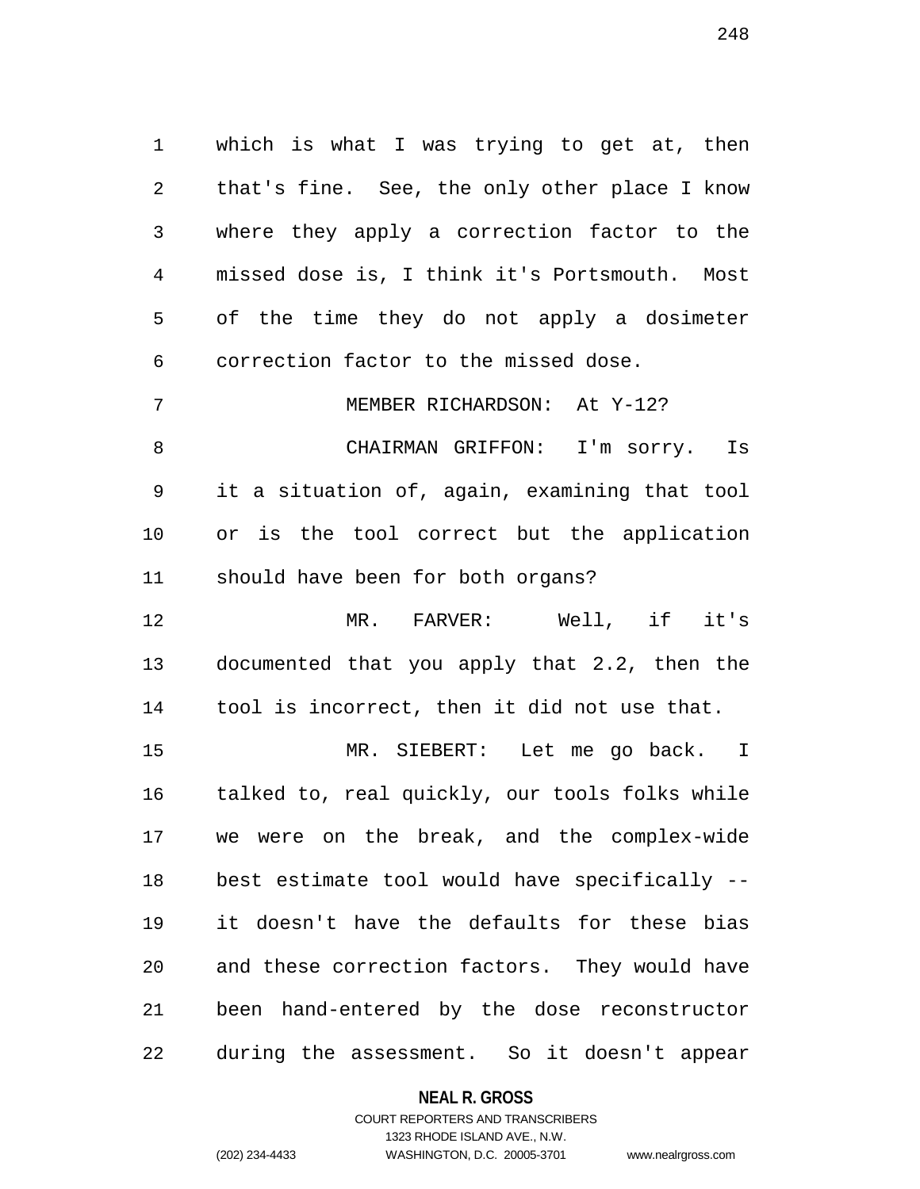which is what I was trying to get at, then that's fine. See, the only other place I know where they apply a correction factor to the missed dose is, I think it's Portsmouth. Most of the time they do not apply a dosimeter correction factor to the missed dose.

MEMBER RICHARDSON: At Y-12?

CHAIRMAN GRIFFON: I'm sorry. Is it a situation of, again, examining that tool or is the tool correct but the application should have been for both organs?

MR. FARVER: Well, if it's documented that you apply that 2.2, then the tool is incorrect, then it did not use that.

MR. SIEBERT: Let me go back. I talked to, real quickly, our tools folks while we were on the break, and the complex-wide best estimate tool would have specifically -- it doesn't have the defaults for these bias and these correction factors. They would have been hand-entered by the dose reconstructor during the assessment. So it doesn't appear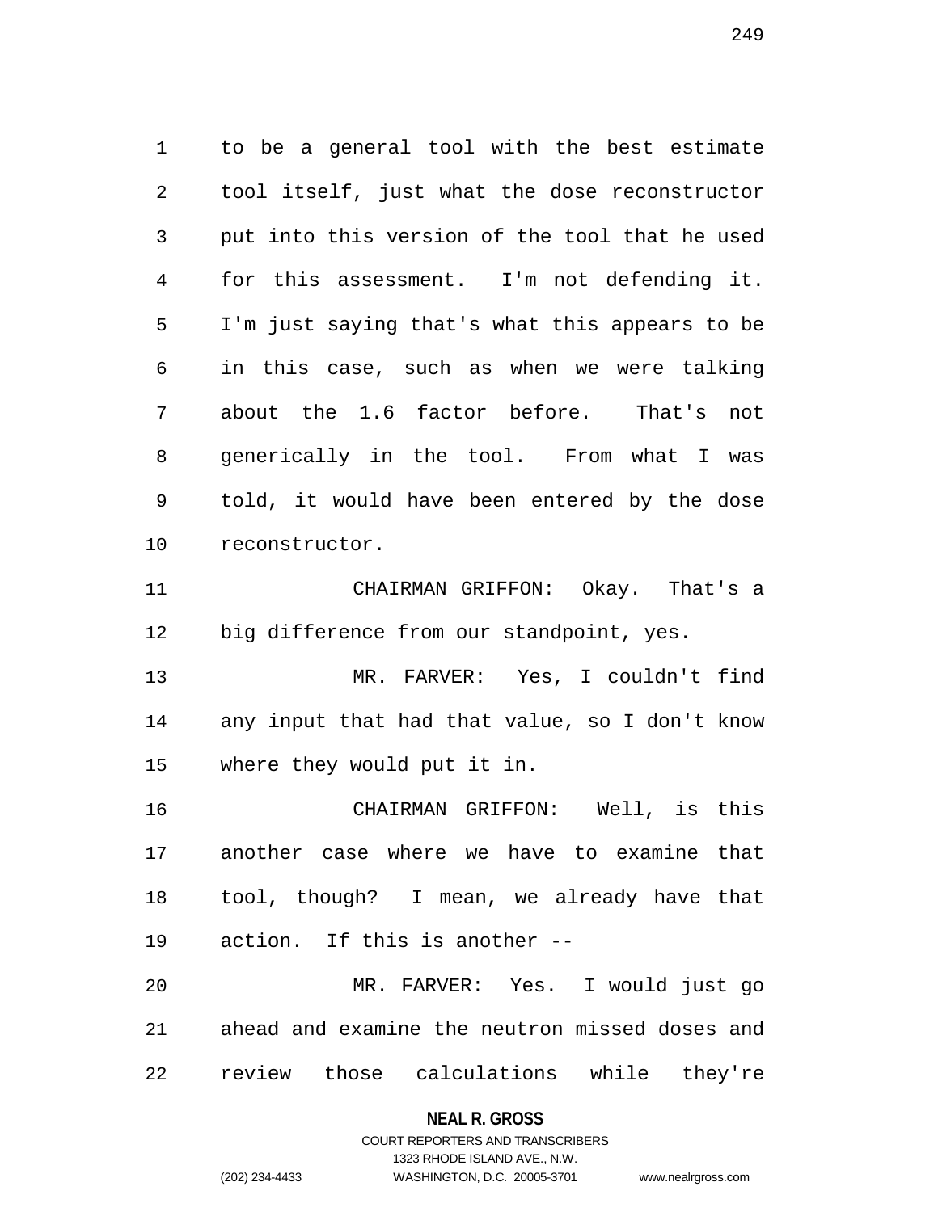to be a general tool with the best estimate tool itself, just what the dose reconstructor put into this version of the tool that he used for this assessment. I'm not defending it. I'm just saying that's what this appears to be in this case, such as when we were talking about the 1.6 factor before. That's not generically in the tool. From what I was told, it would have been entered by the dose reconstructor.

CHAIRMAN GRIFFON: Okay. That's a big difference from our standpoint, yes.

MR. FARVER: Yes, I couldn't find any input that had that value, so I don't know where they would put it in.

CHAIRMAN GRIFFON: Well, is this another case where we have to examine that tool, though? I mean, we already have that action. If this is another --

MR. FARVER: Yes. I would just go ahead and examine the neutron missed doses and review those calculations while they're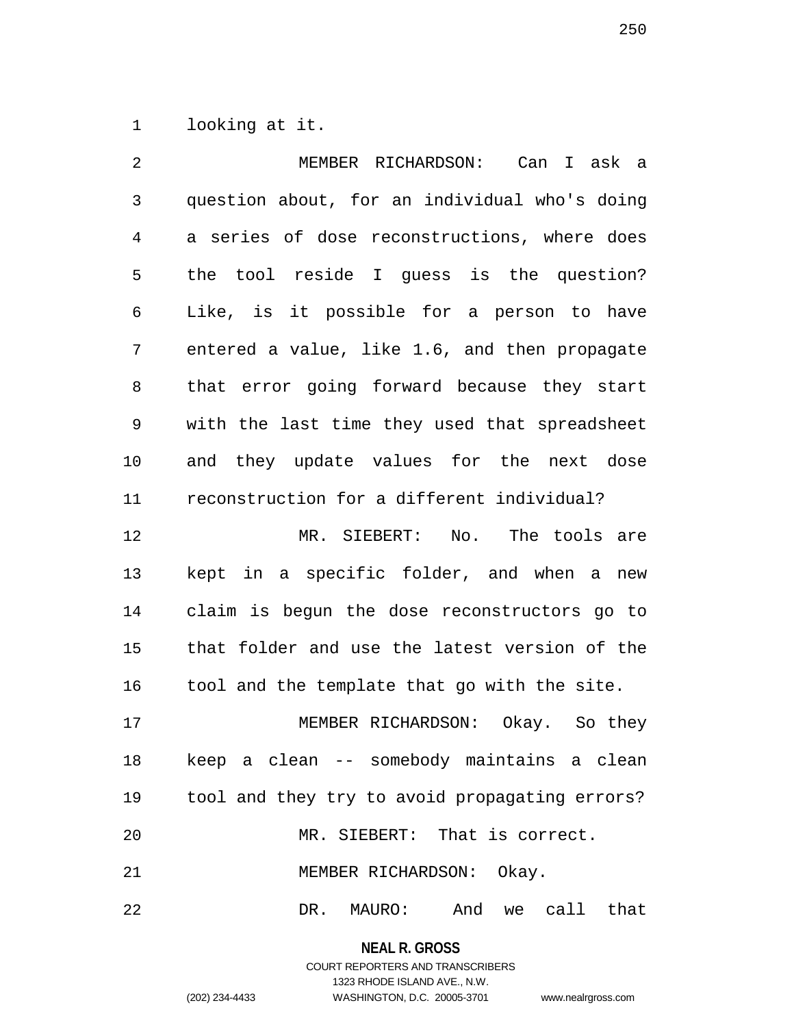looking at it.

MEMBER RICHARDSON: Can I ask a question about, for an individual who's doing a series of dose reconstructions, where does the tool reside I guess is the question? Like, is it possible for a person to have entered a value, like 1.6, and then propagate that error going forward because they start with the last time they used that spreadsheet and they update values for the next dose reconstruction for a different individual?

MR. SIEBERT: No. The tools are kept in a specific folder, and when a new claim is begun the dose reconstructors go to that folder and use the latest version of the tool and the template that go with the site.

MEMBER RICHARDSON: Okay. So they keep a clean -- somebody maintains a clean tool and they try to avoid propagating errors?

MR. SIEBERT: That is correct.

MEMBER RICHARDSON: Okay.

DR. MAURO: And we call that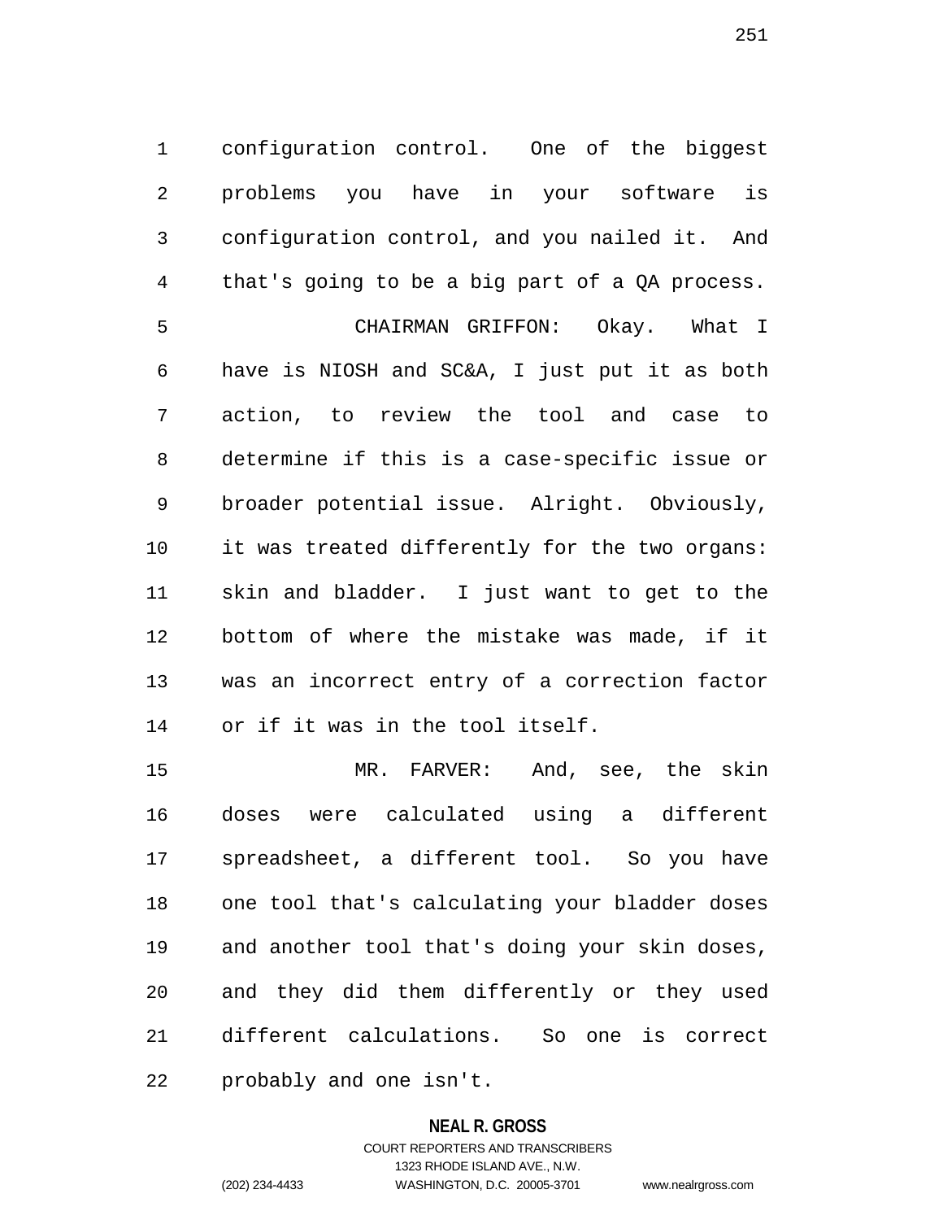configuration control. One of the biggest problems you have in your software is configuration control, and you nailed it. And that's going to be a big part of a QA process.

CHAIRMAN GRIFFON: Okay. What I have is NIOSH and SC&A, I just put it as both action, to review the tool and case to determine if this is a case-specific issue or broader potential issue. Alright. Obviously, it was treated differently for the two organs: skin and bladder. I just want to get to the bottom of where the mistake was made, if it was an incorrect entry of a correction factor or if it was in the tool itself.

MR. FARVER: And, see, the skin doses were calculated using a different spreadsheet, a different tool. So you have one tool that's calculating your bladder doses and another tool that's doing your skin doses, and they did them differently or they used different calculations. So one is correct probably and one isn't.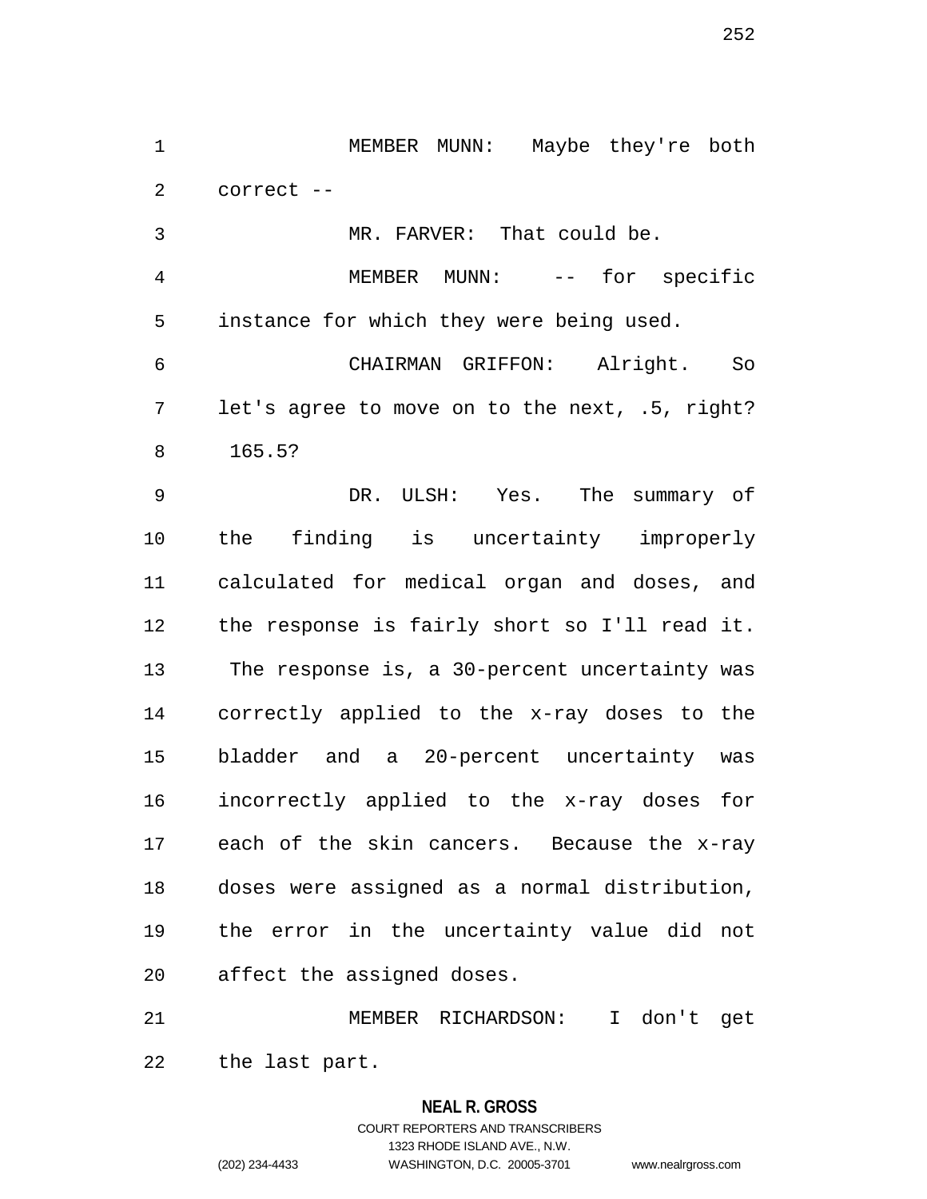MEMBER MUNN: Maybe they're both correct --

MR. FARVER: That could be.

MEMBER MUNN: -- for specific instance for which they were being used.

CHAIRMAN GRIFFON: Alright. So let's agree to move on to the next, .5, right? 165.5?

DR. ULSH: Yes. The summary of the finding is uncertainty improperly calculated for medical organ and doses, and the response is fairly short so I'll read it. The response is, a 30-percent uncertainty was correctly applied to the x-ray doses to the bladder and a 20-percent uncertainty was incorrectly applied to the x-ray doses for each of the skin cancers. Because the x-ray doses were assigned as a normal distribution, the error in the uncertainty value did not affect the assigned doses.

MEMBER RICHARDSON: I don't get the last part.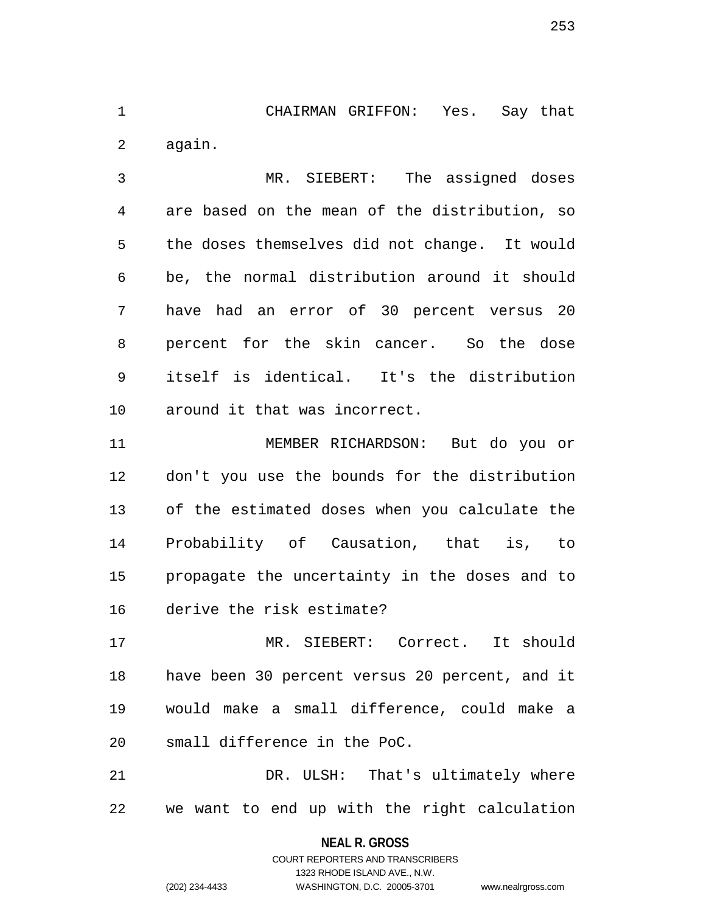CHAIRMAN GRIFFON: Yes. Say that again.

MR. SIEBERT: The assigned doses are based on the mean of the distribution, so the doses themselves did not change. It would be, the normal distribution around it should have had an error of 30 percent versus 20 percent for the skin cancer. So the dose itself is identical. It's the distribution around it that was incorrect.

MEMBER RICHARDSON: But do you or don't you use the bounds for the distribution of the estimated doses when you calculate the Probability of Causation, that is, to propagate the uncertainty in the doses and to derive the risk estimate?

MR. SIEBERT: Correct. It should have been 30 percent versus 20 percent, and it would make a small difference, could make a small difference in the PoC.

DR. ULSH: That's ultimately where we want to end up with the right calculation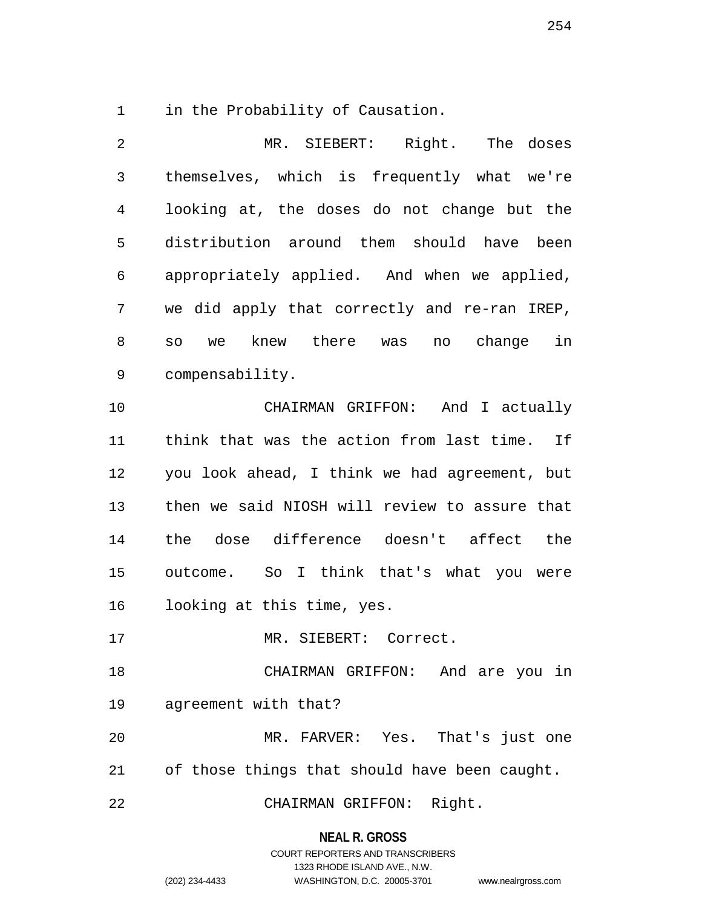in the Probability of Causation.

MR. SIEBERT: Right. The doses themselves, which is frequently what we're looking at, the doses do not change but the distribution around them should have been appropriately applied. And when we applied, we did apply that correctly and re-ran IREP, so we knew there was no change in compensability.

CHAIRMAN GRIFFON: And I actually think that was the action from last time. If you look ahead, I think we had agreement, but then we said NIOSH will review to assure that the dose difference doesn't affect the outcome. So I think that's what you were looking at this time, yes.

MR. SIEBERT: Correct.

CHAIRMAN GRIFFON: And are you in agreement with that?

MR. FARVER: Yes. That's just one of those things that should have been caught.

CHAIRMAN GRIFFON: Right.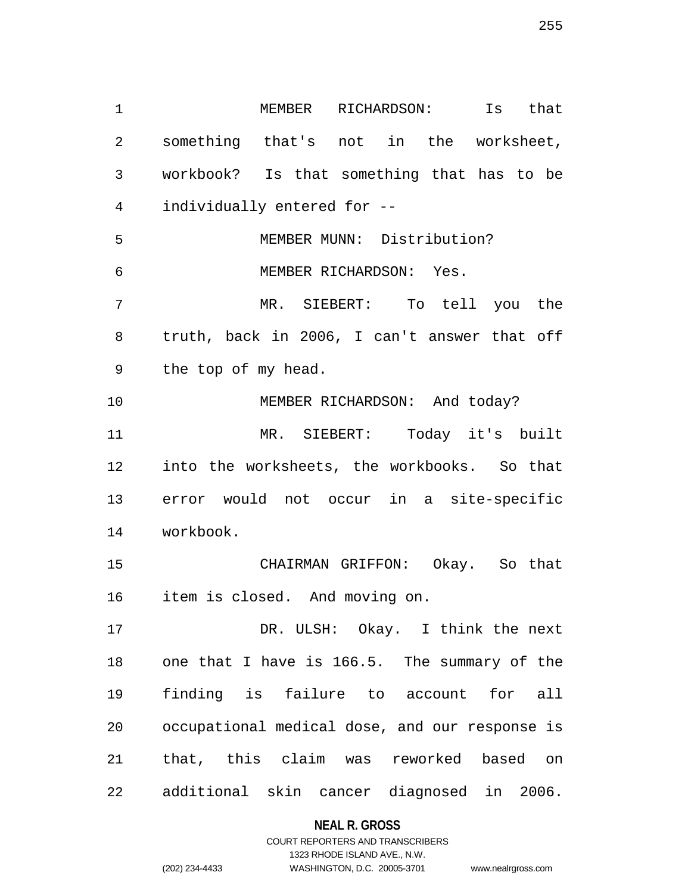MEMBER RICHARDSON: Is that something that's not in the worksheet, workbook? Is that something that has to be individually entered for --

MEMBER MUNN: Distribution?

MEMBER RICHARDSON: Yes.

MR. SIEBERT: To tell you the truth, back in 2006, I can't answer that off the top of my head.

MEMBER RICHARDSON: And today?

MR. SIEBERT: Today it's built into the worksheets, the workbooks. So that error would not occur in a site-specific workbook.

CHAIRMAN GRIFFON: Okay. So that item is closed. And moving on.

DR. ULSH: Okay. I think the next one that I have is 166.5. The summary of the finding is failure to account for all occupational medical dose, and our response is that, this claim was reworked based on additional skin cancer diagnosed in 2006.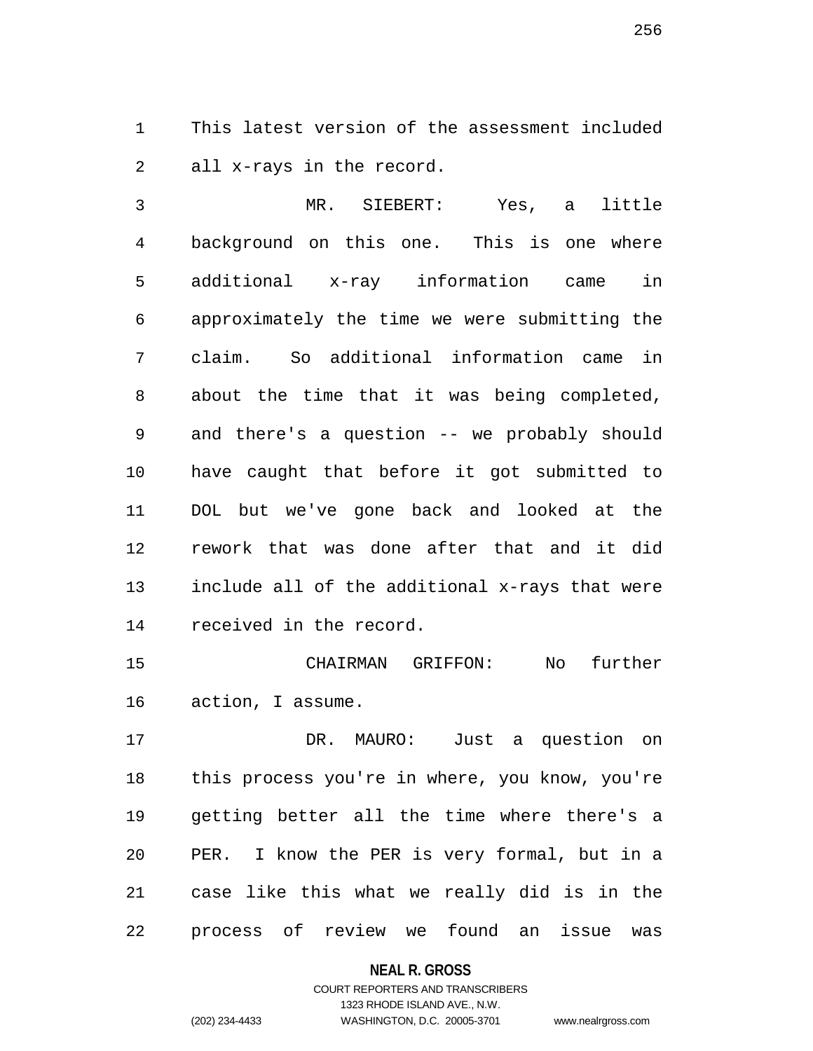This latest version of the assessment included all x-rays in the record.

MR. SIEBERT: Yes, a little background on this one. This is one where additional x-ray information came in approximately the time we were submitting the claim. So additional information came in about the time that it was being completed, and there's a question -- we probably should have caught that before it got submitted to DOL but we've gone back and looked at the rework that was done after that and it did include all of the additional x-rays that were received in the record.

CHAIRMAN GRIFFON: No further action, I assume.

DR. MAURO: Just a question on this process you're in where, you know, you're getting better all the time where there's a PER. I know the PER is very formal, but in a case like this what we really did is in the process of review we found an issue was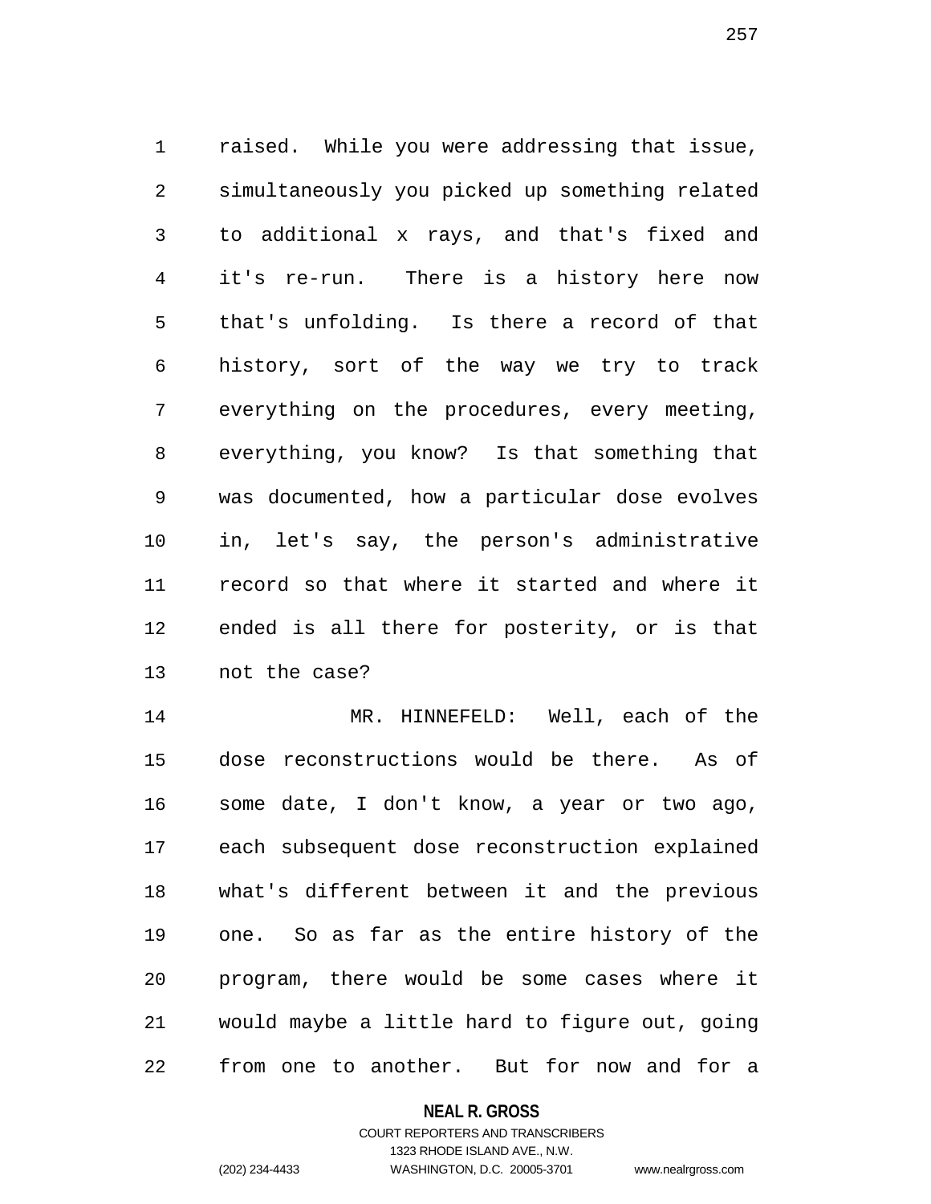raised. While you were addressing that issue, simultaneously you picked up something related to additional x rays, and that's fixed and it's re-run. There is a history here now that's unfolding. Is there a record of that history, sort of the way we try to track everything on the procedures, every meeting, everything, you know? Is that something that was documented, how a particular dose evolves in, let's say, the person's administrative record so that where it started and where it ended is all there for posterity, or is that not the case?

MR. HINNEFELD: Well, each of the dose reconstructions would be there. As of some date, I don't know, a year or two ago, each subsequent dose reconstruction explained what's different between it and the previous one. So as far as the entire history of the program, there would be some cases where it would maybe a little hard to figure out, going from one to another. But for now and for a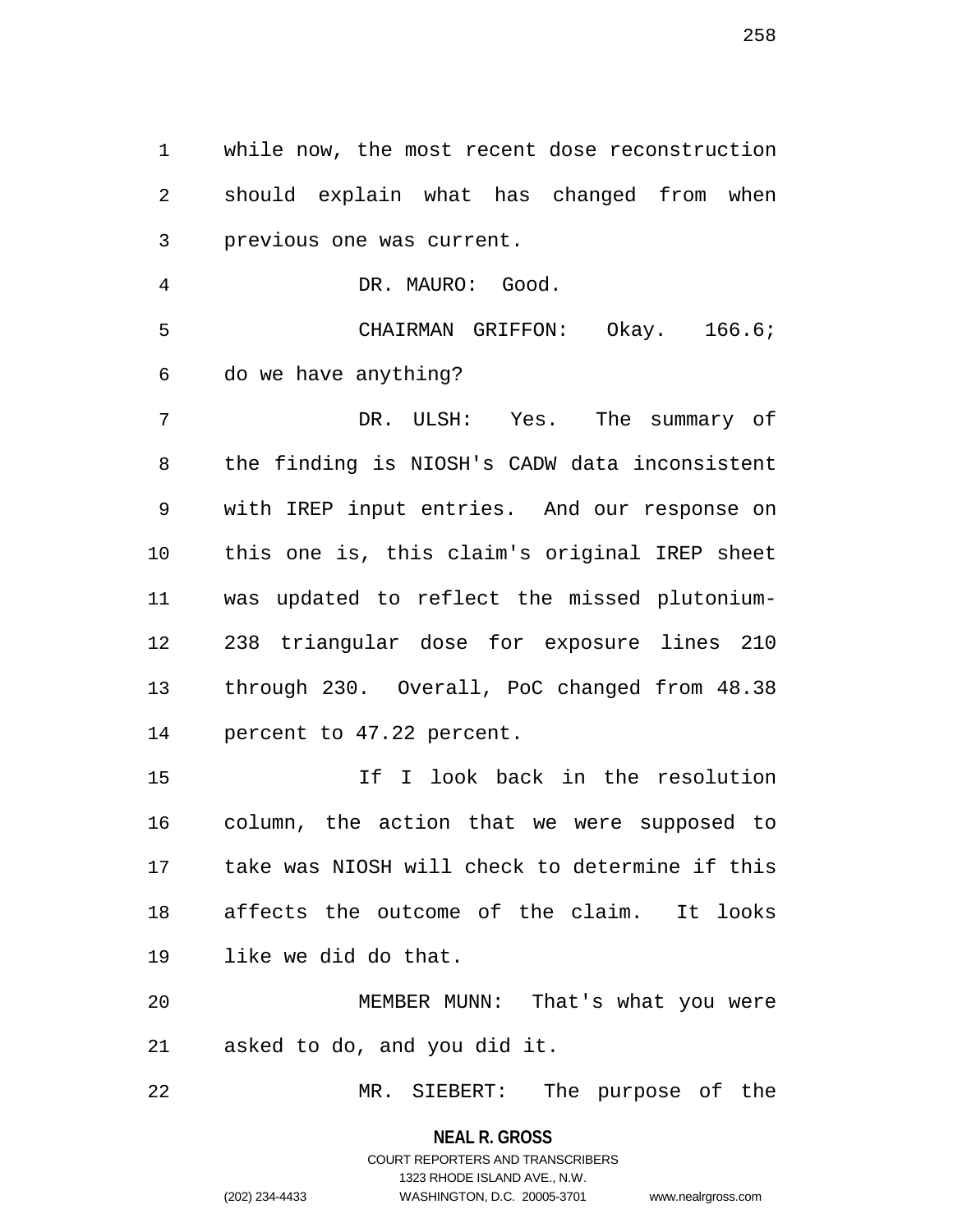while now, the most recent dose reconstruction should explain what has changed from when previous one was current.

DR. MAURO: Good.

CHAIRMAN GRIFFON: Okay. 166.6; do we have anything?

DR. ULSH: Yes. The summary of the finding is NIOSH's CADW data inconsistent with IREP input entries. And our response on this one is, this claim's original IREP sheet was updated to reflect the missed plutonium-238 triangular dose for exposure lines 210 through 230. Overall, PoC changed from 48.38 percent to 47.22 percent.

If I look back in the resolution column, the action that we were supposed to take was NIOSH will check to determine if this affects the outcome of the claim. It looks like we did do that.

MEMBER MUNN: That's what you were asked to do, and you did it.

MR. SIEBERT: The purpose of the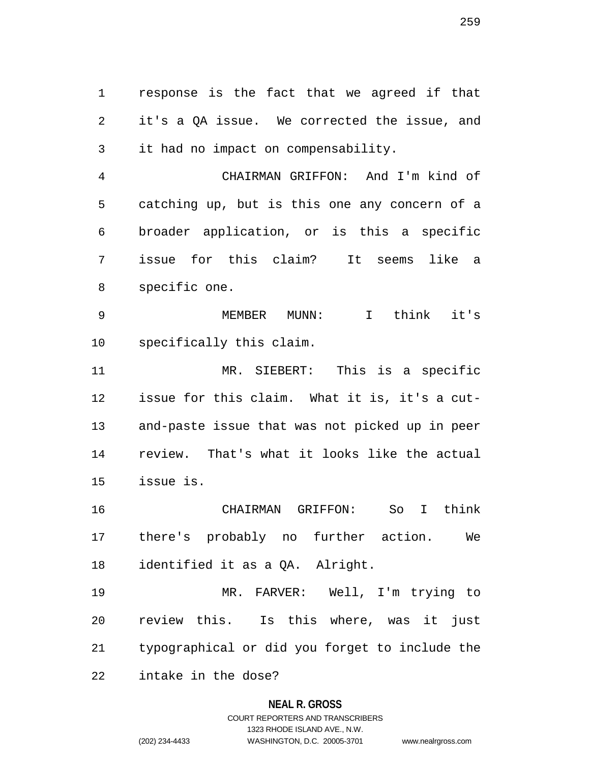response is the fact that we agreed if that it's a QA issue. We corrected the issue, and it had no impact on compensability.

CHAIRMAN GRIFFON: And I'm kind of catching up, but is this one any concern of a broader application, or is this a specific issue for this claim? It seems like a specific one.

MEMBER MUNN: I think it's specifically this claim.

MR. SIEBERT: This is a specific issue for this claim. What it is, it's a cut-and-paste issue that was not picked up in peer review. That's what it looks like the actual issue is.

CHAIRMAN GRIFFON: So I think there's probably no further action. We identified it as a QA. Alright.

MR. FARVER: Well, I'm trying to review this. Is this where, was it just typographical or did you forget to include the intake in the dose?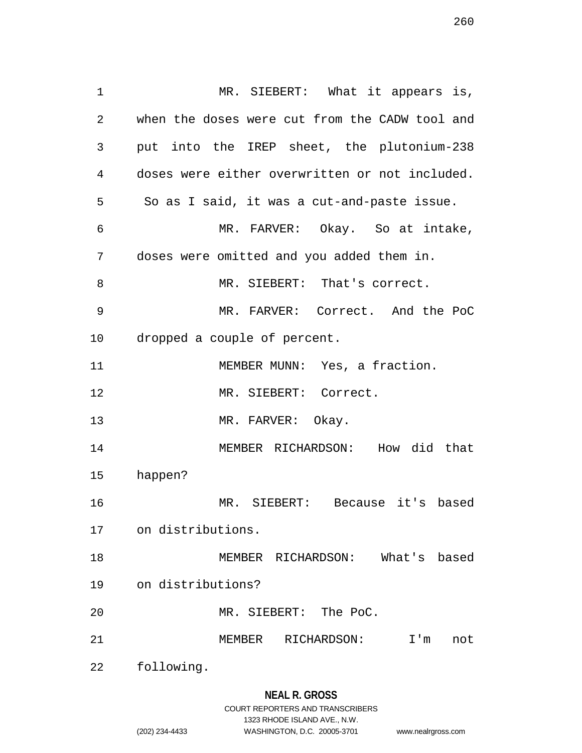MR. SIEBERT: What it appears is, when the doses were cut from the CADW tool and put into the IREP sheet, the plutonium-238 doses were either overwritten or not included. So as I said, it was a cut-and-paste issue.

MR. FARVER: Okay. So at intake, doses were omitted and you added them in.

MR. SIEBERT: That's correct.

MR. FARVER: Correct. And the PoC dropped a couple of percent.

MEMBER MUNN: Yes, a fraction.

MR. SIEBERT: Correct.

MR. FARVER: Okay.

MEMBER RICHARDSON: How did that happen?

MR. SIEBERT: Because it's based on distributions.

MEMBER RICHARDSON: What's based on distributions?

MR. SIEBERT: The PoC.

MEMBER RICHARDSON: I'm not following.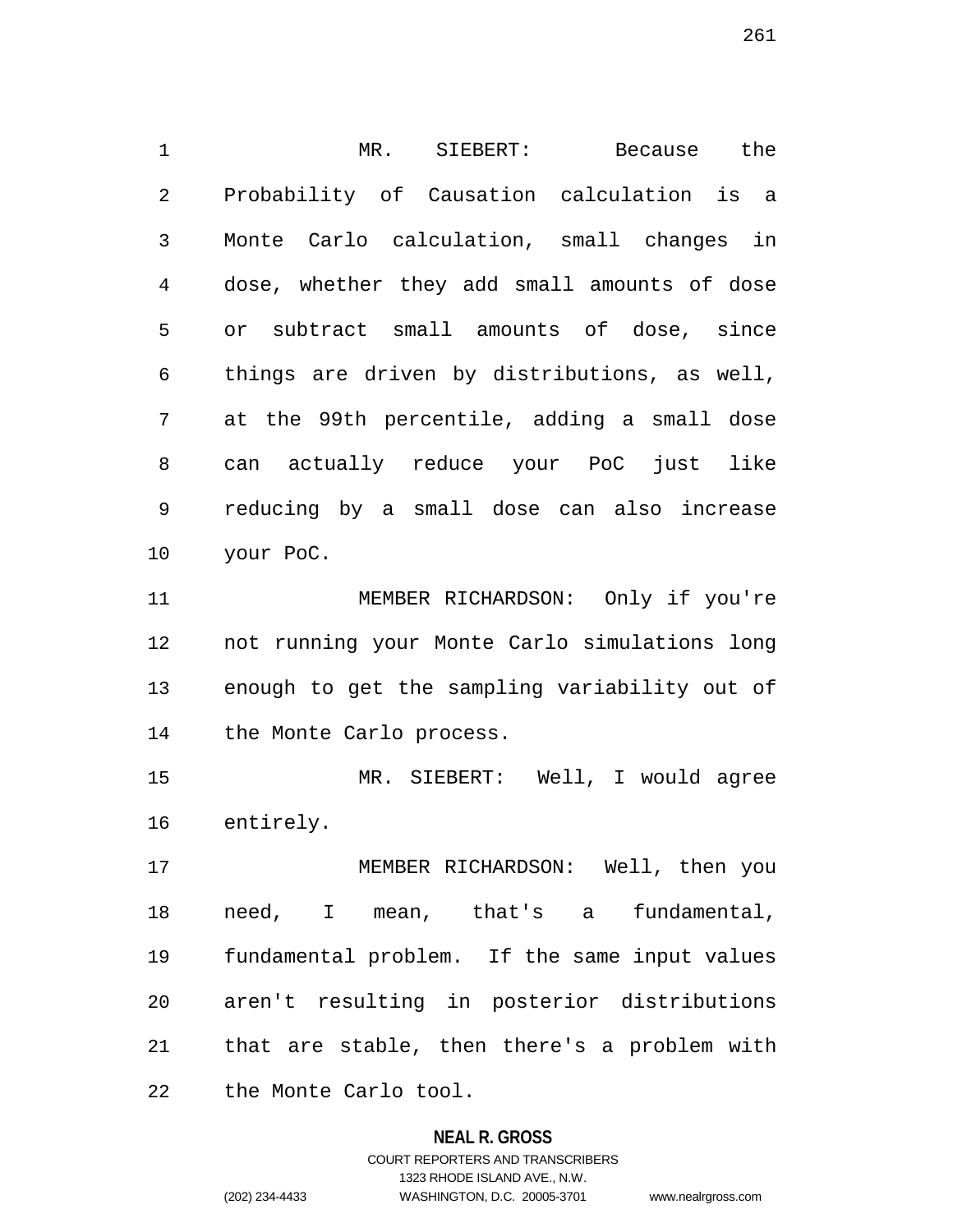MR. SIEBERT: Because the Probability of Causation calculation is a Monte Carlo calculation, small changes in dose, whether they add small amounts of dose or subtract small amounts of dose, since things are driven by distributions, as well, at the 99th percentile, adding a small dose can actually reduce your PoC just like reducing by a small dose can also increase your PoC.

MEMBER RICHARDSON: Only if you're not running your Monte Carlo simulations long enough to get the sampling variability out of the Monte Carlo process.

MR. SIEBERT: Well, I would agree entirely.

MEMBER RICHARDSON: Well, then you need, I mean, that's a fundamental, fundamental problem. If the same input values aren't resulting in posterior distributions that are stable, then there's a problem with the Monte Carlo tool.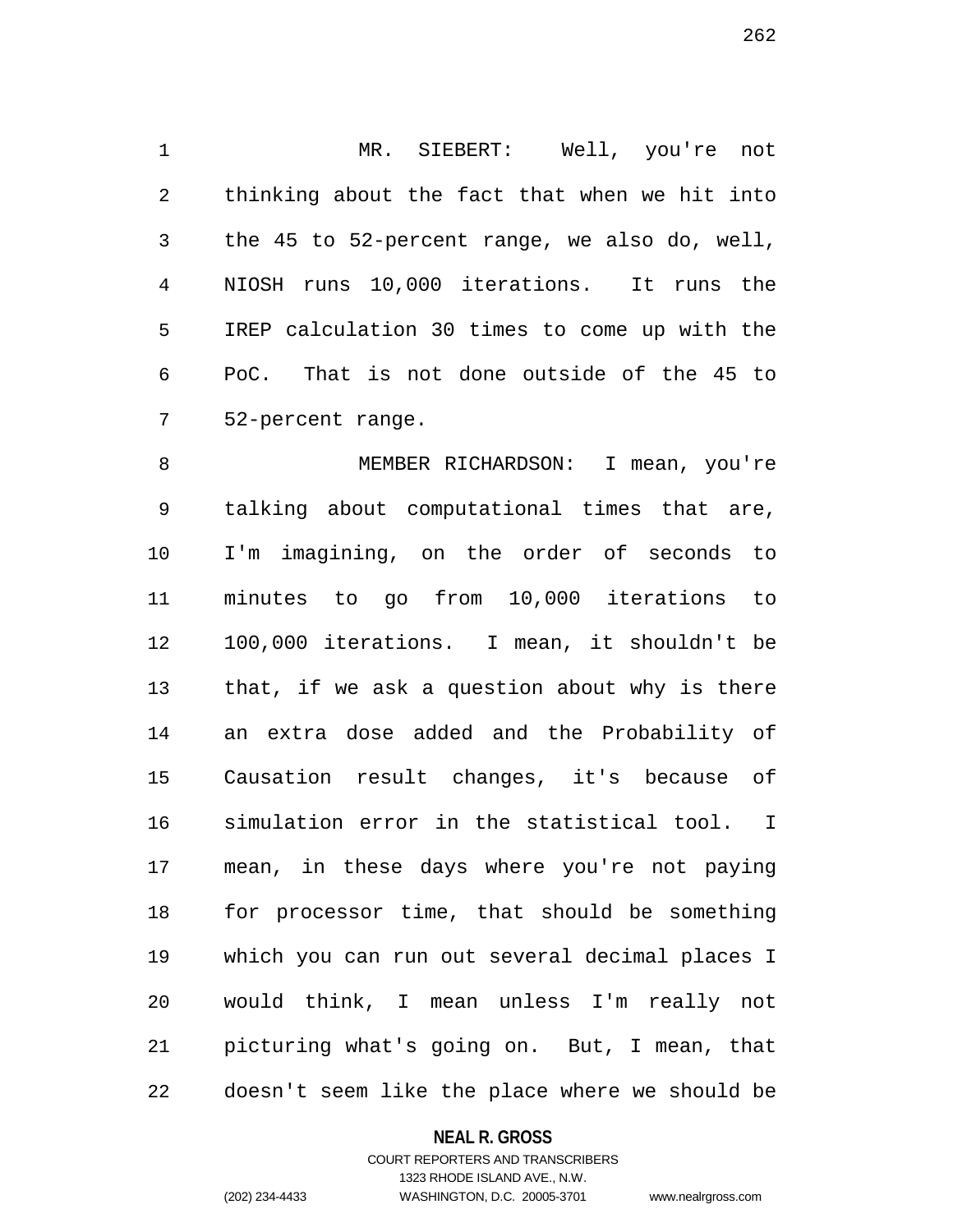MR. SIEBERT: Well, you're not thinking about the fact that when we hit into the 45 to 52-percent range, we also do, well, NIOSH runs 10,000 iterations. It runs the IREP calculation 30 times to come up with the PoC. That is not done outside of the 45 to 52-percent range.

MEMBER RICHARDSON: I mean, you're talking about computational times that are, I'm imagining, on the order of seconds to minutes to go from 10,000 iterations to 100,000 iterations. I mean, it shouldn't be that, if we ask a question about why is there an extra dose added and the Probability of Causation result changes, it's because of simulation error in the statistical tool. I mean, in these days where you're not paying for processor time, that should be something which you can run out several decimal places I would think, I mean unless I'm really not picturing what's going on. But, I mean, that doesn't seem like the place where we should be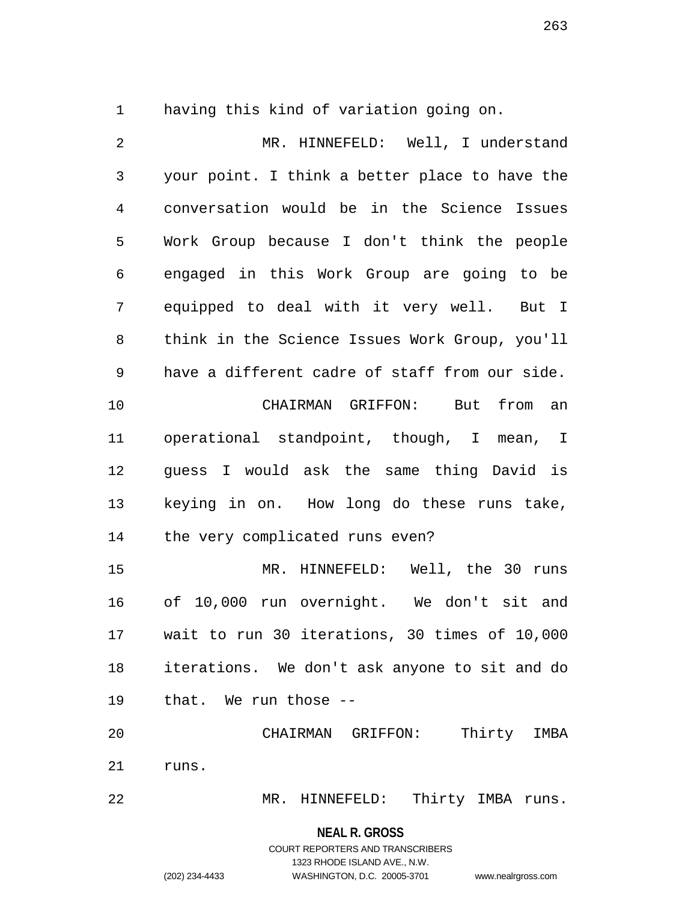having this kind of variation going on.

MR. HINNEFELD: Well, I understand your point. I think a better place to have the conversation would be in the Science Issues Work Group because I don't think the people engaged in this Work Group are going to be equipped to deal with it very well. But I think in the Science Issues Work Group, you'll have a different cadre of staff from our side.

CHAIRMAN GRIFFON: But from an operational standpoint, though, I mean, I guess I would ask the same thing David is keying in on. How long do these runs take, the very complicated runs even?

MR. HINNEFELD: Well, the 30 runs of 10,000 run overnight. We don't sit and wait to run 30 iterations, 30 times of 10,000 iterations. We don't ask anyone to sit and do that. We run those --

CHAIRMAN GRIFFON: Thirty IMBA runs.

MR. HINNEFELD: Thirty IMBA runs.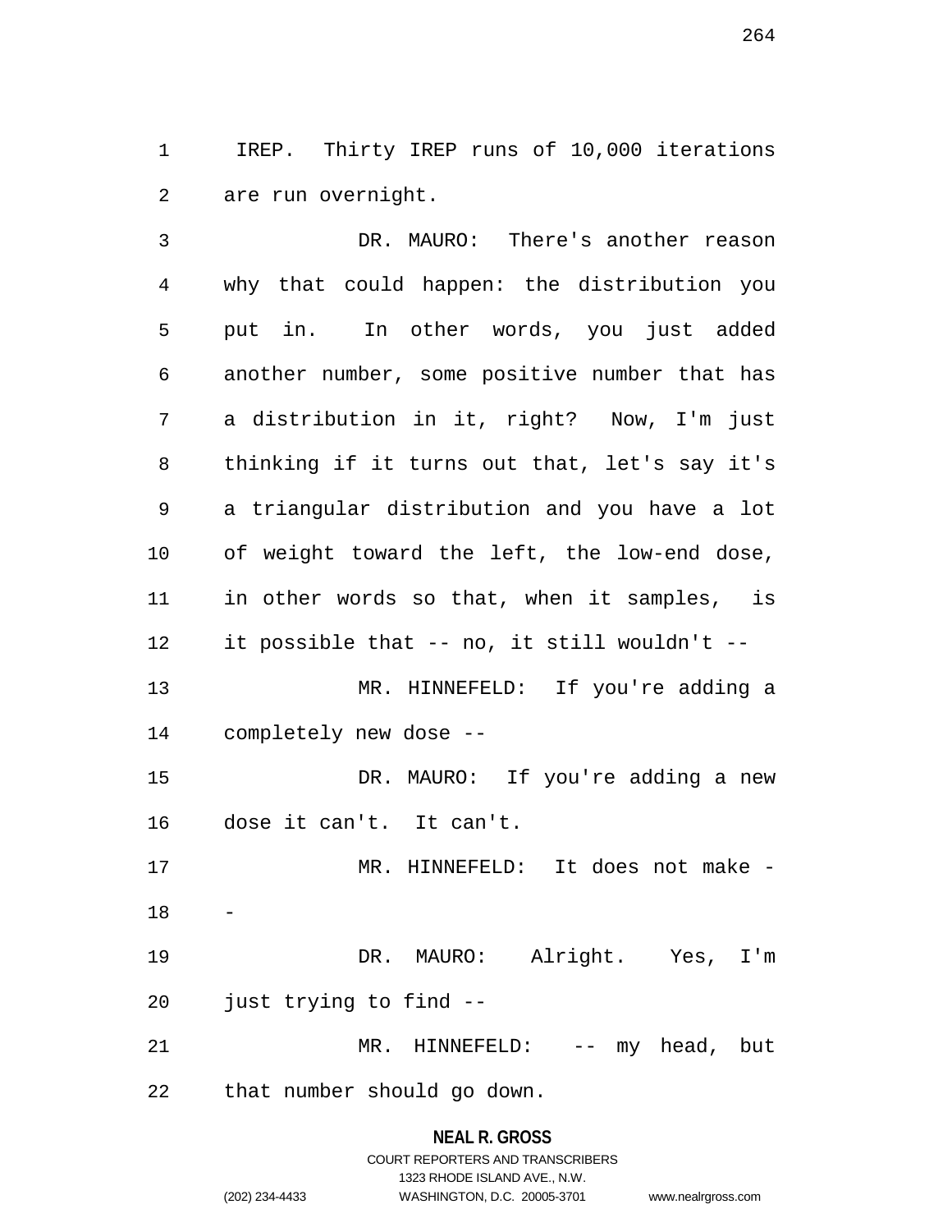IREP. Thirty IREP runs of 10,000 iterations are run overnight.

DR. MAURO: There's another reason why that could happen: the distribution you put in. In other words, you just added another number, some positive number that has a distribution in it, right? Now, I'm just thinking if it turns out that, let's say it's a triangular distribution and you have a lot of weight toward the left, the low-end dose, in other words so that, when it samples, is it possible that -- no, it still wouldn't --

MR. HINNEFELD: If you're adding a completely new dose --

DR. MAURO: If you're adding a new dose it can't. It can't.

MR. HINNEFELD: It does not make --

DR. MAURO: Alright. Yes, I'm just trying to find --

MR. HINNEFELD: -- my head, but that number should go down.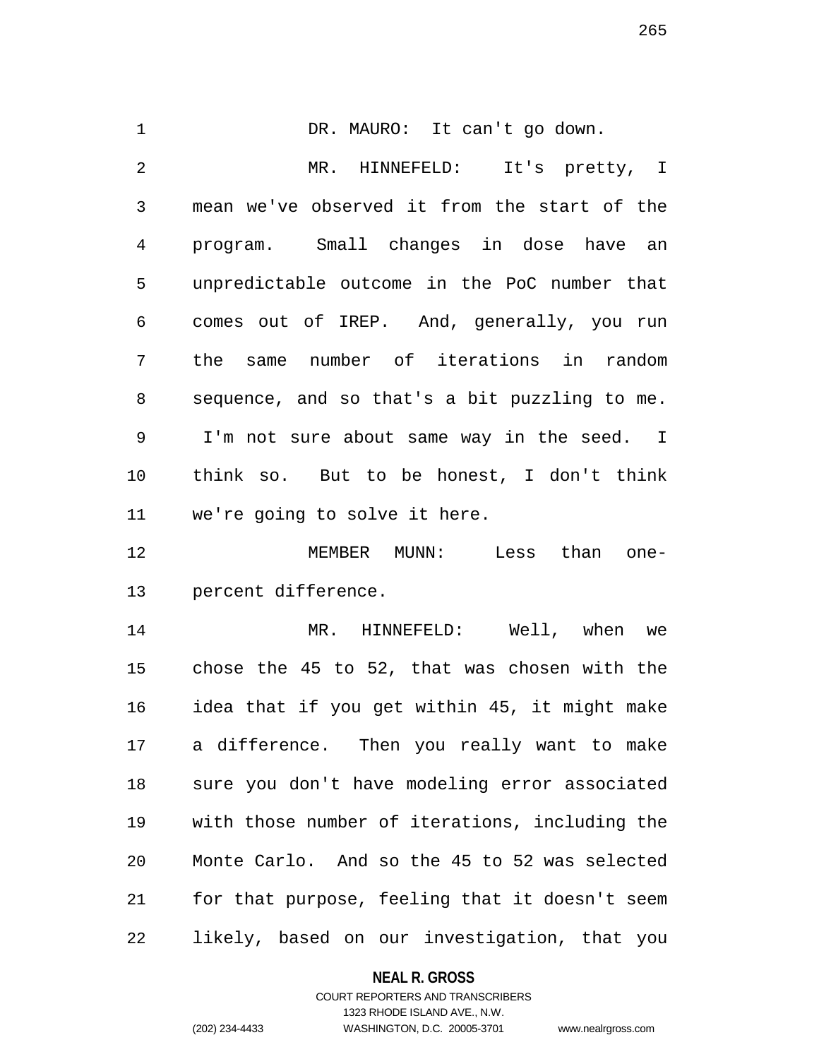DR. MAURO: It can't go down.

MR. HINNEFELD: It's pretty, I mean we've observed it from the start of the program. Small changes in dose have an unpredictable outcome in the PoC number that comes out of IREP. And, generally, you run the same number of iterations in random sequence, and so that's a bit puzzling to me. I'm not sure about same way in the seed. I think so. But to be honest, I don't think we're going to solve it here.

MEMBER MUNN: Less than one-percent difference.

MR. HINNEFELD: Well, when we chose the 45 to 52, that was chosen with the idea that if you get within 45, it might make a difference. Then you really want to make sure you don't have modeling error associated with those number of iterations, including the Monte Carlo. And so the 45 to 52 was selected for that purpose, feeling that it doesn't seem likely, based on our investigation, that you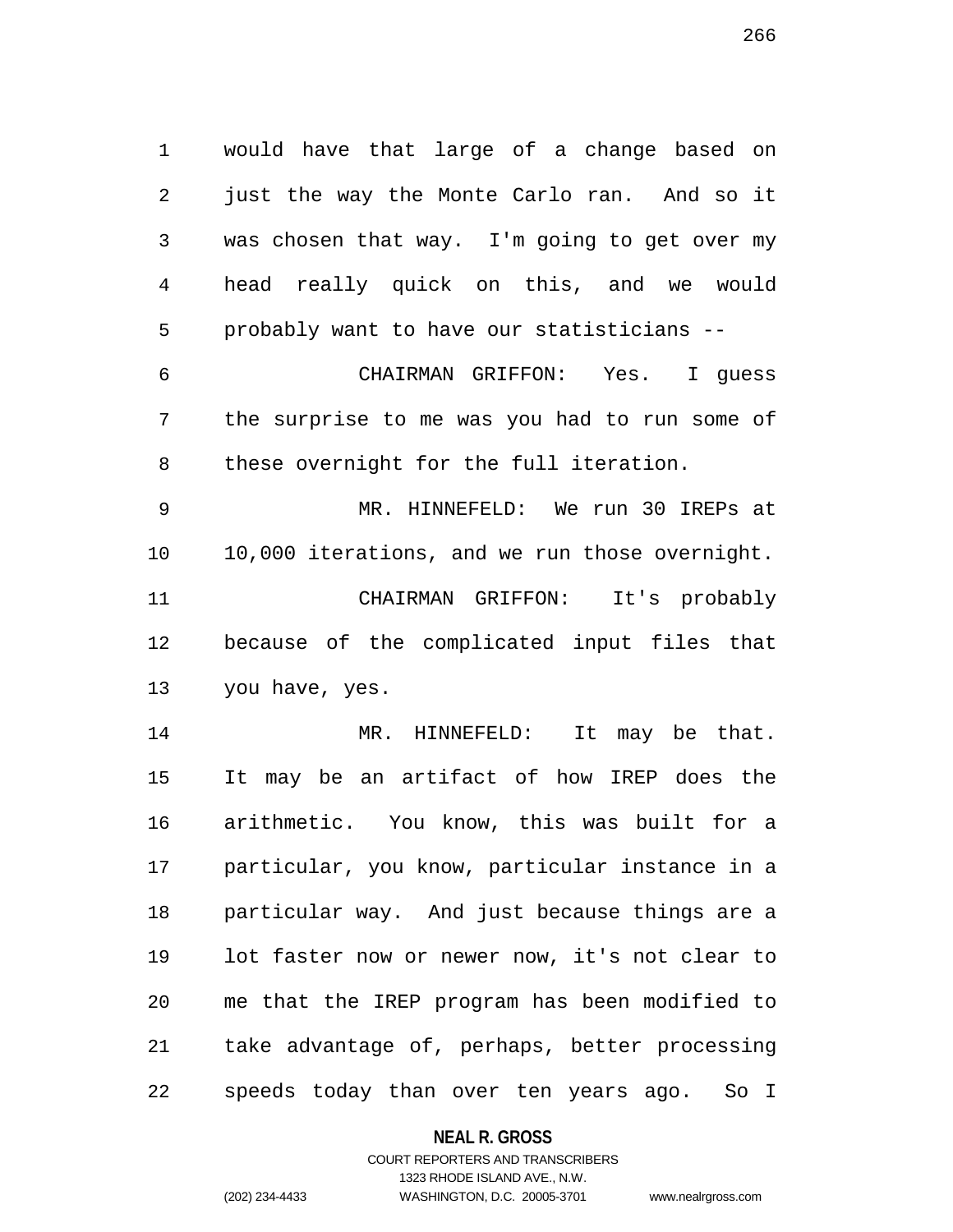would have that large of a change based on just the way the Monte Carlo ran. And so it was chosen that way. I'm going to get over my head really quick on this, and we would probably want to have our statisticians --

CHAIRMAN GRIFFON: Yes. I guess the surprise to me was you had to run some of these overnight for the full iteration.

MR. HINNEFELD: We run 30 IREPs at 10,000 iterations, and we run those overnight.

CHAIRMAN GRIFFON: It's probably because of the complicated input files that you have, yes.

MR. HINNEFELD: It may be that. It may be an artifact of how IREP does the arithmetic. You know, this was built for a particular, you know, particular instance in a particular way. And just because things are a lot faster now or newer now, it's not clear to me that the IREP program has been modified to take advantage of, perhaps, better processing speeds today than over ten years ago. So I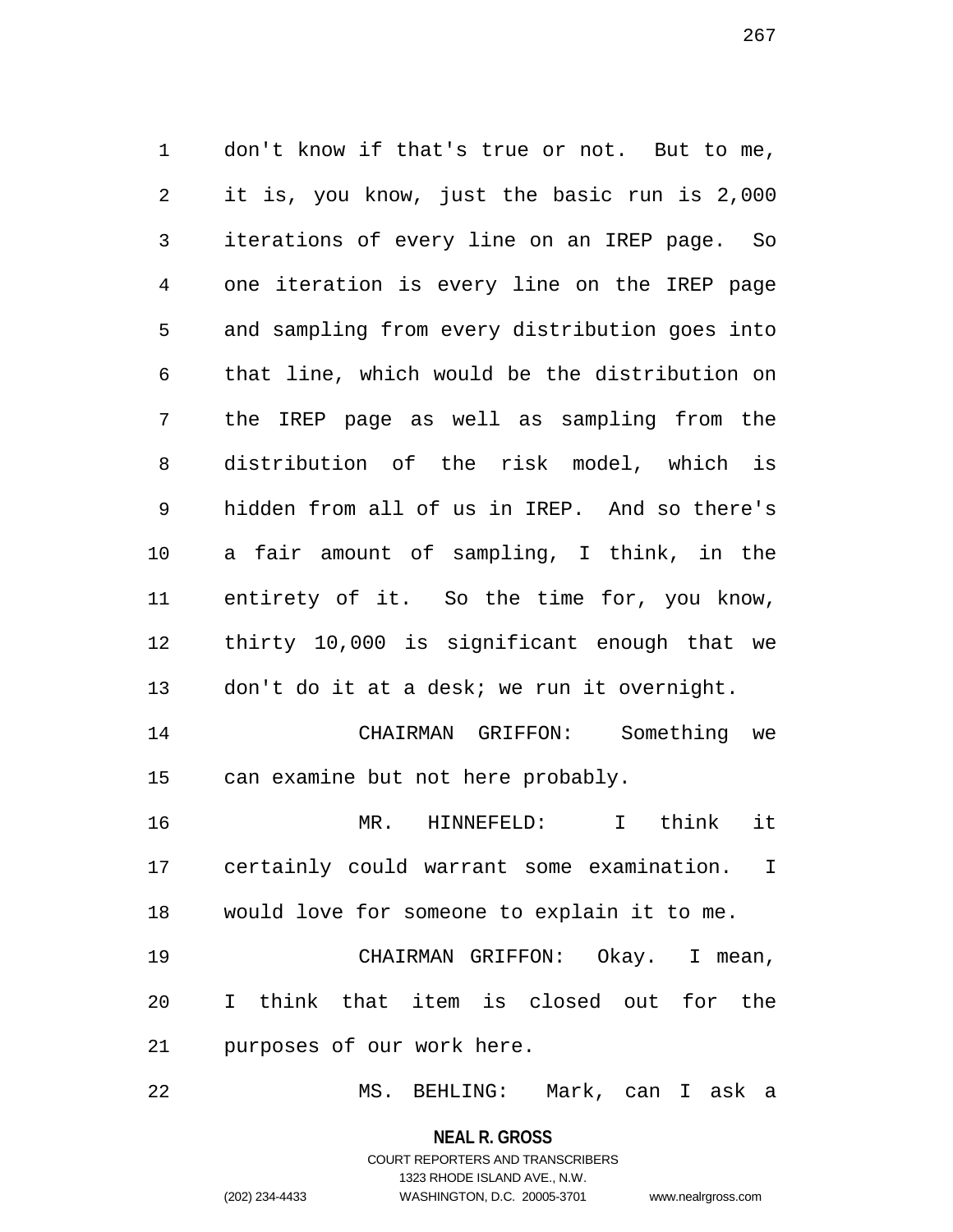don't know if that's true or not. But to me, it is, you know, just the basic run is 2,000 iterations of every line on an IREP page. So one iteration is every line on the IREP page and sampling from every distribution goes into that line, which would be the distribution on the IREP page as well as sampling from the distribution of the risk model, which is hidden from all of us in IREP. And so there's a fair amount of sampling, I think, in the entirety of it. So the time for, you know, thirty 10,000 is significant enough that we don't do it at a desk; we run it overnight.

CHAIRMAN GRIFFON: Something we can examine but not here probably.

MR. HINNEFELD: I think it certainly could warrant some examination. I would love for someone to explain it to me.

CHAIRMAN GRIFFON: Okay. I mean, I think that item is closed out for the purposes of our work here.

MS. BEHLING: Mark, can I ask a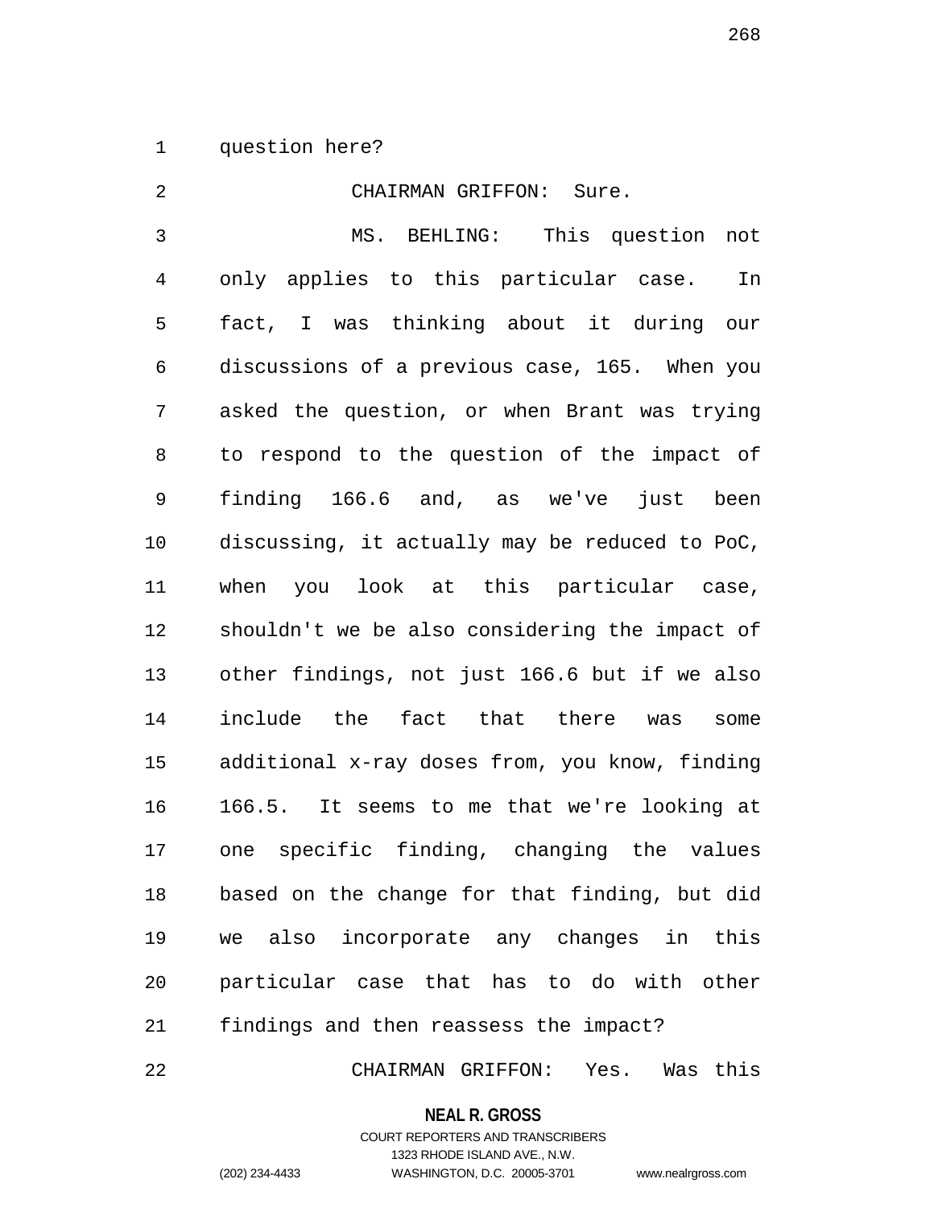question here?

CHAIRMAN GRIFFON: Sure.

MS. BEHLING: This question not only applies to this particular case. In fact, I was thinking about it during our discussions of a previous case, 165. When you asked the question, or when Brant was trying to respond to the question of the impact of finding 166.6 and, as we've just been discussing, it actually may be reduced to PoC, when you look at this particular case, shouldn't we be also considering the impact of other findings, not just 166.6 but if we also include the fact that there was some additional x-ray doses from, you know, finding 166.5. It seems to me that we're looking at one specific finding, changing the values based on the change for that finding, but did we also incorporate any changes in this particular case that has to do with other findings and then reassess the impact?

CHAIRMAN GRIFFON: Yes. Was this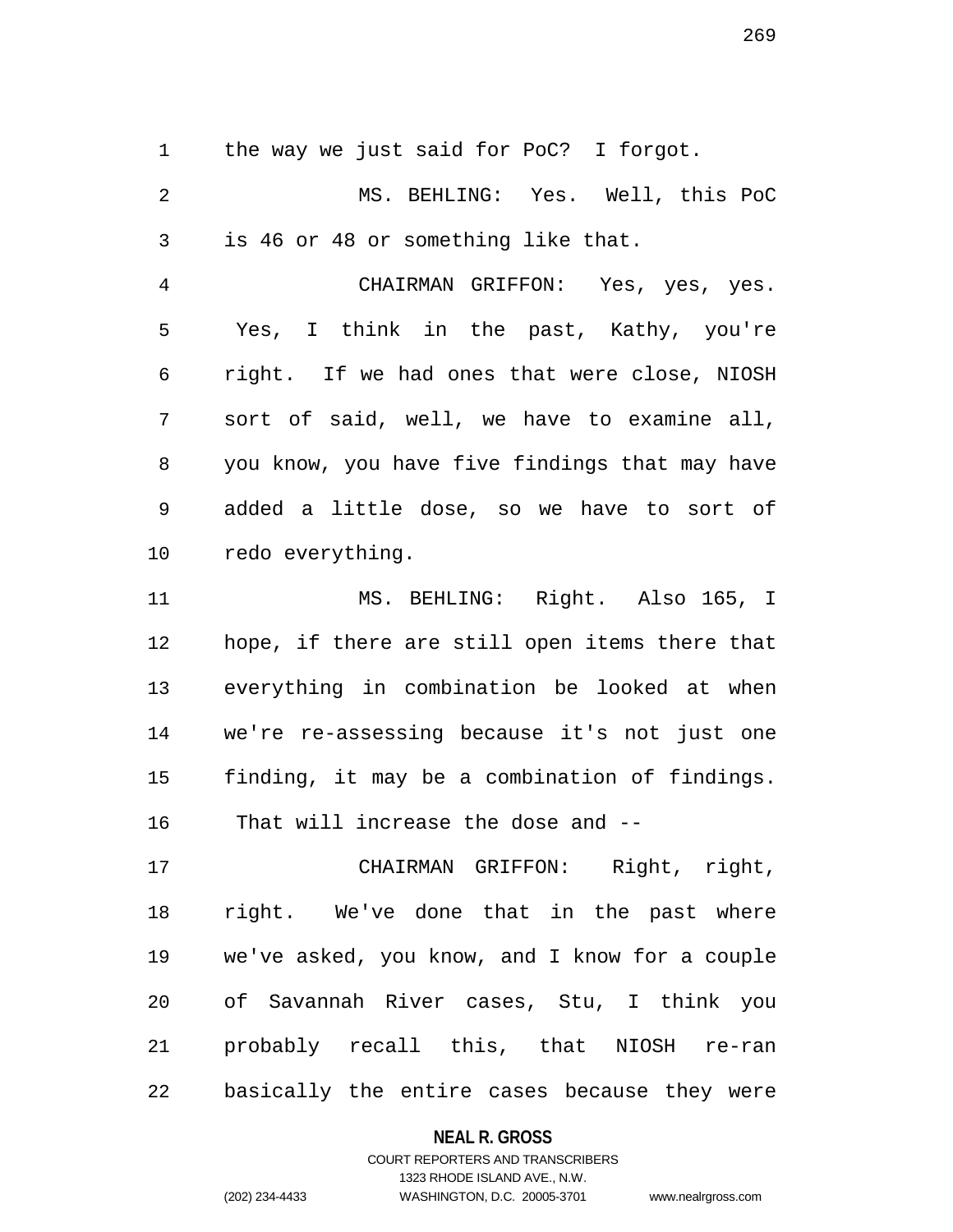the way we just said for PoC? I forgot.

MS. BEHLING: Yes. Well, this PoC is 46 or 48 or something like that.

CHAIRMAN GRIFFON: Yes, yes, yes. Yes, I think in the past, Kathy, you're right. If we had ones that were close, NIOSH sort of said, well, we have to examine all, you know, you have five findings that may have added a little dose, so we have to sort of redo everything.

MS. BEHLING: Right. Also 165, I hope, if there are still open items there that everything in combination be looked at when we're re-assessing because it's not just one finding, it may be a combination of findings. That will increase the dose and --

CHAIRMAN GRIFFON: Right, right, right. We've done that in the past where we've asked, you know, and I know for a couple of Savannah River cases, Stu, I think you probably recall this, that NIOSH re-ran basically the entire cases because they were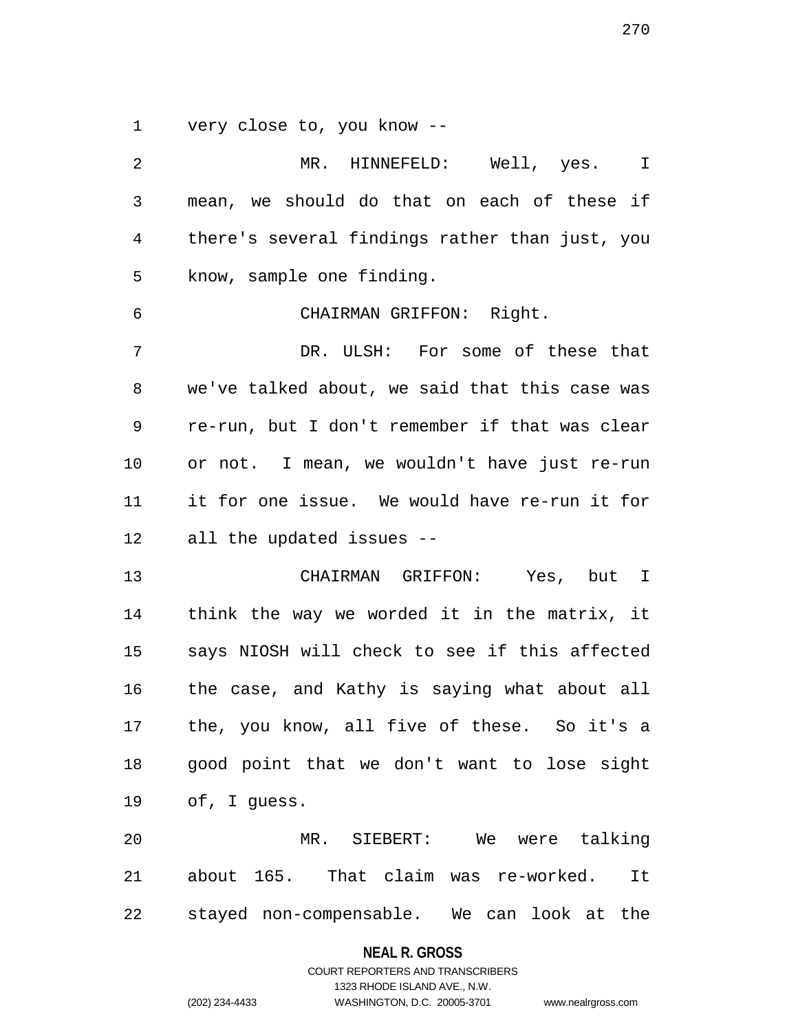very close to, you know --

MR. HINNEFELD: Well, yes. I mean, we should do that on each of these if there's several findings rather than just, you know, sample one finding.

CHAIRMAN GRIFFON: Right.

DR. ULSH: For some of these that we've talked about, we said that this case was re-run, but I don't remember if that was clear or not. I mean, we wouldn't have just re-run it for one issue. We would have re-run it for all the updated issues --

CHAIRMAN GRIFFON: Yes, but I think the way we worded it in the matrix, it says NIOSH will check to see if this affected the case, and Kathy is saying what about all the, you know, all five of these. So it's a good point that we don't want to lose sight of, I guess.

MR. SIEBERT: We were talking about 165. That claim was re-worked. It stayed non-compensable. We can look at the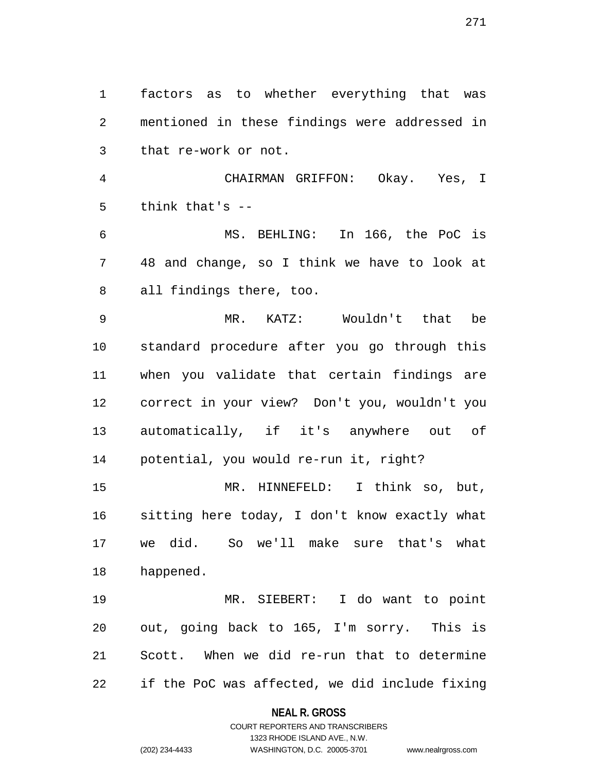factors as to whether everything that was mentioned in these findings were addressed in that re-work or not.

CHAIRMAN GRIFFON: Okay. Yes, I think that's --

MS. BEHLING: In 166, the PoC is 48 and change, so I think we have to look at all findings there, too.

MR. KATZ: Wouldn't that be standard procedure after you go through this when you validate that certain findings are correct in your view? Don't you, wouldn't you automatically, if it's anywhere out of potential, you would re-run it, right?

MR. HINNEFELD: I think so, but, sitting here today, I don't know exactly what we did. So we'll make sure that's what happened.

MR. SIEBERT: I do want to point out, going back to 165, I'm sorry. This is Scott. When we did re-run that to determine if the PoC was affected, we did include fixing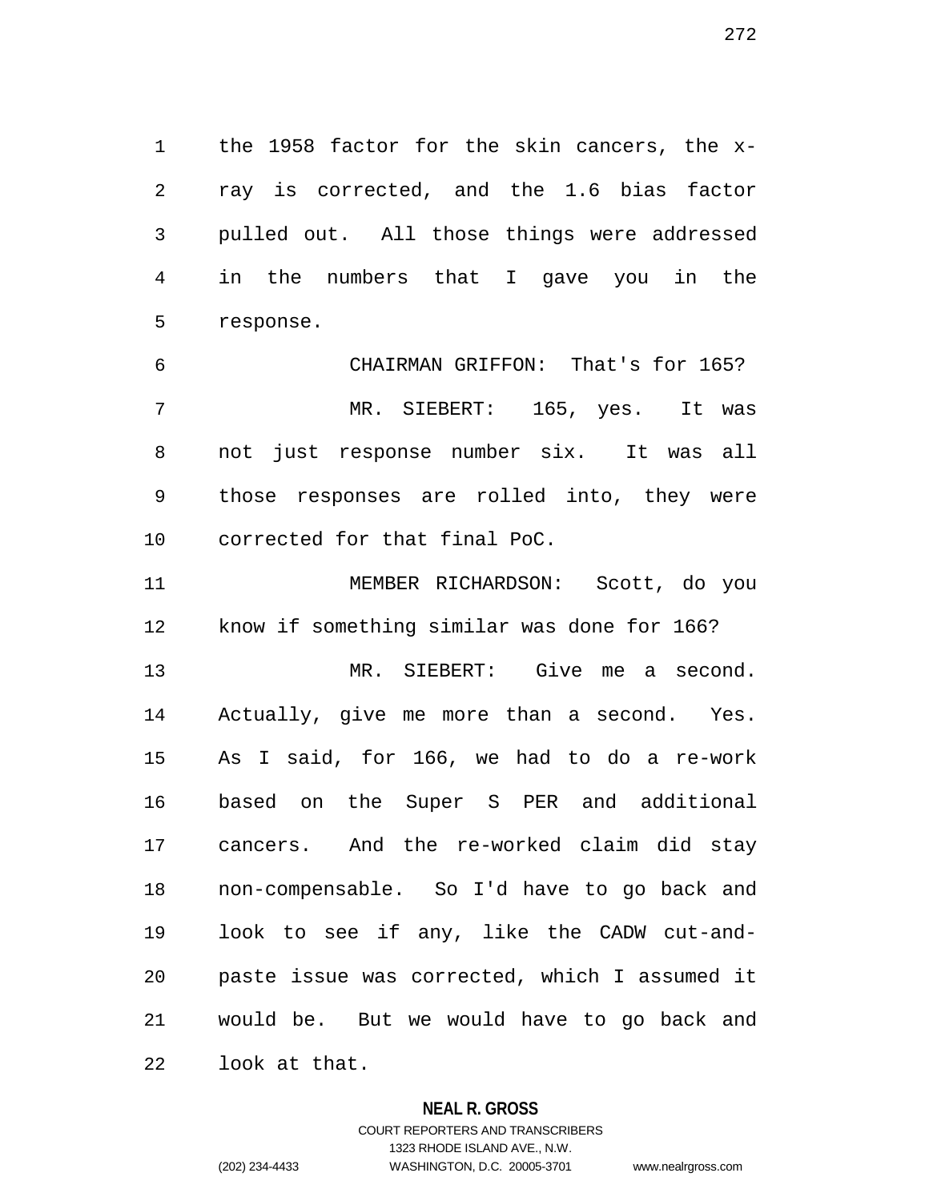the 1958 factor for the skin cancers, the x-ray is corrected, and the 1.6 bias factor pulled out. All those things were addressed in the numbers that I gave you in the response.

CHAIRMAN GRIFFON: That's for 165?

MR. SIEBERT: 165, yes. It was not just response number six. It was all those responses are rolled into, they were corrected for that final PoC.

MEMBER RICHARDSON: Scott, do you know if something similar was done for 166?

MR. SIEBERT: Give me a second. Actually, give me more than a second. Yes. As I said, for 166, we had to do a re-work based on the Super S PER and additional cancers. And the re-worked claim did stay non-compensable. So I'd have to go back and look to see if any, like the CADW cut-and-paste issue was corrected, which I assumed it would be. But we would have to go back and look at that.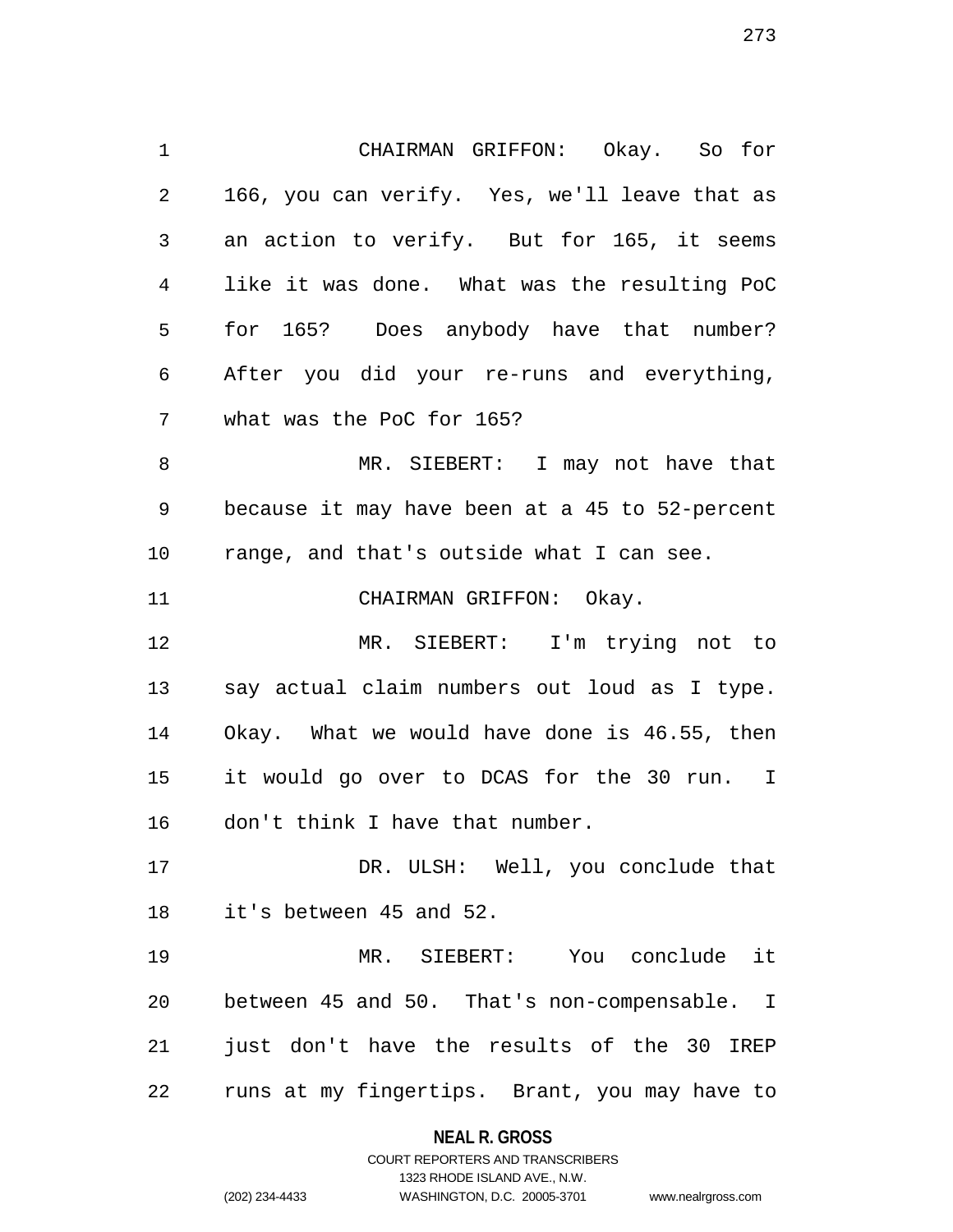CHAIRMAN GRIFFON: Okay. So for 166, you can verify. Yes, we'll leave that as an action to verify. But for 165, it seems like it was done. What was the resulting PoC for 165? Does anybody have that number? After you did your re-runs and everything, what was the PoC for 165?

MR. SIEBERT: I may not have that because it may have been at a 45 to 52-percent range, and that's outside what I can see.

CHAIRMAN GRIFFON: Okay.

MR. SIEBERT: I'm trying not to say actual claim numbers out loud as I type. Okay. What we would have done is 46.55, then it would go over to DCAS for the 30 run. I don't think I have that number.

DR. ULSH: Well, you conclude that it's between 45 and 52.

MR. SIEBERT: You conclude it between 45 and 50. That's non-compensable. I just don't have the results of the 30 IREP runs at my fingertips. Brant, you may have to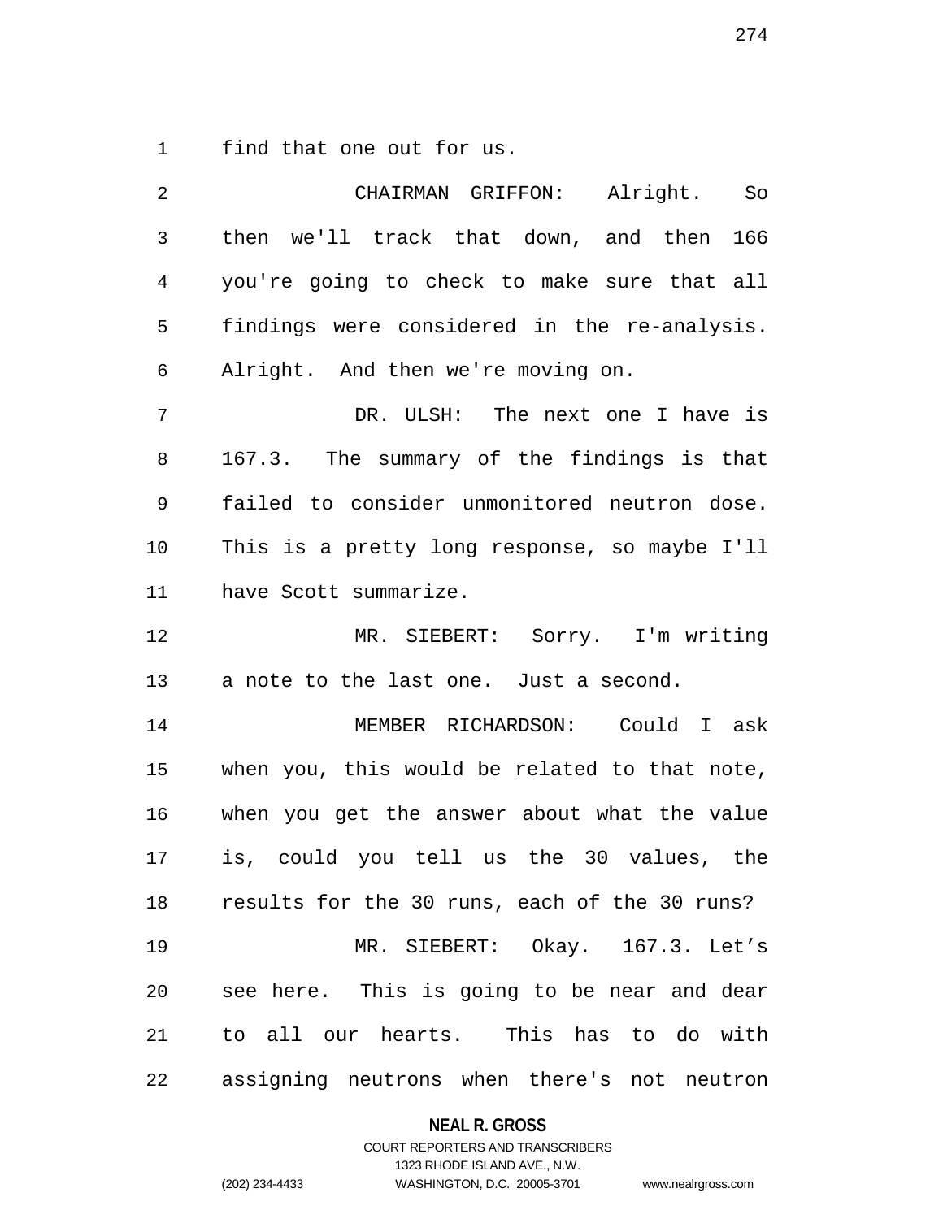find that one out for us.

CHAIRMAN GRIFFON: Alright. So then we'll track that down, and then 166 you're going to check to make sure that all findings were considered in the re-analysis. Alright. And then we're moving on.

DR. ULSH: The next one I have is 167.3. The summary of the findings is that failed to consider unmonitored neutron dose. This is a pretty long response, so maybe I'll have Scott summarize.

MR. SIEBERT: Sorry. I'm writing a note to the last one. Just a second.

MEMBER RICHARDSON: Could I ask when you, this would be related to that note, when you get the answer about what the value is, could you tell us the 30 values, the results for the 30 runs, each of the 30 runs?

MR. SIEBERT: Okay. 167.3. Let's see here. This is going to be near and dear to all our hearts. This has to do with assigning neutrons when there's not neutron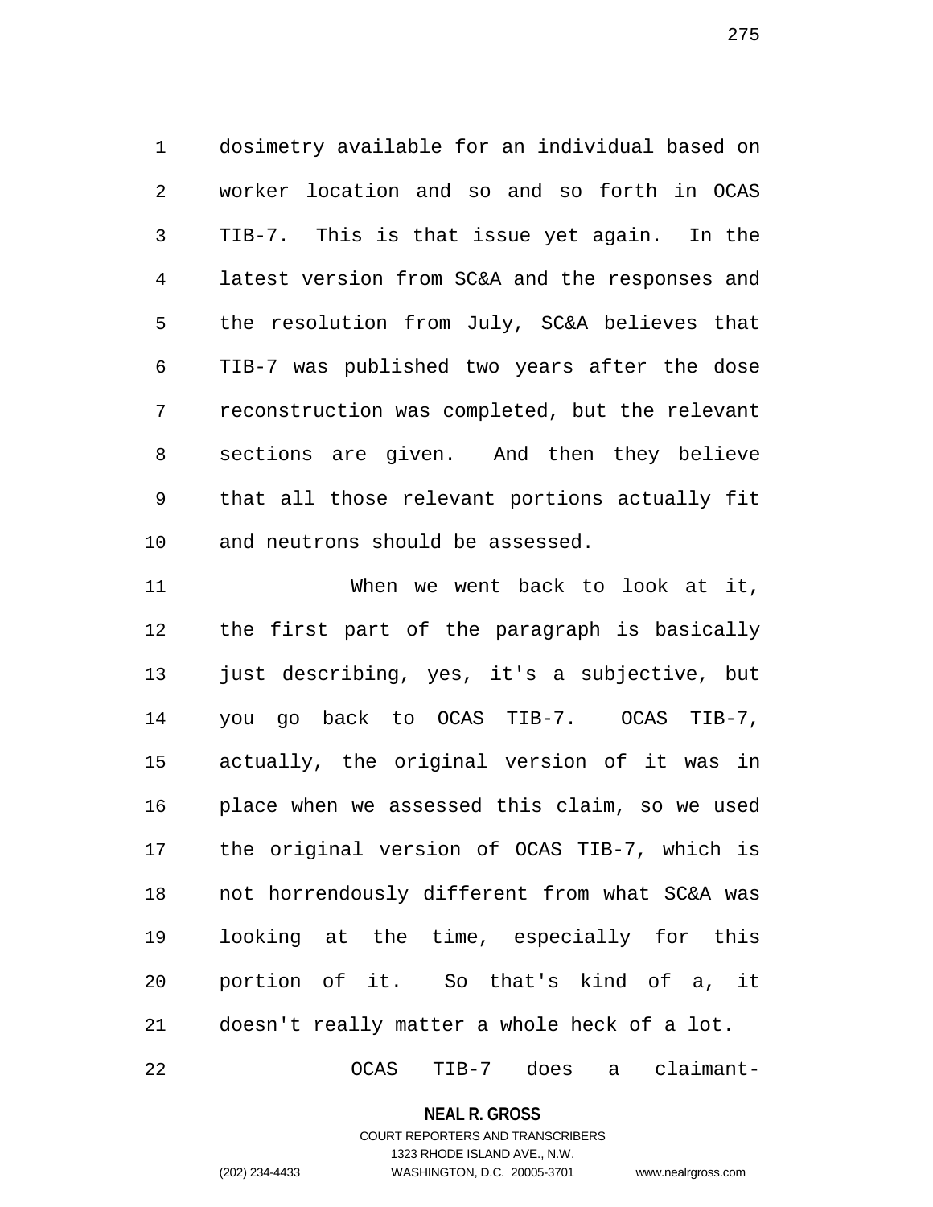dosimetry available for an individual based on worker location and so and so forth in OCAS TIB-7. This is that issue yet again. In the latest version from SC&A and the responses and the resolution from July, SC&A believes that TIB-7 was published two years after the dose reconstruction was completed, but the relevant sections are given. And then they believe that all those relevant portions actually fit and neutrons should be assessed.

When we went back to look at it, the first part of the paragraph is basically just describing, yes, it's a subjective, but you go back to OCAS TIB-7. OCAS TIB-7, actually, the original version of it was in place when we assessed this claim, so we used the original version of OCAS TIB-7, which is not horrendously different from what SC&A was looking at the time, especially for this portion of it. So that's kind of a, it doesn't really matter a whole heck of a lot.

OCAS TIB-7 does a claimant-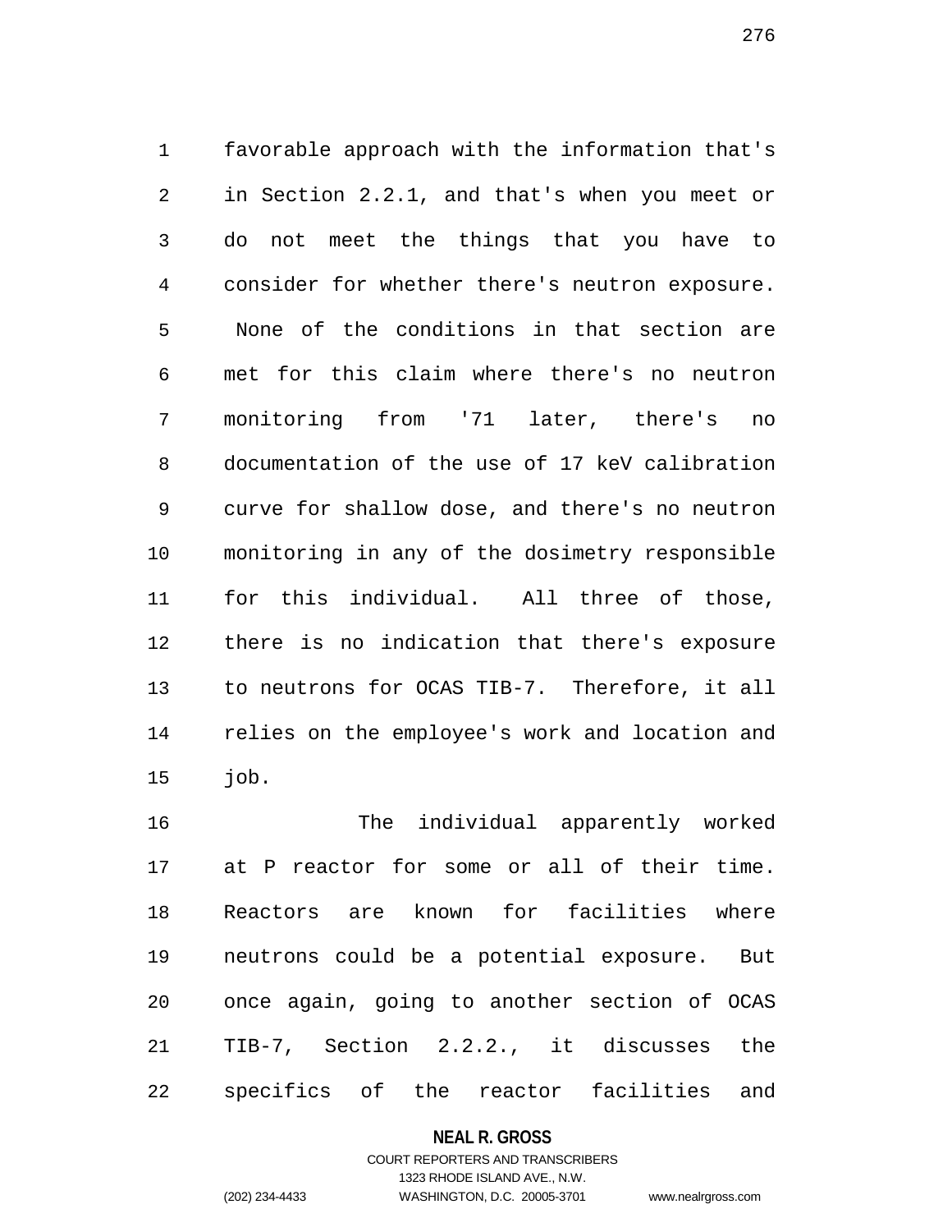favorable approach with the information that's in Section 2.2.1, and that's when you meet or do not meet the things that you have to consider for whether there's neutron exposure. None of the conditions in that section are met for this claim where there's no neutron monitoring from '71 later, there's no documentation of the use of 17 keV calibration curve for shallow dose, and there's no neutron monitoring in any of the dosimetry responsible for this individual. All three of those, there is no indication that there's exposure to neutrons for OCAS TIB-7. Therefore, it all relies on the employee's work and location and job.

The individual apparently worked at P reactor for some or all of their time. Reactors are known for facilities where neutrons could be a potential exposure. But once again, going to another section of OCAS TIB-7, Section 2.2.2., it discusses the specifics of the reactor facilities and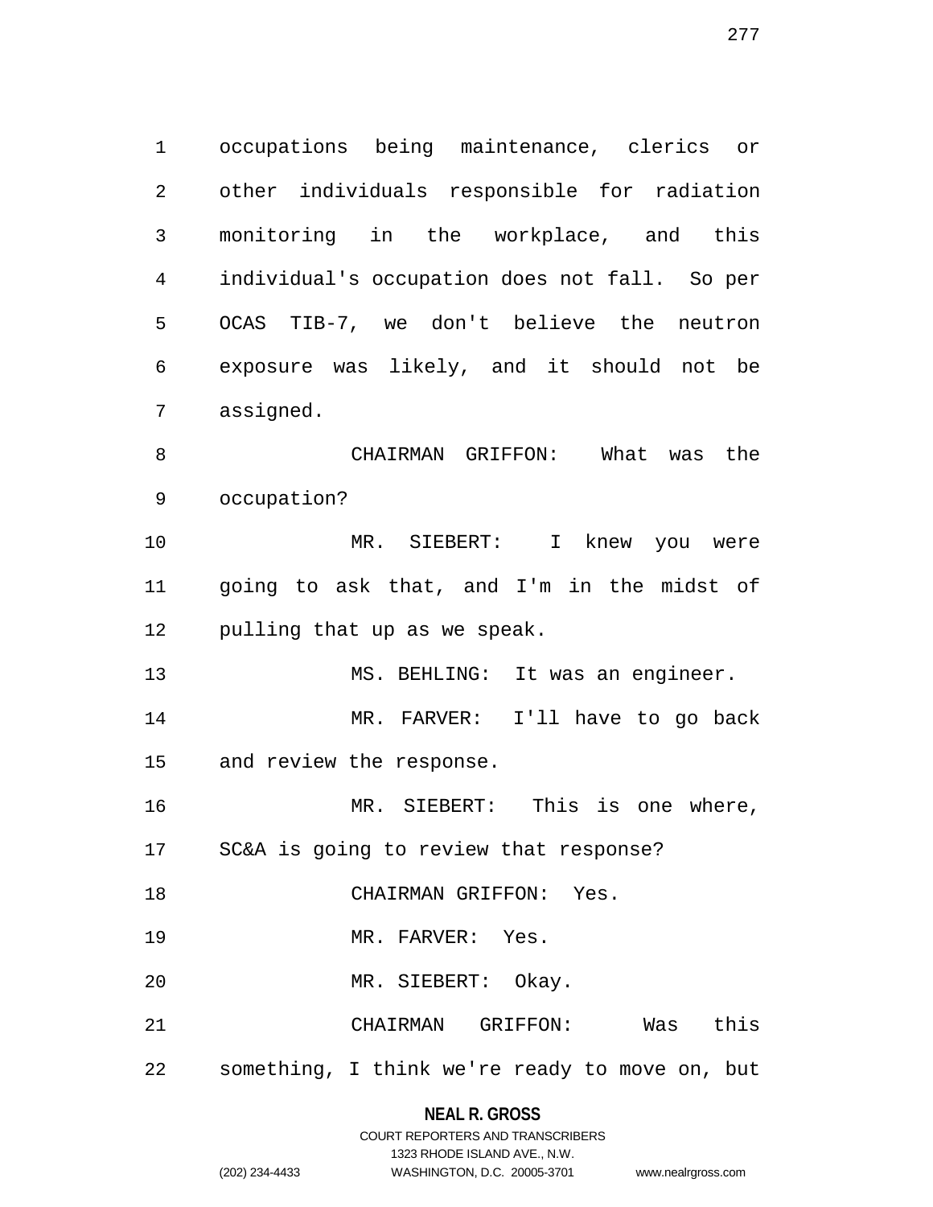occupations being maintenance, clerics or other individuals responsible for radiation monitoring in the workplace, and this individual's occupation does not fall. So per OCAS TIB-7, we don't believe the neutron exposure was likely, and it should not be assigned.

CHAIRMAN GRIFFON: What was the occupation?

MR. SIEBERT: I knew you were going to ask that, and I'm in the midst of pulling that up as we speak.

MS. BEHLING: It was an engineer.

MR. FARVER: I'll have to go back and review the response.

MR. SIEBERT: This is one where, SC&A is going to review that response?

CHAIRMAN GRIFFON: Yes.

MR. FARVER: Yes.

MR. SIEBERT: Okay.

CHAIRMAN GRIFFON: Was this something, I think we're ready to move on, but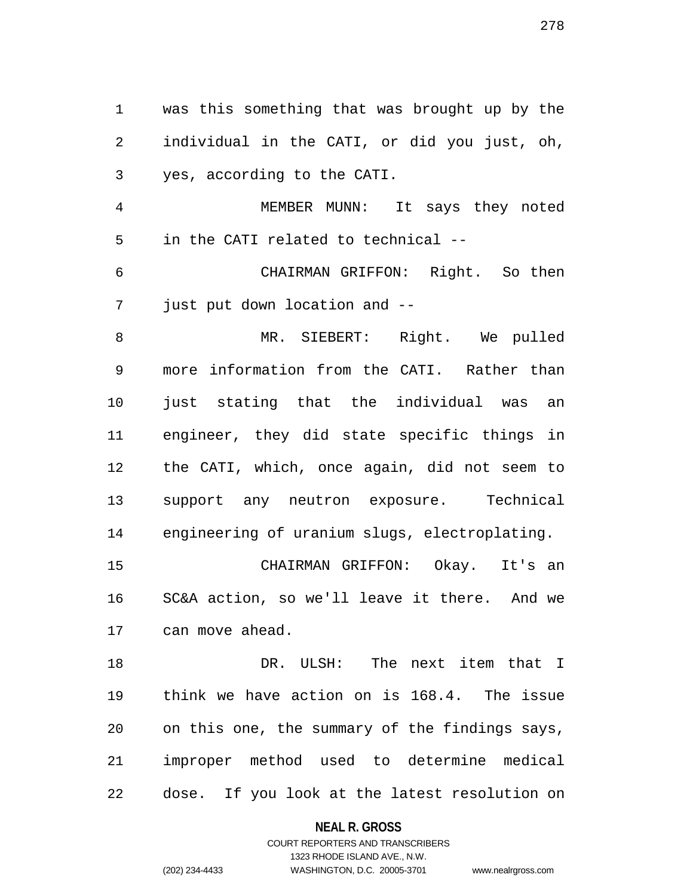was this something that was brought up by the individual in the CATI, or did you just, oh, yes, according to the CATI.

MEMBER MUNN: It says they noted in the CATI related to technical --

CHAIRMAN GRIFFON: Right. So then just put down location and --

MR. SIEBERT: Right. We pulled more information from the CATI. Rather than just stating that the individual was an engineer, they did state specific things in the CATI, which, once again, did not seem to support any neutron exposure. Technical engineering of uranium slugs, electroplating.

CHAIRMAN GRIFFON: Okay. It's an SC&A action, so we'll leave it there. And we can move ahead.

DR. ULSH: The next item that I think we have action on is 168.4. The issue on this one, the summary of the findings says, improper method used to determine medical dose. If you look at the latest resolution on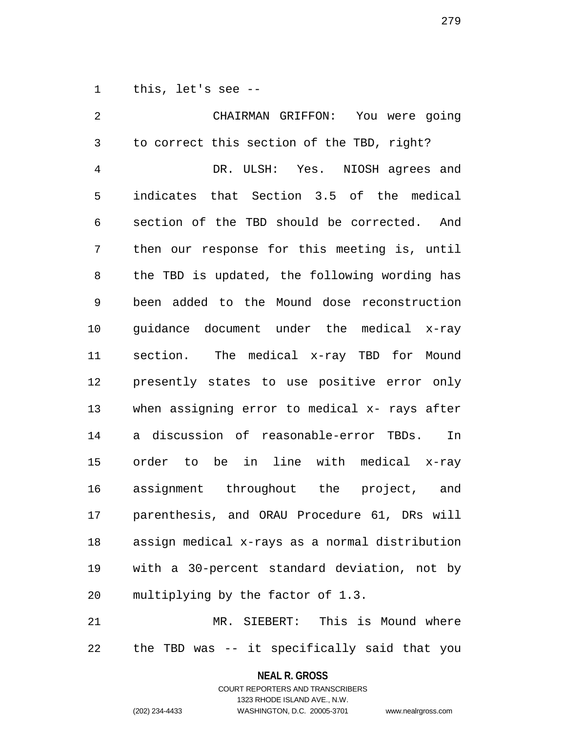this, let's see --

CHAIRMAN GRIFFON: You were going to correct this section of the TBD, right?

DR. ULSH: Yes. NIOSH agrees and indicates that Section 3.5 of the medical section of the TBD should be corrected. And then our response for this meeting is, until the TBD is updated, the following wording has been added to the Mound dose reconstruction guidance document under the medical x-ray section. The medical x-ray TBD for Mound presently states to use positive error only when assigning error to medical x- rays after a discussion of reasonable-error TBDs. In order to be in line with medical x-ray assignment throughout the project, and parenthesis, and ORAU Procedure 61, DRs will assign medical x-rays as a normal distribution with a 30-percent standard deviation, not by multiplying by the factor of 1.3.

MR. SIEBERT: This is Mound where the TBD was -- it specifically said that you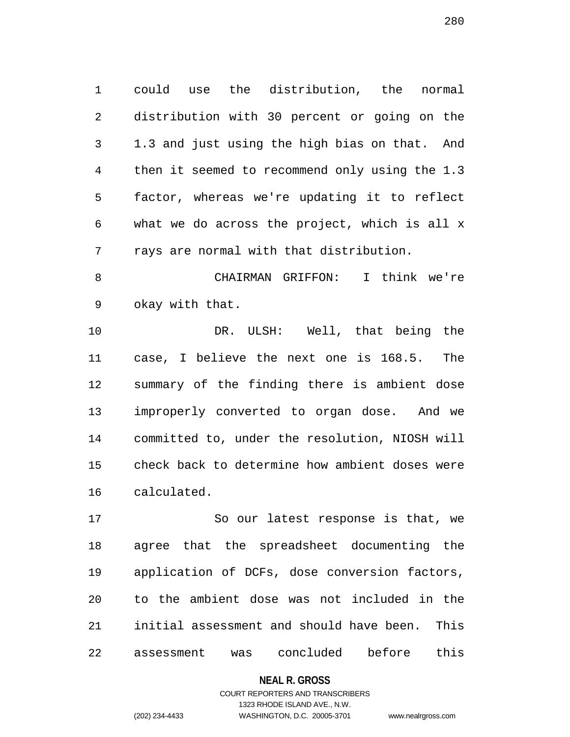could use the distribution, the normal distribution with 30 percent or going on the 1.3 and just using the high bias on that. And then it seemed to recommend only using the 1.3 factor, whereas we're updating it to reflect what we do across the project, which is all x rays are normal with that distribution.

CHAIRMAN GRIFFON: I think we're okay with that.

DR. ULSH: Well, that being the case, I believe the next one is 168.5. The summary of the finding there is ambient dose improperly converted to organ dose. And we committed to, under the resolution, NIOSH will check back to determine how ambient doses were calculated.

So our latest response is that, we agree that the spreadsheet documenting the application of DCFs, dose conversion factors, to the ambient dose was not included in the initial assessment and should have been. This assessment was concluded before this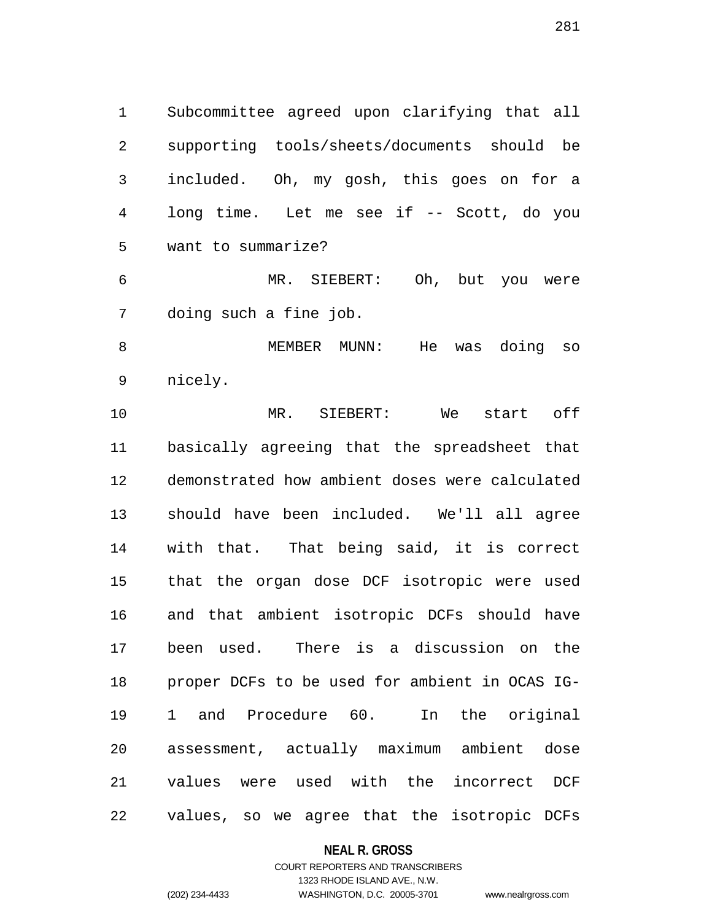Subcommittee agreed upon clarifying that all supporting tools/sheets/documents should be included. Oh, my gosh, this goes on for a long time. Let me see if -- Scott, do you want to summarize?

MR. SIEBERT: Oh, but you were doing such a fine job.

MEMBER MUNN: He was doing so nicely.

MR. SIEBERT: We start off basically agreeing that the spreadsheet that demonstrated how ambient doses were calculated should have been included. We'll all agree with that. That being said, it is correct that the organ dose DCF isotropic were used and that ambient isotropic DCFs should have been used. There is a discussion on the proper DCFs to be used for ambient in OCAS IG-1 and Procedure 60. In the original assessment, actually maximum ambient dose values were used with the incorrect DCF values, so we agree that the isotropic DCFs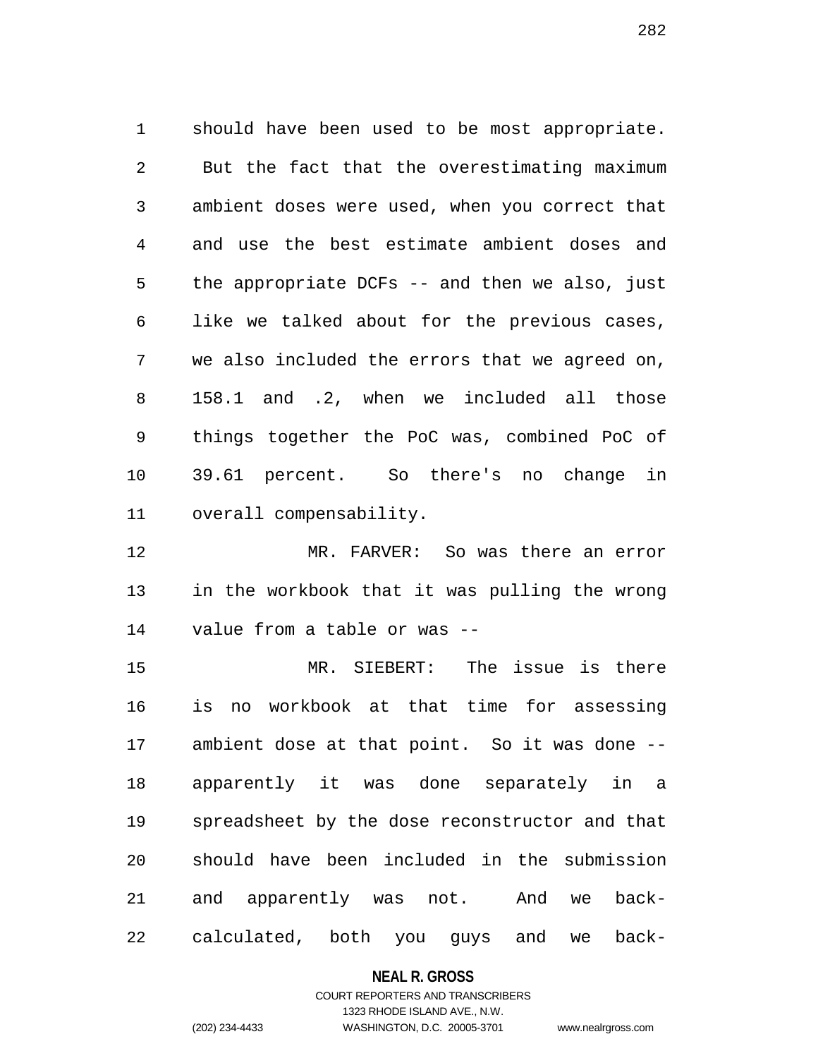should have been used to be most appropriate. But the fact that the overestimating maximum ambient doses were used, when you correct that and use the best estimate ambient doses and the appropriate DCFs -- and then we also, just like we talked about for the previous cases, we also included the errors that we agreed on, 158.1 and .2, when we included all those things together the PoC was, combined PoC of 39.61 percent. So there's no change in overall compensability.

MR. FARVER: So was there an error in the workbook that it was pulling the wrong value from a table or was --

MR. SIEBERT: The issue is there is no workbook at that time for assessing ambient dose at that point. So it was done -- apparently it was done separately in a spreadsheet by the dose reconstructor and that should have been included in the submission and apparently was not. And we back-calculated, both you guys and we back-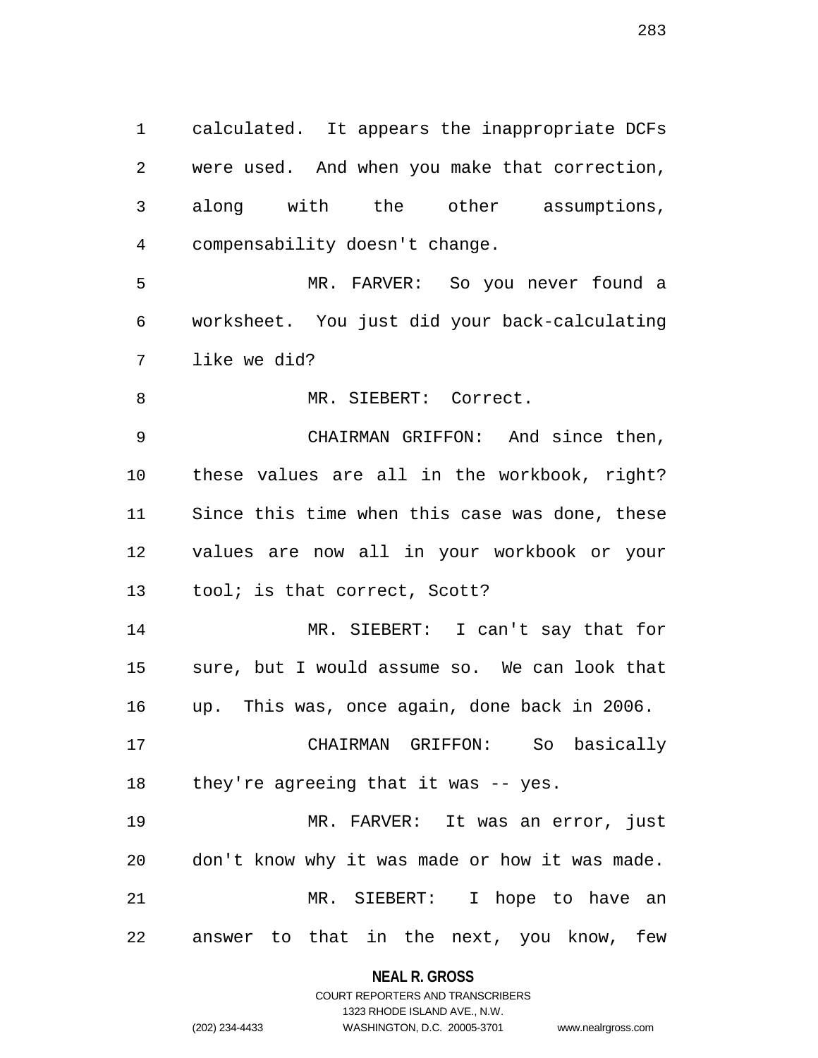calculated. It appears the inappropriate DCFs were used. And when you make that correction, along with the other assumptions, compensability doesn't change.

MR. FARVER: So you never found a worksheet. You just did your back-calculating like we did?

MR. SIEBERT: Correct.

CHAIRMAN GRIFFON: And since then, these values are all in the workbook, right? Since this time when this case was done, these values are now all in your workbook or your tool; is that correct, Scott?

MR. SIEBERT: I can't say that for sure, but I would assume so. We can look that up. This was, once again, done back in 2006.

CHAIRMAN GRIFFON: So basically they're agreeing that it was -- yes.

MR. FARVER: It was an error, just don't know why it was made or how it was made.

MR. SIEBERT: I hope to have an answer to that in the next, you know, few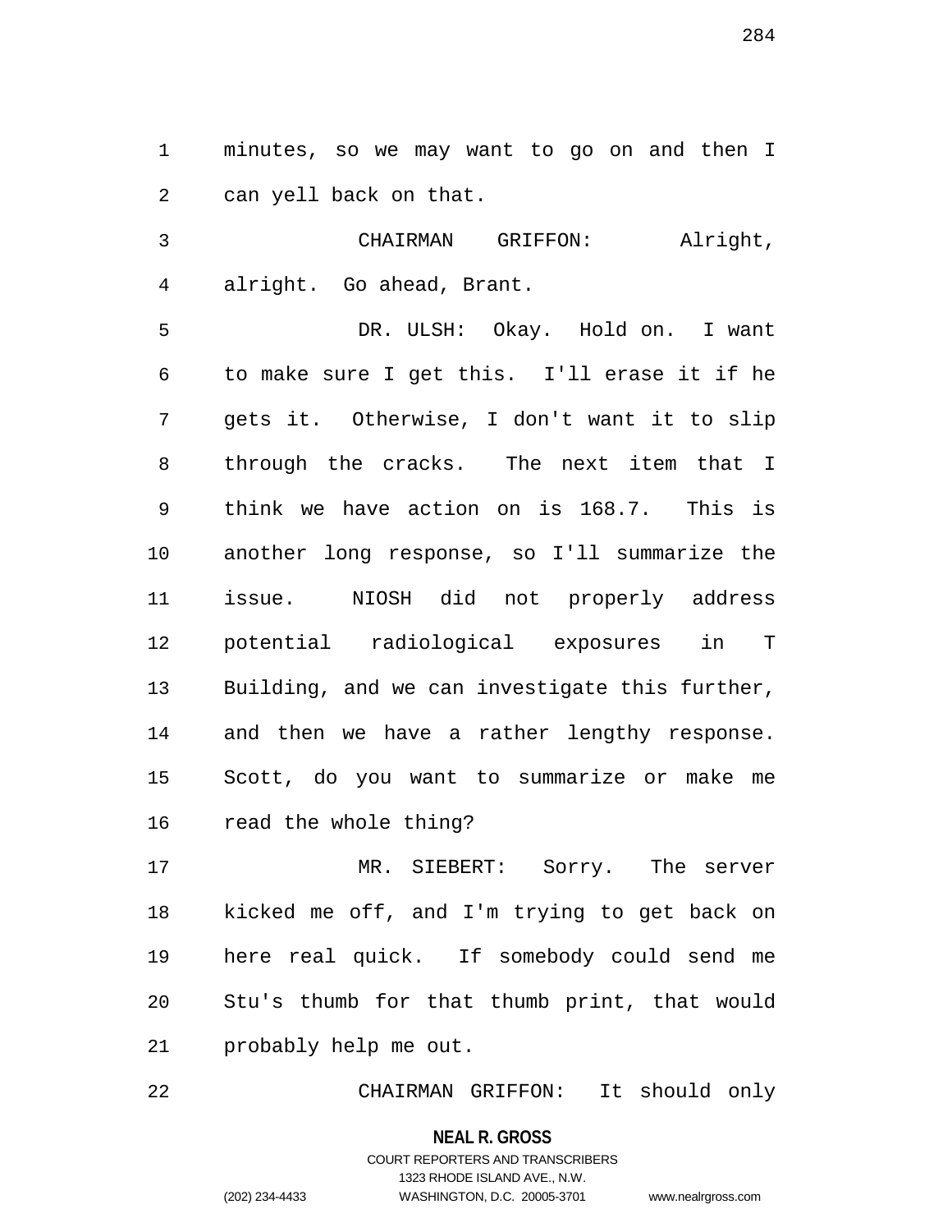minutes, so we may want to go on and then I can yell back on that.

CHAIRMAN GRIFFON: Alright, alright. Go ahead, Brant.

DR. ULSH: Okay. Hold on. I want to make sure I get this. I'll erase it if he gets it. Otherwise, I don't want it to slip through the cracks. The next item that I think we have action on is 168.7. This is another long response, so I'll summarize the issue. NIOSH did not properly address potential radiological exposures in T Building, and we can investigate this further, and then we have a rather lengthy response. Scott, do you want to summarize or make me read the whole thing?

MR. SIEBERT: Sorry. The server kicked me off, and I'm trying to get back on here real quick. If somebody could send me Stu's thumb for that thumb print, that would probably help me out.

CHAIRMAN GRIFFON: It should only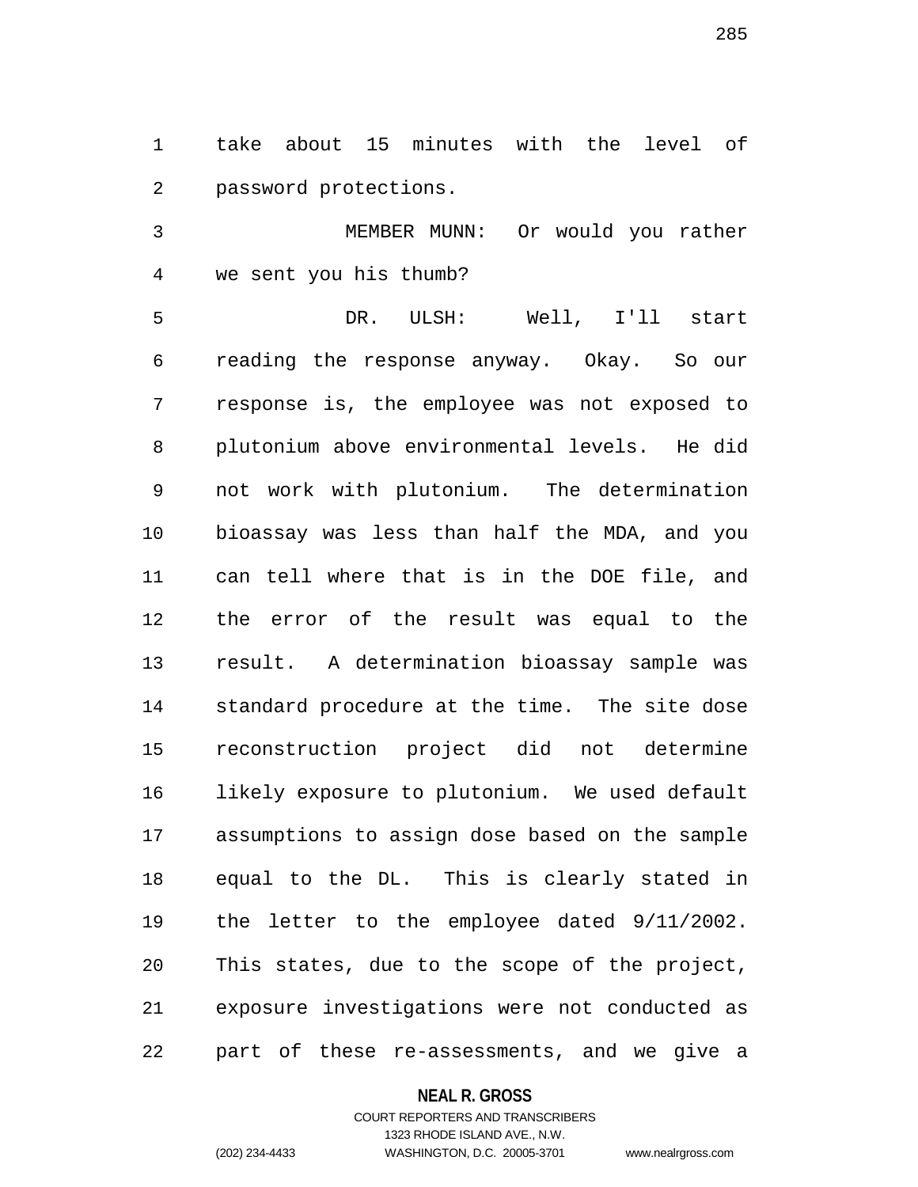take about 15 minutes with the level of password protections.

MEMBER MUNN: Or would you rather we sent you his thumb?

DR. ULSH: Well, I'll start reading the response anyway. Okay. So our response is, the employee was not exposed to plutonium above environmental levels. He did not work with plutonium. The determination bioassay was less than half the MDA, and you can tell where that is in the DOE file, and the error of the result was equal to the result. A determination bioassay sample was standard procedure at the time. The site dose reconstruction project did not determine likely exposure to plutonium. We used default assumptions to assign dose based on the sample equal to the DL. This is clearly stated in the letter to the employee dated 9/11/2002. This states, due to the scope of the project, exposure investigations were not conducted as part of these re-assessments, and we give a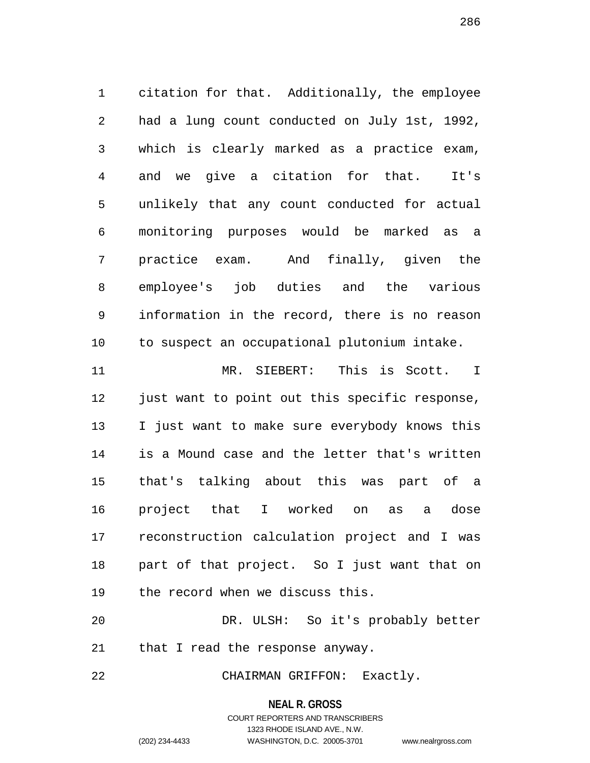citation for that. Additionally, the employee had a lung count conducted on July 1st, 1992, which is clearly marked as a practice exam, and we give a citation for that. It's unlikely that any count conducted for actual monitoring purposes would be marked as a practice exam. And finally, given the employee's job duties and the various information in the record, there is no reason to suspect an occupational plutonium intake.

MR. SIEBERT: This is Scott. I just want to point out this specific response, I just want to make sure everybody knows this is a Mound case and the letter that's written that's talking about this was part of a project that I worked on as a dose reconstruction calculation project and I was part of that project. So I just want that on the record when we discuss this.

DR. ULSH: So it's probably better that I read the response anyway.

CHAIRMAN GRIFFON: Exactly.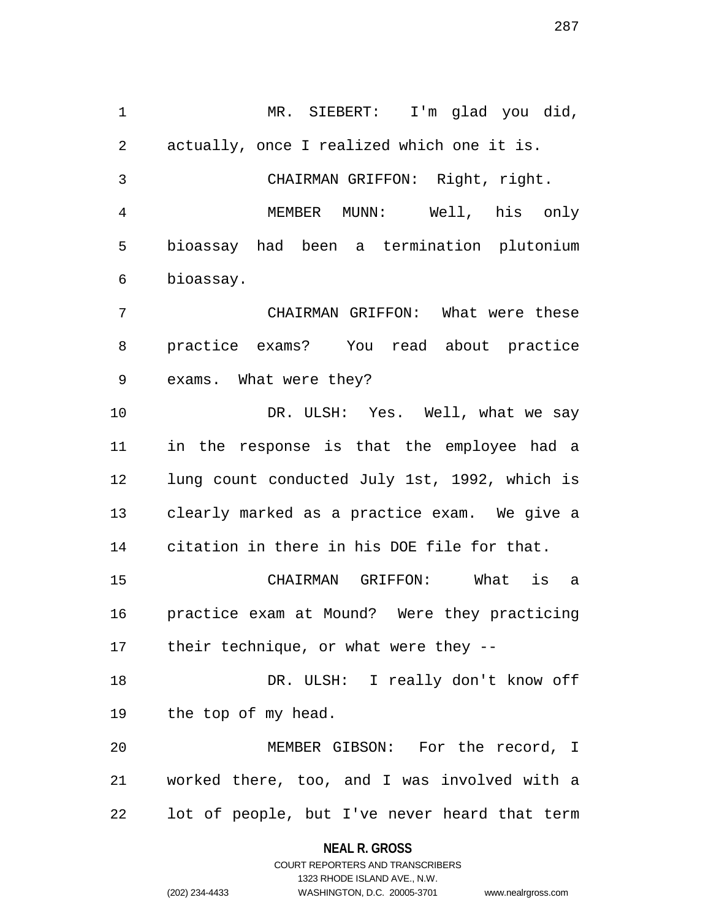MR. SIEBERT: I'm glad you did, actually, once I realized which one it is.

CHAIRMAN GRIFFON: Right, right.

MEMBER MUNN: Well, his only bioassay had been a termination plutonium bioassay.

CHAIRMAN GRIFFON: What were these practice exams? You read about practice exams. What were they?

DR. ULSH: Yes. Well, what we say in the response is that the employee had a lung count conducted July 1st, 1992, which is clearly marked as a practice exam. We give a citation in there in his DOE file for that.

CHAIRMAN GRIFFON: What is a practice exam at Mound? Were they practicing their technique, or what were they --

DR. ULSH: I really don't know off the top of my head.

MEMBER GIBSON: For the record, I worked there, too, and I was involved with a lot of people, but I've never heard that term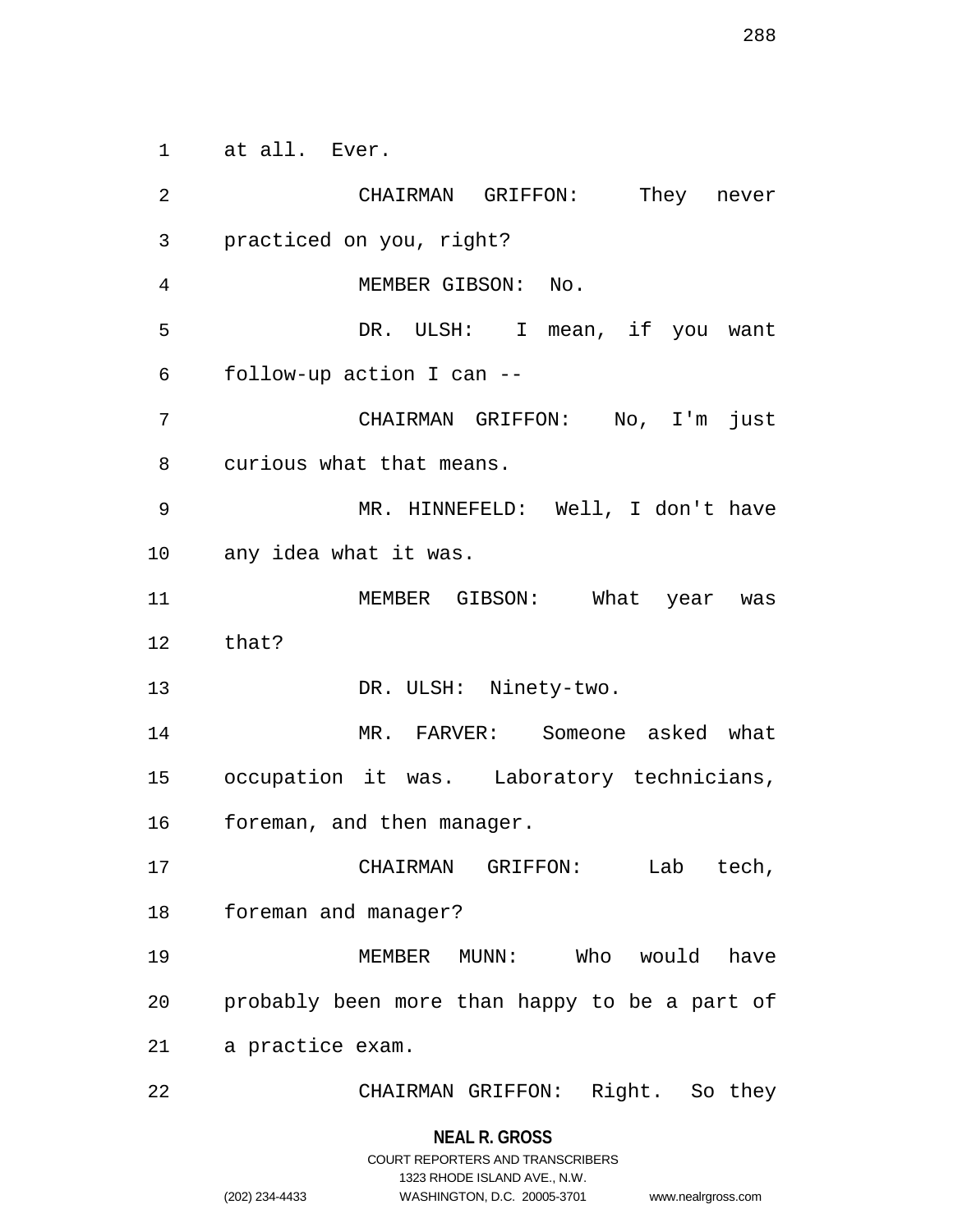at all. Ever.

CHAIRMAN GRIFFON: They never practiced on you, right?

MEMBER GIBSON: No.

DR. ULSH: I mean, if you want follow-up action I can --

CHAIRMAN GRIFFON: No, I'm just curious what that means.

MR. HINNEFELD: Well, I don't have any idea what it was.

MEMBER GIBSON: What year was that?

DR. ULSH: Ninety-two.

MR. FARVER: Someone asked what occupation it was. Laboratory technicians, foreman, and then manager.

CHAIRMAN GRIFFON: Lab tech, foreman and manager?

MEMBER MUNN: Who would have probably been more than happy to be a part of a practice exam.

CHAIRMAN GRIFFON: Right. So they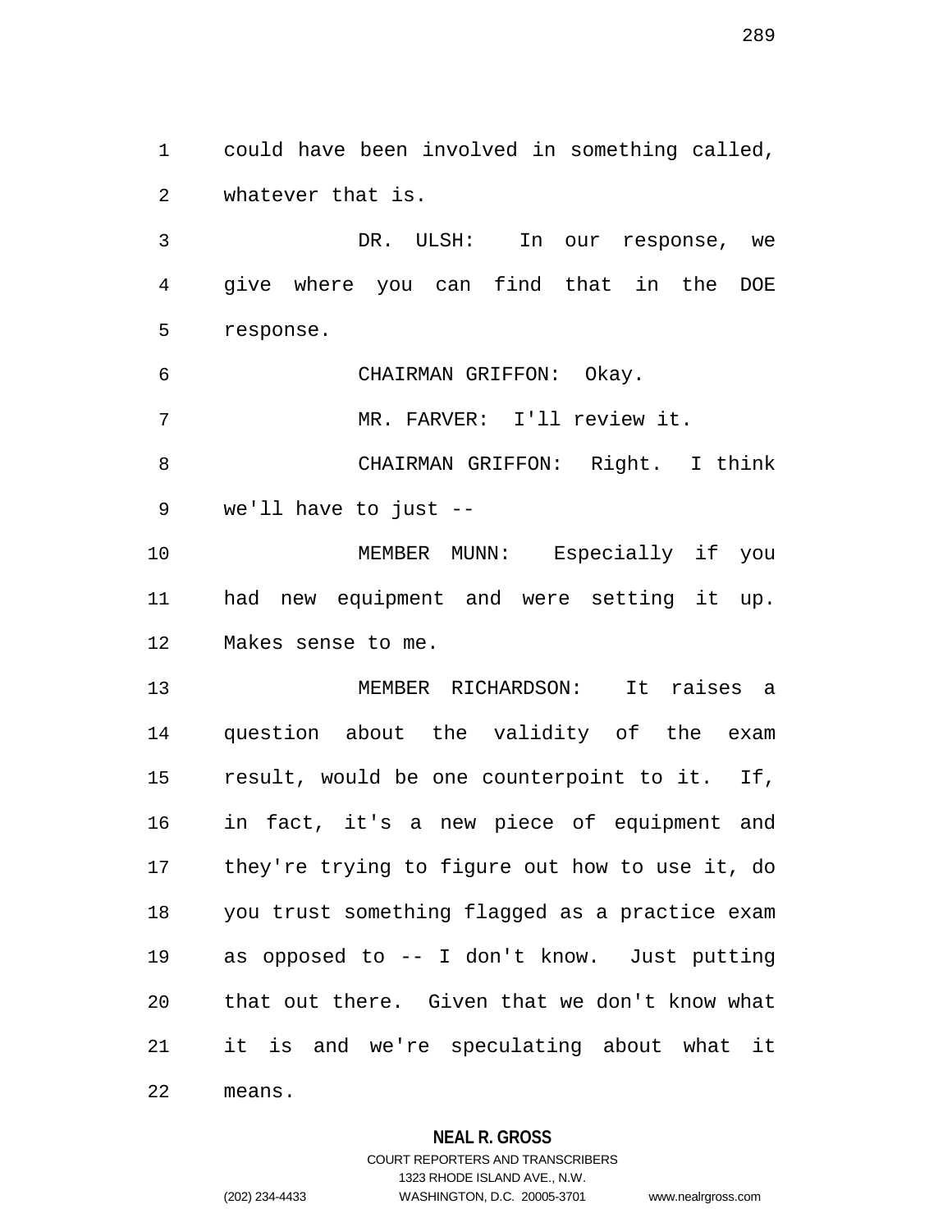could have been involved in something called, whatever that is.

DR. ULSH: In our response, we give where you can find that in the DOE response.

CHAIRMAN GRIFFON: Okay.

MR. FARVER: I'll review it.

CHAIRMAN GRIFFON: Right. I think we'll have to just --

MEMBER MUNN: Especially if you had new equipment and were setting it up. Makes sense to me.

MEMBER RICHARDSON: It raises a question about the validity of the exam result, would be one counterpoint to it. If, in fact, it's a new piece of equipment and they're trying to figure out how to use it, do you trust something flagged as a practice exam as opposed to -- I don't know. Just putting that out there. Given that we don't know what it is and we're speculating about what it means.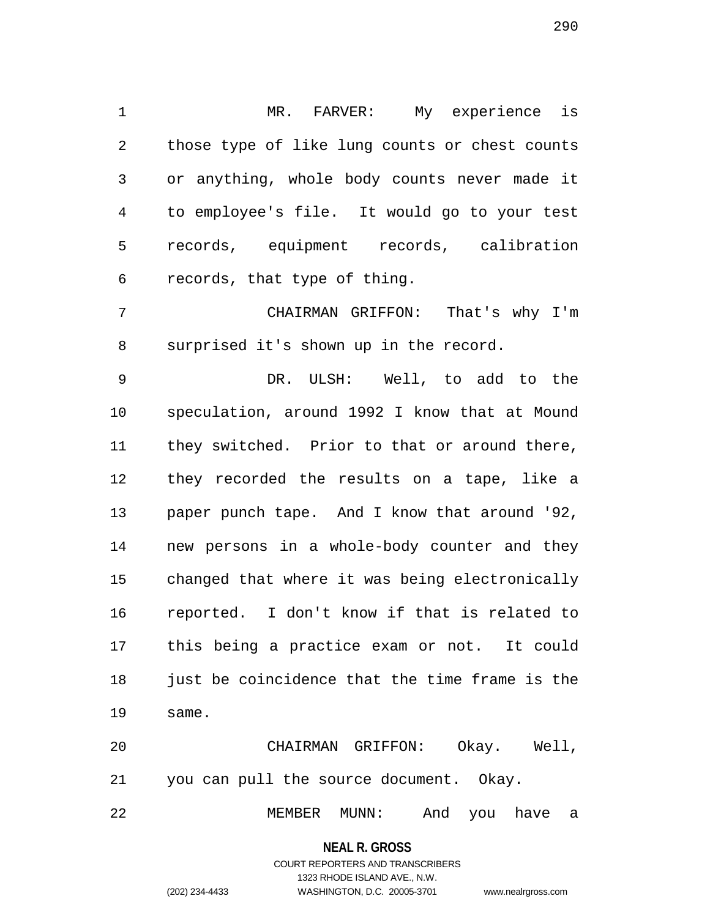MR. FARVER: My experience is those type of like lung counts or chest counts or anything, whole body counts never made it to employee's file. It would go to your test records, equipment records, calibration records, that type of thing.

CHAIRMAN GRIFFON: That's why I'm surprised it's shown up in the record.

DR. ULSH: Well, to add to the speculation, around 1992 I know that at Mound they switched. Prior to that or around there, they recorded the results on a tape, like a paper punch tape. And I know that around '92, new persons in a whole-body counter and they changed that where it was being electronically reported. I don't know if that is related to this being a practice exam or not. It could just be coincidence that the time frame is the same.

CHAIRMAN GRIFFON: Okay. Well, you can pull the source document. Okay.

MEMBER MUNN: And you have a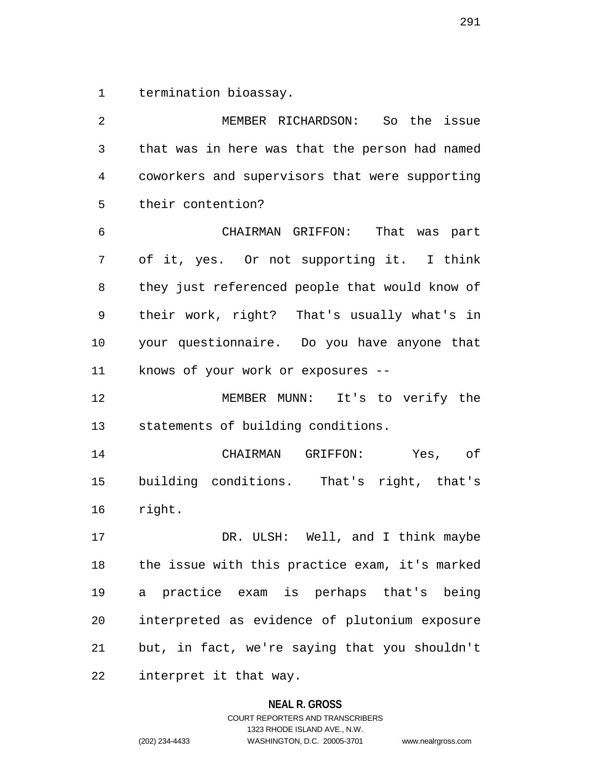termination bioassay.

MEMBER RICHARDSON: So the issue that was in here was that the person had named coworkers and supervisors that were supporting their contention?

CHAIRMAN GRIFFON: That was part of it, yes. Or not supporting it. I think they just referenced people that would know of their work, right? That's usually what's in your questionnaire. Do you have anyone that knows of your work or exposures --

MEMBER MUNN: It's to verify the statements of building conditions.

CHAIRMAN GRIFFON: Yes, of building conditions. That's right, that's right.

DR. ULSH: Well, and I think maybe the issue with this practice exam, it's marked a practice exam is perhaps that's being interpreted as evidence of plutonium exposure but, in fact, we're saying that you shouldn't interpret it that way.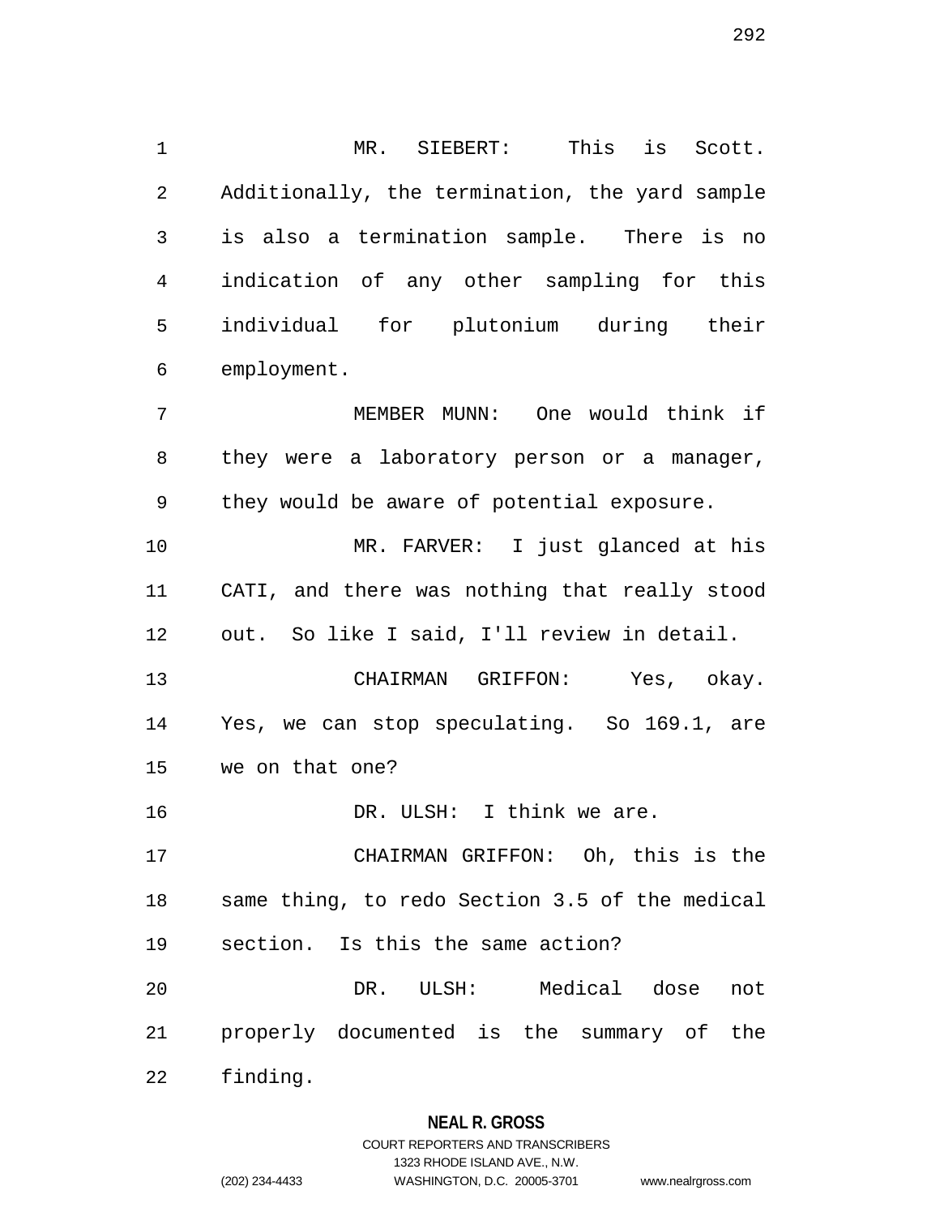MR. SIEBERT: This is Scott. Additionally, the termination, the yard sample is also a termination sample. There is no indication of any other sampling for this individual for plutonium during their employment.

MEMBER MUNN: One would think if they were a laboratory person or a manager, they would be aware of potential exposure.

MR. FARVER: I just glanced at his CATI, and there was nothing that really stood out. So like I said, I'll review in detail.

CHAIRMAN GRIFFON: Yes, okay. Yes, we can stop speculating. So 169.1, are we on that one?

DR. ULSH: I think we are.

CHAIRMAN GRIFFON: Oh, this is the same thing, to redo Section 3.5 of the medical section. Is this the same action?

DR. ULSH: Medical dose not properly documented is the summary of the finding.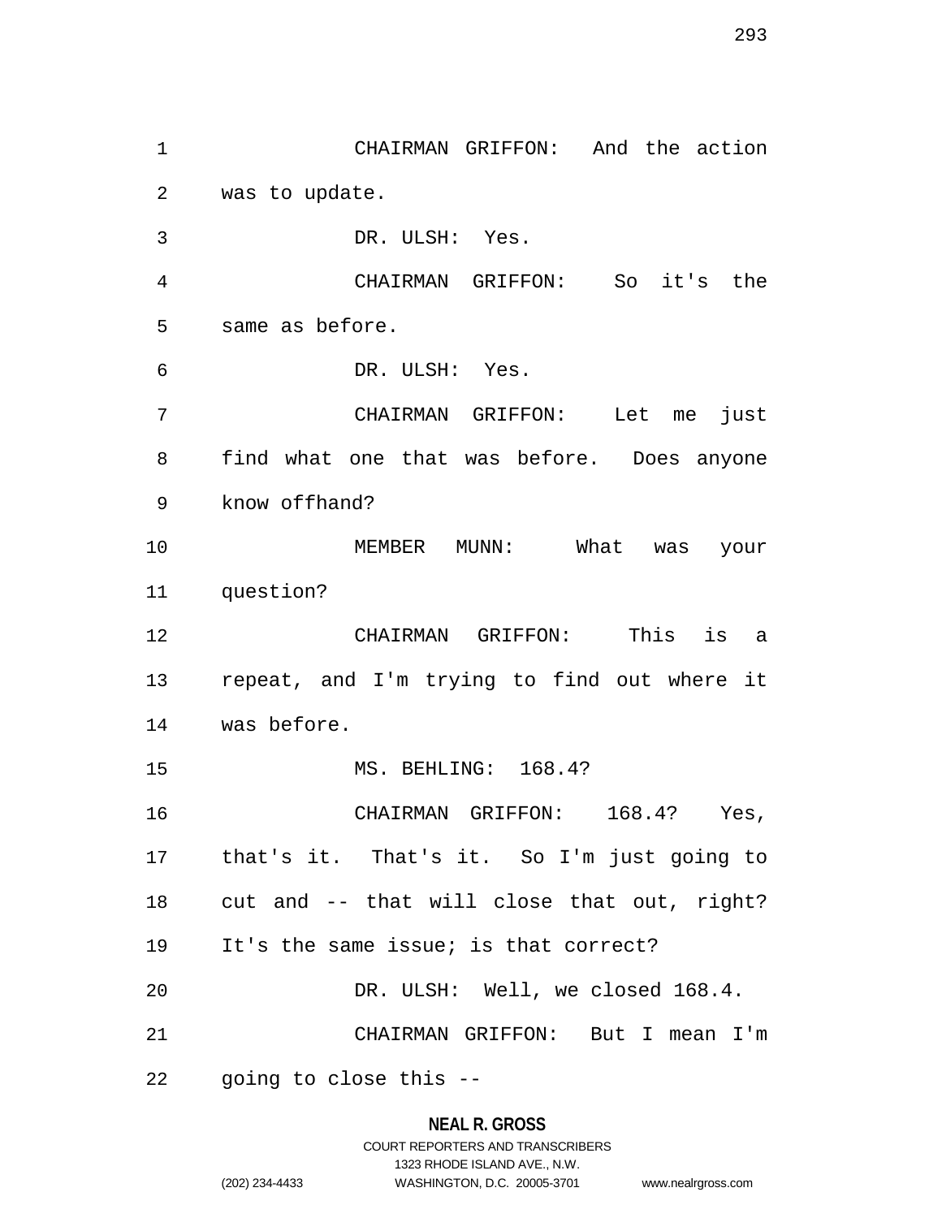CHAIRMAN GRIFFON: And the action was to update.

DR. ULSH: Yes.

CHAIRMAN GRIFFON: So it's the same as before.

DR. ULSH: Yes.

CHAIRMAN GRIFFON: Let me just find what one that was before. Does anyone know offhand?

MEMBER MUNN: What was your question?

CHAIRMAN GRIFFON: This is a repeat, and I'm trying to find out where it was before.

MS. BEHLING: 168.4?

CHAIRMAN GRIFFON: 168.4? Yes, that's it. That's it. So I'm just going to cut and -- that will close that out, right? It's the same issue; is that correct?

DR. ULSH: Well, we closed 168.4.

CHAIRMAN GRIFFON: But I mean I'm going to close this --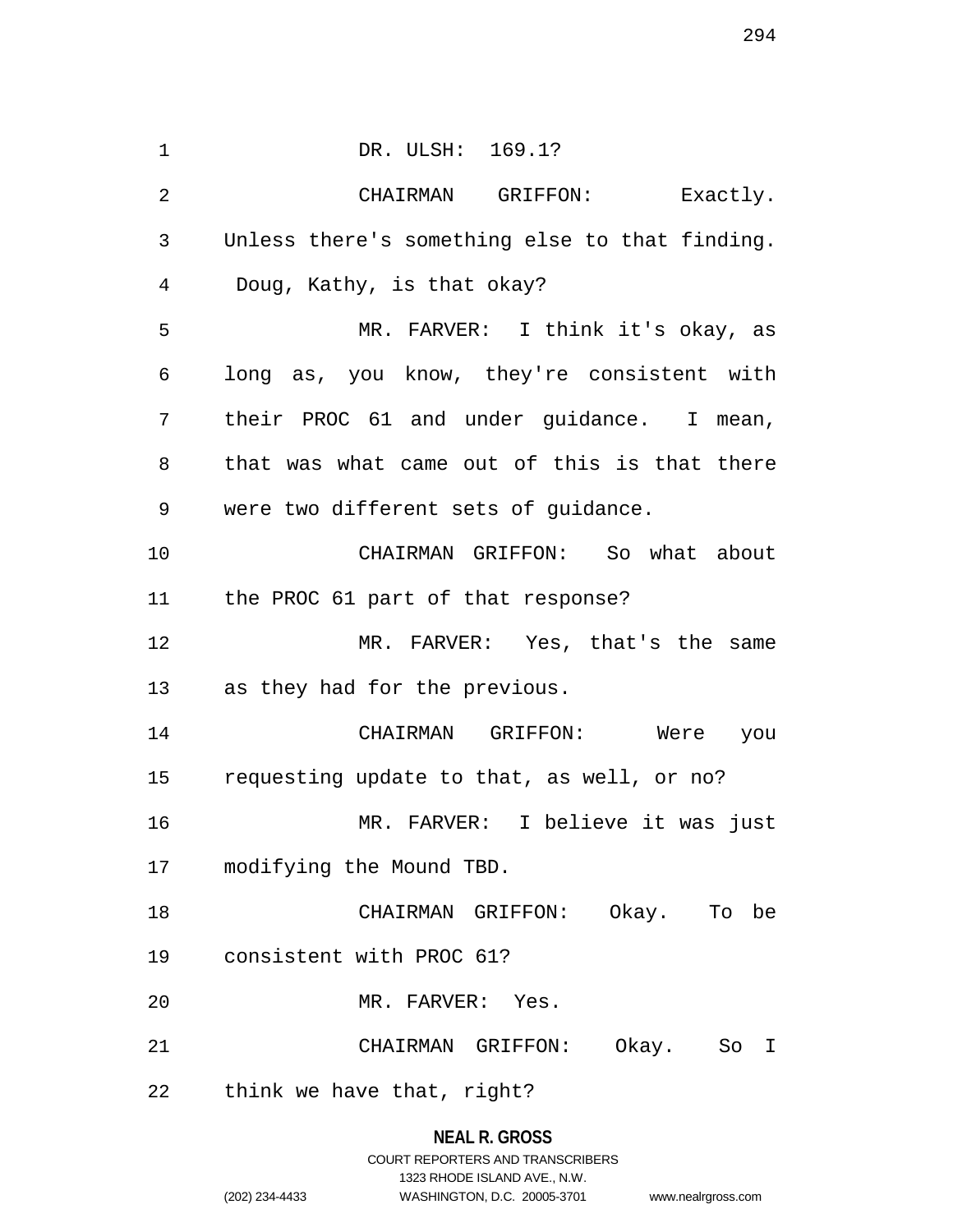DR. ULSH: 169.1?

CHAIRMAN GRIFFON: Exactly. Unless there's something else to that finding. Doug, Kathy, is that okay?

MR. FARVER: I think it's okay, as long as, you know, they're consistent with their PROC 61 and under guidance. I mean, that was what came out of this is that there were two different sets of guidance.

CHAIRMAN GRIFFON: So what about the PROC 61 part of that response?

MR. FARVER: Yes, that's the same as they had for the previous.

CHAIRMAN GRIFFON: Were you requesting update to that, as well, or no?

MR. FARVER: I believe it was just modifying the Mound TBD.

CHAIRMAN GRIFFON: Okay. To be consistent with PROC 61?

MR. FARVER: Yes.

CHAIRMAN GRIFFON: Okay. So I think we have that, right?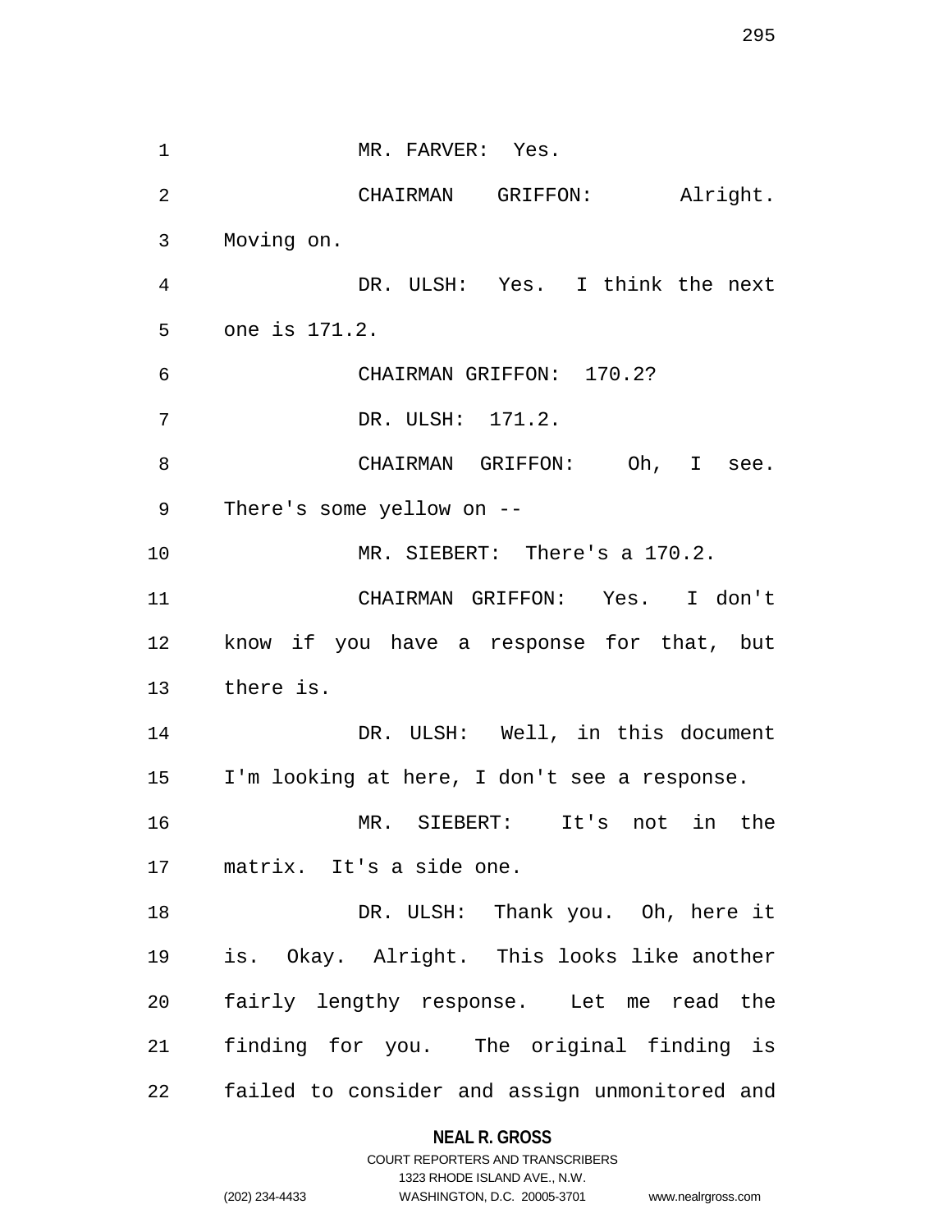1 MR. FARVER: Yes.

2 CHAIRMAN GRIFFON: Alright.

3 Moving on.

4 DR. ULSH: Yes. I think the next

5 one is 171.2.

6 CHAIRMAN GRIFFON: 170.2?

7 DR. ULSH: 171.2.

8 CHAIRMAN GRIFFON: Oh, I see.

9 There's some yellow on --

10 MR. SIEBERT: There's a 170.2.

11 CHAIRMAN GRIFFON: Yes. I don't

12 know if you have a response for that, but

13 there is.

14 DR. ULSH: Well, in this document

15 I'm looking at here, I don't see a response.

16 MR. SIEBERT: It's not in the

17 matrix. It's a side one.

18 DR. ULSH: Thank you. Oh, here it

19 is. Okay. Alright. This looks like another

20 fairly lengthy response. Let me read the

21 finding for you. The original finding is

22 failed to consider and assign unmonitored and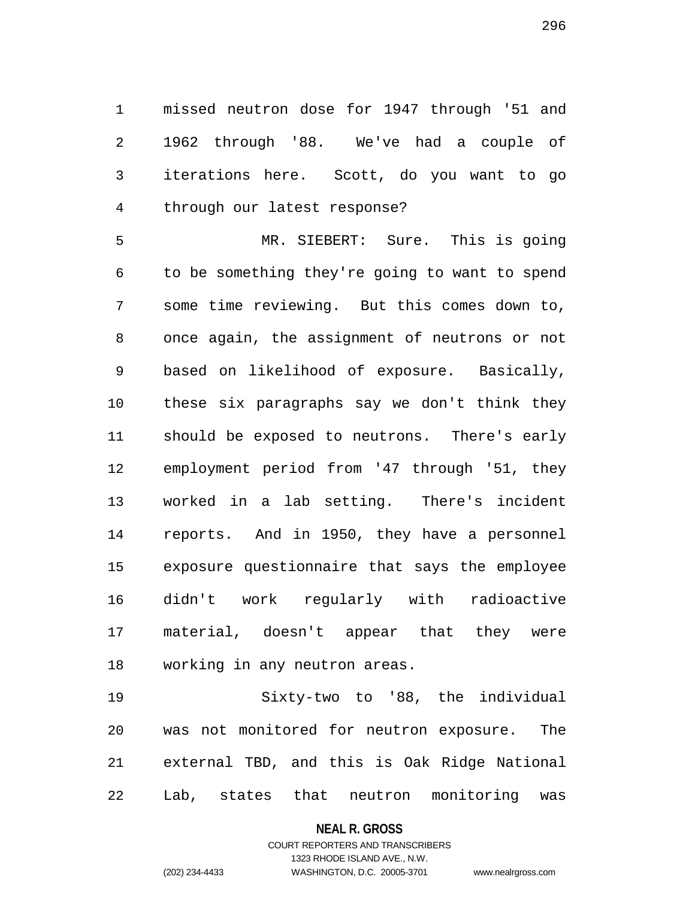missed neutron dose for 1947 through '51 and 1962 through '88. We've had a couple of iterations here. Scott, do you want to go through our latest response?

MR. SIEBERT: Sure. This is going to be something they're going to want to spend some time reviewing. But this comes down to, once again, the assignment of neutrons or not based on likelihood of exposure. Basically, these six paragraphs say we don't think they should be exposed to neutrons. There's early employment period from '47 through '51, they worked in a lab setting. There's incident reports. And in 1950, they have a personnel exposure questionnaire that says the employee didn't work regularly with radioactive material, doesn't appear that they were working in any neutron areas.

Sixty-two to '88, the individual was not monitored for neutron exposure. The external TBD, and this is Oak Ridge National Lab, states that neutron monitoring was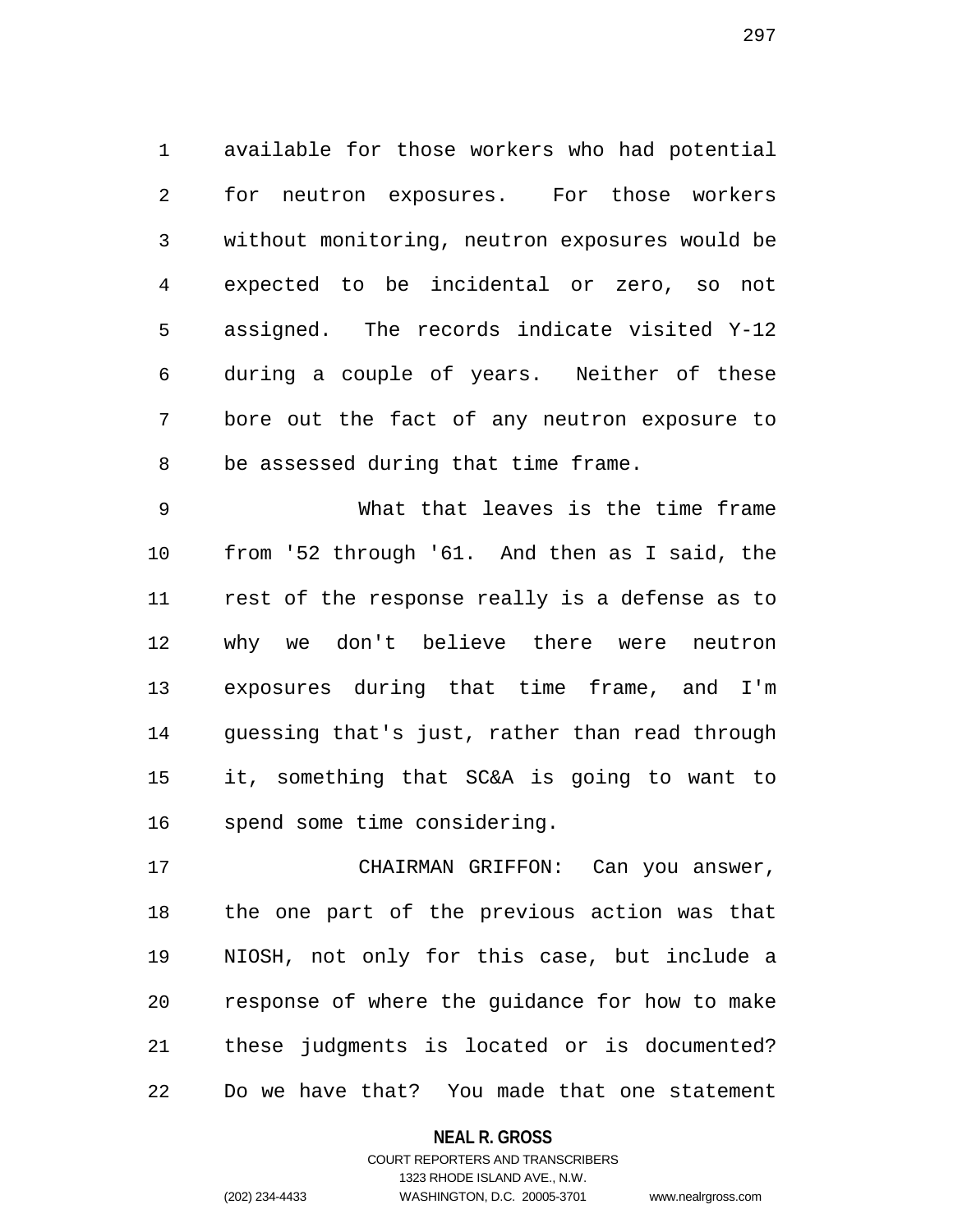available for those workers who had potential for neutron exposures. For those workers without monitoring, neutron exposures would be expected to be incidental or zero, so not assigned. The records indicate visited Y-12 during a couple of years. Neither of these bore out the fact of any neutron exposure to be assessed during that time frame.

What that leaves is the time frame from '52 through '61. And then as I said, the rest of the response really is a defense as to why we don't believe there were neutron exposures during that time frame, and I'm guessing that's just, rather than read through it, something that SC&A is going to want to spend some time considering.

CHAIRMAN GRIFFON: Can you answer, the one part of the previous action was that NIOSH, not only for this case, but include a response of where the guidance for how to make these judgments is located or is documented? Do we have that? You made that one statement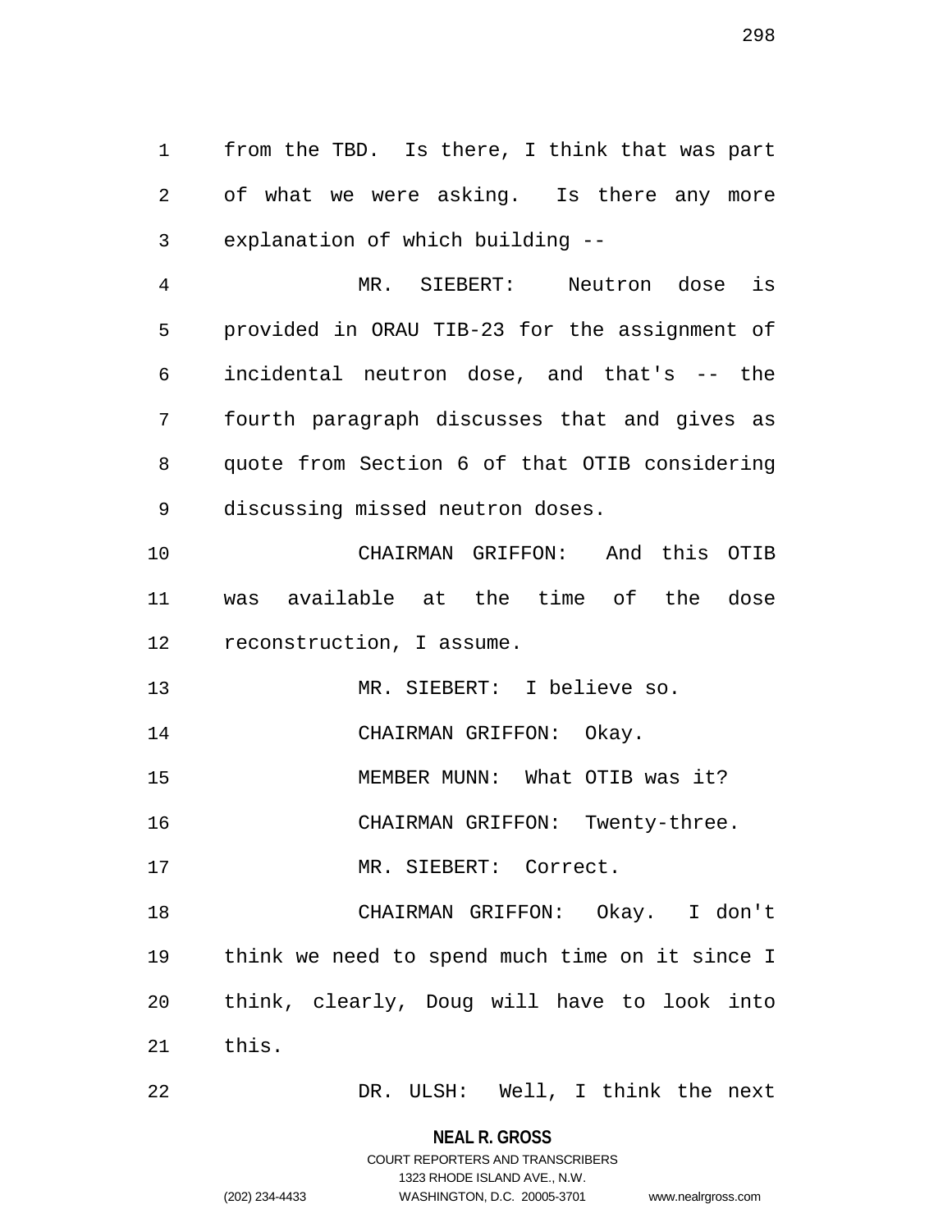from the TBD. Is there, I think that was part of what we were asking. Is there any more explanation of which building --

MR. SIEBERT: Neutron dose is provided in ORAU TIB-23 for the assignment of incidental neutron dose, and that's -- the fourth paragraph discusses that and gives as quote from Section 6 of that OTIB considering discussing missed neutron doses.

CHAIRMAN GRIFFON: And this OTIB was available at the time of the dose reconstruction, I assume.

MR. SIEBERT: I believe so.

CHAIRMAN GRIFFON: Okay.

MEMBER MUNN: What OTIB was it?

CHAIRMAN GRIFFON: Twenty-three.

MR. SIEBERT: Correct.

CHAIRMAN GRIFFON: Okay. I don't think we need to spend much time on it since I think, clearly, Doug will have to look into this.

DR. ULSH: Well, I think the next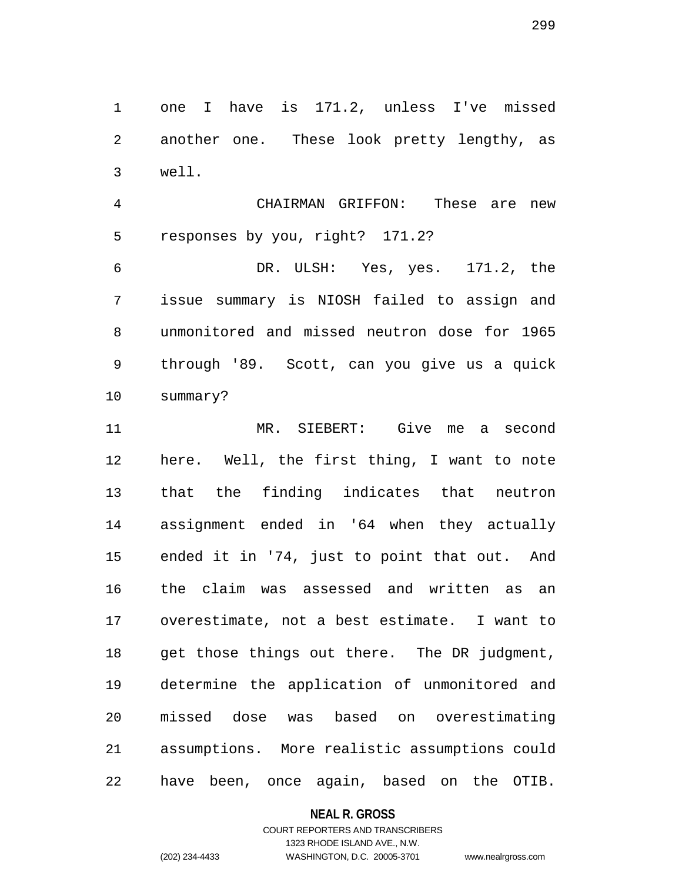one I have is 171.2, unless I've missed another one. These look pretty lengthy, as well.

CHAIRMAN GRIFFON: These are new responses by you, right? 171.2?

DR. ULSH: Yes, yes. 171.2, the issue summary is NIOSH failed to assign and unmonitored and missed neutron dose for 1965 through '89. Scott, can you give us a quick summary?

MR. SIEBERT: Give me a second here. Well, the first thing, I want to note that the finding indicates that neutron assignment ended in '64 when they actually ended it in '74, just to point that out. And the claim was assessed and written as an overestimate, not a best estimate. I want to get those things out there. The DR judgment, determine the application of unmonitored and missed dose was based on overestimating assumptions. More realistic assumptions could have been, once again, based on the OTIB.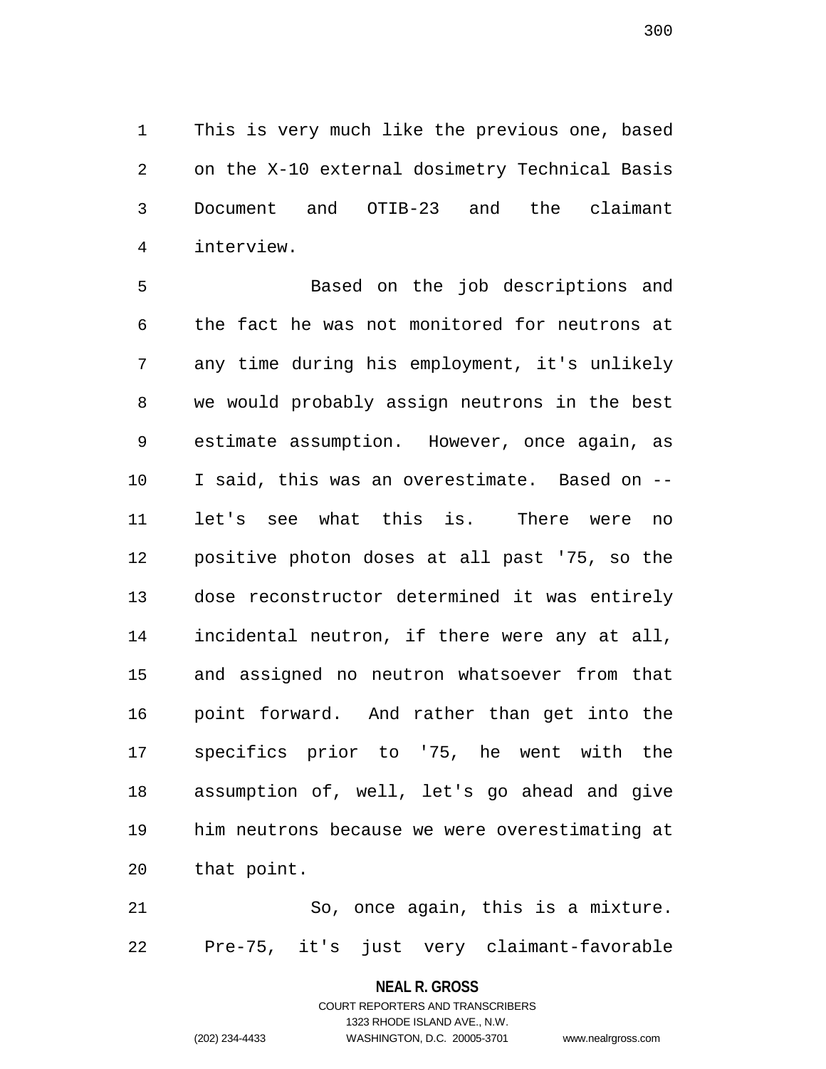This is very much like the previous one, based on the X-10 external dosimetry Technical Basis Document and OTIB-23 and the claimant interview.

Based on the job descriptions and the fact he was not monitored for neutrons at any time during his employment, it's unlikely we would probably assign neutrons in the best estimate assumption. However, once again, as I said, this was an overestimate. Based on -- let's see what this is. There were no positive photon doses at all past '75, so the dose reconstructor determined it was entirely incidental neutron, if there were any at all, and assigned no neutron whatsoever from that point forward. And rather than get into the specifics prior to '75, he went with the assumption of, well, let's go ahead and give him neutrons because we were overestimating at that point.

So, once again, this is a mixture. Pre-75, it's just very claimant-favorable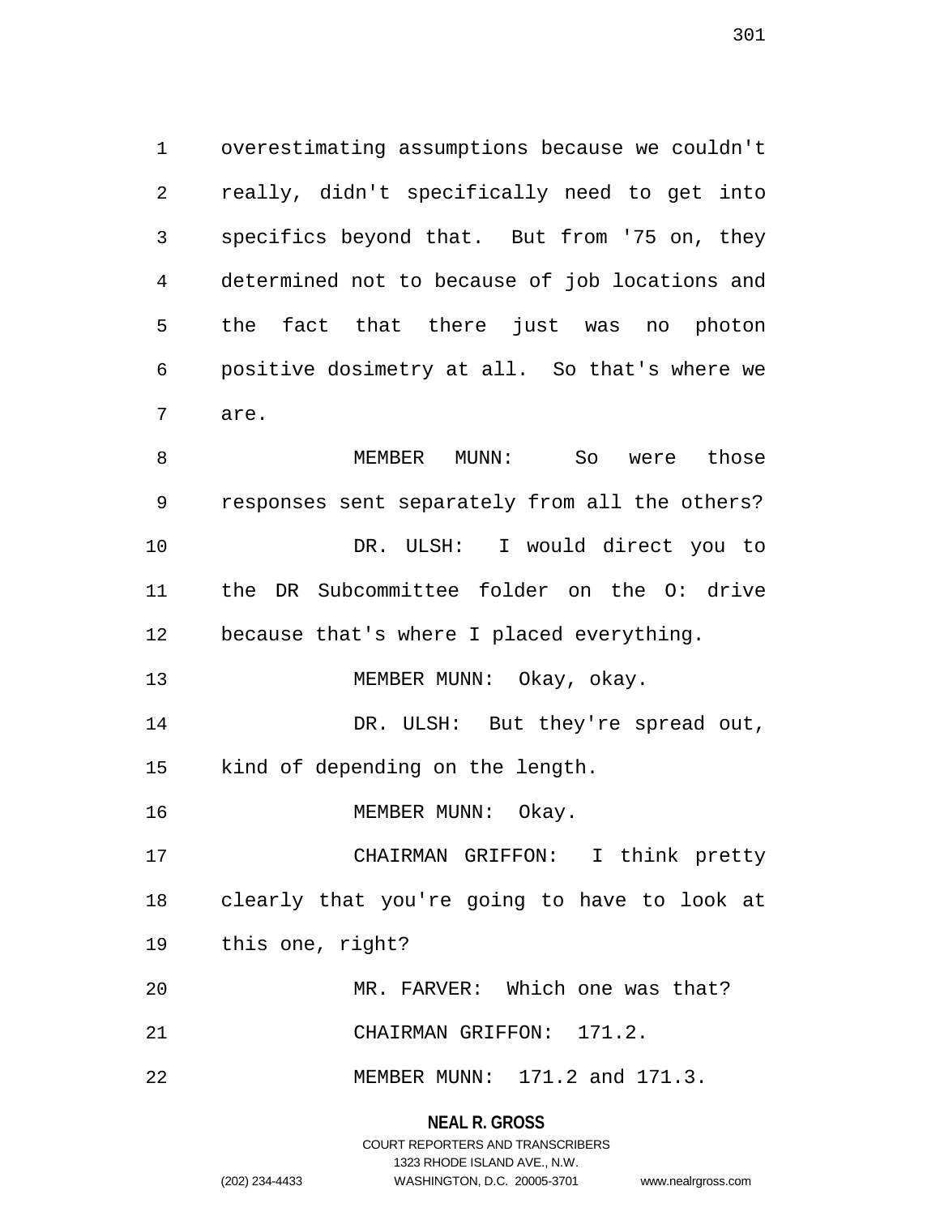overestimating assumptions because we couldn't really, didn't specifically need to get into specifics beyond that. But from '75 on, they determined not to because of job locations and the fact that there just was no photon positive dosimetry at all. So that's where we are.

MEMBER MUNN: So were those responses sent separately from all the others?

DR. ULSH: I would direct you to the DR Subcommittee folder on the O: drive because that's where I placed everything.

MEMBER MUNN: Okay, okay.

DR. ULSH: But they're spread out, kind of depending on the length.

MEMBER MUNN: Okay.

CHAIRMAN GRIFFON: I think pretty clearly that you're going to have to look at this one, right?

MR. FARVER: Which one was that?

CHAIRMAN GRIFFON: 171.2.

MEMBER MUNN: 171.2 and 171.3.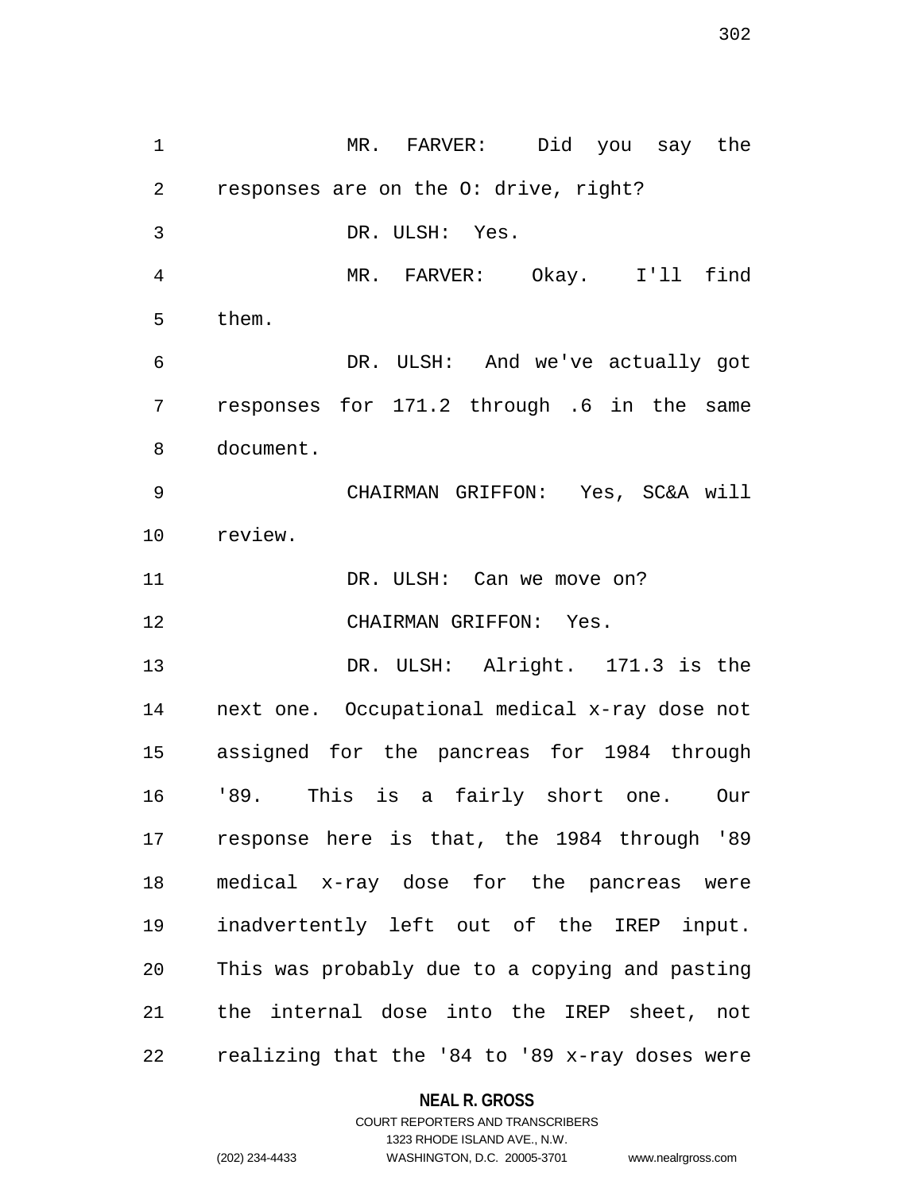MR. FARVER: Did you say the responses are on the O: drive, right?

DR. ULSH: Yes.

MR. FARVER: Okay. I'll find them.

DR. ULSH: And we've actually got responses for 171.2 through .6 in the same document.

CHAIRMAN GRIFFON: Yes, SC&A will review.

DR. ULSH: Can we move on?

CHAIRMAN GRIFFON: Yes.

DR. ULSH: Alright. 171.3 is the next one. Occupational medical x-ray dose not assigned for the pancreas for 1984 through '89. This is a fairly short one. Our response here is that, the 1984 through '89 medical x-ray dose for the pancreas were inadvertently left out of the IREP input. This was probably due to a copying and pasting the internal dose into the IREP sheet, not realizing that the '84 to '89 x-ray doses were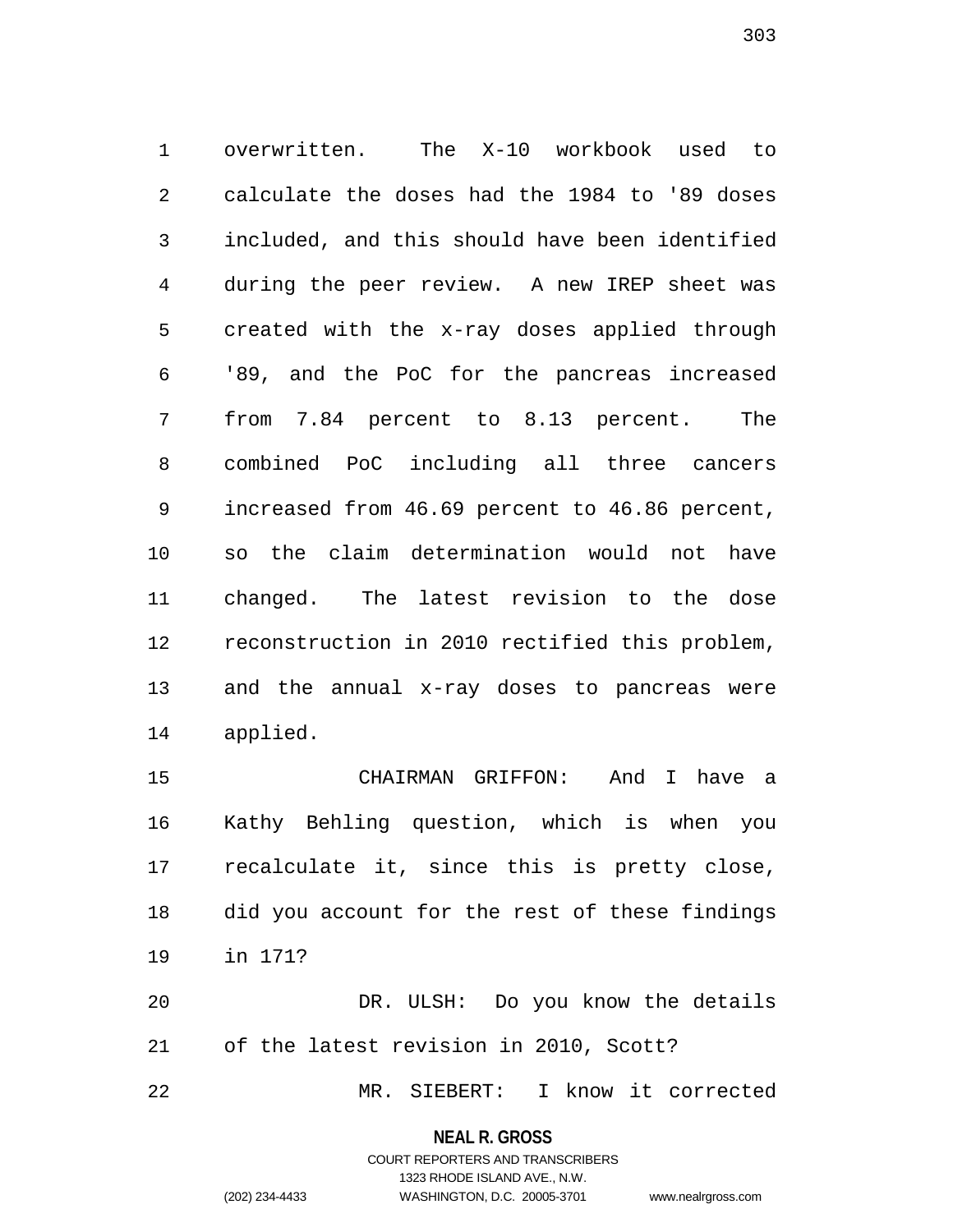overwritten. The X-10 workbook used to calculate the doses had the 1984 to '89 doses included, and this should have been identified during the peer review. A new IREP sheet was created with the x-ray doses applied through '89, and the PoC for the pancreas increased from 7.84 percent to 8.13 percent. The combined PoC including all three cancers increased from 46.69 percent to 46.86 percent, so the claim determination would not have changed. The latest revision to the dose reconstruction in 2010 rectified this problem, and the annual x-ray doses to pancreas were applied.

CHAIRMAN GRIFFON: And I have a Kathy Behling question, which is when you recalculate it, since this is pretty close, did you account for the rest of these findings in 171?

DR. ULSH: Do you know the details of the latest revision in 2010, Scott?

MR. SIEBERT: I know it corrected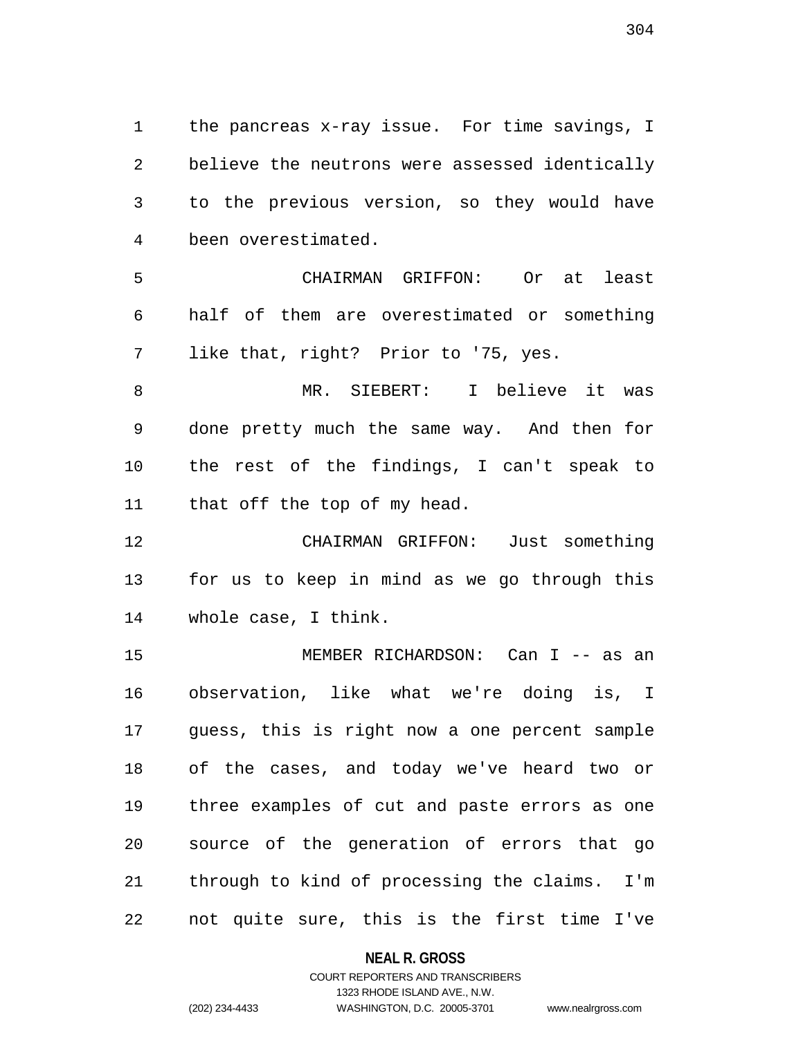the pancreas x-ray issue. For time savings, I believe the neutrons were assessed identically to the previous version, so they would have been overestimated.

CHAIRMAN GRIFFON: Or at least half of them are overestimated or something like that, right? Prior to '75, yes.

MR. SIEBERT: I believe it was done pretty much the same way. And then for the rest of the findings, I can't speak to that off the top of my head.

CHAIRMAN GRIFFON: Just something for us to keep in mind as we go through this whole case, I think.

MEMBER RICHARDSON: Can I -- as an observation, like what we're doing is, I guess, this is right now a one percent sample of the cases, and today we've heard two or three examples of cut and paste errors as one source of the generation of errors that go through to kind of processing the claims. I'm not quite sure, this is the first time I've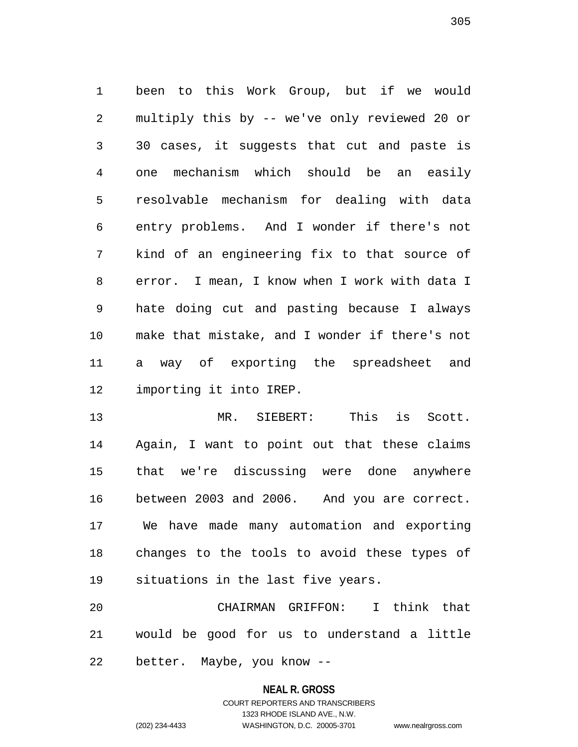been to this Work Group, but if we would multiply this by -- we've only reviewed 20 or 30 cases, it suggests that cut and paste is one mechanism which should be an easily resolvable mechanism for dealing with data entry problems. And I wonder if there's not kind of an engineering fix to that source of error. I mean, I know when I work with data I hate doing cut and pasting because I always make that mistake, and I wonder if there's not a way of exporting the spreadsheet and importing it into IREP.

MR. SIEBERT: This is Scott. Again, I want to point out that these claims that we're discussing were done anywhere between 2003 and 2006. And you are correct. We have made many automation and exporting changes to the tools to avoid these types of situations in the last five years.

CHAIRMAN GRIFFON: I think that would be good for us to understand a little better. Maybe, you know --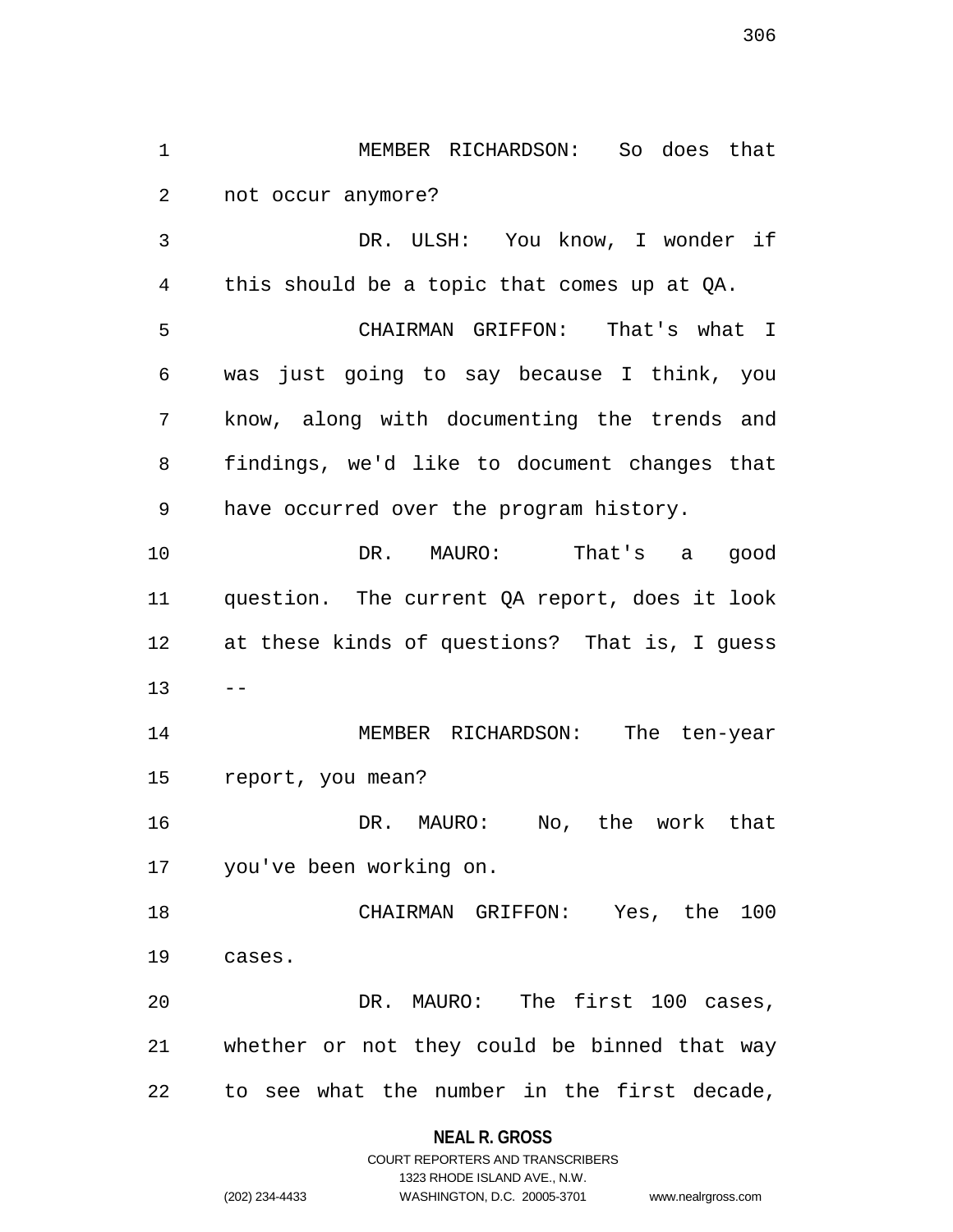MEMBER RICHARDSON: So does that not occur anymore?

DR. ULSH: You know, I wonder if this should be a topic that comes up at QA.

CHAIRMAN GRIFFON: That's what I was just going to say because I think, you know, along with documenting the trends and findings, we'd like to document changes that have occurred over the program history.

DR. MAURO: That's a good question. The current QA report, does it look at these kinds of questions? That is, I guess --

MEMBER RICHARDSON: The ten-year report, you mean?

DR. MAURO: No, the work that you've been working on.

CHAIRMAN GRIFFON: Yes, the 100 cases.

DR. MAURO: The first 100 cases, whether or not they could be binned that way to see what the number in the first decade,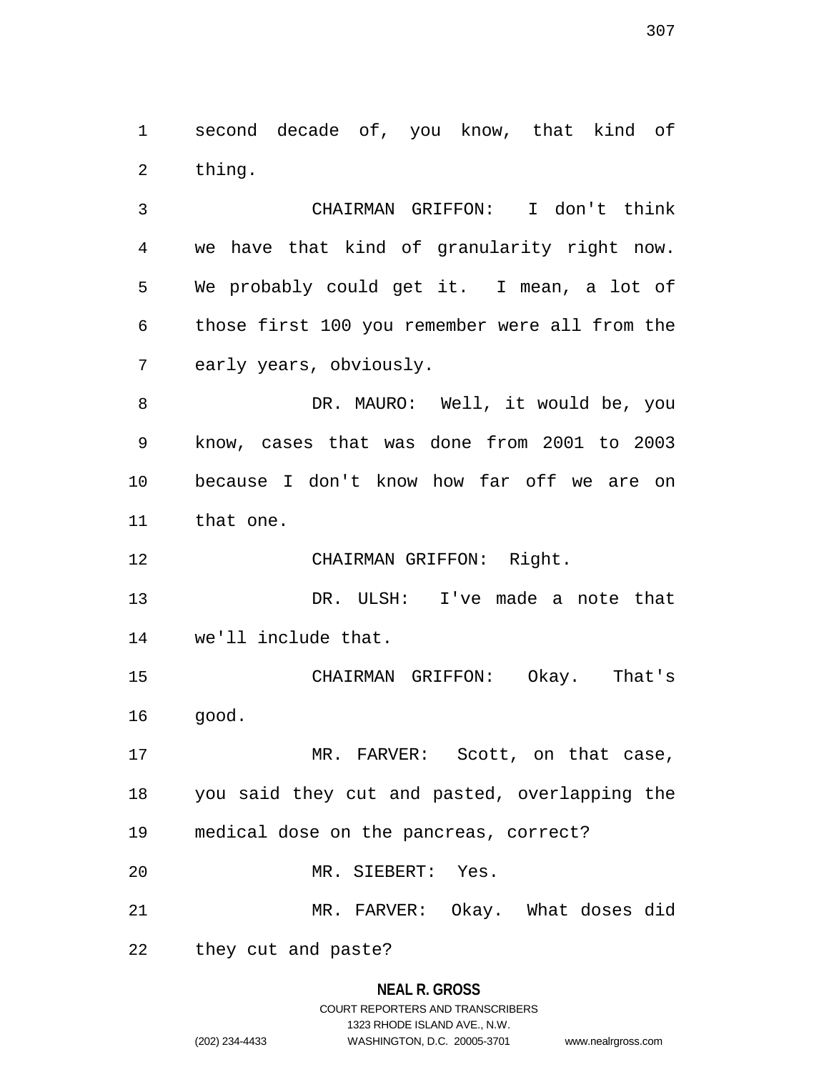second decade of, you know, that kind of thing.

CHAIRMAN GRIFFON: I don't think we have that kind of granularity right now. We probably could get it. I mean, a lot of those first 100 you remember were all from the early years, obviously.

DR. MAURO: Well, it would be, you know, cases that was done from 2001 to 2003 because I don't know how far off we are on that one.

CHAIRMAN GRIFFON: Right.

DR. ULSH: I've made a note that we'll include that.

CHAIRMAN GRIFFON: Okay. That's good.

MR. FARVER: Scott, on that case, you said they cut and pasted, overlapping the medical dose on the pancreas, correct?

MR. SIEBERT: Yes.

MR. FARVER: Okay. What doses did they cut and paste?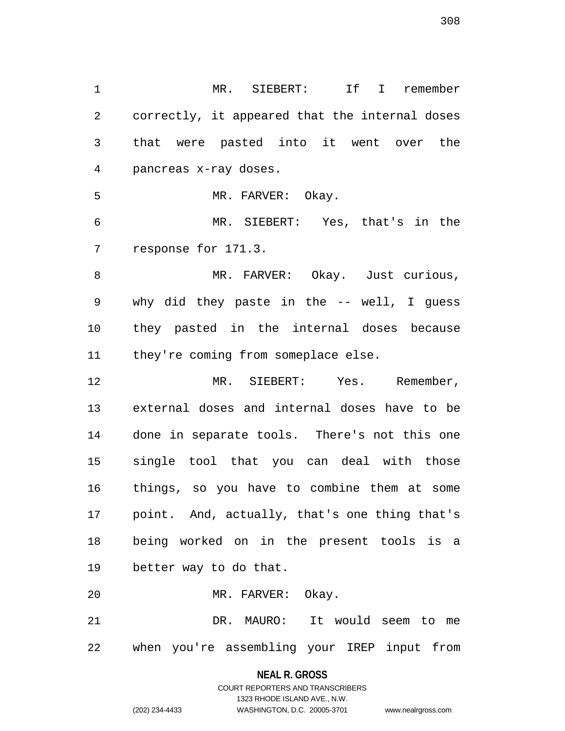MR. SIEBERT: If I remember correctly, it appeared that the internal doses that were pasted into it went over the pancreas x-ray doses.

MR. FARVER: Okay.

MR. SIEBERT: Yes, that's in the response for 171.3.

MR. FARVER: Okay. Just curious, why did they paste in the -- well, I guess they pasted in the internal doses because they're coming from someplace else.

MR. SIEBERT: Yes. Remember, external doses and internal doses have to be done in separate tools. There's not this one single tool that you can deal with those things, so you have to combine them at some point. And, actually, that's one thing that's being worked on in the present tools is a better way to do that.

MR. FARVER: Okay.

DR. MAURO: It would seem to me when you're assembling your IREP input from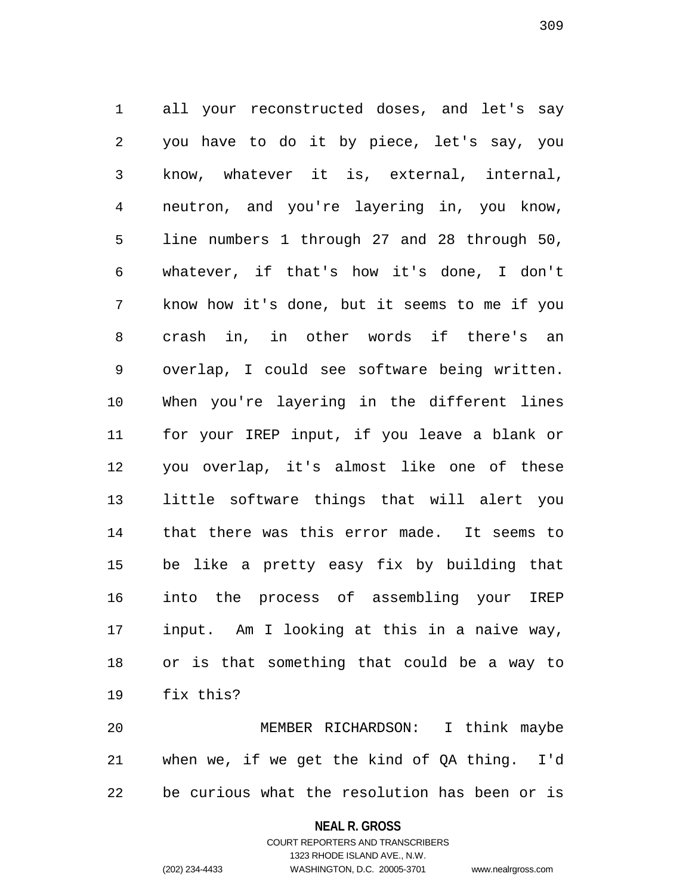all your reconstructed doses, and let's say you have to do it by piece, let's say, you know, whatever it is, external, internal, neutron, and you're layering in, you know, line numbers 1 through 27 and 28 through 50, whatever, if that's how it's done, I don't know how it's done, but it seems to me if you crash in, in other words if there's an overlap, I could see software being written. When you're layering in the different lines for your IREP input, if you leave a blank or you overlap, it's almost like one of these little software things that will alert you that there was this error made. It seems to be like a pretty easy fix by building that into the process of assembling your IREP input. Am I looking at this in a naive way, or is that something that could be a way to fix this?

MEMBER RICHARDSON: I think maybe when we, if we get the kind of QA thing. I'd be curious what the resolution has been or is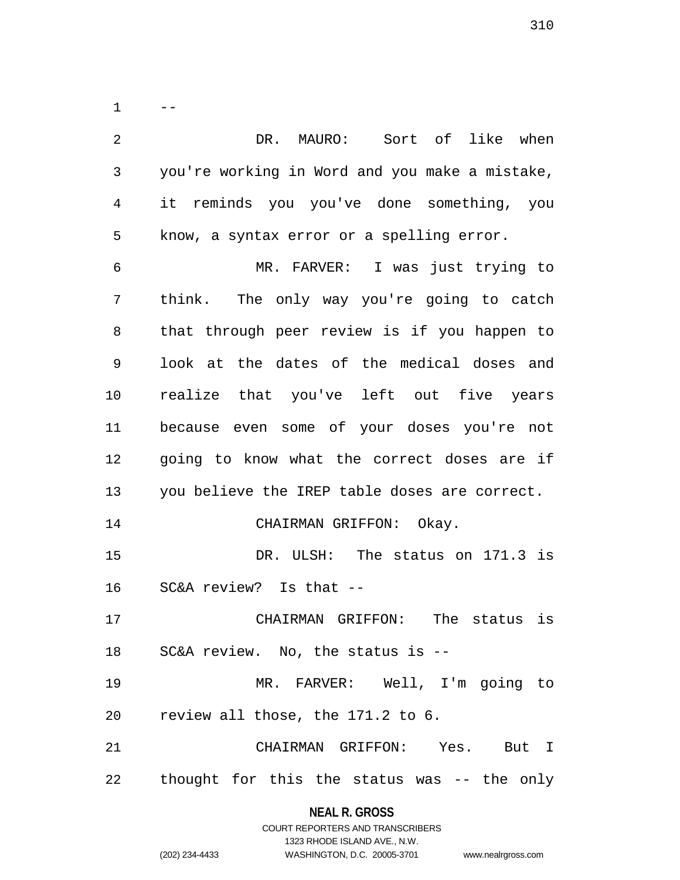--

DR. MAURO: Sort of like when you're working in Word and you make a mistake, it reminds you you've done something, you know, a syntax error or a spelling error.

MR. FARVER: I was just trying to think. The only way you're going to catch that through peer review is if you happen to look at the dates of the medical doses and realize that you've left out five years because even some of your doses you're not going to know what the correct doses are if you believe the IREP table doses are correct.

CHAIRMAN GRIFFON: Okay.

DR. ULSH: The status on 171.3 is SC&A review? Is that --

CHAIRMAN GRIFFON: The status is SC&A review. No, the status is --

MR. FARVER: Well, I'm going to review all those, the 171.2 to 6.

CHAIRMAN GRIFFON: Yes. But I thought for this the status was -- the only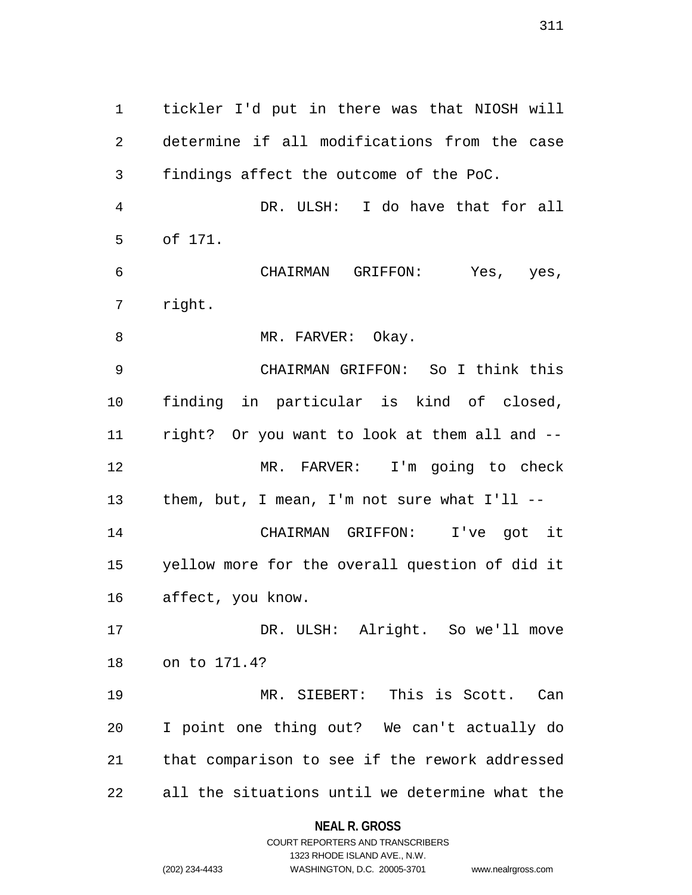tickler I'd put in there was that NIOSH will determine if all modifications from the case findings affect the outcome of the PoC.

DR. ULSH: I do have that for all of 171.

CHAIRMAN GRIFFON: Yes, yes, right.

MR. FARVER: Okay.

CHAIRMAN GRIFFON: So I think this finding in particular is kind of closed, right? Or you want to look at them all and --

MR. FARVER: I'm going to check them, but, I mean, I'm not sure what I'll --

CHAIRMAN GRIFFON: I've got it yellow more for the overall question of did it affect, you know.

DR. ULSH: Alright. So we'll move on to 171.4?

MR. SIEBERT: This is Scott. Can I point one thing out? We can't actually do that comparison to see if the rework addressed all the situations until we determine what the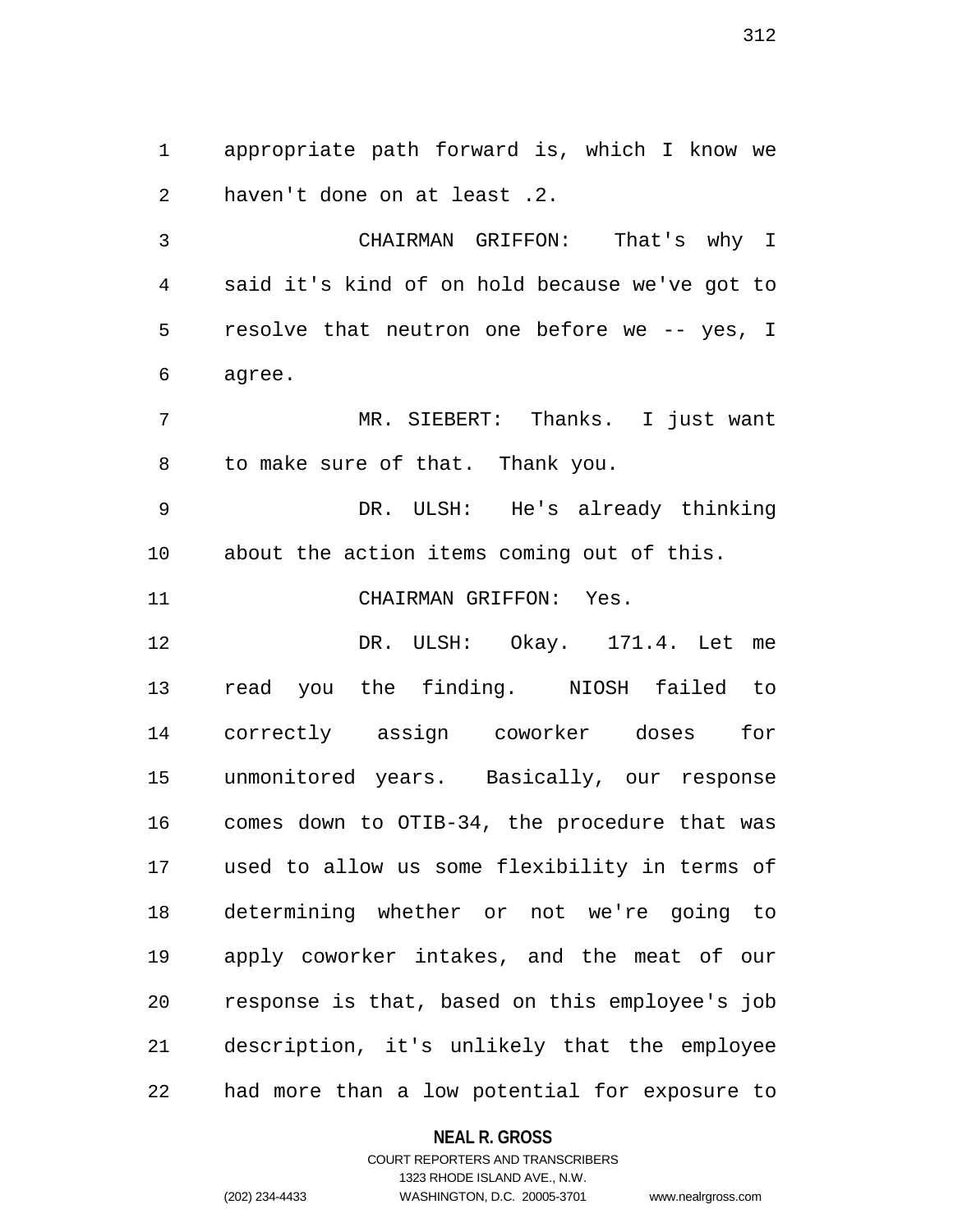appropriate path forward is, which I know we haven't done on at least .2.

CHAIRMAN GRIFFON: That's why I said it's kind of on hold because we've got to resolve that neutron one before we -- yes, I agree.

MR. SIEBERT: Thanks. I just want to make sure of that. Thank you.

DR. ULSH: He's already thinking about the action items coming out of this.

CHAIRMAN GRIFFON: Yes.

DR. ULSH: Okay. 171.4. Let me read you the finding. NIOSH failed to correctly assign coworker doses for unmonitored years. Basically, our response comes down to OTIB-34, the procedure that was used to allow us some flexibility in terms of determining whether or not we're going to apply coworker intakes, and the meat of our response is that, based on this employee's job description, it's unlikely that the employee had more than a low potential for exposure to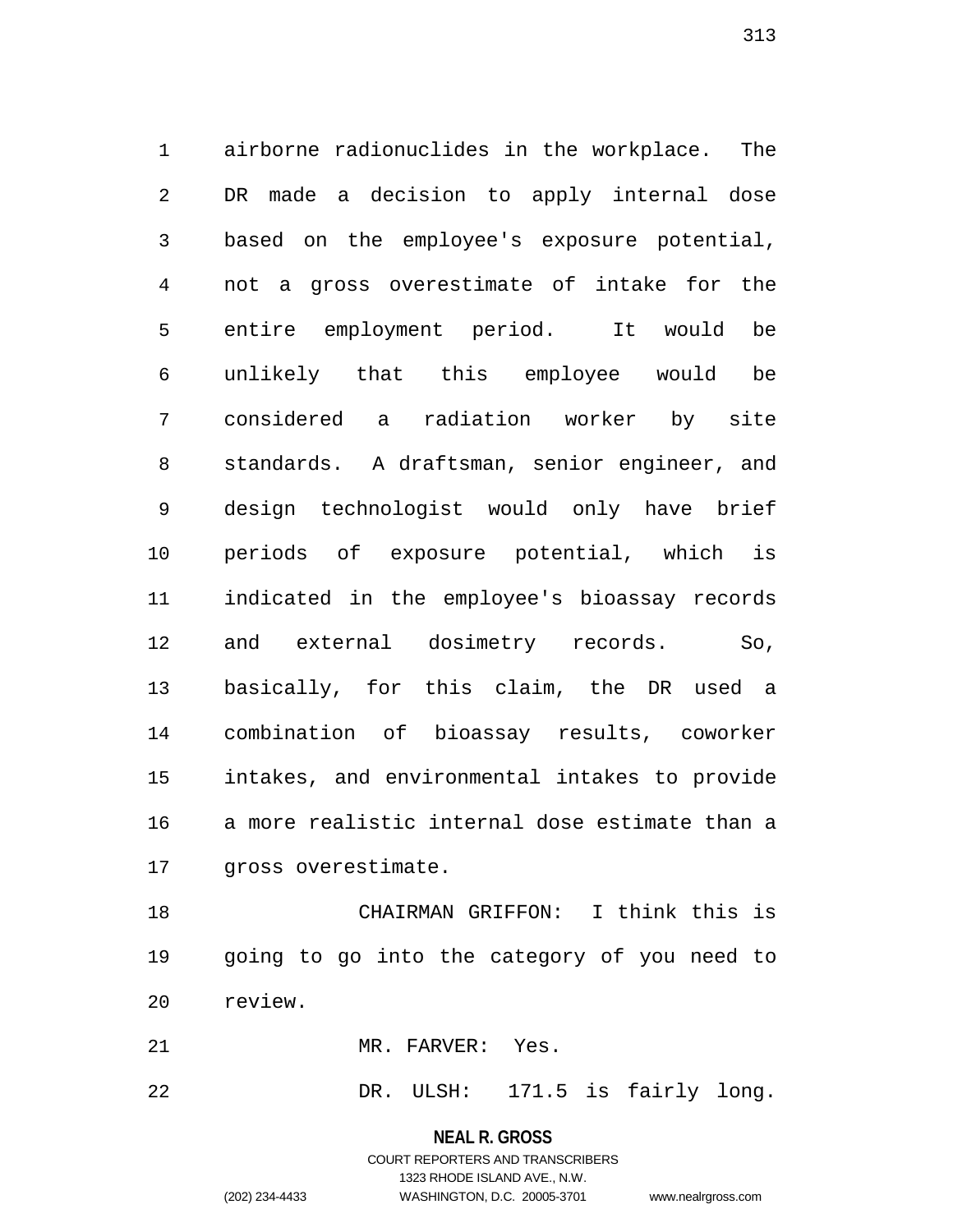airborne radionuclides in the workplace. The DR made a decision to apply internal dose based on the employee's exposure potential, not a gross overestimate of intake for the entire employment period. It would be unlikely that this employee would be considered a radiation worker by site standards. A draftsman, senior engineer, and design technologist would only have brief periods of exposure potential, which is indicated in the employee's bioassay records and external dosimetry records. So, basically, for this claim, the DR used a combination of bioassay results, coworker intakes, and environmental intakes to provide a more realistic internal dose estimate than a gross overestimate.

CHAIRMAN GRIFFON: I think this is going to go into the category of you need to review.

MR. FARVER: Yes.

DR. ULSH: 171.5 is fairly long.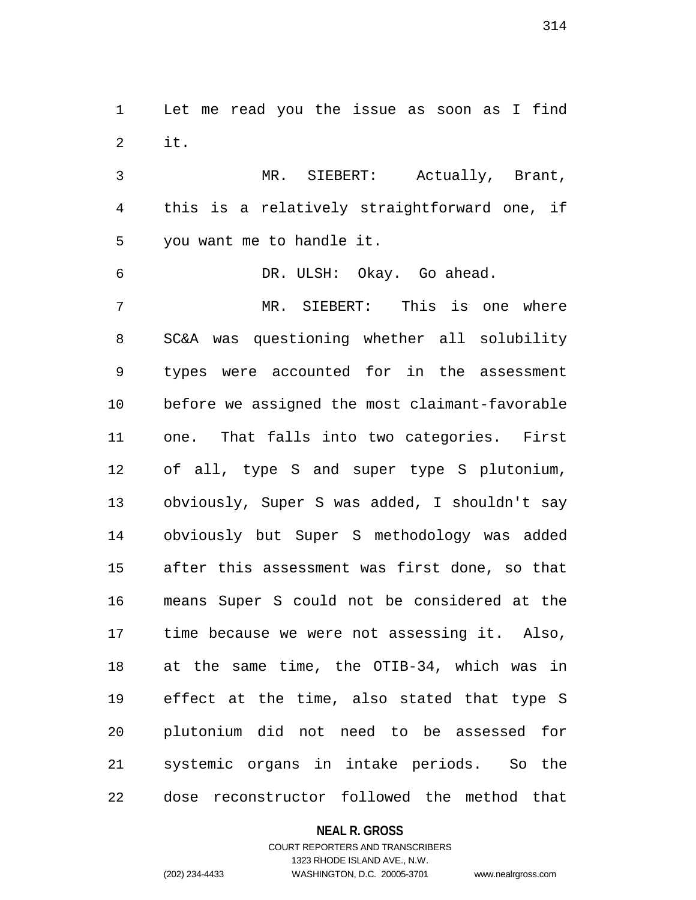Let me read you the issue as soon as I find it.

MR. SIEBERT: Actually, Brant, this is a relatively straightforward one, if you want me to handle it.

DR. ULSH: Okay. Go ahead.

MR. SIEBERT: This is one where SC&A was questioning whether all solubility types were accounted for in the assessment before we assigned the most claimant-favorable one. That falls into two categories. First of all, type S and super type S plutonium, obviously, Super S was added, I shouldn't say obviously but Super S methodology was added after this assessment was first done, so that means Super S could not be considered at the time because we were not assessing it. Also, at the same time, the OTIB-34, which was in effect at the time, also stated that type S plutonium did not need to be assessed for systemic organs in intake periods. So the dose reconstructor followed the method that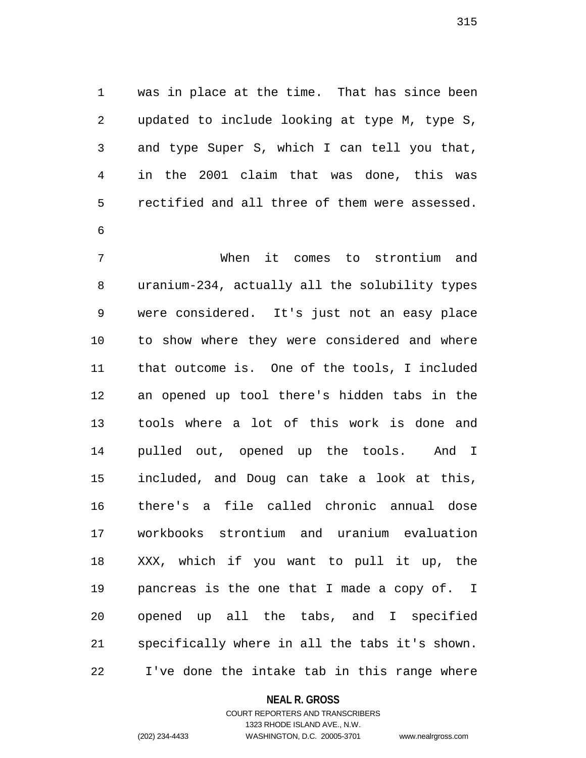was in place at the time. That has since been updated to include looking at type M, type S, and type Super S, which I can tell you that, in the 2001 claim that was done, this was rectified and all three of them were assessed.

When it comes to strontium and uranium-234, actually all the solubility types were considered. It's just not an easy place to show where they were considered and where that outcome is. One of the tools, I included an opened up tool there's hidden tabs in the tools where a lot of this work is done and pulled out, opened up the tools. And I included, and Doug can take a look at this, there's a file called chronic annual dose workbooks strontium and uranium evaluation XXX, which if you want to pull it up, the pancreas is the one that I made a copy of. I opened up all the tabs, and I specified specifically where in all the tabs it's shown. I've done the intake tab in this range where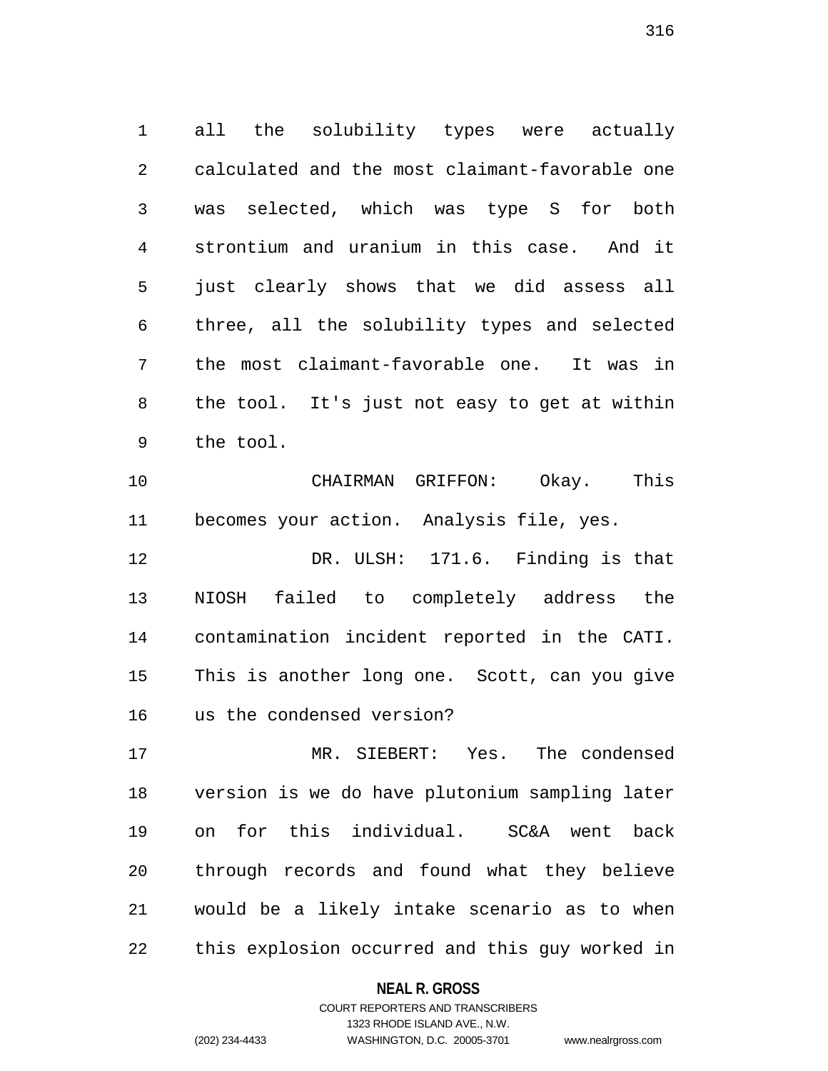all the solubility types were actually calculated and the most claimant-favorable one was selected, which was type S for both strontium and uranium in this case. And it just clearly shows that we did assess all three, all the solubility types and selected the most claimant-favorable one. It was in the tool. It's just not easy to get at within the tool.

CHAIRMAN GRIFFON: Okay. This becomes your action. Analysis file, yes.

DR. ULSH: 171.6. Finding is that NIOSH failed to completely address the contamination incident reported in the CATI. This is another long one. Scott, can you give us the condensed version?

MR. SIEBERT: Yes. The condensed version is we do have plutonium sampling later on for this individual. SC&A went back through records and found what they believe would be a likely intake scenario as to when this explosion occurred and this guy worked in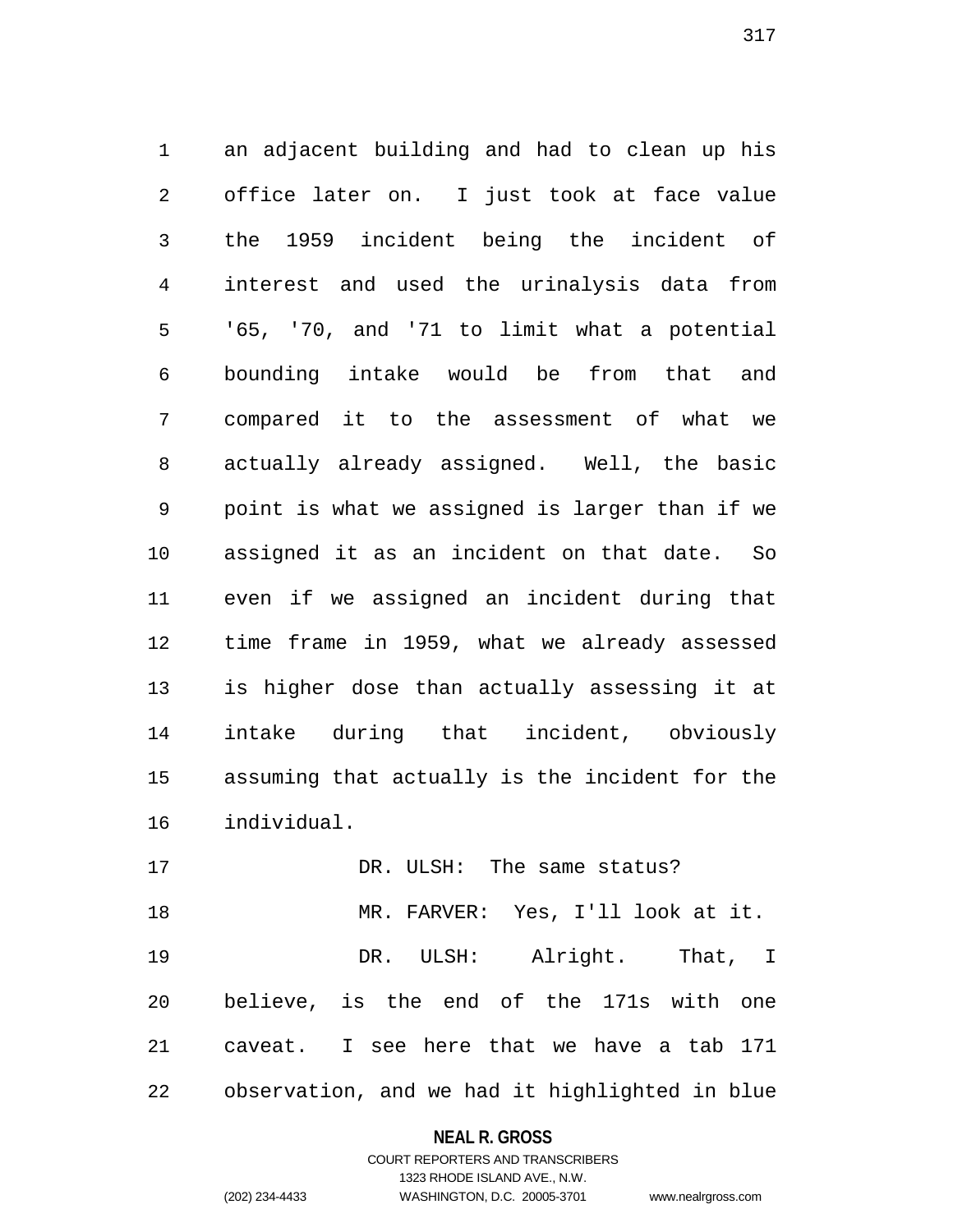an adjacent building and had to clean up his office later on. I just took at face value the 1959 incident being the incident of interest and used the urinalysis data from '65, '70, and '71 to limit what a potential bounding intake would be from that and compared it to the assessment of what we actually already assigned. Well, the basic point is what we assigned is larger than if we assigned it as an incident on that date. So even if we assigned an incident during that time frame in 1959, what we already assessed is higher dose than actually assessing it at intake during that incident, obviously assuming that actually is the incident for the individual.

DR. ULSH: The same status?

MR. FARVER: Yes, I'll look at it.

DR. ULSH: Alright. That, I believe, is the end of the 171s with one caveat. I see here that we have a tab 171 observation, and we had it highlighted in blue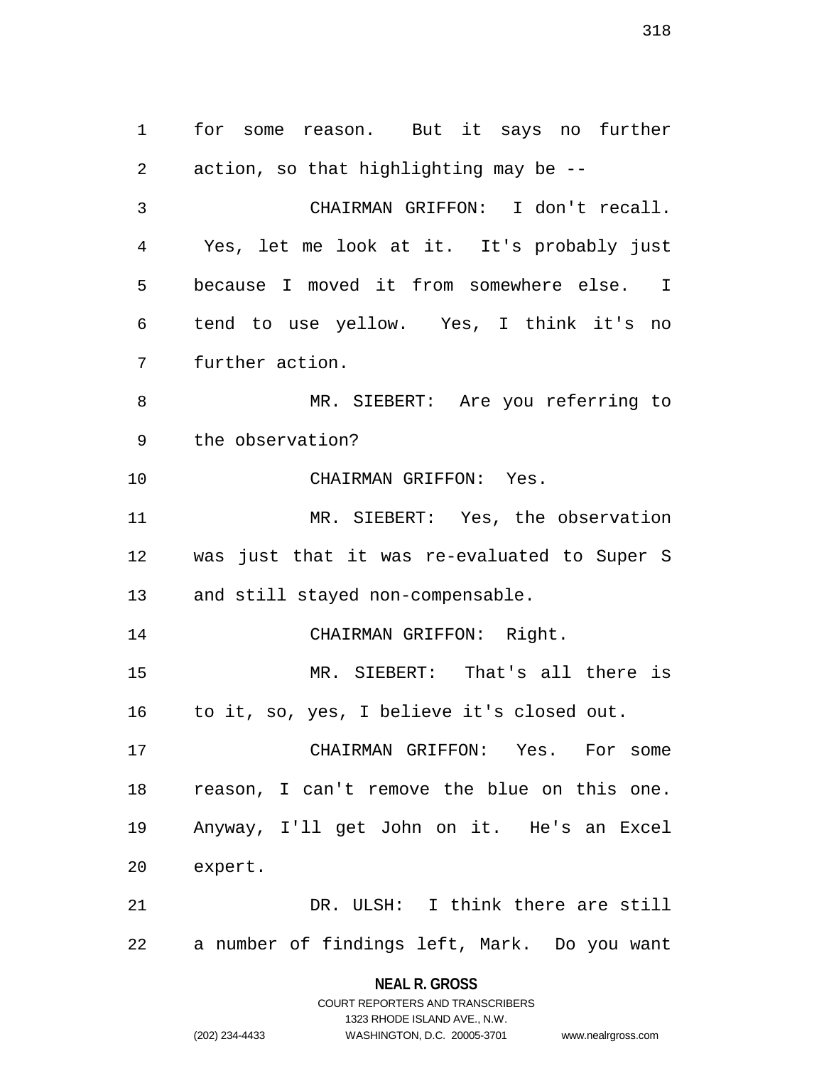for some reason. But it says no further action, so that highlighting may be --

CHAIRMAN GRIFFON: I don't recall. Yes, let me look at it. It's probably just because I moved it from somewhere else. I tend to use yellow. Yes, I think it's no further action.

MR. SIEBERT: Are you referring to the observation?

CHAIRMAN GRIFFON: Yes.

MR. SIEBERT: Yes, the observation was just that it was re-evaluated to Super S and still stayed non-compensable.

CHAIRMAN GRIFFON: Right.

MR. SIEBERT: That's all there is to it, so, yes, I believe it's closed out.

CHAIRMAN GRIFFON: Yes. For some reason, I can't remove the blue on this one. Anyway, I'll get John on it. He's an Excel expert.

DR. ULSH: I think there are still a number of findings left, Mark. Do you want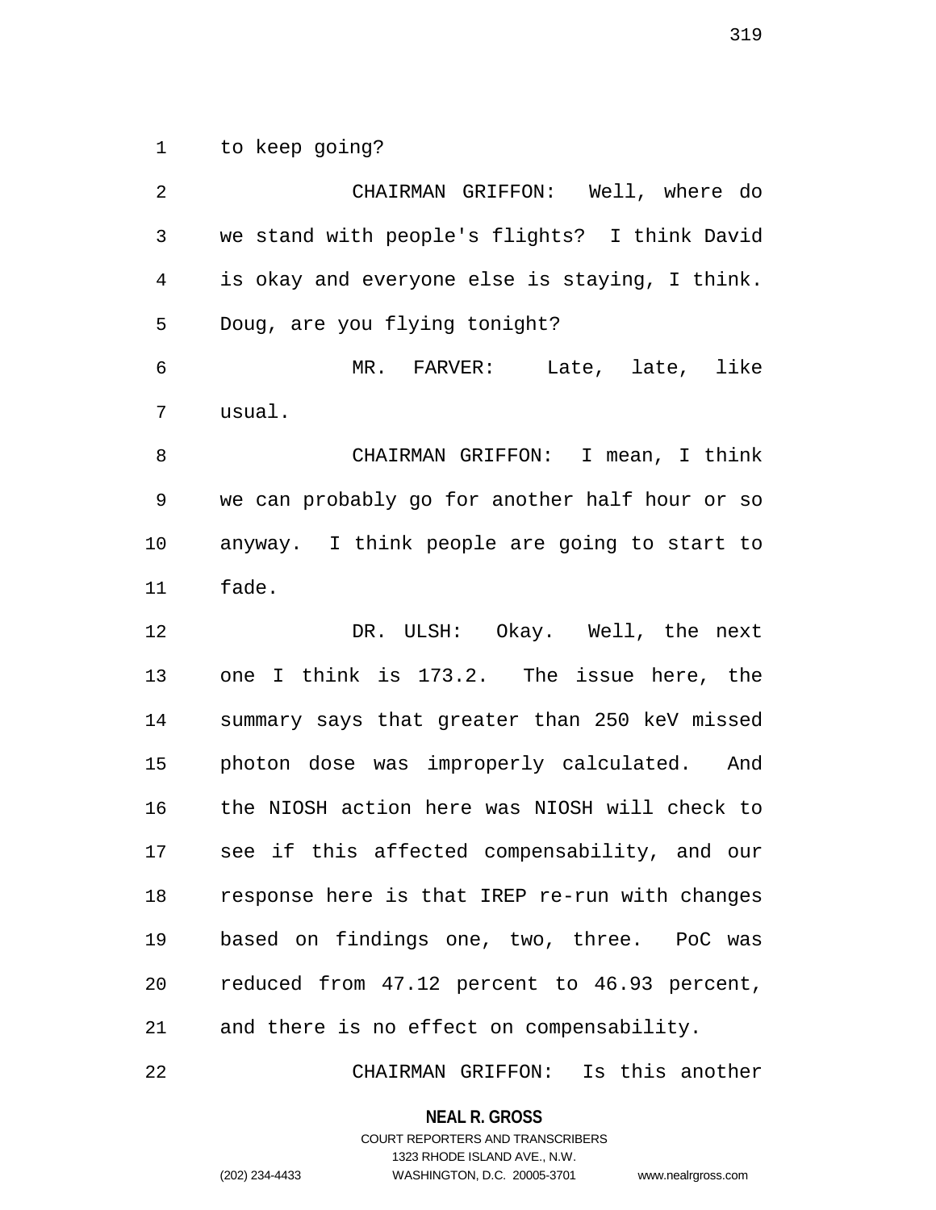to keep going?

CHAIRMAN GRIFFON: Well, where do we stand with people's flights? I think David is okay and everyone else is staying, I think. Doug, are you flying tonight?

MR. FARVER: Late, late, like usual.

CHAIRMAN GRIFFON: I mean, I think we can probably go for another half hour or so anyway. I think people are going to start to fade.

DR. ULSH: Okay. Well, the next one I think is 173.2. The issue here, the summary says that greater than 250 keV missed photon dose was improperly calculated. And the NIOSH action here was NIOSH will check to see if this affected compensability, and our response here is that IREP re-run with changes based on findings one, two, three. PoC was reduced from 47.12 percent to 46.93 percent, and there is no effect on compensability.

CHAIRMAN GRIFFON: Is this another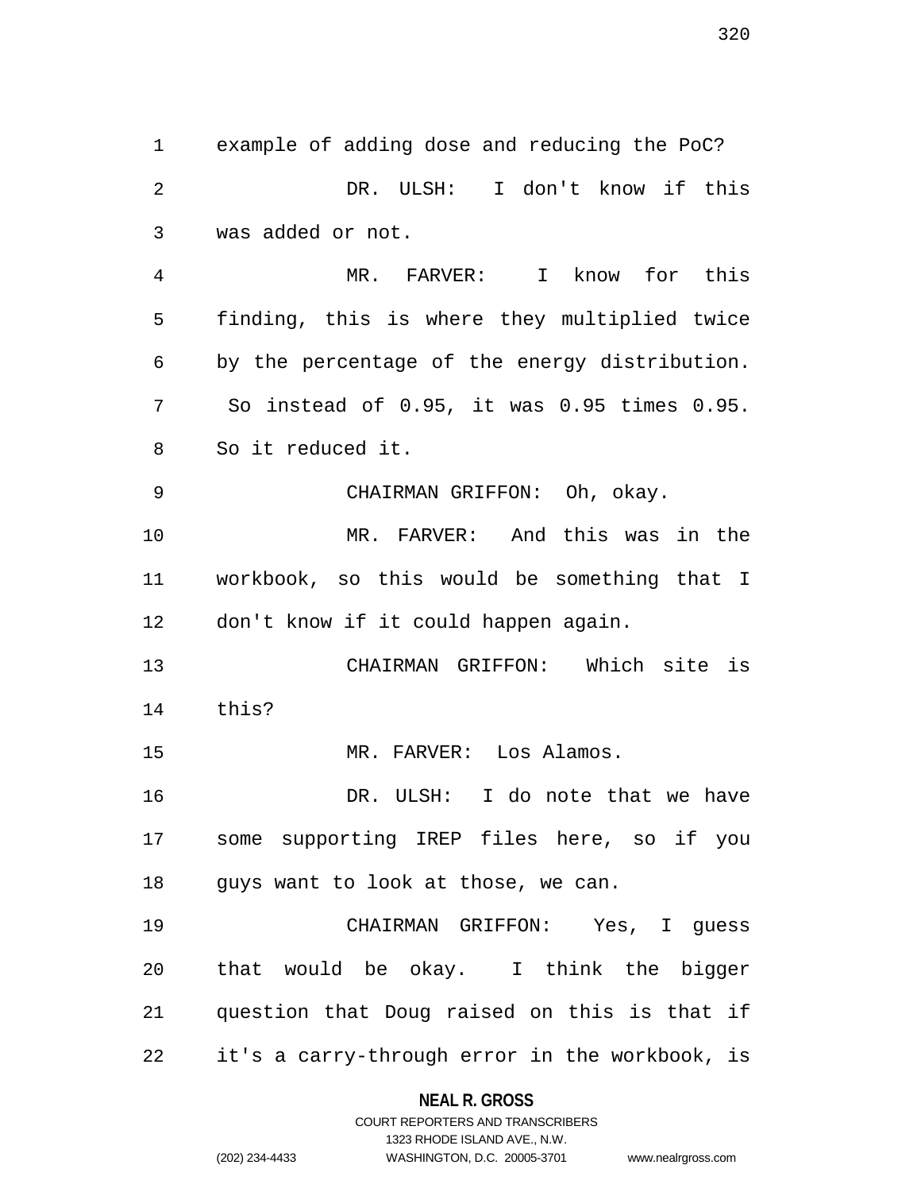example of adding dose and reducing the PoC?

DR. ULSH: I don't know if this was added or not.

MR. FARVER: I know for this finding, this is where they multiplied twice by the percentage of the energy distribution. So instead of 0.95, it was 0.95 times 0.95. So it reduced it.

CHAIRMAN GRIFFON: Oh, okay.

MR. FARVER: And this was in the workbook, so this would be something that I don't know if it could happen again.

CHAIRMAN GRIFFON: Which site is this?

MR. FARVER: Los Alamos.

DR. ULSH: I do note that we have some supporting IREP files here, so if you guys want to look at those, we can.

CHAIRMAN GRIFFON: Yes, I guess that would be okay. I think the bigger question that Doug raised on this is that if it's a carry-through error in the workbook, is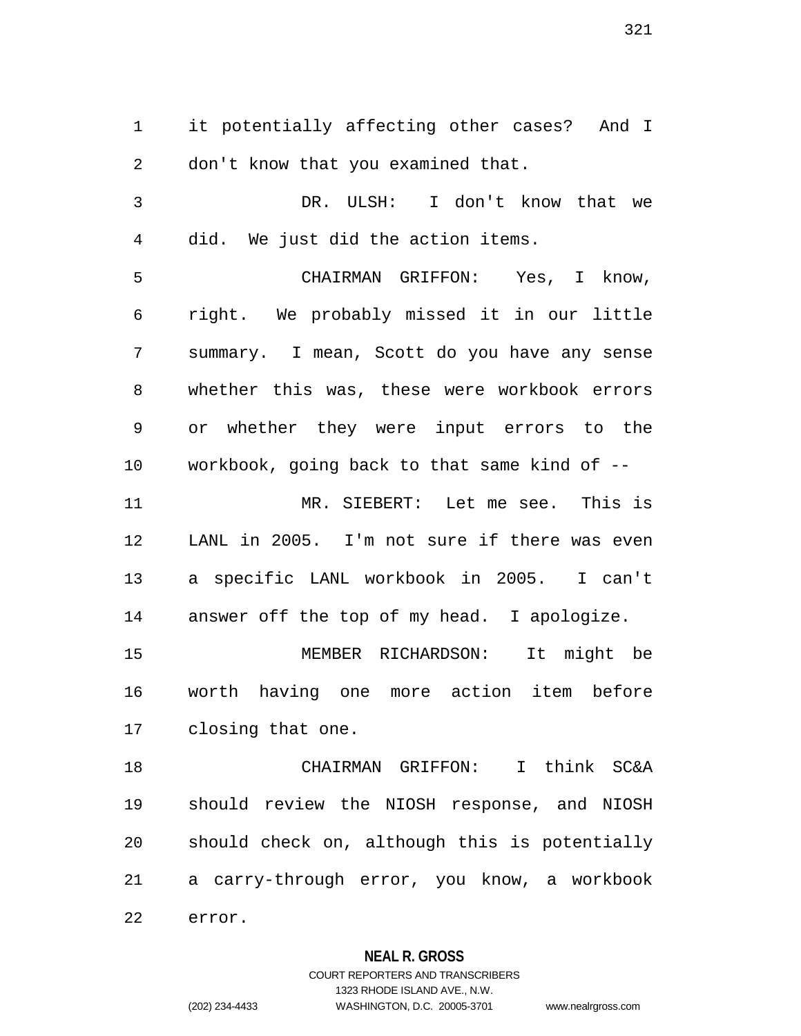it potentially affecting other cases? And I don't know that you examined that.

DR. ULSH: I don't know that we did. We just did the action items.

CHAIRMAN GRIFFON: Yes, I know, right. We probably missed it in our little summary. I mean, Scott do you have any sense whether this was, these were workbook errors or whether they were input errors to the workbook, going back to that same kind of --

MR. SIEBERT: Let me see. This is LANL in 2005. I'm not sure if there was even a specific LANL workbook in 2005. I can't answer off the top of my head. I apologize.

MEMBER RICHARDSON: It might be worth having one more action item before closing that one.

CHAIRMAN GRIFFON: I think SC&A should review the NIOSH response, and NIOSH should check on, although this is potentially a carry-through error, you know, a workbook error.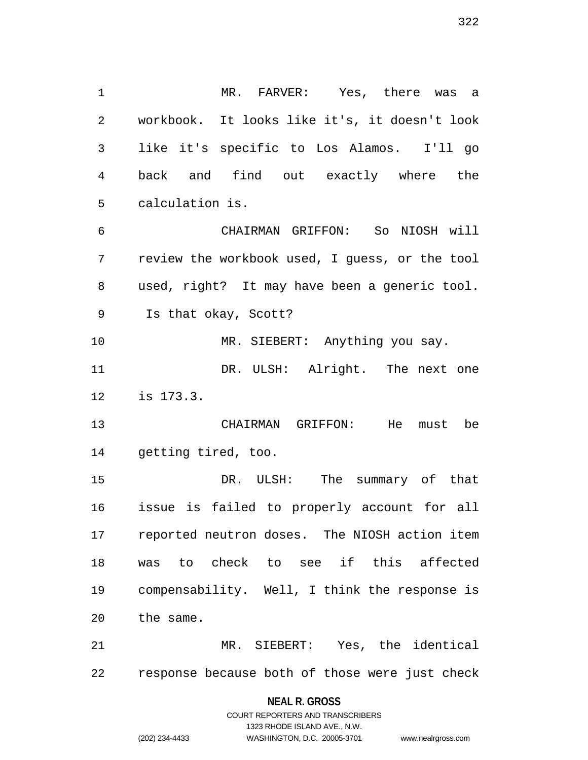MR. FARVER: Yes, there was a workbook. It looks like it's, it doesn't look like it's specific to Los Alamos. I'll go back and find out exactly where the calculation is.

CHAIRMAN GRIFFON: So NIOSH will review the workbook used, I guess, or the tool used, right? It may have been a generic tool. Is that okay, Scott?

MR. SIEBERT: Anything you say.

DR. ULSH: Alright. The next one is 173.3.

CHAIRMAN GRIFFON: He must be getting tired, too.

DR. ULSH: The summary of that issue is failed to properly account for all reported neutron doses. The NIOSH action item was to check to see if this affected compensability. Well, I think the response is the same.

MR. SIEBERT: Yes, the identical response because both of those were just check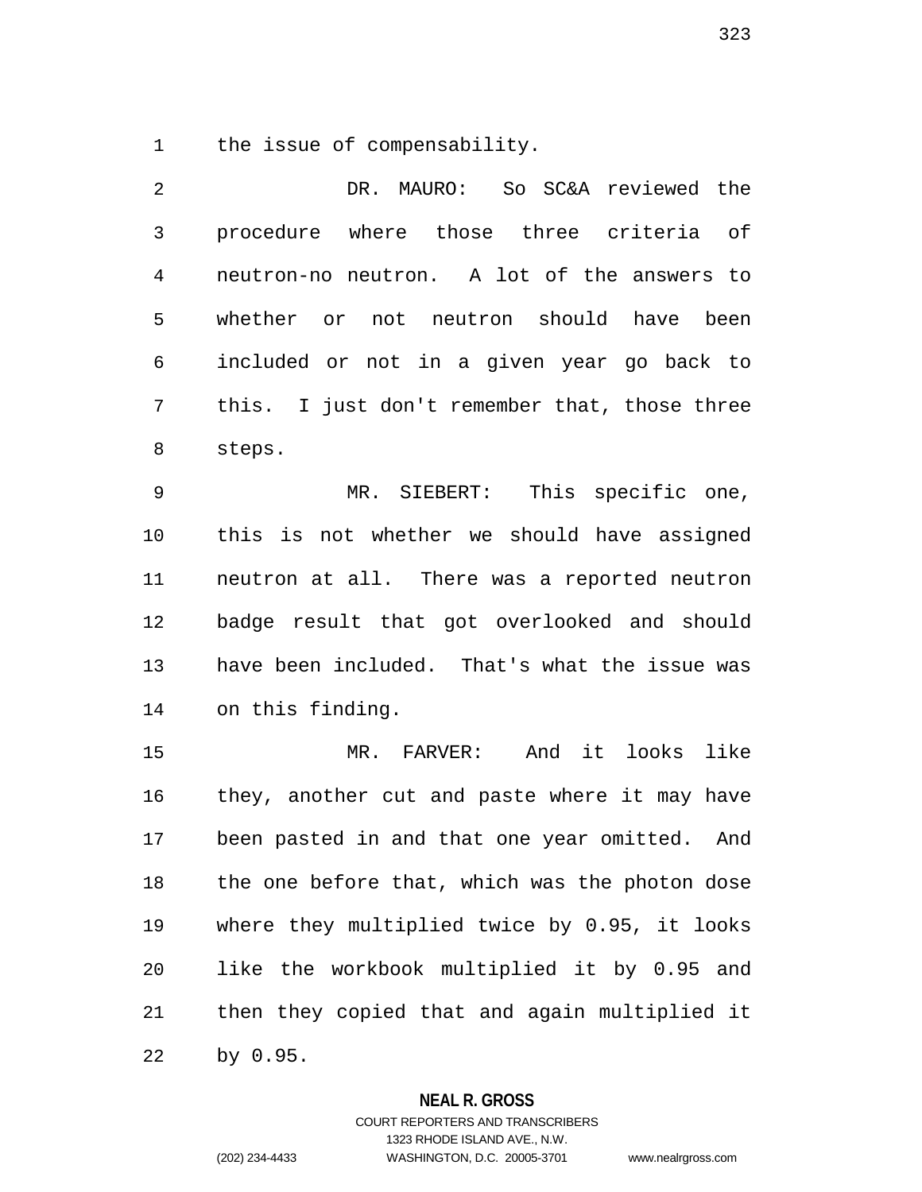the issue of compensability.

DR. MAURO: So SC&A reviewed the procedure where those three criteria of neutron-no neutron. A lot of the answers to whether or not neutron should have been included or not in a given year go back to this. I just don't remember that, those three steps.

MR. SIEBERT: This specific one, this is not whether we should have assigned neutron at all. There was a reported neutron badge result that got overlooked and should have been included. That's what the issue was on this finding.

MR. FARVER: And it looks like they, another cut and paste where it may have been pasted in and that one year omitted. And the one before that, which was the photon dose where they multiplied twice by 0.95, it looks like the workbook multiplied it by 0.95 and then they copied that and again multiplied it by 0.95.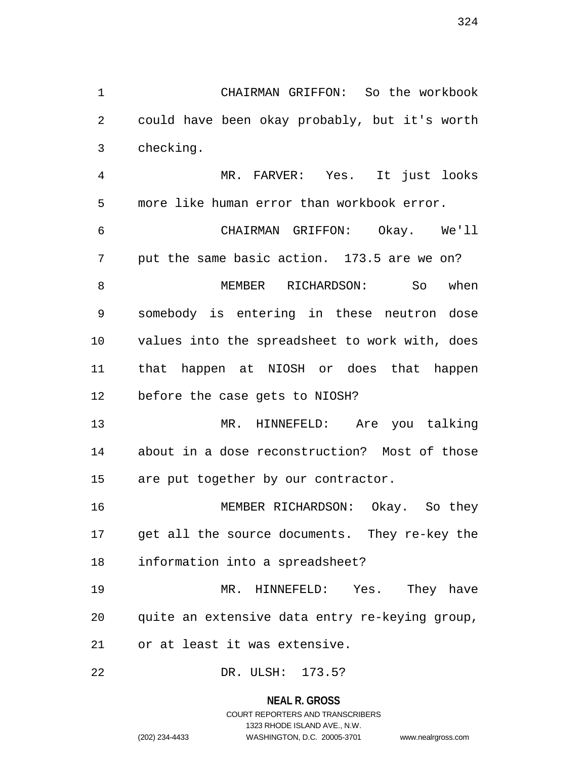CHAIRMAN GRIFFON: So the workbook could have been okay probably, but it's worth checking.

MR. FARVER: Yes. It just looks more like human error than workbook error.

CHAIRMAN GRIFFON: Okay. We'll put the same basic action. 173.5 are we on?

MEMBER RICHARDSON: So when somebody is entering in these neutron dose values into the spreadsheet to work with, does that happen at NIOSH or does that happen before the case gets to NIOSH?

MR. HINNEFELD: Are you talking about in a dose reconstruction? Most of those are put together by our contractor.

MEMBER RICHARDSON: Okay. So they get all the source documents. They re-key the information into a spreadsheet?

MR. HINNEFELD: Yes. They have quite an extensive data entry re-keying group, or at least it was extensive.

DR. ULSH: 173.5?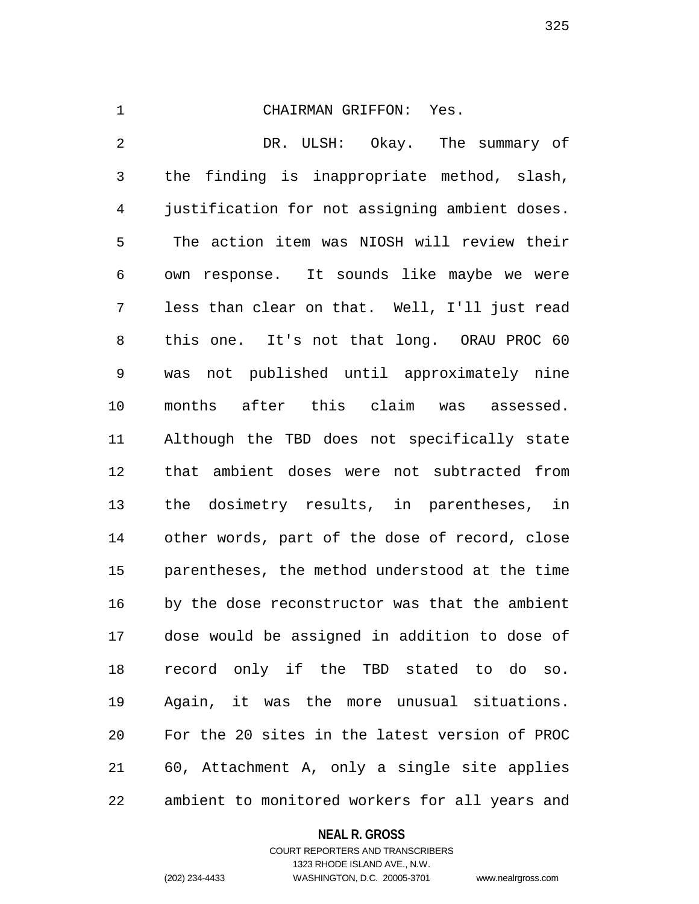CHAIRMAN GRIFFON: Yes.

DR. ULSH: Okay. The summary of the finding is inappropriate method, slash, justification for not assigning ambient doses. The action item was NIOSH will review their own response. It sounds like maybe we were less than clear on that. Well, I'll just read this one. It's not that long. ORAU PROC 60 was not published until approximately nine months after this claim was assessed. Although the TBD does not specifically state that ambient doses were not subtracted from the dosimetry results, in parentheses, in other words, part of the dose of record, close parentheses, the method understood at the time by the dose reconstructor was that the ambient dose would be assigned in addition to dose of record only if the TBD stated to do so. Again, it was the more unusual situations. For the 20 sites in the latest version of PROC 60, Attachment A, only a single site applies ambient to monitored workers for all years and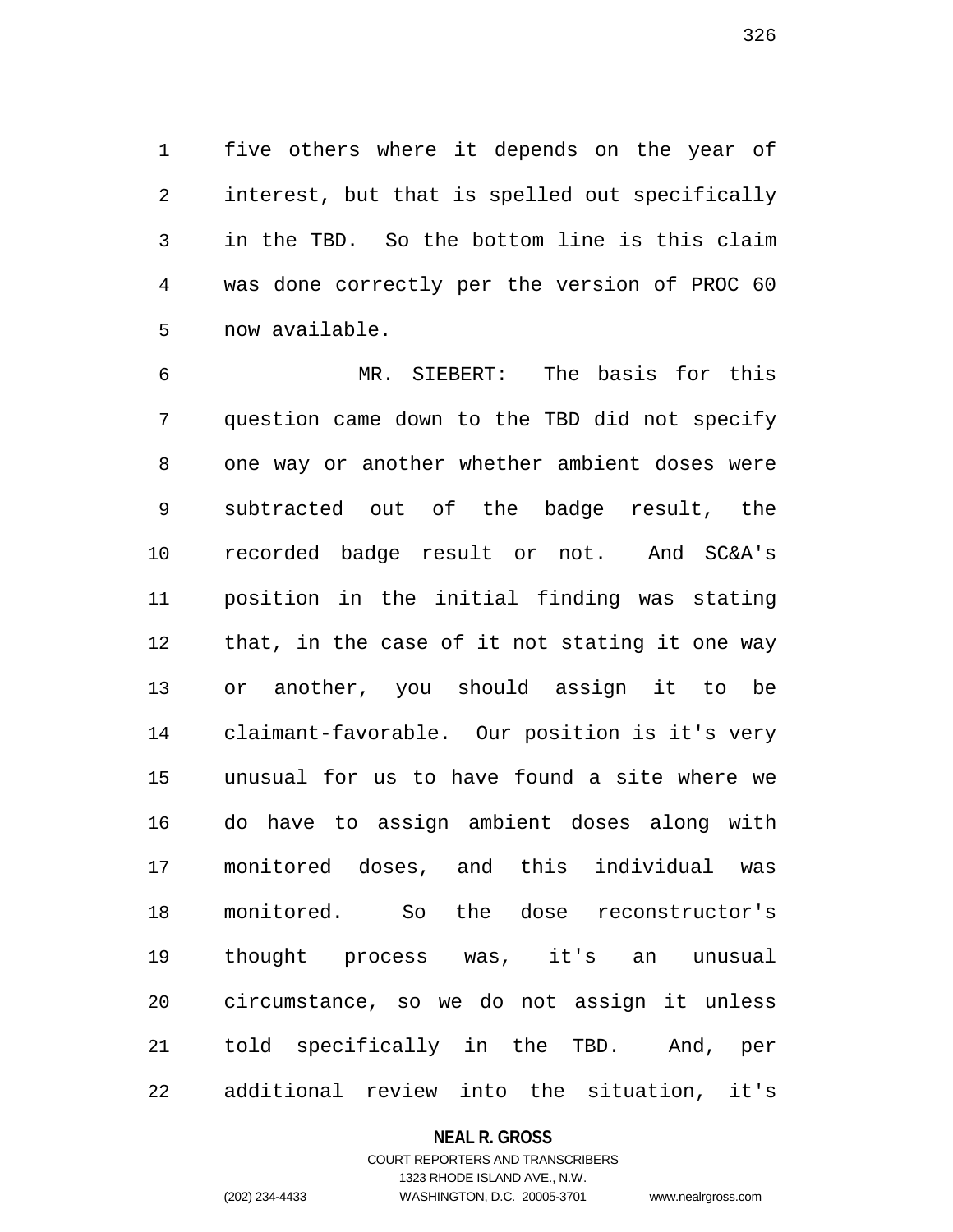five others where it depends on the year of interest, but that is spelled out specifically in the TBD. So the bottom line is this claim was done correctly per the version of PROC 60 now available.

MR. SIEBERT: The basis for this question came down to the TBD did not specify one way or another whether ambient doses were subtracted out of the badge result, the recorded badge result or not. And SC&A's position in the initial finding was stating that, in the case of it not stating it one way or another, you should assign it to be claimant-favorable. Our position is it's very unusual for us to have found a site where we do have to assign ambient doses along with monitored doses, and this individual was monitored. So the dose reconstructor's thought process was, it's an unusual circumstance, so we do not assign it unless told specifically in the TBD. And, per additional review into the situation, it's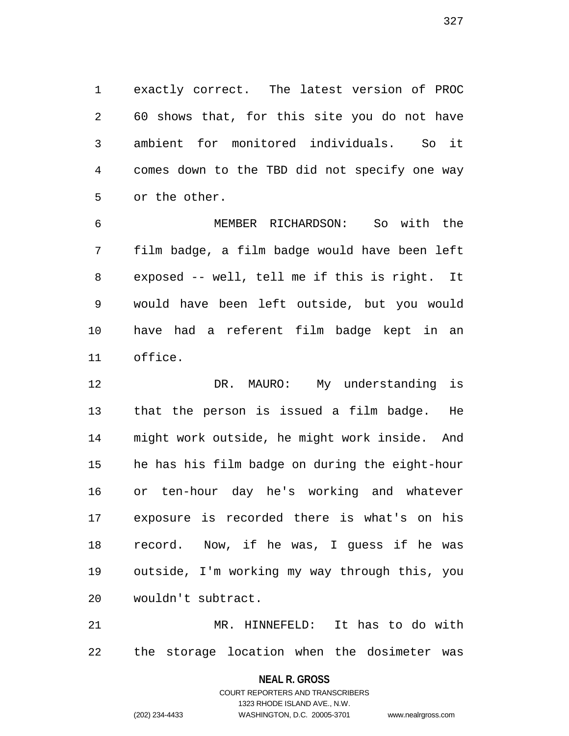exactly correct. The latest version of PROC 60 shows that, for this site you do not have ambient for monitored individuals. So it comes down to the TBD did not specify one way or the other.

MEMBER RICHARDSON: So with the film badge, a film badge would have been left exposed -- well, tell me if this is right. It would have been left outside, but you would have had a referent film badge kept in an office.

DR. MAURO: My understanding is that the person is issued a film badge. He might work outside, he might work inside. And he has his film badge on during the eight-hour or ten-hour day he's working and whatever exposure is recorded there is what's on his record. Now, if he was, I guess if he was outside, I'm working my way through this, you wouldn't subtract.

MR. HINNEFELD: It has to do with the storage location when the dosimeter was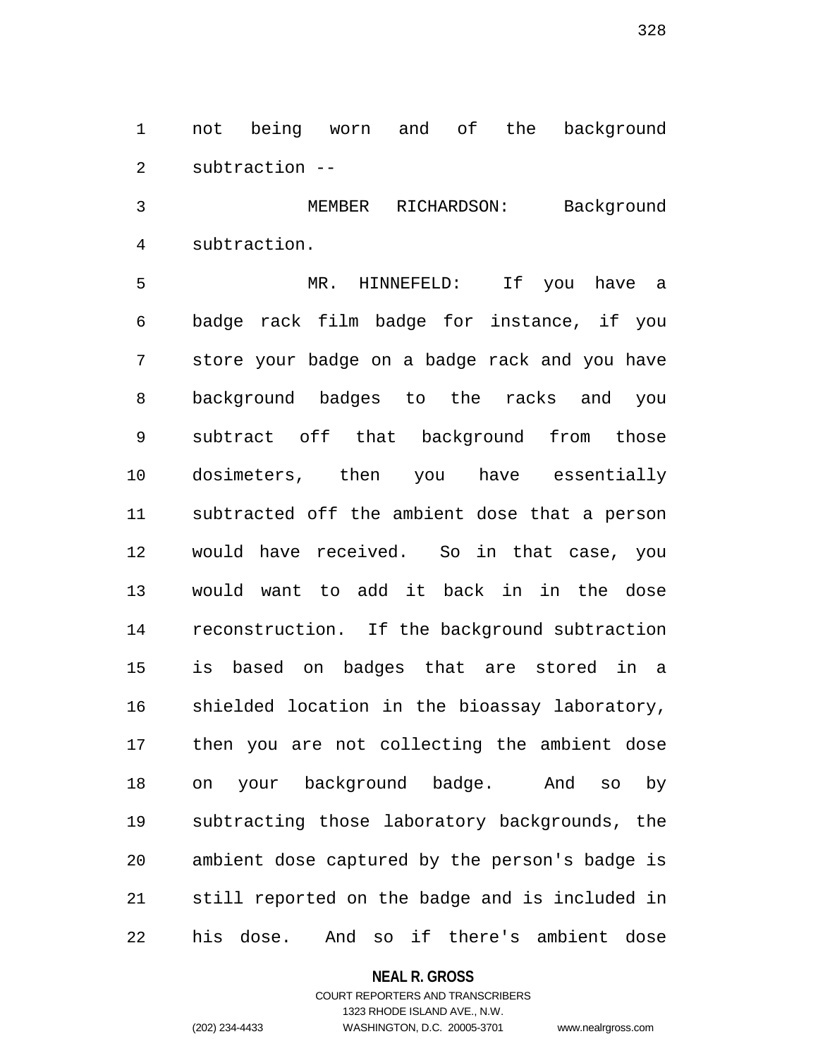not being worn and of the background subtraction --

MEMBER RICHARDSON: Background subtraction.

MR. HINNEFELD: If you have a badge rack film badge for instance, if you store your badge on a badge rack and you have background badges to the racks and you subtract off that background from those dosimeters, then you have essentially subtracted off the ambient dose that a person would have received. So in that case, you would want to add it back in in the dose reconstruction. If the background subtraction is based on badges that are stored in a shielded location in the bioassay laboratory, then you are not collecting the ambient dose on your background badge. And so by subtracting those laboratory backgrounds, the ambient dose captured by the person's badge is still reported on the badge and is included in his dose. And so if there's ambient dose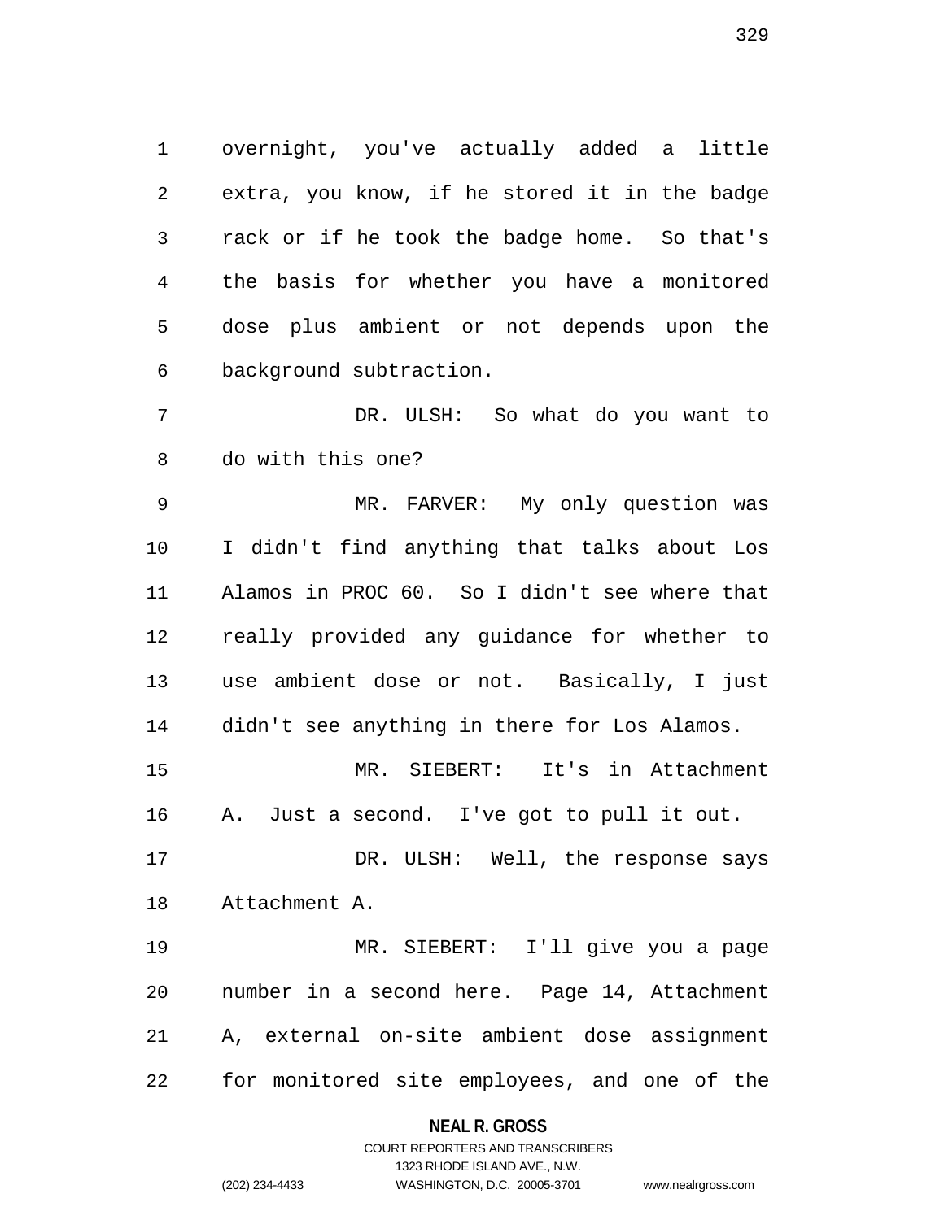overnight, you've actually added a little extra, you know, if he stored it in the badge rack or if he took the badge home. So that's the basis for whether you have a monitored dose plus ambient or not depends upon the background subtraction.

DR. ULSH: So what do you want to do with this one?

MR. FARVER: My only question was I didn't find anything that talks about Los Alamos in PROC 60. So I didn't see where that really provided any guidance for whether to use ambient dose or not. Basically, I just didn't see anything in there for Los Alamos.

MR. SIEBERT: It's in Attachment A. Just a second. I've got to pull it out.

DR. ULSH: Well, the response says Attachment A.

MR. SIEBERT: I'll give you a page number in a second here. Page 14, Attachment A, external on-site ambient dose assignment for monitored site employees, and one of the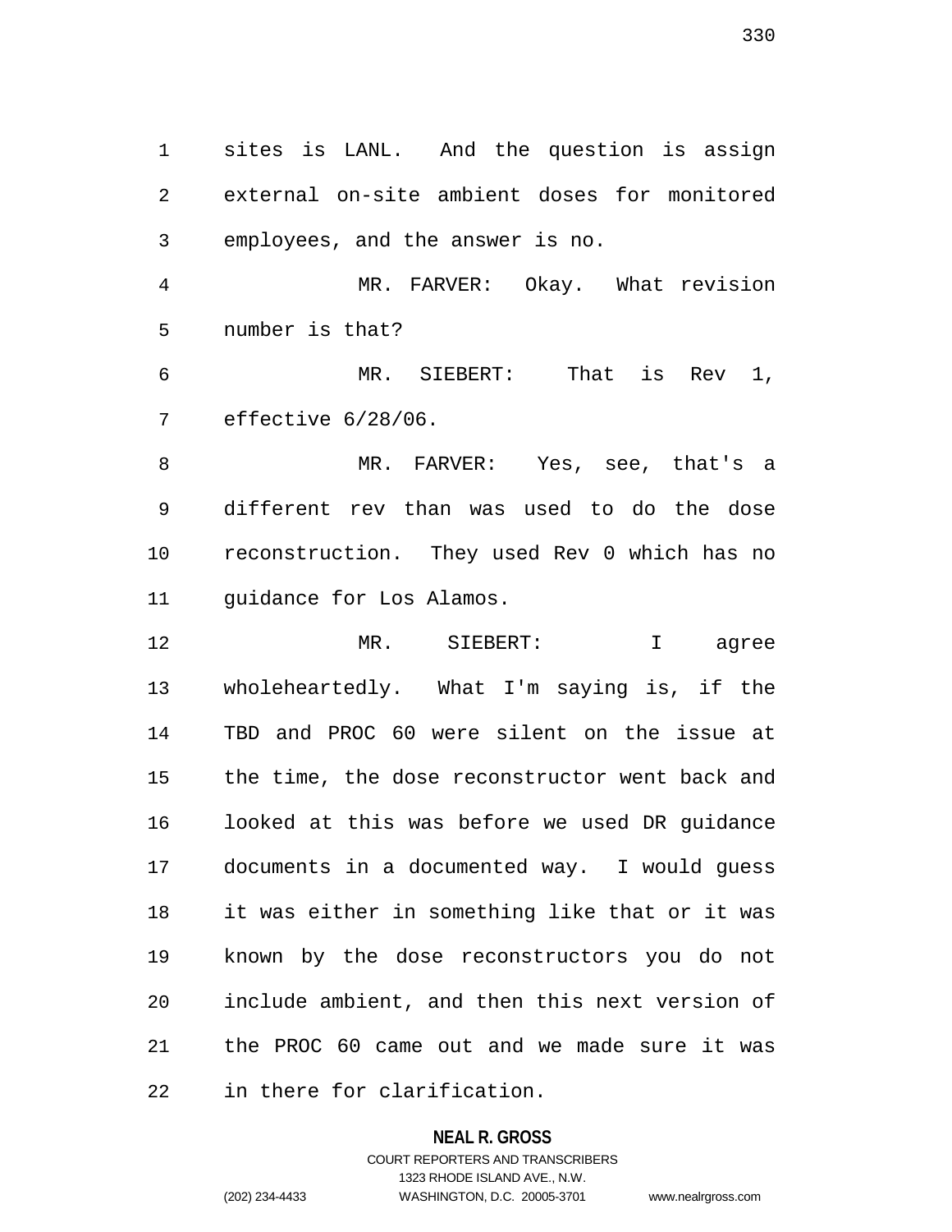sites is LANL. And the question is assign external on-site ambient doses for monitored employees, and the answer is no.

MR. FARVER: Okay. What revision number is that?

MR. SIEBERT: That is Rev 1, effective 6/28/06.

MR. FARVER: Yes, see, that's a different rev than was used to do the dose reconstruction. They used Rev 0 which has no guidance for Los Alamos.

MR. SIEBERT: I agree wholeheartedly. What I'm saying is, if the TBD and PROC 60 were silent on the issue at the time, the dose reconstructor went back and looked at this was before we used DR guidance documents in a documented way. I would guess it was either in something like that or it was known by the dose reconstructors you do not include ambient, and then this next version of the PROC 60 came out and we made sure it was in there for clarification.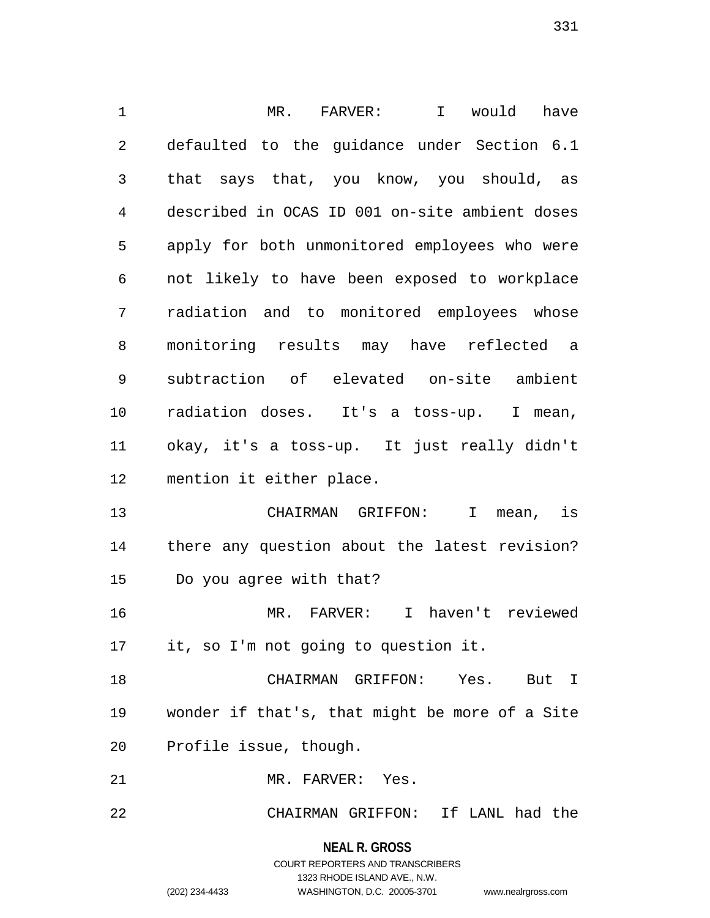MR. FARVER: I would have defaulted to the guidance under Section 6.1 that says that, you know, you should, as described in OCAS ID 001 on-site ambient doses apply for both unmonitored employees who were not likely to have been exposed to workplace radiation and to monitored employees whose monitoring results may have reflected a subtraction of elevated on-site ambient radiation doses. It's a toss-up. I mean, okay, it's a toss-up. It just really didn't mention it either place.

CHAIRMAN GRIFFON: I mean, is there any question about the latest revision? Do you agree with that?

MR. FARVER: I haven't reviewed it, so I'm not going to question it.

CHAIRMAN GRIFFON: Yes. But I wonder if that's, that might be more of a Site Profile issue, though.

MR. FARVER: Yes.

CHAIRMAN GRIFFON: If LANL had the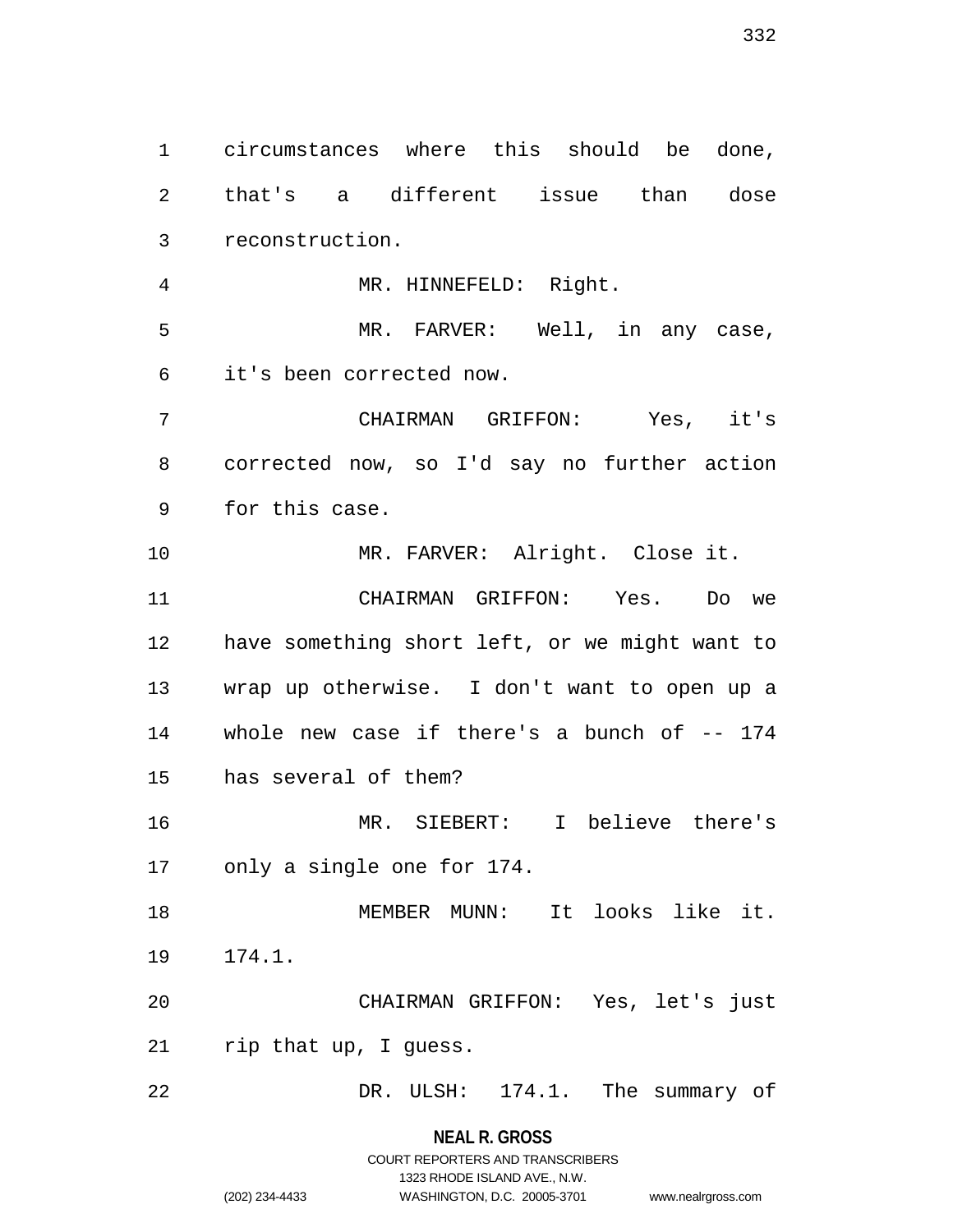circumstances where this should be done, that's a different issue than dose reconstruction.

MR. HINNEFELD: Right.

MR. FARVER: Well, in any case, it's been corrected now.

CHAIRMAN GRIFFON: Yes, it's corrected now, so I'd say no further action for this case.

MR. FARVER: Alright. Close it.

CHAIRMAN GRIFFON: Yes. Do we have something short left, or we might want to wrap up otherwise. I don't want to open up a whole new case if there's a bunch of -- 174 has several of them?

MR. SIEBERT: I believe there's only a single one for 174.

MEMBER MUNN: It looks like it. 174.1.

CHAIRMAN GRIFFON: Yes, let's just rip that up, I guess.

DR. ULSH: 174.1. The summary of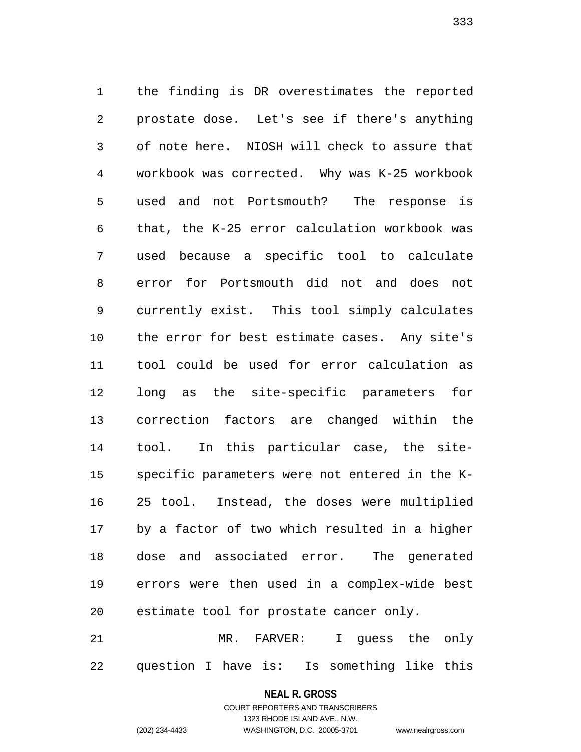the finding is DR overestimates the reported prostate dose. Let's see if there's anything of note here. NIOSH will check to assure that workbook was corrected. Why was K-25 workbook used and not Portsmouth? The response is that, the K-25 error calculation workbook was used because a specific tool to calculate error for Portsmouth did not and does not currently exist. This tool simply calculates the error for best estimate cases. Any site's tool could be used for error calculation as long as the site-specific parameters for correction factors are changed within the tool. In this particular case, the site-specific parameters were not entered in the K-25 tool. Instead, the doses were multiplied by a factor of two which resulted in a higher dose and associated error. The generated errors were then used in a complex-wide best estimate tool for prostate cancer only.

MR. FARVER: I guess the only question I have is: Is something like this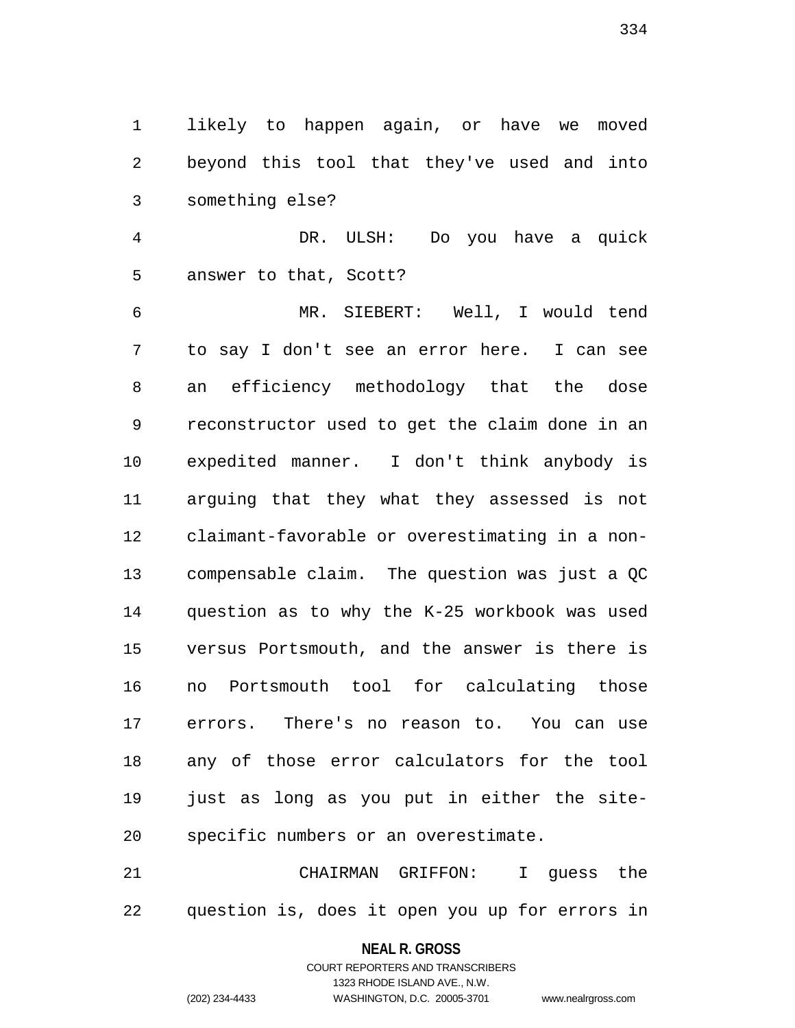likely to happen again, or have we moved beyond this tool that they've used and into something else?

DR. ULSH: Do you have a quick answer to that, Scott?

MR. SIEBERT: Well, I would tend to say I don't see an error here. I can see an efficiency methodology that the dose reconstructor used to get the claim done in an expedited manner. I don't think anybody is arguing that they what they assessed is not claimant-favorable or overestimating in a non-compensable claim. The question was just a QC question as to why the K-25 workbook was used versus Portsmouth, and the answer is there is no Portsmouth tool for calculating those errors. There's no reason to. You can use any of those error calculators for the tool just as long as you put in either the site-specific numbers or an overestimate.

CHAIRMAN GRIFFON: I guess the question is, does it open you up for errors in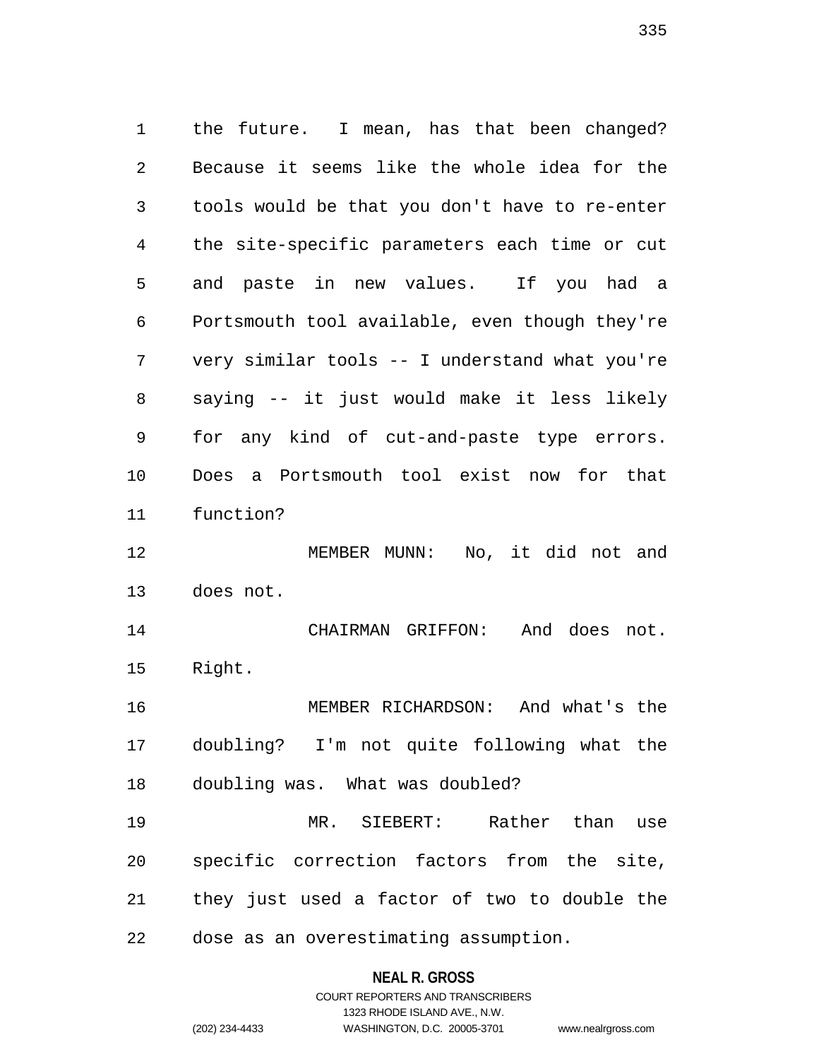the future. I mean, has that been changed? Because it seems like the whole idea for the tools would be that you don't have to re-enter the site-specific parameters each time or cut and paste in new values. If you had a Portsmouth tool available, even though they're very similar tools -- I understand what you're saying -- it just would make it less likely for any kind of cut-and-paste type errors. Does a Portsmouth tool exist now for that function?

MEMBER MUNN: No, it did not and does not.

CHAIRMAN GRIFFON: And does not. Right.

MEMBER RICHARDSON: And what's the doubling? I'm not quite following what the doubling was. What was doubled?

MR. SIEBERT: Rather than use specific correction factors from the site, they just used a factor of two to double the dose as an overestimating assumption.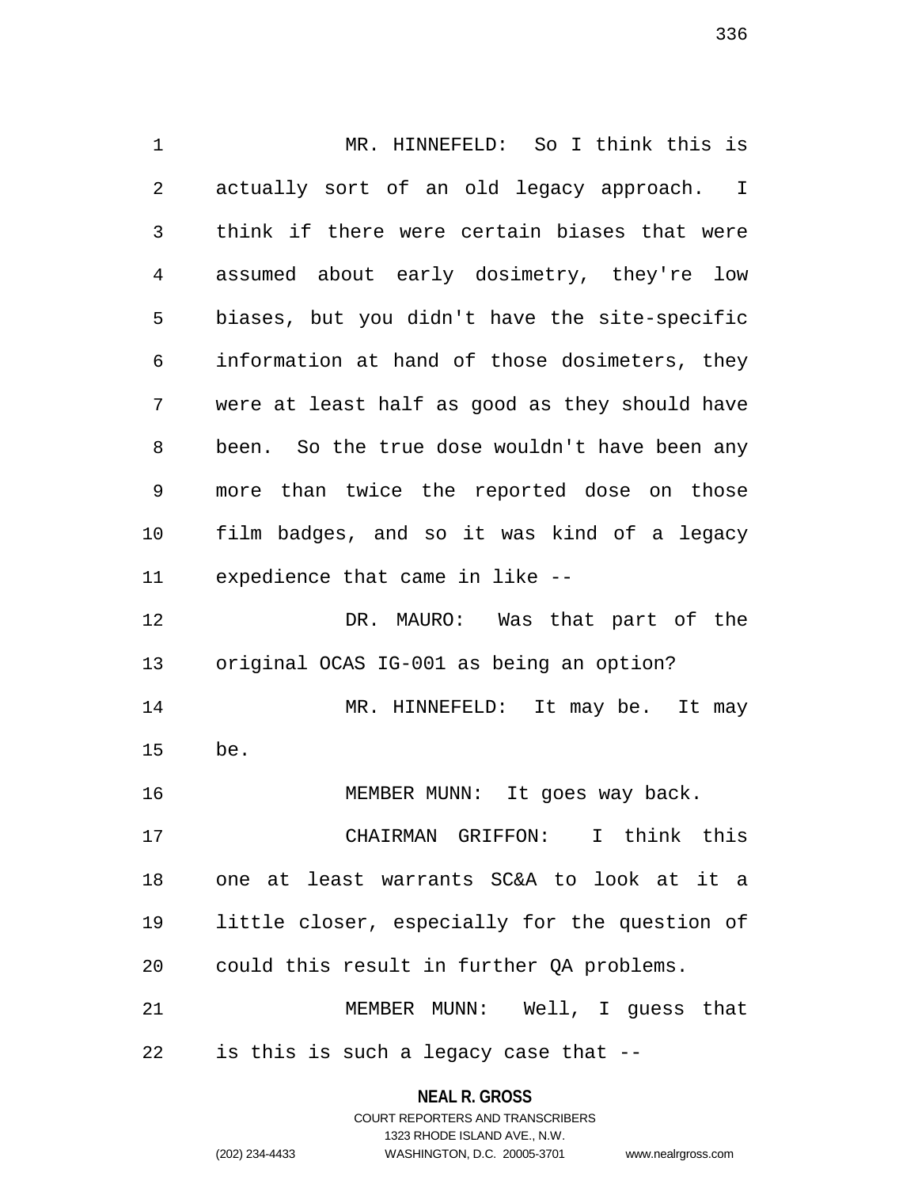MR. HINNEFELD: So I think this is actually sort of an old legacy approach. I think if there were certain biases that were assumed about early dosimetry, they're low biases, but you didn't have the site-specific information at hand of those dosimeters, they were at least half as good as they should have been. So the true dose wouldn't have been any more than twice the reported dose on those film badges, and so it was kind of a legacy expedience that came in like --

DR. MAURO: Was that part of the original OCAS IG-001 as being an option?

MR. HINNEFELD: It may be. It may be.

MEMBER MUNN: It goes way back.

CHAIRMAN GRIFFON: I think this one at least warrants SC&A to look at it a little closer, especially for the question of could this result in further QA problems.

MEMBER MUNN: Well, I guess that is this is such a legacy case that --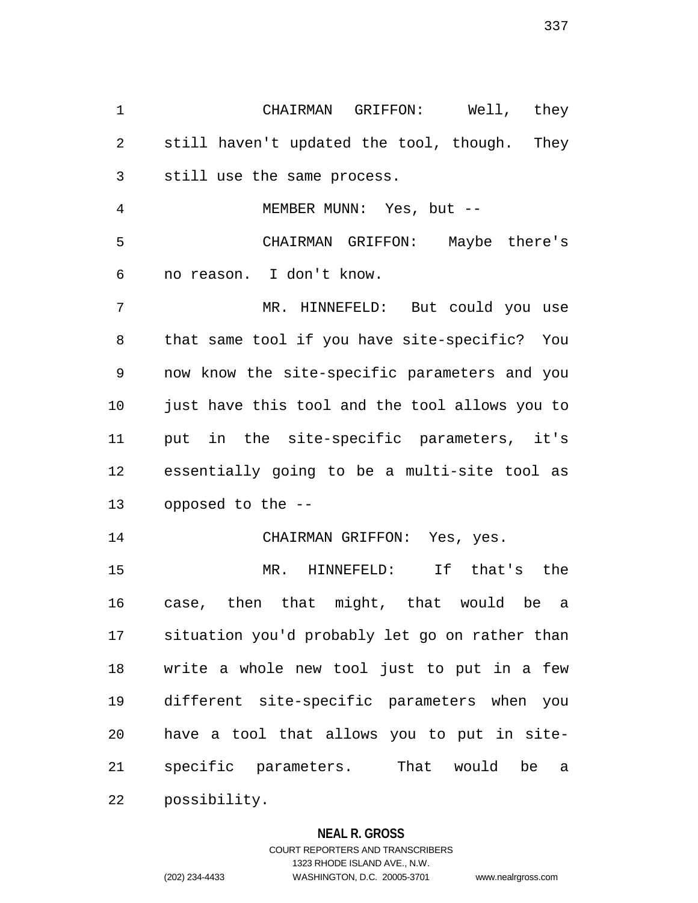CHAIRMAN GRIFFON: Well, they still haven't updated the tool, though. They still use the same process.

MEMBER MUNN: Yes, but --

CHAIRMAN GRIFFON: Maybe there's no reason. I don't know.

MR. HINNEFELD: But could you use that same tool if you have site-specific? You now know the site-specific parameters and you just have this tool and the tool allows you to put in the site-specific parameters, it's essentially going to be a multi-site tool as opposed to the --

CHAIRMAN GRIFFON: Yes, yes.

MR. HINNEFELD: If that's the case, then that might, that would be a situation you'd probably let go on rather than write a whole new tool just to put in a few different site-specific parameters when you have a tool that allows you to put in site-specific parameters. That would be a possibility.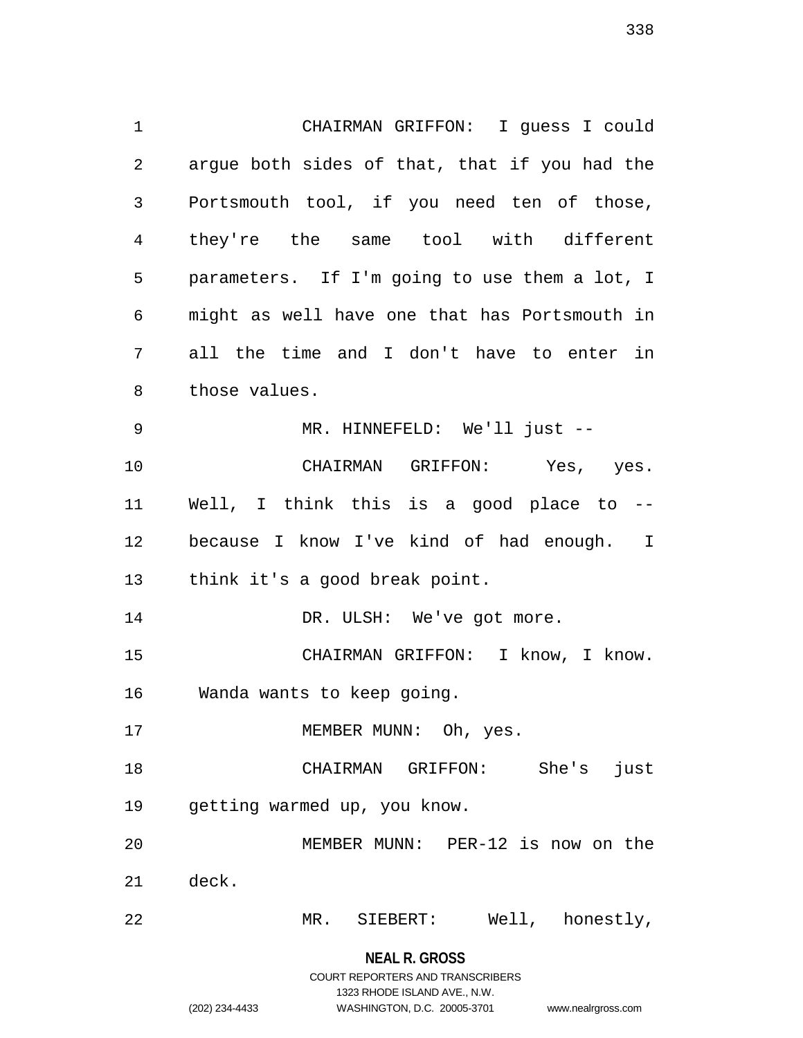CHAIRMAN GRIFFON: I guess I could argue both sides of that, that if you had the Portsmouth tool, if you need ten of those, they're the same tool with different parameters. If I'm going to use them a lot, I might as well have one that has Portsmouth in all the time and I don't have to enter in those values.

MR. HINNEFELD: We'll just --

CHAIRMAN GRIFFON: Yes, yes. Well, I think this is a good place to -- because I know I've kind of had enough. I think it's a good break point.

DR. ULSH: We've got more.

CHAIRMAN GRIFFON: I know, I know. Wanda wants to keep going.

MEMBER MUNN: Oh, yes.

CHAIRMAN GRIFFON: She's just getting warmed up, you know.

MEMBER MUNN: PER-12 is now on the deck.

MR. SIEBERT: Well, honestly,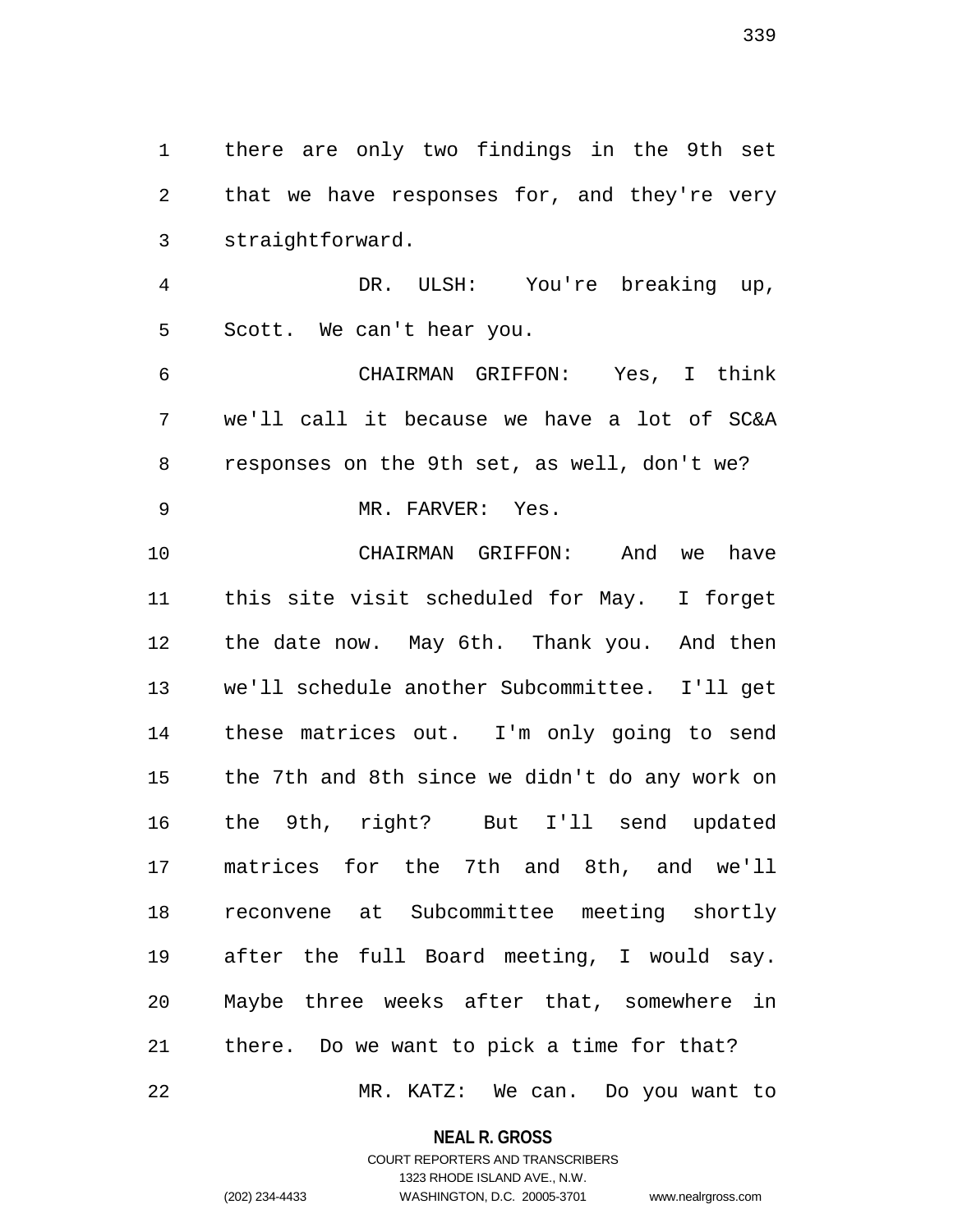there are only two findings in the 9th set that we have responses for, and they're very straightforward.

DR. ULSH: You're breaking up, Scott. We can't hear you.

CHAIRMAN GRIFFON: Yes, I think we'll call it because we have a lot of SC&A responses on the 9th set, as well, don't we?

MR. FARVER: Yes.

CHAIRMAN GRIFFON: And we have this site visit scheduled for May. I forget the date now. May 6th. Thank you. And then we'll schedule another Subcommittee. I'll get these matrices out. I'm only going to send the 7th and 8th since we didn't do any work on the 9th, right? But I'll send updated matrices for the 7th and 8th, and we'll reconvene at Subcommittee meeting shortly after the full Board meeting, I would say. Maybe three weeks after that, somewhere in there. Do we want to pick a time for that?

MR. KATZ: We can. Do you want to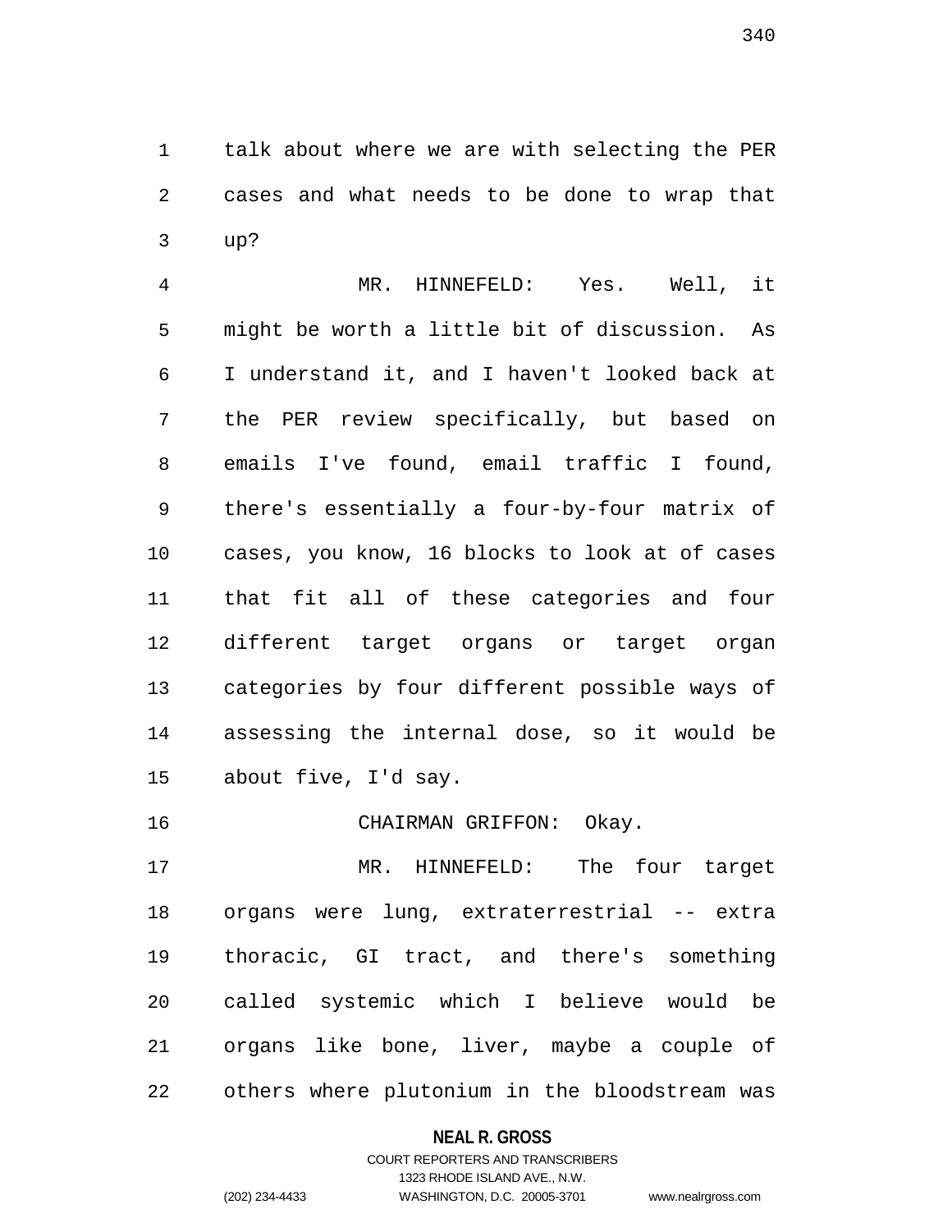talk about where we are with selecting the PER cases and what needs to be done to wrap that up?

MR. HINNEFELD: Yes. Well, it might be worth a little bit of discussion. As I understand it, and I haven't looked back at the PER review specifically, but based on emails I've found, email traffic I found, there's essentially a four-by-four matrix of cases, you know, 16 blocks to look at of cases that fit all of these categories and four different target organs or target organ categories by four different possible ways of assessing the internal dose, so it would be about five, I'd say.

CHAIRMAN GRIFFON: Okay.

MR. HINNEFELD: The four target organs were lung, extraterrestrial -- extra thoracic, GI tract, and there's something called systemic which I believe would be organs like bone, liver, maybe a couple of others where plutonium in the bloodstream was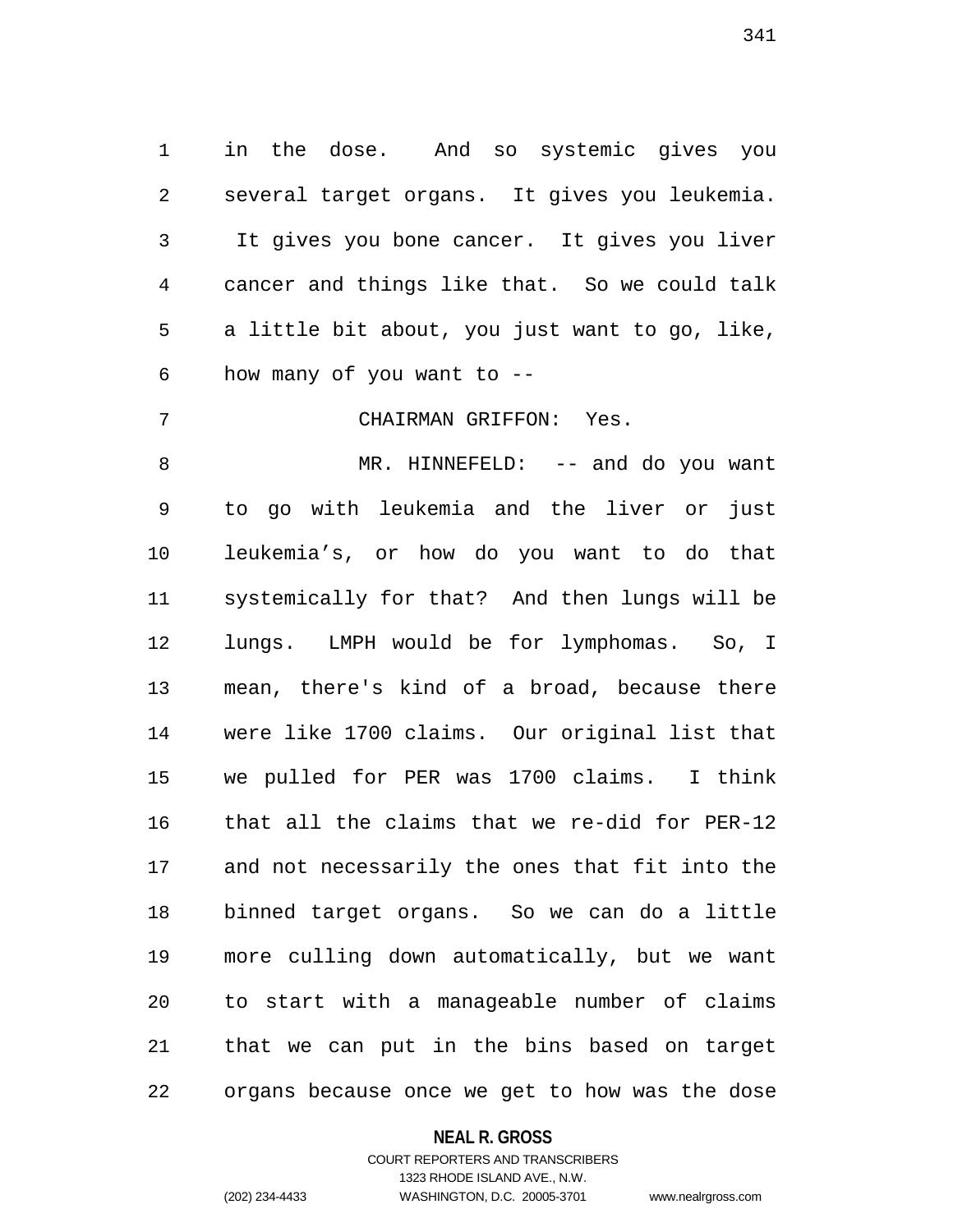in the dose. And so systemic gives you several target organs. It gives you leukemia. It gives you bone cancer. It gives you liver cancer and things like that. So we could talk a little bit about, you just want to go, like, how many of you want to --

CHAIRMAN GRIFFON: Yes.

MR. HINNEFELD: -- and do you want to go with leukemia and the liver or just leukemia's, or how do you want to do that systemically for that? And then lungs will be lungs. LMPH would be for lymphomas. So, I mean, there's kind of a broad, because there were like 1700 claims. Our original list that we pulled for PER was 1700 claims. I think that all the claims that we re-did for PER-12 and not necessarily the ones that fit into the binned target organs. So we can do a little more culling down automatically, but we want to start with a manageable number of claims that we can put in the bins based on target organs because once we get to how was the dose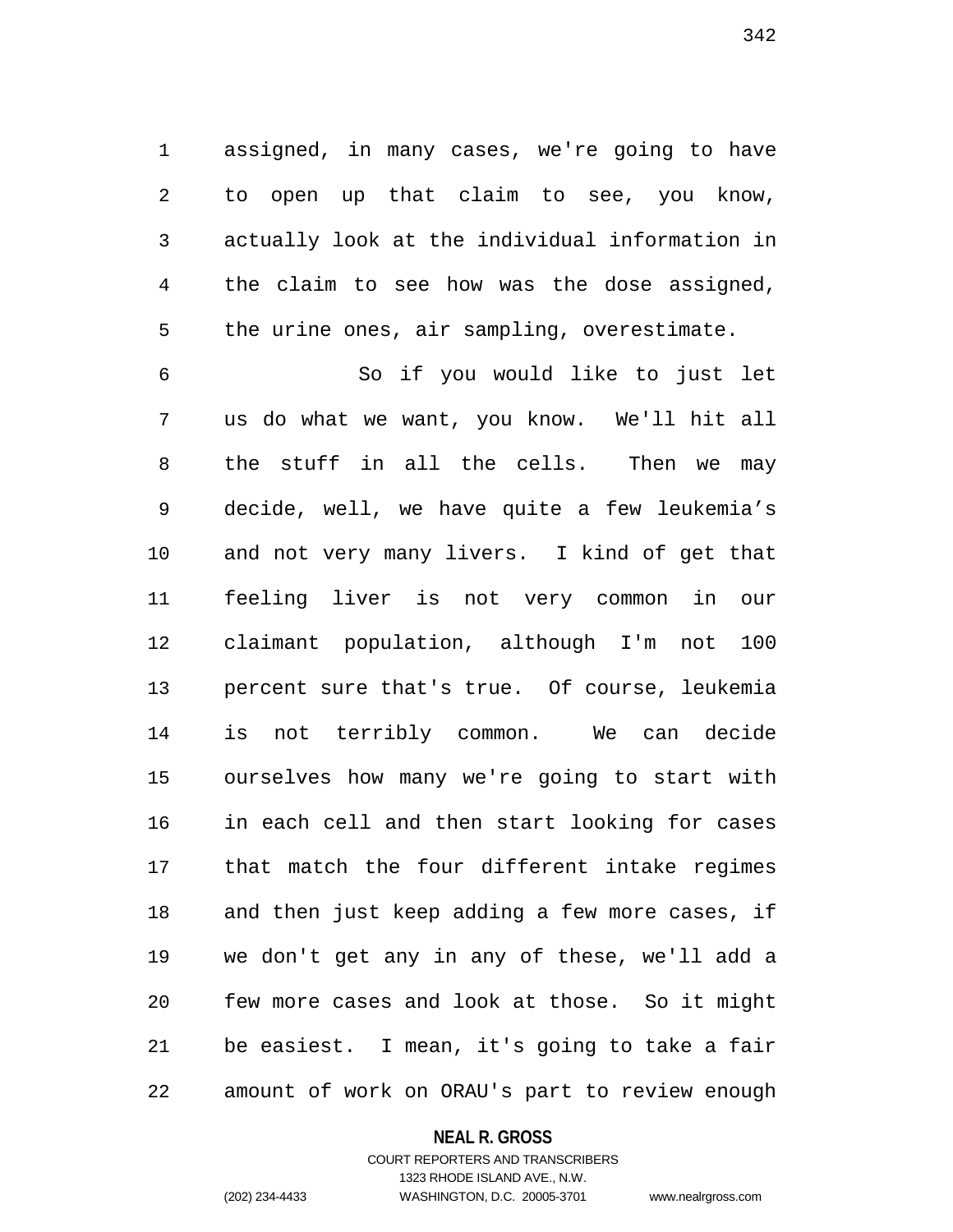assigned, in many cases, we're going to have to open up that claim to see, you know, actually look at the individual information in the claim to see how was the dose assigned, the urine ones, air sampling, overestimate.

So if you would like to just let us do what we want, you know. We'll hit all the stuff in all the cells. Then we may decide, well, we have quite a few leukemia's and not very many livers. I kind of get that feeling liver is not very common in our claimant population, although I'm not 100 percent sure that's true. Of course, leukemia is not terribly common. We can decide ourselves how many we're going to start with in each cell and then start looking for cases that match the four different intake regimes and then just keep adding a few more cases, if we don't get any in any of these, we'll add a few more cases and look at those. So it might be easiest. I mean, it's going to take a fair amount of work on ORAU's part to review enough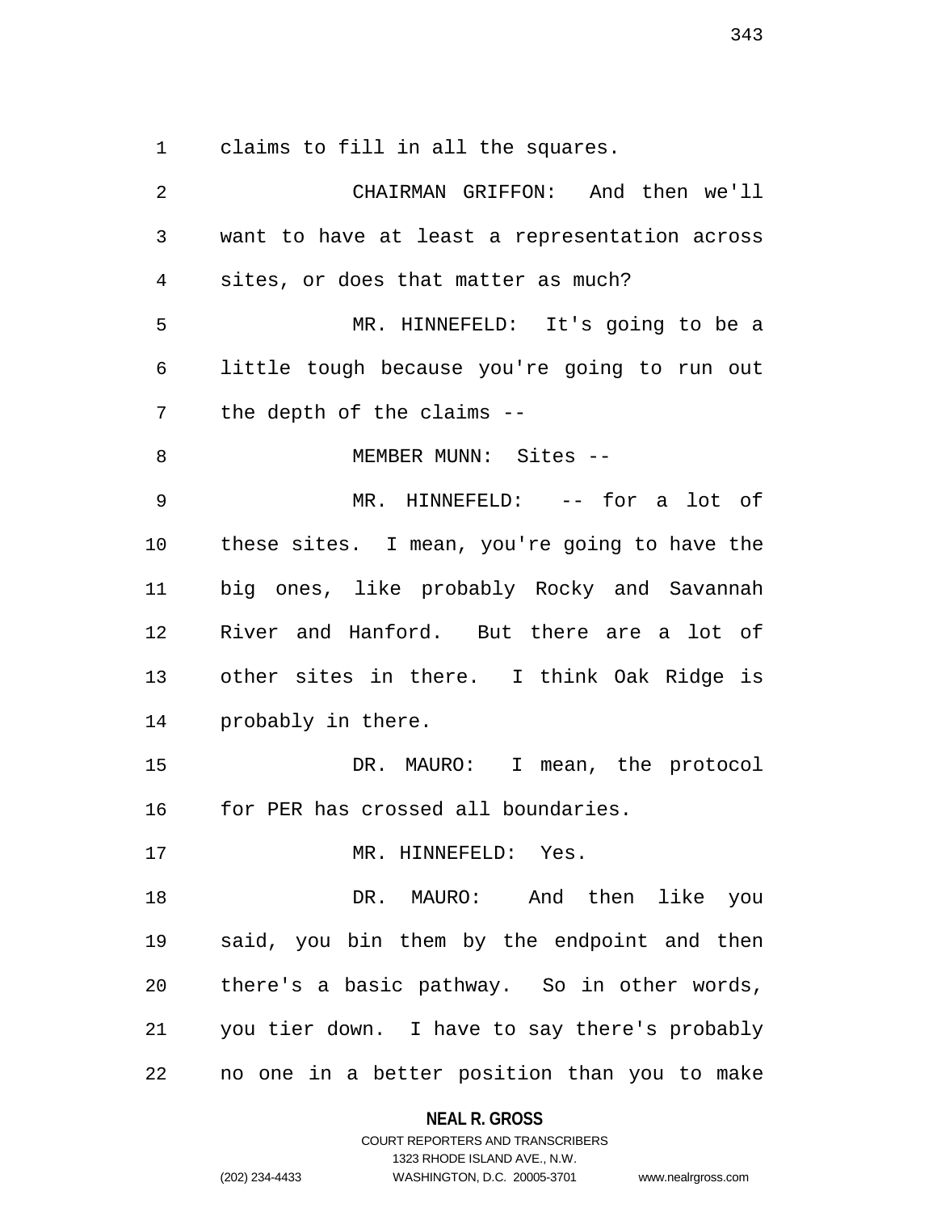claims to fill in all the squares.

CHAIRMAN GRIFFON: And then we'll want to have at least a representation across sites, or does that matter as much?

MR. HINNEFELD: It's going to be a little tough because you're going to run out the depth of the claims --

MEMBER MUNN: Sites --

MR. HINNEFELD: -- for a lot of these sites. I mean, you're going to have the big ones, like probably Rocky and Savannah River and Hanford. But there are a lot of other sites in there. I think Oak Ridge is probably in there.

DR. MAURO: I mean, the protocol for PER has crossed all boundaries.

MR. HINNEFELD: Yes.

DR. MAURO: And then like you said, you bin them by the endpoint and then there's a basic pathway. So in other words, you tier down. I have to say there's probably no one in a better position than you to make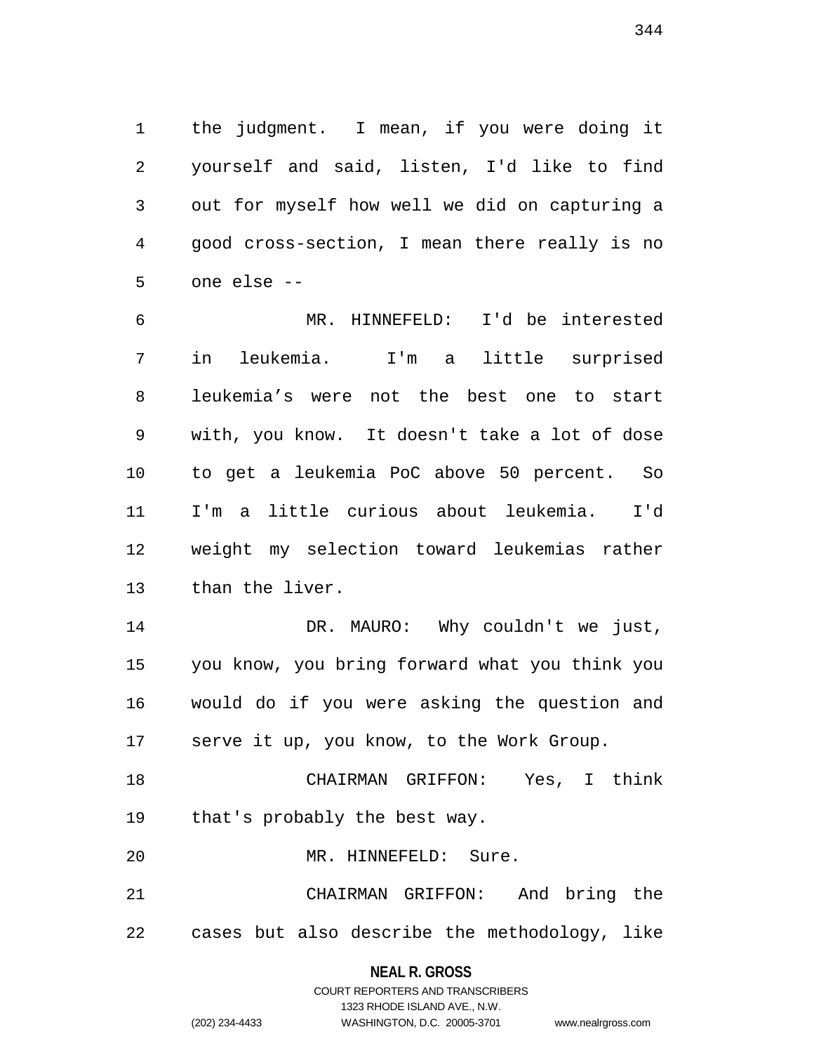the judgment. I mean, if you were doing it yourself and said, listen, I'd like to find out for myself how well we did on capturing a good cross-section, I mean there really is no one else --

MR. HINNEFELD: I'd be interested in leukemia. I'm a little surprised leukemia’s were not the best one to start with, you know. It doesn't take a lot of dose to get a leukemia PoC above 50 percent. So I'm a little curious about leukemia. I'd weight my selection toward leukemias rather than the liver.

DR. MAURO: Why couldn't we just, you know, you bring forward what you think you would do if you were asking the question and serve it up, you know, to the Work Group.

CHAIRMAN GRIFFON: Yes, I think that's probably the best way.

MR. HINNEFELD: Sure.

CHAIRMAN GRIFFON: And bring the cases but also describe the methodology, like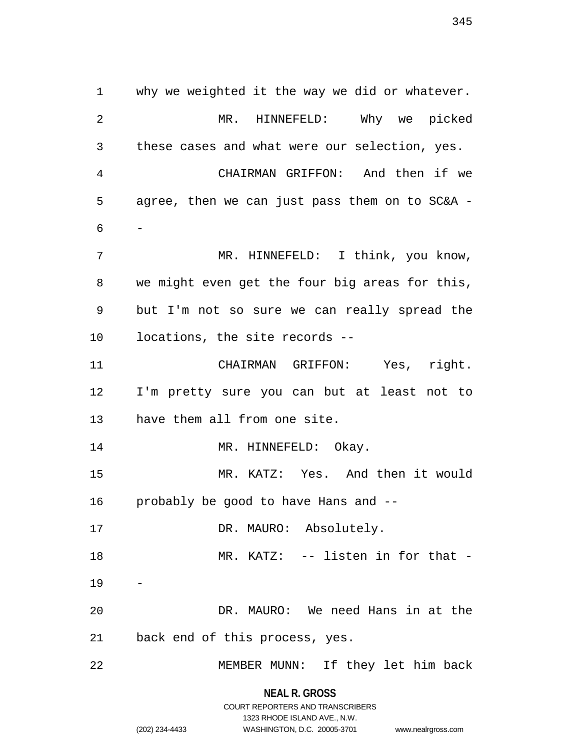why we weighted it the way we did or whatever.

MR. HINNEFELD: Why we picked these cases and what were our selection, yes.

CHAIRMAN GRIFFON: And then if we agree, then we can just pass them on to SC&A --

MR. HINNEFELD: I think, you know, we might even get the four big areas for this, but I'm not so sure we can really spread the locations, the site records --

CHAIRMAN GRIFFON: Yes, right. I'm pretty sure you can but at least not to have them all from one site.

MR. HINNEFELD: Okay.

MR. KATZ: Yes. And then it would probably be good to have Hans and --

DR. MAURO: Absolutely.

MR. KATZ: -- listen in for that --

DR. MAURO: We need Hans in at the back end of this process, yes.

MEMBER MUNN: If they let him back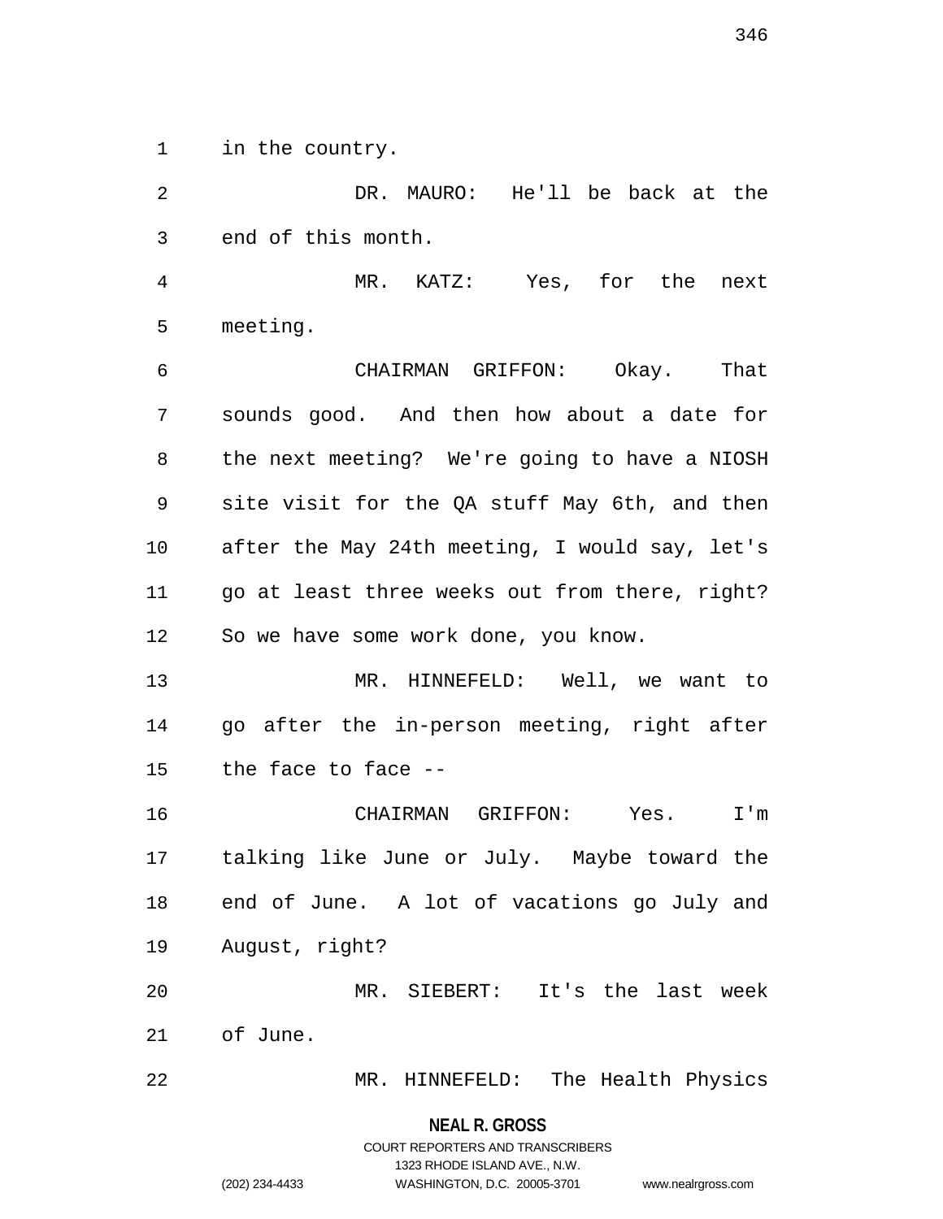in the country.

DR. MAURO: He'll be back at the end of this month.

MR. KATZ: Yes, for the next meeting.

CHAIRMAN GRIFFON: Okay. That sounds good. And then how about a date for the next meeting? We're going to have a NIOSH site visit for the QA stuff May 6th, and then after the May 24th meeting, I would say, let's go at least three weeks out from there, right? So we have some work done, you know.

MR. HINNEFELD: Well, we want to go after the in-person meeting, right after the face to face --

CHAIRMAN GRIFFON: Yes. I'm talking like June or July. Maybe toward the end of June. A lot of vacations go July and August, right?

MR. SIEBERT: It's the last week of June.

MR. HINNEFELD: The Health Physics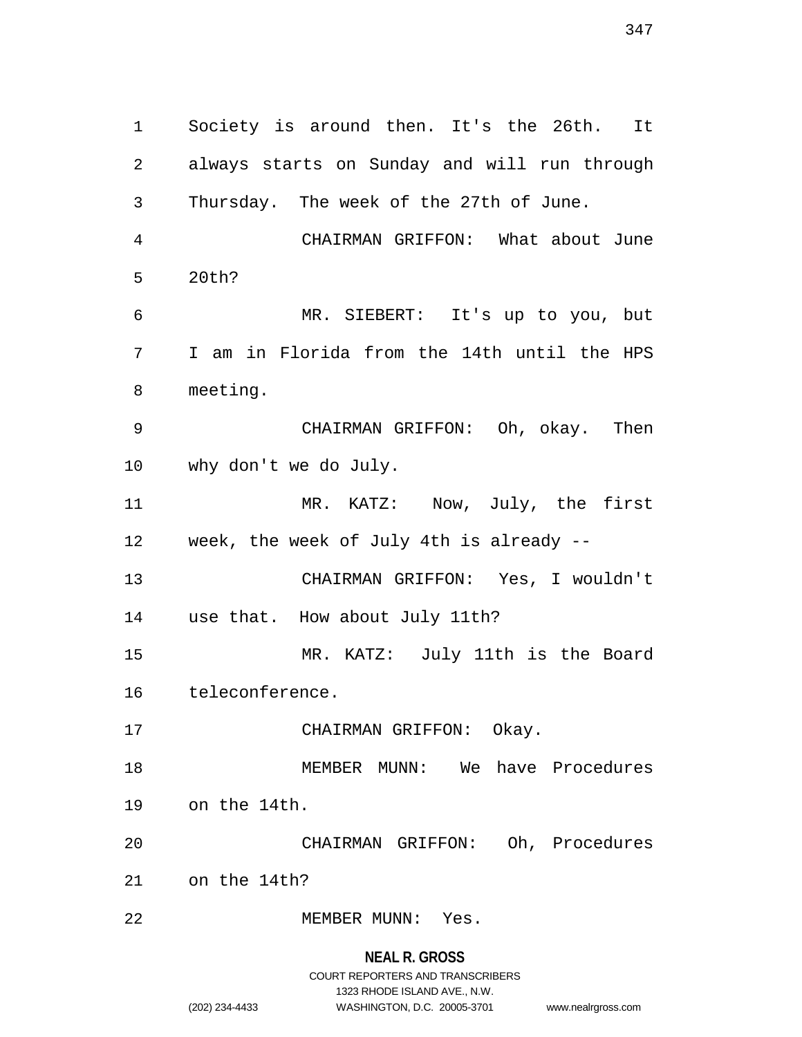Society is around then. It's the 26th. It always starts on Sunday and will run through Thursday. The week of the 27th of June.

CHAIRMAN GRIFFON: What about June 20th?

MR. SIEBERT: It's up to you, but I am in Florida from the 14th until the HPS meeting.

CHAIRMAN GRIFFON: Oh, okay. Then why don't we do July.

MR. KATZ: Now, July, the first week, the week of July 4th is already --

CHAIRMAN GRIFFON: Yes, I wouldn't use that. How about July 11th?

MR. KATZ: July 11th is the Board teleconference.

CHAIRMAN GRIFFON: Okay.

MEMBER MUNN: We have Procedures on the 14th.

CHAIRMAN GRIFFON: Oh, Procedures on the 14th?

MEMBER MUNN: Yes.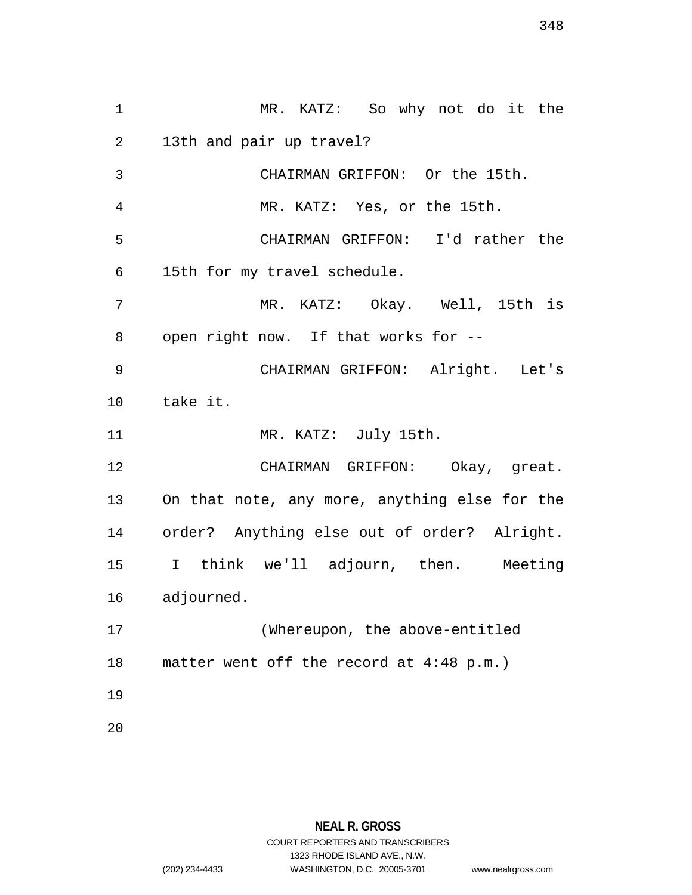MR. KATZ: So why not do it the 13th and pair up travel?

CHAIRMAN GRIFFON: Or the 15th.

MR. KATZ: Yes, or the 15th.

CHAIRMAN GRIFFON: I'd rather the 15th for my travel schedule.

MR. KATZ: Okay. Well, 15th is open right now. If that works for --

CHAIRMAN GRIFFON: Alright. Let's take it.

MR. KATZ: July 15th.

CHAIRMAN GRIFFON: Okay, great. On that note, any more, anything else for the order? Anything else out of order? Alright. I think we'll adjourn, then. Meeting adjourned.

(Whereupon, the above-entitled matter went off the record at 4:48 p.m.)